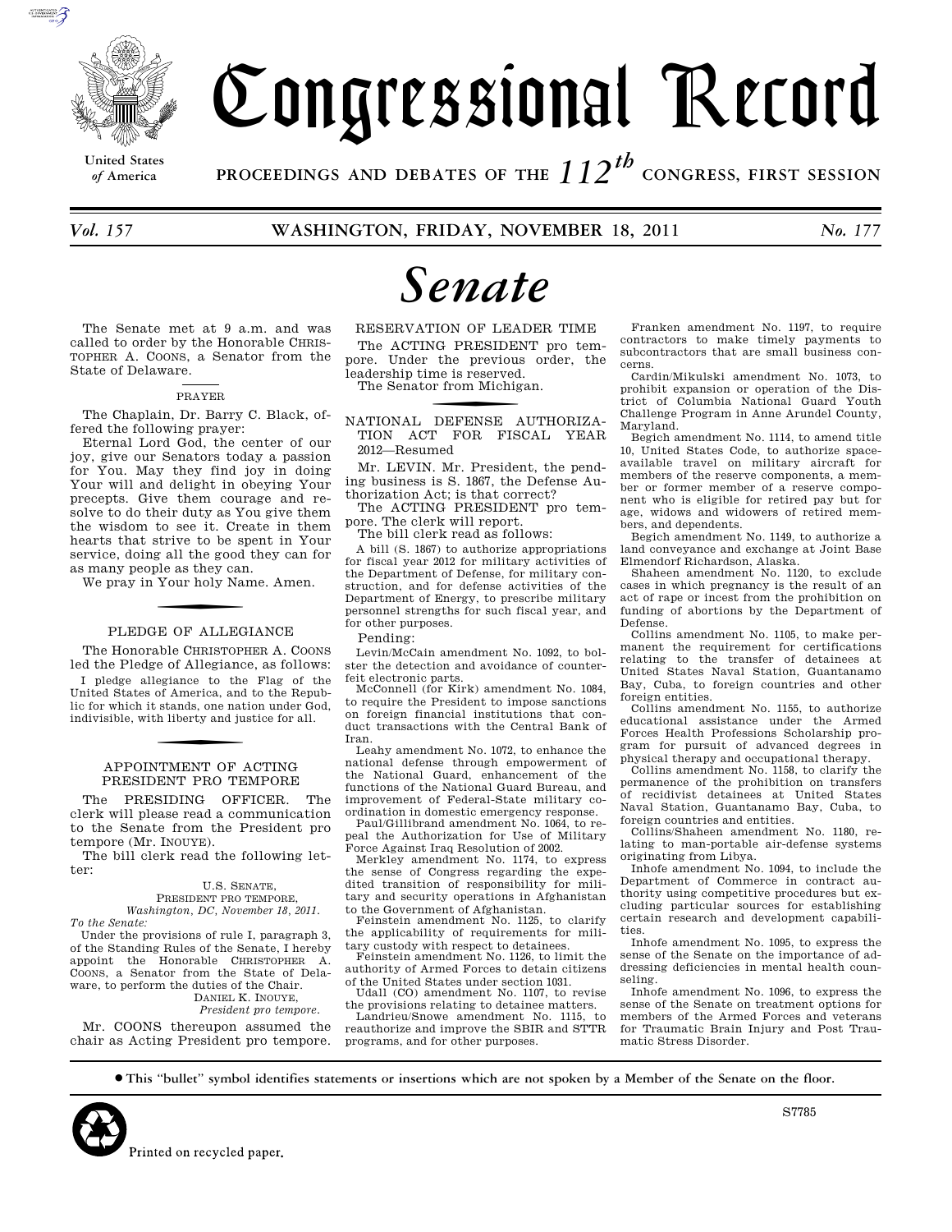# Congressional Record

United States of America

PROCEEDINGS AND DEBATES OF THE 112th CONGRESS, FIRST SESSION

*Vol. 157* **WASHINGTON, FRIDAY, NOVEMBER 18, 2011** *No. 177*

# *Senate*

The Senate met at 9 a.m. and was called to order by the Honorable CHRISTOPHER A. COONS, a Senator from the State of Delaware.

## PRAYER

The Chaplain, Dr. Barry C. Black, offered the following prayer:

Eternal Lord God, the center of our joy, give our Senators today a passion for You. May they find joy in doing Your will and delight in obeying Your precepts. Give them courage and resolve to do their duty as You give them the wisdom to see it. Create in them hearts that strive to be spent in Your service, doing all the good they can for as many people as they can.

We pray in Your holy Name. Amen.

## PLEDGE OF ALLEGIANCE

The Honorable CHRISTOPHER A. COONS led the Pledge of Allegiance, as follows:

I pledge allegiance to the Flag of the United States of America, and to the Republic for which it stands, one nation under God, indivisible, with liberty and justice for all.

## APPOINTMENT OF ACTING PRESIDENT PRO TEMPORE

The PRESIDING OFFICER. The clerk will please read a communication to the Senate from the President pro tempore (Mr. INOUYE).

The bill clerk read the following letter:

U.S. SENATE,
PRESIDENT PRO TEMPORE,
*Washington, DC, November 18, 2011.*

*To the Senate:*

Under the provisions of rule I, paragraph 3, of the Standing Rules of the Senate, I hereby appoint the Honorable CHRISTOPHER A. COONS, a Senator from the State of Delaware, to perform the duties of the Chair.

DANIEL K. INOUYE,
*President pro tempore.*

Mr. COONS thereupon assumed the chair as Acting President pro tempore.

## RESERVATION OF LEADER TIME

The ACTING PRESIDENT pro tempore. Under the previous order, the leadership time is reserved.

The Senator from Michigan.

## NATIONAL DEFENSE AUTHORIZATION ACT FOR FISCAL YEAR 2012—Resumed

Mr. LEVIN. Mr. President, the pending business is S. 1867, the Defense Authorization Act; is that correct?

The ACTING PRESIDENT pro tempore. The clerk will report.

The bill clerk read as follows:

A bill (S. 1867) to authorize appropriations for fiscal year 2012 for military activities of the Department of Defense, for military construction, and for defense activities of the Department of Energy, to prescribe military personnel strengths for such fiscal year, and for other purposes.

Pending:

Levin/McCain amendment No. 1092, to bolster the detection and avoidance of counterfeit electronic parts.

McConnell (for Kirk) amendment No. 1084, to require the President to impose sanctions on foreign financial institutions that conduct transactions with the Central Bank of Iran.

Leahy amendment No. 1072, to enhance the national defense through empowerment of the National Guard, enhancement of the functions of the National Guard Bureau, and improvement of Federal-State military coordination in domestic emergency response.

Paul/Gillibrand amendment No. 1064, to repeal the Authorization for Use of Military Force Against Iraq Resolution of 2002.

Merkley amendment No. 1174, to express the sense of Congress regarding the expedited transition of responsibility for military and security operations in Afghanistan to the Government of Afghanistan.

Feinstein amendment No. 1125, to clarify the applicability of requirements for military custody with respect to detainees.

Feinstein amendment No. 1126, to limit the authority of Armed Forces to detain citizens of the United States under section 1031.

Udall (CO) amendment No. 1107, to revise the provisions relating to detainee matters.

Landrieu/Snowe amendment No. 1115, to reauthorize and improve the SBIR and STTR programs, and for other purposes.

Franken amendment No. 1197, to require contractors to make timely payments to subcontractors that are small business concerns.

Cardin/Mikulski amendment No. 1073, to prohibit expansion or operation of the District of Columbia National Guard Youth Challenge Program in Anne Arundel County, Maryland.

Begich amendment No. 1114, to amend title 10, United States Code, to authorize space-available travel on military aircraft for members of the reserve components, a member or former member of a reserve component who is eligible for retired pay but for age, widows and widowers of retired members, and dependents.

Begich amendment No. 1149, to authorize a land conveyance and exchange at Joint Base Elmendorf Richardson, Alaska.

Shaheen amendment No. 1120, to exclude cases in which pregnancy is the result of an act of rape or incest from the prohibition on funding of abortions by the Department of Defense.

Collins amendment No. 1105, to make permanent the requirement for certifications relating to the transfer of detainees at United States Naval Station, Guantanamo Bay, Cuba, to foreign countries and other foreign entities.

Collins amendment No. 1155, to authorize educational assistance under the Armed Forces Health Professions Scholarship program for pursuit of advanced degrees in physical therapy and occupational therapy.

Collins amendment No. 1158, to clarify the permanence of the prohibition on transfers of recidivist detainees at United States Naval Station, Guantanamo Bay, Cuba, to foreign countries and entities.

Collins/Shaheen amendment No. 1180, relating to man-portable air-defense systems originating from Libya.

Inhofe amendment No. 1094, to include the Department of Commerce in contract authority using competitive procedures but excluding particular sources for establishing certain research and development capabilities.

Inhofe amendment No. 1095, to express the sense of the Senate on the importance of addressing deficiencies in mental health counseling.

Inhofe amendment No. 1096, to express the sense of the Senate on treatment options for members of the Armed Forces and veterans for Traumatic Brain Injury and Post Traumatic Stress Disorder.

● This "bullet" symbol identifies statements or insertions which are not spoken by a Member of the Senate on the floor.

Printed on recycled paper.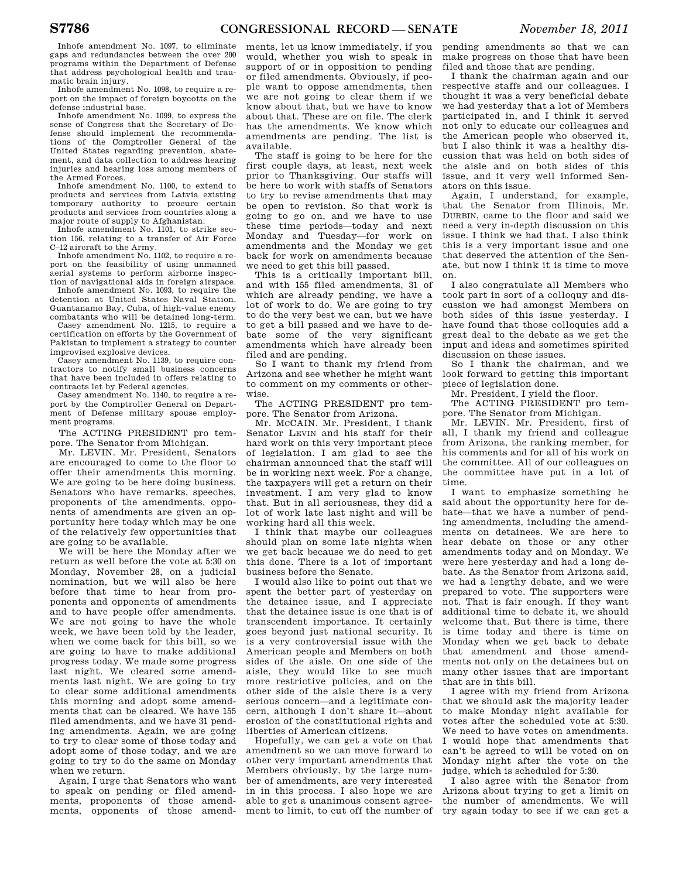Inhofe amendment No. 1097, to eliminate gaps and redundancies between the over 200 programs within the Department of Defense that address psychological health and traumatic brain injury.

Inhofe amendment No. 1098, to require a report on the impact of foreign boycotts on the defense industrial base.

Inhofe amendment No. 1099, to express the sense of Congress that the Secretary of Defense should implement the recommendations of the Comptroller General of the United States regarding prevention, abatement, and data collection to address hearing injuries and hearing loss among members of the Armed Forces.

Inhofe amendment No. 1100, to extend to products and services from Latvia existing temporary authority to procure certain products and services from countries along a major route of supply to Afghanistan.

Inhofe amendment No. 1101, to strike section 156, relating to a transfer of Air Force C–12 aircraft to the Army.

Inhofe amendment No. 1102, to require a report on the feasibility of using unmanned aerial systems to perform airborne inspection of navigational aids in foreign airspace.

Inhofe amendment No. 1093, to require the detention at United States Naval Station, Guantanamo Bay, Cuba, of high-value enemy combatants who will be detained long-term.

Casey amendment No. 1215, to require a certification on efforts by the Government of Pakistan to implement a strategy to counter improvised explosive devices.

Casey amendment No. 1139, to require contractors to notify small business concerns that have been included in offers relating to contracts let by Federal agencies.

Casey amendment No. 1140, to require a report by the Comptroller General on Department of Defense military spouse employment programs.

The ACTING PRESIDENT pro tempore. The Senator from Michigan.

Mr. LEVIN. Mr. President, Senators are encouraged to come to the floor to offer their amendments this morning. We are going to be here doing business. Senators who have remarks, speeches, proponents of the amendments, opponents of amendments are given an opportunity here today which may be one of the relatively few opportunities that are going to be available.

We will be here the Monday after we return as well before the vote at 5:30 on Monday, November 28, on a judicial nomination, but we will also be here before that time to hear from proponents and opponents of amendments and to have people offer amendments. We are not going to have the whole week, we have been told by the leader, when we come back for this bill, so we are going to have to make additional progress today. We made some progress last night. We cleared some amendments last night. We are going to try to clear some additional amendments this morning and adopt some amendments that can be cleared. We have 155 filed amendments, and we have 31 pending amendments. Again, we are going to try to clear some of those today and adopt some of those today, and we are going to try to do the same on Monday when we return.

Again, I urge that Senators who want to speak on pending or filed amendments, proponents of those amendments, opponents of those amendments, let us know immediately, if you would, whether you wish to speak in support of or in opposition to pending or filed amendments. Obviously, if people want to oppose amendments, then we are not going to clear them if we know about that, but we have to know about that. These are on file. The clerk has the amendments. We know which amendments are pending. The list is available.

The staff is going to be here for the first couple days, at least, next week prior to Thanksgiving. Our staffs will be here to work with staffs of Senators to try to revise amendments that may be open to revision. So that work is going to go on, and we have to use these time periods—today and next Monday and Tuesday—for work on amendments and the Monday we get back for work on amendments because we need to get this bill passed.

This is a critically important bill, and with 155 filed amendments, 31 of which are already pending, we have a lot of work to do. We are going to try to do the very best we can, but we have to get a bill passed and we have to debate some of the very significant amendments which have already been filed and are pending.

So I want to thank my friend from Arizona and see whether he might want to comment on my comments or otherwise.

The ACTING PRESIDENT pro tempore. The Senator from Arizona.

Mr. MCCAIN. Mr. President, I thank Senator LEVIN and his staff for their hard work on this very important piece of legislation. I am glad to see the chairman announced that the staff will be in working next week. For a change, the taxpayers will get a return on their investment. I am very glad to know that. But in all seriousness, they did a lot of work late last night and will be working hard all this week.

I think that maybe our colleagues should plan on some late nights when we get back because we do need to get this done. There is a lot of important business before the Senate.

I would also like to point out that we spent the better part of yesterday on the detainee issue, and I appreciate that the detainee issue is one that is of transcendent importance. It certainly goes beyond just national security. It is a very controversial issue with the American people and Members on both sides of the aisle. On one side of the aisle, they would like to see much more restrictive policies, and on the other side of the aisle there is a very serious concern—and a legitimate concern, although I don't share it—about erosion of the constitutional rights and liberties of American citizens.

Hopefully, we can get a vote on that amendment so we can move forward to other very important amendments that Members obviously, by the large number of amendments, are very interested in in this process. I also hope we are able to get a unanimous consent agreement to limit, to cut off the number of pending amendments so that we can make progress on those that have been filed and those that are pending.

I thank the chairman again and our respective staffs and our colleagues. I thought it was a very beneficial debate we had yesterday that a lot of Members participated in, and I think it served not only to educate our colleagues and the American people who observed it, but I also think it was a healthy discussion that was held on both sides of the aisle and on both sides of this issue, and it very well informed Senators on this issue.

Again, I understand, for example, that the Senator from Illinois, Mr. DURBIN, came to the floor and said we need a very in-depth discussion on this issue. I think we had that. I also think this is a very important issue and one that deserved the attention of the Senate, but now I think it is time to move on.

I also congratulate all Members who took part in sort of a colloquy and discussion we had amongst Members on both sides of this issue yesterday. I have found that those colloquies add a great deal to the debate as we get the input and ideas and sometimes spirited discussion on these issues.

So I thank the chairman, and we look forward to getting this important piece of legislation done.

Mr. President, I yield the floor.

The ACTING PRESIDENT pro tempore. The Senator from Michigan.

Mr. LEVIN. Mr. President, first of all, I thank my friend and colleague from Arizona, the ranking member, for his comments and for all of his work on the committee. All of our colleagues on the committee have put in a lot of time.

I want to emphasize something he said about the opportunity here for debate—that we have a number of pending amendments, including the amendments on detainees. We are here to hear debate on those or any other amendments today and on Monday. We were here yesterday and had a long debate. As the Senator from Arizona said, we had a lengthy debate, and we were prepared to vote. The supporters were not. That is fair enough. If they want additional time to debate it, we should welcome that. But there is time, there is time today and there is time on Monday when we get back to debate that amendment and those amendments not only on the detainees but on many other issues that are important that are in this bill.

I agree with my friend from Arizona that we should ask the majority leader to make Monday night available for votes after the scheduled vote at 5:30. We need to have votes on amendments. I would hope that amendments that can't be agreed to will be voted on on Monday night after the vote on the judge, which is scheduled for 5:30.

I also agree with the Senator from Arizona about trying to get a limit on the number of amendments. We will try again today to see if we can get a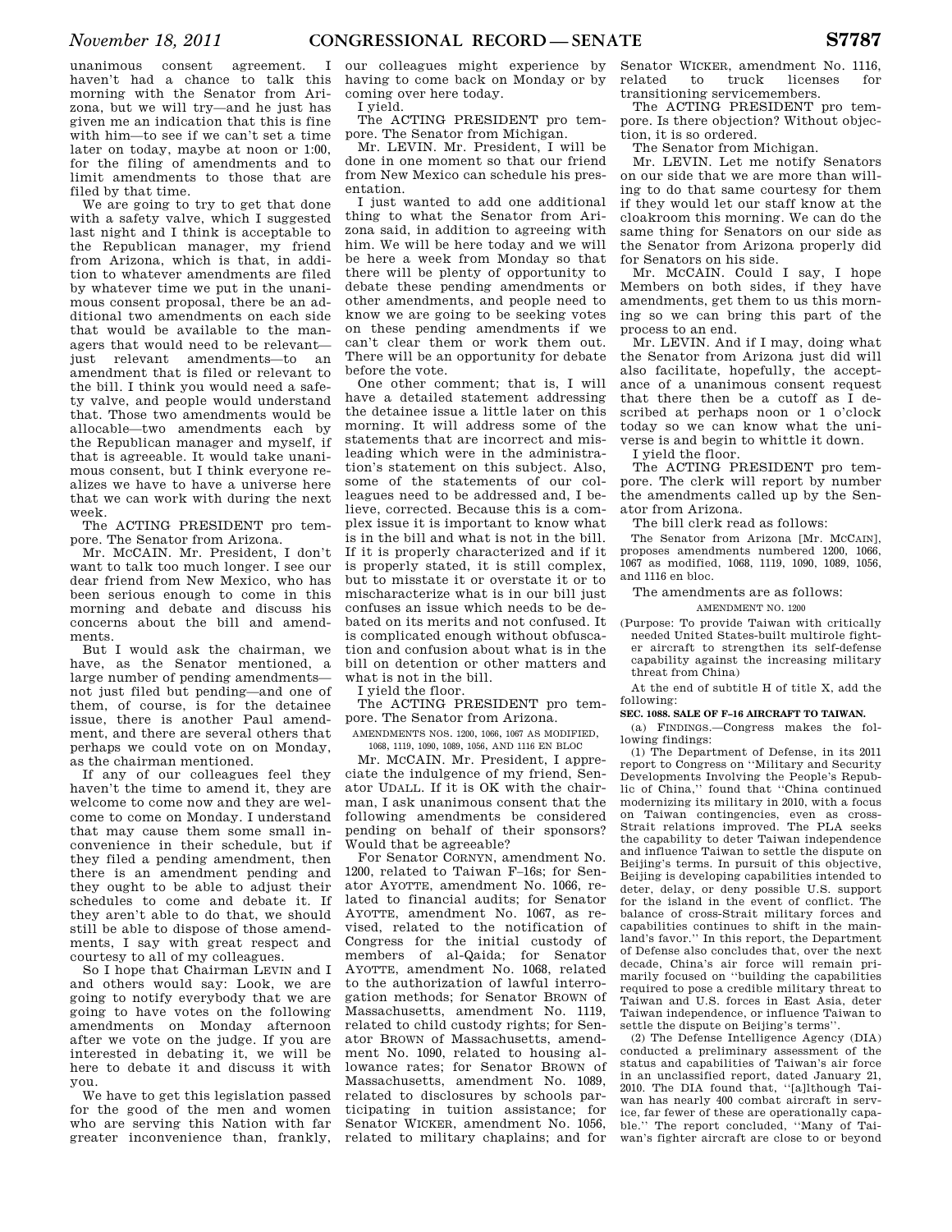unanimous consent agreement. I haven't had a chance to talk this morning with the Senator from Arizona, but we will try—and he just has given me an indication that this is fine with him—to see if we can't set a time later on today, maybe at noon or 1:00, for the filing of amendments and to limit amendments to those that are filed by that time.

We are going to try to get that done with a safety valve, which I suggested last night and I think is acceptable to the Republican manager, my friend from Arizona, which is that, in addition to whatever amendments are filed by whatever time we put in the unanimous consent proposal, there be an additional two amendments on each side that would be available to the managers that would need to be relevant—just relevant amendments—to an amendment that is filed or relevant to the bill. I think you would need a safety valve, and people would understand that. Those two amendments would be allocable—two amendments each by the Republican manager and myself, if that is agreeable. It would take unanimous consent, but I think everyone realizes we have to have a universe here that we can work with during the next week.

The ACTING PRESIDENT pro tempore. The Senator from Arizona.

Mr. MCCAIN. Mr. President, I don't want to talk too much longer. I see our dear friend from New Mexico, who has been serious enough to come in this morning and debate and discuss his concerns about the bill and amendments.

But I would ask the chairman, we have, as the Senator mentioned, a large number of pending amendments—not just filed but pending—and one of them, of course, is for the detainee issue, there is another Paul amendment, and there are several others that perhaps we could vote on on Monday, as the chairman mentioned.

If any of our colleagues feel they haven't the time to amend it, they are welcome to come now and they are welcome to come on Monday. I understand that may cause them some small inconvenience in their schedule, but if they filed a pending amendment, then there is an amendment pending and they ought to be able to adjust their schedules to come and debate it. If they aren't able to do that, we should still be able to dispose of those amendments, I say with great respect and courtesy to all of my colleagues.

So I hope that Chairman LEVIN and I and others would say: Look, we are going to notify everybody that we are going to have votes on the following amendments on Monday afternoon after we vote on the judge. If you are interested in debating it, we will be here to debate it and discuss it with you.

We have to get this legislation passed for the good of the men and women who are serving this Nation with far greater inconvenience than, frankly, our colleagues might experience by having to come back on Monday or by coming over here today.

I yield.

The ACTING PRESIDENT pro tempore. The Senator from Michigan.

Mr. LEVIN. Mr. President, I will be done in one moment so that our friend from New Mexico can schedule his presentation.

I just wanted to add one additional thing to what the Senator from Arizona said, in addition to agreeing with him. We will be here today and we will be here a week from Monday so that there will be plenty of opportunity to debate these pending amendments or other amendments, and people need to know we are going to be seeking votes on these pending amendments if we can't clear them or work them out. There will be an opportunity for debate before the vote.

One other comment; that is, I will have a detailed statement addressing the detainee issue a little later on this morning. It will address some of the statements that are incorrect and misleading which were in the administration's statement on this subject. Also, some of the statements of our colleagues need to be addressed and, I believe, corrected. Because this is a complex issue it is important to know what is in the bill and what is not in the bill. If it is properly characterized and if it is properly stated, it is still complex, but to misstate it or overstate it or to mischaracterize what is in our bill just confuses an issue which needs to be debated on its merits and not confused. It is complicated enough without obfuscation and confusion about what is in the bill on detention or other matters and what is not in the bill.

I yield the floor.

The ACTING PRESIDENT pro tempore. The Senator from Arizona.

AMENDMENTS NOS. 1200, 1066, 1067 AS MODIFIED, 1068, 1119, 1090, 1089, 1056, AND 1116 EN BLOC

Mr. MCCAIN. Mr. President, I appreciate the indulgence of my friend, Senator UDALL. If it is OK with the chairman, I ask unanimous consent that the following amendments be considered pending on behalf of their sponsors? Would that be agreeable?

For Senator CORNYN, amendment No. 1200, related to Taiwan F–16s; for Senator AYOTTE, amendment No. 1066, related to financial audits; for Senator AYOTTE, amendment No. 1067, as revised, related to the notification of Congress for the initial custody of members of al-Qaida; for Senator AYOTTE, amendment No. 1068, related to the authorization of lawful interrogation methods; for Senator BROWN of Massachusetts, amendment No. 1119, related to child custody rights; for Senator BROWN of Massachusetts, amendment No. 1090, related to housing allowance rates; for Senator BROWN of Massachusetts, amendment No. 1089, related to disclosures by schools participating in tuition assistance; for Senator WICKER, amendment No. 1056, related to military chaplains; and for Senator WICKER, amendment No. 1116, related to truck licenses for transitioning servicemembers.

The ACTING PRESIDENT pro tempore. Is there objection? Without objection, it is so ordered.

The Senator from Michigan.

Mr. LEVIN. Let me notify Senators on our side that we are more than willing to do that same courtesy for them if they would let our staff know at the cloakroom this morning. We can do the same thing for Senators on our side as the Senator from Arizona properly did for Senators on his side.

Mr. MCCAIN. Could I say, I hope Members on both sides, if they have amendments, get them to us this morning so we can bring this part of the process to an end.

Mr. LEVIN. And if I may, doing what the Senator from Arizona just did will also facilitate, hopefully, the acceptance of a unanimous consent request that there then be a cutoff as I described at perhaps noon or 1 o'clock today so we can know what the universe is and begin to whittle it down.

I yield the floor.

The ACTING PRESIDENT pro tempore. The clerk will report by number the amendments called up by the Senator from Arizona.

The bill clerk read as follows:

The Senator from Arizona [Mr. MCCAIN], proposes amendments numbered 1200, 1066, 1067 as modified, 1068, 1119, 1090, 1089, 1056, and 1116 en bloc.

The amendments are as follows:

AMENDMENT NO. 1200

(Purpose: To provide Taiwan with critically needed United States-built multirole fighter aircraft to strengthen its self-defense capability against the increasing military threat from China)

At the end of subtitle H of title X, add the following:

**SEC. 1088. SALE OF F–16 AIRCRAFT TO TAIWAN.**

(a) FINDINGS.—Congress makes the following findings:

(1) The Department of Defense, in its 2011 report to Congress on ''Military and Security Developments Involving the People's Republic of China,'' found that ''China continued modernizing its military in 2010, with a focus on Taiwan contingencies, even as cross-Strait relations improved. The PLA seeks the capability to deter Taiwan independence and influence Taiwan to settle the dispute on Beijing's terms. In pursuit of this objective, Beijing is developing capabilities intended to deter, delay, or deny possible U.S. support for the island in the event of conflict. The balance of cross-Strait military forces and capabilities continues to shift in the mainland's favor.'' In this report, the Department of Defense also concludes that, over the next decade, China's air force will remain primarily focused on ''building the capabilities required to pose a credible military threat to Taiwan and U.S. forces in East Asia, deter Taiwan independence, or influence Taiwan to settle the dispute on Beijing's terms''.

(2) The Defense Intelligence Agency (DIA) conducted a preliminary assessment of the status and capabilities of Taiwan's air force in an unclassified report, dated January 21, 2010. The DIA found that, ''[a]lthough Taiwan has nearly 400 combat aircraft in service, far fewer of these are operationally capable.'' The report concluded, ''Many of Taiwan's fighter aircraft are close to or beyond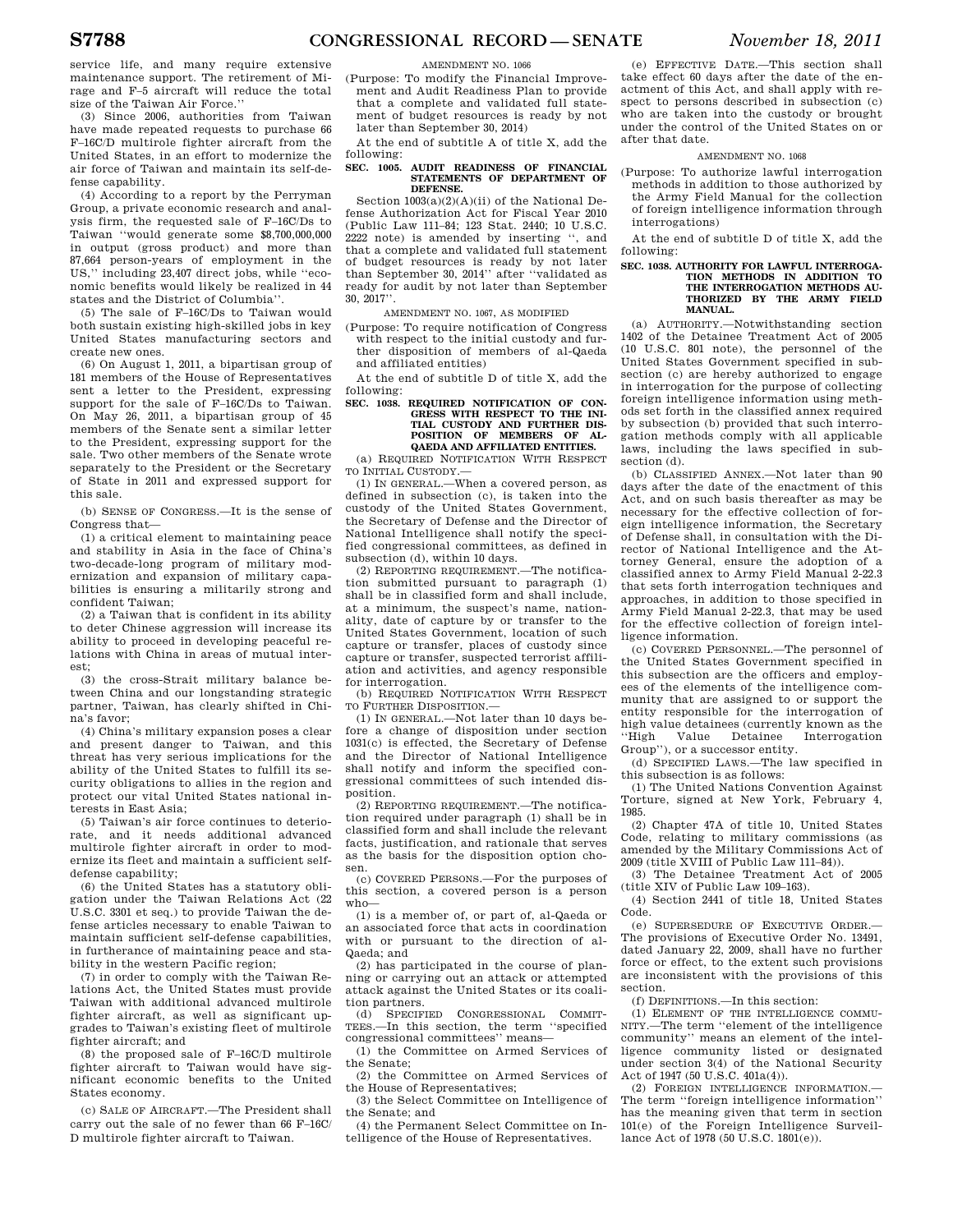service life, and many require extensive maintenance support. The retirement of Mirage and F–5 aircraft will reduce the total size of the Taiwan Air Force.''

(3) Since 2006, authorities from Taiwan have made repeated requests to purchase 66 F–16C/D multirole fighter aircraft from the United States, in an effort to modernize the air force of Taiwan and maintain its self-defense capability.

(4) According to a report by the Perryman Group, a private economic research and analysis firm, the requested sale of F–16C/Ds to Taiwan ''would generate some $8,700,000,000 in output (gross product) and more than 87,664 person-years of employment in the US,'' including 23,407 direct jobs, while ''economic benefits would likely be realized in 44 states and the District of Columbia''.

(5) The sale of F–16C/Ds to Taiwan would both sustain existing high-skilled jobs in key United States manufacturing sectors and create new ones.

(6) On August 1, 2011, a bipartisan group of 181 members of the House of Representatives sent a letter to the President, expressing support for the sale of F–16C/Ds to Taiwan. On May 26, 2011, a bipartisan group of 45 members of the Senate sent a similar letter to the President, expressing support for the sale. Two other members of the Senate wrote separately to the President or the Secretary of State in 2011 and expressed support for this sale.

(b) SENSE OF CONGRESS.—It is the sense of Congress that—

(1) a critical element to maintaining peace and stability in Asia in the face of China's two-decade-long program of military modernization and expansion of military capabilities is ensuring a militarily strong and confident Taiwan;

(2) a Taiwan that is confident in its ability to deter Chinese aggression will increase its ability to proceed in developing peaceful relations with China in areas of mutual interest;

(3) the cross-Strait military balance between China and our longstanding strategic partner, Taiwan, has clearly shifted in China's favor;

(4) China's military expansion poses a clear and present danger to Taiwan, and this threat has very serious implications for the ability of the United States to fulfill its security obligations to allies in the region and protect our vital United States national interests in East Asia;

(5) Taiwan's air force continues to deteriorate, and it needs additional advanced multirole fighter aircraft in order to modernize its fleet and maintain a sufficient self-defense capability;

(6) the United States has a statutory obligation under the Taiwan Relations Act (22 U.S.C. 3301 et seq.) to provide Taiwan the defense articles necessary to enable Taiwan to maintain sufficient self-defense capabilities, in furtherance of maintaining peace and stability in the western Pacific region;

(7) in order to comply with the Taiwan Relations Act, the United States must provide Taiwan with additional advanced multirole fighter aircraft, as well as significant upgrades to Taiwan's existing fleet of multirole fighter aircraft; and

(8) the proposed sale of F–16C/D multirole fighter aircraft to Taiwan would have significant economic benefits to the United States economy.

(c) SALE OF AIRCRAFT.—The President shall carry out the sale of no fewer than 66 F–16C/D multirole fighter aircraft to Taiwan.

AMENDMENT NO. 1066

(Purpose: To modify the Financial Improvement and Audit Readiness Plan to provide that a complete and validated full statement of budget resources is ready by not later than September 30, 2014)

At the end of subtitle A of title X, add the following:

**SEC. 1005. AUDIT READINESS OF FINANCIAL STATEMENTS OF DEPARTMENT OF DEFENSE.**

Section 1003(a)(2)(A)(ii) of the National Defense Authorization Act for Fiscal Year 2010 (Public Law 111–84; 123 Stat. 2440; 10 U.S.C. 2222 note) is amended by inserting '', and that a complete and validated full statement of budget resources is ready by not later than September 30, 2014'' after ''validated as ready for audit by not later than September 30, 2017''.

AMENDMENT NO. 1067, AS MODIFIED

(Purpose: To require notification of Congress with respect to the initial custody and further disposition of members of al-Qaeda and affiliated entities)

At the end of subtitle D of title X, add the following:

**SEC. 1038. REQUIRED NOTIFICATION OF CONGRESS WITH RESPECT TO THE INITIAL CUSTODY AND FURTHER DISPOSITION OF MEMBERS OF AL-QAEDA AND AFFILIATED ENTITIES.**

(a) REQUIRED NOTIFICATION WITH RESPECT TO INITIAL CUSTODY.—

(1) IN GENERAL.—When a covered person, as defined in subsection (c), is taken into the custody of the United States Government, the Secretary of Defense and the Director of National Intelligence shall notify the specified congressional committees, as defined in subsection (d), within 10 days.

(2) REPORTING REQUIREMENT.—The notification submitted pursuant to paragraph (1) shall be in classified form and shall include, at a minimum, the suspect's name, nationality, date of capture by or transfer to the United States Government, location of such capture or transfer, places of custody since capture or transfer, suspected terrorist affiliation and activities, and agency responsible for interrogation.

(b) REQUIRED NOTIFICATION WITH RESPECT TO FURTHER DISPOSITION.—

(1) IN GENERAL.—Not later than 10 days before a change of disposition under section 1031(c) is effected, the Secretary of Defense and the Director of National Intelligence shall notify and inform the specified congressional committees of such intended disposition.

(2) REPORTING REQUIREMENT.—The notification required under paragraph (1) shall be in classified form and shall include the relevant facts, justification, and rationale that serves as the basis for the disposition option chosen.

(c) COVERED PERSONS.—For the purposes of this section, a covered person is a person who—

(1) is a member of, or part of, al-Qaeda or an associated force that acts in coordination with or pursuant to the direction of al-Qaeda; and

(2) has participated in the course of planning or carrying out an attack or attempted attack against the United States or its coalition partners.

(d) SPECIFIED CONGRESSIONAL COMMITTEES.—In this section, the term ''specified congressional committees'' means—

(1) the Committee on Armed Services of the Senate;

(2) the Committee on Armed Services of the House of Representatives;

(3) the Select Committee on Intelligence of the Senate; and

(4) the Permanent Select Committee on Intelligence of the House of Representatives.

(e) EFFECTIVE DATE.—This section shall take effect 60 days after the date of the enactment of this Act, and shall apply with respect to persons described in subsection (c) who are taken into the custody or brought under the control of the United States on or after that date.

AMENDMENT NO. 1068

(Purpose: To authorize lawful interrogation methods in addition to those authorized by the Army Field Manual for the collection of foreign intelligence information through interrogations)

At the end of subtitle D of title X, add the following:

**SEC. 1038. AUTHORITY FOR LAWFUL INTERROGATION METHODS IN ADDITION TO THE INTERROGATION METHODS AUTHORIZED BY THE ARMY FIELD MANUAL.**

(a) AUTHORITY.—Notwithstanding section 1402 of the Detainee Treatment Act of 2005 (10 U.S.C. 801 note), the personnel of the United States Government specified in subsection (c) are hereby authorized to engage in interrogation for the purpose of collecting foreign intelligence information using methods set forth in the classified annex required by subsection (b) provided that such interrogation methods comply with all applicable laws, including the laws specified in subsection (d).

(b) CLASSIFIED ANNEX.—Not later than 90 days after the date of the enactment of this Act, and on such basis thereafter as may be necessary for the effective collection of foreign intelligence information, the Secretary of Defense shall, in consultation with the Director of National Intelligence and the Attorney General, ensure the adoption of a classified annex to Army Field Manual 2-22.3 that sets forth interrogation techniques and approaches, in addition to those specified in Army Field Manual 2-22.3, that may be used for the effective collection of foreign intelligence information.

(c) COVERED PERSONNEL.—The personnel of the United States Government specified in this subsection are the officers and employees of the elements of the intelligence community that are assigned to or support the entity responsible for the interrogation of high value detainees (currently known as the ''High Value Detainee Interrogation Group''), or a successor entity.

(d) SPECIFIED LAWS.—The law specified in this subsection is as follows:

(1) The United Nations Convention Against Torture, signed at New York, February 4, 1985.

(2) Chapter 47A of title 10, United States Code, relating to military commissions (as amended by the Military Commissions Act of 2009 (title XVIII of Public Law 111–84)).

(3) The Detainee Treatment Act of 2005 (title XIV of Public Law 109–163).

(4) Section 2441 of title 18, United States Code.

(e) SUPERSEDURE OF EXECUTIVE ORDER.—The provisions of Executive Order No. 13491, dated January 22, 2009, shall have no further force or effect, to the extent such provisions are inconsistent with the provisions of this section.

(f) DEFINITIONS.—In this section:

(1) ELEMENT OF THE INTELLIGENCE COMMUNITY.—The term ''element of the intelligence community'' means an element of the intelligence community listed or designated under section 3(4) of the National Security Act of 1947 (50 U.S.C. 401a(4)).

(2) FOREIGN INTELLIGENCE INFORMATION.—The term ''foreign intelligence information'' has the meaning given that term in section 101(e) of the Foreign Intelligence Surveillance Act of 1978 (50 U.S.C. 1801(e)).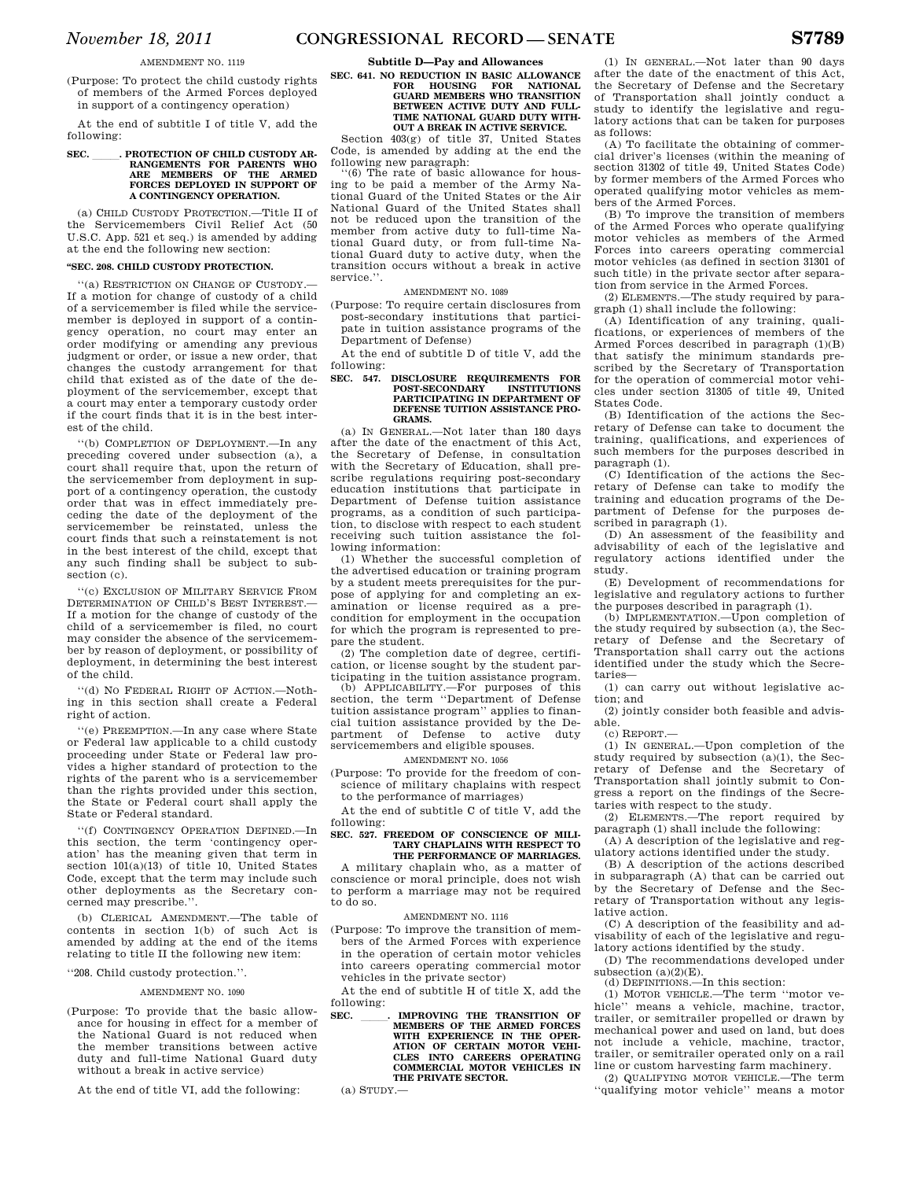AMENDMENT NO. 1119

(Purpose: To protect the child custody rights of members of the Armed Forces deployed in support of a contingency operation)

At the end of subtitle I of title V, add the following:

**SEC. \_\_\_\_\_. PROTECTION OF CHILD CUSTODY ARRANGEMENTS FOR PARENTS WHO ARE MEMBERS OF THE ARMED FORCES DEPLOYED IN SUPPORT OF A CONTINGENCY OPERATION.**

(a) CHILD CUSTODY PROTECTION.—Title II of the Servicemembers Civil Relief Act (50 U.S.C. App. 521 et seq.) is amended by adding at the end the following new section:

**"SEC. 208. CHILD CUSTODY PROTECTION.**

''(a) RESTRICTION ON CHANGE OF CUSTODY.—If a motion for change of custody of a child of a servicemember is filed while the servicemember is deployed in support of a contingency operation, no court may enter an order modifying or amending any previous judgment or order, or issue a new order, that changes the custody arrangement for that child that existed as of the date of the deployment of the servicemember, except that a court may enter a temporary custody order if the court finds that it is in the best interest of the child.

''(b) COMPLETION OF DEPLOYMENT.—In any preceding covered under subsection (a), a court shall require that, upon the return of the servicemember from deployment in support of a contingency operation, the custody order that was in effect immediately preceding the date of the deployment of the servicemember be reinstated, unless the court finds that such a reinstatement is not in the best interest of the child, except that any such finding shall be subject to subsection (c).

''(c) EXCLUSION OF MILITARY SERVICE FROM DETERMINATION OF CHILD'S BEST INTEREST.—If a motion for the change of custody of the child of a servicemember is filed, no court may consider the absence of the servicemember by reason of deployment, or possibility of deployment, in determining the best interest of the child.

''(d) NO FEDERAL RIGHT OF ACTION.—Nothing in this section shall create a Federal right of action.

''(e) PREEMPTION.—In any case where State or Federal law applicable to a child custody proceeding under State or Federal law provides a higher standard of protection to the rights of the parent who is a servicemember than the rights provided under this section, the State or Federal court shall apply the State or Federal standard.

''(f) CONTINGENCY OPERATION DEFINED.—In this section, the term 'contingency operation' has the meaning given that term in section 101(a)(13) of title 10, United States Code, except that the term may include such other deployments as the Secretary concerned may prescribe.''.

(b) CLERICAL AMENDMENT.—The table of contents in section 1(b) of such Act is amended by adding at the end of the items relating to title II the following new item:

''208. Child custody protection.''.

AMENDMENT NO. 1090

(Purpose: To provide that the basic allowance for housing in effect for a member of the National Guard is not reduced when the member transitions between active duty and full-time National Guard duty without a break in active service)

At the end of title VI, add the following:

**Subtitle D—Pay and Allowances**

**SEC. 641. NO REDUCTION IN BASIC ALLOWANCE FOR HOUSING FOR NATIONAL GUARD MEMBERS WHO TRANSITION BETWEEN ACTIVE DUTY AND FULL-TIME NATIONAL GUARD DUTY WITHOUT A BREAK IN ACTIVE SERVICE.**

Section 403(g) of title 37, United States Code, is amended by adding at the end the following new paragraph:

''(6) The rate of basic allowance for housing to be paid a member of the Army National Guard of the United States or the Air National Guard of the United States shall not be reduced upon the transition of the member from active duty to full-time National Guard duty, or from full-time National Guard duty to active duty, when the transition occurs without a break in active service.''.

AMENDMENT NO. 1089

(Purpose: To require certain disclosures from post-secondary institutions that participate in tuition assistance programs of the Department of Defense)

At the end of subtitle D of title V, add the following:

**SEC. 547. DISCLOSURE REQUIREMENTS FOR POST-SECONDARY INSTITUTIONS PARTICIPATING IN DEPARTMENT OF DEFENSE TUITION ASSISTANCE PROGRAMS.**

(a) IN GENERAL.—Not later than 180 days after the date of the enactment of this Act, the Secretary of Defense, in consultation with the Secretary of Education, shall prescribe regulations requiring post-secondary education institutions that participate in Department of Defense tuition assistance programs, as a condition of such participation, to disclose with respect to each student receiving such tuition assistance the following information:

(1) Whether the successful completion of the advertised education or training program by a student meets prerequisites for the purpose of applying for and completing an examination or license required as a precondition for employment in the occupation for which the program is represented to prepare the student.

(2) The completion date of degree, certification, or license sought by the student participating in the tuition assistance program.

(b) APPLICABILITY.—For purposes of this section, the term ''Department of Defense tuition assistance program'' applies to financial tuition assistance provided by the Department of Defense to active duty servicemembers and eligible spouses.

AMENDMENT NO. 1056

(Purpose: To provide for the freedom of conscience of military chaplains with respect to the performance of marriages)

At the end of subtitle C of title V, add the following:

**SEC. 527. FREEDOM OF CONSCIENCE OF MILITARY CHAPLAINS WITH RESPECT TO THE PERFORMANCE OF MARRIAGES.**

A military chaplain who, as a matter of conscience or moral principle, does not wish to perform a marriage may not be required to do so.

AMENDMENT NO. 1116

(Purpose: To improve the transition of members of the Armed Forces with experience in the operation of certain motor vehicles into careers operating commercial motor vehicles in the private sector)

At the end of subtitle H of title X, add the following:

**SEC. \_\_\_\_\_. IMPROVING THE TRANSITION OF MEMBERS OF THE ARMED FORCES WITH EXPERIENCE IN THE OPERATION OF CERTAIN MOTOR VEHICLES INTO CAREERS OPERATING COMMERCIAL MOTOR VEHICLES IN THE PRIVATE SECTOR.**

(a) STUDY.—

(1) IN GENERAL.—Not later than 90 days after the date of the enactment of this Act, the Secretary of Defense and the Secretary of Transportation shall jointly conduct a study to identify the legislative and regulatory actions that can be taken for purposes as follows:

(A) To facilitate the obtaining of commercial driver's licenses (within the meaning of section 31302 of title 49, United States Code) by former members of the Armed Forces who operated qualifying motor vehicles as members of the Armed Forces.

(B) To improve the transition of members of the Armed Forces who operate qualifying motor vehicles as members of the Armed Forces into careers operating commercial motor vehicles (as defined in section 31301 of such title) in the private sector after separation from service in the Armed Forces.

(2) ELEMENTS.—The study required by paragraph (1) shall include the following:

(A) Identification of any training, qualifications, or experiences of members of the Armed Forces described in paragraph (1)(B) that satisfy the minimum standards prescribed by the Secretary of Transportation for the operation of commercial motor vehicles under section 31305 of title 49, United States Code.

(B) Identification of the actions the Secretary of Defense can take to document the training, qualifications, and experiences of such members for the purposes described in paragraph (1).

(C) Identification of the actions the Secretary of Defense can take to modify the training and education programs of the Department of Defense for the purposes described in paragraph (1).

(D) An assessment of the feasibility and advisability of each of the legislative and regulatory actions identified under the study.

(E) Development of recommendations for legislative and regulatory actions to further the purposes described in paragraph (1).

(b) IMPLEMENTATION.—Upon completion of the study required by subsection (a), the Secretary of Defense and the Secretary of Transportation shall carry out the actions identified under the study which the Secretaries—

(1) can carry out without legislative action; and

(2) jointly consider both feasible and advisable.

(c) REPORT.—

(1) IN GENERAL.—Upon completion of the study required by subsection (a)(1), the Secretary of Defense and the Secretary of Transportation shall jointly submit to Congress a report on the findings of the Secretaries with respect to the study.

(2) ELEMENTS.—The report required by paragraph (1) shall include the following:

(A) A description of the legislative and regulatory actions identified under the study.

(B) A description of the actions described in subparagraph (A) that can be carried out by the Secretary of Defense and the Secretary of Transportation without any legislative action.

(C) A description of the feasibility and advisability of each of the legislative and regulatory actions identified by the study.

(D) The recommendations developed under subsection (a)(2)(E).

(d) DEFINITIONS.—In this section:

(1) MOTOR VEHICLE.—The term ''motor vehicle'' means a vehicle, machine, tractor, trailer, or semitrailer propelled or drawn by mechanical power and used on land, but does not include a vehicle, machine, tractor, trailer, or semitrailer operated only on a rail line or custom harvesting farm machinery.

(2) QUALIFYING MOTOR VEHICLE.—The term ''qualifying motor vehicle'' means a motor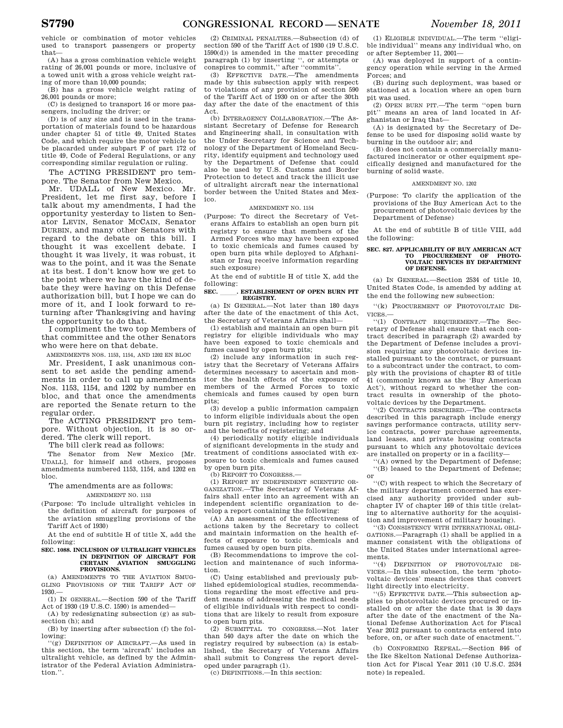vehicle or combination of motor vehicles used to transport passengers or property that—

(A) has a gross combination vehicle weight rating of 26,001 pounds or more, inclusive of a towed unit with a gross vehicle weight rating of more than 10,000 pounds;

(B) has a gross vehicle weight rating of 26,001 pounds or more;

(C) is designed to transport 16 or more passengers, including the driver; or

(D) is of any size and is used in the transportation of materials found to be hazardous under chapter 51 of title 49, United States Code, and which require the motor vehicle to be placarded under subpart F of part 172 of title 49, Code of Federal Regulations, or any corresponding similar regulation or ruling.

The ACTING PRESIDENT pro tempore. The Senator from New Mexico.

Mr. UDALL of New Mexico. Mr. President, let me first say, before I talk about my amendments, I had the opportunity yesterday to listen to Senator LEVIN, Senator MCCAIN, Senator DURBIN, and many other Senators with regard to the debate on this bill. I thought it was excellent debate. I thought it was lively, it was robust, it was to the point, and it was the Senate at its best. I don't know how we get to the point where we have the kind of debate they were having on this Defense authorization bill, but I hope we can do more of it, and I look forward to returning after Thanksgiving and having the opportunity to do that.

I compliment the two top Members of that committee and the other Senators who were here on that debate.

AMENDMENTS NOS. 1153, 1154, AND 1202 EN BLOC

Mr. President, I ask unanimous consent to set aside the pending amendments in order to call up amendments Nos. 1153, 1154, and 1202 by number en bloc, and that once the amendments are reported the Senate return to the regular order.

The ACTING PRESIDENT pro tempore. Without objection, it is so ordered. The clerk will report.

The bill clerk read as follows:

The Senator from New Mexico [Mr. UDALL], for himself and others, proposes amendments numbered 1153, 1154, and 1202 en bloc.

The amendments are as follows:

AMENDMENT NO. 1153

(Purpose: To include ultralight vehicles in the definition of aircraft for purposes of the aviation smuggling provisions of the Tariff Act of 1930)

At the end of subtitle H of title X, add the following:

**SEC. 1088. INCLUSION OF ULTRALIGHT VEHICLES IN DEFINITION OF AIRCRAFT FOR CERTAIN AVIATION SMUGGLING PROVISIONS.**

(a) AMENDMENTS TO THE AVIATION SMUGGLING PROVISIONS OF THE TARIFF ACT OF 1930.—

(1) IN GENERAL.—Section 590 of the Tariff Act of 1930 (19 U.S.C. 1590) is amended—

(A) by redesignating subsection (g) as subsection (h); and

(B) by inserting after subsection (f) the following:

''(g) DEFINITION OF AIRCRAFT.—As used in this section, the term 'aircraft' includes an ultralight vehicle, as defined by the Administrator of the Federal Aviation Administration.''.

(2) CRIMINAL PENALTIES.—Subsection (d) of section 590 of the Tariff Act of 1930 (19 U.S.C. 1590(d)) is amended in the matter preceding paragraph (1) by inserting '', or attempts or conspires to commit,'' after ''commits''.

(3) EFFECTIVE DATE.—The amendments made by this subsection apply with respect to violations of any provision of section 590 of the Tariff Act of 1930 on or after the 30th day after the date of the enactment of this Act.

(b) INTERAGENCY COLLABORATION.—The Assistant Secretary of Defense for Research and Engineering shall, in consultation with the Under Secretary for Science and Technology of the Department of Homeland Security, identify equipment and technology used by the Department of Defense that could also be used by U.S. Customs and Border Protection to detect and track the illicit use of ultralight aircraft near the international border between the United States and Mexico.

AMENDMENT NO. 1154

(Purpose: To direct the Secretary of Veterans Affairs to establish an open burn pit registry to ensure that members of the Armed Forces who may have been exposed to toxic chemicals and fumes caused by open burn pits while deployed to Afghanistan or Iraq receive information regarding such exposure)

At the end of subtitle H of title X, add the following:

**SEC. \_\_\_\_\_. ESTABLISHMENT OF OPEN BURN PIT REGISTRY.**

(a) IN GENERAL.—Not later than 180 days after the date of the enactment of this Act, the Secretary of Veterans Affairs shall—

(1) establish and maintain an open burn pit registry for eligible individuals who may have been exposed to toxic chemicals and fumes caused by open burn pits;

(2) include any information in such registry that the Secretary of Veterans Affairs determines necessary to ascertain and monitor the health effects of the exposure of members of the Armed Forces to toxic chemicals and fumes caused by open burn pits;

(3) develop a public information campaign to inform eligible individuals about the open burn pit registry, including how to register and the benefits of registering; and

(4) periodically notify eligible individuals of significant developments in the study and treatment of conditions associated with exposure to toxic chemicals and fumes caused by open burn pits.

(b) REPORT TO CONGRESS.—

(1) REPORT BY INDEPENDENT SCIENTIFIC ORGANIZATION.—The Secretary of Veterans Affairs shall enter into an agreement with an independent scientific organization to develop a report containing the following:

(A) An assessment of the effectiveness of actions taken by the Secretary to collect and maintain information on the health effects of exposure to toxic chemicals and fumes caused by open burn pits.

(B) Recommendations to improve the collection and maintenance of such information.

(C) Using established and previously published epidemiological studies, recommendations regarding the most effective and prudent means of addressing the medical needs of eligible individuals with respect to conditions that are likely to result from exposure to open burn pits.

(2) SUBMITTAL TO CONGRESS.—Not later than 540 days after the date on which the registry required by subsection (a) is established, the Secretary of Veterans Affairs shall submit to Congress the report developed under paragraph (1).

(c) DEFINITIONS.—In this section:

(1) ELIGIBLE INDIVIDUAL.—The term ''eligible individual'' means any individual who, on or after September 11, 2001—

(A) was deployed in support of a contingency operation while serving in the Armed Forces; and

(B) during such deployment, was based or stationed at a location where an open burn pit was used.

(2) OPEN BURN PIT.—The term ''open burn pit'' means an area of land located in Afghanistan or Iraq that—

(A) is designated by the Secretary of Defense to be used for disposing solid waste by burning in the outdoor air; and

(B) does not contain a commercially manufactured incinerator or other equipment specifically designed and manufactured for the burning of solid waste.

AMENDMENT NO. 1202

(Purpose: To clarify the application of the provisions of the Buy American Act to the procurement of photovoltaic devices by the Department of Defense)

At the end of subtitle B of title VIII, add the following:

**SEC. 827. APPLICABILITY OF BUY AMERICAN ACT TO PROCUREMENT OF PHOTOVOLTAIC DEVICES BY DEPARTMENT OF DEFENSE.**

(a) IN GENERAL.—Section 2534 of title 10, United States Code, is amended by adding at the end the following new subsection:

''(k) PROCUREMENT OF PHOTOVOLTAIC DEVICES.—

''(1) CONTRACT REQUIREMENT.—The Secretary of Defense shall ensure that each contract described in paragraph (2) awarded by the Department of Defense includes a provision requiring any photovoltaic devices installed pursuant to the contract, or pursuant to a subcontract under the contract, to comply with the provisions of chapter 83 of title 41 (commonly known as the 'Buy American Act'), without regard to whether the contract results in ownership of the photovoltaic devices by the Department.

''(2) CONTRACTS DESCRIBED.—The contracts described in this paragraph include energy savings performance contracts, utility service contracts, power purchase agreements, land leases, and private housing contracts pursuant to which any photovoltaic devices are installed on property or in a facility—

''(A) owned by the Department of Defense;

''(B) leased to the Department of Defense; or

''(C) with respect to which the Secretary of the military department concerned has exercised any authority provided under subchapter IV of chapter 169 of this title (relating to alternative authority for the acquisition and improvement of military housing).

''(3) CONSISTENCY WITH INTERNATIONAL OBLIGATIONS.—Paragraph (1) shall be applied in a manner consistent with the obligations of the United States under international agreements.

''(4) DEFINITION OF PHOTOVOLTAIC DEVICES.—In this subsection, the term 'photovoltaic devices' means devices that convert light directly into electricity.

''(5) EFFECTIVE DATE.—This subsection applies to photovoltaic devices procured or installed on or after the date that is 30 days after the date of the enactment of the National Defense Authorization Act for Fiscal Year 2012 pursuant to contracts entered into before, on, or after such date of enactment.''.

(b) CONFORMING REPEAL.—Section 846 of the Ike Skelton National Defense Authorization Act for Fiscal Year 2011 (10 U.S.C. 2534 note) is repealed.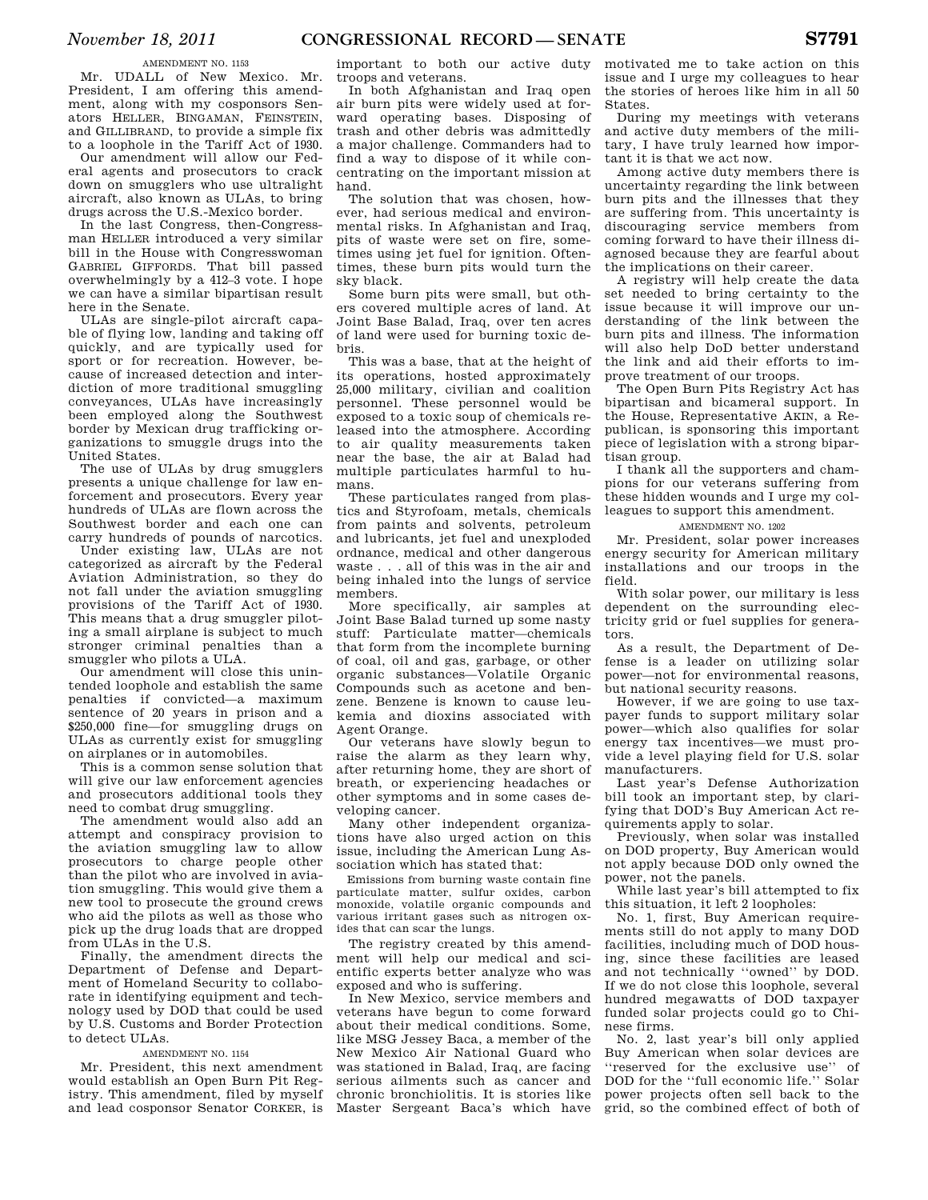AMENDMENT NO. 1153

Mr. UDALL of New Mexico. Mr. President, I am offering this amendment, along with my cosponsors Senators HELLER, BINGAMAN, FEINSTEIN, and GILLIBRAND, to provide a simple fix to a loophole in the Tariff Act of 1930.

Our amendment will allow our Federal agents and prosecutors to crack down on smugglers who use ultralight aircraft, also known as ULAs, to bring drugs across the U.S.-Mexico border.

In the last Congress, then-Congressman HELLER introduced a very similar bill in the House with Congresswoman GABRIEL GIFFORDS. That bill passed overwhelmingly by a 412–3 vote. I hope we can have a similar bipartisan result here in the Senate.

ULAs are single-pilot aircraft capable of flying low, landing and taking off quickly, and are typically used for sport or for recreation. However, because of increased detection and interdiction of more traditional smuggling conveyances, ULAs have increasingly been employed along the Southwest border by Mexican drug trafficking organizations to smuggle drugs into the United States.

The use of ULAs by drug smugglers presents a unique challenge for law enforcement and prosecutors. Every year hundreds of ULAs are flown across the Southwest border and each one can carry hundreds of pounds of narcotics.

Under existing law, ULAs are not categorized as aircraft by the Federal Aviation Administration, so they do not fall under the aviation smuggling provisions of the Tariff Act of 1930. This means that a drug smuggler piloting a small airplane is subject to much stronger criminal penalties than a smuggler who pilots a ULA.

Our amendment will close this unintended loophole and establish the same penalties if convicted—a maximum sentence of 20 years in prison and a $250,000 fine—for smuggling drugs on ULAs as currently exist for smuggling on airplanes or in automobiles.

This is a common sense solution that will give our law enforcement agencies and prosecutors additional tools they need to combat drug smuggling.

The amendment would also add an attempt and conspiracy provision to the aviation smuggling law to allow prosecutors to charge people other than the pilot who are involved in aviation smuggling. This would give them a new tool to prosecute the ground crews who aid the pilots as well as those who pick up the drug loads that are dropped from ULAs in the U.S.

Finally, the amendment directs the Department of Defense and Department of Homeland Security to collaborate in identifying equipment and technology used by DOD that could be used by U.S. Customs and Border Protection to detect ULAs.

AMENDMENT NO. 1154

Mr. President, this next amendment would establish an Open Burn Pit Registry. This amendment, filed by myself and lead cosponsor Senator CORKER, is important to both our active duty troops and veterans.

In both Afghanistan and Iraq open air burn pits were widely used at forward operating bases. Disposing of trash and other debris was admittedly a major challenge. Commanders had to find a way to dispose of it while concentrating on the important mission at hand.

The solution that was chosen, however, had serious medical and environmental risks. In Afghanistan and Iraq, pits of waste were set on fire, sometimes using jet fuel for ignition. Oftentimes, these burn pits would turn the sky black.

Some burn pits were small, but others covered multiple acres of land. At Joint Base Balad, Iraq, over ten acres of land were used for burning toxic debris.

This was a base, that at the height of its operations, hosted approximately 25,000 military, civilian and coalition personnel. These personnel would be exposed to a toxic soup of chemicals released into the atmosphere. According to air quality measurements taken near the base, the air at Balad had multiple particulates harmful to humans.

These particulates ranged from plastics and Styrofoam, metals, chemicals from paints and solvents, petroleum and lubricants, jet fuel and unexploded ordnance, medical and other dangerous waste . . . all of this was in the air and being inhaled into the lungs of service members.

More specifically, air samples at Joint Base Balad turned up some nasty stuff: Particulate matter—chemicals that form from the incomplete burning of coal, oil and gas, garbage, or other organic substances—Volatile Organic Compounds such as acetone and benzene. Benzene is known to cause leukemia and dioxins associated with Agent Orange.

Our veterans have slowly begun to raise the alarm as they learn why, after returning home, they are short of breath, or experiencing headaches or other symptoms and in some cases developing cancer.

Many other independent organizations have also urged action on this issue, including the American Lung Association which has stated that:

> Emissions from burning waste contain fine particulate matter, sulfur oxides, carbon monoxide, volatile organic compounds and various irritant gases such as nitrogen oxides that can scar the lungs.

The registry created by this amendment will help our medical and scientific experts better analyze who was exposed and who is suffering.

In New Mexico, service members and veterans have begun to come forward about their medical conditions. Some, like MSG Jessey Baca, a member of the New Mexico Air National Guard who was stationed in Balad, Iraq, are facing serious ailments such as cancer and chronic bronchiolitis. It is stories like Master Sergeant Baca's which have motivated me to take action on this issue and I urge my colleagues to hear the stories of heroes like him in all 50 States.

During my meetings with veterans and active duty members of the military, I have truly learned how important it is that we act now.

Among active duty members there is uncertainty regarding the link between burn pits and the illnesses that they are suffering from. This uncertainty is discouraging service members from coming forward to have their illness diagnosed because they are fearful about the implications on their career.

A registry will help create the data set needed to bring certainty to the issue because it will improve our understanding of the link between the burn pits and illness. The information will also help DoD better understand the link and aid their efforts to improve treatment of our troops.

The Open Burn Pits Registry Act has bipartisan and bicameral support. In the House, Representative AKIN, a Republican, is sponsoring this important piece of legislation with a strong bipartisan group.

I thank all the supporters and champions for our veterans suffering from these hidden wounds and I urge my colleagues to support this amendment.

AMENDMENT NO. 1202

Mr. President, solar power increases energy security for American military installations and our troops in the field.

With solar power, our military is less dependent on the surrounding electricity grid or fuel supplies for generators.

As a result, the Department of Defense is a leader on utilizing solar power—not for environmental reasons, but national security reasons.

However, if we are going to use taxpayer funds to support military solar power—which also qualifies for solar energy tax incentives—we must provide a level playing field for U.S. solar manufacturers.

Last year's Defense Authorization bill took an important step, by clarifying that DOD's Buy American Act requirements apply to solar.

Previously, when solar was installed on DOD property, Buy American would not apply because DOD only owned the power, not the panels.

While last year's bill attempted to fix this situation, it left 2 loopholes:

No. 1, first, Buy American requirements still do not apply to many DOD facilities, including much of DOD housing, since these facilities are leased and not technically ''owned'' by DOD. If we do not close this loophole, several hundred megawatts of DOD taxpayer funded solar projects could go to Chinese firms.

No. 2, last year's bill only applied Buy American when solar devices are ''reserved for the exclusive use'' of DOD for the ''full economic life.'' Solar power projects often sell back to the grid, so the combined effect of both of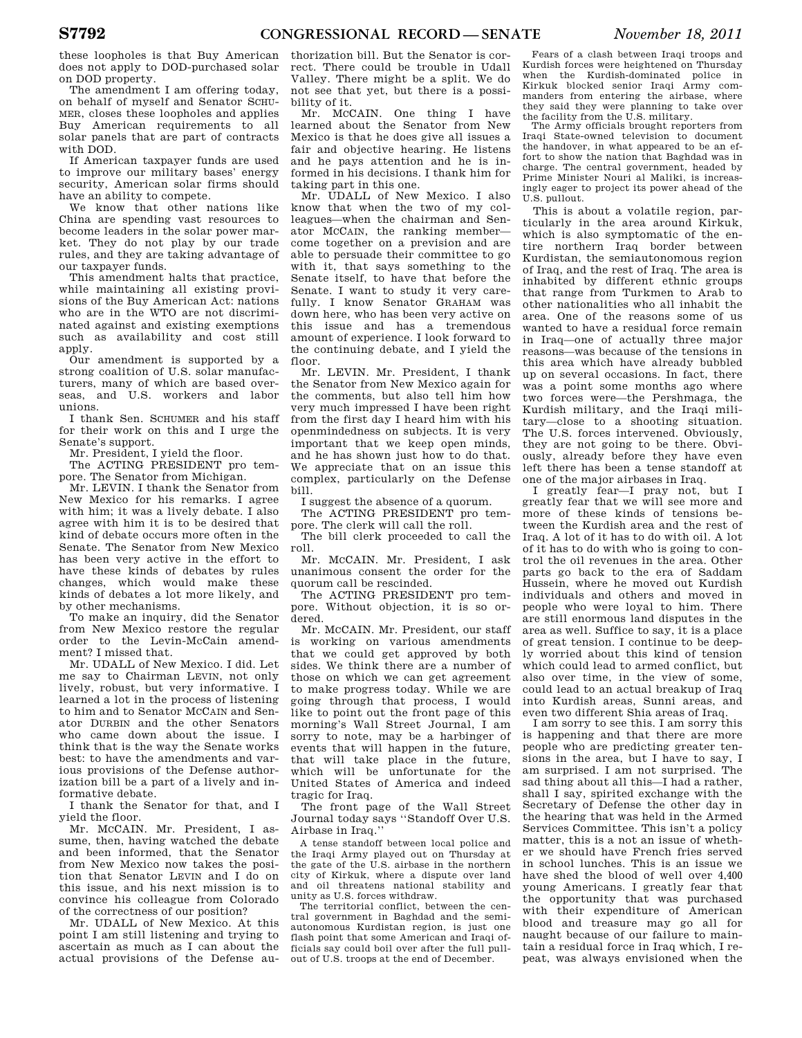these loopholes is that Buy American does not apply to DOD-purchased solar on DOD property.

The amendment I am offering today, on behalf of myself and Senator SCHUMER, closes these loopholes and applies Buy American requirements to all solar panels that are part of contracts with DOD.

If American taxpayer funds are used to improve our military bases' energy security, American solar firms should have an ability to compete.

We know that other nations like China are spending vast resources to become leaders in the solar power market. They do not play by our trade rules, and they are taking advantage of our taxpayer funds.

This amendment halts that practice, while maintaining all existing provisions of the Buy American Act: nations who are in the WTO are not discriminated against and existing exemptions such as availability and cost still apply.

Our amendment is supported by a strong coalition of U.S. solar manufacturers, many of which are based overseas, and U.S. workers and labor unions.

I thank Sen. SCHUMER and his staff for their work on this and I urge the Senate's support.

Mr. President, I yield the floor.

The ACTING PRESIDENT pro tempore. The Senator from Michigan.

Mr. LEVIN. I thank the Senator from New Mexico for his remarks. I agree with him; it was a lively debate. I also agree with him it is to be desired that kind of debate occurs more often in the Senate. The Senator from New Mexico has been very active in the effort to have these kinds of debates by rules changes, which would make these kinds of debates a lot more likely, and by other mechanisms.

To make an inquiry, did the Senator from New Mexico restore the regular order to the Levin-McCain amendment? I missed that.

Mr. UDALL of New Mexico. I did. Let me say to Chairman LEVIN, not only lively, robust, but very informative. I learned a lot in the process of listening to him and to Senator MCCAIN and Senator DURBIN and the other Senators who came down about the issue. I think that is the way the Senate works best: to have the amendments and various provisions of the Defense authorization bill be a part of a lively and informative debate.

I thank the Senator for that, and I yield the floor.

Mr. MCCAIN. Mr. President, I assume, then, having watched the debate and been informed, that the Senator from New Mexico now takes the position that Senator LEVIN and I do on this issue, and his next mission is to convince his colleague from Colorado of the correctness of our position?

Mr. UDALL of New Mexico. At this point I am still listening and trying to ascertain as much as I can about the actual provisions of the Defense authorization bill. But the Senator is correct. There could be trouble in Udall Valley. There might be a split. We do not see that yet, but there is a possibility of it.

Mr. MCCAIN. One thing I have learned about the Senator from New Mexico is that he does give all issues a fair and objective hearing. He listens and he pays attention and he is informed in his decisions. I thank him for taking part in this one.

Mr. UDALL of New Mexico. I also know that when the two of my colleagues—when the chairman and Senator MCCAIN, the ranking member—come together on a prevision and are able to persuade their committee to go with it, that says something to the Senate itself, to have that before the Senate. I want to study it very carefully. I know Senator GRAHAM was down here, who has been very active on this issue and has a tremendous amount of experience. I look forward to the continuing debate, and I yield the floor.

Mr. LEVIN. Mr. President, I thank the Senator from New Mexico again for the comments, but also tell him how very much impressed I have been right from the first day I heard him with his openmindedness on subjects. It is very important that we keep open minds, and he has shown just how to do that. We appreciate that on an issue this complex, particularly on the Defense bill.

I suggest the absence of a quorum.

The ACTING PRESIDENT pro tempore. The clerk will call the roll.

The bill clerk proceeded to call the roll.

Mr. MCCAIN. Mr. President, I ask unanimous consent the order for the quorum call be rescinded.

The ACTING PRESIDENT pro tempore. Without objection, it is so ordered.

Mr. MCCAIN. Mr. President, our staff is working on various amendments that we could get approved by both sides. We think there are a number of those on which we can get agreement to make progress today. While we are going through that process, I would like to point out the front page of this morning's Wall Street Journal, I am sorry to note, may be a harbinger of events that will happen in the future, that will take place in the future, which will be unfortunate for the United States of America and indeed tragic for Iraq.

The front page of the Wall Street Journal today says ''Standoff Over U.S. Airbase in Iraq.''

> A tense standoff between local police and the Iraqi Army played out on Thursday at the gate of the U.S. airbase in the northern city of Kirkuk, where a dispute over land and oil threatens national stability and unity as U.S. forces withdraw.
>
> The territorial conflict, between the central government in Baghdad and the semiautonomous Kurdistan region, is just one flash point that some American and Iraqi officials say could boil over after the full pullout of U.S. troops at the end of December.
>
> Fears of a clash between Iraqi troops and Kurdish forces were heightened on Thursday when the Kurdish-dominated police in Kirkuk blocked senior Iraqi Army commanders from entering the airbase, where they said they were planning to take over the facility from the U.S. military.
>
> The Army officials brought reporters from Iraqi State-owned television to document the handover, in what appeared to be an effort to show the nation that Baghdad was in charge. The central government, headed by Prime Minister Nouri al Maliki, is increasingly eager to project its power ahead of the U.S. pullout.

This is about a volatile region, particularly in the area around Kirkuk, which is also symptomatic of the entire northern Iraq border between Kurdistan, the semiautonomous region of Iraq, and the rest of Iraq. The area is inhabited by different ethnic groups that range from Turkmen to Arab to other nationalities who all inhabit the area. One of the reasons some of us wanted to have a residual force remain in Iraq—one of actually three major reasons—was because of the tensions in this area which have already bubbled up on several occasions. In fact, there was a point some months ago where two forces were—the Pershmaga, the Kurdish military, and the Iraqi military—close to a shooting situation. The U.S. forces intervened. Obviously, they are not going to be there. Obviously, already before they have even left there has been a tense standoff at one of the major airbases in Iraq.

I greatly fear—I pray not, but I greatly fear that we will see more and more of these kinds of tensions between the Kurdish area and the rest of Iraq. A lot of it has to do with oil. A lot of it has to do with who is going to control the oil revenues in the area. Other parts go back to the era of Saddam Hussein, where he moved out Kurdish individuals and others and moved in people who were loyal to him. There are still enormous land disputes in the area as well. Suffice to say, it is a place of great tension. I continue to be deeply worried about this kind of tension which could lead to armed conflict, but also over time, in the view of some, could lead to an actual breakup of Iraq into Kurdish areas, Sunni areas, and even two different Shia areas of Iraq.

I am sorry to see this. I am sorry this is happening and that there are more people who are predicting greater tensions in the area, but I have to say, I am surprised. I am not surprised. The sad thing about all this—I had a rather, shall I say, spirited exchange with the Secretary of Defense the other day in the hearing that was held in the Armed Services Committee. This isn't a policy matter, this is a not an issue of whether we should have French fries served in school lunches. This is an issue we have shed the blood of well over 4,400 young Americans. I greatly fear that the opportunity that was purchased with their expenditure of American blood and treasure may go all for naught because of our failure to maintain a residual force in Iraq which, I repeat, was always envisioned when the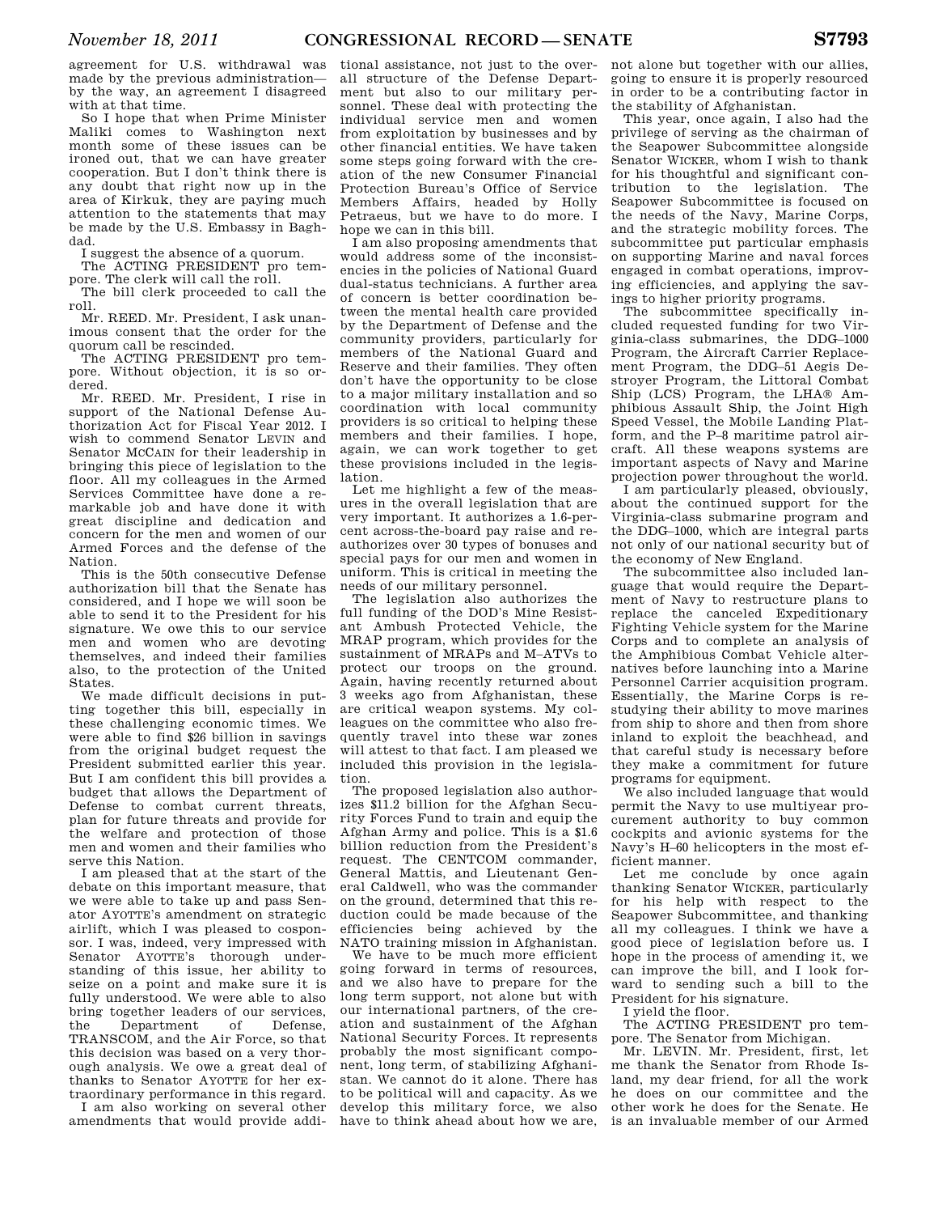agreement for U.S. withdrawal was made by the previous administration—by the way, an agreement I disagreed with at that time.

So I hope that when Prime Minister Maliki comes to Washington next month some of these issues can be ironed out, that we can have greater cooperation. But I don't think there is any doubt that right now up in the area of Kirkuk, they are paying much attention to the statements that may be made by the U.S. Embassy in Baghdad.

I suggest the absence of a quorum.

The ACTING PRESIDENT pro tempore. The clerk will call the roll.

The bill clerk proceeded to call the roll.

Mr. REED. Mr. President, I ask unanimous consent that the order for the quorum call be rescinded.

The ACTING PRESIDENT pro tempore. Without objection, it is so ordered.

Mr. REED. Mr. President, I rise in support of the National Defense Authorization Act for Fiscal Year 2012. I wish to commend Senator LEVIN and Senator MCCAIN for their leadership in bringing this piece of legislation to the floor. All my colleagues in the Armed Services Committee have done a remarkable job and have done it with great discipline and dedication and concern for the men and women of our Armed Forces and the defense of the Nation.

This is the 50th consecutive Defense authorization bill that the Senate has considered, and I hope we will soon be able to send it to the President for his signature. We owe this to our service men and women who are devoting themselves, and indeed their families also, to the protection of the United States.

We made difficult decisions in putting together this bill, especially in these challenging economic times. We were able to find $26 billion in savings from the original budget request the President submitted earlier this year. But I am confident this bill provides a budget that allows the Department of Defense to combat current threats, plan for future threats and provide for the welfare and protection of those men and women and their families who serve this Nation.

I am pleased that at the start of the debate on this important measure, that we were able to take up and pass Senator AYOTTE's amendment on strategic airlift, which I was pleased to cosponsor. I was, indeed, very impressed with Senator AYOTTE's thorough understanding of this issue, her ability to seize on a point and make sure it is fully understood. We were able to also bring together leaders of our services, the Department of Defense, TRANSCOM, and the Air Force, so that this decision was based on a very thorough analysis. We owe a great deal of thanks to Senator AYOTTE for her extraordinary performance in this regard.

I am also working on several other amendments that would provide additional assistance, not just to the overall structure of the Defense Department but also to our military personnel. These deal with protecting the individual service men and women from exploitation by businesses and by other financial entities. We have taken some steps going forward with the creation of the new Consumer Financial Protection Bureau's Office of Service Members Affairs, headed by Holly Petraeus, but we have to do more. I hope we can in this bill.

I am also proposing amendments that would address some of the inconsistencies in the policies of National Guard dual-status technicians. A further area of concern is better coordination between the mental health care provided by the Department of Defense and the community providers, particularly for members of the National Guard and Reserve and their families. They often don't have the opportunity to be close to a major military installation and so coordination with local community providers is so critical to helping these members and their families. I hope, again, we can work together to get these provisions included in the legislation.

Let me highlight a few of the measures in the overall legislation that are very important. It authorizes a 1.6-percent across-the-board pay raise and reauthorizes over 30 types of bonuses and special pays for our men and women in uniform. This is critical in meeting the needs of our military personnel.

The legislation also authorizes the full funding of the DOD's Mine Resistant Ambush Protected Vehicle, the MRAP program, which provides for the sustainment of MRAPs and M–ATVs to protect our troops on the ground. Again, having recently returned about 3 weeks ago from Afghanistan, these are critical weapon systems. My colleagues on the committee who also frequently travel into these war zones will attest to that fact. I am pleased we included this provision in the legislation.

The proposed legislation also authorizes $11.2 billion for the Afghan Security Forces Fund to train and equip the Afghan Army and police. This is a $1.6 billion reduction from the President's request. The CENTCOM commander, General Mattis, and Lieutenant General Caldwell, who was the commander on the ground, determined that this reduction could be made because of the efficiencies being achieved by the NATO training mission in Afghanistan.

We have to be much more efficient going forward in terms of resources, and we also have to prepare for the long term support, not alone but with our international partners, of the creation and sustainment of the Afghan National Security Forces. It represents probably the most significant component, long term, of stabilizing Afghanistan. We cannot do it alone. There has to be political will and capacity. As we develop this military force, we also have to think ahead about how we are, not alone but together with our allies, going to ensure it is properly resourced in order to be a contributing factor in the stability of Afghanistan.

This year, once again, I also had the privilege of serving as the chairman of the Seapower Subcommittee alongside Senator WICKER, whom I wish to thank for his thoughtful and significant contribution to the legislation. The Seapower Subcommittee is focused on the needs of the Navy, Marine Corps, and the strategic mobility forces. The subcommittee put particular emphasis on supporting Marine and naval forces engaged in combat operations, improving efficiencies, and applying the savings to higher priority programs.

The subcommittee specifically included requested funding for two Virginia-class submarines, the DDG–1000 Program, the Aircraft Carrier Replacement Program, the DDG–51 Aegis Destroyer Program, the Littoral Combat Ship (LCS) Program, the LHA® Amphibious Assault Ship, the Joint High Speed Vessel, the Mobile Landing Platform, and the P–8 maritime patrol aircraft. All these weapons systems are important aspects of Navy and Marine projection power throughout the world.

I am particularly pleased, obviously, about the continued support for the Virginia-class submarine program and the DDG–1000, which are integral parts not only of our national security but of the economy of New England.

The subcommittee also included language that would require the Department of Navy to restructure plans to replace the canceled Expeditionary Fighting Vehicle system for the Marine Corps and to complete an analysis of the Amphibious Combat Vehicle alternatives before launching into a Marine Personnel Carrier acquisition program. Essentially, the Marine Corps is restudying their ability to move marines from ship to shore and then from shore inland to exploit the beachhead, and that careful study is necessary before they make a commitment for future programs for equipment.

We also included language that would permit the Navy to use multiyear procurement authority to buy common cockpits and avionic systems for the Navy's H–60 helicopters in the most efficient manner.

Let me conclude by once again thanking Senator WICKER, particularly for his help with respect to the Seapower Subcommittee, and thanking all my colleagues. I think we have a good piece of legislation before us. I hope in the process of amending it, we can improve the bill, and I look forward to sending such a bill to the President for his signature.

I yield the floor.

The ACTING PRESIDENT pro tempore. The Senator from Michigan.

Mr. LEVIN. Mr. President, first, let me thank the Senator from Rhode Island, my dear friend, for all the work he does on our committee and the other work he does for the Senate. He is an invaluable member of our Armed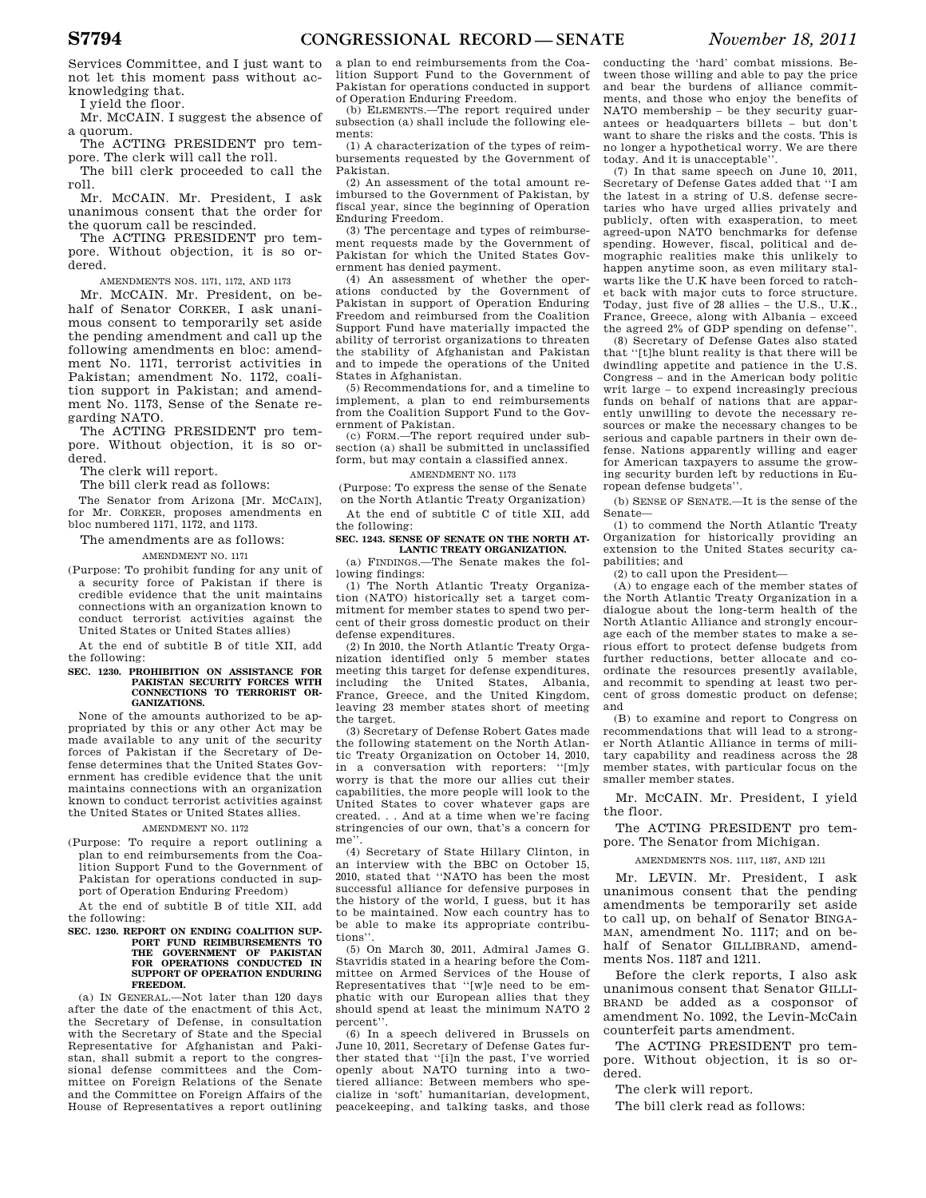Services Committee, and I just want to not let this moment pass without acknowledging that.

I yield the floor.

Mr. MCCAIN. I suggest the absence of a quorum.

The ACTING PRESIDENT pro tempore. The clerk will call the roll.

The bill clerk proceeded to call the roll.

Mr. MCCAIN. Mr. President, I ask unanimous consent that the order for the quorum call be rescinded.

The ACTING PRESIDENT pro tempore. Without objection, it is so ordered.

AMENDMENTS NOS. 1171, 1172, AND 1173

Mr. MCCAIN. Mr. President, on behalf of Senator CORKER, I ask unanimous consent to temporarily set aside the pending amendment and call up the following amendments en bloc: amendment No. 1171, terrorist activities in Pakistan; amendment No. 1172, coalition support in Pakistan; and amendment No. 1173, Sense of the Senate regarding NATO.

The ACTING PRESIDENT pro tempore. Without objection, it is so ordered.

The clerk will report.

The bill clerk read as follows:

The Senator from Arizona [Mr. MCCAIN], for Mr. CORKER, proposes amendments en bloc numbered 1171, 1172, and 1173.

The amendments are as follows:

AMENDMENT NO. 1171

(Purpose: To prohibit funding for any unit of a security force of Pakistan if there is credible evidence that the unit maintains connections with an organization known to conduct terrorist activities against the United States or United States allies)

At the end of subtitle B of title XII, add the following:

**SEC. 1230. PROHIBITION ON ASSISTANCE FOR PAKISTAN SECURITY FORCES WITH CONNECTIONS TO TERRORIST ORGANIZATIONS.**

None of the amounts authorized to be appropriated by this or any other Act may be made available to any unit of the security forces of Pakistan if the Secretary of Defense determines that the United States Government has credible evidence that the unit maintains connections with an organization known to conduct terrorist activities against the United States or United States allies.

AMENDMENT NO. 1172

(Purpose: To require a report outlining a plan to end reimbursements from the Coalition Support Fund to the Government of Pakistan for operations conducted in support of Operation Enduring Freedom)

At the end of subtitle B of title XII, add the following:

**SEC. 1230. REPORT ON ENDING COALITION SUPPORT FUND REIMBURSEMENTS TO THE GOVERNMENT OF PAKISTAN FOR OPERATIONS CONDUCTED IN SUPPORT OF OPERATION ENDURING FREEDOM.**

(a) IN GENERAL.—Not later than 120 days after the date of the enactment of this Act, the Secretary of Defense, in consultation with the Secretary of State and the Special Representative for Afghanistan and Pakistan, shall submit a report to the congressional defense committees and the Committee on Foreign Relations of the Senate and the Committee on Foreign Affairs of the House of Representatives a report outlining a plan to end reimbursements from the Coalition Support Fund to the Government of Pakistan for operations conducted in support of Operation Enduring Freedom.

(b) ELEMENTS.—The report required under subsection (a) shall include the following elements:

(1) A characterization of the types of reimbursements requested by the Government of Pakistan.

(2) An assessment of the total amount reimbursed to the Government of Pakistan, by fiscal year, since the beginning of Operation Enduring Freedom.

(3) The percentage and types of reimbursement requests made by the Government of Pakistan for which the United States Government has denied payment.

(4) An assessment of whether the operations conducted by the Government of Pakistan in support of Operation Enduring Freedom and reimbursed from the Coalition Support Fund have materially impacted the ability of terrorist organizations to threaten the stability of Afghanistan and Pakistan and to impede the operations of the United States in Afghanistan.

(5) Recommendations for, and a timeline to implement, a plan to end reimbursements from the Coalition Support Fund to the Government of Pakistan.

(c) FORM.—The report required under subsection (a) shall be submitted in unclassified form, but may contain a classified annex.

AMENDMENT NO. 1173

(Purpose: To express the sense of the Senate on the North Atlantic Treaty Organization)

At the end of subtitle C of title XII, add the following:

**SEC. 1243. SENSE OF SENATE ON THE NORTH ATLANTIC TREATY ORGANIZATION.**

(a) FINDINGS.—The Senate makes the following findings:

(1) The North Atlantic Treaty Organization (NATO) historically set a target commitment for member states to spend two percent of their gross domestic product on their defense expenditures.

(2) In 2010, the North Atlantic Treaty Organization identified only 5 member states meeting this target for defense expenditures, including the United States, Albania, France, Greece, and the United Kingdom, leaving 23 member states short of meeting the target.

(3) Secretary of Defense Robert Gates made the following statement on the North Atlantic Treaty Organization on October 14, 2010, in a conversation with reporters: ''[m]y worry is that the more our allies cut their capabilities, the more people will look to the United States to cover whatever gaps are created. . . And at a time when we're facing stringencies of our own, that's a concern for me''.

(4) Secretary of State Hillary Clinton, in an interview with the BBC on October 15, 2010, stated that ''NATO has been the most successful alliance for defensive purposes in the history of the world, I guess, but it has to be maintained. Now each country has to be able to make its appropriate contributions''.

(5) On March 30, 2011, Admiral James G. Stavridis stated in a hearing before the Committee on Armed Services of the House of Representatives that ''[w]e need to be emphatic with our European allies that they should spend at least the minimum NATO 2 percent''.

(6) In a speech delivered in Brussels on June 10, 2011, Secretary of Defense Gates further stated that ''[i]n the past, I've worried openly about NATO turning into a two-tiered alliance: Between members who specialize in 'soft' humanitarian, development, peacekeeping, and talking tasks, and those conducting the 'hard' combat missions. Between those willing and able to pay the price and bear the burdens of alliance commitments, and those who enjoy the benefits of NATO membership – be they security guarantees or headquarters billets – but don't want to share the risks and the costs. This is no longer a hypothetical worry. We are there today. And it is unacceptable''.

(7) In that same speech on June 10, 2011, Secretary of Defense Gates added that ''I am the latest in a string of U.S. defense secretaries who have urged allies privately and publicly, often with exasperation, to meet agreed-upon NATO benchmarks for defense spending. However, fiscal, political and demographic realities make this unlikely to happen anytime soon, as even military stalwarts like the U.K have been forced to ratchet back with major cuts to force structure. Today, just five of 28 allies – the U.S., U.K., France, Greece, along with Albania – exceed the agreed 2% of GDP spending on defense''.

(8) Secretary of Defense Gates also stated that ''[t]he blunt reality is that there will be dwindling appetite and patience in the U.S. Congress – and in the American body politic writ large – to expend increasingly precious funds on behalf of nations that are apparently unwilling to devote the necessary resources or make the necessary changes to be serious and capable partners in their own defense. Nations apparently willing and eager for American taxpayers to assume the growing security burden left by reductions in European defense budgets''.

(b) SENSE OF SENATE.—It is the sense of the Senate—

(1) to commend the North Atlantic Treaty Organization for historically providing an extension to the United States security capabilities; and

(2) to call upon the President—

(A) to engage each of the member states of the North Atlantic Treaty Organization in a dialogue about the long-term health of the North Atlantic Alliance and strongly encourage each of the member states to make a serious effort to protect defense budgets from further reductions, better allocate and coordinate the resources presently available, and recommit to spending at least two percent of gross domestic product on defense; and

(B) to examine and report to Congress on recommendations that will lead to a stronger North Atlantic Alliance in terms of military capability and readiness across the 28 member states, with particular focus on the smaller member states.

Mr. MCCAIN. Mr. President, I yield the floor.

The ACTING PRESIDENT pro tempore. The Senator from Michigan.

AMENDMENTS NOS. 1117, 1187, AND 1211

Mr. LEVIN. Mr. President, I ask unanimous consent that the pending amendments be temporarily set aside to call up, on behalf of Senator BINGAMAN, amendment No. 1117; and on behalf of Senator GILLIBRAND, amendments Nos. 1187 and 1211.

Before the clerk reports, I also ask unanimous consent that Senator GILLIBRAND be added as a cosponsor of amendment No. 1092, the Levin-McCain counterfeit parts amendment.

The ACTING PRESIDENT pro tempore. Without objection, it is so ordered.

The clerk will report.

The bill clerk read as follows: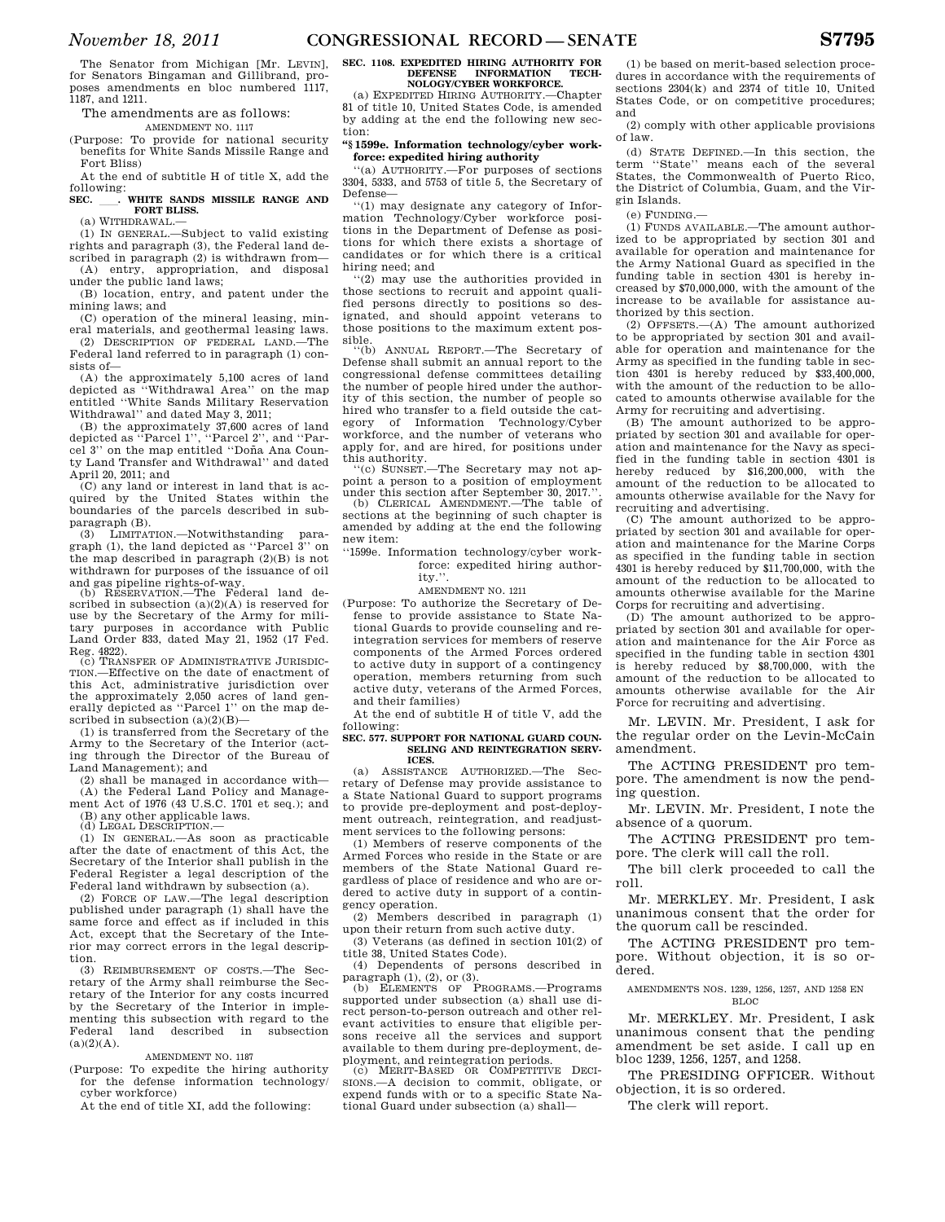The Senator from Michigan [Mr. LEVIN], for Senators Bingaman and Gillibrand, proposes amendments en bloc numbered 1117, 1187, and 1211.

The amendments are as follows:

AMENDMENT NO. 1117

(Purpose: To provide for national security benefits for White Sands Missile Range and Fort Bliss)

At the end of subtitle H of title X, add the following:

**SEC. \_\_\_. WHITE SANDS MISSILE RANGE AND FORT BLISS.**

(a) WITHDRAWAL.—

(1) IN GENERAL.—Subject to valid existing rights and paragraph (3), the Federal land described in paragraph (2) is withdrawn from—

(A) entry, appropriation, and disposal under the public land laws;

(B) location, entry, and patent under the mining laws; and

(C) operation of the mineral leasing, mineral materials, and geothermal leasing laws.

(2) DESCRIPTION OF FEDERAL LAND.—The Federal land referred to in paragraph (1) consists of—

(A) the approximately 5,100 acres of land depicted as "Withdrawal Area" on the map entitled "White Sands Military Reservation Withdrawal" and dated May 3, 2011;

(B) the approximately 37,600 acres of land depicted as "Parcel 1", "Parcel 2", and "Parcel 3" on the map entitled "Doña Ana County Land Transfer and Withdrawal" and dated April 20, 2011; and

(C) any land or interest in land that is acquired by the United States within the boundaries of the parcels described in subparagraph (B).

(3) LIMITATION.—Notwithstanding paragraph (1), the land depicted as "Parcel 3" on the map described in paragraph (2)(B) is not withdrawn for purposes of the issuance of oil and gas pipeline rights-of-way.

(b) RESERVATION.—The Federal land described in subsection (a)(2)(A) is reserved for use by the Secretary of the Army for military purposes in accordance with Public Land Order 833, dated May 21, 1952 (17 Fed. Reg. 4822).

(c) TRANSFER OF ADMINISTRATIVE JURISDICTION.—Effective on the date of enactment of this Act, administrative jurisdiction over the approximately 2,050 acres of land generally depicted as "Parcel 1" on the map described in subsection (a)(2)(B)—

(1) is transferred from the Secretary of the Army to the Secretary of the Interior (acting through the Director of the Bureau of Land Management); and

(2) shall be managed in accordance with—

(A) the Federal Land Policy and Management Act of 1976 (43 U.S.C. 1701 et seq.); and

(B) any other applicable laws.

(d) LEGAL DESCRIPTION.—

(1) IN GENERAL.—As soon as practicable after the date of enactment of this Act, the Secretary of the Interior shall publish in the Federal Register a legal description of the Federal land withdrawn by subsection (a).

(2) FORCE OF LAW.—The legal description published under paragraph (1) shall have the same force and effect as if included in this Act, except that the Secretary of the Interior may correct errors in the legal description.

(3) REIMBURSEMENT OF COSTS.—The Secretary of the Army shall reimburse the Secretary of the Interior for any costs incurred by the Secretary of the Interior in implementing this subsection with regard to the Federal land described in subsection (a)(2)(A).

AMENDMENT NO. 1187

(Purpose: To expedite the hiring authority for the defense information technology/cyber workforce)

At the end of title XI, add the following:

**SEC. 1108. EXPEDITED HIRING AUTHORITY FOR DEFENSE INFORMATION TECHNOLOGY/CYBER WORKFORCE.**

(a) EXPEDITED HIRING AUTHORITY.—Chapter 81 of title 10, United States Code, is amended by adding at the end the following new section:

**"§ 1599e. Information technology/cyber workforce: expedited hiring authority**

"(a) AUTHORITY.—For purposes of sections 3304, 5333, and 5753 of title 5, the Secretary of Defense—

"(1) may designate any category of Information Technology/Cyber workforce positions in the Department of Defense as positions for which there exists a shortage of candidates or for which there is a critical hiring need; and

"(2) may use the authorities provided in those sections to recruit and appoint qualified persons directly to positions so designated, and should appoint veterans to those positions to the maximum extent possible.

"(b) ANNUAL REPORT.—The Secretary of Defense shall submit an annual report to the congressional defense committees detailing the number of people hired under the authority of this section, the number of people so hired who transfer to a field outside the category of Information Technology/Cyber workforce, and the number of veterans who apply for, and are hired, for positions under this authority.

"(c) SUNSET.—The Secretary may not appoint a person to a position of employment under this section after September 30, 2017.".

(b) CLERICAL AMENDMENT.—The table of sections at the beginning of such chapter is amended by adding at the end the following new item:

"1599e. Information technology/cyber workforce: expedited hiring authority.".

AMENDMENT NO. 1211

(Purpose: To authorize the Secretary of Defense to provide assistance to State National Guards to provide counseling and reintegration services for members of reserve components of the Armed Forces ordered to active duty in support of a contingency operation, members returning from such active duty, veterans of the Armed Forces, and their families)

At the end of subtitle H of title V, add the following:

**SEC. 577. SUPPORT FOR NATIONAL GUARD COUNSELING AND REINTEGRATION SERVICES.**

(a) ASSISTANCE AUTHORIZED.—The Secretary of Defense may provide assistance to a State National Guard to support programs to provide pre-deployment and post-deployment outreach, reintegration, and readjustment services to the following persons:

(1) Members of reserve components of the Armed Forces who reside in the State or are members of the State National Guard regardless of place of residence and who are ordered to active duty in support of a contingency operation.

(2) Members described in paragraph (1) upon their return from such active duty.

(3) Veterans (as defined in section 101(2) of title 38, United States Code).

(4) Dependents of persons described in paragraph (1), (2), or (3).

(b) ELEMENTS OF PROGRAMS.—Programs supported under subsection (a) shall use direct person-to-person outreach and other relevant activities to ensure that eligible persons receive all the services and support available to them during pre-deployment, deployment, and reintegration periods.

(c) MERIT-BASED OR COMPETITIVE DECISIONS.—A decision to commit, obligate, or expend funds with or to a specific State National Guard under subsection (a) shall—

(1) be based on merit-based selection procedures in accordance with the requirements of sections 2304(k) and 2374 of title 10, United States Code, or on competitive procedures; and

(2) comply with other applicable provisions of law.

(d) STATE DEFINED.—In this section, the term "State" means each of the several States, the Commonwealth of Puerto Rico, the District of Columbia, Guam, and the Virgin Islands.

(e) FUNDING.—

(1) FUNDS AVAILABLE.—The amount authorized to be appropriated by section 301 and available for operation and maintenance for the Army National Guard as specified in the funding table in section 4301 is hereby increased by $70,000,000, with the amount of the increase to be available for assistance authorized by this section.

(2) OFFSETS.—(A) The amount authorized to be appropriated by section 301 and available for operation and maintenance for the Army as specified in the funding table in section 4301 is hereby reduced by $33,400,000, with the amount of the reduction to be allocated to amounts otherwise available for the Army for recruiting and advertising.

(B) The amount authorized to be appropriated by section 301 and available for operation and maintenance for the Navy as specified in the funding table in section 4301 is hereby reduced by $16,200,000, with the amount of the reduction to be allocated to amounts otherwise available for the Navy for recruiting and advertising.

(C) The amount authorized to be appropriated by section 301 and available for operation and maintenance for the Marine Corps as specified in the funding table in section 4301 is hereby reduced by $11,700,000, with the amount of the reduction to be allocated to amounts otherwise available for the Marine Corps for recruiting and advertising.

(D) The amount authorized to be appropriated by section 301 and available for operation and maintenance for the Air Force as specified in the funding table in section 4301 is hereby reduced by $8,700,000, with the amount of the reduction to be allocated to amounts otherwise available for the Air Force for recruiting and advertising.

Mr. LEVIN. Mr. President, I ask for the regular order on the Levin-McCain amendment.

The ACTING PRESIDENT pro tempore. The amendment is now the pending question.

Mr. LEVIN. Mr. President, I note the absence of a quorum.

The ACTING PRESIDENT pro tempore. The clerk will call the roll.

The bill clerk proceeded to call the roll.

Mr. MERKLEY. Mr. President, I ask unanimous consent that the order for the quorum call be rescinded.

The ACTING PRESIDENT pro tempore. Without objection, it is so ordered.

AMENDMENTS NOS. 1239, 1256, 1257, AND 1258 EN BLOC

Mr. MERKLEY. Mr. President, I ask unanimous consent that the pending amendment be set aside. I call up en bloc 1239, 1256, 1257, and 1258.

The PRESIDING OFFICER. Without objection, it is so ordered.

The clerk will report.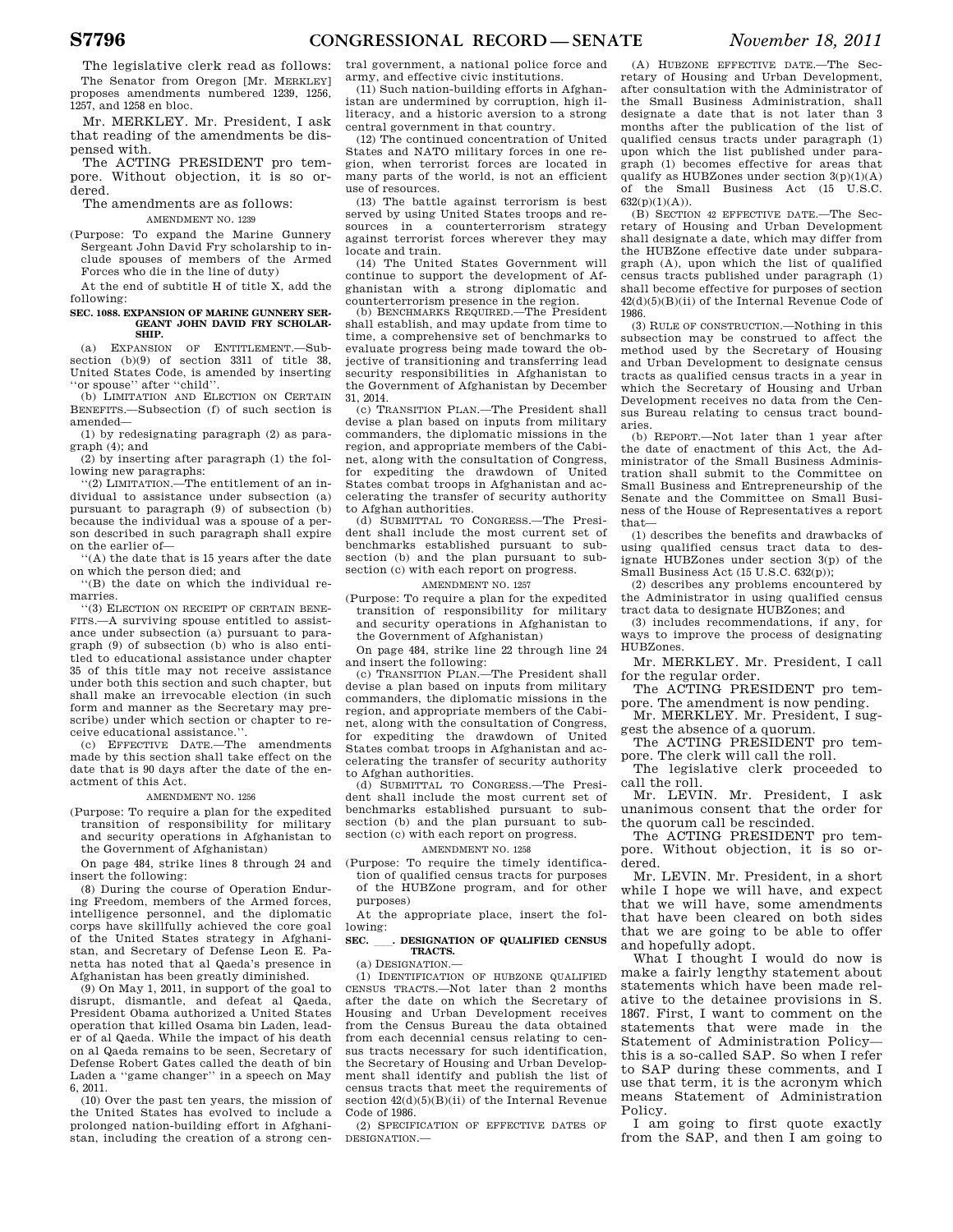The legislative clerk read as follows:

The Senator from Oregon [Mr. MERKLEY] proposes amendments numbered 1239, 1256, 1257, and 1258 en bloc.

Mr. MERKLEY. Mr. President, I ask that reading of the amendments be dispensed with.

The ACTING PRESIDENT pro tempore. Without objection, it is so ordered.

The amendments are as follows:

AMENDMENT NO. 1239

(Purpose: To expand the Marine Gunnery Sergeant John David Fry scholarship to include spouses of members of the Armed Forces who die in the line of duty)

At the end of subtitle H of title X, add the following:

**SEC. 1088. EXPANSION OF MARINE GUNNERY SERGEANT JOHN DAVID FRY SCHOLARSHIP.**

(a) EXPANSION OF ENTITLEMENT.—Subsection (b)(9) of section 3311 of title 38, United States Code, is amended by inserting ''or spouse'' after ''child''.

(b) LIMITATION AND ELECTION ON CERTAIN BENEFITS.—Subsection (f) of such section is amended—

(1) by redesignating paragraph (2) as paragraph (4); and

(2) by inserting after paragraph (1) the following new paragraphs:

''(2) LIMITATION.—The entitlement of an individual to assistance under subsection (a) pursuant to paragraph (9) of subsection (b) because the individual was a spouse of a person described in such paragraph shall expire on the earlier of—

''(A) the date that is 15 years after the date on which the person died; and

''(B) the date on which the individual remarries.

''(3) ELECTION ON RECEIPT OF CERTAIN BENEFITS.—A surviving spouse entitled to assistance under subsection (a) pursuant to paragraph (9) of subsection (b) who is also entitled to educational assistance under chapter 35 of this title may not receive assistance under both this section and such chapter, but shall make an irrevocable election (in such form and manner as the Secretary may prescribe) under which section or chapter to receive educational assistance.''.

(c) EFFECTIVE DATE.—The amendments made by this section shall take effect on the date that is 90 days after the date of the enactment of this Act.

AMENDMENT NO. 1256

(Purpose: To require a plan for the expedited transition of responsibility for military and security operations in Afghanistan to the Government of Afghanistan)

On page 484, strike lines 8 through 24 and insert the following:

(8) During the course of Operation Enduring Freedom, members of the Armed forces, intelligence personnel, and the diplomatic corps have skillfully achieved the core goal of the United States strategy in Afghanistan, and Secretary of Defense Leon E. Panetta has noted that al Qaeda's presence in Afghanistan has been greatly diminished.

(9) On May 1, 2011, in support of the goal to disrupt, dismantle, and defeat al Qaeda, President Obama authorized a United States operation that killed Osama bin Laden, leader of al Qaeda. While the impact of his death on al Qaeda remains to be seen, Secretary of Defense Robert Gates called the death of bin Laden a ''game changer'' in a speech on May 6, 2011.

(10) Over the past ten years, the mission of the United States has evolved to include a prolonged nation-building effort in Afghanistan, including the creation of a strong central government, a national police force and army, and effective civic institutions.

(11) Such nation-building efforts in Afghanistan are undermined by corruption, high illiteracy, and a historic aversion to a strong central government in that country.

(12) The continued concentration of United States and NATO military forces in one region, when terrorist forces are located in many parts of the world, is not an efficient use of resources.

(13) The battle against terrorism is best served by using United States troops and resources in a counterterrorism strategy against terrorist forces wherever they may locate and train.

(14) The United States Government will continue to support the development of Afghanistan with a strong diplomatic and counterterrorism presence in the region.

(b) BENCHMARKS REQUIRED.—The President shall establish, and may update from time to time, a comprehensive set of benchmarks to evaluate progress being made toward the objective of transitioning and transferring lead security responsibilities in Afghanistan to the Government of Afghanistan by December 31, 2014.

(c) TRANSITION PLAN.—The President shall devise a plan based on inputs from military commanders, the diplomatic missions in the region, and appropriate members of the Cabinet, along with the consultation of Congress, for expediting the drawdown of United States combat troops in Afghanistan and accelerating the transfer of security authority to Afghan authorities.

(d) SUBMITTAL TO CONGRESS.—The President shall include the most current set of benchmarks established pursuant to subsection (b) and the plan pursuant to subsection (c) with each report on progress.

AMENDMENT NO. 1257

(Purpose: To require a plan for the expedited transition of responsibility for military and security operations in Afghanistan to the Government of Afghanistan)

On page 484, strike line 22 through line 24 and insert the following:

(c) TRANSITION PLAN.—The President shall devise a plan based on inputs from military commanders, the diplomatic missions in the region, and appropriate members of the Cabinet, along with the consultation of Congress, for expediting the drawdown of United States combat troops in Afghanistan and accelerating the transfer of security authority to Afghan authorities.

(d) SUBMITTAL TO CONGRESS.—The President shall include the most current set of benchmarks established pursuant to subsection (b) and the plan pursuant to subsection (c) with each report on progress.

AMENDMENT NO. 1258

(Purpose: To require the timely identification of qualified census tracts for purposes of the HUBZone program, and for other purposes)

At the appropriate place, insert the following:

**SEC. \_\_\_. DESIGNATION OF QUALIFIED CENSUS TRACTS.**

(a) DESIGNATION.—

(1) IDENTIFICATION OF HUBZONE QUALIFIED CENSUS TRACTS.—Not later than 2 months after the date on which the Secretary of Housing and Urban Development receives from the Census Bureau the data obtained from each decennial census relating to census tracts necessary for such identification, the Secretary of Housing and Urban Development shall identify and publish the list of census tracts that meet the requirements of section 42(d)(5)(B)(ii) of the Internal Revenue Code of 1986.

(2) SPECIFICATION OF EFFECTIVE DATES OF DESIGNATION.—

(A) HUBZONE EFFECTIVE DATE.—The Secretary of Housing and Urban Development, after consultation with the Administrator of the Small Business Administration, shall designate a date that is not later than 3 months after the publication of the list of qualified census tracts under paragraph (1) upon which the list published under paragraph (1) becomes effective for areas that qualify as HUBZones under section 3(p)(1)(A) of the Small Business Act (15 U.S.C. 632(p)(1)(A)).

(B) SECTION 42 EFFECTIVE DATE.—The Secretary of Housing and Urban Development shall designate a date, which may differ from the HUBZone effective date under subparagraph (A), upon which the list of qualified census tracts published under paragraph (1) shall become effective for purposes of section 42(d)(5)(B)(ii) of the Internal Revenue Code of 1986.

(3) RULE OF CONSTRUCTION.—Nothing in this subsection may be construed to affect the method used by the Secretary of Housing and Urban Development to designate census tracts as qualified census tracts in a year in which the Secretary of Housing and Urban Development receives no data from the Census Bureau relating to census tract boundaries.

(b) REPORT.—Not later than 1 year after the date of enactment of this Act, the Administrator of the Small Business Administration shall submit to the Committee on Small Business and Entrepreneurship of the Senate and the Committee on Small Business of the House of Representatives a report that—

(1) describes the benefits and drawbacks of using qualified census tract data to designate HUBZones under section 3(p) of the Small Business Act (15 U.S.C. 632(p));

(2) describes any problems encountered by the Administrator in using qualified census tract data to designate HUBZones; and

(3) includes recommendations, if any, for ways to improve the process of designating HUBZones.

Mr. MERKLEY. Mr. President, I call for the regular order.

The ACTING PRESIDENT pro tempore. The amendment is now pending.

Mr. MERKLEY. Mr. President, I suggest the absence of a quorum.

The ACTING PRESIDENT pro tempore. The clerk will call the roll.

The legislative clerk proceeded to call the roll.

Mr. LEVIN. Mr. President, I ask unanimous consent that the order for the quorum call be rescinded.

The ACTING PRESIDENT pro tempore. Without objection, it is so ordered.

Mr. LEVIN. Mr. President, in a short while I hope we will have, and expect that we will have, some amendments that have been cleared on both sides that we are going to be able to offer and hopefully adopt.

What I thought I would do now is make a fairly lengthy statement about statements which have been made relative to the detainee provisions in S. 1867. First, I want to comment on the statements that were made in the Statement of Administration Policy—this is a so-called SAP. So when I refer to SAP during these comments, and I use that term, it is the acronym which means Statement of Administration Policy.

I am going to first quote exactly from the SAP, and then I am going to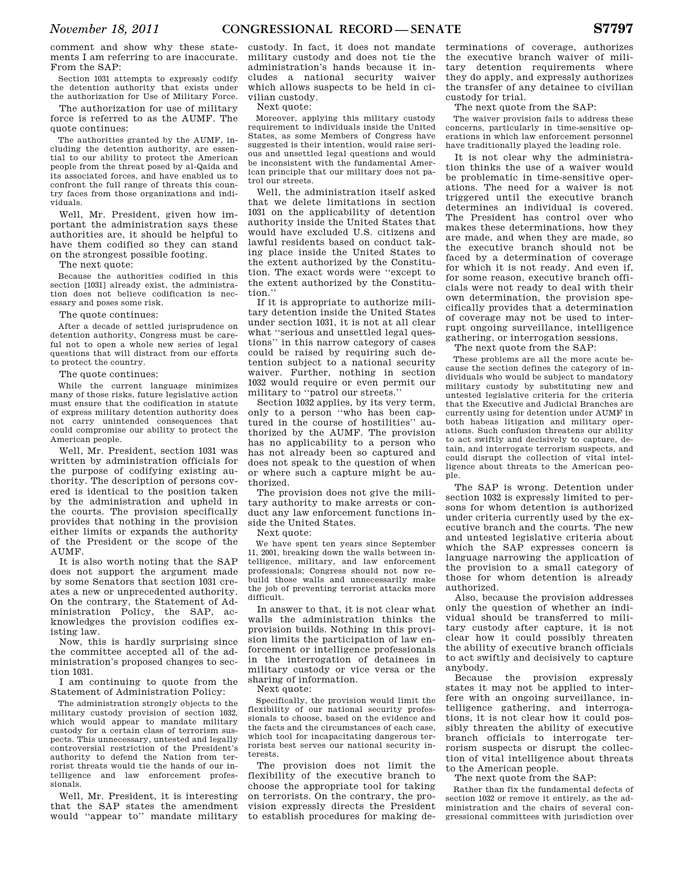comment and show why these statements I am referring to are inaccurate. From the SAP:

> Section 1031 attempts to expressly codify the detention authority that exists under the authorization for Use of Military Force.

The authorization for use of military force is referred to as the AUMF. The quote continues:

> The authorities granted by the AUMF, including the detention authority, are essential to our ability to protect the American people from the threat posed by al-Qaida and its associated forces, and have enabled us to confront the full range of threats this country faces from those organizations and individuals.

Well, Mr. President, given how important the administration says these authorities are, it should be helpful to have them codified so they can stand on the strongest possible footing.

The next quote:

> Because the authorities codified in this section [1031] already exist, the administration does not believe codification is necessary and poses some risk.

The quote continues:

> After a decade of settled jurisprudence on detention authority, Congress must be careful not to open a whole new series of legal questions that will distract from our efforts to protect the country.

The quote continues:

> While the current language minimizes many of those risks, future legislative action must ensure that the codification in statute of express military detention authority does not carry unintended consequences that could compromise our ability to protect the American people.

Well, Mr. President, section 1031 was written by administration officials for the purpose of codifying existing authority. The description of persons covered is identical to the position taken by the administration and upheld in the courts. The provision specifically provides that nothing in the provision either limits or expands the authority of the President or the scope of the AUMF.

It is also worth noting that the SAP does not support the argument made by some Senators that section 1031 creates a new or unprecedented authority. On the contrary, the Statement of Administration Policy, the SAP, acknowledges the provision codifies existing law.

Now, this is hardly surprising since the committee accepted all of the administration's proposed changes to section 1031.

I am continuing to quote from the Statement of Administration Policy:

> The administration strongly objects to the military custody provision of section 1032, which would appear to mandate military custody for a certain class of terrorism suspects. This unnecessary, untested and legally controversial restriction of the President's authority to defend the Nation from terrorist threats would tie the hands of our intelligence and law enforcement professionals.

Well, Mr. President, it is interesting that the SAP states the amendment would ''appear to'' mandate military custody. In fact, it does not mandate military custody and does not tie the administration's hands because it includes a national security waiver which allows suspects to be held in civilian custody.

Next quote:

> Moreover, applying this military custody requirement to individuals inside the United States, as some Members of Congress have suggested is their intention, would raise serious and unsettled legal questions and would be inconsistent with the fundamental American principle that our military does not patrol our streets.

Well, the administration itself asked that we delete limitations in section 1031 on the applicability of detention authority inside the United States that would have excluded U.S. citizens and lawful residents based on conduct taking place inside the United States to the extent authorized by the Constitution. The exact words were ''except to the extent authorized by the Constitution.''

If it is appropriate to authorize military detention inside the United States under section 1031, it is not at all clear what ''serious and unsettled legal questions'' in this narrow category of cases could be raised by requiring such detention subject to a national security waiver. Further, nothing in section 1032 would require or even permit our military to ''patrol our streets.''

Section 1032 applies, by its very term, only to a person ''who has been captured in the course of hostilities'' authorized by the AUMF. The provision has no applicability to a person who has not already been so captured and does not speak to the question of when or where such a capture might be authorized.

The provision does not give the military authority to make arrests or conduct any law enforcement functions inside the United States.

Next quote:

> We have spent ten years since September 11, 2001, breaking down the walls between intelligence, military, and law enforcement professionals; Congress should not now rebuild those walls and unnecessarily make the job of preventing terrorist attacks more difficult.

In answer to that, it is not clear what walls the administration thinks the provision builds. Nothing in this provision limits the participation of law enforcement or intelligence professionals in the interrogation of detainees in military custody or vice versa or the sharing of information.

Next quote:

> Specifically, the provision would limit the flexibility of our national security professionals to choose, based on the evidence and the facts and the circumstances of each case, which tool for incapacitating dangerous terrorists best serves our national security interests.

The provision does not limit the flexibility of the executive branch to choose the appropriate tool for taking on terrorists. On the contrary, the provision expressly directs the President to establish procedures for making determinations of coverage, authorizes the executive branch waiver of military detention requirements where they do apply, and expressly authorizes the transfer of any detainee to civilian custody for trial.

The next quote from the SAP:

> The waiver provision fails to address these concerns, particularly in time-sensitive operations in which law enforcement personnel have traditionally played the leading role.

It is not clear why the administration thinks the use of a waiver would be problematic in time-sensitive operations. The need for a waiver is not triggered until the executive branch determines an individual is covered. The President has control over who makes these determinations, how they are made, and when they are made, so the executive branch should not be faced by a determination of coverage for which it is not ready. And even if, for some reason, executive branch officials were not ready to deal with their own determination, the provision specifically provides that a determination of coverage may not be used to interrupt ongoing surveillance, intelligence gathering, or interrogation sessions.

The next quote from the SAP:

> These problems are all the more acute because the section defines the category of individuals who would be subject to mandatory military custody by substituting new and untested legislative criteria for the criteria that the Executive and Judicial Branches are currently using for detention under AUMF in both habeas litigation and military operations. Such confusion threatens our ability to act swiftly and decisively to capture, detain, and interrogate terrorism suspects, and could disrupt the collection of vital intelligence about threats to the American people.

The SAP is wrong. Detention under section 1032 is expressly limited to persons for whom detention is authorized under criteria currently used by the executive branch and the courts. The new and untested legislative criteria about which the SAP expresses concern is language narrowing the application of the provision to a small category of those for whom detention is already authorized.

Also, because the provision addresses only the question of whether an individual should be transferred to military custody after capture, it is not clear how it could possibly threaten the ability of executive branch officials to act swiftly and decisively to capture anybody.

Because the provision expressly states it may not be applied to interfere with an ongoing surveillance, intelligence gathering, and interrogations, it is not clear how it could possibly threaten the ability of executive branch officials to interrogate terrorism suspects or disrupt the collection of vital intelligence about threats to the American people.

The next quote from the SAP:

> Rather than fix the fundamental defects of section 1032 or remove it entirely, as the administration and the chairs of several congressional committees with jurisdiction over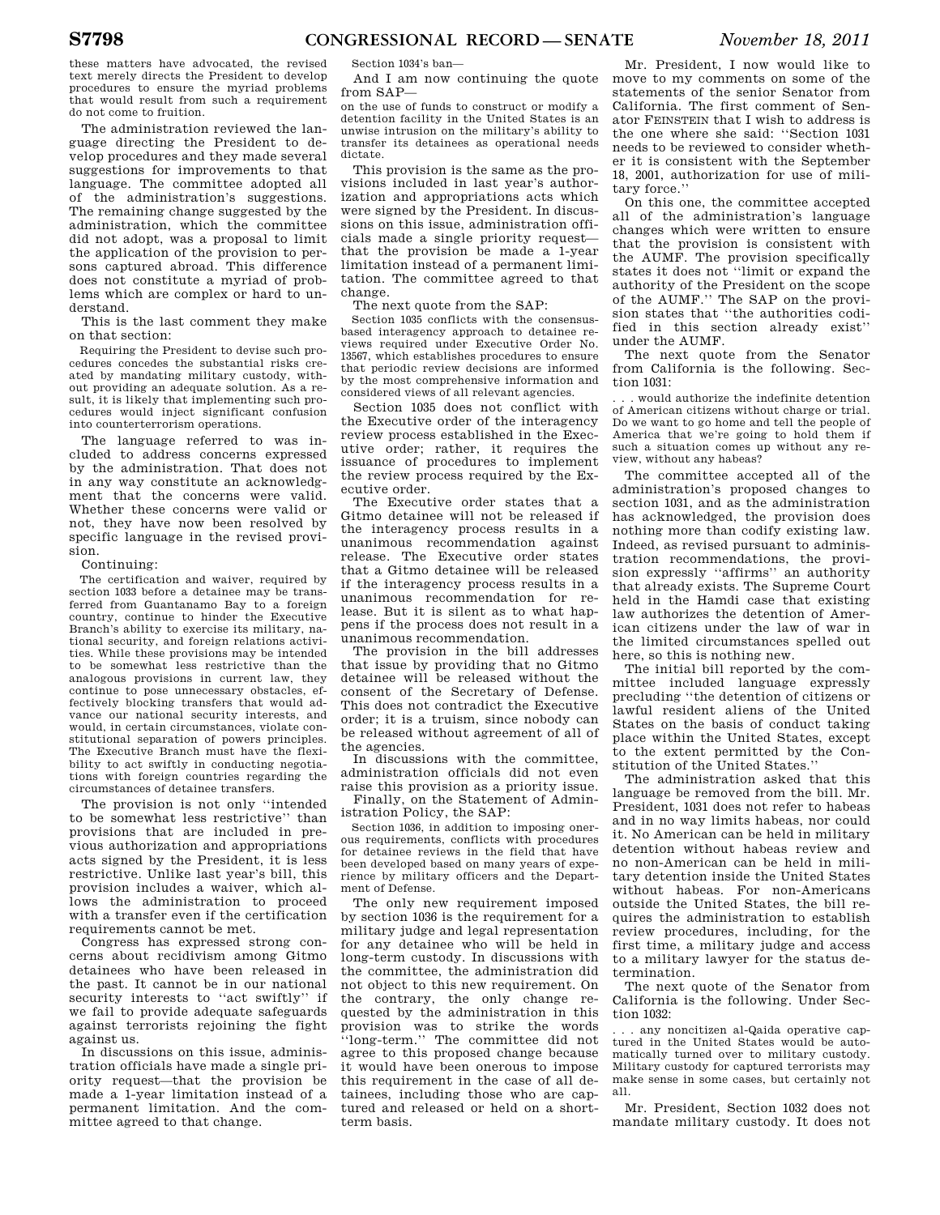these matters have advocated, the revised text merely directs the President to develop procedures to ensure the myriad problems that would result from such a requirement do not come to fruition.

The administration reviewed the language directing the President to develop procedures and they made several suggestions for improvements to that language. The committee adopted all of the administration's suggestions. The remaining change suggested by the administration, which the committee did not adopt, was a proposal to limit the application of the provision to persons captured abroad. This difference does not constitute a myriad of problems which are complex or hard to understand.

This is the last comment they make on that section:

> Requiring the President to devise such procedures concedes the substantial risks created by mandating military custody, without providing an adequate solution. As a result, it is likely that implementing such procedures would inject significant confusion into counterterrorism operations.

The language referred to was included to address concerns expressed by the administration. That does not in any way constitute an acknowledgment that the concerns were valid. Whether these concerns were valid or not, they have now been resolved by specific language in the revised provision.

Continuing:

> The certification and waiver, required by section 1033 before a detainee may be transferred from Guantanamo Bay to a foreign country, continue to hinder the Executive Branch's ability to exercise its military, national security, and foreign relations activities. While these provisions may be intended to be somewhat less restrictive than the analogous provisions in current law, they continue to pose unnecessary obstacles, effectively blocking transfers that would advance our national security interests, and would, in certain circumstances, violate constitutional separation of powers principles. The Executive Branch must have the flexibility to act swiftly in conducting negotiations with foreign countries regarding the circumstances of detainee transfers.

The provision is not only "intended to be somewhat less restrictive" than provisions that are included in previous authorization and appropriations acts signed by the President, it is less restrictive. Unlike last year's bill, this provision includes a waiver, which allows the administration to proceed with a transfer even if the certification requirements cannot be met.

Congress has expressed strong concerns about recidivism among Gitmo detainees who have been released in the past. It cannot be in our national security interests to "act swiftly" if we fail to provide adequate safeguards against terrorists rejoining the fight against us.

In discussions on this issue, administration officials have made a single priority request—that the provision be made a 1-year limitation instead of a permanent limitation. And the committee agreed to that change.

> Section 1034's ban—

And I am now continuing the quote from SAP—

> on the use of funds to construct or modify a detention facility in the United States is an unwise intrusion on the military's ability to transfer its detainees as operational needs dictate.

This provision is the same as the provisions included in last year's authorization and appropriations acts which were signed by the President. In discussions on this issue, administration officials made a single priority request—that the provision be made a 1-year limitation instead of a permanent limitation. The committee agreed to that change.

The next quote from the SAP:

> Section 1035 conflicts with the consensus-based interagency approach to detainee reviews required under Executive Order No. 13567, which establishes procedures to ensure that periodic review decisions are informed by the most comprehensive information and considered views of all relevant agencies.

Section 1035 does not conflict with the Executive order of the interagency review process established in the Executive order; rather, it requires the issuance of procedures to implement the review process required by the Executive order.

The Executive order states that a Gitmo detainee will not be released if the interagency process results in a unanimous recommendation against release. The Executive order states that a Gitmo detainee will be released if the interagency process results in a unanimous recommendation for release. But it is silent as to what happens if the process does not result in a unanimous recommendation.

The provision in the bill addresses that issue by providing that no Gitmo detainee will be released without the consent of the Secretary of Defense. This does not contradict the Executive order; it is a truism, since nobody can be released without agreement of all of the agencies.

In discussions with the committee, administration officials did not even raise this provision as a priority issue.

Finally, on the Statement of Administration Policy, the SAP:

> Section 1036, in addition to imposing onerous requirements, conflicts with procedures for detainee reviews in the field that have been developed based on many years of experience by military officers and the Department of Defense.

The only new requirement imposed by section 1036 is the requirement for a military judge and legal representation for any detainee who will be held in long-term custody. In discussions with the committee, the administration did not object to this new requirement. On the contrary, the only change requested by the administration in this provision was to strike the words "long-term." The committee did not agree to this proposed change because it would have been onerous to impose this requirement in the case of all detainees, including those who are captured and released or held on a short-term basis.

Mr. President, I now would like to move to my comments on some of the statements of the senior Senator from California. The first comment of Senator FEINSTEIN that I wish to address is the one where she said: "Section 1031 needs to be reviewed to consider whether it is consistent with the September 18, 2001, authorization for use of military force."

On this one, the committee accepted all of the administration's language changes which were written to ensure that the provision is consistent with the AUMF. The provision specifically states it does not "limit or expand the authority of the President on the scope of the AUMF." The SAP on the provision states that "the authorities codified in this section already exist" under the AUMF.

The next quote from the Senator from California is the following. Section 1031:

> . . . would authorize the indefinite detention of American citizens without charge or trial. Do we want to go home and tell the people of America that we're going to hold them if such a situation comes up without any review, without any habeas?

The committee accepted all of the administration's proposed changes to section 1031, and as the administration has acknowledged, the provision does nothing more than codify existing law. Indeed, as revised pursuant to administration recommendations, the provision expressly "affirms" an authority that already exists. The Supreme Court held in the Hamdi case that existing law authorizes the detention of American citizens under the law of war in the limited circumstances spelled out here, so this is nothing new.

The initial bill reported by the committee included language expressly precluding "the detention of citizens or lawful resident aliens of the United States on the basis of conduct taking place within the United States, except to the extent permitted by the Constitution of the United States."

The administration asked that this language be removed from the bill. Mr. President, 1031 does not refer to habeas and in no way limits habeas, nor could it. No American can be held in military detention without habeas review and no non-American can be held in military detention inside the United States without habeas. For non-Americans outside the United States, the bill requires the administration to establish review procedures, including, for the first time, a military judge and access to a military lawyer for the status determination.

The next quote of the Senator from California is the following. Under Section 1032:

> . . . any noncitizen al-Qaida operative captured in the United States would be automatically turned over to military custody. Military custody for captured terrorists may make sense in some cases, but certainly not all.

Mr. President, Section 1032 does not mandate military custody. It does not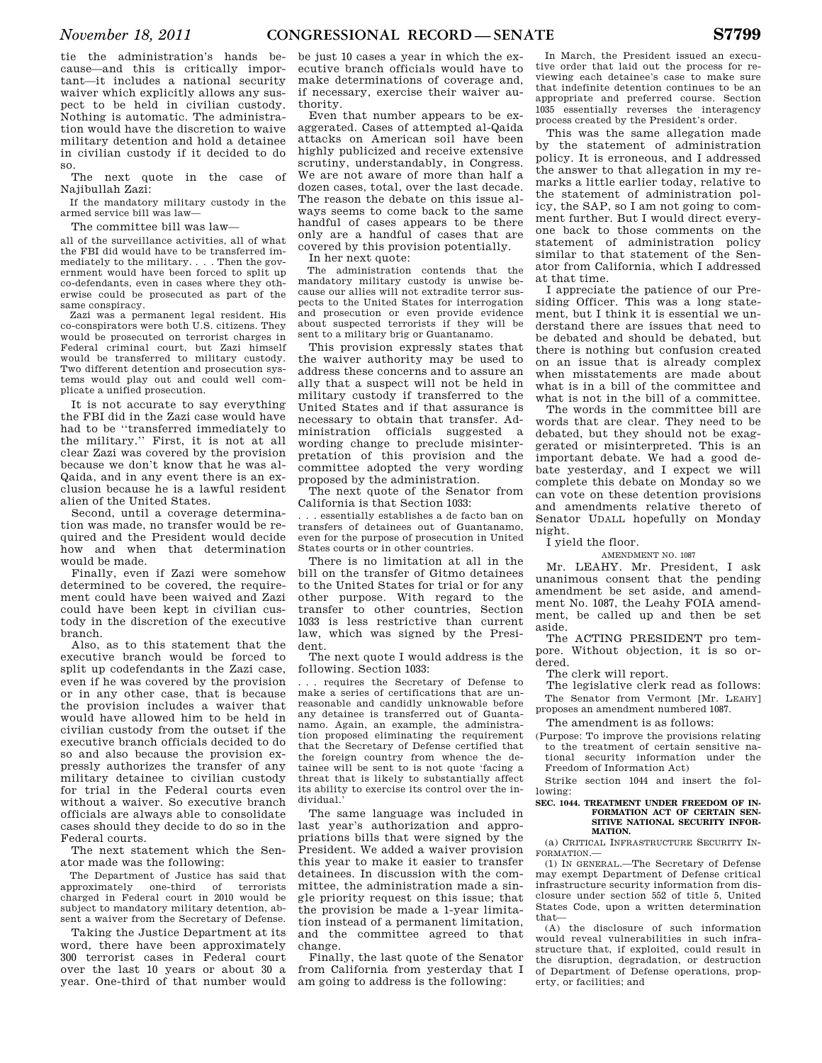tie the administration's hands because—and this is critically important—it includes a national security waiver which explicitly allows any suspect to be held in civilian custody. Nothing is automatic. The administration would have the discretion to waive military detention and hold a detainee in civilian custody if it decided to do so.

The next quote in the case of Najibullah Zazi:

> If the mandatory military custody in the armed service bill was law—

The committee bill was law—

> all of the surveillance activities, all of what the FBI did would have to be transferred immediately to the military. . . . Then the government would have been forced to split up co-defendants, even in cases where they otherwise could be prosecuted as part of the same conspiracy.
>
> Zazi was a permanent legal resident. His co-conspirators were both U.S. citizens. They would be prosecuted on terrorist charges in Federal criminal court, but Zazi himself would be transferred to military custody. Two different detention and prosecution systems would play out and could well complicate a unified prosecution.

It is not accurate to say everything the FBI did in the Zazi case would have had to be "transferred immediately to the military." First, it is not at all clear Zazi was covered by the provision because we don't know that he was al-Qaida, and in any event there is an exclusion because he is a lawful resident alien of the United States.

Second, until a coverage determination was made, no transfer would be required and the President would decide how and when that determination would be made.

Finally, even if Zazi were somehow determined to be covered, the requirement could have been waived and Zazi could have been kept in civilian custody in the discretion of the executive branch.

Also, as to this statement that the executive branch would be forced to split up codefendants in the Zazi case, even if he was covered by the provision or in any other case, that is because the provision includes a waiver that would have allowed him to be held in civilian custody from the outset if the executive branch officials decided to do so and also because the provision expressly authorizes the transfer of any military detainee to civilian custody for trial in the Federal courts even without a waiver. So executive branch officials are always able to consolidate cases should they decide to do so in the Federal courts.

The next statement which the Senator made was the following:

> The Department of Justice has said that approximately one-third of terrorists charged in Federal court in 2010 would be subject to mandatory military detention, absent a waiver from the Secretary of Defense.

Taking the Justice Department at its word, there have been approximately 300 terrorist cases in Federal court over the last 10 years or about 30 a year. One-third of that number would be just 10 cases a year in which the executive branch officials would have to make determinations of coverage and, if necessary, exercise their waiver authority.

Even that number appears to be exaggerated. Cases of attempted al-Qaida attacks on American soil have been highly publicized and receive extensive scrutiny, understandably, in Congress. We are not aware of more than half a dozen cases, total, over the last decade. The reason the debate on this issue always seems to come back to the same handful of cases appears to be there only are a handful of cases that are covered by this provision potentially.

In her next quote:

> The administration contends that the mandatory military custody is unwise because our allies will not extradite terror suspects to the United States for interrogation and prosecution or even provide evidence about suspected terrorists if they will be sent to a military brig or Guantanamo.

This provision expressly states that the waiver authority may be used to address these concerns and to assure an ally that a suspect will not be held in military custody if transferred to the United States and if that assurance is necessary to obtain that transfer. Administration officials suggested a wording change to preclude misinterpretation of this provision and the committee adopted the very wording proposed by the administration.

The next quote of the Senator from California is that Section 1033:

> . . . essentially establishes a de facto ban on transfers of detainees out of Guantanamo, even for the purpose of prosecution in United States courts or in other countries.

There is no limitation at all in the bill on the transfer of Gitmo detainees to the United States for trial or for any other purpose. With regard to the transfer to other countries, Section 1033 is less restrictive than current law, which was signed by the President.

The next quote I would address is the following. Section 1033:

> . . . requires the Secretary of Defense to make a series of certifications that are unreasonable and candidly unknowable before any detainee is transferred out of Guantanamo. Again, an example, the administration proposed eliminating the requirement that the Secretary of Defense certified that the foreign country from whence the detainee will be sent to is not quote 'facing a threat that is likely to substantially affect its ability to exercise its control over the individual.'

The same language was included in last year's authorization and appropriations bills that were signed by the President. We added a waiver provision this year to make it easier to transfer detainees. In discussion with the committee, the administration made a single priority request on this issue; that the provision be made a 1-year limitation instead of a permanent limitation, and the committee agreed to that change.

Finally, the last quote of the Senator from California from yesterday that I am going to address is the following:

> In March, the President issued an executive order that laid out the process for reviewing each detainee's case to make sure that indefinite detention continues to be an appropriate and preferred course. Section 1035 essentially reverses the interagency process created by the President's order.

This was the same allegation made by the statement of administration policy. It is erroneous, and I addressed the answer to that allegation in my remarks a little earlier today, relative to the statement of administration policy, the SAP, so I am not going to comment further. But I would direct everyone back to those comments on the statement of administration policy similar to that statement of the Senator from California, which I addressed at that time.

I appreciate the patience of our Presiding Officer. This was a long statement, but I think it is essential we understand there are issues that need to be debated and should be debated, but there is nothing but confusion created on an issue that is already complex when misstatements are made about what is in a bill of the committee and what is not in the bill of a committee.

The words in the committee bill are words that are clear. They need to be debated, but they should not be exaggerated or misinterpreted. This is an important debate. We had a good debate yesterday, and I expect we will complete this debate on Monday so we can vote on these detention provisions and amendments relative thereto of Senator UDALL hopefully on Monday night.

I yield the floor.

AMENDMENT NO. 1087

Mr. LEAHY. Mr. President, I ask unanimous consent that the pending amendment be set aside, and amendment No. 1087, the Leahy FOIA amendment, be called up and then be set aside.

The ACTING PRESIDENT pro tempore. Without objection, it is so ordered.

The clerk will report.

The legislative clerk read as follows:

The Senator from Vermont [Mr. LEAHY] proposes an amendment numbered 1087.

The amendment is as follows:

(Purpose: To improve the provisions relating to the treatment of certain sensitive national security information under the Freedom of Information Act)

Strike section 1044 and insert the following:

**SEC. 1044. TREATMENT UNDER FREEDOM OF INFORMATION ACT OF CERTAIN SENSITIVE NATIONAL SECURITY INFORMATION.**

(a) CRITICAL INFRASTRUCTURE SECURITY INFORMATION.—

(1) IN GENERAL.—The Secretary of Defense may exempt Department of Defense critical infrastructure security information from disclosure under section 552 of title 5, United States Code, upon a written determination that—

(A) the disclosure of such information would reveal vulnerabilities in such infrastructure that, if exploited, could result in the disruption, degradation, or destruction of Department of Defense operations, property, or facilities; and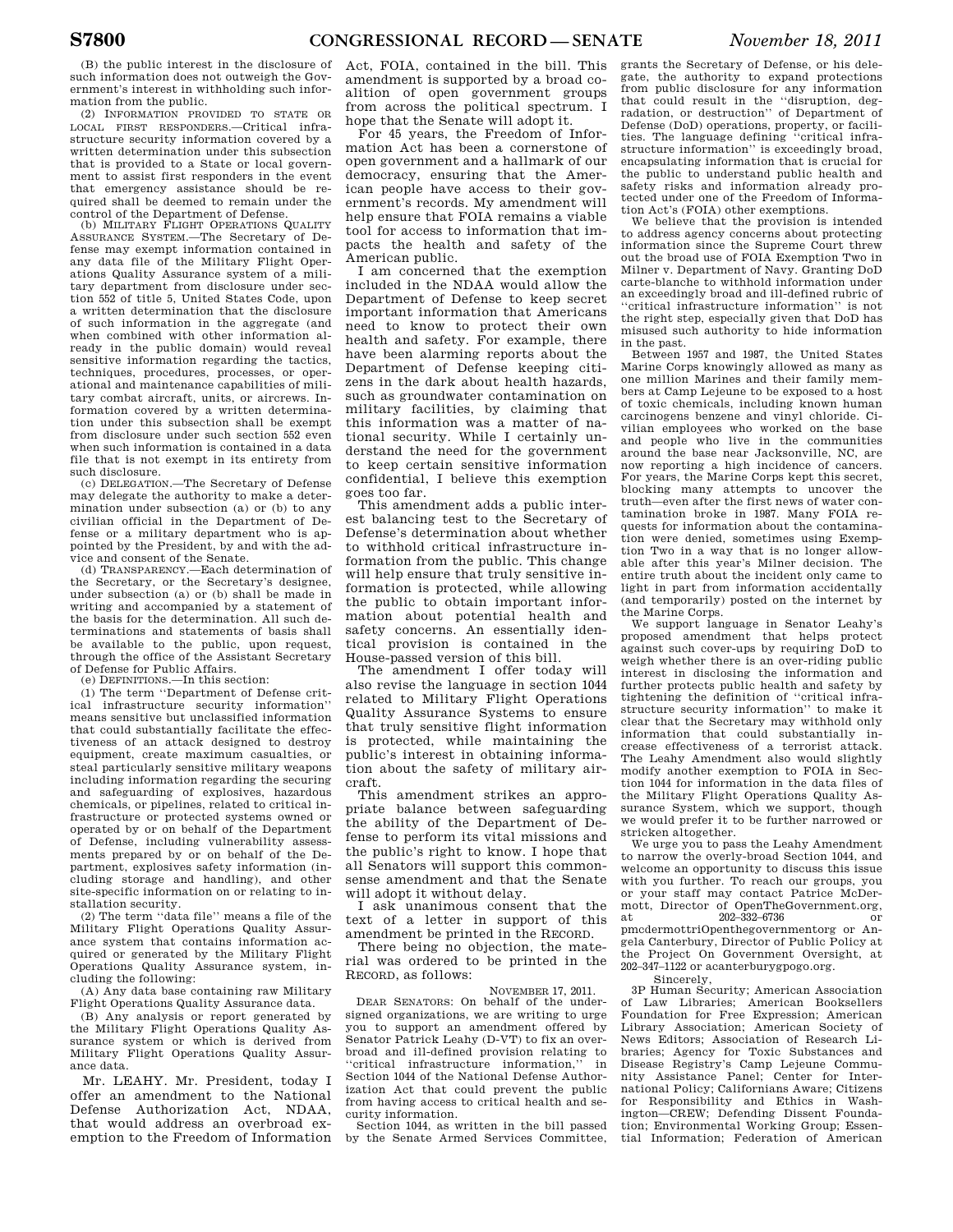(B) the public interest in the disclosure of such information does not outweigh the Government's interest in withholding such information from the public.

(2) INFORMATION PROVIDED TO STATE OR LOCAL FIRST RESPONDERS.—Critical infrastructure security information covered by a written determination under this subsection that is provided to a State or local government to assist first responders in the event that emergency assistance should be required shall be deemed to remain under the control of the Department of Defense.

(b) MILITARY FLIGHT OPERATIONS QUALITY ASSURANCE SYSTEM.—The Secretary of Defense may exempt information contained in any data file of the Military Flight Operations Quality Assurance system of a military department from disclosure under section 552 of title 5, United States Code, upon a written determination that the disclosure of such information in the aggregate (and when combined with other information already in the public domain) would reveal sensitive information regarding the tactics, techniques, procedures, processes, or operational and maintenance capabilities of military combat aircraft, units, or aircrews. Information covered by a written determination under this subsection shall be exempt from disclosure under such section 552 even when such information is contained in a data file that is not exempt in its entirety from such disclosure.

(c) DELEGATION.—The Secretary of Defense may delegate the authority to make a determination under subsection (a) or (b) to any civilian official in the Department of Defense or a military department who is appointed by the President, by and with the advice and consent of the Senate.

(d) TRANSPARENCY.—Each determination of the Secretary, or the Secretary's designee, under subsection (a) or (b) shall be made in writing and accompanied by a statement of the basis for the determination. All such determinations and statements of basis shall be available to the public, upon request, through the office of the Assistant Secretary of Defense for Public Affairs.

(e) DEFINITIONS.—In this section:

(1) The term "Department of Defense critical infrastructure security information" means sensitive but unclassified information that could substantially facilitate the effectiveness of an attack designed to destroy equipment, create maximum casualties, or steal particularly sensitive military weapons including information regarding the securing and safeguarding of explosives, hazardous chemicals, or pipelines, related to critical infrastructure or protected systems owned or operated by or on behalf of the Department of Defense, including vulnerability assessments prepared by or on behalf of the Department, explosives safety information (including storage and handling), and other site-specific information on or relating to installation security.

(2) The term "data file" means a file of the Military Flight Operations Quality Assurance system that contains information acquired or generated by the Military Flight Operations Quality Assurance system, including the following:

(A) Any data base containing raw Military Flight Operations Quality Assurance data.

(B) Any analysis or report generated by the Military Flight Operations Quality Assurance system or which is derived from Military Flight Operations Quality Assurance data.

Mr. LEAHY. Mr. President, today I offer an amendment to the National Defense Authorization Act, NDAA, that would address an overbroad exemption to the Freedom of Information Act, FOIA, contained in the bill. This amendment is supported by a broad coalition of open government groups from across the political spectrum. I hope that the Senate will adopt it.

For 45 years, the Freedom of Information Act has been a cornerstone of open government and a hallmark of our democracy, ensuring that the American people have access to their government's records. My amendment will help ensure that FOIA remains a viable tool for access to information that impacts the health and safety of the American public.

I am concerned that the exemption included in the NDAA would allow the Department of Defense to keep secret important information that Americans need to know to protect their own health and safety. For example, there have been alarming reports about the Department of Defense keeping citizens in the dark about health hazards, such as groundwater contamination on military facilities, by claiming that this information was a matter of national security. While I certainly understand the need for the government to keep certain sensitive information confidential, I believe this exemption goes too far.

This amendment adds a public interest balancing test to the Secretary of Defense's determination about whether to withhold critical infrastructure information from the public. This change will help ensure that truly sensitive information is protected, while allowing the public to obtain important information about potential health and safety concerns. An essentially identical provision is contained in the House-passed version of this bill.

The amendment I offer today will also revise the language in section 1044 related to Military Flight Operations Quality Assurance Systems to ensure that truly sensitive flight information is protected, while maintaining the public's interest in obtaining information about the safety of military aircraft.

This amendment strikes an appropriate balance between safeguarding the ability of the Department of Defense to perform its vital missions and the public's right to know. I hope that all Senators will support this commonsense amendment and that the Senate will adopt it without delay.

I ask unanimous consent that the text of a letter in support of this amendment be printed in the RECORD.

There being no objection, the material was ordered to be printed in the RECORD, as follows:

NOVEMBER 17, 2011.

DEAR SENATORS: On behalf of the undersigned organizations, we are writing to urge you to support an amendment offered by Senator Patrick Leahy (D-VT) to fix an overbroad and ill-defined provision relating to "critical infrastructure information," in Section 1044 of the National Defense Authorization Act that could prevent the public from having access to critical health and security information.

Section 1044, as written in the bill passed by the Senate Armed Services Committee, grants the Secretary of Defense, or his delegate, the authority to expand protections from public disclosure for any information that could result in the "disruption, degradation, or destruction" of Department of Defense (DoD) operations, property, or facilities. The language defining "critical infrastructure information" is exceedingly broad, encapsulating information that is crucial for the public to understand public health and safety risks and information already protected under one of the Freedom of Information Act's (FOIA) other exemptions.

We believe that the provision is intended to address agency concerns about protecting information since the Supreme Court threw out the broad use of FOIA Exemption Two in Milner v. Department of Navy. Granting DoD carte-blanche to withhold information under an exceedingly broad and ill-defined rubric of "critical infrastructure information" is not the right step, especially given that DoD has misused such authority to hide information in the past.

Between 1957 and 1987, the United States Marine Corps knowingly allowed as many as one million Marines and their family members at Camp Lejeune to be exposed to a host of toxic chemicals, including known human carcinogens benzene and vinyl chloride. Civilian employees who worked on the base and people who live in the communities around the base near Jacksonville, NC, are now reporting a high incidence of cancers. For years, the Marine Corps kept this secret, blocking many attempts to uncover the truth—even after the first news of water contamination broke in 1987. Many FOIA requests for information about the contamination were denied, sometimes using Exemption Two in a way that is no longer allowable after this year's Milner decision. The entire truth about the incident only came to light in part from information accidentally (and temporarily) posted on the internet by the Marine Corps.

We support language in Senator Leahy's proposed amendment that helps protect against such cover-ups by requiring DoD to weigh whether there is an over-riding public interest in disclosing the information and further protects public health and safety by tightening the definition of "critical infrastructure security information" to make it clear that the Secretary may withhold only information that could substantially increase effectiveness of a terrorist attack. The Leahy Amendment also would slightly modify another exemption to FOIA in Section 1044 for information in the data files of the Military Flight Operations Quality Assurance System, which we support, though we would prefer it to be further narrowed or stricken altogether.

We urge you to pass the Leahy Amendment to narrow the overly-broad Section 1044, and welcome an opportunity to discuss this issue with you further. To reach our groups, you or your staff may contact Patrice McDermott, Director of OpenTheGovernment.org, at 202-332-6736 or pmcdermottriOpenthegovernmentorg or Angela Canterbury, Director of Public Policy at the Project On Government Oversight, at 202-347-1122 or acanterburygpogo.org.

Sincerely,

3P Human Security; American Association of Law Libraries; American Booksellers Foundation for Free Expression; American Library Association; American Society of News Editors; Association of Research Libraries; Agency for Toxic Substances and Disease Registry's Camp Lejeune Community Assistance Panel; Center for International Policy; Californians Aware; Citizens for Responsibility and Ethics in Washington—CREW; Defending Dissent Foundation; Environmental Working Group; Essential Information; Federation of American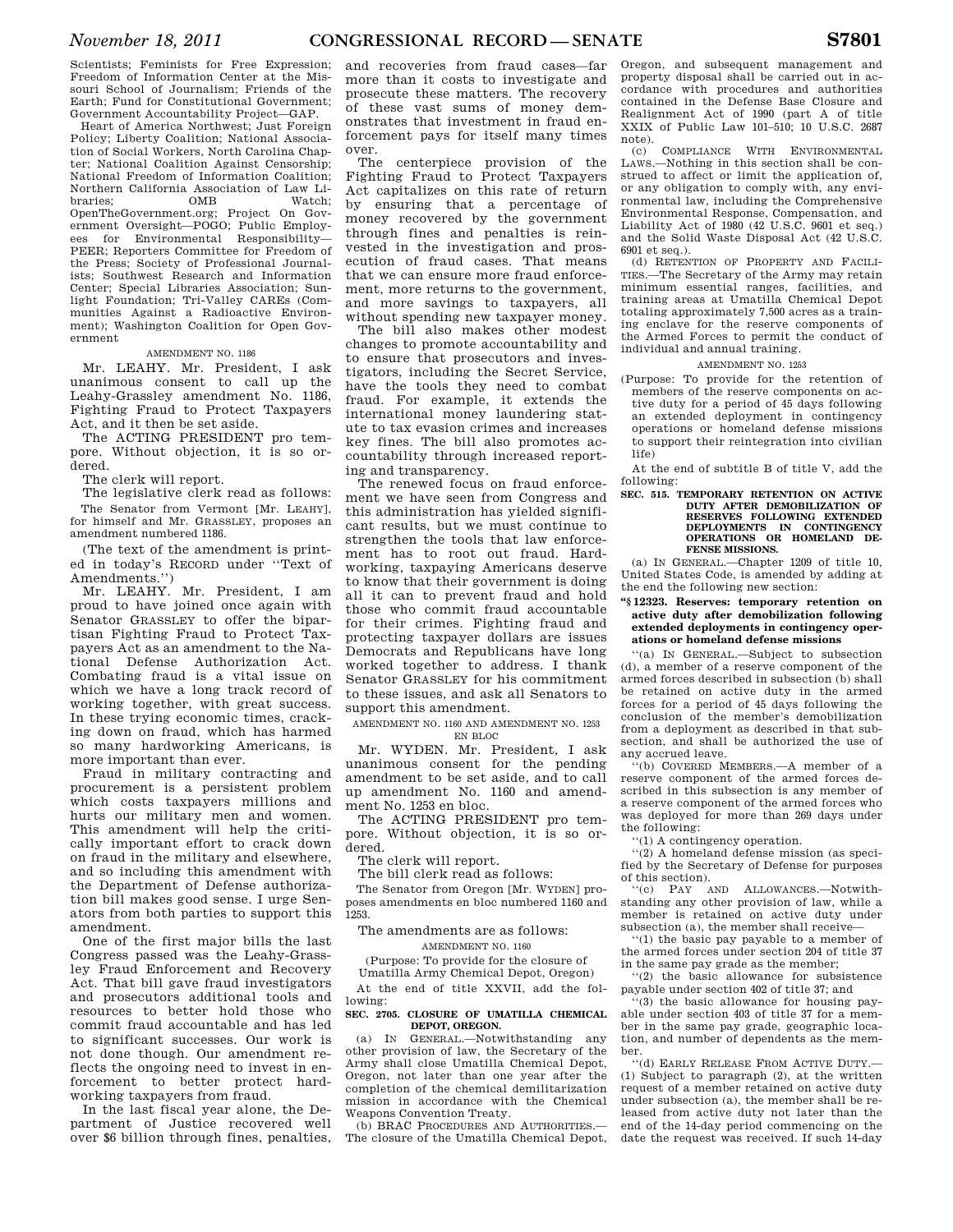Scientists; Feminists for Free Expression; Freedom of Information Center at the Missouri School of Journalism; Friends of the Earth; Fund for Constitutional Government; Government Accountability Project—GAP.

Heart of America Northwest; Just Foreign Policy; Liberty Coalition; National Association of Social Workers, North Carolina Chapter; National Coalition Against Censorship; National Freedom of Information Coalition; Northern California Association of Law Libraries; OMB Watch; OpenTheGovernment.org; Project On Government Oversight—POGO; Public Employees for Environmental Responsibility—PEER; Reporters Committee for Freedom of the Press; Society of Professional Journalists; Southwest Research and Information Center; Special Libraries Association; Sunlight Foundation; Tri-Valley CAREs (Communities Against a Radioactive Environment); Washington Coalition for Open Government

AMENDMENT NO. 1186

Mr. LEAHY. Mr. President, I ask unanimous consent to call up the Leahy-Grassley amendment No. 1186, Fighting Fraud to Protect Taxpayers Act, and it then be set aside.

The ACTING PRESIDENT pro tempore. Without objection, it is so ordered.

The clerk will report.

The legislative clerk read as follows:

The Senator from Vermont [Mr. LEAHY], for himself and Mr. GRASSLEY, proposes an amendment numbered 1186.

(The text of the amendment is printed in today's RECORD under "Text of Amendments.")

Mr. LEAHY. Mr. President, I am proud to have joined once again with Senator GRASSLEY to offer the bipartisan Fighting Fraud to Protect Taxpayers Act as an amendment to the National Defense Authorization Act. Combating fraud is a vital issue on which we have a long track record of working together, with great success. In these trying economic times, cracking down on fraud, which has harmed so many hardworking Americans, is more important than ever.

Fraud in military contracting and procurement is a persistent problem which costs taxpayers millions and hurts our military men and women. This amendment will help the critically important effort to crack down on fraud in the military and elsewhere, and so including this amendment with the Department of Defense authorization bill makes good sense. I urge Senators from both parties to support this amendment.

One of the first major bills the last Congress passed was the Leahy-Grassley Fraud Enforcement and Recovery Act. That bill gave fraud investigators and prosecutors additional tools and resources to better hold those who commit fraud accountable and has led to significant successes. Our work is not done though. Our amendment reflects the ongoing need to invest in enforcement to better protect hardworking taxpayers from fraud.

In the last fiscal year alone, the Department of Justice recovered well over $6 billion through fines, penalties, and recoveries from fraud cases—far more than it costs to investigate and prosecute these matters. The recovery of these vast sums of money demonstrates that investment in fraud enforcement pays for itself many times over.

The centerpiece provision of the Fighting Fraud to Protect Taxpayers Act capitalizes on this rate of return by ensuring that a percentage of money recovered by the government through fines and penalties is reinvested in the investigation and prosecution of fraud cases. That means that we can ensure more fraud enforcement, more returns to the government, and more savings to taxpayers, all without spending new taxpayer money.

The bill also makes other modest changes to promote accountability and to ensure that prosecutors and investigators, including the Secret Service, have the tools they need to combat fraud. For example, it extends the international money laundering statute to tax evasion crimes and increases key fines. The bill also promotes accountability through increased reporting and transparency.

The renewed focus on fraud enforcement we have seen from Congress and this administration has yielded significant results, but we must continue to strengthen the tools that law enforcement has to root out fraud. Hardworking, taxpaying Americans deserve to know that their government is doing all it can to prevent fraud and hold those who commit fraud accountable for their crimes. Fighting fraud and protecting taxpayer dollars are issues Democrats and Republicans have long worked together to address. I thank Senator GRASSLEY for his commitment to these issues, and ask all Senators to support this amendment.

AMENDMENT NO. 1160 AND AMENDMENT NO. 1253 EN BLOC

Mr. WYDEN. Mr. President, I ask unanimous consent for the pending amendment to be set aside, and to call up amendment No. 1160 and amendment No. 1253 en bloc.

The ACTING PRESIDENT pro tempore. Without objection, it is so ordered.

The clerk will report.

The bill clerk read as follows:

The Senator from Oregon [Mr. WYDEN] proposes amendments en bloc numbered 1160 and 1253.

The amendments are as follows:

AMENDMENT NO. 1160

(Purpose: To provide for the closure of Umatilla Army Chemical Depot, Oregon)

At the end of title XXVII, add the following:

**SEC. 2705. CLOSURE OF UMATILLA CHEMICAL DEPOT, OREGON.**

(a) IN GENERAL.—Notwithstanding any other provision of law, the Secretary of the Army shall close Umatilla Chemical Depot, Oregon, not later than one year after the completion of the chemical demilitarization mission in accordance with the Chemical Weapons Convention Treaty.

(b) BRAC PROCEDURES AND AUTHORITIES.—The closure of the Umatilla Chemical Depot, Oregon, and subsequent management and property disposal shall be carried out in accordance with procedures and authorities contained in the Defense Base Closure and Realignment Act of 1990 (part A of title XXIX of Public Law 101–510; 10 U.S.C. 2687 note).

(c) COMPLIANCE WITH ENVIRONMENTAL LAWS.—Nothing in this section shall be construed to affect or limit the application of, or any obligation to comply with, any environmental law, including the Comprehensive Environmental Response, Compensation, and Liability Act of 1980 (42 U.S.C. 9601 et seq.) and the Solid Waste Disposal Act (42 U.S.C. 6901 et seq.).

(d) RETENTION OF PROPERTY AND FACILITIES.—The Secretary of the Army may retain minimum essential ranges, facilities, and training areas at Umatilla Chemical Depot totaling approximately 7,500 acres as a training enclave for the reserve components of the Armed Forces to permit the conduct of individual and annual training.

AMENDMENT NO. 1253

(Purpose: To provide for the retention of members of the reserve components on active duty for a period of 45 days following an extended deployment in contingency operations or homeland defense missions to support their reintegration into civilian life)

At the end of subtitle B of title V, add the following:

**SEC. 515. TEMPORARY RETENTION ON ACTIVE DUTY AFTER DEMOBILIZATION OF RESERVES FOLLOWING EXTENDED DEPLOYMENTS IN CONTINGENCY OPERATIONS OR HOMELAND DEFENSE MISSIONS.**

(a) IN GENERAL.—Chapter 1209 of title 10, United States Code, is amended by adding at the end the following new section:

**"§ 12323. Reserves: temporary retention on active duty after demobilization following extended deployments in contingency operations or homeland defense missions**

"(a) IN GENERAL.—Subject to subsection (d), a member of a reserve component of the armed forces described in subsection (b) shall be retained on active duty in the armed forces for a period of 45 days following the conclusion of the member's demobilization from a deployment as described in that subsection, and shall be authorized the use of any accrued leave.

"(b) COVERED MEMBERS.—A member of a reserve component of the armed forces described in this subsection is any member of a reserve component of the armed forces who was deployed for more than 269 days under the following:

"(1) A contingency operation.

"(2) A homeland defense mission (as specified by the Secretary of Defense for purposes of this section).

"(c) PAY AND ALLOWANCES.—Notwithstanding any other provision of law, while a member is retained on active duty under subsection (a), the member shall receive—

"(1) the basic pay payable to a member of the armed forces under section 204 of title 37 in the same pay grade as the member;

"(2) the basic allowance for subsistence payable under section 402 of title 37; and

"(3) the basic allowance for housing payable under section 403 of title 37 for a member in the same pay grade, geographic location, and number of dependents as the member.

"(d) EARLY RELEASE FROM ACTIVE DUTY.—(1) Subject to paragraph (2), at the written request of a member retained on active duty under subsection (a), the member shall be released from active duty not later than the end of the 14-day period commencing on the date the request was received. If such 14-day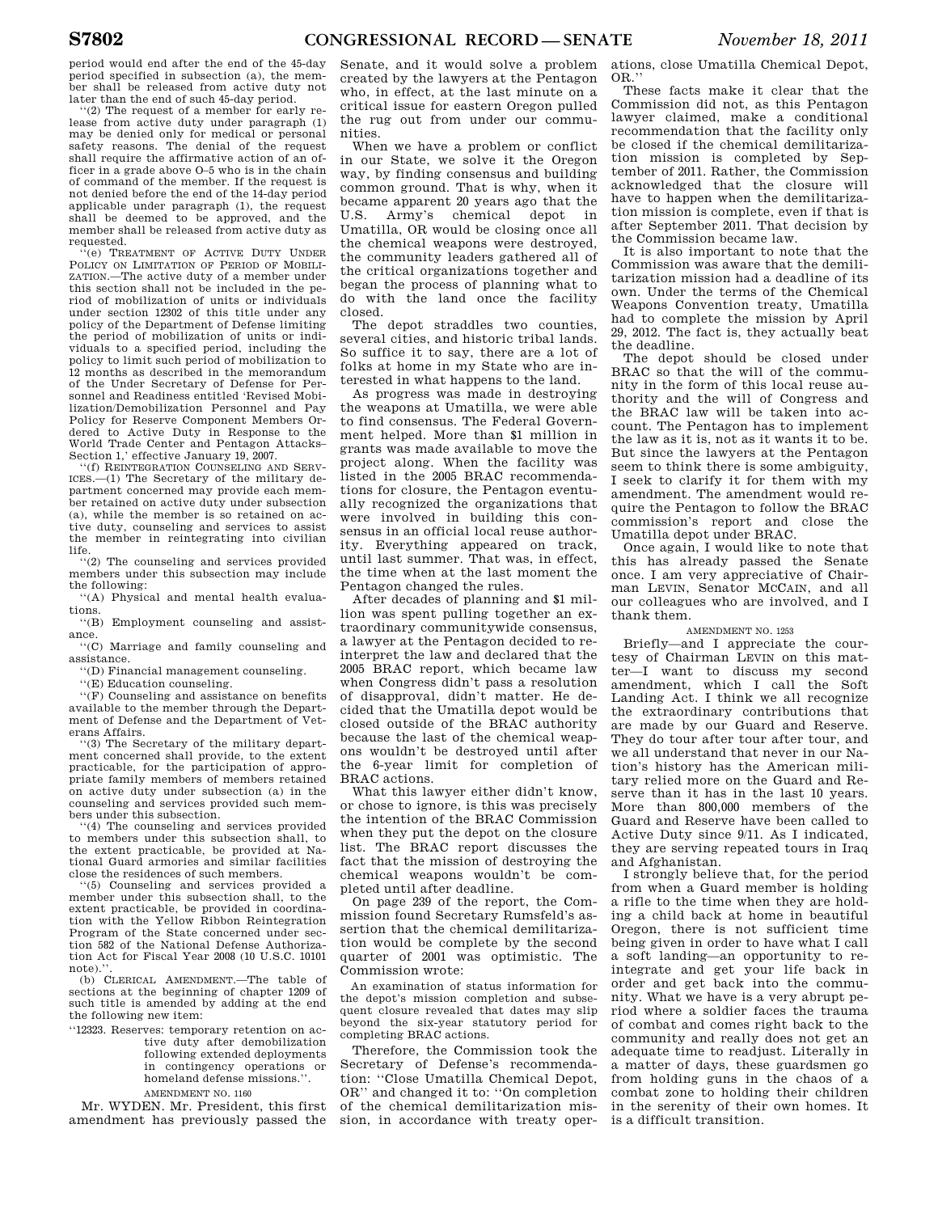period would end after the end of the 45-day period specified in subsection (a), the member shall be released from active duty not later than the end of such 45-day period.

''(2) The request of a member for early release from active duty under paragraph (1) may be denied only for medical or personal safety reasons. The denial of the request shall require the affirmative action of an officer in a grade above O–5 who is in the chain of command of the member. If the request is not denied before the end of the 14-day period applicable under paragraph (1), the request shall be deemed to be approved, and the member shall be released from active duty as requested.

''(e) TREATMENT OF ACTIVE DUTY UNDER POLICY ON LIMITATION OF PERIOD OF MOBILIZATION.—The active duty of a member under this section shall not be included in the period of mobilization of units or individuals under section 12302 of this title under any policy of the Department of Defense limiting the period of mobilization of units or individuals to a specified period, including the policy to limit such period of mobilization to 12 months as described in the memorandum of the Under Secretary of Defense for Personnel and Readiness entitled 'Revised Mobilization/Demobilization Personnel and Pay Policy for Reserve Component Members Ordered to Active Duty in Response to the World Trade Center and Pentagon Attacks–Section 1,' effective January 19, 2007.

''(f) REINTEGRATION COUNSELING AND SERVICES.—(1) The Secretary of the military department concerned may provide each member retained on active duty under subsection (a), while the member is so retained on active duty, counseling and services to assist the member in reintegrating into civilian life.

''(2) The counseling and services provided members under this subsection may include the following:

''(A) Physical and mental health evaluations.

''(B) Employment counseling and assistance.

''(C) Marriage and family counseling and assistance.

''(D) Financial management counseling.

''(E) Education counseling.

''(F) Counseling and assistance on benefits available to the member through the Department of Defense and the Department of Veterans Affairs.

''(3) The Secretary of the military department concerned shall provide, to the extent practicable, for the participation of appropriate family members of members retained on active duty under subsection (a) in the counseling and services provided such members under this subsection.

''(4) The counseling and services provided to members under this subsection shall, to the extent practicable, be provided at National Guard armories and similar facilities close the residences of such members.

''(5) Counseling and services provided a member under this subsection shall, to the extent practicable, be provided in coordination with the Yellow Ribbon Reintegration Program of the State concerned under section 582 of the National Defense Authorization Act for Fiscal Year 2008 (10 U.S.C. 10101 note).''.

(b) CLERICAL AMENDMENT.—The table of sections at the beginning of chapter 1209 of such title is amended by adding at the end the following new item:

''12323. Reserves: temporary retention on active duty after demobilization following extended deployments in contingency operations or homeland defense missions.''.

AMENDMENT NO. 1160

Mr. WYDEN. Mr. President, this first amendment has previously passed the Senate, and it would solve a problem created by the lawyers at the Pentagon who, in effect, at the last minute on a critical issue for eastern Oregon pulled the rug out from under our communities.

When we have a problem or conflict in our State, we solve it the Oregon way, by finding consensus and building common ground. That is why, when it became apparent 20 years ago that the U.S. Army's chemical depot in Umatilla, OR would be closing once all the chemical weapons were destroyed, the community leaders gathered all of the critical organizations together and began the process of planning what to do with the land once the facility closed.

The depot straddles two counties, several cities, and historic tribal lands. So suffice it to say, there are a lot of folks at home in my State who are interested in what happens to the land.

As progress was made in destroying the weapons at Umatilla, we were able to find consensus. The Federal Government helped. More than $1 million in grants was made available to move the project along. When the facility was listed in the 2005 BRAC recommendations for closure, the Pentagon eventually recognized the organizations that were involved in building this consensus in an official local reuse authority. Everything appeared on track, until last summer. That was, in effect, the time when at the last moment the Pentagon changed the rules.

After decades of planning and $1 million was spent pulling together an extraordinary communitywide consensus, a lawyer at the Pentagon decided to reinterpret the law and declared that the 2005 BRAC report, which became law when Congress didn't pass a resolution of disapproval, didn't matter. He decided that the Umatilla depot would be closed outside of the BRAC authority because the last of the chemical weapons wouldn't be destroyed until after the 6-year limit for completion of BRAC actions.

What this lawyer either didn't know, or chose to ignore, is this was precisely the intention of the BRAC Commission when they put the depot on the closure list. The BRAC report discusses the fact that the mission of destroying the chemical weapons wouldn't be completed until after deadline.

On page 239 of the report, the Commission found Secretary Rumsfeld's assertion that the chemical demilitarization would be complete by the second quarter of 2001 was optimistic. The Commission wrote:

> An examination of status information for the depot's mission completion and subsequent closure revealed that dates may slip beyond the six-year statutory period for completing BRAC actions.

Therefore, the Commission took the Secretary of Defense's recommendation: ''Close Umatilla Chemical Depot, OR'' and changed it to: ''On completion of the chemical demilitarization mission, in accordance with treaty operations, close Umatilla Chemical Depot, OR.''

These facts make it clear that the Commission did not, as this Pentagon lawyer claimed, make a conditional recommendation that the facility only be closed if the chemical demilitarization mission is completed by September of 2011. Rather, the Commission acknowledged that the closure will have to happen when the demilitarization mission is complete, even if that is after September 2011. That decision by the Commission became law.

It is also important to note that the Commission was aware that the demilitarization mission had a deadline of its own. Under the terms of the Chemical Weapons Convention treaty, Umatilla had to complete the mission by April 29, 2012. The fact is, they actually beat the deadline.

The depot should be closed under BRAC so that the will of the community in the form of this local reuse authority and the will of Congress and the BRAC law will be taken into account. The Pentagon has to implement the law as it is, not as it wants it to be. But since the lawyers at the Pentagon seem to think there is some ambiguity, I seek to clarify it for them with my amendment. The amendment would require the Pentagon to follow the BRAC commission's report and close the Umatilla depot under BRAC.

Once again, I would like to note that this has already passed the Senate once. I am very appreciative of Chairman LEVIN, Senator MCCAIN, and all our colleagues who are involved, and I thank them.

AMENDMENT NO. 1253

Briefly—and I appreciate the courtesy of Chairman LEVIN on this matter—I want to discuss my second amendment, which I call the Soft Landing Act. I think we all recognize the extraordinary contributions that are made by our Guard and Reserve. They do tour after tour after tour, and we all understand that never in our Nation's history has the American military relied more on the Guard and Reserve than it has in the last 10 years. More than 800,000 members of the Guard and Reserve have been called to Active Duty since 9/11. As I indicated, they are serving repeated tours in Iraq and Afghanistan.

I strongly believe that, for the period from when a Guard member is holding a rifle to the time when they are holding a child back at home in beautiful Oregon, there is not sufficient time being given in order to have what I call a soft landing—an opportunity to reintegrate and get your life back in order and get back into the community. What we have is a very abrupt period where a soldier faces the trauma of combat and comes right back to the community and really does not get an adequate time to readjust. Literally in a matter of days, these guardsmen go from holding guns in the chaos of a combat zone to holding their children in the serenity of their own homes. It is a difficult transition.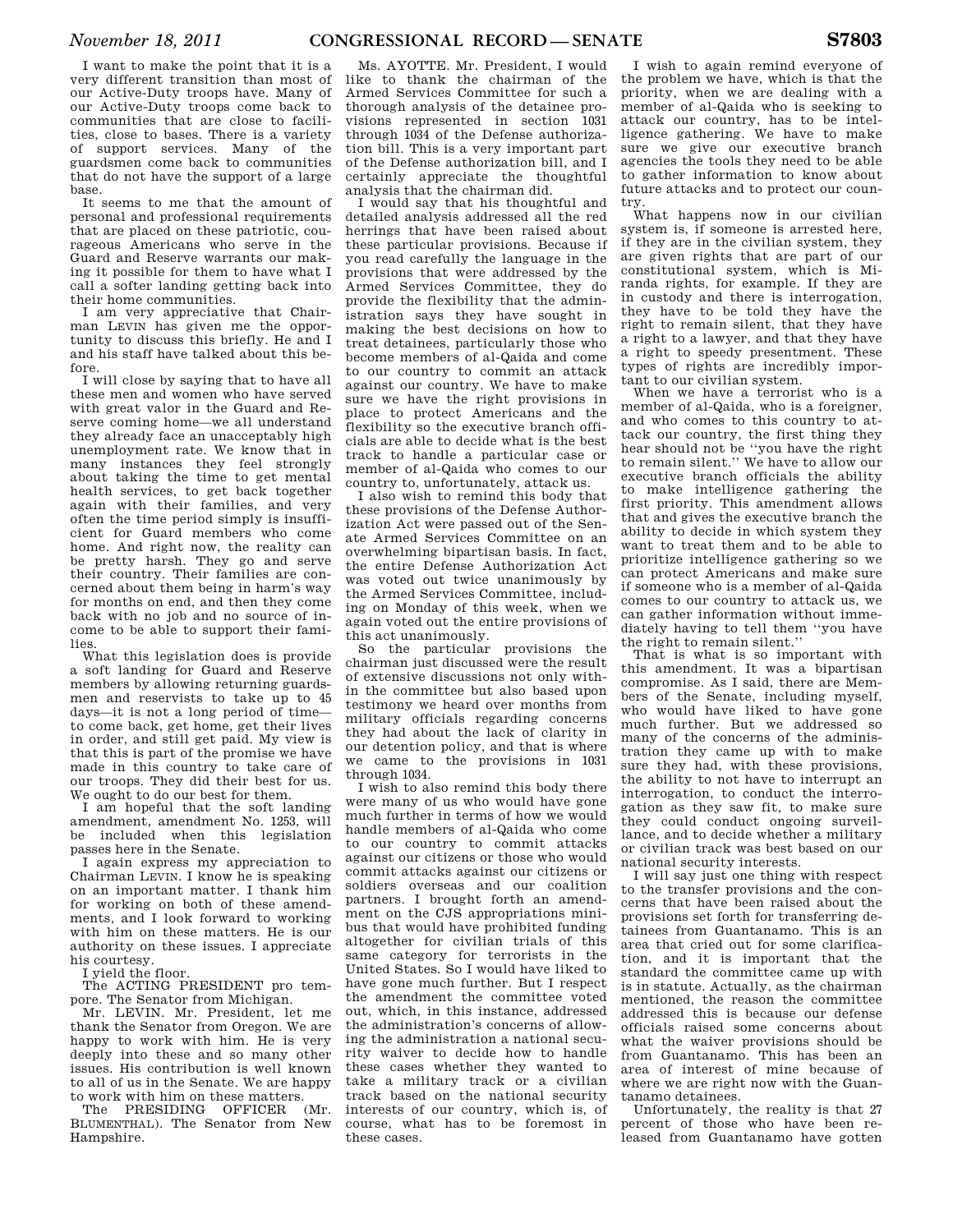I want to make the point that it is a very different transition than most of our Active-Duty troops have. Many of our Active-Duty troops come back to communities that are close to facilities, close to bases. There is a variety of support services. Many of the guardsmen come back to communities that do not have the support of a large base.

It seems to me that the amount of personal and professional requirements that are placed on these patriotic, courageous Americans who serve in the Guard and Reserve warrants our making it possible for them to have what I call a softer landing getting back into their home communities.

I am very appreciative that Chairman LEVIN has given me the opportunity to discuss this briefly. He and I and his staff have talked about this before.

I will close by saying that to have all these men and women who have served with great valor in the Guard and Reserve coming home—we all understand they already face an unacceptably high unemployment rate. We know that in many instances they feel strongly about taking the time to get mental health services, to get back together again with their families, and very often the time period simply is insufficient for Guard members who come home. And right now, the reality can be pretty harsh. They go and serve their country. Their families are concerned about them being in harm's way for months on end, and then they come back with no job and no source of income to be able to support their families.

What this legislation does is provide a soft landing for Guard and Reserve members by allowing returning guardsmen and reservists to take up to 45 days—it is not a long period of time—to come back, get home, get their lives in order, and still get paid. My view is that this is part of the promise we have made in this country to take care of our troops. They did their best for us. We ought to do our best for them.

I am hopeful that the soft landing amendment, amendment No. 1253, will be included when this legislation passes here in the Senate.

I again express my appreciation to Chairman LEVIN. I know he is speaking on an important matter. I thank him for working on both of these amendments, and I look forward to working with him on these matters. He is our authority on these issues. I appreciate his courtesy.

I yield the floor.

The ACTING PRESIDENT pro tempore. The Senator from Michigan.

Mr. LEVIN. Mr. President, let me thank the Senator from Oregon. We are happy to work with him. He is very deeply into these and so many other issues. His contribution is well known to all of us in the Senate. We are happy to work with him on these matters.

The PRESIDING OFFICER (Mr. BLUMENTHAL). The Senator from New Hampshire.

Ms. AYOTTE. Mr. President, I would like to thank the chairman of the Armed Services Committee for such a thorough analysis of the detainee provisions represented in section 1031 through 1034 of the Defense authorization bill. This is a very important part of the Defense authorization bill, and I certainly appreciate the thoughtful analysis that the chairman did.

I would say that his thoughtful and detailed analysis addressed all the red herrings that have been raised about these particular provisions. Because if you read carefully the language in the provisions that were addressed by the Armed Services Committee, they do provide the flexibility that the administration says they have sought in making the best decisions on how to treat detainees, particularly those who become members of al-Qaida and come to our country to commit an attack against our country. We have to make sure we have the right provisions in place to protect Americans and the flexibility so the executive branch officials are able to decide what is the best track to handle a particular case or member of al-Qaida who comes to our country to, unfortunately, attack us.

I also wish to remind this body that these provisions of the Defense Authorization Act were passed out of the Senate Armed Services Committee on an overwhelming bipartisan basis. In fact, the entire Defense Authorization Act was voted out twice unanimously by the Armed Services Committee, including on Monday of this week, when we again voted out the entire provisions of this act unanimously.

So the particular provisions the chairman just discussed were the result of extensive discussions not only within the committee but also based upon testimony we heard over months from military officials regarding concerns they had about the lack of clarity in our detention policy, and that is where we came to the provisions in 1031 through 1034.

I wish to also remind this body there were many of us who would have gone much further in terms of how we would handle members of al-Qaida who come to our country to commit attacks against our citizens or those who would commit attacks against our citizens or soldiers overseas and our coalition partners. I brought forth an amendment on the CJS appropriations minibus that would have prohibited funding altogether for civilian trials of this same category for terrorists in the United States. So I would have liked to have gone much further. But I respect the amendment the committee voted out, which, in this instance, addressed the administration's concerns of allowing the administration a national security waiver to decide how to handle these cases whether they wanted to take a military track or a civilian track based on the national security interests of our country, which is, of course, what has to be foremost in these cases.

I wish to again remind everyone of the problem we have, which is that the priority, when we are dealing with a member of al-Qaida who is seeking to attack our country, has to be intelligence gathering. We have to make sure we give our executive branch agencies the tools they need to be able to gather information to know about future attacks and to protect our country.

What happens now in our civilian system is, if someone is arrested here, if they are in the civilian system, they are given rights that are part of our constitutional system, which is Miranda rights, for example. If they are in custody and there is interrogation, they have to be told they have the right to remain silent, that they have a right to a lawyer, and that they have a right to speedy presentment. These types of rights are incredibly important to our civilian system.

When we have a terrorist who is a member of al-Qaida, who is a foreigner, and who comes to this country to attack our country, the first thing they hear should not be ''you have the right to remain silent.'' We have to allow our executive branch officials the ability to make intelligence gathering the first priority. This amendment allows that and gives the executive branch the ability to decide in which system they want to treat them and to be able to prioritize intelligence gathering so we can protect Americans and make sure if someone who is a member of al-Qaida comes to our country to attack us, we can gather information without immediately having to tell them ''you have the right to remain silent.''

That is what is so important with this amendment. It was a bipartisan compromise. As I said, there are Members of the Senate, including myself, who would have liked to have gone much further. But we addressed so many of the concerns of the administration they came up with to make sure they had, with these provisions, the ability to not have to interrupt an interrogation, to conduct the interrogation as they saw fit, to make sure they could conduct ongoing surveillance, and to decide whether a military or civilian track was best based on our national security interests.

I will say just one thing with respect to the transfer provisions and the concerns that have been raised about the provisions set forth for transferring detainees from Guantanamo. This is an area that cried out for some clarification, and it is important that the standard the committee came up with is in statute. Actually, as the chairman mentioned, the reason the committee addressed this is because our defense officials raised some concerns about what the waiver provisions should be from Guantanamo. This has been an area of interest of mine because of where we are right now with the Guantanamo detainees.

Unfortunately, the reality is that 27 percent of those who have been released from Guantanamo have gotten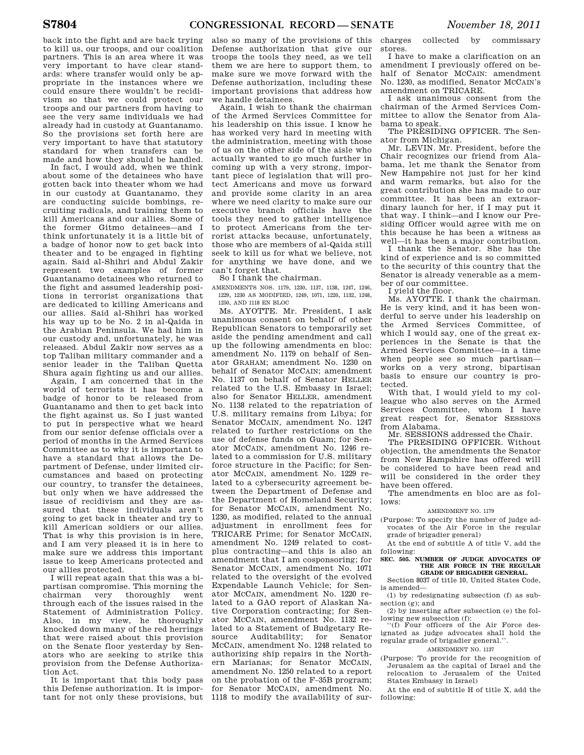back into the fight and are back trying to kill us, our troops, and our coalition partners. This is an area where it was very important to have clear standards: where transfer would only be appropriate in the instances where we could ensure there wouldn't be recidivism so that we could protect our troops and our partners from having to see the very same individuals we had already had in custody at Guantanamo. So the provisions set forth here are very important to have that statutory standard for when transfers can be made and how they should be handled.

In fact, I would add, when we think about some of the detainees who have gotten back into theater whom we had in our custody at Guantanamo, they are conducting suicide bombings, recruiting radicals, and training them to kill Americans and our allies. Some of the former Gitmo detainees—and I think unfortunately it is a little bit of a badge of honor now to get back into theater and to be engaged in fighting again. Said al-Shihri and Abdul Zakir represent two examples of former Guantanamo detainees who returned to the fight and assumed leadership positions in terrorist organizations that are dedicated to killing Americans and our allies. Said al-Shihri has worked his way up to be No. 2 in al-Qaida in the Arabian Peninsula. We had him in our custody and, unfortunately, he was released. Abdul Zakir now serves as a top Taliban military commander and a senior leader in the Taliban Quetta Shura again fighting us and our allies.

Again, I am concerned that in the world of terrorists it has become a badge of honor to be released from Guantanamo and then to get back into the fight against us. So I just wanted to put in perspective what we heard from our senior defense officials over a period of months in the Armed Services Committee as to why it is important to have a standard that allows the Department of Defense, under limited circumstances and based on protecting our country, to transfer the detainees, but only when we have addressed the issue of recidivism and they are assured that these individuals aren't going to get back in theater and try to kill American soldiers or our allies. That is why this provision is in here, and I am very pleased it is in here to make sure we address this important issue to keep Americans protected and our allies protected.

I will repeat again that this was a bipartisan compromise. This morning the chairman very thoroughly went through each of the issues raised in the Statement of Administration Policy. Also, in my view, he thoroughly knocked down many of the red herrings that were raised about this provision on the Senate floor yesterday by Senators who are seeking to strike this provision from the Defense Authorization Act.

It is important that this body pass this Defense authorization. It is important for not only these provisions, but also so many of the provisions of this Defense authorization that give our troops the tools they need, as we tell them we are here to support them, to make sure we move forward with the Defense authorization, including these important provisions that address how we handle detainees.

Again, I wish to thank the chairman of the Armed Services Committee for his leadership on this issue. I know he has worked very hard in meeting with the administration, meeting with those of us on the other side of the aisle who actually wanted to go much further in coming up with a very strong, important piece of legislation that will protect Americans and move us forward and provide some clarity in an area where we need clarity to make sure our executive branch officials have the tools they need to gather intelligence to protect Americans from the terrorist attacks because, unfortunately, those who are members of al-Qaida still seek to kill us for what we believe, not for anything we have done, and we can't forget that.

So I thank the chairman.

AMENDMENTS NOS. 1179, 1230, 1137, 1138, 1247, 1246, 1229, 1230 AS MODIFIED, 1249, 1071, 1220, 1132, 1248, 1250, AND 1118 EN BLOC

Ms. AYOTTE. Mr. President, I ask unanimous consent on behalf of other Republican Senators to temporarily set aside the pending amendment and call up the following amendments en bloc: amendment No. 1179 on behalf of Senator GRAHAM; amendment No. 1230 on behalf of Senator MCCAIN; amendment No. 1137 on behalf of Senator HELLER related to the U.S. Embassy in Israel; also for Senator HELLER, amendment No. 1138 related to the repatriation of U.S. military remains from Libya; for Senator MCCAIN, amendment No. 1247 related to further restrictions on the use of defense funds on Guam; for Senator MCCAIN, amendment No. 1246 related to a commission for U.S. military force structure in the Pacific; for Senator MCCAIN, amendment No. 1229 related to a cybersecurity agreement between the Department of Defense and the Department of Homeland Security; for Senator MCCAIN, amendment No. 1230, as modified, related to the annual adjustment in enrollment fees for TRICARE Prime; for Senator MCCAIN, amendment No. 1249 related to cost-plus contracting—and this is also an amendment that I am cosponsoring; for Senator MCCAIN, amendment No. 1071 related to the oversight of the evolved Expendable Launch Vehicle; for Senator MCCAIN, amendment No. 1220 related to a GAO report of Alaskan Native Corporation contracting; for Senator MCCAIN, amendment No. 1132 related to a Statement of Budgetary Resource Auditability; for Senator MCCAIN, amendment No. 1248 related to authorizing ship repairs in the Northern Marianas; for Senator MCCAIN, amendment No. 1250 related to a report on the probation of the F–35B program; for Senator MCCAIN, amendment No. 1118 to modify the availability of surcharges collected by commissary stores.

I have to make a clarification on an amendment I previously offered on behalf of Senator MCCAIN: amendment No. 1230, as modified, Senator MCCAIN's amendment on TRICARE.

I ask unanimous consent from the chairman of the Armed Services Committee to allow the Senator from Alabama to speak.

The PRESIDING OFFICER. The Senator from Michigan.

Mr. LEVIN. Mr. President, before the Chair recognizes our friend from Alabama, let me thank the Senator from New Hampshire not just for her kind and warm remarks, but also for the great contribution she has made to our committee. It has been an extraordinary launch for her, if I may put it that way. I think—and I know our Presiding Officer would agree with me on this because he has been a witness as well—it has been a major contribution.

I thank the Senator. She has the kind of experience and is so committed to the security of this country that the Senator is already venerable as a member of our committee.

I yield the floor.

Ms. AYOTTE. I thank the chairman. He is very kind, and it has been wonderful to serve under his leadership on the Armed Services Committee, of which I would say, one of the great experiences in the Senate is that the Armed Services Committee—in a time when people see so much partisan—works on a very strong, bipartisan basis to ensure our country is protected.

With that, I would yield to my colleague who also serves on the Armed Services Committee, whom I have great respect for, Senator SESSIONS from Alabama.

Mr. SESSIONS addressed the Chair.

The PRESIDING OFFICER. Without objection, the amendments the Senator from New Hampshire has offered will be considered to have been read and will be considered in the order they have been offered.

The amendments en bloc are as follows:

AMENDMENT NO. 1179

(Purpose: To specify the number of judge advocates of the Air Force in the regular grade of brigadier general)

At the end of subtitle A of title V, add the following:

**SEC. 505. NUMBER OF JUDGE ADVOCATES OF THE AIR FORCE IN THE REGULAR GRADE OF BRIGADIER GENERAL.**

Section 8037 of title 10, United States Code, is amended—

(1) by redesignating subsection (f) as subsection (g); and

(2) by inserting after subsection (e) the following new subsection (f):

"(f) Four officers of the Air Force designated as judge advocates shall hold the regular grade of brigadier general.".

AMENDMENT NO. 1137

(Purpose: To provide for the recognition of Jerusalem as the capital of Israel and the relocation to Jerusalem of the United States Embassy in Israel)

At the end of subtitle H of title X, add the following: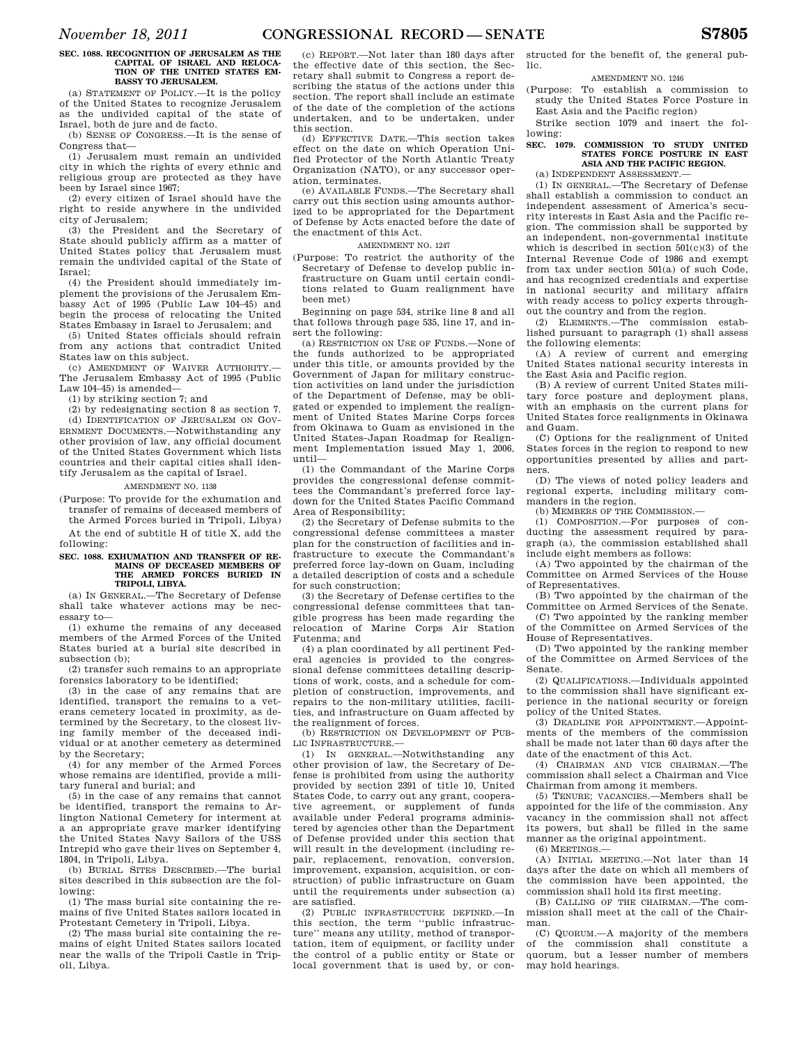**SEC. 1088. RECOGNITION OF JERUSALEM AS THE CAPITAL OF ISRAEL AND RELOCATION OF THE UNITED STATES EMBASSY TO JERUSALEM.**

(a) STATEMENT OF POLICY.—It is the policy of the United States to recognize Jerusalem as the undivided capital of the state of Israel, both de jure and de facto.

(b) SENSE OF CONGRESS.—It is the sense of Congress that—

(1) Jerusalem must remain an undivided city in which the rights of every ethnic and religious group are protected as they have been by Israel since 1967;

(2) every citizen of Israel should have the right to reside anywhere in the undivided city of Jerusalem;

(3) the President and the Secretary of State should publicly affirm as a matter of United States policy that Jerusalem must remain the undivided capital of the State of Israel;

(4) the President should immediately implement the provisions of the Jerusalem Embassy Act of 1995 (Public Law 104–45) and begin the process of relocating the United States Embassy in Israel to Jerusalem; and

(5) United States officials should refrain from any actions that contradict United States law on this subject.

(c) AMENDMENT OF WAIVER AUTHORITY.—The Jerusalem Embassy Act of 1995 (Public Law 104–45) is amended—

(1) by striking section 7; and

(2) by redesignating section 8 as section 7.

(d) IDENTIFICATION OF JERUSALEM ON GOVERNMENT DOCUMENTS.—Notwithstanding any other provision of law, any official document of the United States Government which lists countries and their capital cities shall identify Jerusalem as the capital of Israel.

AMENDMENT NO. 1138

(Purpose: To provide for the exhumation and transfer of remains of deceased members of the Armed Forces buried in Tripoli, Libya)

At the end of subtitle H of title X, add the following:

**SEC. 1088. EXHUMATION AND TRANSFER OF REMAINS OF DECEASED MEMBERS OF THE ARMED FORCES BURIED IN TRIPOLI, LIBYA.**

(a) IN GENERAL.—The Secretary of Defense shall take whatever actions may be necessary to—

(1) exhume the remains of any deceased members of the Armed Forces of the United States buried at a burial site described in subsection (b);

(2) transfer such remains to an appropriate forensics laboratory to be identified;

(3) in the case of any remains that are identified, transport the remains to a veterans cemetery located in proximity, as determined by the Secretary, to the closest living family member of the deceased individual or at another cemetery as determined by the Secretary;

(4) for any member of the Armed Forces whose remains are identified, provide a military funeral and burial; and

(5) in the case of any remains that cannot be identified, transport the remains to Arlington National Cemetery for interment at an appropriate grave marker identifying the United States Navy Sailors of the USS Intrepid who gave their lives on September 4, 1804, in Tripoli, Libya.

(b) BURIAL SITES DESCRIBED.—The burial sites described in this subsection are the following:

(1) The mass burial site containing the remains of five United States sailors located in Protestant Cemetery in Tripoli, Libya.

(2) The mass burial site containing the remains of eight United States sailors located near the walls of the Tripoli Castle in Tripoli, Libya.

(c) REPORT.—Not later than 180 days after the effective date of this section, the Secretary shall submit to Congress a report describing the status of the actions under this section. The report shall include an estimate of the date of the completion of the actions undertaken, and to be undertaken, under this section.

(d) EFFECTIVE DATE.—This section takes effect on the date on which Operation Unified Protector of the North Atlantic Treaty Organization (NATO), or any successor operation, terminates.

(e) AVAILABLE FUNDS.—The Secretary shall carry out this section using amounts authorized to be appropriated for the Department of Defense by Acts enacted before the date of the enactment of this Act.

AMENDMENT NO. 1247

(Purpose: To restrict the authority of the Secretary of Defense to develop public infrastructure on Guam until certain conditions related to Guam realignment have been met)

Beginning on page 534, strike line 8 and all that follows through page 535, line 17, and insert the following:

(a) RESTRICTION ON USE OF FUNDS.—None of the funds authorized to be appropriated under this title, or amounts provided by the Government of Japan for military construction activities on land under the jurisdiction of the Department of Defense, may be obligated or expended to implement the realignment of United States Marine Corps forces from Okinawa to Guam as envisioned in the United States–Japan Roadmap for Realignment Implementation issued May 1, 2006, until—

(1) the Commandant of the Marine Corps provides the congressional defense committees the Commandant's preferred force laydown for the United States Pacific Command Area of Responsibility;

(2) the Secretary of Defense submits to the congressional defense committees a master plan for the construction of facilities and infrastructure to execute the Commandant's preferred force lay-down on Guam, including a detailed description of costs and a schedule for such construction;

(3) the Secretary of Defense certifies to the congressional defense committees that tangible progress has been made regarding the relocation of Marine Corps Air Station Futenma; and

(4) a plan coordinated by all pertinent Federal agencies is provided to the congressional defense committees detailing descriptions of work, costs, and a schedule for completion of construction, improvements, and repairs to the non-military utilities, facilities, and infrastructure on Guam affected by the realignment of forces.

(b) RESTRICTION ON DEVELOPMENT OF PUBLIC INFRASTRUCTURE.—

(1) IN GENERAL.—Notwithstanding any other provision of law, the Secretary of Defense is prohibited from using the authority provided by section 2391 of title 10, United States Code, to carry out any grant, cooperative agreement, or supplement of funds available under Federal programs administered by agencies other than the Department of Defense provided under this section that will result in the development (including repair, replacement, renovation, conversion, improvement, expansion, acquisition, or construction) of public infrastructure on Guam until the requirements under subsection (a) are satisfied.

(2) PUBLIC INFRASTRUCTURE DEFINED.—In this section, the term ''public infrastructure'' means any utility, method of transportation, item of equipment, or facility under the control of a public entity or State or local government that is used by, or constructed for the benefit of, the general public.

AMENDMENT NO. 1246

(Purpose: To establish a commission to study the United States Force Posture in East Asia and the Pacific region)

Strike section 1079 and insert the following:

**SEC. 1079. COMMISSION TO STUDY UNITED STATES FORCE POSTURE IN EAST ASIA AND THE PACIFIC REGION.**

(a) INDEPENDENT ASSESSMENT.—

(1) IN GENERAL.—The Secretary of Defense shall establish a commission to conduct an independent assessment of America's security interests in East Asia and the Pacific region. The commission shall be supported by an independent, non-governmental institute which is described in section 501(c)(3) of the Internal Revenue Code of 1986 and exempt from tax under section 501(a) of such Code, and has recognized credentials and expertise in national security and military affairs with ready access to policy experts throughout the country and from the region.

(2) ELEMENTS.—The commission established pursuant to paragraph (1) shall assess the following elements:

(A) A review of current and emerging United States national security interests in the East Asia and Pacific region.

(B) A review of current United States military force posture and deployment plans, with an emphasis on the current plans for United States force realignments in Okinawa and Guam.

(C) Options for the realignment of United States forces in the region to respond to new opportunities presented by allies and partners.

(D) The views of noted policy leaders and regional experts, including military commanders in the region.

(b) MEMBERS OF THE COMMISSION.—

(1) COMPOSITION.—For purposes of conducting the assessment required by paragraph (a), the commission established shall include eight members as follows:

(A) Two appointed by the chairman of the Committee on Armed Services of the House of Representatives.

(B) Two appointed by the chairman of the Committee on Armed Services of the Senate.

(C) Two appointed by the ranking member of the Committee on Armed Services of the House of Representatives.

(D) Two appointed by the ranking member of the Committee on Armed Services of the Senate.

(2) QUALIFICATIONS.—Individuals appointed to the commission shall have significant experience in the national security or foreign policy of the United States.

(3) DEADLINE FOR APPOINTMENT.—Appointments of the members of the commission shall be made not later than 60 days after the date of the enactment of this Act.

(4) CHAIRMAN AND VICE CHAIRMAN.—The commission shall select a Chairman and Vice Chairman from among it members.

(5) TENURE; VACANCIES.—Members shall be appointed for the life of the commission. Any vacancy in the commission shall not affect its powers, but shall be filled in the same manner as the original appointment.

(6) MEETINGS.—

(A) INITIAL MEETING.—Not later than 14 days after the date on which all members of the commission have been appointed, the commission shall hold its first meeting.

(B) CALLING OF THE CHAIRMAN.—The commission shall meet at the call of the Chairman.

(C) QUORUM.—A majority of the members of the commission shall constitute a quorum, but a lesser number of members may hold hearings.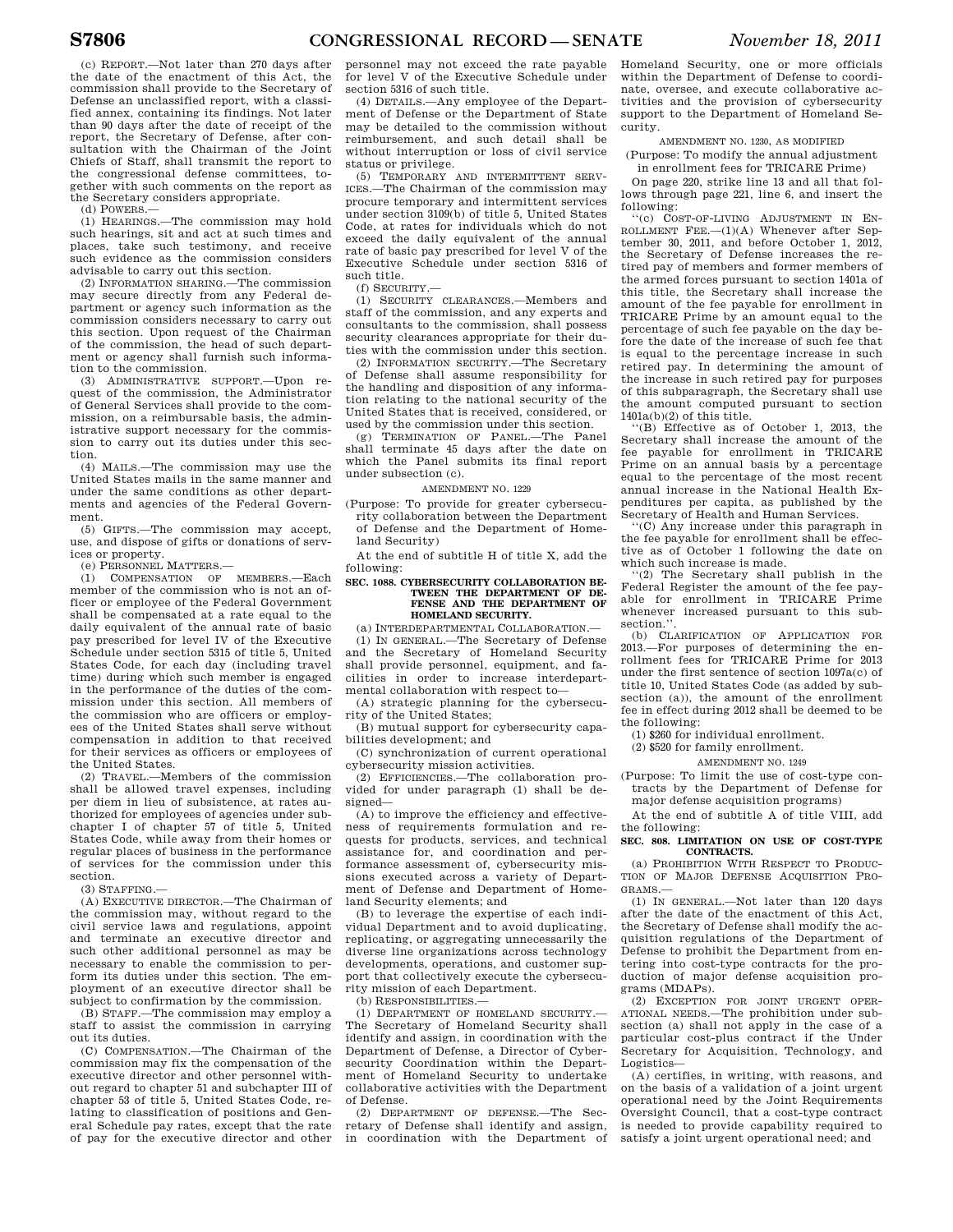(c) REPORT.—Not later than 270 days after the date of the enactment of this Act, the commission shall provide to the Secretary of Defense an unclassified report, with a classified annex, containing its findings. Not later than 90 days after the date of receipt of the report, the Secretary of Defense, after consultation with the Chairman of the Joint Chiefs of Staff, shall transmit the report to the congressional defense committees, together with such comments on the report as the Secretary considers appropriate.

(d) POWERS.—

(1) HEARINGS.—The commission may hold such hearings, sit and act at such times and places, take such testimony, and receive such evidence as the commission considers advisable to carry out this section.

(2) INFORMATION SHARING.—The commission may secure directly from any Federal department or agency such information as the commission considers necessary to carry out this section. Upon request of the Chairman of the commission, the head of such department or agency shall furnish such information to the commission.

(3) ADMINISTRATIVE SUPPORT.—Upon request of the commission, the Administrator of General Services shall provide to the commission, on a reimbursable basis, the administrative support necessary for the commission to carry out its duties under this section.

(4) MAILS.—The commission may use the United States mails in the same manner and under the same conditions as other departments and agencies of the Federal Government.

(5) GIFTS.—The commission may accept, use, and dispose of gifts or donations of services or property.

(e) PERSONNEL MATTERS.—

(1) COMPENSATION OF MEMBERS.—Each member of the commission who is not an officer or employee of the Federal Government shall be compensated at a rate equal to the daily equivalent of the annual rate of basic pay prescribed for level IV of the Executive Schedule under section 5315 of title 5, United States Code, for each day (including travel time) during which such member is engaged in the performance of the duties of the commission under this section. All members of the commission who are officers or employees of the United States shall serve without compensation in addition to that received for their services as officers or employees of the United States.

(2) TRAVEL.—Members of the commission shall be allowed travel expenses, including per diem in lieu of subsistence, at rates authorized for employees of agencies under subchapter I of chapter 57 of title 5, United States Code, while away from their homes or regular places of business in the performance of services for the commission under this section.

(3) STAFFING.—

(A) EXECUTIVE DIRECTOR.—The Chairman of the commission may, without regard to the civil service laws and regulations, appoint and terminate an executive director and such other additional personnel as may be necessary to enable the commission to perform its duties under this section. The employment of an executive director shall be subject to confirmation by the commission.

(B) STAFF.—The commission may employ a staff to assist the commission in carrying out its duties.

(C) COMPENSATION.—The Chairman of the commission may fix the compensation of the executive director and other personnel without regard to chapter 51 and subchapter III of chapter 53 of title 5, United States Code, relating to classification of positions and General Schedule pay rates, except that the rate of pay for the executive director and other personnel may not exceed the rate payable for level V of the Executive Schedule under section 5316 of such title.

(4) DETAILS.—Any employee of the Department of Defense or the Department of State may be detailed to the commission without reimbursement, and such detail shall be without interruption or loss of civil service status or privilege.

(5) TEMPORARY AND INTERMITTENT SERVICES.—The Chairman of the commission may procure temporary and intermittent services under section 3109(b) of title 5, United States Code, at rates for individuals which do not exceed the daily equivalent of the annual rate of basic pay prescribed for level V of the Executive Schedule under section 5316 of such title.

(f) SECURITY.—

(1) SECURITY CLEARANCES.—Members and staff of the commission, and any experts and consultants to the commission, shall possess security clearances appropriate for their duties with the commission under this section.

(2) INFORMATION SECURITY.—The Secretary of Defense shall assume responsibility for the handling and disposition of any information relating to the national security of the United States that is received, considered, or used by the commission under this section.

(g) TERMINATION OF PANEL.—The Panel shall terminate 45 days after the date on which the Panel submits its final report under subsection (c).

AMENDMENT NO. 1229

(Purpose: To provide for greater cybersecurity collaboration between the Department of Defense and the Department of Homeland Security)

At the end of subtitle H of title X, add the following:

**SEC. 1088. CYBERSECURITY COLLABORATION BETWEEN THE DEPARTMENT OF DEFENSE AND THE DEPARTMENT OF HOMELAND SECURITY.**

(a) INTERDEPARTMENTAL COLLABORATION.—

(1) IN GENERAL.—The Secretary of Defense and the Secretary of Homeland Security shall provide personnel, equipment, and facilities in order to increase interdepartmental collaboration with respect to—

(A) strategic planning for the cybersecurity of the United States;

(B) mutual support for cybersecurity capabilities development; and

(C) synchronization of current operational cybersecurity mission activities.

(2) EFFICIENCIES.—The collaboration provided for under paragraph (1) shall be designed—

(A) to improve the efficiency and effectiveness of requirements formulation and requests for products, services, and technical assistance for, and coordination and performance assessment of, cybersecurity missions executed across a variety of Department of Defense and Department of Homeland Security elements; and

(B) to leverage the expertise of each individual Department and to avoid duplicating, replicating, or aggregating unnecessarily the diverse line organizations across technology developments, operations, and customer support that collectively execute the cybersecurity mission of each Department.

(b) RESPONSIBILITIES.—

(1) DEPARTMENT OF HOMELAND SECURITY.—The Secretary of Homeland Security shall identify and assign, in coordination with the Department of Defense, a Director of Cybersecurity Coordination within the Department of Homeland Security to undertake collaborative activities with the Department of Defense.

(2) DEPARTMENT OF DEFENSE.—The Secretary of Defense shall identify and assign, in coordination with the Department of Homeland Security, one or more officials within the Department of Defense to coordinate, oversee, and execute collaborative activities and the provision of cybersecurity support to the Department of Homeland Security.

AMENDMENT NO. 1230, AS MODIFIED

(Purpose: To modify the annual adjustment in enrollment fees for TRICARE Prime)

On page 220, strike line 13 and all that follows through page 221, line 6, and insert the following:

"(c) COST-OF-LIVING ADJUSTMENT IN ENROLLMENT FEE.—(1)(A) Whenever after September 30, 2011, and before October 1, 2012, the Secretary of Defense increases the retired pay of members and former members of the armed forces pursuant to section 1401a of this title, the Secretary shall increase the amount of the fee payable for enrollment in TRICARE Prime by an amount equal to the percentage of such fee payable on the day before the date of the increase of such fee that is equal to the percentage increase in such retired pay. In determining the amount of the increase in such retired pay for purposes of this subparagraph, the Secretary shall use the amount computed pursuant to section 1401a(b)(2) of this title.

"(B) Effective as of October 1, 2013, the Secretary shall increase the amount of the fee payable for enrollment in TRICARE Prime on an annual basis by a percentage equal to the percentage of the most recent annual increase in the National Health Expenditures per capita, as published by the Secretary of Health and Human Services.

"(C) Any increase under this paragraph in the fee payable for enrollment shall be effective as of October 1 following the date on which such increase is made.

"(2) The Secretary shall publish in the Federal Register the amount of the fee payable for enrollment in TRICARE Prime whenever increased pursuant to this subsection.".

(b) CLARIFICATION OF APPLICATION FOR 2013.—For purposes of determining the enrollment fees for TRICARE Prime for 2013 under the first sentence of section 1097a(c) of title 10, United States Code (as added by subsection (a)), the amount of the enrollment fee in effect during 2012 shall be deemed to be the following:

(1) $260 for individual enrollment.

(2) $520 for family enrollment.

AMENDMENT NO. 1249

(Purpose: To limit the use of cost-type contracts by the Department of Defense for major defense acquisition programs)

At the end of subtitle A of title VIII, add the following:

**SEC. 808. LIMITATION ON USE OF COST-TYPE CONTRACTS.**

(a) PROHIBITION WITH RESPECT TO PRODUCTION OF MAJOR DEFENSE ACQUISITION PROGRAMS.—

(1) IN GENERAL.—Not later than 120 days after the date of the enactment of this Act, the Secretary of Defense shall modify the acquisition regulations of the Department of Defense to prohibit the Department from entering into cost-type contracts for the production of major defense acquisition programs (MDAPs).

(2) EXCEPTION FOR JOINT URGENT OPERATIONAL NEEDS.—The prohibition under subsection (a) shall not apply in the case of a particular cost-plus contract if the Under Secretary for Acquisition, Technology, and Logistics—

(A) certifies, in writing, with reasons, and on the basis of a validation of a joint urgent operational need by the Joint Requirements Oversight Council, that a cost-type contract is needed to provide capability required to satisfy a joint urgent operational need; and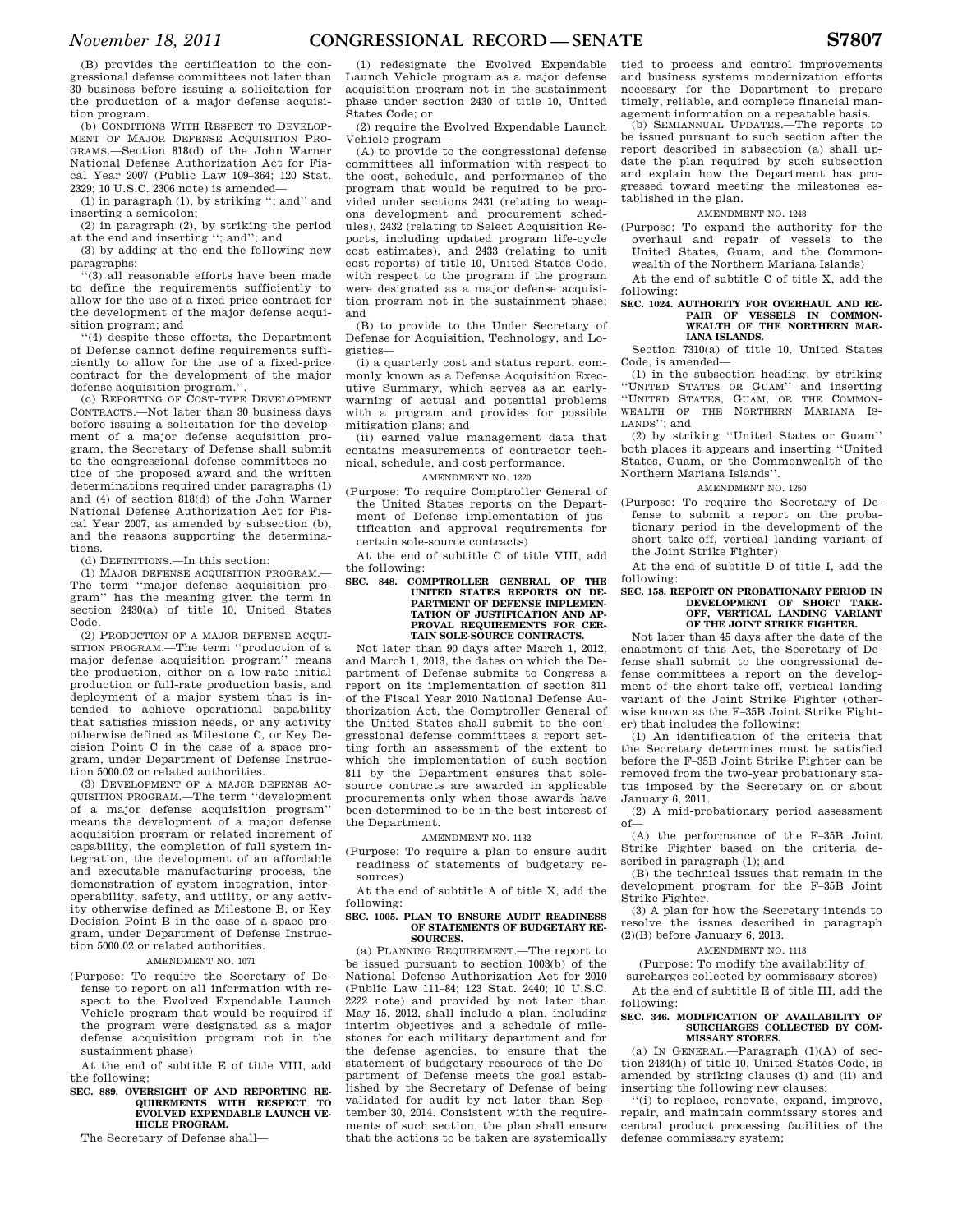(B) provides the certification to the congressional defense committees not later than 30 business before issuing a solicitation for the production of a major defense acquisition program.

(b) CONDITIONS WITH RESPECT TO DEVELOPMENT OF MAJOR DEFENSE ACQUISITION PROGRAMS.—Section 818(d) of the John Warner National Defense Authorization Act for Fiscal Year 2007 (Public Law 109–364; 120 Stat. 2329; 10 U.S.C. 2306 note) is amended—

(1) in paragraph (1), by striking ''; and'' and inserting a semicolon;

(2) in paragraph (2), by striking the period at the end and inserting ''; and''; and

(3) by adding at the end the following new paragraphs:

''(3) all reasonable efforts have been made to define the requirements sufficiently to allow for the use of a fixed-price contract for the development of the major defense acquisition program; and

''(4) despite these efforts, the Department of Defense cannot define requirements sufficiently to allow for the use of a fixed-price contract for the development of the major defense acquisition program.''.

(c) REPORTING OF COST-TYPE DEVELOPMENT CONTRACTS.—Not later than 30 business days before issuing a solicitation for the development of a major defense acquisition program, the Secretary of Defense shall submit to the congressional defense committees notice of the proposed award and the written determinations required under paragraphs (1) and (4) of section 818(d) of the John Warner National Defense Authorization Act for Fiscal Year 2007, as amended by subsection (b), and the reasons supporting the determinations.

(d) DEFINITIONS.—In this section:

(1) MAJOR DEFENSE ACQUISITION PROGRAM.—The term ''major defense acquisition program'' has the meaning given the term in section 2430(a) of title 10, United States Code.

(2) PRODUCTION OF A MAJOR DEFENSE ACQUISITION PROGRAM.—The term ''production of a major defense acquisition program'' means the production, either on a low-rate initial production or full-rate production basis, and deployment of a major system that is intended to achieve operational capability that satisfies mission needs, or any activity otherwise defined as Milestone C, or Key Decision Point C in the case of a space program, under Department of Defense Instruction 5000.02 or related authorities.

(3) DEVELOPMENT OF A MAJOR DEFENSE ACQUISITION PROGRAM.—The term ''development of a major defense acquisition program'' means the development of a major defense acquisition program or related increment of capability, the completion of full system integration, the development of an affordable and executable manufacturing process, the demonstration of system integration, interoperability, safety, and utility, or any activity otherwise defined as Milestone B, or Key Decision Point B in the case of a space program, under Department of Defense Instruction 5000.02 or related authorities.

AMENDMENT NO. 1071

(Purpose: To require the Secretary of Defense to report on all information with respect to the Evolved Expendable Launch Vehicle program that would be required if the program were designated as a major defense acquisition program not in the sustainment phase)

At the end of subtitle E of title VIII, add the following:

**SEC. 889. OVERSIGHT OF AND REPORTING REQUIREMENTS WITH RESPECT TO EVOLVED EXPENDABLE LAUNCH VEHICLE PROGRAM.**

The Secretary of Defense shall—

(1) redesignate the Evolved Expendable Launch Vehicle program as a major defense acquisition program not in the sustainment phase under section 2430 of title 10, United States Code; or

(2) require the Evolved Expendable Launch Vehicle program—

(A) to provide to the congressional defense committees all information with respect to the cost, schedule, and performance of the program that would be required to be provided under sections 2431 (relating to weapons development and procurement schedules), 2432 (relating to Select Acquisition Reports, including updated program life-cycle cost estimates), and 2433 (relating to unit cost reports) of title 10, United States Code, with respect to the program if the program were designated as a major defense acquisition program not in the sustainment phase; and

(B) to provide to the Under Secretary of Defense for Acquisition, Technology, and Logistics—

(i) a quarterly cost and status report, commonly known as a Defense Acquisition Executive Summary, which serves as an early-warning of actual and potential problems with a program and provides for possible mitigation plans; and

(ii) earned value management data that contains measurements of contractor technical, schedule, and cost performance.

AMENDMENT NO. 1220

(Purpose: To require Comptroller General of the United States reports on the Department of Defense implementation of justification and approval requirements for certain sole-source contracts)

At the end of subtitle C of title VIII, add the following:

**SEC. 848. COMPTROLLER GENERAL OF THE UNITED STATES REPORTS ON DEPARTMENT OF DEFENSE IMPLEMENTATION OF JUSTIFICATION AND APPROVAL REQUIREMENTS FOR CERTAIN SOLE-SOURCE CONTRACTS.**

Not later than 90 days after March 1, 2012, and March 1, 2013, the dates on which the Department of Defense submits to Congress a report on its implementation of section 811 of the Fiscal Year 2010 National Defense Authorization Act, the Comptroller General of the United States shall submit to the congressional defense committees a report setting forth an assessment of the extent to which the implementation of such section 811 by the Department ensures that sole-source contracts are awarded in applicable procurements only when those awards have been determined to be in the best interest of the Department.

AMENDMENT NO. 1132

(Purpose: To require a plan to ensure audit readiness of statements of budgetary resources)

At the end of subtitle A of title X, add the following:

**SEC. 1005. PLAN TO ENSURE AUDIT READINESS OF STATEMENTS OF BUDGETARY RESOURCES.**

(a) PLANNING REQUIREMENT.—The report to be issued pursuant to section 1003(b) of the National Defense Authorization Act for 2010 (Public Law 111–84; 123 Stat. 2440; 10 U.S.C. 2222 note) and provided by not later than May 15, 2012, shall include a plan, including interim objectives and a schedule of milestones for each military department and for the defense agencies, to ensure that the statement of budgetary resources of the Department of Defense meets the goal established by the Secretary of Defense of being validated for audit by not later than September 30, 2014. Consistent with the requirements of such section, the plan shall ensure that the actions to be taken are systemically tied to process and control improvements and business systems modernization efforts necessary for the Department to prepare timely, reliable, and complete financial management information on a repeatable basis.

(b) SEMIANNUAL UPDATES.—The reports to be issued pursuant to such section after the report described in subsection (a) shall update the plan required by such subsection and explain how the Department has progressed toward meeting the milestones established in the plan.

AMENDMENT NO. 1248

(Purpose: To expand the authority for the overhaul and repair of vessels to the United States, Guam, and the Commonwealth of the Northern Mariana Islands)

At the end of subtitle C of title X, add the following:

**SEC. 1024. AUTHORITY FOR OVERHAUL AND REPAIR OF VESSELS IN COMMONWEALTH OF THE NORTHERN MARIANA ISLANDS.**

Section 7310(a) of title 10, United States Code, is amended—

(1) in the subsection heading, by striking ''UNITED STATES OR GUAM'' and inserting ''UNITED STATES, GUAM, OR THE COMMONWEALTH OF THE NORTHERN MARIANA ISLANDS''; and

(2) by striking ''United States or Guam'' both places it appears and inserting ''United States, Guam, or the Commonwealth of the Northern Mariana Islands''.

AMENDMENT NO. 1250

(Purpose: To require the Secretary of Defense to submit a report on the probationary period in the development of the short take-off, vertical landing variant of the Joint Strike Fighter)

At the end of subtitle D of title I, add the following:

**SEC. 158. REPORT ON PROBATIONARY PERIOD IN DEVELOPMENT OF SHORT TAKE-OFF, VERTICAL LANDING VARIANT OF THE JOINT STRIKE FIGHTER.**

Not later than 45 days after the date of the enactment of this Act, the Secretary of Defense shall submit to the congressional defense committees a report on the development of the short take-off, vertical landing variant of the Joint Strike Fighter (otherwise known as the F–35B Joint Strike Fighter) that includes the following:

(1) An identification of the criteria that the Secretary determines must be satisfied before the F–35B Joint Strike Fighter can be removed from the two-year probationary status imposed by the Secretary on or about January 6, 2011.

(2) A mid-probationary period assessment of—

(A) the performance of the F–35B Joint Strike Fighter based on the criteria described in paragraph (1); and

(B) the technical issues that remain in the development program for the F–35B Joint Strike Fighter.

(3) A plan for how the Secretary intends to resolve the issues described in paragraph (2)(B) before January 6, 2013.

AMENDMENT NO. 1118

(Purpose: To modify the availability of surcharges collected by commissary stores)

At the end of subtitle E of title III, add the following:

**SEC. 346. MODIFICATION OF AVAILABILITY OF SURCHARGES COLLECTED BY COMMISSARY STORES.**

(a) IN GENERAL.—Paragraph (1)(A) of section 2484(h) of title 10, United States Code, is amended by striking clauses (i) and (ii) and inserting the following new clauses:

''(i) to replace, renovate, expand, improve, repair, and maintain commissary stores and central product processing facilities of the defense commissary system;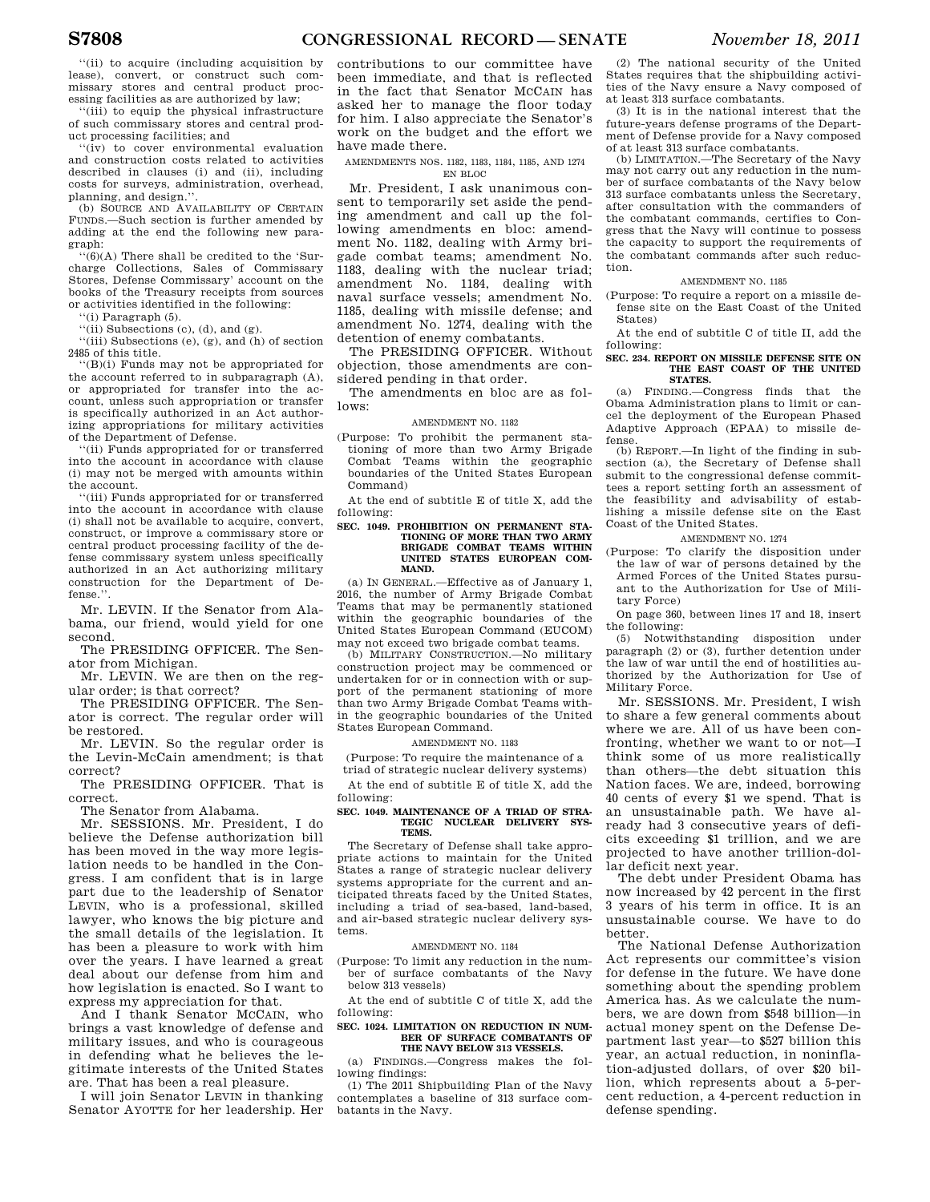"(ii) to acquire (including acquisition by lease), convert, or construct such commissary stores and central product processing facilities as are authorized by law;

"(iii) to equip the physical infrastructure of such commissary stores and central product processing facilities; and

"(iv) to cover environmental evaluation and construction costs related to activities described in clauses (i) and (ii), including costs for surveys, administration, overhead, planning, and design.".

(b) SOURCE AND AVAILABILITY OF CERTAIN FUNDS.—Such section is further amended by adding at the end the following new paragraph:

"(6)(A) There shall be credited to the 'Surcharge Collections, Sales of Commissary Stores, Defense Commissary' account on the books of the Treasury receipts from sources or activities identified in the following:

"(i) Paragraph (5).

"(ii) Subsections (c), (d), and (g).

"(iii) Subsections (e), (g), and (h) of section 2485 of this title.

"(B)(i) Funds may not be appropriated for the account referred to in subparagraph (A), or appropriated for transfer into the account, unless such appropriation or transfer is specifically authorized in an Act authorizing appropriations for military activities of the Department of Defense.

"(ii) Funds appropriated for or transferred into the account in accordance with clause (i) may not be merged with amounts within the account.

"(iii) Funds appropriated for or transferred into the account in accordance with clause (i) shall not be available to acquire, convert, construct, or improve a commissary store or central product processing facility of the defense commissary system unless specifically authorized in an Act authorizing military construction for the Department of Defense.".

Mr. LEVIN. If the Senator from Alabama, our friend, would yield for one second.

The PRESIDING OFFICER. The Senator from Michigan.

Mr. LEVIN. We are then on the regular order; is that correct?

The PRESIDING OFFICER. The Senator is correct. The regular order will be restored.

Mr. LEVIN. So the regular order is the Levin-McCain amendment; is that correct?

The PRESIDING OFFICER. That is correct.

The Senator from Alabama.

Mr. SESSIONS. Mr. President, I do believe the Defense authorization bill has been moved in the way more legislation needs to be handled in the Congress. I am confident that is in large part due to the leadership of Senator LEVIN, who is a professional, skilled lawyer, who knows the big picture and the small details of the legislation. It has been a pleasure to work with him over the years. I have learned a great deal about our defense from him and how legislation is enacted. So I want to express my appreciation for that.

And I thank Senator MCCAIN, who brings a vast knowledge of defense and military issues, and who is courageous in defending what he believes the legitimate interests of the United States are. That has been a real pleasure.

I will join Senator LEVIN in thanking Senator AYOTTE for her leadership. Her contributions to our committee have been immediate, and that is reflected in the fact that Senator MCCAIN has asked her to manage the floor today for him. I also appreciate the Senator's work on the budget and the effort we have made there.

AMENDMENTS NOS. 1182, 1183, 1184, 1185, AND 1274 EN BLOC

Mr. President, I ask unanimous consent to temporarily set aside the pending amendment and call up the following amendments en bloc: amendment No. 1182, dealing with Army brigade combat teams; amendment No. 1183, dealing with the nuclear triad; amendment No. 1184, dealing with naval surface vessels; amendment No. 1185, dealing with missile defense; and amendment No. 1274, dealing with the detention of enemy combatants.

The PRESIDING OFFICER. Without objection, those amendments are considered pending in that order.

The amendments en bloc are as follows:

AMENDMENT NO. 1182

(Purpose: To prohibit the permanent stationing of more than two Army Brigade Combat Teams within the geographic boundaries of the United States European Command)

At the end of subtitle E of title X, add the following:

**SEC. 1049. PROHIBITION ON PERMANENT STATIONING OF MORE THAN TWO ARMY BRIGADE COMBAT TEAMS WITHIN UNITED STATES EUROPEAN COMMAND.**

(a) IN GENERAL.—Effective as of January 1, 2016, the number of Army Brigade Combat Teams that may be permanently stationed within the geographic boundaries of the United States European Command (EUCOM) may not exceed two brigade combat teams.

(b) MILITARY CONSTRUCTION.—No military construction project may be commenced or undertaken for or in connection with or support of the permanent stationing of more than two Army Brigade Combat Teams within the geographic boundaries of the United States European Command.

AMENDMENT NO. 1183

(Purpose: To require the maintenance of a triad of strategic nuclear delivery systems)

At the end of subtitle E of title X, add the following:

**SEC. 1049. MAINTENANCE OF A TRIAD OF STRATEGIC NUCLEAR DELIVERY SYSTEMS.**

The Secretary of Defense shall take appropriate actions to maintain for the United States a range of strategic nuclear delivery systems appropriate for the current and anticipated threats faced by the United States, including a triad of sea-based, land-based, and air-based strategic nuclear delivery systems.

AMENDMENT NO. 1184

(Purpose: To limit any reduction in the number of surface combatants of the Navy below 313 vessels)

At the end of subtitle C of title X, add the following:

**SEC. 1024. LIMITATION ON REDUCTION IN NUMBER OF SURFACE COMBATANTS OF THE NAVY BELOW 313 VESSELS.**

(a) FINDINGS.—Congress makes the following findings:

(1) The 2011 Shipbuilding Plan of the Navy contemplates a baseline of 313 surface combatants in the Navy.

(2) The national security of the United States requires that the shipbuilding activities of the Navy ensure a Navy composed of at least 313 surface combatants.

(3) It is in the national interest that the future-years defense programs of the Department of Defense provide for a Navy composed of at least 313 surface combatants.

(b) LIMITATION.—The Secretary of the Navy may not carry out any reduction in the number of surface combatants of the Navy below 313 surface combatants unless the Secretary, after consultation with the commanders of the combatant commands, certifies to Congress that the Navy will continue to possess the capacity to support the requirements of the combatant commands after such reduction.

AMENDMENT NO. 1185

(Purpose: To require a report on a missile defense site on the East Coast of the United States)

At the end of subtitle C of title II, add the following:

**SEC. 234. REPORT ON MISSILE DEFENSE SITE ON THE EAST COAST OF THE UNITED STATES.**

(a) FINDING.—Congress finds that the Obama Administration plans to limit or cancel the deployment of the European Phased Adaptive Approach (EPAA) to missile defense.

(b) REPORT.—In light of the finding in subsection (a), the Secretary of Defense shall submit to the congressional defense committees a report setting forth an assessment of the feasibility and advisability of establishing a missile defense site on the East Coast of the United States.

AMENDMENT NO. 1274

(Purpose: To clarify the disposition under the law of war of persons detained by the Armed Forces of the United States pursuant to the Authorization for Use of Military Force)

On page 360, between lines 17 and 18, insert the following:

(5) Notwithstanding disposition under paragraph (2) or (3), further detention under the law of war until the end of hostilities authorized by the Authorization for Use of Military Force.

Mr. SESSIONS. Mr. President, I wish to share a few general comments about where we are. All of us have been confronting, whether we want to or not—I think some of us more realistically than others—the debt situation this Nation faces. We are, indeed, borrowing 40 cents of every $1 we spend. That is an unsustainable path. We have already had 3 consecutive years of deficits exceeding $1 trillion, and we are projected to have another trillion-dollar deficit next year.

The debt under President Obama has now increased by 42 percent in the first 3 years of his term in office. It is an unsustainable course. We have to do better.

The National Defense Authorization Act represents our committee's vision for defense in the future. We have done something about the spending problem America has. As we calculate the numbers, we are down from $548 billion—in actual money spent on the Defense Department last year—to $527 billion this year, an actual reduction, in noninflation-adjusted dollars, of over $20 billion, which represents about a 5-percent reduction, a 4-percent reduction in defense spending.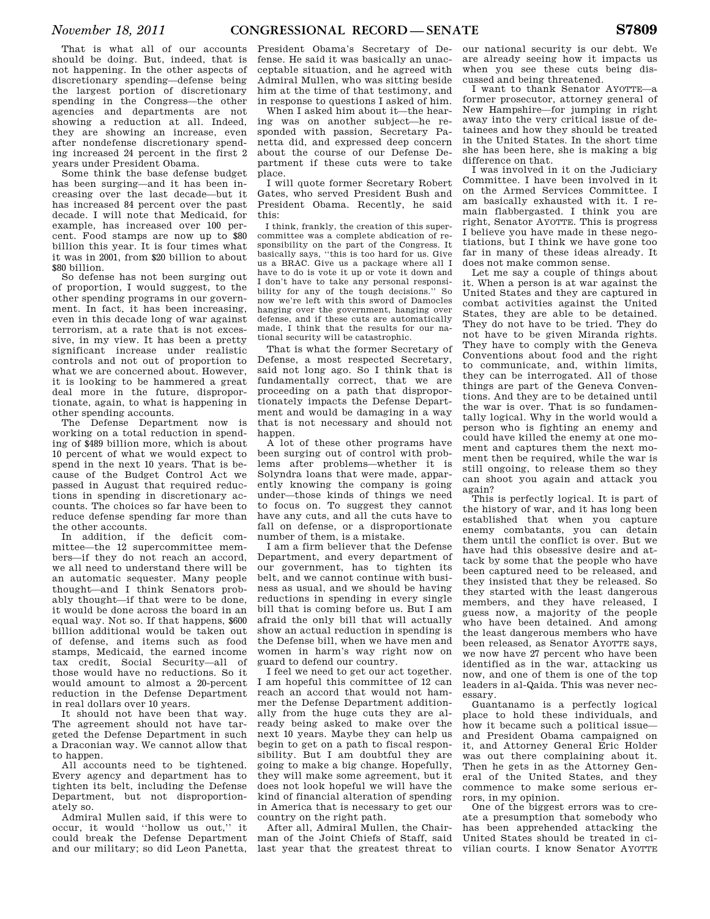That is what all of our accounts should be doing. But, indeed, that is not happening. In the other aspects of discretionary spending—defense being the largest portion of discretionary spending in the Congress—the other agencies and departments are not showing a reduction at all. Indeed, they are showing an increase, even after nondefense discretionary spending increased 24 percent in the first 2 years under President Obama.

Some think the base defense budget has been surging—and it has been increasing over the last decade—but it has increased 84 percent over the past decade. I will note that Medicaid, for example, has increased over 100 percent. Food stamps are now up to $80 billion this year. It is four times what it was in 2001, from $20 billion to about $80 billion.

So defense has not been surging out of proportion, I would suggest, to the other spending programs in our government. In fact, it has been increasing, even in this decade long of war against terrorism, at a rate that is not excessive, in my view. It has been a pretty significant increase under realistic controls and not out of proportion to what we are concerned about. However, it is looking to be hammered a great deal more in the future, disproportionate, again, to what is happening in other spending accounts.

The Defense Department now is working on a total reduction in spending of $489 billion more, which is about 10 percent of what we would expect to spend in the next 10 years. That is because of the Budget Control Act we passed in August that required reductions in spending in discretionary accounts. The choices so far have been to reduce defense spending far more than the other accounts.

In addition, if the deficit committee—the 12 supercommittee members—if they do not reach an accord, we all need to understand there will be an automatic sequester. Many people thought—and I think Senators probably thought—if that were to be done, it would be done across the board in an equal way. Not so. If that happens, $600 billion additional would be taken out of defense, and items such as food stamps, Medicaid, the earned income tax credit, Social Security—all of those would have no reductions. So it would amount to almost a 20-percent reduction in the Defense Department in real dollars over 10 years.

It should not have been that way. The agreement should not have targeted the Defense Department in such a Draconian way. We cannot allow that to happen.

All accounts need to be tightened. Every agency and department has to tighten its belt, including the Defense Department, but not disproportionately so.

Admiral Mullen said, if this were to occur, it would "hollow us out," it could break the Defense Department and our military; so did Leon Panetta, President Obama's Secretary of Defense. He said it was basically an unacceptable situation, and he agreed with Admiral Mullen, who was sitting beside him at the time of that testimony, and in response to questions I asked of him.

When I asked him about it—the hearing was on another subject—he responded with passion, Secretary Panetta did, and expressed deep concern about the course of our Defense Department if these cuts were to take place.

I will quote former Secretary Robert Gates, who served President Bush and President Obama. Recently, he said this:

> I think, frankly, the creation of this supercommittee was a complete abdication of responsibility on the part of the Congress. It basically says, "this is too hard for us. Give us a BRAC. Give us a package where all I have to do is vote it up or vote it down and I don't have to take any personal responsibility for any of the tough decisions." So now we're left with this sword of Damocles hanging over the government, hanging over defense, and if these cuts are automatically made, I think that the results for our national security will be catastrophic.

That is what the former Secretary of Defense, a most respected Secretary, said not long ago. So I think that is fundamentally correct, that we are proceeding on a path that disproportionately impacts the Defense Department and would be damaging in a way that is not necessary and should not happen.

A lot of these other programs have been surging out of control with problems after problems—whether it is Solyndra loans that were made, apparently knowing the company is going under—those kinds of things we need to focus on. To suggest they cannot have any cuts, and all the cuts have to fall on defense, or a disproportionate number of them, is a mistake.

I am a firm believer that the Defense Department, and every department of our government, has to tighten its belt, and we cannot continue with business as usual, and we should be having reductions in spending in every single bill that is coming before us. But I am afraid the only bill that will actually show an actual reduction in spending is the Defense bill, when we have men and women in harm's way right now on guard to defend our country.

I feel we need to get our act together. I am hopeful this committee of 12 can reach an accord that would not hammer the Defense Department additionally from the huge cuts they are already being asked to make over the next 10 years. Maybe they can help us begin to get on a path to fiscal responsibility. But I am doubtful they are going to make a big change. Hopefully, they will make some agreement, but it does not look hopeful we will have the kind of financial alteration of spending in America that is necessary to get our country on the right path.

After all, Admiral Mullen, the Chairman of the Joint Chiefs of Staff, said last year that the greatest threat to our national security is our debt. We are already seeing how it impacts us when you see these cuts being discussed and being threatened.

I want to thank Senator AYOTTE—a former prosecutor, attorney general of New Hampshire—for jumping in right away into the very critical issue of detainees and how they should be treated in the United States. In the short time she has been here, she is making a big difference on that.

I was involved in it on the Judiciary Committee. I have been involved in it on the Armed Services Committee. I am basically exhausted with it. I remain flabbergasted. I think you are right, Senator AYOTTE. This is progress I believe you have made in these negotiations, but I think we have gone too far in many of these ideas already. It does not make common sense.

Let me say a couple of things about it. When a person is at war against the United States and they are captured in combat activities against the United States, they are able to be detained. They do not have to be tried. They do not have to be given Miranda rights. They have to comply with the Geneva Conventions about food and the right to communicate, and, within limits, they can be interrogated. All of those things are part of the Geneva Conventions. And they are to be detained until the war is over. That is so fundamentally logical. Why in the world would a person who is fighting an enemy and could have killed the enemy at one moment and captures them the next moment then be required, while the war is still ongoing, to release them so they can shoot you again and attack you again?

This is perfectly logical. It is part of the history of war, and it has long been established that when you capture enemy combatants, you can detain them until the conflict is over. But we have had this obsessive desire and attack by some that the people who have been captured need to be released, and they insisted that they be released. So they started with the least dangerous members, and they have released, I guess now, a majority of the people who have been detained. And among the least dangerous members who have been released, as Senator AYOTTE says, we now have 27 percent who have been identified as in the war, attacking us now, and one of them is one of the top leaders in al-Qaida. This was never necessary.

Guantanamo is a perfectly logical place to hold these individuals, and how it became such a political issue—and President Obama campaigned on it, and Attorney General Eric Holder was out there complaining about it. Then he gets in as the Attorney General of the United States, and they commence to make some serious errors, in my opinion.

One of the biggest errors was to create a presumption that somebody who has been apprehended attacking the United States should be treated in civilian courts. I know Senator AYOTTE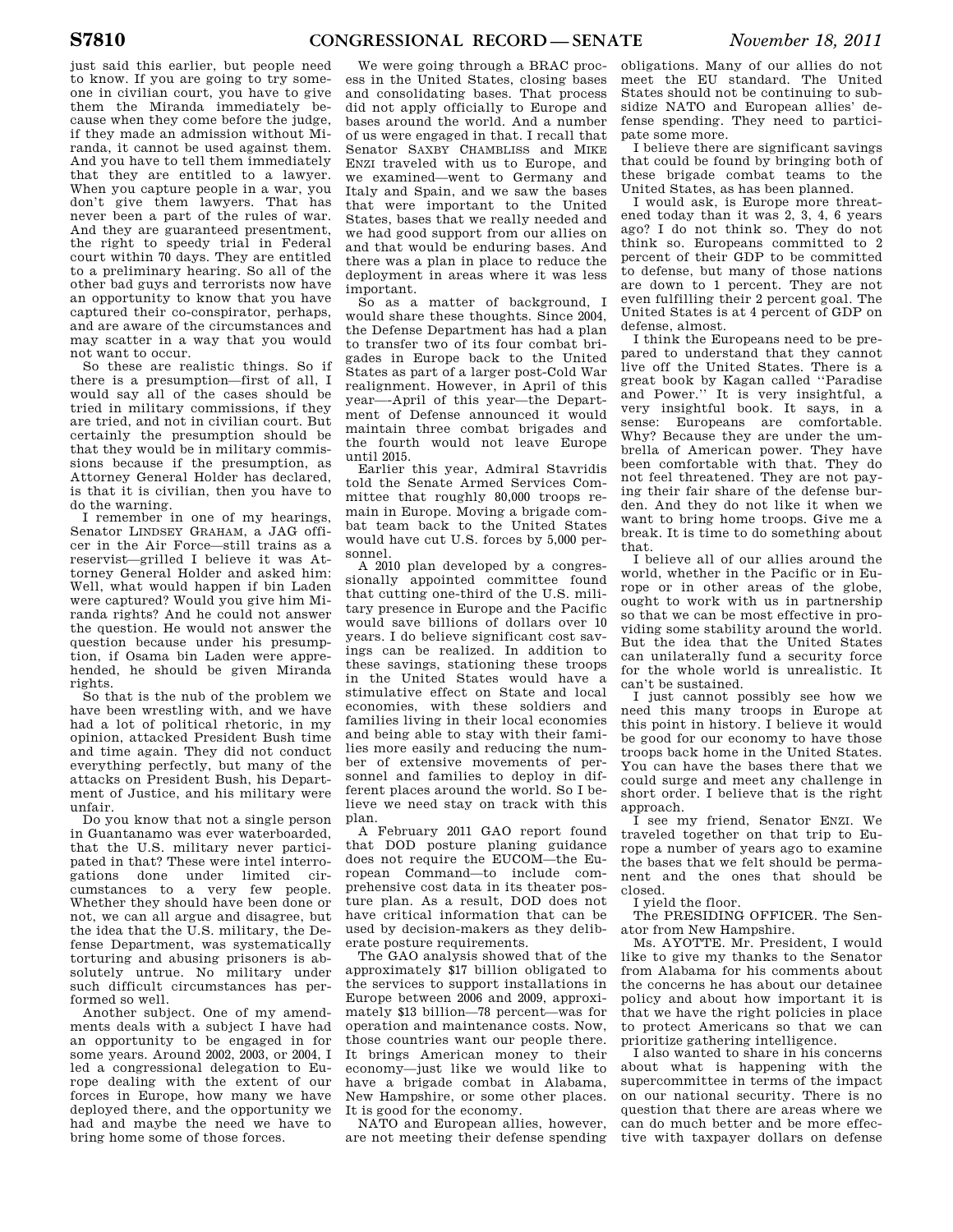just said this earlier, but people need to know. If you are going to try someone in civilian court, you have to give them the Miranda immediately because when they come before the judge, if they made an admission without Miranda, it cannot be used against them. And you have to tell them immediately that they are entitled to a lawyer. When you capture people in a war, you don't give them lawyers. That has never been a part of the rules of war. And they are guaranteed presentment, the right to speedy trial in Federal court within 70 days. They are entitled to a preliminary hearing. So all of the other bad guys and terrorists now have an opportunity to know that you have captured their co-conspirator, perhaps, and are aware of the circumstances and may scatter in a way that you would not want to occur.

So these are realistic things. So if there is a presumption—first of all, I would say all of the cases should be tried in military commissions, if they are tried, and not in civilian court. But certainly the presumption should be that they would be in military commissions because if the presumption, as Attorney General Holder has declared, is that it is civilian, then you have to do the warning.

I remember in one of my hearings, Senator LINDSEY GRAHAM, a JAG officer in the Air Force—still trains as a reservist—grilled I believe it was Attorney General Holder and asked him: Well, what would happen if bin Laden were captured? Would you give him Miranda rights? And he could not answer the question. He would not answer the question because under his presumption, if Osama bin Laden were apprehended, he should be given Miranda rights.

So that is the nub of the problem we have been wrestling with, and we have had a lot of political rhetoric, in my opinion, attacked President Bush time and time again. They did not conduct everything perfectly, but many of the attacks on President Bush, his Department of Justice, and his military were unfair.

Do you know that not a single person in Guantanamo was ever waterboarded, that the U.S. military never participated in that? These were intel interrogations done under limited circumstances to a very few people. Whether they should have been done or not, we can all argue and disagree, but the idea that the U.S. military, the Defense Department, was systematically torturing and abusing prisoners is absolutely untrue. No military under such difficult circumstances has performed so well.

Another subject. One of my amendments deals with a subject I have had an opportunity to be engaged in for some years. Around 2002, 2003, or 2004, I led a congressional delegation to Europe dealing with the extent of our forces in Europe, how many we have deployed there, and the opportunity we had and maybe the need we have to bring home some of those forces.

We were going through a BRAC process in the United States, closing bases and consolidating bases. That process did not apply officially to Europe and bases around the world. And a number of us were engaged in that. I recall that Senator SAXBY CHAMBLISS and MIKE ENZI traveled with us to Europe, and we examined—went to Germany and Italy and Spain, and we saw the bases that were important to the United States, bases that we really needed and we had good support from our allies on and that would be enduring bases. And there was a plan in place to reduce the deployment in areas where it was less important.

So as a matter of background, I would share these thoughts. Since 2004, the Defense Department has had a plan to transfer two of its four combat brigades in Europe back to the United States as part of a larger post-Cold War realignment. However, in April of this year—-April of this year—the Department of Defense announced it would maintain three combat brigades and the fourth would not leave Europe until 2015.

Earlier this year, Admiral Stavridis told the Senate Armed Services Committee that roughly 80,000 troops remain in Europe. Moving a brigade combat team back to the United States would have cut U.S. forces by 5,000 personnel.

A 2010 plan developed by a congressionally appointed committee found that cutting one-third of the U.S. military presence in Europe and the Pacific would save billions of dollars over 10 years. I do believe significant cost savings can be realized. In addition to these savings, stationing these troops in the United States would have a stimulative effect on State and local economies, with these soldiers and families living in their local economies and being able to stay with their families more easily and reducing the number of extensive movements of personnel and families to deploy in different places around the world. So I believe we need stay on track with this plan.

A February 2011 GAO report found that DOD posture planing guidance does not require the EUCOM—the European Command—to include comprehensive cost data in its theater posture plan. As a result, DOD does not have critical information that can be used by decision-makers as they deliberate posture requirements.

The GAO analysis showed that of the approximately $17 billion obligated to the services to support installations in Europe between 2006 and 2009, approximately $13 billion—78 percent—was for operation and maintenance costs. Now, those countries want our people there. It brings American money to their economy—just like we would like to have a brigade combat in Alabama, New Hampshire, or some other places. It is good for the economy.

NATO and European allies, however, are not meeting their defense spending obligations. Many of our allies do not meet the EU standard. The United States should not be continuing to subsidize NATO and European allies' defense spending. They need to participate some more.

I believe there are significant savings that could be found by bringing both of these brigade combat teams to the United States, as has been planned.

I would ask, is Europe more threatened today than it was 2, 3, 4, 6 years ago? I do not think so. They do not think so. Europeans committed to 2 percent of their GDP to be committed to defense, but many of those nations are down to 1 percent. They are not even fulfilling their 2 percent goal. The United States is at 4 percent of GDP on defense, almost.

I think the Europeans need to be prepared to understand that they cannot live off the United States. There is a great book by Kagan called ''Paradise and Power.'' It is very insightful, a very insightful book. It says, in a sense: Europeans are comfortable. Why? Because they are under the umbrella of American power. They have been comfortable with that. They do not feel threatened. They are not paying their fair share of the defense burden. And they do not like it when we want to bring home troops. Give me a break. It is time to do something about that.

I believe all of our allies around the world, whether in the Pacific or in Europe or in other areas of the globe, ought to work with us in partnership so that we can be most effective in providing some stability around the world. But the idea that the United States can unilaterally fund a security force for the whole world is unrealistic. It can't be sustained.

I just cannot possibly see how we need this many troops in Europe at this point in history. I believe it would be good for our economy to have those troops back home in the United States. You can have the bases there that we could surge and meet any challenge in short order. I believe that is the right approach.

I see my friend, Senator ENZI. We traveled together on that trip to Europe a number of years ago to examine the bases that we felt should be permanent and the ones that should be closed.

I yield the floor.

The PRESIDING OFFICER. The Senator from New Hampshire.

Ms. AYOTTE. Mr. President, I would like to give my thanks to the Senator from Alabama for his comments about the concerns he has about our detainee policy and about how important it is that we have the right policies in place to protect Americans so that we can prioritize gathering intelligence.

I also wanted to share in his concerns about what is happening with the supercommittee in terms of the impact on our national security. There is no question that there are areas where we can do much better and be more effective with taxpayer dollars on defense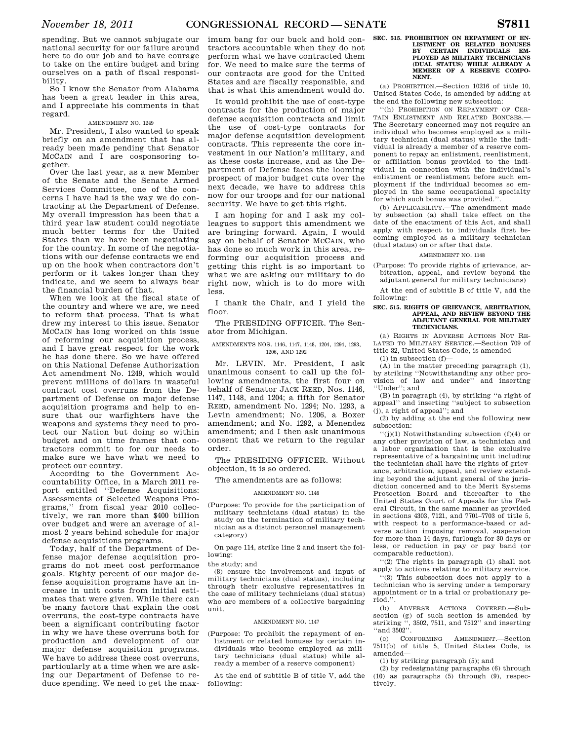spending. But we cannot subjugate our national security for our failure around here to do our job and to have courage to take on the entire budget and bring ourselves on a path of fiscal responsibility.

So I know the Senator from Alabama has been a great leader in this area, and I appreciate his comments in that regard.

AMENDMENT NO. 1249

Mr. President, I also wanted to speak briefly on an amendment that has already been made pending that Senator MCCAIN and I are cosponsoring together.

Over the last year, as a new Member of the Senate and the Senate Armed Services Committee, one of the concerns I have had is the way we do contracting at the Department of Defense. My overall impression has been that a third year law student could negotiate much better terms for the United States than we have been negotiating for the country. In some of the negotiations with our defense contracts we end up on the hook when contractors don't perform or it takes longer than they indicate, and we seem to always bear the financial burden of that.

When we look at the fiscal state of the country and where we are, we need to reform that process. That is what drew my interest to this issue. Senator MCCAIN has long worked on this issue of reforming our acquisition process, and I have great respect for the work he has done there. So we have offered on this National Defense Authorization Act amendment No. 1249, which would prevent millions of dollars in wasteful contract cost overruns from the Department of Defense on major defense acquisition programs and help to ensure that our warfighters have the weapons and systems they need to protect our Nation but doing so within budget and on time frames that contractors commit to for our needs to make sure we have what we need to protect our country.

According to the Government Accountability Office, in a March 2011 report entitled ''Defense Acquisitions: Assessments of Selected Weapons Programs,'' from fiscal year 2010 collectively, we ran more than $400 billion over budget and were an average of almost 2 years behind schedule for major defense acquisitions programs.

Today, half of the Department of Defense major defense acquisition programs do not meet cost performance goals. Eighty percent of our major defense acquisition programs have an increase in unit costs from initial estimates that were given. While there can be many factors that explain the cost overruns, the cost-type contracts have been a significant contributing factor in why we have these overruns both for production and development of our major defense acquisition programs. We have to address these cost overruns, particularly at a time when we are asking our Department of Defense to reduce spending. We need to get the maximum bang for our buck and hold contractors accountable when they do not perform what we have contracted them for. We need to make sure the terms of our contracts are good for the United States and are fiscally responsible, and that is what this amendment would do.

It would prohibit the use of cost-type contracts for the production of major defense acquisition contracts and limit the use of cost-type contracts for major defense acquisition development contracts. This represents the core investment in our Nation's military, and as these costs increase, and as the Department of Defense faces the looming prospect of major budget cuts over the next decade, we have to address this now for our troops and for our national security. We have to get this right.

I am hoping for and I ask my colleagues to support this amendment we are bringing forward. Again, I would say on behalf of Senator MCCAIN, who has done so much work in this area, reforming our acquisition process and getting this right is so important to what we are asking our military to do right now, which is to do more with less.

I thank the Chair, and I yield the floor.

The PRESIDING OFFICER. The Senator from Michigan.

AMENDMENTS NOS. 1146, 1147, 1148, 1204, 1294, 1293, 1206, AND 1292

Mr. LEVIN. Mr. President, I ask unanimous consent to call up the following amendments, the first four on behalf of Senator JACK REED, Nos. 1146, 1147, 1148, and 1204; a fifth for Senator REED, amendment No. 1294; No. 1293, a Levin amendment; No. 1206, a Boxer amendment; and No. 1292, a Menendez amendment; and I then ask unanimous consent that we return to the regular order.

The PRESIDING OFFICER. Without objection, it is so ordered.

The amendments are as follows:

AMENDMENT NO. 1146

(Purpose: To provide for the participation of military technicians (dual status) in the study on the termination of military technician as a distinct personnel management category)

On page 114, strike line 2 and insert the following:

the study; and

(8) ensure the involvement and input of military technicians (dual status), including through their exclusive representatives in the case of military technicians (dual status) who are members of a collective bargaining unit.

AMENDMENT NO. 1147

(Purpose: To prohibit the repayment of enlistment or related bonuses by certain individuals who become employed as military technicians (dual status) while already a member of a reserve component)

At the end of subtitle B of title V, add the following:

**SEC. 515. PROHIBITION ON REPAYMENT OF ENLISTMENT OR RELATED BONUSES BY CERTAIN INDIVIDUALS EMPLOYED AS MILITARY TECHNICIANS (DUAL STATUS) WHILE ALREADY A MEMBER OF A RESERVE COMPONENT.**

(a) PROHIBITION.—Section 10216 of title 10, United States Code, is amended by adding at the end the following new subsection:

''(h) PROHIBITION ON REPAYMENT OF CERTAIN ENLISTMENT AND RELATED BONUSES.—The Secretary concerned may not require an individual who becomes employed as a military technician (dual status) while the individual is already a member of a reserve component to repay an enlistment, reenlistment, or affiliation bonus provided to the individual in connection with the individual's enlistment or reenlistment before such employment if the individual becomes so employed in the same occupational specialty for which such bonus was provided.''.

(b) APPLICABILITY.—The amendment made by subsection (a) shall take effect on the date of the enactment of this Act, and shall apply with respect to individuals first becoming employed as a military technician (dual status) on or after that date.

AMENDMENT NO. 1148

(Purpose: To provide rights of grievance, arbitration, appeal, and review beyond the adjutant general for military technicians)

At the end of subtitle B of title V, add the following:

**SEC. 515. RIGHTS OF GRIEVANCE, ARBITRATION, APPEAL, AND REVIEW BEYOND THE ADJUTANT GENERAL FOR MILITARY TECHNICIANS.**

(a) RIGHTS IN ADVERSE ACTIONS NOT RELATED TO MILITARY SERVICE.—Section 709 of title 32, United States Code, is amended—

(1) in subsection (f)—

(A) in the matter preceding paragraph (1), by striking ''Notwithstanding any other provision of law and under'' and inserting ''Under''; and

(B) in paragraph (4), by striking ''a right of appeal'' and inserting ''subject to subsection (j), a right of appeal''; and

(2) by adding at the end the following new subsection:

''(j)(1) Notwithstanding subsection (f)(4) or any other provision of law, a technician and a labor organization that is the exclusive representative of a bargaining unit including the technician shall have the rights of grievance, arbitration, appeal, and review extending beyond the adjutant general of the jurisdiction concerned and to the Merit Systems Protection Board and thereafter to the United States Court of Appeals for the Federal Circuit, in the same manner as provided in sections 4303, 7121, and 7701–7703 of title 5, with respect to a performance-based or adverse action imposing removal, suspension for more than 14 days, furlough for 30 days or less, or reduction in pay or pay band (or comparable reduction).

''(2) The rights in paragraph (1) shall not apply to actions relating to military service.

''(3) This subsection does not apply to a technician who is serving under a temporary appointment or in a trial or probationary period.''.

(b) ADVERSE ACTIONS COVERED.—Subsection (g) of such section is amended by striking '', 3502, 7511, and 7512'' and inserting ''and 3502''.

(c) CONFORMING AMENDMENT.—Section 7511(b) of title 5, United States Code, is amended—

(1) by striking paragraph (5); and

(2) by redesignating paragraphs (6) through (10) as paragraphs (5) through (9), respectively.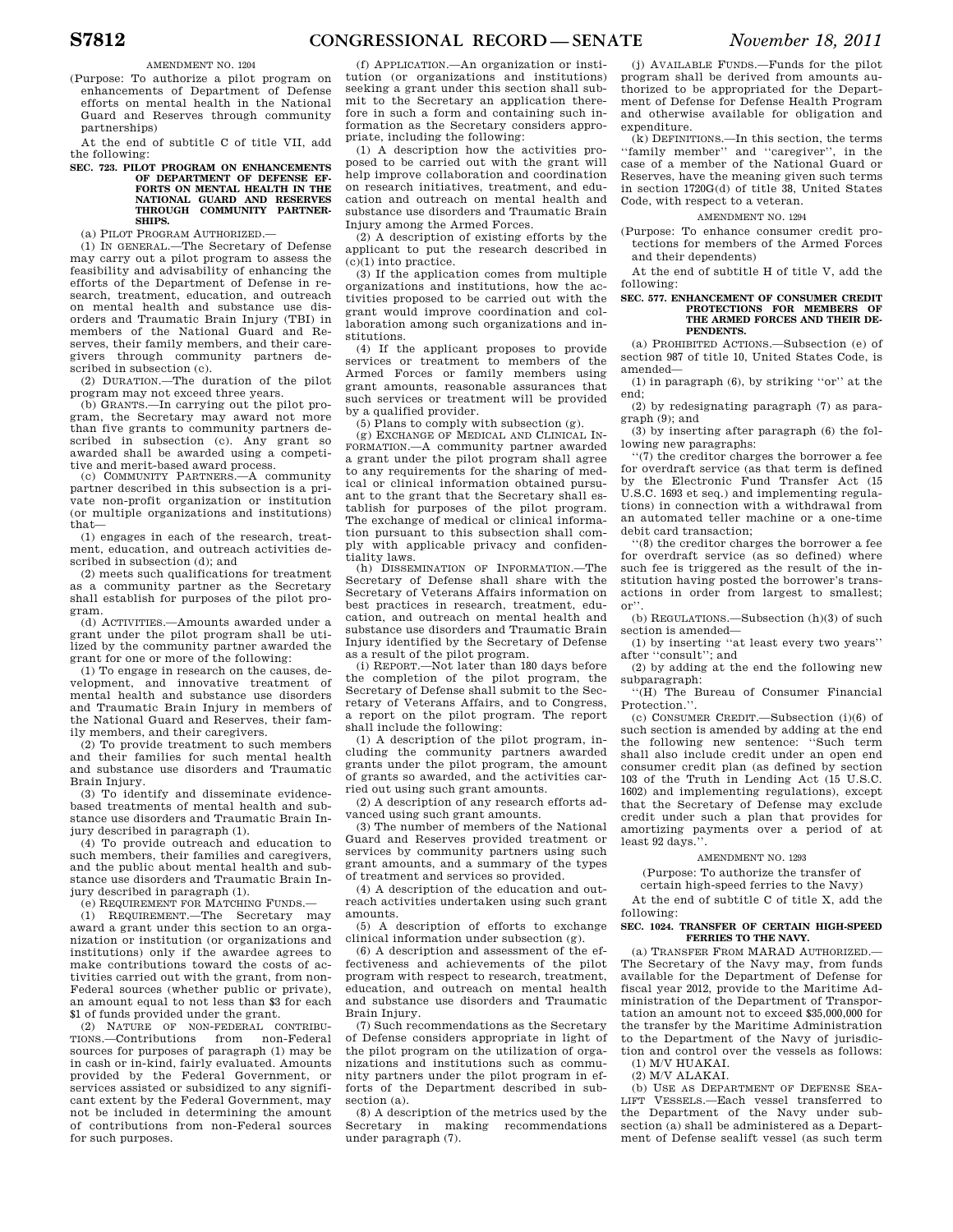AMENDMENT NO. 1204

(Purpose: To authorize a pilot program on enhancements of Department of Defense efforts on mental health in the National Guard and Reserves through community partnerships)

At the end of subtitle C of title VII, add the following:

**SEC. 723. PILOT PROGRAM ON ENHANCEMENTS OF DEPARTMENT OF DEFENSE EFFORTS ON MENTAL HEALTH IN THE NATIONAL GUARD AND RESERVES THROUGH COMMUNITY PARTNERSHIPS.**

(a) PILOT PROGRAM AUTHORIZED.—

(1) IN GENERAL.—The Secretary of Defense may carry out a pilot program to assess the feasibility and advisability of enhancing the efforts of the Department of Defense in research, treatment, education, and outreach on mental health and substance use disorders and Traumatic Brain Injury (TBI) in members of the National Guard and Reserves, their family members, and their caregivers through community partners described in subsection (c).

(2) DURATION.—The duration of the pilot program may not exceed three years.

(b) GRANTS.—In carrying out the pilot program, the Secretary may award not more than five grants to community partners described in subsection (c). Any grant so awarded shall be awarded using a competitive and merit-based award process.

(c) COMMUNITY PARTNERS.—A community partner described in this subsection is a private non-profit organization or institution (or multiple organizations and institutions) that—

(1) engages in each of the research, treatment, education, and outreach activities described in subsection (d); and

(2) meets such qualifications for treatment as a community partner as the Secretary shall establish for purposes of the pilot program.

(d) ACTIVITIES.—Amounts awarded under a grant under the pilot program shall be utilized by the community partner awarded the grant for one or more of the following:

(1) To engage in research on the causes, development, and innovative treatment of mental health and substance use disorders and Traumatic Brain Injury in members of the National Guard and Reserves, their family members, and their caregivers.

(2) To provide treatment to such members and their families for such mental health and substance use disorders and Traumatic Brain Injury.

(3) To identify and disseminate evidence-based treatments of mental health and substance use disorders and Traumatic Brain Injury described in paragraph (1).

(4) To provide outreach and education to such members, their families and caregivers, and the public about mental health and substance use disorders and Traumatic Brain Injury described in paragraph (1).

(e) REQUIREMENT FOR MATCHING FUNDS.—

(1) REQUIREMENT.—The Secretary may award a grant under this section to an organization or institution (or organizations and institutions) only if the awardee agrees to make contributions toward the costs of activities carried out with the grant, from non-Federal sources (whether public or private), an amount equal to not less than $3 for each $1 of funds provided under the grant.

(2) NATURE OF NON-FEDERAL CONTRIBUTIONS.—Contributions from non-Federal sources for purposes of paragraph (1) may be in cash or in-kind, fairly evaluated. Amounts provided by the Federal Government, or services assisted or subsidized to any significant extent by the Federal Government, may not be included in determining the amount of contributions from non-Federal sources for such purposes.

(f) APPLICATION.—An organization or institution (or organizations and institutions) seeking a grant under this section shall submit to the Secretary an application therefore in such a form and containing such information as the Secretary considers appropriate, including the following:

(1) A description how the activities proposed to be carried out with the grant will help improve collaboration and coordination on research initiatives, treatment, and education and outreach on mental health and substance use disorders and Traumatic Brain Injury among the Armed Forces.

(2) A description of existing efforts by the applicant to put the research described in (c)(1) into practice.

(3) If the application comes from multiple organizations and institutions, how the activities proposed to be carried out with the grant would improve coordination and collaboration among such organizations and institutions.

(4) If the applicant proposes to provide services or treatment to members of the Armed Forces or family members using grant amounts, reasonable assurances that such services or treatment will be provided by a qualified provider.

(5) Plans to comply with subsection (g).

(g) EXCHANGE OF MEDICAL AND CLINICAL INFORMATION.—A community partner awarded a grant under the pilot program shall agree to any requirements for the sharing of medical or clinical information obtained pursuant to the grant that the Secretary shall establish for purposes of the pilot program. The exchange of medical or clinical information pursuant to this subsection shall comply with applicable privacy and confidentiality laws.

(h) DISSEMINATION OF INFORMATION.—The Secretary of Defense shall share with the Secretary of Veterans Affairs information on best practices in research, treatment, education, and outreach on mental health and substance use disorders and Traumatic Brain Injury identified by the Secretary of Defense as a result of the pilot program.

(i) REPORT.—Not later than 180 days before the completion of the pilot program, the Secretary of Defense shall submit to the Secretary of Veterans Affairs, and to Congress, a report on the pilot program. The report shall include the following:

(1) A description of the pilot program, including the community partners awarded grants under the pilot program, the amount of grants so awarded, and the activities carried out using such grant amounts.

(2) A description of any research efforts advanced using such grant amounts.

(3) The number of members of the National Guard and Reserves provided treatment or services by community partners using such grant amounts, and a summary of the types of treatment and services so provided.

(4) A description of the education and outreach activities undertaken using such grant amounts.

(5) A description of efforts to exchange clinical information under subsection (g).

(6) A description and assessment of the effectiveness and achievements of the pilot program with respect to research, treatment, education, and outreach on mental health and substance use disorders and Traumatic Brain Injury.

(7) Such recommendations as the Secretary of Defense considers appropriate in light of the pilot program on the utilization of organizations and institutions such as community partners under the pilot program in efforts of the Department described in subsection (a).

(8) A description of the metrics used by the Secretary in making recommendations under paragraph (7).

(j) AVAILABLE FUNDS.—Funds for the pilot program shall be derived from amounts authorized to be appropriated for the Department of Defense for Defense Health Program and otherwise available for obligation and expenditure.

(k) DEFINITIONS.—In this section, the terms "family member" and "caregiver", in the case of a member of the National Guard or Reserves, have the meaning given such terms in section 1720G(d) of title 38, United States Code, with respect to a veteran.

AMENDMENT NO. 1294

(Purpose: To enhance consumer credit protections for members of the Armed Forces and their dependents)

At the end of subtitle H of title V, add the following:

**SEC. 577. ENHANCEMENT OF CONSUMER CREDIT PROTECTIONS FOR MEMBERS OF THE ARMED FORCES AND THEIR DEPENDENTS.**

(a) PROHIBITED ACTIONS.—Subsection (e) of section 987 of title 10, United States Code, is amended—

(1) in paragraph (6), by striking "or" at the end;

(2) by redesignating paragraph (7) as paragraph (9); and

(3) by inserting after paragraph (6) the following new paragraphs:

"(7) the creditor charges the borrower a fee for overdraft service (as that term is defined by the Electronic Fund Transfer Act (15 U.S.C. 1693 et seq.) and implementing regulations) in connection with a withdrawal from an automated teller machine or a one-time debit card transaction;

"(8) the creditor charges the borrower a fee for overdraft service (as so defined) where such fee is triggered as the result of the institution having posted the borrower's transactions in order from largest to smallest; or".

(b) REGULATIONS.—Subsection (h)(3) of such section is amended—

(1) by inserting "at least every two years" after "consult"; and

(2) by adding at the end the following new subparagraph:

"(H) The Bureau of Consumer Financial Protection.".

(c) CONSUMER CREDIT.—Subsection (i)(6) of such section is amended by adding at the end the following new sentence: "Such term shall also include credit under an open end consumer credit plan (as defined by section 103 of the Truth in Lending Act (15 U.S.C. 1602) and implementing regulations), except that the Secretary of Defense may exclude credit under such a plan that provides for amortizing payments over a period of at least 92 days.".

AMENDMENT NO. 1293

(Purpose: To authorize the transfer of certain high-speed ferries to the Navy)

At the end of subtitle C of title X, add the following:

**SEC. 1024. TRANSFER OF CERTAIN HIGH-SPEED FERRIES TO THE NAVY.**

(a) TRANSFER FROM MARAD AUTHORIZED.—The Secretary of the Navy may, from funds available for the Department of Defense for fiscal year 2012, provide to the Maritime Administration of the Department of Transportation an amount not to exceed $35,000,000 for the transfer by the Maritime Administration to the Department of the Navy of jurisdiction and control over the vessels as follows:

(1) M/V HUAKAI.

(2) M/V ALAKAI.

(b) USE AS DEPARTMENT OF DEFENSE SEALIFT VESSELS.—Each vessel transferred to the Department of the Navy under subsection (a) shall be administered as a Department of Defense sealift vessel (as such term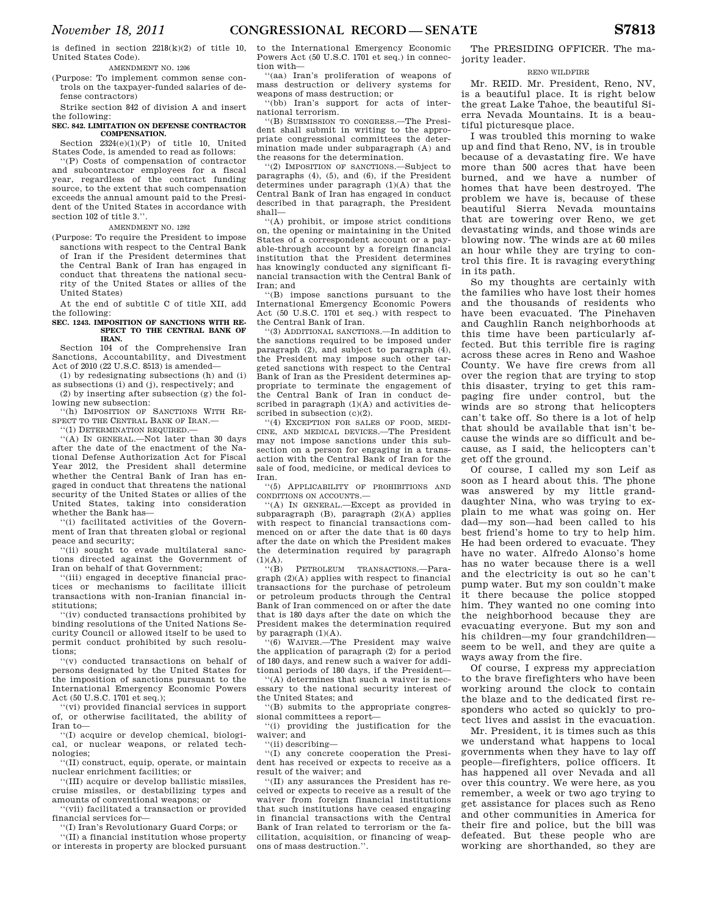is defined in section 2218(k)(2) of title 10, United States Code).

AMENDMENT NO. 1206

(Purpose: To implement common sense controls on the taxpayer-funded salaries of defense contractors)

Strike section 842 of division A and insert the following:

**SEC. 842. LIMITATION ON DEFENSE CONTRACTOR COMPENSATION.**

Section 2324(e)(1)(P) of title 10, United States Code, is amended to read as follows:

"(P) Costs of compensation of contractor and subcontractor employees for a fiscal year, regardless of the contract funding source, to the extent that such compensation exceeds the annual amount paid to the President of the United States in accordance with section 102 of title 3.".

AMENDMENT NO. 1292

(Purpose: To require the President to impose sanctions with respect to the Central Bank of Iran if the President determines that the Central Bank of Iran has engaged in conduct that threatens the national security of the United States or allies of the United States)

At the end of subtitle C of title XII, add the following:

**SEC. 1243. IMPOSITION OF SANCTIONS WITH RESPECT TO THE CENTRAL BANK OF IRAN.**

Section 104 of the Comprehensive Iran Sanctions, Accountability, and Divestment Act of 2010 (22 U.S.C. 8513) is amended—

(1) by redesignating subsections (h) and (i) as subsections (i) and (j), respectively; and

(2) by inserting after subsection (g) the following new subsection:

"(h) IMPOSITION OF SANCTIONS WITH RESPECT TO THE CENTRAL BANK OF IRAN.—

"(1) DETERMINATION REQUIRED.—

"(A) IN GENERAL.—Not later than 30 days after the date of the enactment of the National Defense Authorization Act for Fiscal Year 2012, the President shall determine whether the Central Bank of Iran has engaged in conduct that threatens the national security of the United States or allies of the United States, taking into consideration whether the Bank has—

"(i) facilitated activities of the Government of Iran that threaten global or regional peace and security;

"(ii) sought to evade multilateral sanctions directed against the Government of Iran on behalf of that Government;

"(iii) engaged in deceptive financial practices or mechanisms to facilitate illicit transactions with non-Iranian financial institutions;

"(iv) conducted transactions prohibited by binding resolutions of the United Nations Security Council or allowed itself to be used to permit conduct prohibited by such resolutions;

"(v) conducted transactions on behalf of persons designated by the United States for the imposition of sanctions pursuant to the International Emergency Economic Powers Act (50 U.S.C. 1701 et seq.);

"(vi) provided financial services in support of, or otherwise facilitated, the ability of Iran to—

"(I) acquire or develop chemical, biological, or nuclear weapons, or related technologies;

"(II) construct, equip, operate, or maintain nuclear enrichment facilities; or

"(III) acquire or develop ballistic missiles, cruise missiles, or destabilizing types and amounts of conventional weapons; or

"(vii) facilitated a transaction or provided financial services for—

"(I) Iran's Revolutionary Guard Corps; or

"(II) a financial institution whose property or interests in property are blocked pursuant to the International Emergency Economic Powers Act (50 U.S.C. 1701 et seq.) in connection with—

"(aa) Iran's proliferation of weapons of mass destruction or delivery systems for weapons of mass destruction; or

"(bb) Iran's support for acts of international terrorism.

"(B) SUBMISSION TO CONGRESS.—The President shall submit in writing to the appropriate congressional committees the determination made under subparagraph (A) and the reasons for the determination.

"(2) IMPOSITION OF SANCTIONS.—Subject to paragraphs (4), (5), and (6), if the President determines under paragraph (1)(A) that the Central Bank of Iran has engaged in conduct described in that paragraph, the President shall—

"(A) prohibit, or impose strict conditions on, the opening or maintaining in the United States of a correspondent account or a payable-through account by a foreign financial institution that the President determines has knowingly conducted any significant financial transaction with the Central Bank of Iran; and

"(B) impose sanctions pursuant to the International Emergency Economic Powers Act (50 U.S.C. 1701 et seq.) with respect to the Central Bank of Iran.

"(3) ADDITIONAL SANCTIONS.—In addition to the sanctions required to be imposed under paragraph (2), and subject to paragraph (4), the President may impose such other targeted sanctions with respect to the Central Bank of Iran as the President determines appropriate to terminate the engagement of the Central Bank of Iran in conduct described in paragraph (1)(A) and activities described in subsection (c)(2).

"(4) EXCEPTION FOR SALES OF FOOD, MEDICINE, AND MEDICAL DEVICES.—The President may not impose sanctions under this subsection on a person for engaging in a transaction with the Central Bank of Iran for the sale of food, medicine, or medical devices to Iran.

"(5) APPLICABILITY OF PROHIBITIONS AND CONDITIONS ON ACCOUNTS.—

"(A) IN GENERAL.—Except as provided in subparagraph (B), paragraph (2)(A) applies with respect to financial transactions commenced on or after the date that is 60 days after the date on which the President makes the determination required by paragraph (1)(A).

"(B) PETROLEUM TRANSACTIONS.—Paragraph (2)(A) applies with respect to financial transactions for the purchase of petroleum or petroleum products through the Central Bank of Iran commenced on or after the date that is 180 days after the date on which the President makes the determination required by paragraph (1)(A).

"(6) WAIVER.—The President may waive the application of paragraph (2) for a period of 180 days, and renew such a waiver for additional periods of 180 days, if the President—

"(A) determines that such a waiver is necessary to the national security interest of the United States; and

"(B) submits to the appropriate congressional committees a report—

"(i) providing the justification for the waiver; and

"(ii) describing—

"(I) any concrete cooperation the President has received or expects to receive as a result of the waiver; and

"(II) any assurances the President has received or expects to receive as a result of the waiver from foreign financial institutions that such institutions have ceased engaging in financial transactions with the Central Bank of Iran related to terrorism or the facilitation, acquisition, or financing of weapons of mass destruction.".

The PRESIDING OFFICER. The majority leader.

RENO WILDFIRE

Mr. REID. Mr. President, Reno, NV, is a beautiful place. It is right below the great Lake Tahoe, the beautiful Sierra Nevada Mountains. It is a beautiful picturesque place.

I was troubled this morning to wake up and find that Reno, NV, is in trouble because of a devastating fire. We have more than 500 acres that have been burned, and we have a number of homes that have been destroyed. The problem we have is, because of these beautiful Sierra Nevada mountains that are towering over Reno, we get devastating winds, and those winds are blowing now. The winds are at 60 miles an hour while they are trying to control this fire. It is ravaging everything in its path.

So my thoughts are certainly with the families who have lost their homes and the thousands of residents who have been evacuated. The Pinehaven and Caughlin Ranch neighborhoods at this time have been particularly affected. But this terrible fire is raging across these acres in Reno and Washoe County. We have fire crews from all over the region that are trying to stop this disaster, trying to get this rampaging fire under control, but the winds are so strong that helicopters can't take off. So there is a lot of help that should be available that isn't because the winds are so difficult and because, as I said, the helicopters can't get off the ground.

Of course, I called my son Leif as soon as I heard about this. The phone was answered by my little granddaughter Nina, who was trying to explain to me what was going on. Her dad—my son—had been called to his best friend's home to try to help him. He had been ordered to evacuate. They have no water. Alfredo Alonso's home has no water because there is a well and the electricity is out so he can't pump water. But my son couldn't make it there because the police stopped him. They wanted no one coming into the neighborhood because they are evacuating everyone. But my son and his children—my four grandchildren—seem to be well, and they are quite a ways away from the fire.

Of course, I express my appreciation to the brave firefighters who have been working around the clock to contain the blaze and to the dedicated first responders who acted so quickly to protect lives and assist in the evacuation.

Mr. President, it is times such as this we understand what happens to local governments when they have to lay off people—firefighters, police officers. It has happened all over Nevada and all over this country. We were here, as you remember, a week or two ago trying to get assistance for places such as Reno and other communities in America for their fire and police, but the bill was defeated. But these people who are working are shorthanded, so they are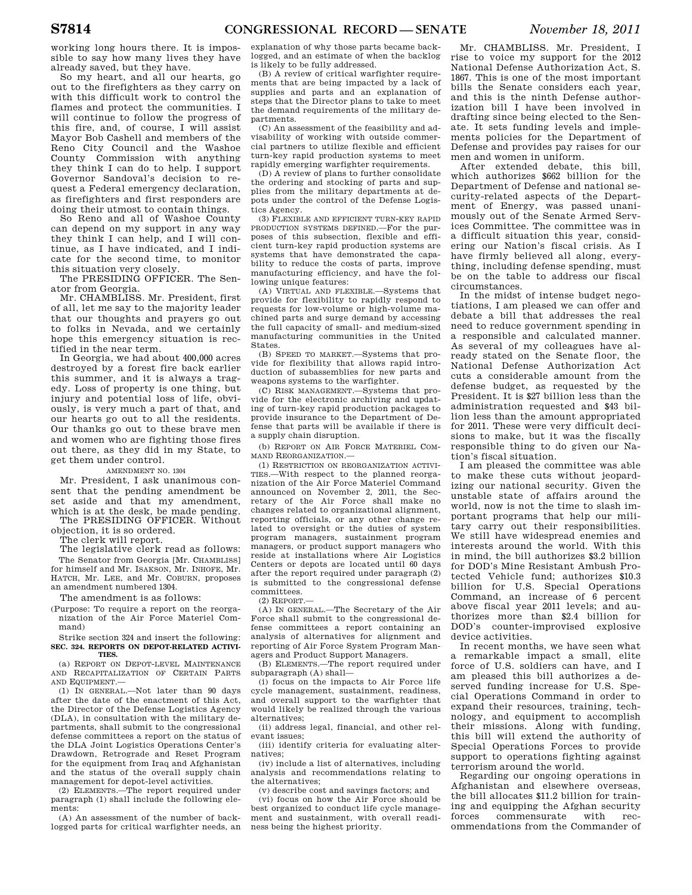working long hours there. It is impossible to say how many lives they have already saved, but they have.

So my heart, and all our hearts, go out to the firefighters as they carry on with this difficult work to control the flames and protect the communities. I will continue to follow the progress of this fire, and, of course, I will assist Mayor Bob Cashell and members of the Reno City Council and the Washoe County Commission with anything they think I can do to help. I support Governor Sandoval's decision to request a Federal emergency declaration, as firefighters and first responders are doing their utmost to contain things.

So Reno and all of Washoe County can depend on my support in any way they think I can help, and I will continue, as I have indicated, and I indicate for the second time, to monitor this situation very closely.

The PRESIDING OFFICER. The Senator from Georgia.

Mr. CHAMBLISS. Mr. President, first of all, let me say to the majority leader that our thoughts and prayers go out to folks in Nevada, and we certainly hope this emergency situation is rectified in the near term.

In Georgia, we had about 400,000 acres destroyed by a forest fire back earlier this summer, and it is always a tragedy. Loss of property is one thing, but injury and potential loss of life, obviously, is very much a part of that, and our hearts go out to all the residents. Our thanks go out to these brave men and women who are fighting those fires out there, as they did in my State, to get them under control.

AMENDMENT NO. 1304

Mr. President, I ask unanimous consent that the pending amendment be set aside and that my amendment, which is at the desk, be made pending.

The PRESIDING OFFICER. Without objection, it is so ordered.

The clerk will report.

The legislative clerk read as follows:

The Senator from Georgia [Mr. CHAMBLISS] for himself and Mr. ISAKSON, Mr. INHOFE, Mr. HATCH, Mr. LEE, and Mr. COBURN, proposes an amendment numbered 1304.

The amendment is as follows:

(Purpose: To require a report on the reorganization of the Air Force Materiel Command)

Strike section 324 and insert the following:

**SEC. 324. REPORTS ON DEPOT-RELATED ACTIVITIES.**

(a) REPORT ON DEPOT-LEVEL MAINTENANCE AND RECAPITALIZATION OF CERTAIN PARTS AND EQUIPMENT.—

(1) IN GENERAL.—Not later than 90 days after the date of the enactment of this Act, the Director of the Defense Logistics Agency (DLA), in consultation with the military departments, shall submit to the congressional defense committees a report on the status of the DLA Joint Logistics Operations Center's Drawdown, Retrograde and Reset Program for the equipment from Iraq and Afghanistan and the status of the overall supply chain management for depot-level activities.

(2) ELEMENTS.—The report required under paragraph (1) shall include the following elements:

(A) An assessment of the number of backlogged parts for critical warfighter needs, an explanation of why those parts became backlogged, and an estimate of when the backlog is likely to be fully addressed.

(B) A review of critical warfighter requirements that are being impacted by a lack of supplies and parts and an explanation of steps that the Director plans to take to meet the demand requirements of the military departments.

(C) An assessment of the feasibility and advisability of working with outside commercial partners to utilize flexible and efficient turn-key rapid production systems to meet rapidly emerging warfighter requirements.

(D) A review of plans to further consolidate the ordering and stocking of parts and supplies from the military departments at depots under the control of the Defense Logistics Agency.

(3) FLEXIBLE AND EFFICIENT TURN-KEY RAPID PRODUCTION SYSTEMS DEFINED.—For the purposes of this subsection, flexible and efficient turn-key rapid production systems are systems that have demonstrated the capability to reduce the costs of parts, improve manufacturing efficiency, and have the following unique features:

(A) VIRTUAL AND FLEXIBLE.—Systems that provide for flexibility to rapidly respond to requests for low-volume or high-volume machined parts and surge demand by accessing the full capacity of small- and medium-sized manufacturing communities in the United States.

(B) SPEED TO MARKET.—Systems that provide for flexibility that allows rapid introduction of subassemblies for new parts and weapons systems to the warfighter.

(C) RISK MANAGEMENT.—Systems that provide for the electronic archiving and updating of turn-key rapid production packages to provide insurance to the Department of Defense that parts will be available if there is a supply chain disruption.

(b) REPORT ON AIR FORCE MATERIEL COMMAND REORGANIZATION.—

(1) RESTRICTION ON REORGANIZATION ACTIVITIES.—With respect to the planned reorganization of the Air Force Materiel Command announced on November 2, 2011, the Secretary of the Air Force shall make no changes related to organizational alignment, reporting officials, or any other change related to oversight or the duties of system program managers, sustainment program managers, or product support managers who reside at installations where Air Logistics Centers or depots are located until 60 days after the report required under paragraph (2) is submitted to the congressional defense committees.

(2) REPORT.—

(A) IN GENERAL.—The Secretary of the Air Force shall submit to the congressional defense committees a report containing an analysis of alternatives for alignment and reporting of Air Force System Program Managers and Product Support Managers.

(B) ELEMENTS.—The report required under subparagraph (A) shall—

(i) focus on the impacts to Air Force life cycle management, sustainment, readiness, and overall support to the warfighter that would likely be realized through the various alternatives;

(ii) address legal, financial, and other relevant issues;

(iii) identify criteria for evaluating alternatives;

(iv) include a list of alternatives, including analysis and recommendations relating to the alternatives;

(v) describe cost and savings factors; and

(vi) focus on how the Air Force should be best organized to conduct life cycle management and sustainment, with overall readiness being the highest priority.

Mr. CHAMBLISS. Mr. President, I rise to voice my support for the 2012 National Defense Authorization Act, S. 1867. This is one of the most important bills the Senate considers each year, and this is the ninth Defense authorization bill I have been involved in drafting since being elected to the Senate. It sets funding levels and implements policies for the Department of Defense and provides pay raises for our men and women in uniform.

After extended debate, this bill, which authorizes $662 billion for the Department of Defense and national security-related aspects of the Department of Energy, was passed unanimously out of the Senate Armed Services Committee. The committee was in a difficult situation this year, considering our Nation's fiscal crisis. As I have firmly believed all along, everything, including defense spending, must be on the table to address our fiscal circumstances.

In the midst of intense budget negotiations, I am pleased we can offer and debate a bill that addresses the real need to reduce government spending in a responsible and calculated manner. As several of my colleagues have already stated on the Senate floor, the National Defense Authorization Act cuts a considerable amount from the defense budget, as requested by the President. It is $27 billion less than the administration requested and $43 billion less than the amount appropriated for 2011. These were very difficult decisions to make, but it was the fiscally responsible thing to do given our Nation's fiscal situation.

I am pleased the committee was able to make these cuts without jeopardizing our national security. Given the unstable state of affairs around the world, now is not the time to slash important programs that help our military carry out their responsibilities. We still have widespread enemies and interests around the world. With this in mind, the bill authorizes $3.2 billion for DOD's Mine Resistant Ambush Protected Vehicle fund; authorizes $10.3 billion for U.S. Special Operations Command, an increase of 6 percent above fiscal year 2011 levels; and authorizes more than $2.4 billion for DOD's counter-improvised explosive device activities.

In recent months, we have seen what a remarkable impact a small, elite force of U.S. soldiers can have, and I am pleased this bill authorizes a deserved funding increase for U.S. Special Operations Command in order to expand their resources, training, technology, and equipment to accomplish their missions. Along with funding, this bill will extend the authority of Special Operations Forces to provide support to operations fighting against terrorism around the world.

Regarding our ongoing operations in Afghanistan and elsewhere overseas, the bill allocates $11.2 billion for training and equipping the Afghan security forces commensurate with recommendations from the Commander of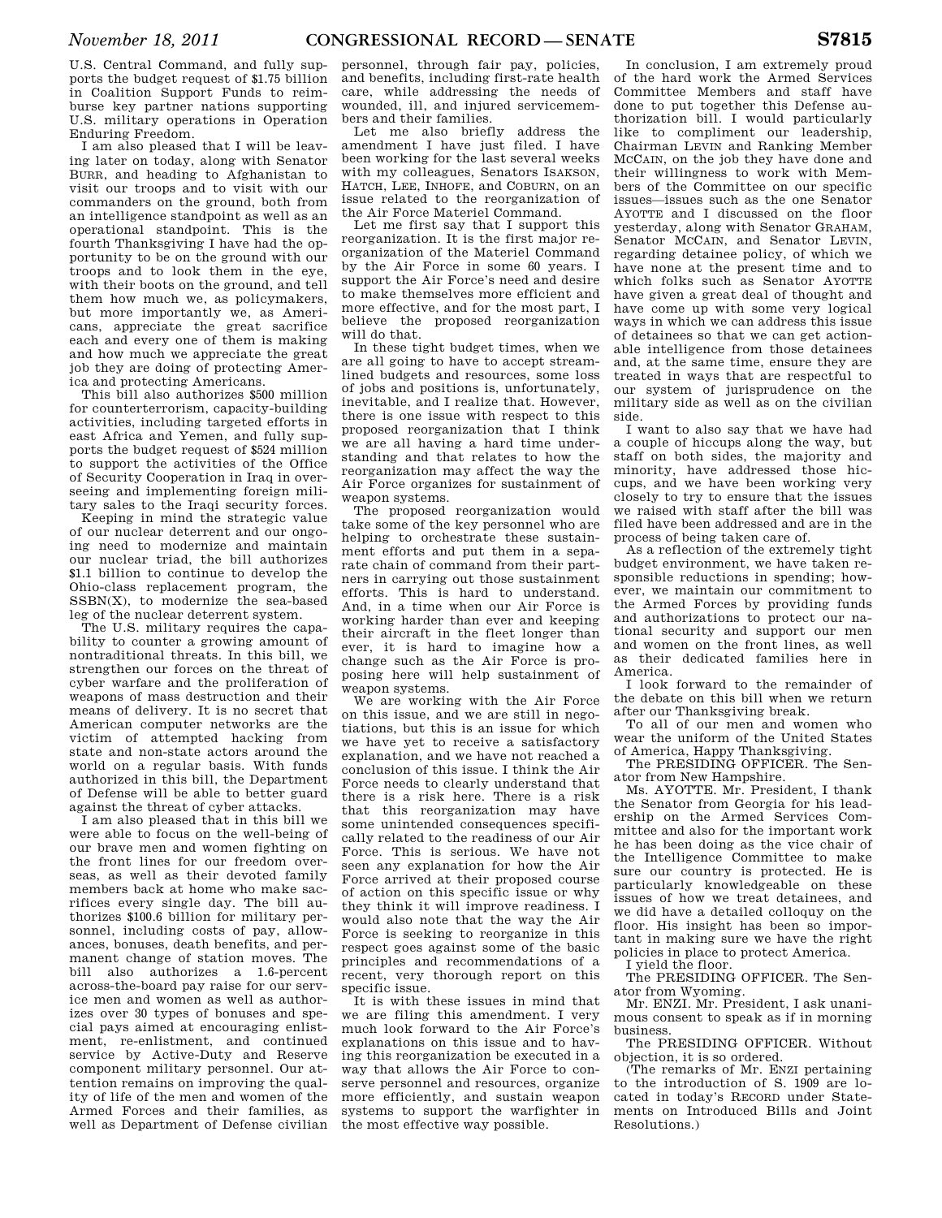U.S. Central Command, and fully supports the budget request of $1.75 billion in Coalition Support Funds to reimburse key partner nations supporting U.S. military operations in Operation Enduring Freedom.

I am also pleased that I will be leaving later on today, along with Senator BURR, and heading to Afghanistan to visit our troops and to visit with our commanders on the ground, both from an intelligence standpoint as well as an operational standpoint. This is the fourth Thanksgiving I have had the opportunity to be on the ground with our troops and to look them in the eye, with their boots on the ground, and tell them how much we, as policymakers, but more importantly we, as Americans, appreciate the great sacrifice each and every one of them is making and how much we appreciate the great job they are doing of protecting America and protecting Americans.

This bill also authorizes $500 million for counterterrorism, capacity-building activities, including targeted efforts in east Africa and Yemen, and fully supports the budget request of $524 million to support the activities of the Office of Security Cooperation in Iraq in overseeing and implementing foreign military sales to the Iraqi security forces.

Keeping in mind the strategic value of our nuclear deterrent and our ongoing need to modernize and maintain our nuclear triad, the bill authorizes $1.1 billion to continue to develop the Ohio-class replacement program, the SSBN(X), to modernize the sea-based leg of the nuclear deterrent system.

The U.S. military requires the capability to counter a growing amount of nontraditional threats. In this bill, we strengthen our forces on the threat of cyber warfare and the proliferation of weapons of mass destruction and their means of delivery. It is no secret that American computer networks are the victim of attempted hacking from state and non-state actors around the world on a regular basis. With funds authorized in this bill, the Department of Defense will be able to better guard against the threat of cyber attacks.

I am also pleased that in this bill we were able to focus on the well-being of our brave men and women fighting on the front lines for our freedom overseas, as well as their devoted family members back at home who make sacrifices every single day. The bill authorizes $100.6 billion for military personnel, including costs of pay, allowances, bonuses, death benefits, and permanent change of station moves. The bill also authorizes a 1.6-percent across-the-board pay raise for our service men and women as well as authorizes over 30 types of bonuses and special pays aimed at encouraging enlistment, re-enlistment, and continued service by Active-Duty and Reserve component military personnel. Our attention remains on improving the quality of life of the men and women of the Armed Forces and their families, as well as Department of Defense civilian personnel, through fair pay, policies, and benefits, including first-rate health care, while addressing the needs of wounded, ill, and injured servicemembers and their families.

Let me also briefly address the amendment I have just filed. I have been working for the last several weeks with my colleagues, Senators ISAKSON, HATCH, LEE, INHOFE, and COBURN, on an issue related to the reorganization of the Air Force Materiel Command.

Let me first say that I support this reorganization. It is the first major reorganization of the Materiel Command by the Air Force in some 60 years. I support the Air Force's need and desire to make themselves more efficient and more effective, and for the most part, I believe the proposed reorganization will do that.

In these tight budget times, when we are all going to have to accept streamlined budgets and resources, some loss of jobs and positions is, unfortunately, inevitable, and I realize that. However, there is one issue with respect to this proposed reorganization that I think we are all having a hard time understanding and that relates to how the reorganization may affect the way the Air Force organizes for sustainment of weapon systems.

The proposed reorganization would take some of the key personnel who are helping to orchestrate these sustainment efforts and put them in a separate chain of command from their partners in carrying out those sustainment efforts. This is hard to understand. And, in a time when our Air Force is working harder than ever and keeping their aircraft in the fleet longer than ever, it is hard to imagine how a change such as the Air Force is proposing here will help sustainment of weapon systems.

We are working with the Air Force on this issue, and we are still in negotiations, but this is an issue for which we have yet to receive a satisfactory explanation, and we have not reached a conclusion of this issue. I think the Air Force needs to clearly understand that there is a risk here. There is a risk that this reorganization may have some unintended consequences specifically related to the readiness of our Air Force. This is serious. We have not seen any explanation for how the Air Force arrived at their proposed course of action on this specific issue or why they think it will improve readiness. I would also note that the way the Air Force is seeking to reorganize in this respect goes against some of the basic principles and recommendations of a recent, very thorough report on this specific issue.

It is with these issues in mind that we are filing this amendment. I very much look forward to the Air Force's explanations on this issue and to having this reorganization be executed in a way that allows the Air Force to conserve personnel and resources, organize more efficiently, and sustain weapon systems to support the warfighter in the most effective way possible.

In conclusion, I am extremely proud of the hard work the Armed Services Committee Members and staff have done to put together this Defense authorization bill. I would particularly like to compliment our leadership, Chairman LEVIN and Ranking Member MCCAIN, on the job they have done and their willingness to work with Members of the Committee on our specific issues—issues such as the one Senator AYOTTE and I discussed on the floor yesterday, along with Senator GRAHAM, Senator MCCAIN, and Senator LEVIN, regarding detainee policy, of which we have none at the present time and to which folks such as Senator AYOTTE have given a great deal of thought and have come up with some very logical ways in which we can address this issue of detainees so that we can get actionable intelligence from those detainees and, at the same time, ensure they are treated in ways that are respectful to our system of jurisprudence on the military side as well as on the civilian side.

I want to also say that we have had a couple of hiccups along the way, but staff on both sides, the majority and minority, have addressed those hiccups, and we have been working very closely to try to ensure that the issues we raised with staff after the bill was filed have been addressed and are in the process of being taken care of.

As a reflection of the extremely tight budget environment, we have taken responsible reductions in spending; however, we maintain our commitment to the Armed Forces by providing funds and authorizations to protect our national security and support our men and women on the front lines, as well as their dedicated families here in America.

I look forward to the remainder of the debate on this bill when we return after our Thanksgiving break.

To all of our men and women who wear the uniform of the United States of America, Happy Thanksgiving.

The PRESIDING OFFICER. The Senator from New Hampshire.

Ms. AYOTTE. Mr. President, I thank the Senator from Georgia for his leadership on the Armed Services Committee and also for the important work he has been doing as the vice chair of the Intelligence Committee to make sure our country is protected. He is particularly knowledgeable on these issues of how we treat detainees, and we did have a detailed colloquy on the floor. His insight has been so important in making sure we have the right policies in place to protect America.

I yield the floor.

The PRESIDING OFFICER. The Senator from Wyoming.

Mr. ENZI. Mr. President, I ask unanimous consent to speak as if in morning business.

The PRESIDING OFFICER. Without objection, it is so ordered.

(The remarks of Mr. ENZI pertaining to the introduction of S. 1909 are located in today's RECORD under Statements on Introduced Bills and Joint Resolutions.)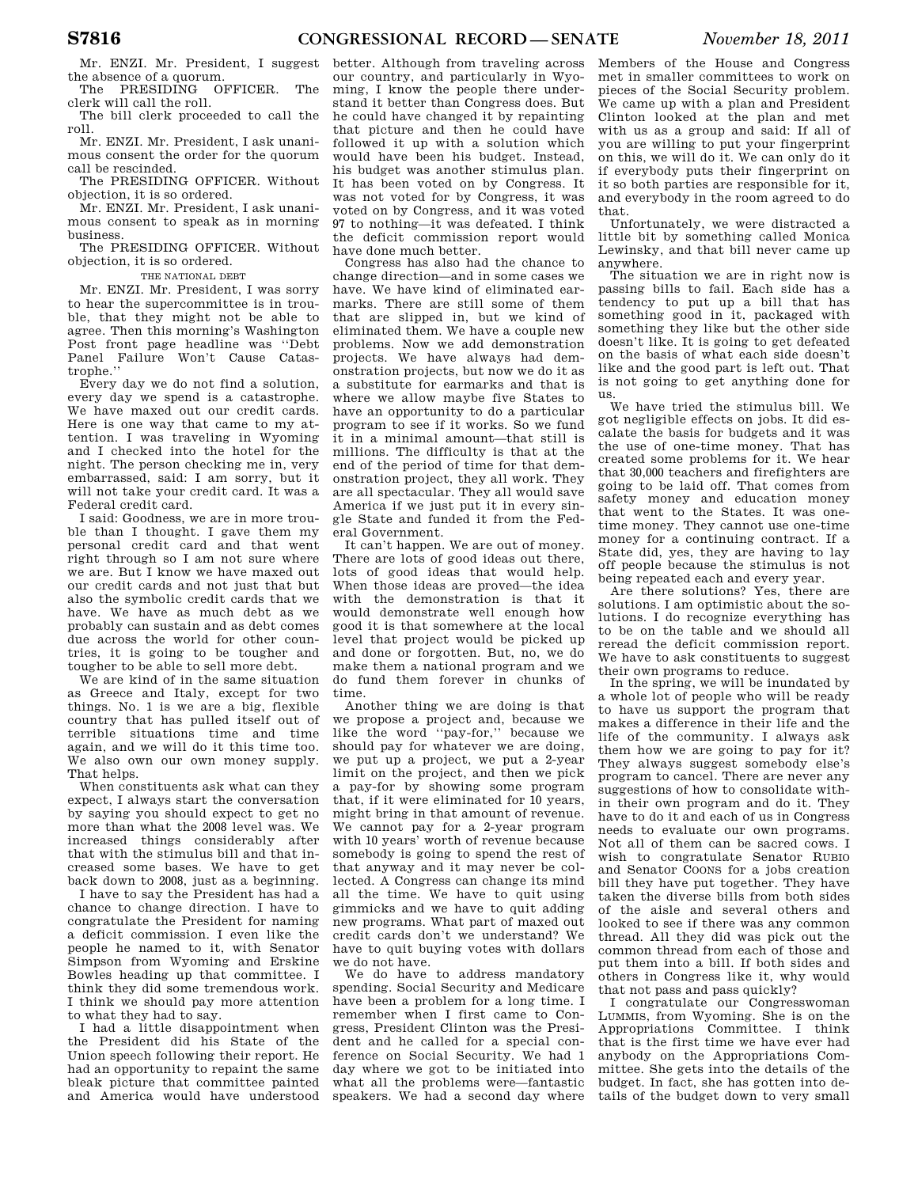Mr. ENZI. Mr. President, I suggest the absence of a quorum.

The PRESIDING OFFICER. The clerk will call the roll.

The bill clerk proceeded to call the roll.

Mr. ENZI. Mr. President, I ask unanimous consent the order for the quorum call be rescinded.

The PRESIDING OFFICER. Without objection, it is so ordered.

Mr. ENZI. Mr. President, I ask unanimous consent to speak as in morning business.

The PRESIDING OFFICER. Without objection, it is so ordered.

## THE NATIONAL DEBT

Mr. ENZI. Mr. President, I was sorry to hear the supercommittee is in trouble, that they might not be able to agree. Then this morning's Washington Post front page headline was ''Debt Panel Failure Won't Cause Catastrophe.''

Every day we do not find a solution, every day we spend is a catastrophe. We have maxed out our credit cards. Here is one way that came to my attention. I was traveling in Wyoming and I checked into the hotel for the night. The person checking me in, very embarrassed, said: I am sorry, but it will not take your credit card. It was a Federal credit card.

I said: Goodness, we are in more trouble than I thought. I gave them my personal credit card and that went right through so I am not sure where we are. But I know we have maxed out our credit cards and not just that but also the symbolic credit cards that we have. We have as much debt as we probably can sustain and as debt comes due across the world for other countries, it is going to be tougher and tougher to be able to sell more debt.

We are kind of in the same situation as Greece and Italy, except for two things. No. 1 is we are a big, flexible country that has pulled itself out of terrible situations time and time again, and we will do it this time too. We also own our own money supply. That helps.

When constituents ask what can they expect, I always start the conversation by saying you should expect to get no more than what the 2008 level was. We increased things considerably after that with the stimulus bill and that increased some bases. We have to get back down to 2008, just as a beginning.

I have to say the President has had a chance to change direction. I have to congratulate the President for naming a deficit commission. I even like the people he named to it, with Senator Simpson from Wyoming and Erskine Bowles heading up that committee. I think they did some tremendous work. I think we should pay more attention to what they had to say.

I had a little disappointment when the President did his State of the Union speech following their report. He had an opportunity to repaint the same bleak picture that committee painted and America would have understood better. Although from traveling across our country, and particularly in Wyoming, I know the people there understand it better than Congress does. But he could have changed it by repainting that picture and then he could have followed it up with a solution which would have been his budget. Instead, his budget was another stimulus plan. It has been voted on by Congress. It was not voted for by Congress, it was voted on by Congress, and it was voted 97 to nothing—it was defeated. I think the deficit commission report would have done much better.

Congress has also had the chance to change direction—and in some cases we have. We have kind of eliminated earmarks. There are still some of them that are slipped in, but we kind of eliminated them. We have a couple new problems. Now we add demonstration projects. We have always had demonstration projects, but now we do it as a substitute for earmarks and that is where we allow maybe five States to have an opportunity to do a particular program to see if it works. So we fund it in a minimal amount—that still is millions. The difficulty is that at the end of the period of time for that demonstration project, they all work. They are all spectacular. They all would save America if we just put it in every single State and funded it from the Federal Government.

It can't happen. We are out of money. There are lots of good ideas out there, lots of good ideas that would help. When those ideas are proved—the idea with the demonstration is that it would demonstrate well enough how good it is that somewhere at the local level that project would be picked up and done or forgotten. But, no, we do make them a national program and we do fund them forever in chunks of time.

Another thing we are doing is that we propose a project and, because we like the word ''pay-for,'' because we should pay for whatever we are doing, we put up a project, we put a 2-year limit on the project, and then we pick a pay-for by showing some program that, if it were eliminated for 10 years, might bring in that amount of revenue. We cannot pay for a 2-year program with 10 years' worth of revenue because somebody is going to spend the rest of that anyway and it may never be collected. A Congress can change its mind all the time. We have to quit using gimmicks and we have to quit adding new programs. What part of maxed out credit cards don't we understand? We have to quit buying votes with dollars we do not have.

We do have to address mandatory spending. Social Security and Medicare have been a problem for a long time. I remember when I first came to Congress, President Clinton was the President and he called for a special conference on Social Security. We had 1 day where we got to be initiated into what all the problems were—fantastic speakers. We had a second day where Members of the House and Congress met in smaller committees to work on pieces of the Social Security problem. We came up with a plan and President Clinton looked at the plan and met with us as a group and said: If all of you are willing to put your fingerprint on this, we will do it. We can only do it if everybody puts their fingerprint on it so both parties are responsible for it, and everybody in the room agreed to do that.

Unfortunately, we were distracted a little bit by something called Monica Lewinsky, and that bill never came up anywhere.

The situation we are in right now is passing bills to fail. Each side has a tendency to put up a bill that has something good in it, packaged with something they like but the other side doesn't like. It is going to get defeated on the basis of what each side doesn't like and the good part is left out. That is not going to get anything done for us.

We have tried the stimulus bill. We got negligible effects on jobs. It did escalate the basis for budgets and it was the use of one-time money. That has created some problems for it. We hear that 30,000 teachers and firefighters are going to be laid off. That comes from safety money and education money that went to the States. It was one-time money. They cannot use one-time money for a continuing contract. If a State did, yes, they are having to lay off people because the stimulus is not being repeated each and every year.

Are there solutions? Yes, there are solutions. I am optimistic about the solutions. I do recognize everything has to be on the table and we should all reread the deficit commission report. We have to ask constituents to suggest their own programs to reduce.

In the spring, we will be inundated by a whole lot of people who will be ready to have us support the program that makes a difference in their life and the life of the community. I always ask them how we are going to pay for it? They always suggest somebody else's program to cancel. There are never any suggestions of how to consolidate within their own program and do it. They have to do it and each of us in Congress needs to evaluate our own programs. Not all of them can be sacred cows. I wish to congratulate Senator RUBIO and Senator COONS for a jobs creation bill they have put together. They have taken the diverse bills from both sides of the aisle and several others and looked to see if there was any common thread. All they did was pick out the common thread from each of those and put them into a bill. If both sides and others in Congress like it, why would that not pass and pass quickly?

I congratulate our Congresswoman LUMMIS, from Wyoming. She is on the Appropriations Committee. I think that is the first time we have ever had anybody on the Appropriations Committee. She gets into the details of the budget. In fact, she has gotten into details of the budget down to very small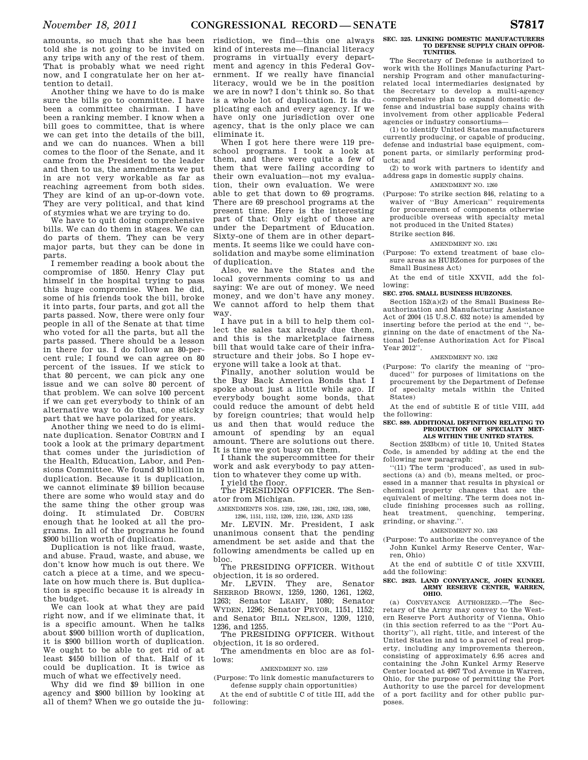amounts, so much that she has been told she is not going to be invited on any trips with any of the rest of them. That is probably what we need right now, and I congratulate her on her attention to detail.

Another thing we have to do is make sure the bills go to committee. I have been a committee chairman. I have been a ranking member. I know when a bill goes to committee, that is where we can get into the details of the bill, and we can do nuances. When a bill comes to the floor of the Senate, and it came from the President to the leader and then to us, the amendments we put in are not very workable as far as reaching agreement from both sides. They are kind of an up-or-down vote. They are very political, and that kind of stymies what we are trying to do.

We have to quit doing comprehensive bills. We can do them in stages. We can do parts of them. They can be very major parts, but they can be done in parts.

I remember reading a book about the compromise of 1850. Henry Clay put himself in the hospital trying to pass this huge compromise. When he did, some of his friends took the bill, broke it into parts, four parts, and got all the parts passed. Now, there were only four people in all of the Senate at that time who voted for all the parts, but all the parts passed. There should be a lesson in there for us. I do follow an 80-percent rule; I found we can agree on 80 percent of the issues. If we stick to that 80 percent, we can pick any one issue and we can solve 80 percent of that problem. We can solve 100 percent if we can get everybody to think of an alternative way to do that, one sticky part that we have polarized for years.

Another thing we need to do is eliminate duplication. Senator COBURN and I took a look at the primary department that comes under the jurisdiction of the Health, Education, Labor, and Pensions Committee. We found $9 billion in duplication. Because it is duplication, we cannot eliminate $9 billion because there are some who would stay and do the same thing the other group was doing. It stimulated Dr. COBURN enough that he looked at all the programs. In all of the programs he found $900 billion worth of duplication.

Duplication is not like fraud, waste, and abuse. Fraud, waste, and abuse, we don't know how much is out there. We catch a piece at a time, and we speculate on how much there is. But duplication is specific because it is already in the budget.

We can look at what they are paid right now, and if we eliminate that, it is a specific amount. When he talks about $900 billion worth of duplication, it is $900 billion worth of duplication. We ought to be able to get rid of at least $450 billion of that. Half of it could be duplication. It is twice as much of what we effectively need.

Why did we find $9 billion in one agency and $900 billion by looking at all of them? When we go outside the jurisdiction, we find—this one always kind of interests me—financial literacy programs in virtually every department and agency in this Federal Government. If we really have financial literacy, would we be in the position we are in now? I don't think so. So that is a whole lot of duplication. It is duplicating each and every agency. If we have only one jurisdiction over one agency, that is the only place we can eliminate it.

When I got here there were 119 preschool programs. I took a look at them, and there were quite a few of them that were failing according to their own evaluation—not my evaluation, their own evaluation. We were able to get that down to 69 programs. There are 69 preschool programs at the present time. Here is the interesting part of that: Only eight of those are under the Department of Education. Sixty-one of them are in other departments. It seems like we could have consolidation and maybe some elimination of duplication.

Also, we have the States and the local governments coming to us and saying: We are out of money. We need money, and we don't have any money. We cannot afford to help them that way.

I have put in a bill to help them collect the sales tax already due them, and this is the marketplace fairness bill that would take care of their infrastructure and their jobs. So I hope everyone will take a look at that.

Finally, another solution would be the Buy Back America Bonds that I spoke about just a little while ago. If everybody bought some bonds, that could reduce the amount of debt held by foreign countries; that would help us and then that would reduce the amount of spending by an equal amount. There are solutions out there. It is time we got busy on them.

I thank the supercommittee for their work and ask everybody to pay attention to whatever they come up with.

I yield the floor.

The PRESIDING OFFICER. The Senator from Michigan.

AMENDMENTS NOS. 1259, 1260, 1261, 1262, 1263, 1080, 1296, 1151, 1152, 1209, 1210, 1236, AND 1255

Mr. LEVIN. Mr. President, I ask unanimous consent that the pending amendment be set aside and that the following amendments be called up en bloc.

The PRESIDING OFFICER. Without objection, it is so ordered.

Mr. LEVIN. They are, Senator SHERROD BROWN, 1259, 1260, 1261, 1262, 1263; Senator LEAHY, 1080; Senator WYDEN, 1296; Senator PRYOR, 1151, 1152; and Senator BILL NELSON, 1209, 1210, 1236, and 1255.

The PRESIDING OFFICER. Without objection, it is so ordered.

The amendments en bloc are as follows:

AMENDMENT NO. 1259

(Purpose: To link domestic manufacturers to defense supply chain opportunities)

At the end of subtitle C of title III, add the following:

**SEC. 325. LINKING DOMESTIC MANUFACTURERS TO DEFENSE SUPPLY CHAIN OPPORTUNITIES.**

The Secretary of Defense is authorized to work with the Hollings Manufacturing Partnership Program and other manufacturing-related local intermediaries designated by the Secretary to develop a multi-agency comprehensive plan to expand domestic defense and industrial base supply chains with involvement from other applicable Federal agencies or industry consortiums—

(1) to identify United States manufacturers currently producing, or capable of producing, defense and industrial base equipment, component parts, or similarly performing products; and

(2) to work with partners to identify and address gaps in domestic supply chains.

AMENDMENT NO. 1260

(Purpose: To strike section 846, relating to a waiver of "Buy American" requirements for procurement of components otherwise producible overseas with specialty metal not produced in the United States)

Strike section 846.

AMENDMENT NO. 1261

(Purpose: To extend treatment of base closure areas as HUBZones for purposes of the Small Business Act)

At the end of title XXVII, add the following:

**SEC. 2705. SMALL BUSINESS HUBZONES.**

Section 152(a)(2) of the Small Business Reauthorization and Manufacturing Assistance Act of 2004 (15 U.S.C. 632 note) is amended by inserting before the period at the end ", beginning on the date of enactment of the National Defense Authorization Act for Fiscal Year 2012".

AMENDMENT NO. 1262

(Purpose: To clarify the meaning of "produced" for purposes of limitations on the procurement by the Department of Defense of specialty metals within the United States)

At the end of subtitle E of title VIII, add the following:

**SEC. 889. ADDITIONAL DEFINITION RELATING TO PRODUCTION OF SPECIALTY METALS WITHIN THE UNITED STATES.**

Section 2533b(m) of title 10, United States Code, is amended by adding at the end the following new paragraph:

"(11) The term 'produced', as used in subsections (a) and (b), means melted, or processed in a manner that results in physical or chemical property changes that are the equivalent of melting. The term does not include finishing processes such as rolling, heat treatment, quenching, tempering, grinding, or shaving.".

AMENDMENT NO. 1263

(Purpose: To authorize the conveyance of the John Kunkel Army Reserve Center, Warren, Ohio)

At the end of subtitle C of title XXVIII, add the following:

**SEC. 2823. LAND CONVEYANCE, JOHN KUNKEL ARMY RESERVE CENTER, WARREN, OHIO.**

(a) CONVEYANCE AUTHORIZED.—The Secretary of the Army may convey to the Western Reserve Port Authority of Vienna, Ohio (in this section referred to as the "Port Authority"), all right, title, and interest of the United States in and to a parcel of real property, including any improvements thereon, consisting of approximately 6.95 acres and containing the John Kunkel Army Reserve Center located at 4967 Tod Avenue in Warren, Ohio, for the purpose of permitting the Port Authority to use the parcel for development of a port facility and for other public purposes.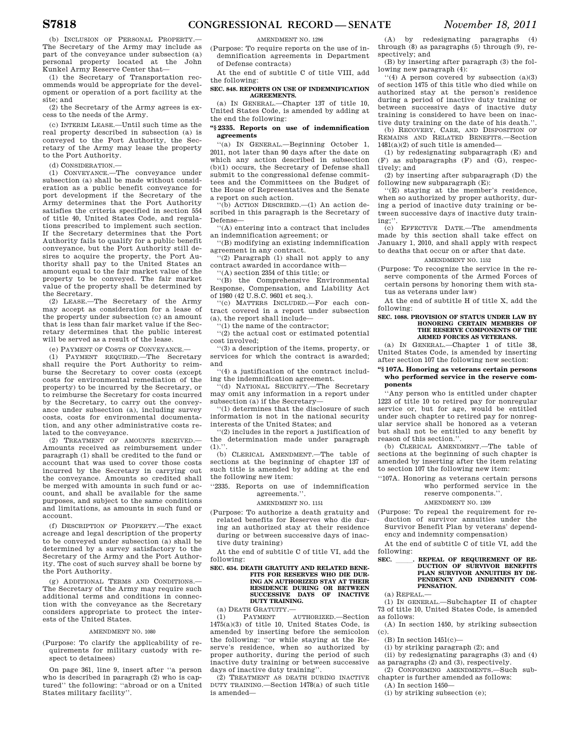(b) INCLUSION OF PERSONAL PROPERTY.—The Secretary of the Army may include as part of the conveyance under subsection (a) personal property located at the John Kunkel Army Reserve Center that—

(1) the Secretary of Transportation recommends would be appropriate for the development or operation of a port facility at the site; and

(2) the Secretary of the Army agrees is excess to the needs of the Army.

(c) INTERIM LEASE.—Until such time as the real property described in subsection (a) is conveyed to the Port Authority, the Secretary of the Army may lease the property to the Port Authority.

(d) CONSIDERATION.—

(1) CONVEYANCE.—The conveyance under subsection (a) shall be made without consideration as a public benefit conveyance for port development if the Secretary of the Army determines that the Port Authority satisfies the criteria specified in section 554 of title 40, United States Code, and regulations prescribed to implement such section. If the Secretary determines that the Port Authority fails to qualify for a public benefit conveyance, but the Port Authority still desires to acquire the property, the Port Authority shall pay to the United States an amount equal to the fair market value of the property to be conveyed. The fair market value of the property shall be determined by the Secretary.

(2) LEASE.—The Secretary of the Army may accept as consideration for a lease of the property under subsection (c) an amount that is less than fair market value if the Secretary determines that the public interest will be served as a result of the lease.

(e) PAYMENT OF COSTS OF CONVEYANCE.—

(1) PAYMENT REQUIRED.—The Secretary shall require the Port Authority to reimburse the Secretary to cover costs (except costs for environmental remediation of the property) to be incurred by the Secretary, or to reimburse the Secretary for costs incurred by the Secretary, to carry out the conveyance under subsection (a), including survey costs, costs for environmental documentation, and any other administrative costs related to the conveyance.

(2) TREATMENT OF AMOUNTS RECEIVED.—Amounts received as reimbursement under paragraph (1) shall be credited to the fund or account that was used to cover those costs incurred by the Secretary in carrying out the conveyance. Amounts so credited shall be merged with amounts in such fund or account, and shall be available for the same purposes, and subject to the same conditions and limitations, as amounts in such fund or account.

(f) DESCRIPTION OF PROPERTY.—The exact acreage and legal description of the property to be conveyed under subsection (a) shall be determined by a survey satisfactory to the Secretary of the Army and the Port Authority. The cost of such survey shall be borne by the Port Authority.

(g) ADDITIONAL TERMS AND CONDITIONS.—The Secretary of the Army may require such additional terms and conditions in connection with the conveyance as the Secretary considers appropriate to protect the interests of the United States.

AMENDMENT NO. 1080

(Purpose: To clarify the applicability of requirements for military custody with respect to detainees)

On page 361, line 9, insert after ''a person who is described in paragraph (2) who is captured'' the following: ''abroad or on a United States military facility''.

AMENDMENT NO. 1296

(Purpose: To require reports on the use of indemnification agreements in Department of Defense contracts)

At the end of subtitle C of title VIII, add the following:

**SEC. 848. REPORTS ON USE OF INDEMNIFICATION AGREEMENTS.**

(a) IN GENERAL.—Chapter 137 of title 10, United States Code, is amended by adding at the end the following:

**''§ 2335. Reports on use of indemnification agreements**

''(a) IN GENERAL.—Beginning October 1, 2011, not later than 90 days after the date on which any action described in subsection (b)(1) occurs, the Secretary of Defense shall submit to the congressional defense committees and the Committees on the Budget of the House of Representatives and the Senate a report on such action.

''(b) ACTION DESCRIBED.—(1) An action described in this paragraph is the Secretary of Defense—

''(A) entering into a contract that includes an indemnification agreement; or

''(B) modifying an existing indemnification agreement in any contract.

''(2) Paragraph (1) shall not apply to any contract awarded in accordance with—

''(A) section 2354 of this title; or

''(B) the Comprehensive Environmental Response, Compensation, and Liability Act of 1980 (42 U.S.C. 9601 et seq.).

''(c) MATTERS INCLUDED.—For each contract covered in a report under subsection (a), the report shall include—

''(1) the name of the contractor;

''(2) the actual cost or estimated potential cost involved;

''(3) a description of the items, property, or services for which the contract is awarded; and

''(4) a justification of the contract including the indemnification agreement.

''(d) NATIONAL SECURITY.—The Secretary may omit any information in a report under subsection (a) if the Secretary—

''(1) determines that the disclosure of such information is not in the national security interests of the United States; and

''(2) includes in the report a justification of the determination made under paragraph (1).''.

(b) CLERICAL AMENDMENT.—The table of sections at the beginning of chapter 137 of such title is amended by adding at the end the following new item:

''2335. Reports on use of indemnification agreements.''.

AMENDMENT NO. 1151

(Purpose: To authorize a death gratuity and related benefits for Reserves who die during an authorized stay at their residence during or between successive days of inactive duty training)

At the end of subtitle C of title VI, add the following:

**SEC. 634. DEATH GRATUITY AND RELATED BENEFITS FOR RESERVES WHO DIE DURING AN AUTHORIZED STAY AT THEIR RESIDENCE DURING OR BETWEEN SUCCESSIVE DAYS OF INACTIVE DUTY TRAINING.**

(a) DEATH GRATUITY.—

(1) PAYMENT AUTHORIZED.—Section 1475(a)(3) of title 10, United States Code, is amended by inserting before the semicolon the following: ''or while staying at the Reserve's residence, when so authorized by proper authority, during the period of such inactive duty training or between successive days of inactive duty training''.

(2) TREATMENT AS DEATH DURING INACTIVE DUTY TRAINING.—Section 1478(a) of such title is amended—

(A) by redesignating paragraphs (4) through (8) as paragraphs (5) through (9), respectively; and

(B) by inserting after paragraph (3) the following new paragraph (4):

''(4) A person covered by subsection (a)(3) of section 1475 of this title who died while on authorized stay at the person's residence during a period of inactive duty training or between successive days of inactive duty training is considered to have been on inactive duty training on the date of his death.''.

(b) RECOVERY, CARE, AND DISPOSITION OF REMAINS AND RELATED BENEFITS.—Section 1481(a)(2) of such title is amended—

(1) by redesignating subparagraph (E) and (F) as subparagraphs (F) and (G), respectively; and

(2) by inserting after subparagraph (D) the following new subparagraph (E):

''(E) staying at the member's residence, when so authorized by proper authority, during a period of inactive duty training or between successive days of inactive duty training;''.

(c) EFFECTIVE DATE.—The amendments made by this section shall take effect on January 1, 2010, and shall apply with respect to deaths that occur on or after that date.

AMENDMENT NO. 1152

(Purpose: To recognize the service in the reserve components of the Armed Forces of certain persons by honoring them with status as veterans under law)

At the end of subtitle H of title X, add the following:

**SEC. 1088. PROVISION OF STATUS UNDER LAW BY HONORING CERTAIN MEMBERS OF THE RESERVE COMPONENTS OF THE ARMED FORCES AS VETERANS.**

(a) IN GENERAL.—Chapter 1 of title 38, United States Code, is amended by inserting after section 107 the following new section:

**''§ 107A. Honoring as veterans certain persons who performed service in the reserve components**

''Any person who is entitled under chapter 1223 of title 10 to retired pay for nonregular service or, but for age, would be entitled under such chapter to retired pay for nonregular service shall be honored as a veteran but shall not be entitled to any benefit by reason of this section.''.

(b) CLERICAL AMENDMENT.—The table of sections at the beginning of such chapter is amended by inserting after the item relating to section 107 the following new item:

''107A. Honoring as veterans certain persons who performed service in the reserve components.''.

AMENDMENT NO. 1209

(Purpose: To repeal the requirement for reduction of survivor annuities under the Survivor Benefit Plan by veterans' dependency and indemnity compensation)

At the end of subtitle C of title VI, add the following:

**SEC. \_\_\_\_\_. REPEAL OF REQUIREMENT OF REDUCTION OF SURVIVOR BENEFITS PLAN SURVIVOR ANNUITIES BY DEPENDENCY AND INDEMNITY COMPENSATION.**

(a) REPEAL.—

(1) IN GENERAL.—Subchapter II of chapter 73 of title 10, United States Code, is amended as follows:

(A) In section 1450, by striking subsection (c).

(B) In section 1451(c)—

(i) by striking paragraph (2); and

(ii) by redesignating paragraphs (3) and (4) as paragraphs (2) and (3), respectively.

(2) CONFORMING AMENDMENTS.—Such subchapter is further amended as follows:

(A) In section 1450—

(i) by striking subsection (e);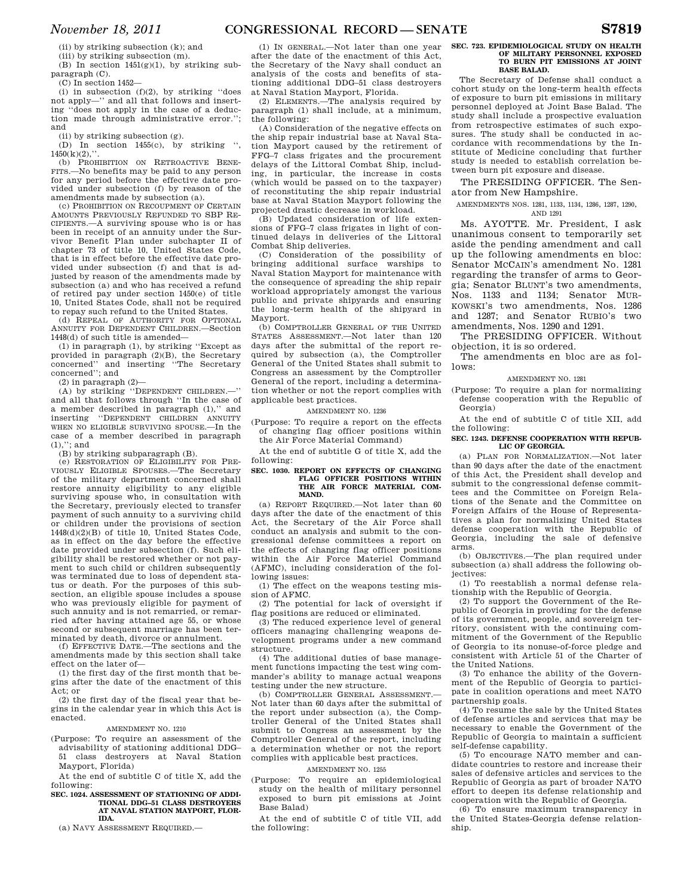(ii) by striking subsection (k); and

(iii) by striking subsection (m).

(B) In section 1451(g)(1), by striking subparagraph (C).

(C) In section 1452—

(i) in subsection (f)(2), by striking "does not apply—" and all that follows and inserting "does not apply in the case of a deduction made through administrative error."; and

(ii) by striking subsection (g).

(D) In section 1455(c), by striking ", 1450(k)(2),".

(b) PROHIBITION ON RETROACTIVE BENEFITS.—No benefits may be paid to any person for any period before the effective date provided under subsection (f) by reason of the amendments made by subsection (a).

(c) PROHIBITION ON RECOUPMENT OF CERTAIN AMOUNTS PREVIOUSLY REFUNDED TO SBP RECIPIENTS.—A surviving spouse who is or has been in receipt of an annuity under the Survivor Benefit Plan under subchapter II of chapter 73 of title 10, United States Code, that is in effect before the effective date provided under subsection (f) and that is adjusted by reason of the amendments made by subsection (a) and who has received a refund of retired pay under section 1450(e) of title 10, United States Code, shall not be required to repay such refund to the United States.

(d) REPEAL OF AUTHORITY FOR OPTIONAL ANNUITY FOR DEPENDENT CHILDREN.—Section 1448(d) of such title is amended—

(1) in paragraph (1), by striking "Except as provided in paragraph (2)(B), the Secretary concerned" and inserting "The Secretary concerned"; and

(2) in paragraph (2)—

(A) by striking "DEPENDENT CHILDREN.—" and all that follows through "In the case of a member described in paragraph (1)," and inserting "DEPENDENT CHILDREN ANNUITY WHEN NO ELIGIBLE SURVIVING SPOUSE.—In the case of a member described in paragraph (1),"; and

(B) by striking subparagraph (B).

(e) RESTORATION OF ELIGIBILITY FOR PREVIOUSLY ELIGIBLE SPOUSES.—The Secretary of the military department concerned shall restore annuity eligibility to any eligible surviving spouse who, in consultation with the Secretary, previously elected to transfer payment of such annuity to a surviving child or children under the provisions of section 1448(d)(2)(B) of title 10, United States Code, as in effect on the day before the effective date provided under subsection (f). Such eligibility shall be restored whether or not payment to such child or children subsequently was terminated due to loss of dependent status or death. For the purposes of this subsection, an eligible spouse includes a spouse who was previously eligible for payment of such annuity and is not remarried, or remarried after having attained age 55, or whose second or subsequent marriage has been terminated by death, divorce or annulment.

(f) EFFECTIVE DATE.—The sections and the amendments made by this section shall take effect on the later of—

(1) the first day of the first month that begins after the date of the enactment of this Act; or

(2) the first day of the fiscal year that begins in the calendar year in which this Act is enacted.

AMENDMENT NO. 1210

(Purpose: To require an assessment of the advisability of stationing additional DDG–51 class destroyers at Naval Station Mayport, Florida)

At the end of subtitle C of title X, add the following:

**SEC. 1024. ASSESSMENT OF STATIONING OF ADDITIONAL DDG–51 CLASS DESTROYERS AT NAVAL STATION MAYPORT, FLORIDA.**

(a) NAVY ASSESSMENT REQUIRED.—

(1) IN GENERAL.—Not later than one year after the date of the enactment of this Act, the Secretary of the Navy shall conduct an analysis of the costs and benefits of stationing additional DDG–51 class destroyers at Naval Station Mayport, Florida.

(2) ELEMENTS.—The analysis required by paragraph (1) shall include, at a minimum, the following:

(A) Consideration of the negative effects on the ship repair industrial base at Naval Station Mayport caused by the retirement of FFG–7 class frigates and the procurement delays of the Littoral Combat Ship, including, in particular, the increase in costs (which would be passed on to the taxpayer) of reconstituting the ship repair industrial base at Naval Station Mayport following the projected drastic decrease in workload.

(B) Updated consideration of life extensions of FFG–7 class frigates in light of continued delays in deliveries of the Littoral Combat Ship deliveries.

(C) Consideration of the possibility of bringing additional surface warships to Naval Station Mayport for maintenance with the consequence of spreading the ship repair workload appropriately amongst the various public and private shipyards and ensuring the long-term health of the shipyard in Mayport.

(b) COMPTROLLER GENERAL OF THE UNITED STATES ASSESSMENT.—Not later than 120 days after the submittal of the report required by subsection (a), the Comptroller General of the United States shall submit to Congress an assessment by the Comptroller General of the report, including a determination whether or not the report complies with applicable best practices.

AMENDMENT NO. 1236

(Purpose: To require a report on the effects of changing flag officer positions within the Air Force Material Command)

At the end of subtitle G of title X, add the following:

**SEC. 1030. REPORT ON EFFECTS OF CHANGING FLAG OFFICER POSITIONS WITHIN THE AIR FORCE MATERIAL COMMAND.**

(a) REPORT REQUIRED.—Not later than 60 days after the date of the enactment of this Act, the Secretary of the Air Force shall conduct an analysis and submit to the congressional defense committees a report on the effects of changing flag officer positions within the Air Force Materiel Command (AFMC), including consideration of the following issues:

(1) The effect on the weapons testing mission of AFMC.

(2) The potential for lack of oversight if flag positions are reduced or eliminated.

(3) The reduced experience level of general officers managing challenging weapons development programs under a new command structure.

(4) The additional duties of base management functions impacting the test wing commander's ability to manage actual weapons testing under the new structure.

(b) COMPTROLLER GENERAL ASSESSMENT.—Not later than 60 days after the submittal of the report under subsection (a), the Comptroller General of the United States shall submit to Congress an assessment by the Comptroller General of the report, including a determination whether or not the report complies with applicable best practices.

AMENDMENT NO. 1255

(Purpose: To require an epidemiological study on the health of military personnel exposed to burn pit emissions at Joint Base Balad)

At the end of subtitle C of title VII, add the following:

**SEC. 723. EPIDEMIOLOGICAL STUDY ON HEALTH OF MILITARY PERSONNEL EXPOSED TO BURN PIT EMISSIONS AT JOINT BASE BALAD.**

The Secretary of Defense shall conduct a cohort study on the long-term health effects of exposure to burn pit emissions in military personnel deployed at Joint Base Balad. The study shall include a prospective evaluation from retrospective estimates of such exposures. The study shall be conducted in accordance with recommendations by the Institute of Medicine concluding that further study is needed to establish correlation between burn pit exposure and disease.

The PRESIDING OFFICER. The Senator from New Hampshire.

AMENDMENTS NOS. 1281, 1133, 1134, 1286, 1287, 1290, AND 1291

Ms. AYOTTE. Mr. President, I ask unanimous consent to temporarily set aside the pending amendment and call up the following amendments en bloc: Senator MCCAIN's amendment No. 1281 regarding the transfer of arms to Georgia; Senator BLUNT's two amendments, Nos. 1133 and 1134; Senator MURKOWSKI's two amendments, Nos. 1286 and 1287; and Senator RUBIO's two amendments, Nos. 1290 and 1291.

The PRESIDING OFFICER. Without objection, it is so ordered.

The amendments en bloc are as follows:

AMENDMENT NO. 1281

(Purpose: To require a plan for normalizing defense cooperation with the Republic of Georgia)

At the end of subtitle C of title XII, add the following:

**SEC. 1243. DEFENSE COOPERATION WITH REPUBLIC OF GEORGIA.**

(a) PLAN FOR NORMALIZATION.—Not later than 90 days after the date of the enactment of this Act, the President shall develop and submit to the congressional defense committees and the Committee on Foreign Relations of the Senate and the Committee on Foreign Affairs of the House of Representatives a plan for normalizing United States defense cooperation with the Republic of Georgia, including the sale of defensive arms.

(b) OBJECTIVES.—The plan required under subsection (a) shall address the following objectives:

(1) To reestablish a normal defense relationship with the Republic of Georgia.

(2) To support the Government of the Republic of Georgia in providing for the defense of its government, people, and sovereign territory, consistent with the continuing commitment of the Government of the Republic of Georgia to its nonuse-of-force pledge and consistent with Article 51 of the Charter of the United Nations.

(3) To enhance the ability of the Government of the Republic of Georgia to participate in coalition operations and meet NATO partnership goals.

(4) To resume the sale by the United States of defense articles and services that may be necessary to enable the Government of the Republic of Georgia to maintain a sufficient self-defense capability.

(5) To encourage NATO member and candidate countries to restore and increase their sales of defensive articles and services to the Republic of Georgia as part of broader NATO effort to deepen its defense relationship and cooperation with the Republic of Georgia.

(6) To ensure maximum transparency in the United States-Georgia defense relationship.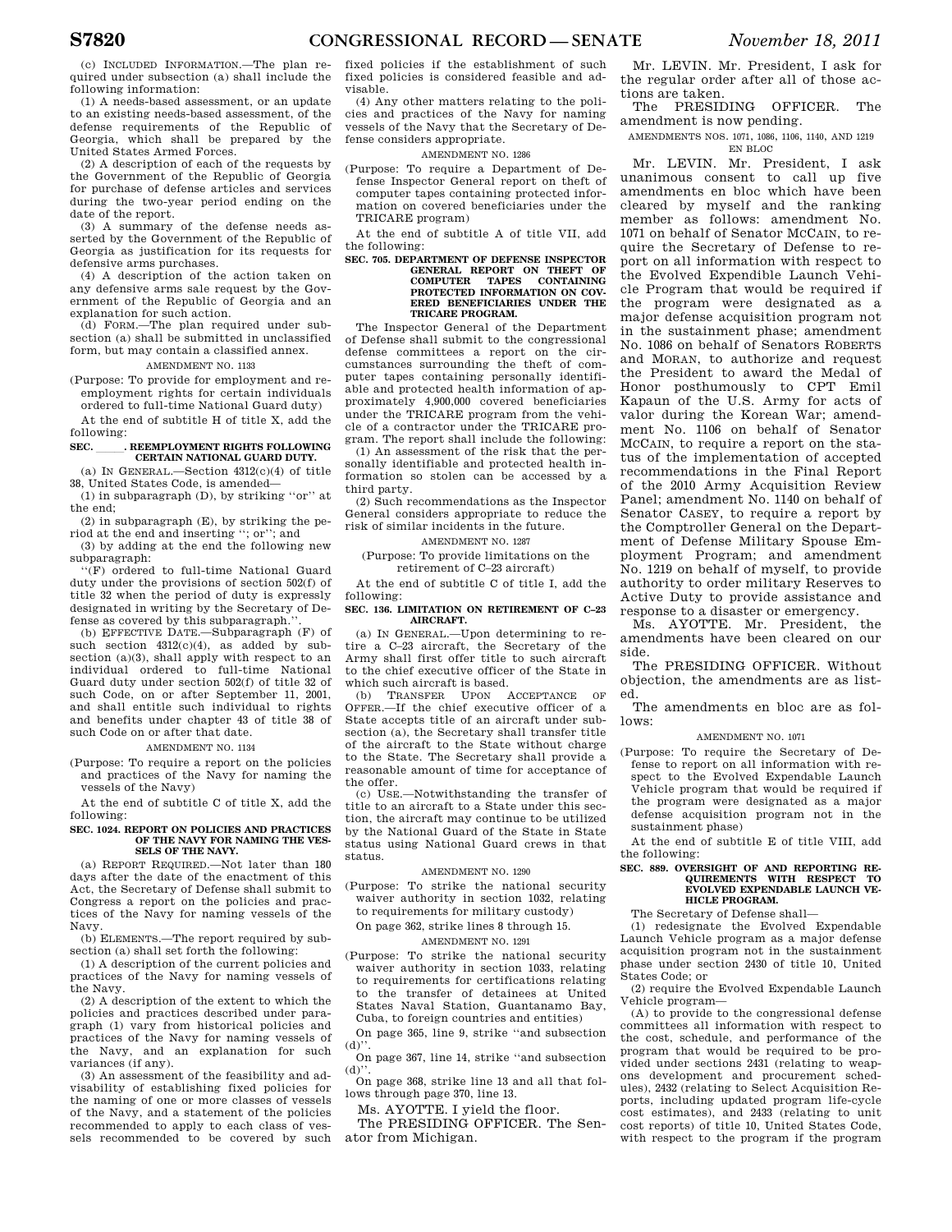(c) INCLUDED INFORMATION.—The plan required under subsection (a) shall include the following information:

(1) A needs-based assessment, or an update to an existing needs-based assessment, of the defense requirements of the Republic of Georgia, which shall be prepared by the United States Armed Forces.

(2) A description of each of the requests by the Government of the Republic of Georgia for purchase of defense articles and services during the two-year period ending on the date of the report.

(3) A summary of the defense needs asserted by the Government of the Republic of Georgia as justification for its requests for defensive arms purchases.

(4) A description of the action taken on any defensive arms sale request by the Government of the Republic of Georgia and an explanation for such action.

(d) FORM.—The plan required under subsection (a) shall be submitted in unclassified form, but may contain a classified annex.

AMENDMENT NO. 1133

(Purpose: To provide for employment and reemployment rights for certain individuals ordered to full-time National Guard duty)

At the end of subtitle H of title X, add the following:

**SEC. \_\_\_\_\_. REEMPLOYMENT RIGHTS FOLLOWING CERTAIN NATIONAL GUARD DUTY.**

(a) IN GENERAL.—Section 4312(c)(4) of title 38, United States Code, is amended—

(1) in subparagraph (D), by striking ''or'' at the end;

(2) in subparagraph (E), by striking the period at the end and inserting ''; or''; and

(3) by adding at the end the following new subparagraph:

''(F) ordered to full-time National Guard duty under the provisions of section 502(f) of title 32 when the period of duty is expressly designated in writing by the Secretary of Defense as covered by this subparagraph.''.

(b) EFFECTIVE DATE.—Subparagraph (F) of such section 4312(c)(4), as added by subsection (a)(3), shall apply with respect to an individual ordered to full-time National Guard duty under section 502(f) of title 32 of such Code, on or after September 11, 2001, and shall entitle such individual to rights and benefits under chapter 43 of title 38 of such Code on or after that date.

AMENDMENT NO. 1134

(Purpose: To require a report on the policies and practices of the Navy for naming the vessels of the Navy)

At the end of subtitle C of title X, add the following:

**SEC. 1024. REPORT ON POLICIES AND PRACTICES OF THE NAVY FOR NAMING THE VESSELS OF THE NAVY.**

(a) REPORT REQUIRED.—Not later than 180 days after the date of the enactment of this Act, the Secretary of Defense shall submit to Congress a report on the policies and practices of the Navy for naming vessels of the Navy.

(b) ELEMENTS.—The report required by subsection (a) shall set forth the following:

(1) A description of the current policies and practices of the Navy for naming vessels of the Navy.

(2) A description of the extent to which the policies and practices described under paragraph (1) vary from historical policies and practices of the Navy for naming vessels of the Navy, and an explanation for such variances (if any).

(3) An assessment of the feasibility and advisability of establishing fixed policies for the naming of one or more classes of vessels of the Navy, and a statement of the policies recommended to apply to each class of vessels recommended to be covered by such fixed policies if the establishment of such fixed policies is considered feasible and advisable.

(4) Any other matters relating to the policies and practices of the Navy for naming vessels of the Navy that the Secretary of Defense considers appropriate.

AMENDMENT NO. 1286

(Purpose: To require a Department of Defense Inspector General report on theft of computer tapes containing protected information on covered beneficiaries under the TRICARE program)

At the end of subtitle A of title VII, add the following:

**SEC. 705. DEPARTMENT OF DEFENSE INSPECTOR GENERAL REPORT ON THEFT OF COMPUTER TAPES CONTAINING PROTECTED INFORMATION ON COVERED BENEFICIARIES UNDER THE TRICARE PROGRAM.**

The Inspector General of the Department of Defense shall submit to the congressional defense committees a report on the circumstances surrounding the theft of computer tapes containing personally identifiable and protected health information of approximately 4,900,000 covered beneficiaries under the TRICARE program from the vehicle of a contractor under the TRICARE program. The report shall include the following:

(1) An assessment of the risk that the personally identifiable and protected health information so stolen can be accessed by a third party.

(2) Such recommendations as the Inspector General considers appropriate to reduce the risk of similar incidents in the future.

AMENDMENT NO. 1287

(Purpose: To provide limitations on the retirement of C–23 aircraft)

At the end of subtitle C of title I, add the following:

**SEC. 136. LIMITATION ON RETIREMENT OF C–23 AIRCRAFT.**

(a) IN GENERAL.—Upon determining to retire a C–23 aircraft, the Secretary of the Army shall first offer title to such aircraft to the chief executive officer of the State in which such aircraft is based.

(b) TRANSFER UPON ACCEPTANCE OF OFFER.—If the chief executive officer of a State accepts title of an aircraft under subsection (a), the Secretary shall transfer title of the aircraft to the State without charge to the State. The Secretary shall provide a reasonable amount of time for acceptance of the offer.

(c) USE.—Notwithstanding the transfer of title to an aircraft to a State under this section, the aircraft may continue to be utilized by the National Guard of the State in State status using National Guard crews in that status.

AMENDMENT NO. 1290

(Purpose: To strike the national security waiver authority in section 1032, relating to requirements for military custody)

On page 362, strike lines 8 through 15.

AMENDMENT NO. 1291

(Purpose: To strike the national security waiver authority in section 1033, relating to requirements for certifications relating to the transfer of detainees at United States Naval Station, Guantanamo Bay, Cuba, to foreign countries and entities)

On page 365, line 9, strike ''and subsection (d)''.

On page 367, line 14, strike ''and subsection (d)''.

On page 368, strike line 13 and all that follows through page 370, line 13.

Ms. AYOTTE. I yield the floor.

The PRESIDING OFFICER. The Senator from Michigan.

Mr. LEVIN. Mr. President, I ask for the regular order after all of those actions are taken.

The PRESIDING OFFICER. The amendment is now pending.

AMENDMENTS NOS. 1071, 1086, 1106, 1140, AND 1219 EN BLOC

Mr. LEVIN. Mr. President, I ask unanimous consent to call up five amendments en bloc which have been cleared by myself and the ranking member as follows: amendment No. 1071 on behalf of Senator MCCAIN, to require the Secretary of Defense to report on all information with respect to the Evolved Expendible Launch Vehicle Program that would be required if the program were designated as a major defense acquisition program not in the sustainment phase; amendment No. 1086 on behalf of Senators ROBERTS and MORAN, to authorize and request the President to award the Medal of Honor posthumously to CPT Emil Kapaun of the U.S. Army for acts of valor during the Korean War; amendment No. 1106 on behalf of Senator MCCAIN, to require a report on the status of the implementation of accepted recommendations in the Final Report of the 2010 Army Acquisition Review Panel; amendment No. 1140 on behalf of Senator CASEY, to require a report by the Comptroller General on the Department of Defense Military Spouse Employment Program; and amendment No. 1219 on behalf of myself, to provide authority to order military Reserves to Active Duty to provide assistance and response to a disaster or emergency.

Ms. AYOTTE. Mr. President, the amendments have been cleared on our side.

The PRESIDING OFFICER. Without objection, the amendments are as listed.

The amendments en bloc are as follows:

AMENDMENT NO. 1071

(Purpose: To require the Secretary of Defense to report on all information with respect to the Evolved Expendable Launch Vehicle program that would be required if the program were designated as a major defense acquisition program not in the sustainment phase)

At the end of subtitle E of title VIII, add the following:

**SEC. 889. OVERSIGHT OF AND REPORTING REQUIREMENTS WITH RESPECT TO EVOLVED EXPENDABLE LAUNCH VEHICLE PROGRAM.**

The Secretary of Defense shall—

(1) redesignate the Evolved Expendable Launch Vehicle program as a major defense acquisition program not in the sustainment phase under section 2430 of title 10, United States Code; or

(2) require the Evolved Expendable Launch Vehicle program—

(A) to provide to the congressional defense committees all information with respect to the cost, schedule, and performance of the program that would be required to be provided under sections 2431 (relating to weapons development and procurement schedules), 2432 (relating to Select Acquisition Reports, including updated program life-cycle cost estimates), and 2433 (relating to unit cost reports) of title 10, United States Code, with respect to the program if the program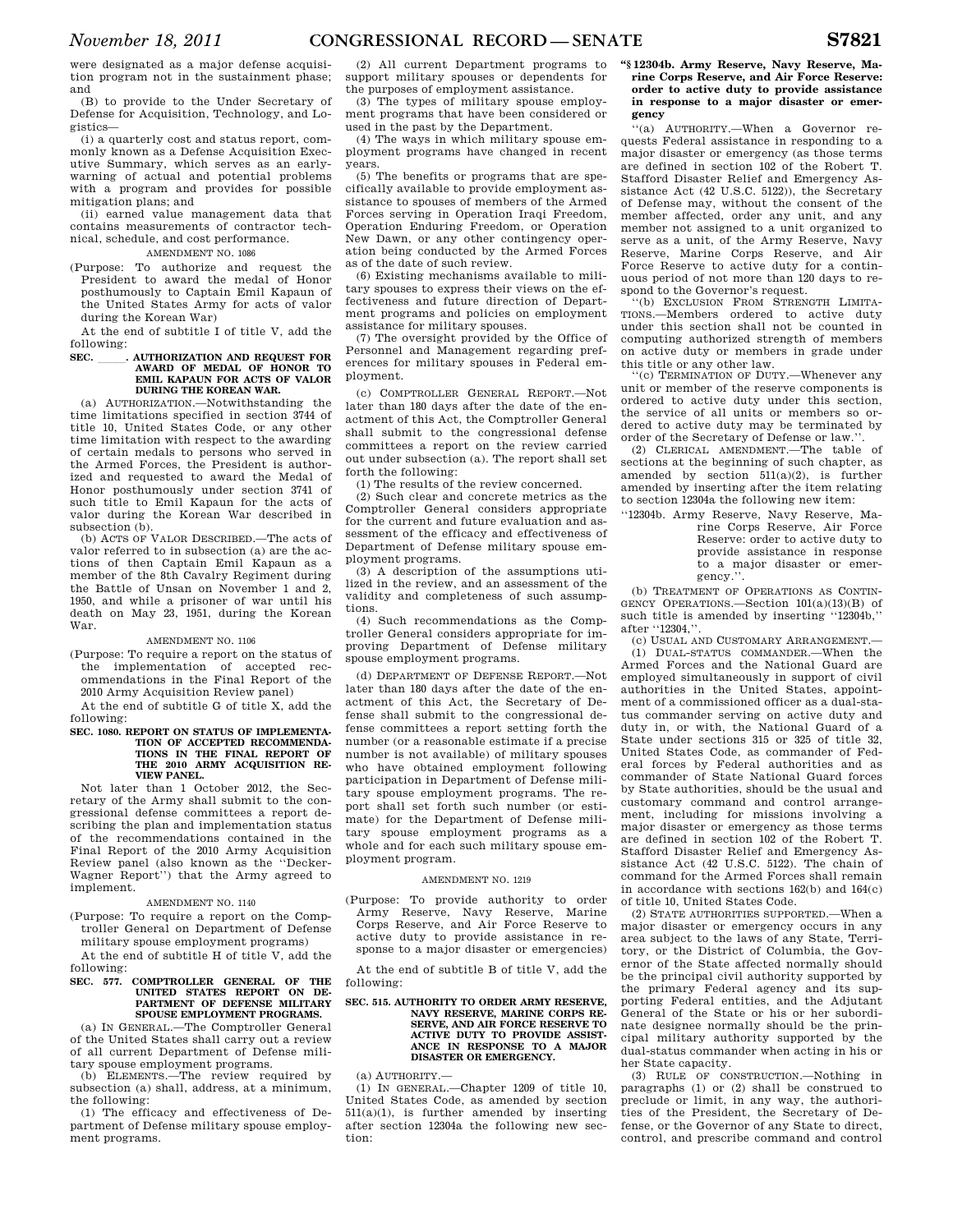were designated as a major defense acquisition program not in the sustainment phase; and

(B) to provide to the Under Secretary of Defense for Acquisition, Technology, and Logistics—

(i) a quarterly cost and status report, commonly known as a Defense Acquisition Executive Summary, which serves as an early-warning of actual and potential problems with a program and provides for possible mitigation plans; and

(ii) earned value management data that contains measurements of contractor technical, schedule, and cost performance.

AMENDMENT NO. 1086

(Purpose: To authorize and request the President to award the medal of Honor posthumously to Captain Emil Kapaun of the United States Army for acts of valor during the Korean War)

At the end of subtitle I of title V, add the following:

**SEC. \_\_\_\_\_. AUTHORIZATION AND REQUEST FOR AWARD OF MEDAL OF HONOR TO EMIL KAPAUN FOR ACTS OF VALOR DURING THE KOREAN WAR.**

(a) AUTHORIZATION.—Notwithstanding the time limitations specified in section 3744 of title 10, United States Code, or any other time limitation with respect to the awarding of certain medals to persons who served in the Armed Forces, the President is authorized and requested to award the Medal of Honor posthumously under section 3741 of such title to Emil Kapaun for the acts of valor during the Korean War described in subsection (b).

(b) ACTS OF VALOR DESCRIBED.—The acts of valor referred to in subsection (a) are the actions of then Captain Emil Kapaun as a member of the 8th Cavalry Regiment during the Battle of Unsan on November 1 and 2, 1950, and while a prisoner of war until his death on May 23, 1951, during the Korean War.

AMENDMENT NO. 1106

(Purpose: To require a report on the status of the implementation of accepted recommendations in the Final Report of the 2010 Army Acquisition Review panel)

At the end of subtitle G of title X, add the following:

**SEC. 1080. REPORT ON STATUS OF IMPLEMENTATION OF ACCEPTED RECOMMENDATIONS IN THE FINAL REPORT OF THE 2010 ARMY ACQUISITION REVIEW PANEL.**

Not later than 1 October 2012, the Secretary of the Army shall submit to the congressional defense committees a report describing the plan and implementation status of the recommendations contained in the Final Report of the 2010 Army Acquisition Review panel (also known as the ''Decker-Wagner Report'') that the Army agreed to implement.

AMENDMENT NO. 1140

(Purpose: To require a report on the Comptroller General on Department of Defense military spouse employment programs)

At the end of subtitle H of title V, add the following:

**SEC. 577. COMPTROLLER GENERAL OF THE UNITED STATES REPORT ON DEPARTMENT OF DEFENSE MILITARY SPOUSE EMPLOYMENT PROGRAMS.**

(a) IN GENERAL.—The Comptroller General of the United States shall carry out a review of all current Department of Defense military spouse employment programs.

(b) ELEMENTS.—The review required by subsection (a) shall, address, at a minimum, the following:

(1) The efficacy and effectiveness of Department of Defense military spouse employment programs.

(2) All current Department programs to support military spouses or dependents for the purposes of employment assistance.

(3) The types of military spouse employment programs that have been considered or used in the past by the Department.

(4) The ways in which military spouse employment programs have changed in recent years.

(5) The benefits or programs that are specifically available to provide employment assistance to spouses of members of the Armed Forces serving in Operation Iraqi Freedom, Operation Enduring Freedom, or Operation New Dawn, or any other contingency operation being conducted by the Armed Forces as of the date of such review.

(6) Existing mechanisms available to military spouses to express their views on the effectiveness and future direction of Department programs and policies on employment assistance for military spouses.

(7) The oversight provided by the Office of Personnel and Management regarding preferences for military spouses in Federal employment.

(c) COMPTROLLER GENERAL REPORT.—Not later than 180 days after the date of the enactment of this Act, the Comptroller General shall submit to the congressional defense committees a report on the review carried out under subsection (a). The report shall set forth the following:

(1) The results of the review concerned.

(2) Such clear and concrete metrics as the Comptroller General considers appropriate for the current and future evaluation and assessment of the efficacy and effectiveness of Department of Defense military spouse employment programs.

(3) A description of the assumptions utilized in the review, and an assessment of the validity and completeness of such assumptions.

(4) Such recommendations as the Comptroller General considers appropriate for improving Department of Defense military spouse employment programs.

(d) DEPARTMENT OF DEFENSE REPORT.—Not later than 180 days after the date of the enactment of this Act, the Secretary of Defense shall submit to the congressional defense committees a report setting forth the number (or a reasonable estimate if a precise number is not available) of military spouses who have obtained employment following participation in Department of Defense military spouse employment programs. The report shall set forth such number (or estimate) for the Department of Defense military spouse employment programs as a whole and for each such military spouse employment program.

AMENDMENT NO. 1219

(Purpose: To provide authority to order Army Reserve, Navy Reserve, Marine Corps Reserve, and Air Force Reserve to active duty to provide assistance in response to a major disaster or emergencies)

At the end of subtitle B of title V, add the following:

**SEC. 515. AUTHORITY TO ORDER ARMY RESERVE, NAVY RESERVE, MARINE CORPS RESERVE, AND AIR FORCE RESERVE TO ACTIVE DUTY TO PROVIDE ASSISTANCE IN RESPONSE TO A MAJOR DISASTER OR EMERGENCY.**

(a) AUTHORITY.—

(1) IN GENERAL.—Chapter 1209 of title 10, United States Code, as amended by section 511(a)(1), is further amended by inserting after section 12304a the following new section:

**''§ 12304b. Army Reserve, Navy Reserve, Marine Corps Reserve, and Air Force Reserve: order to active duty to provide assistance in response to a major disaster or emergency**

''(a) AUTHORITY.—When a Governor requests Federal assistance in responding to a major disaster or emergency (as those terms are defined in section 102 of the Robert T. Stafford Disaster Relief and Emergency Assistance Act (42 U.S.C. 5122)), the Secretary of Defense may, without the consent of the member affected, order any unit, and any member not assigned to a unit organized to serve as a unit, of the Army Reserve, Navy Reserve, Marine Corps Reserve, and Air Force Reserve to active duty for a continuous period of not more than 120 days to respond to the Governor's request.

''(b) EXCLUSION FROM STRENGTH LIMITATIONS.—Members ordered to active duty under this section shall not be counted in computing authorized strength of members on active duty or members in grade under this title or any other law.

''(c) TERMINATION OF DUTY.—Whenever any unit or member of the reserve components is ordered to active duty under this section, the service of all units or members so ordered to active duty may be terminated by order of the Secretary of Defense or law.''.

(2) CLERICAL AMENDMENT.—The table of sections at the beginning of such chapter, as amended by section 511(a)(2), is further amended by inserting after the item relating to section 12304a the following new item:

''12304b. Army Reserve, Navy Reserve, Marine Corps Reserve, Air Force Reserve: order to active duty to provide assistance in response to a major disaster or emergency.''.

(b) TREATMENT OF OPERATIONS AS CONTINGENCY OPERATIONS.—Section 101(a)(13)(B) of such title is amended by inserting ''12304b,'' after ''12304,''.

(c) USUAL AND CUSTOMARY ARRANGEMENT.—

(1) DUAL-STATUS COMMANDER.—When the Armed Forces and the National Guard are employed simultaneously in support of civil authorities in the United States, appointment of a commissioned officer as a dual-status commander serving on active duty and duty in, or with, the National Guard of a State under sections 315 or 325 of title 32, United States Code, as commander of Federal forces by Federal authorities and as commander of State National Guard forces by State authorities, should be the usual and customary command and control arrangement, including for missions involving a major disaster or emergency as those terms are defined in section 102 of the Robert T. Stafford Disaster Relief and Emergency Assistance Act (42 U.S.C. 5122). The chain of command for the Armed Forces shall remain in accordance with sections 162(b) and 164(c) of title 10, United States Code.

(2) STATE AUTHORITIES SUPPORTED.—When a major disaster or emergency occurs in any area subject to the laws of any State, Territory, or the District of Columbia, the Governor of the State affected normally should be the principal civil authority supported by the primary Federal agency and its supporting Federal entities, and the Adjutant General of the State or his or her subordinate designee normally should be the principal military authority supported by the dual-status commander when acting in his or her State capacity.

(3) RULE OF CONSTRUCTION.—Nothing in paragraphs (1) or (2) shall be construed to preclude or limit, in any way, the authorities of the President, the Secretary of Defense, or the Governor of any State to direct, control, and prescribe command and control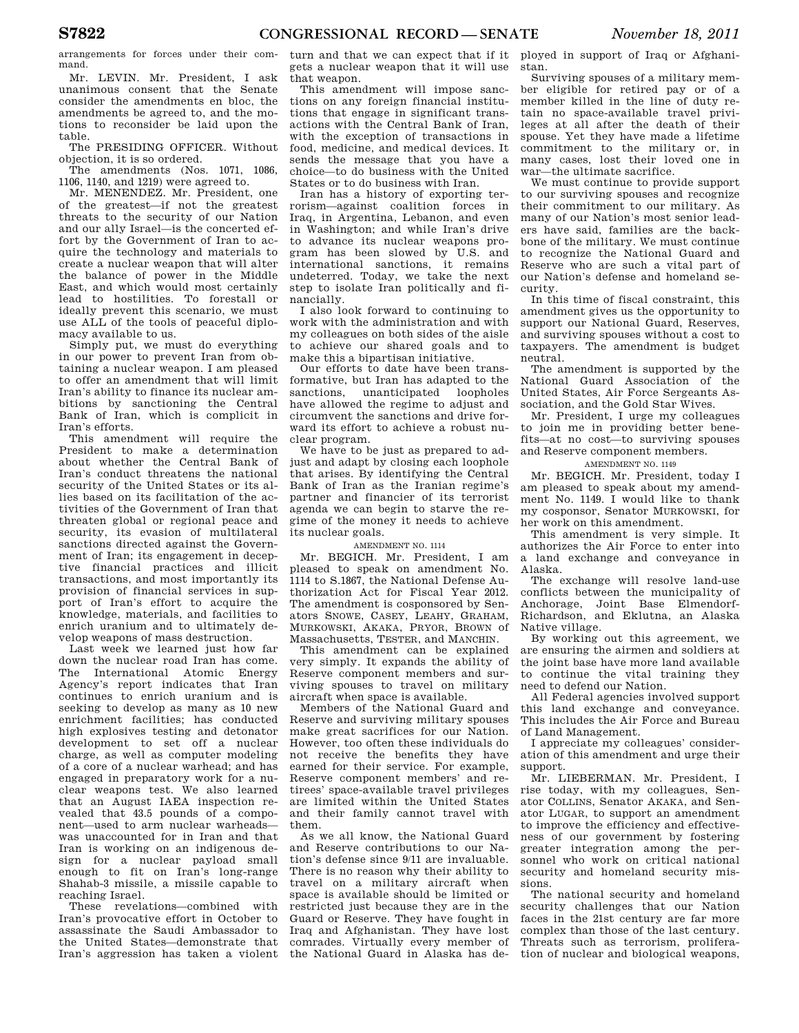arrangements for forces under their command.

Mr. LEVIN. Mr. President, I ask unanimous consent that the Senate consider the amendments en bloc, the amendments be agreed to, and the motions to reconsider be laid upon the table.

The PRESIDING OFFICER. Without objection, it is so ordered.

The amendments (Nos. 1071, 1086, 1106, 1140, and 1219) were agreed to.

Mr. MENENDEZ. Mr. President, one of the greatest—if not the greatest threats to the security of our Nation and our ally Israel—is the concerted effort by the Government of Iran to acquire the technology and materials to create a nuclear weapon that will alter the balance of power in the Middle East, and which would most certainly lead to hostilities. To forestall or ideally prevent this scenario, we must use ALL of the tools of peaceful diplomacy available to us.

Simply put, we must do everything in our power to prevent Iran from obtaining a nuclear weapon. I am pleased to offer an amendment that will limit Iran's ability to finance its nuclear ambitions by sanctioning the Central Bank of Iran, which is complicit in Iran's efforts.

This amendment will require the President to make a determination about whether the Central Bank of Iran's conduct threatens the national security of the United States or its allies based on its facilitation of the activities of the Government of Iran that threaten global or regional peace and security, its evasion of multilateral sanctions directed against the Government of Iran; its engagement in deceptive financial practices and illicit transactions, and most importantly its provision of financial services in support of Iran's effort to acquire the knowledge, materials, and facilities to enrich uranium and to ultimately develop weapons of mass destruction.

Last week we learned just how far down the nuclear road Iran has come. The International Atomic Energy Agency's report indicates that Iran continues to enrich uranium and is seeking to develop as many as 10 new enrichment facilities; has conducted high explosives testing and detonator development to set off a nuclear charge, as well as computer modeling of a core of a nuclear warhead; and has engaged in preparatory work for a nuclear weapons test. We also learned that an August IAEA inspection revealed that 43.5 pounds of a component—used to arm nuclear warheads—was unaccounted for in Iran and that Iran is working on an indigenous design for a nuclear payload small enough to fit on Iran's long-range Shahab-3 missile, a missile capable to reaching Israel.

These revelations—combined with Iran's provocative effort in October to assassinate the Saudi Ambassador to the United States—demonstrate that Iran's aggression has taken a violent turn and that we can expect that if it gets a nuclear weapon that it will use that weapon.

This amendment will impose sanctions on any foreign financial institutions that engage in significant transactions with the Central Bank of Iran, with the exception of transactions in food, medicine, and medical devices. It sends the message that you have a choice—to do business with the United States or to do business with Iran.

Iran has a history of exporting terrorism—against coalition forces in Iraq, in Argentina, Lebanon, and even in Washington; and while Iran's drive to advance its nuclear weapons program has been slowed by U.S. and international sanctions, it remains undeterred. Today, we take the next step to isolate Iran politically and financially.

I also look forward to continuing to work with the administration and with my colleagues on both sides of the aisle to achieve our shared goals and to make this a bipartisan initiative.

Our efforts to date have been transformative, but Iran has adapted to the sanctions, unanticipated loopholes have allowed the regime to adjust and circumvent the sanctions and drive forward its effort to achieve a robust nuclear program.

We have to be just as prepared to adjust and adapt by closing each loophole that arises. By identifying the Central Bank of Iran as the Iranian regime's partner and financier of its terrorist agenda we can begin to starve the regime of the money it needs to achieve its nuclear goals.

AMENDMENT NO. 1114

Mr. BEGICH. Mr. President, I am pleased to speak on amendment No. 1114 to S.1867, the National Defense Authorization Act for Fiscal Year 2012. The amendment is cosponsored by Senators SNOWE, CASEY, LEAHY, GRAHAM, MURKOWSKI, AKAKA, PRYOR, BROWN of Massachusetts, TESTER, and MANCHIN.

This amendment can be explained very simply. It expands the ability of Reserve component members and surviving spouses to travel on military aircraft when space is available.

Members of the National Guard and Reserve and surviving military spouses make great sacrifices for our Nation. However, too often these individuals do not receive the benefits they have earned for their service. For example, Reserve component members' and retirees' space-available travel privileges are limited within the United States and their family cannot travel with them.

As we all know, the National Guard and Reserve contributions to our Nation's defense since 9/11 are invaluable. There is no reason why their ability to travel on a military aircraft when space is available should be limited or restricted just because they are in the Guard or Reserve. They have fought in Iraq and Afghanistan. They have lost comrades. Virtually every member of the National Guard in Alaska has deployed in support of Iraq or Afghanistan.

Surviving spouses of a military member eligible for retired pay or of a member killed in the line of duty retain no space-available travel privileges at all after the death of their spouse. Yet they have made a lifetime commitment to the military or, in many cases, lost their loved one in war—the ultimate sacrifice.

We must continue to provide support to our surviving spouses and recognize their commitment to our military. As many of our Nation's most senior leaders have said, families are the backbone of the military. We must continue to recognize the National Guard and Reserve who are such a vital part of our Nation's defense and homeland security.

In this time of fiscal constraint, this amendment gives us the opportunity to support our National Guard, Reserves, and surviving spouses without a cost to taxpayers. The amendment is budget neutral.

The amendment is supported by the National Guard Association of the United States, Air Force Sergeants Association, and the Gold Star Wives.

Mr. President, I urge my colleagues to join me in providing better benefits—at no cost—to surviving spouses and Reserve component members.

AMENDMENT NO. 1149

Mr. BEGICH. Mr. President, today I am pleased to speak about my amendment No. 1149. I would like to thank my cosponsor, Senator MURKOWSKI, for her work on this amendment.

This amendment is very simple. It authorizes the Air Force to enter into a land exchange and conveyance in Alaska.

The exchange will resolve land-use conflicts between the municipality of Anchorage, Joint Base Elmendorf-Richardson, and Eklutna, an Alaska Native village.

By working out this agreement, we are ensuring the airmen and soldiers at the joint base have more land available to continue the vital training they need to defend our Nation.

All Federal agencies involved support this land exchange and conveyance. This includes the Air Force and Bureau of Land Management.

I appreciate my colleagues' consideration of this amendment and urge their support.

Mr. LIEBERMAN. Mr. President, I rise today, with my colleagues, Senator COLLINS, Senator AKAKA, and Senator LUGAR, to support an amendment to improve the efficiency and effectiveness of our government by fostering greater integration among the personnel who work on critical national security and homeland security missions.

The national security and homeland security challenges that our Nation faces in the 21st century are far more complex than those of the last century. Threats such as terrorism, proliferation of nuclear and biological weapons,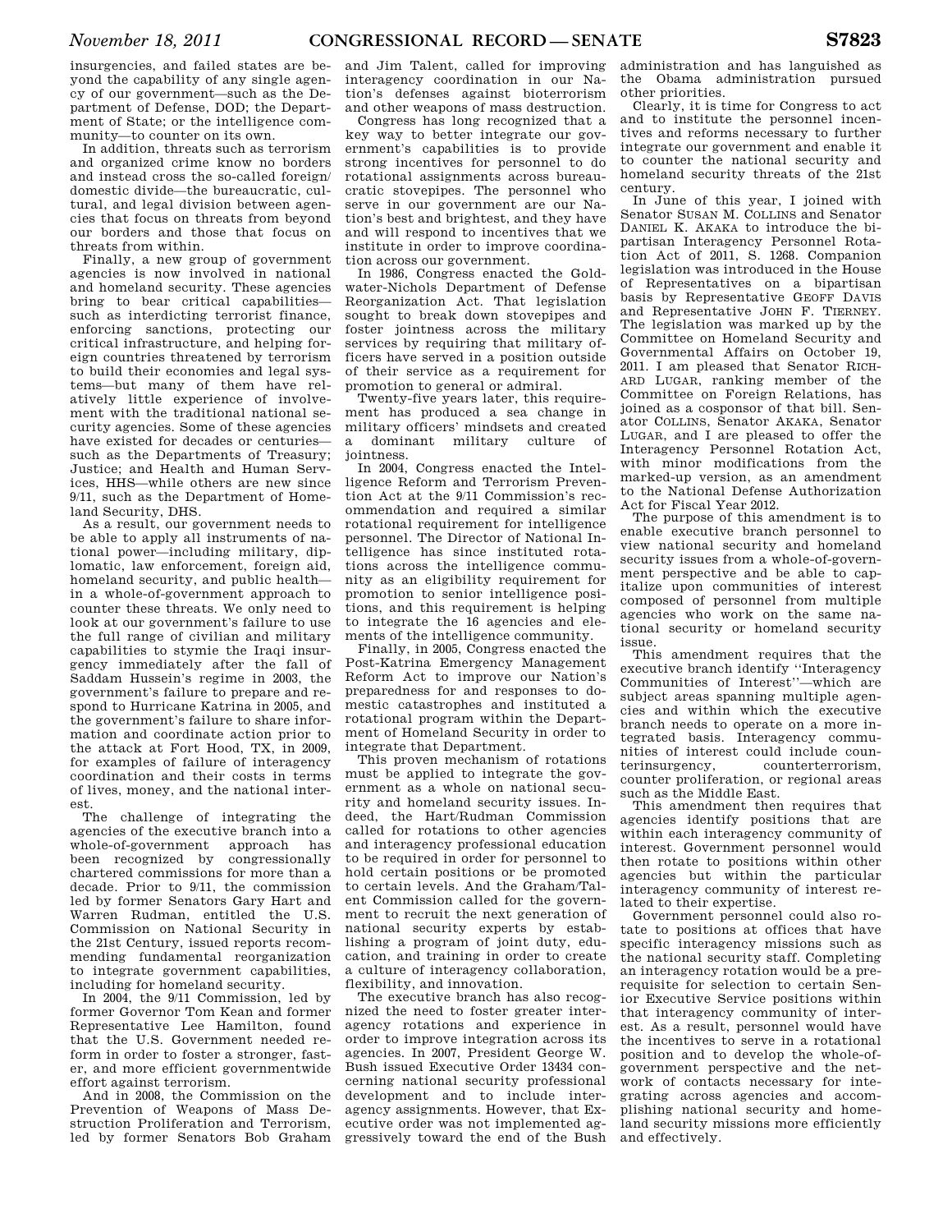insurgencies, and failed states are beyond the capability of any single agency of our government—such as the Department of Defense, DOD; the Department of State; or the intelligence community—to counter on its own.

In addition, threats such as terrorism and organized crime know no borders and instead cross the so-called foreign/domestic divide—the bureaucratic, cultural, and legal division between agencies that focus on threats from beyond our borders and those that focus on threats from within.

Finally, a new group of government agencies is now involved in national and homeland security. These agencies bring to bear critical capabilities—such as interdicting terrorist finance, enforcing sanctions, protecting our critical infrastructure, and helping foreign countries threatened by terrorism to build their economies and legal systems—but many of them have relatively little experience of involvement with the traditional national security agencies. Some of these agencies have existed for decades or centuries—such as the Departments of Treasury; Justice; and Health and Human Services, HHS—while others are new since 9/11, such as the Department of Homeland Security, DHS.

As a result, our government needs to be able to apply all instruments of national power—including military, diplomatic, law enforcement, foreign aid, homeland security, and public health—in a whole-of-government approach to counter these threats. We only need to look at our government's failure to use the full range of civilian and military capabilities to stymie the Iraqi insurgency immediately after the fall of Saddam Hussein's regime in 2003, the government's failure to prepare and respond to Hurricane Katrina in 2005, and the government's failure to share information and coordinate action prior to the attack at Fort Hood, TX, in 2009, for examples of failure of interagency coordination and their costs in terms of lives, money, and the national interest.

The challenge of integrating the agencies of the executive branch into a whole-of-government approach has been recognized by congressionally chartered commissions for more than a decade. Prior to 9/11, the commission led by former Senators Gary Hart and Warren Rudman, entitled the U.S. Commission on National Security in the 21st Century, issued reports recommending fundamental reorganization to integrate government capabilities, including for homeland security.

In 2004, the 9/11 Commission, led by former Governor Tom Kean and former Representative Lee Hamilton, found that the U.S. Government needed reform in order to foster a stronger, faster, and more efficient governmentwide effort against terrorism.

And in 2008, the Commission on the Prevention of Weapons of Mass Destruction Proliferation and Terrorism, led by former Senators Bob Graham and Jim Talent, called for improving interagency coordination in our Nation's defenses against bioterrorism and other weapons of mass destruction.

Congress has long recognized that a key way to better integrate our government's capabilities is to provide strong incentives for personnel to do rotational assignments across bureaucratic stovepipes. The personnel who serve in our government are our Nation's best and brightest, and they have and will respond to incentives that we institute in order to improve coordination across our government.

In 1986, Congress enacted the Goldwater-Nichols Department of Defense Reorganization Act. That legislation sought to break down stovepipes and foster jointness across the military services by requiring that military officers have served in a position outside of their service as a requirement for promotion to general or admiral.

Twenty-five years later, this requirement has produced a sea change in military officers' mindsets and created a dominant military culture of jointness.

In 2004, Congress enacted the Intelligence Reform and Terrorism Prevention Act at the 9/11 Commission's recommendation and required a similar rotational requirement for intelligence personnel. The Director of National Intelligence has since instituted rotations across the intelligence community as an eligibility requirement for promotion to senior intelligence positions, and this requirement is helping to integrate the 16 agencies and elements of the intelligence community.

Finally, in 2005, Congress enacted the Post-Katrina Emergency Management Reform Act to improve our Nation's preparedness for and responses to domestic catastrophes and instituted a rotational program within the Department of Homeland Security in order to integrate that Department.

This proven mechanism of rotations must be applied to integrate the government as a whole on national security and homeland security issues. Indeed, the Hart/Rudman Commission called for rotations to other agencies and interagency professional education to be required in order for personnel to hold certain positions or be promoted to certain levels. And the Graham/Talent Commission called for the government to recruit the next generation of national security experts by establishing a program of joint duty, education, and training in order to create a culture of interagency collaboration, flexibility, and innovation.

The executive branch has also recognized the need to foster greater interagency rotations and experience in order to improve integration across its agencies. In 2007, President George W. Bush issued Executive Order 13434 concerning national security professional development and to include interagency assignments. However, that Executive order was not implemented aggressively toward the end of the Bush administration and has languished as the Obama administration pursued other priorities.

Clearly, it is time for Congress to act and to institute the personnel incentives and reforms necessary to further integrate our government and enable it to counter the national security and homeland security threats of the 21st century.

In June of this year, I joined with Senator SUSAN M. COLLINS and Senator DANIEL K. AKAKA to introduce the bipartisan Interagency Personnel Rotation Act of 2011, S. 1268. Companion legislation was introduced in the House of Representatives on a bipartisan basis by Representative GEOFF DAVIS and Representative JOHN F. TIERNEY. The legislation was marked up by the Committee on Homeland Security and Governmental Affairs on October 19, 2011. I am pleased that Senator RICHARD LUGAR, ranking member of the Committee on Foreign Relations, has joined as a cosponsor of that bill. Senator COLLINS, Senator AKAKA, Senator LUGAR, and I are pleased to offer the Interagency Personnel Rotation Act, with minor modifications from the marked-up version, as an amendment to the National Defense Authorization Act for Fiscal Year 2012.

The purpose of this amendment is to enable executive branch personnel to view national security and homeland security issues from a whole-of-government perspective and be able to capitalize upon communities of interest composed of personnel from multiple agencies who work on the same national security or homeland security issue.

This amendment requires that the executive branch identify "Interagency Communities of Interest"—which are subject areas spanning multiple agencies and within which the executive branch needs to operate on a more integrated basis. Interagency communities of interest could include counterinsurgency, counterterrorism, counter proliferation, or regional areas such as the Middle East.

This amendment then requires that agencies identify positions that are within each interagency community of interest. Government personnel would then rotate to positions within other agencies but within the particular interagency community of interest related to their expertise.

Government personnel could also rotate to positions at offices that have specific interagency missions such as the national security staff. Completing an interagency rotation would be a prerequisite for selection to certain Senior Executive Service positions within that interagency community of interest. As a result, personnel would have the incentives to serve in a rotational position and to develop the whole-of-government perspective and the network of contacts necessary for integrating across agencies and accomplishing national security and homeland security missions more efficiently and effectively.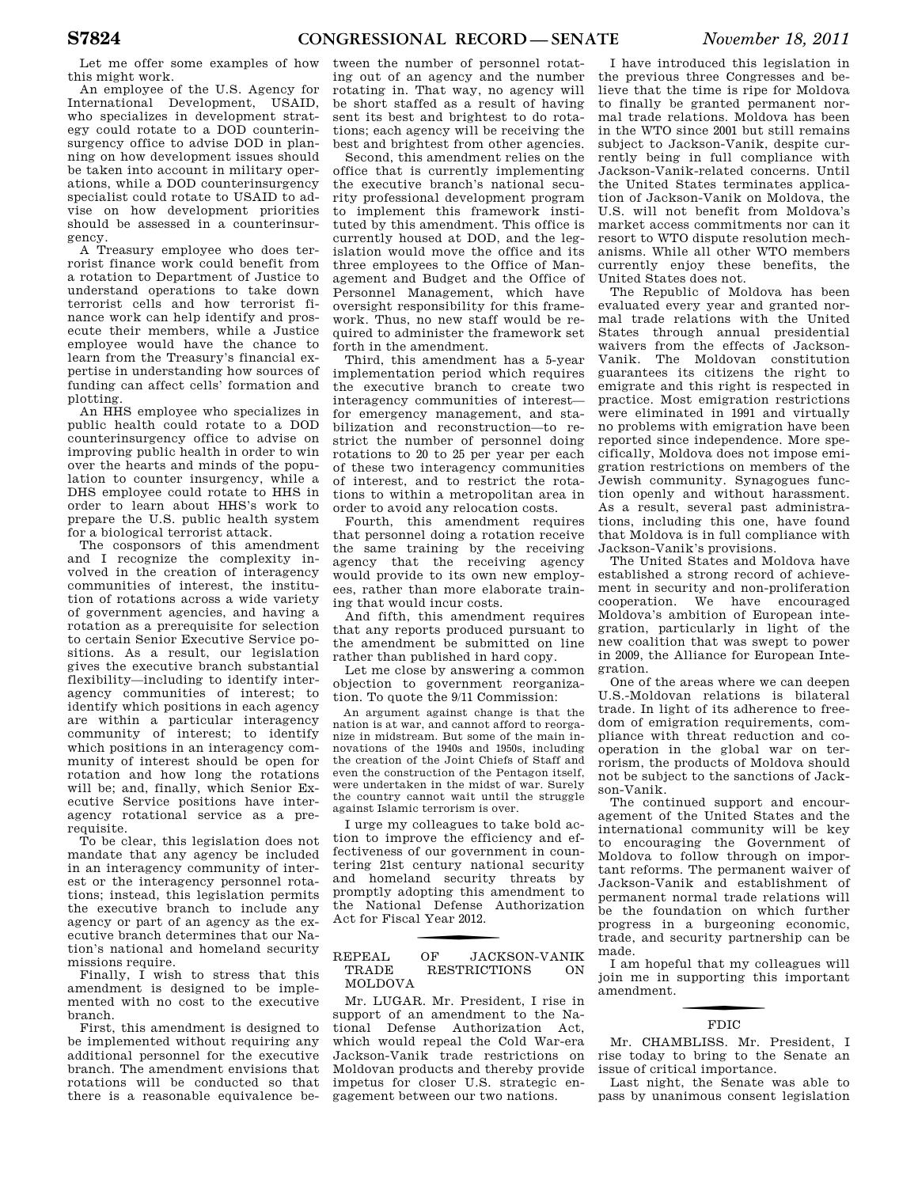Let me offer some examples of how this might work.

An employee of the U.S. Agency for International Development, USAID, who specializes in development strategy could rotate to a DOD counterinsurgency office to advise DOD in planning on how development issues should be taken into account in military operations, while a DOD counterinsurgency specialist could rotate to USAID to advise on how development priorities should be assessed in a counterinsurgency.

A Treasury employee who does terrorist finance work could benefit from a rotation to Department of Justice to understand operations to take down terrorist cells and how terrorist finance work can help identify and prosecute their members, while a Justice employee would have the chance to learn from the Treasury's financial expertise in understanding how sources of funding can affect cells' formation and plotting.

An HHS employee who specializes in public health could rotate to a DOD counterinsurgency office to advise on improving public health in order to win over the hearts and minds of the population to counter insurgency, while a DHS employee could rotate to HHS in order to learn about HHS's work to prepare the U.S. public health system for a biological terrorist attack.

The cosponsors of this amendment and I recognize the complexity involved in the creation of interagency communities of interest, the institution of rotations across a wide variety of government agencies, and having a rotation as a prerequisite for selection to certain Senior Executive Service positions. As a result, our legislation gives the executive branch substantial flexibility—including to identify interagency communities of interest; to identify which positions in each agency are within a particular interagency community of interest; to identify which positions in an interagency community of interest should be open for rotation and how long the rotations will be; and, finally, which Senior Executive Service positions have interagency rotational service as a prerequisite.

To be clear, this legislation does not mandate that any agency be included in an interagency community of interest or the interagency personnel rotations; instead, this legislation permits the executive branch to include any agency or part of an agency as the executive branch determines that our Nation's national and homeland security missions require.

Finally, I wish to stress that this amendment is designed to be implemented with no cost to the executive branch.

First, this amendment is designed to be implemented without requiring any additional personnel for the executive branch. The amendment envisions that rotations will be conducted so that there is a reasonable equivalence between the number of personnel rotating out of an agency and the number rotating in. That way, no agency will be short staffed as a result of having sent its best and brightest to do rotations; each agency will be receiving the best and brightest from other agencies.

Second, this amendment relies on the office that is currently implementing the executive branch's national security professional development program to implement this framework instituted by this amendment. This office is currently housed at DOD, and the legislation would move the office and its three employees to the Office of Management and Budget and the Office of Personnel Management, which have oversight responsibility for this framework. Thus, no new staff would be required to administer the framework set forth in the amendment.

Third, this amendment has a 5-year implementation period which requires the executive branch to create two interagency communities of interest—for emergency management, and stabilization and reconstruction—to restrict the number of personnel doing rotations to 20 to 25 per year per each of these two interagency communities of interest, and to restrict the rotations to within a metropolitan area in order to avoid any relocation costs.

Fourth, this amendment requires that personnel doing a rotation receive the same training by the receiving agency that the receiving agency would provide to its own new employees, rather than more elaborate training that would incur costs.

And fifth, this amendment requires that any reports produced pursuant to the amendment be submitted on line rather than published in hard copy.

Let me close by answering a common objection to government reorganization. To quote the 9/11 Commission:

> An argument against change is that the nation is at war, and cannot afford to reorganize in midstream. But some of the main innovations of the 1940s and 1950s, including the creation of the Joint Chiefs of Staff and even the construction of the Pentagon itself, were undertaken in the midst of war. Surely the country cannot wait until the struggle against Islamic terrorism is over.

I urge my colleagues to take bold action to improve the efficiency and effectiveness of our government in countering 21st century national security and homeland security threats by promptly adopting this amendment to the National Defense Authorization Act for Fiscal Year 2012.

## REPEAL OF JACKSON-VANIK TRADE RESTRICTIONS ON MOLDOVA

Mr. LUGAR. Mr. President, I rise in support of an amendment to the National Defense Authorization Act, which would repeal the Cold War-era Jackson-Vanik trade restrictions on Moldovan products and thereby provide impetus for closer U.S. strategic engagement between our two nations.

I have introduced this legislation in the previous three Congresses and believe that the time is ripe for Moldova to finally be granted permanent normal trade relations. Moldova has been in the WTO since 2001 but still remains subject to Jackson-Vanik, despite currently being in full compliance with Jackson-Vanik-related concerns. Until the United States terminates application of Jackson-Vanik on Moldova, the U.S. will not benefit from Moldova's market access commitments nor can it resort to WTO dispute resolution mechanisms. While all other WTO members currently enjoy these benefits, the United States does not.

The Republic of Moldova has been evaluated every year and granted normal trade relations with the United States through annual presidential waivers from the effects of Jackson-Vanik. The Moldovan constitution guarantees its citizens the right to emigrate and this right is respected in practice. Most emigration restrictions were eliminated in 1991 and virtually no problems with emigration have been reported since independence. More specifically, Moldova does not impose emigration restrictions on members of the Jewish community. Synagogues function openly and without harassment. As a result, several past administrations, including this one, have found that Moldova is in full compliance with Jackson-Vanik's provisions.

The United States and Moldova have established a strong record of achievement in security and non-proliferation cooperation. We have encouraged Moldova's ambition of European integration, particularly in light of the new coalition that was swept to power in 2009, the Alliance for European Integration.

One of the areas where we can deepen U.S.-Moldovan relations is bilateral trade. In light of its adherence to freedom of emigration requirements, compliance with threat reduction and cooperation in the global war on terrorism, the products of Moldova should not be subject to the sanctions of Jackson-Vanik.

The continued support and encouragement of the United States and the international community will be key to encouraging the Government of Moldova to follow through on important reforms. The permanent waiver of Jackson-Vanik and establishment of permanent normal trade relations will be the foundation on which further progress in a burgeoning economic, trade, and security partnership can be made.

I am hopeful that my colleagues will join me in supporting this important amendment.

## FDIC

Mr. CHAMBLISS. Mr. President, I rise today to bring to the Senate an issue of critical importance.

Last night, the Senate was able to pass by unanimous consent legislation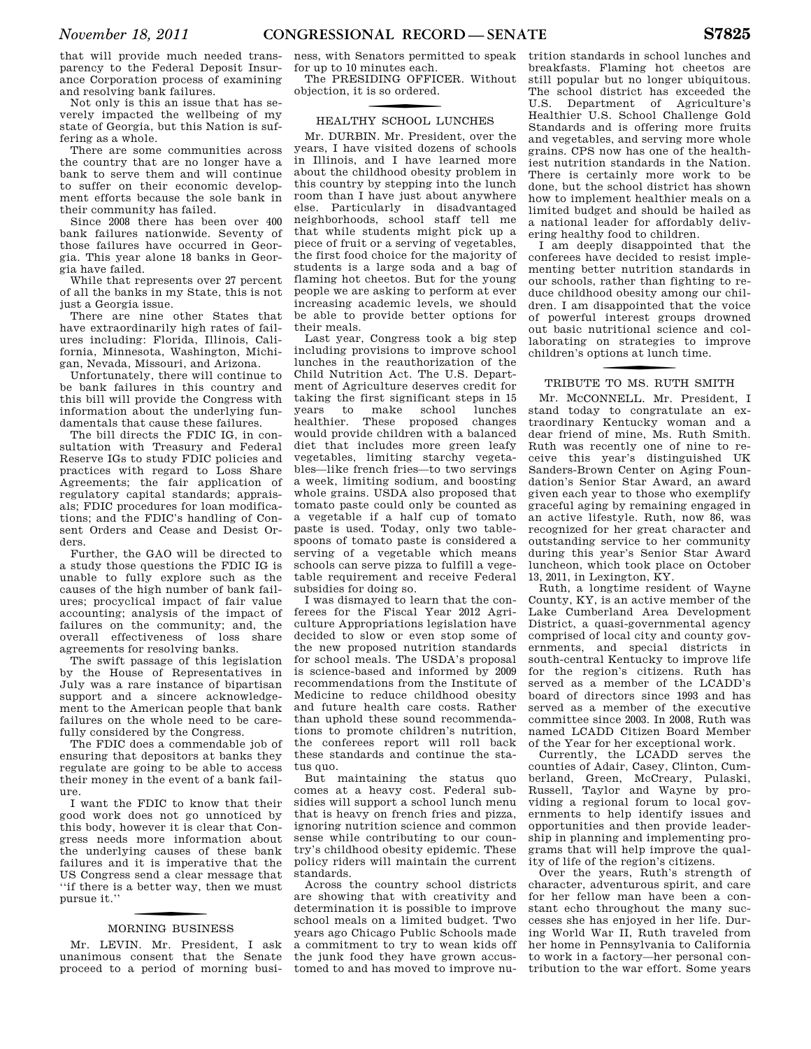that will provide much needed transparency to the Federal Deposit Insurance Corporation process of examining and resolving bank failures.

Not only is this an issue that has severely impacted the wellbeing of my state of Georgia, but this Nation is suffering as a whole.

There are some communities across the country that are no longer have a bank to serve them and will continue to suffer on their economic development efforts because the sole bank in their community has failed.

Since 2008 there has been over 400 bank failures nationwide. Seventy of those failures have occurred in Georgia. This year alone 18 banks in Georgia have failed.

While that represents over 27 percent of all the banks in my State, this is not just a Georgia issue.

There are nine other States that have extraordinarily high rates of failures including: Florida, Illinois, California, Minnesota, Washington, Michigan, Nevada, Missouri, and Arizona.

Unfortunately, there will continue to be bank failures in this country and this bill will provide the Congress with information about the underlying fundamentals that cause these failures.

The bill directs the FDIC IG, in consultation with Treasury and Federal Reserve IGs to study FDIC policies and practices with regard to Loss Share Agreements; the fair application of regulatory capital standards; appraisals; FDIC procedures for loan modifications; and the FDIC's handling of Consent Orders and Cease and Desist Orders.

Further, the GAO will be directed to a study those questions the FDIC IG is unable to fully explore such as the causes of the high number of bank failures; procyclical impact of fair value accounting; analysis of the impact of failures on the community; and, the overall effectiveness of loss share agreements for resolving banks.

The swift passage of this legislation by the House of Representatives in July was a rare instance of bipartisan support and a sincere acknowledgement to the American people that bank failures on the whole need to be carefully considered by the Congress.

The FDIC does a commendable job of ensuring that depositors at banks they regulate are going to be able to access their money in the event of a bank failure.

I want the FDIC to know that their good work does not go unnoticed by this body, however it is clear that Congress needs more information about the underlying causes of these bank failures and it is imperative that the US Congress send a clear message that "if there is a better way, then we must pursue it."

## MORNING BUSINESS

Mr. LEVIN. Mr. President, I ask unanimous consent that the Senate proceed to a period of morning business, with Senators permitted to speak for up to 10 minutes each.

The PRESIDING OFFICER. Without objection, it is so ordered.

## HEALTHY SCHOOL LUNCHES

Mr. DURBIN. Mr. President, over the years, I have visited dozens of schools in Illinois, and I have learned more about the childhood obesity problem in this country by stepping into the lunch room than I have just about anywhere else. Particularly in disadvantaged neighborhoods, school staff tell me that while students might pick up a piece of fruit or a serving of vegetables, the first food choice for the majority of students is a large soda and a bag of flaming hot cheetos. But for the young people we are asking to perform at ever increasing academic levels, we should be able to provide better options for their meals.

Last year, Congress took a big step including provisions to improve school lunches in the reauthorization of the Child Nutrition Act. The U.S. Department of Agriculture deserves credit for taking the first significant steps in 15 years to make school lunches healthier. These proposed changes would provide children with a balanced diet that includes more green leafy vegetables, limiting starchy vegetables—like french fries—to two servings a week, limiting sodium, and boosting whole grains. USDA also proposed that tomato paste could only be counted as a vegetable if a half cup of tomato paste is used. Today, only two tablespoons of tomato paste is considered a serving of a vegetable which means schools can serve pizza to fulfill a vegetable requirement and receive Federal subsidies for doing so.

I was dismayed to learn that the conferees for the Fiscal Year 2012 Agriculture Appropriations legislation have decided to slow or even stop some of the new proposed nutrition standards for school meals. The USDA's proposal is science-based and informed by 2009 recommendations from the Institute of Medicine to reduce childhood obesity and future health care costs. Rather than uphold these sound recommendations to promote children's nutrition, the conferees report will roll back these standards and continue the status quo.

But maintaining the status quo comes at a heavy cost. Federal subsidies will support a school lunch menu that is heavy on french fries and pizza, ignoring nutrition science and common sense while contributing to our country's childhood obesity epidemic. These policy riders will maintain the current standards.

Across the country school districts are showing that with creativity and determination it is possible to improve school meals on a limited budget. Two years ago Chicago Public Schools made a commitment to try to wean kids off the junk food they have grown accustomed to and has moved to improve nutrition standards in school lunches and breakfasts. Flaming hot cheetos are still popular but no longer ubiquitous. The school district has exceeded the U.S. Department of Agriculture's Healthier U.S. School Challenge Gold Standards and is offering more fruits and vegetables, and serving more whole grains. CPS now has one of the healthiest nutrition standards in the Nation. There is certainly more work to be done, but the school district has shown how to implement healthier meals on a limited budget and should be hailed as a national leader for affordably delivering healthy food to children.

I am deeply disappointed that the conferees have decided to resist implementing better nutrition standards in our schools, rather than fighting to reduce childhood obesity among our children. I am disappointed that the voice of powerful interest groups drowned out basic nutritional science and collaborating on strategies to improve children's options at lunch time.

## TRIBUTE TO MS. RUTH SMITH

Mr. MCCONNELL. Mr. President, I stand today to congratulate an extraordinary Kentucky woman and a dear friend of mine, Ms. Ruth Smith. Ruth was recently one of nine to receive this year's distinguished UK Sanders-Brown Center on Aging Foundation's Senior Star Award, an award given each year to those who exemplify graceful aging by remaining engaged in an active lifestyle. Ruth, now 86, was recognized for her great character and outstanding service to her community during this year's Senior Star Award luncheon, which took place on October 13, 2011, in Lexington, KY.

Ruth, a longtime resident of Wayne County, KY, is an active member of the Lake Cumberland Area Development District, a quasi-governmental agency comprised of local city and county governments, and special districts in south-central Kentucky to improve life for the region's citizens. Ruth has served as a member of the LCADD's board of directors since 1993 and has served as a member of the executive committee since 2003. In 2008, Ruth was named LCADD Citizen Board Member of the Year for her exceptional work.

Currently, the LCADD serves the counties of Adair, Casey, Clinton, Cumberland, Green, McCreary, Pulaski, Russell, Taylor and Wayne by providing a regional forum to local governments to help identify issues and opportunities and then provide leadership in planning and implementing programs that will help improve the quality of life of the region's citizens.

Over the years, Ruth's strength of character, adventurous spirit, and care for her fellow man have been a constant echo throughout the many successes she has enjoyed in her life. During World War II, Ruth traveled from her home in Pennsylvania to California to work in a factory—her personal contribution to the war effort. Some years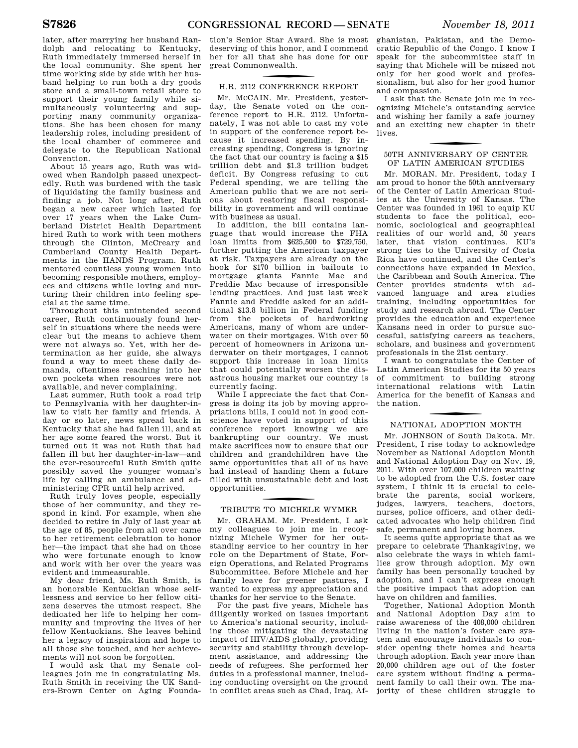later, after marrying her husband Randolph and relocating to Kentucky, Ruth immediately immersed herself in the local community. She spent her time working side by side with her husband helping to run both a dry goods store and a small-town retail store to support their young family while simultaneously volunteering and supporting many community organizations. She has been chosen for many leadership roles, including president of the local chamber of commerce and delegate to the Republican National Convention.

About 15 years ago, Ruth was widowed when Randolph passed unexpectedly. Ruth was burdened with the task of liquidating the family business and finding a job. Not long after, Ruth began a new career which lasted for over 17 years when the Lake Cumberland District Health Department hired Ruth to work with teen mothers through the Clinton, McCreary and Cumberland County Health Departments in the HANDS Program. Ruth mentored countless young women into becoming responsible mothers, employees and citizens while loving and nurturing their children into feeling special at the same time.

Throughout this unintended second career, Ruth continuously found herself in situations where the needs were clear but the means to achieve them were not always so. Yet, with her determination as her guide, she always found a way to meet these daily demands, oftentimes reaching into her own pockets when resources were not available, and never complaining.

Last summer, Ruth took a road trip to Pennsylvania with her daughter-in-law to visit her family and friends. A day or so later, news spread back in Kentucky that she had fallen ill, and at her age some feared the worst. But it turned out it was not Ruth that had fallen ill but her daughter-in-law—and the ever-resourceful Ruth Smith quite possibly saved the younger woman's life by calling an ambulance and administering CPR until help arrived.

Ruth truly loves people, especially those of her community, and they respond in kind. For example, when she decided to retire in July of last year at the age of 85, people from all over came to her retirement celebration to honor her—the impact that she had on those who were fortunate enough to know and work with her over the years was evident and immeasurable.

My dear friend, Ms. Ruth Smith, is an honorable Kentuckian whose selflessness and service to her fellow citizens deserves the utmost respect. She dedicated her life to helping her community and improving the lives of her fellow Kentuckians. She leaves behind her a legacy of inspiration and hope to all those she touched, and her achievements will not soon be forgotten.

I would ask that my Senate colleagues join me in congratulating Ms. Ruth Smith in receiving the UK Sanders-Brown Center on Aging Foundation's Senior Star Award. She is most deserving of this honor, and I commend her for all that she has done for our great Commonwealth.

## H.R. 2112 CONFERENCE REPORT

Mr. McCAIN. Mr. President, yesterday, the Senate voted on the conference report to H.R. 2112. Unfortunately, I was not able to cast my vote in support of the conference report because it increased spending. By increasing spending, Congress is ignoring the fact that our country is facing a $15 trillion debt and $1.3 trillion budget deficit. By Congress refusing to cut Federal spending, we are telling the American public that we are not serious about restoring fiscal responsibility in government and will continue with business as usual.

In addition, the bill contains language that would increase the FHA loan limits from $625,500 to $729,750, further putting the American taxpayer at risk. Taxpayers are already on the hook for $170 billion in bailouts to mortgage giants Fannie Mae and Freddie Mac because of irresponsible lending practices. And just last week Fannie and Freddie asked for an additional $13.8 billion in Federal funding from the pockets of hardworking Americans, many of whom are underwater on their mortgages. With over 50 percent of homeowners in Arizona underwater on their mortgages, I cannot support this increase in loan limits that could potentially worsen the disastrous housing market our country is currently facing.

While I appreciate the fact that Congress is doing its job by moving appropriations bills, I could not in good conscience have voted in support of this conference report knowing we are bankrupting our country. We must make sacrifices now to ensure that our children and grandchildren have the same opportunities that all of us have had instead of handing them a future filled with unsustainable debt and lost opportunities.

## TRIBUTE TO MICHELE WYMER

Mr. GRAHAM. Mr. President, I ask my colleagues to join me in recognizing Michele Wymer for her outstanding service to her country in her role on the Department of State, Foreign Operations, and Related Programs Subcommittee. Before Michele and her family leave for greener pastures, I wanted to express my appreciation and thanks for her service to the Senate.

For the past five years, Michele has diligently worked on issues important to America's national security, including those mitigating the devastating impact of HIV/AIDS globally, providing security and stability through development assistance, and addressing the needs of refugees. She performed her duties in a professional manner, including conducting oversight on the ground in conflict areas such as Chad, Iraq, Afghanistan, Pakistan, and the Democratic Republic of the Congo. I know I speak for the subcommittee staff in saying that Michele will be missed not only for her good work and professionalism, but also for her good humor and compassion.

I ask that the Senate join me in recognizing Michele's outstanding service and wishing her family a safe journey and an exciting new chapter in their lives.

## 50TH ANNIVERSARY OF CENTER OF LATIN AMERICAN STUDIES

Mr. MORAN. Mr. President, today I am proud to honor the 50th anniversary of the Center of Latin American Studies at the University of Kansas. The Center was founded in 1961 to equip KU students to face the political, economic, sociological and geographical realities of our world and, 50 years later, that vision continues. KU's strong ties to the University of Costa Rica have continued, and the Center's connections have expanded in Mexico, the Caribbean and South America. The Center provides students with advanced language and area studies training, including opportunities for study and research abroad. The Center provides the education and experience Kansans need in order to pursue successful, satisfying careers as teachers, scholars, and business and government professionals in the 21st century.

I want to congratulate the Center of Latin American Studies for its 50 years of commitment to building strong international relations with Latin America for the benefit of Kansas and the nation.

## NATIONAL ADOPTION MONTH

Mr. JOHNSON of South Dakota. Mr. President, I rise today to acknowledge November as National Adoption Month and National Adoption Day on Nov. 19, 2011. With over 107,000 children waiting to be adopted from the U.S. foster care system, I think it is crucial to celebrate the parents, social workers, judges, lawyers, teachers, doctors, nurses, police officers, and other dedicated advocates who help children find safe, permanent and loving homes.

It seems quite appropriate that as we prepare to celebrate Thanksgiving, we also celebrate the ways in which families grow through adoption. My own family has been personally touched by adoption, and I can't express enough the positive impact that adoption can have on children and families.

Together, National Adoption Month and National Adoption Day aim to raise awareness of the 408,000 children living in the nation's foster care system and encourage individuals to consider opening their homes and hearts through adoption. Each year more than 20,000 children age out of the foster care system without finding a permanent family to call their own. The majority of these children struggle to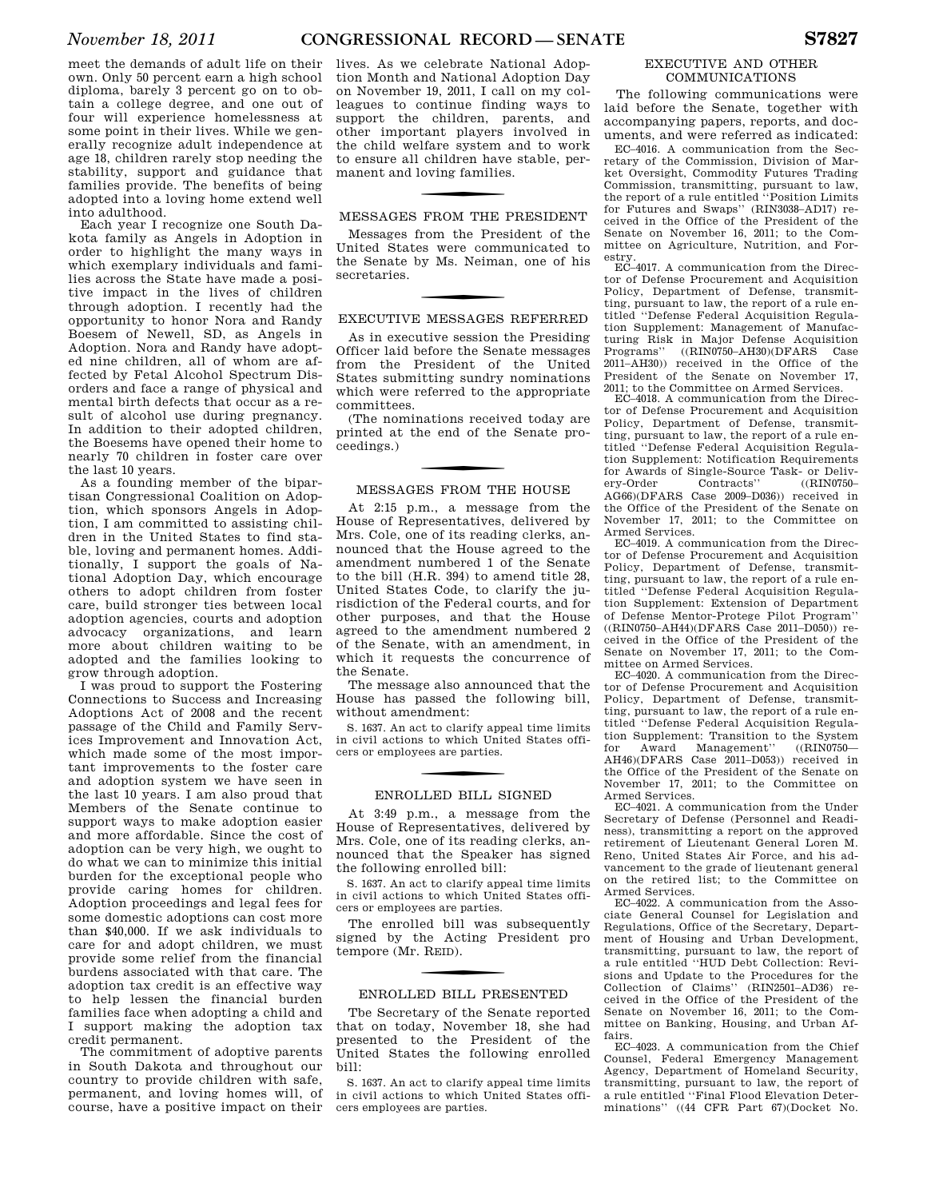meet the demands of adult life on their own. Only 50 percent earn a high school diploma, barely 3 percent go on to obtain a college degree, and one out of four will experience homelessness at some point in their lives. While we generally recognize adult independence at age 18, children rarely stop needing the stability, support and guidance that families provide. The benefits of being adopted into a loving home extend well into adulthood.

Each year I recognize one South Dakota family as Angels in Adoption in order to highlight the many ways in which exemplary individuals and families across the State have made a positive impact in the lives of children through adoption. I recently had the opportunity to honor Nora and Randy Boesem of Newell, SD, as Angels in Adoption. Nora and Randy have adopted nine children, all of whom are affected by Fetal Alcohol Spectrum Disorders and face a range of physical and mental birth defects that occur as a result of alcohol use during pregnancy. In addition to their adopted children, the Boesems have opened their home to nearly 70 children in foster care over the last 10 years.

As a founding member of the bipartisan Congressional Coalition on Adoption, which sponsors Angels in Adoption, I am committed to assisting children in the United States to find stable, loving and permanent homes. Additionally, I support the goals of National Adoption Day, which encourage others to adopt children from foster care, build stronger ties between local adoption agencies, courts and adoption advocacy organizations, and learn more about children waiting to be adopted and the families looking to grow through adoption.

I was proud to support the Fostering Connections to Success and Increasing Adoptions Act of 2008 and the recent passage of the Child and Family Services Improvement and Innovation Act, which made some of the most important improvements to the foster care and adoption system we have seen in the last 10 years. I am also proud that Members of the Senate continue to support ways to make adoption easier and more affordable. Since the cost of adoption can be very high, we ought to do what we can to minimize this initial burden for the exceptional people who provide caring homes for children. Adoption proceedings and legal fees for some domestic adoptions can cost more than $40,000. If we ask individuals to care for and adopt children, we must provide some relief from the financial burdens associated with that care. The adoption tax credit is an effective way to help lessen the financial burden families face when adopting a child and I support making the adoption tax credit permanent.

The commitment of adoptive parents in South Dakota and throughout our country to provide children with safe, permanent, and loving homes will, of course, have a positive impact on their lives. As we celebrate National Adoption Month and National Adoption Day on November 19, 2011, I call on my colleagues to continue finding ways to support the children, parents, and other important players involved in the child welfare system and to work to ensure all children have stable, permanent and loving families.

## MESSAGES FROM THE PRESIDENT

Messages from the President of the United States were communicated to the Senate by Ms. Neiman, one of his secretaries.

## EXECUTIVE MESSAGES REFERRED

As in executive session the Presiding Officer laid before the Senate messages from the President of the United States submitting sundry nominations which were referred to the appropriate committees.

(The nominations received today are printed at the end of the Senate proceedings.)

## MESSAGES FROM THE HOUSE

At 2:15 p.m., a message from the House of Representatives, delivered by Mrs. Cole, one of its reading clerks, announced that the House agreed to the amendment numbered 1 of the Senate to the bill (H.R. 394) to amend title 28, United States Code, to clarify the jurisdiction of the Federal courts, and for other purposes, and that the House agreed to the amendment numbered 2 of the Senate, with an amendment, in which it requests the concurrence of the Senate.

The message also announced that the House has passed the following bill, without amendment:

S. 1637. An act to clarify appeal time limits in civil actions to which United States officers or employees are parties.

## ENROLLED BILL SIGNED

At 3:49 p.m., a message from the House of Representatives, delivered by Mrs. Cole, one of its reading clerks, announced that the Speaker has signed the following enrolled bill:

S. 1637. An act to clarify appeal time limits in civil actions to which United States officers or employees are parties.

The enrolled bill was subsequently signed by the Acting President pro tempore (Mr. REID).

## ENROLLED BILL PRESENTED

Tbe Secretary of the Senate reported that on today, November 18, she had presented to the President of the United States the following enrolled bill:

S. 1637. An act to clarify appeal time limits in civil actions to which United States officers employees are parties.

## EXECUTIVE AND OTHER COMMUNICATIONS

The following communications were laid before the Senate, together with accompanying papers, reports, and documents, and were referred as indicated:

EC–4016. A communication from the Secretary of the Commission, Division of Market Oversight, Commodity Futures Trading Commission, transmitting, pursuant to law, the report of a rule entitled ''Position Limits for Futures and Swaps'' (RIN3038–AD17) received in the Office of the President of the Senate on November 16, 2011; to the Committee on Agriculture, Nutrition, and Forestry.

EC–4017. A communication from the Director of Defense Procurement and Acquisition Policy, Department of Defense, transmitting, pursuant to law, the report of a rule entitled ''Defense Federal Acquisition Regulation Supplement: Management of Manufacturing Risk in Major Defense Acquisition Programs'' ((RIN0750–AH30)(DFARS Case 2011–AH30)) received in the Office of the President of the Senate on November 17, 2011; to the Committee on Armed Services.

EC–4018. A communication from the Director of Defense Procurement and Acquisition Policy, Department of Defense, transmitting, pursuant to law, the report of a rule entitled ''Defense Federal Acquisition Regulation Supplement: Notification Requirements for Awards of Single-Source Task- or Delivery-Order Contracts'' ((RIN0750–AG66)(DFARS Case 2009–D036)) received in the Office of the President of the Senate on November 17, 2011; to the Committee on Armed Services.

EC–4019. A communication from the Director of Defense Procurement and Acquisition Policy, Department of Defense, transmitting, pursuant to law, the report of a rule entitled ''Defense Federal Acquisition Regulation Supplement: Extension of Department of Defense Mentor-Protege Pilot Program'' ((RIN0750–AH44)(DFARS Case 2011–D050)) received in the Office of the President of the Senate on November 17, 2011; to the Committee on Armed Services.

EC–4020. A communication from the Director of Defense Procurement and Acquisition Policy, Department of Defense, transmitting, pursuant to law, the report of a rule entitled ''Defense Federal Acquisition Regulation Supplement: Transition to the System for Award Management'' ((RIN0750—AH46)(DFARS Case 2011–D053)) received in the Office of the President of the Senate on November 17, 2011; to the Committee on Armed Services.

EC–4021. A communication from the Under Secretary of Defense (Personnel and Readiness), transmitting a report on the approved retirement of Lieutenant General Loren M. Reno, United States Air Force, and his advancement to the grade of lieutenant general on the retired list; to the Committee on Armed Services.

EC–4022. A communication from the Associate General Counsel for Legislation and Regulations, Office of the Secretary, Department of Housing and Urban Development, transmitting, pursuant to law, the report of a rule entitled ''HUD Debt Collection: Revisions and Update to the Procedures for the Collection of Claims'' (RIN2501–AD36) received in the Office of the President of the Senate on November 16, 2011; to the Committee on Banking, Housing, and Urban Affairs.

EC–4023. A communication from the Chief Counsel, Federal Emergency Management Agency, Department of Homeland Security, transmitting, pursuant to law, the report of a rule entitled ''Final Flood Elevation Determinations'' ((44 CFR Part 67)(Docket No.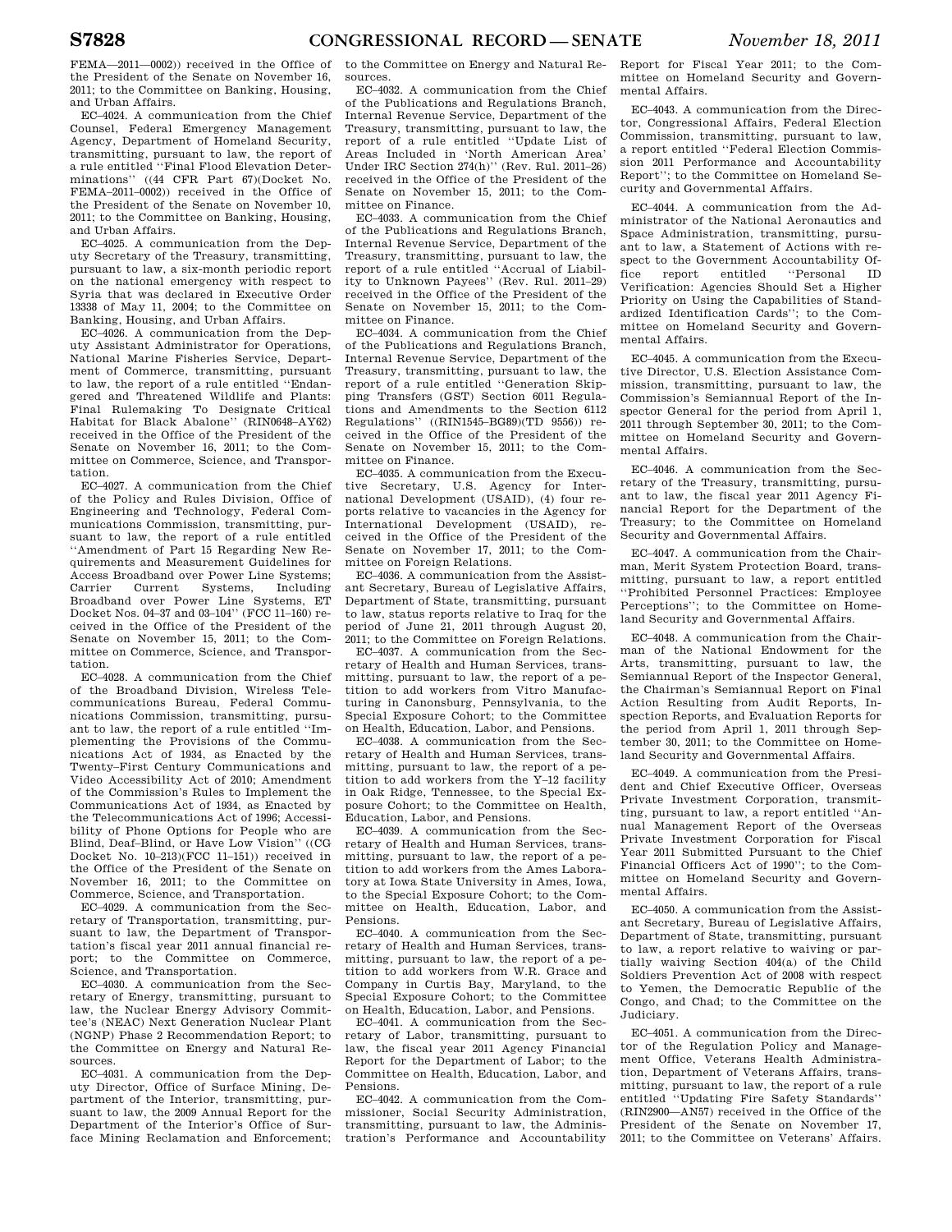FEMA—2011—0002)) received in the Office of the President of the Senate on November 16, 2011; to the Committee on Banking, Housing, and Urban Affairs.

EC–4024. A communication from the Chief Counsel, Federal Emergency Management Agency, Department of Homeland Security, transmitting, pursuant to law, the report of a rule entitled ''Final Flood Elevation Determinations'' ((44 CFR Part 67)(Docket No. FEMA–2011–0002)) received in the Office of the President of the Senate on November 10, 2011; to the Committee on Banking, Housing, and Urban Affairs.

EC–4025. A communication from the Deputy Secretary of the Treasury, transmitting, pursuant to law, a six-month periodic report on the national emergency with respect to Syria that was declared in Executive Order 13338 of May 11, 2004; to the Committee on Banking, Housing, and Urban Affairs.

EC–4026. A communication from the Deputy Assistant Administrator for Operations, National Marine Fisheries Service, Department of Commerce, transmitting, pursuant to law, the report of a rule entitled ''Endangered and Threatened Wildlife and Plants: Final Rulemaking To Designate Critical Habitat for Black Abalone'' (RIN0648–AY62) received in the Office of the President of the Senate on November 16, 2011; to the Committee on Commerce, Science, and Transportation.

EC–4027. A communication from the Chief of the Policy and Rules Division, Office of Engineering and Technology, Federal Communications Commission, transmitting, pursuant to law, the report of a rule entitled ''Amendment of Part 15 Regarding New Requirements and Measurement Guidelines for Access Broadband over Power Line Systems; Carrier Current Systems, Including Broadband over Power Line Systems, ET Docket Nos. 04–37 and 03–104'' (FCC 11–160) received in the Office of the President of the Senate on November 15, 2011; to the Committee on Commerce, Science, and Transportation.

EC–4028. A communication from the Chief of the Broadband Division, Wireless Telecommunications Bureau, Federal Communications Commission, transmitting, pursuant to law, the report of a rule entitled ''Implementing the Provisions of the Communications Act of 1934, as Enacted by the Twenty–First Century Communications and Video Accessibility Act of 2010; Amendment of the Commission's Rules to Implement the Communications Act of 1934, as Enacted by the Telecommunications Act of 1996; Accessibility of Phone Options for People who are Blind, Deaf–Blind, or Have Low Vision'' ((CG Docket No. 10–213)(FCC 11–151)) received in the Office of the President of the Senate on November 16, 2011; to the Committee on Commerce, Science, and Transportation.

EC–4029. A communication from the Secretary of Transportation, transmitting, pursuant to law, the Department of Transportation's fiscal year 2011 annual financial report; to the Committee on Commerce, Science, and Transportation.

EC–4030. A communication from the Secretary of Energy, transmitting, pursuant to law, the Nuclear Energy Advisory Committee's (NEAC) Next Generation Nuclear Plant (NGNP) Phase 2 Recommendation Report; to the Committee on Energy and Natural Resources.

EC–4031. A communication from the Deputy Director, Office of Surface Mining, Department of the Interior, transmitting, pursuant to law, the 2009 Annual Report for the Department of the Interior's Office of Surface Mining Reclamation and Enforcement; to the Committee on Energy and Natural Resources.

EC–4032. A communication from the Chief of the Publications and Regulations Branch, Internal Revenue Service, Department of the Treasury, transmitting, pursuant to law, the report of a rule entitled ''Update List of Areas Included in 'North American Area' Under IRC Section 274(h)'' (Rev. Rul. 2011–26) received in the Office of the President of the Senate on November 15, 2011; to the Committee on Finance.

EC–4033. A communication from the Chief of the Publications and Regulations Branch, Internal Revenue Service, Department of the Treasury, transmitting, pursuant to law, the report of a rule entitled ''Accrual of Liability to Unknown Payees'' (Rev. Rul. 2011–29) received in the Office of the President of the Senate on November 15, 2011; to the Committee on Finance.

EC–4034. A communication from the Chief of the Publications and Regulations Branch, Internal Revenue Service, Department of the Treasury, transmitting, pursuant to law, the report of a rule entitled ''Generation Skipping Transfers (GST) Section 6011 Regulations and Amendments to the Section 6112 Regulations'' ((RIN1545–BG89)(TD 9556)) received in the Office of the President of the Senate on November 15, 2011; to the Committee on Finance.

EC–4035. A communication from the Executive Secretary, U.S. Agency for International Development (USAID), (4) four reports relative to vacancies in the Agency for International Development (USAID), received in the Office of the President of the Senate on November 17, 2011; to the Committee on Foreign Relations.

EC–4036. A communication from the Assistant Secretary, Bureau of Legislative Affairs, Department of State, transmitting, pursuant to law, status reports relative to Iraq for the period of June 21, 2011 through August 20, 2011; to the Committee on Foreign Relations.

EC–4037. A communication from the Secretary of Health and Human Services, transmitting, pursuant to law, the report of a petition to add workers from Vitro Manufacturing in Canonsburg, Pennsylvania, to the Special Exposure Cohort; to the Committee on Health, Education, Labor, and Pensions.

EC–4038. A communication from the Secretary of Health and Human Services, transmitting, pursuant to law, the report of a petition to add workers from the Y–12 facility in Oak Ridge, Tennessee, to the Special Exposure Cohort; to the Committee on Health, Education, Labor, and Pensions.

EC–4039. A communication from the Secretary of Health and Human Services, transmitting, pursuant to law, the report of a petition to add workers from the Ames Laboratory at Iowa State University in Ames, Iowa, to the Special Exposure Cohort; to the Committee on Health, Education, Labor, and Pensions.

EC–4040. A communication from the Secretary of Health and Human Services, transmitting, pursuant to law, the report of a petition to add workers from W.R. Grace and Company in Curtis Bay, Maryland, to the Special Exposure Cohort; to the Committee on Health, Education, Labor, and Pensions.

EC–4041. A communication from the Secretary of Labor, transmitting, pursuant to law, the fiscal year 2011 Agency Financial Report for the Department of Labor; to the Committee on Health, Education, Labor, and Pensions.

EC–4042. A communication from the Commissioner, Social Security Administration, transmitting, pursuant to law, the Administration's Performance and Accountability Report for Fiscal Year 2011; to the Committee on Homeland Security and Governmental Affairs.

EC–4043. A communication from the Director, Congressional Affairs, Federal Election Commission, transmitting, pursuant to law, a report entitled ''Federal Election Commission 2011 Performance and Accountability Report''; to the Committee on Homeland Security and Governmental Affairs.

EC–4044. A communication from the Administrator of the National Aeronautics and Space Administration, transmitting, pursuant to law, a Statement of Actions with respect to the Government Accountability Office report entitled ''Personal ID Verification: Agencies Should Set a Higher Priority on Using the Capabilities of Standardized Identification Cards''; to the Committee on Homeland Security and Governmental Affairs.

EC–4045. A communication from the Executive Director, U.S. Election Assistance Commission, transmitting, pursuant to law, the Commission's Semiannual Report of the Inspector General for the period from April 1, 2011 through September 30, 2011; to the Committee on Homeland Security and Governmental Affairs.

EC–4046. A communication from the Secretary of the Treasury, transmitting, pursuant to law, the fiscal year 2011 Agency Financial Report for the Department of the Treasury; to the Committee on Homeland Security and Governmental Affairs.

EC–4047. A communication from the Chairman, Merit System Protection Board, transmitting, pursuant to law, a report entitled ''Prohibited Personnel Practices: Employee Perceptions''; to the Committee on Homeland Security and Governmental Affairs.

EC–4048. A communication from the Chairman of the National Endowment for the Arts, transmitting, pursuant to law, the Semiannual Report of the Inspector General, the Chairman's Semiannual Report on Final Action Resulting from Audit Reports, Inspection Reports, and Evaluation Reports for the period from April 1, 2011 through September 30, 2011; to the Committee on Homeland Security and Governmental Affairs.

EC–4049. A communication from the President and Chief Executive Officer, Overseas Private Investment Corporation, transmitting, pursuant to law, a report entitled ''Annual Management Report of the Overseas Private Investment Corporation for Fiscal Year 2011 Submitted Pursuant to the Chief Financial Officers Act of 1990''; to the Committee on Homeland Security and Governmental Affairs.

EC–4050. A communication from the Assistant Secretary, Bureau of Legislative Affairs, Department of State, transmitting, pursuant to law, a report relative to waiving or partially waiving Section 404(a) of the Child Soldiers Prevention Act of 2008 with respect to Yemen, the Democratic Republic of the Congo, and Chad; to the Committee on the Judiciary.

EC–4051. A communication from the Director of the Regulation Policy and Management Office, Veterans Health Administration, Department of Veterans Affairs, transmitting, pursuant to law, the report of a rule entitled ''Updating Fire Safety Standards'' (RIN2900—AN57) received in the Office of the President of the Senate on November 17, 2011; to the Committee on Veterans' Affairs.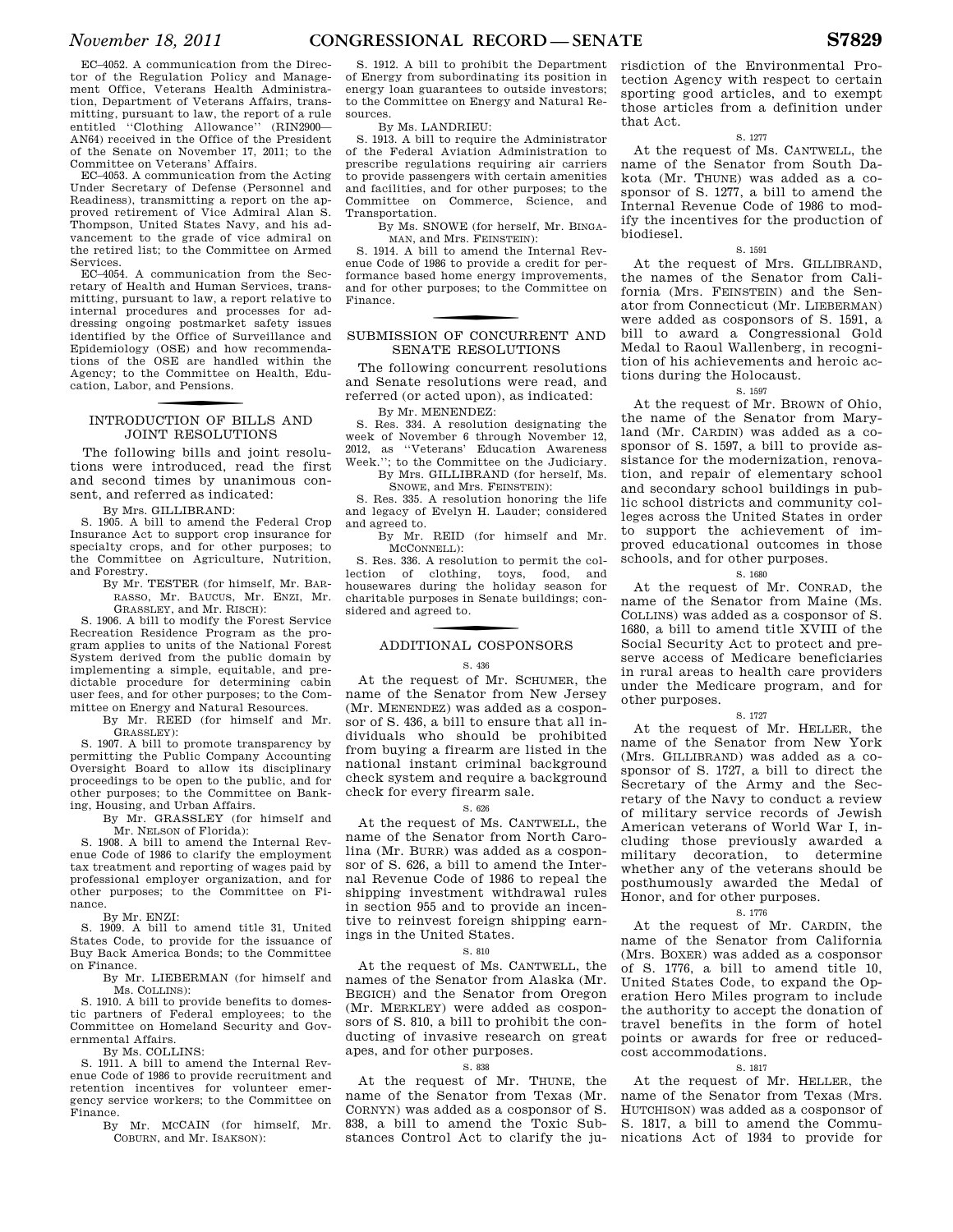EC–4052. A communication from the Director of the Regulation Policy and Management Office, Veterans Health Administration, Department of Veterans Affairs, transmitting, pursuant to law, the report of a rule entitled ''Clothing Allowance'' (RIN2900—AN64) received in the Office of the President of the Senate on November 17, 2011; to the Committee on Veterans' Affairs.

EC–4053. A communication from the Acting Under Secretary of Defense (Personnel and Readiness), transmitting a report on the approved retirement of Vice Admiral Alan S. Thompson, United States Navy, and his advancement to the grade of vice admiral on the retired list; to the Committee on Armed Services.

EC–4054. A communication from the Secretary of Health and Human Services, transmitting, pursuant to law, a report relative to internal procedures and processes for addressing ongoing postmarket safety issues identified by the Office of Surveillance and Epidemiology (OSE) and how recommendations of the OSE are handled within the Agency; to the Committee on Health, Education, Labor, and Pensions.

## INTRODUCTION OF BILLS AND JOINT RESOLUTIONS

The following bills and joint resolutions were introduced, read the first and second times by unanimous consent, and referred as indicated:

By Mrs. GILLIBRAND:

S. 1905. A bill to amend the Federal Crop Insurance Act to support crop insurance for specialty crops, and for other purposes; to the Committee on Agriculture, Nutrition, and Forestry.

By Mr. TESTER (for himself, Mr. BARRASSO, Mr. BAUCUS, Mr. ENZI, Mr. GRASSLEY, and Mr. RISCH):

S. 1906. A bill to modify the Forest Service Recreation Residence Program as the program applies to units of the National Forest System derived from the public domain by implementing a simple, equitable, and predictable procedure for determining cabin user fees, and for other purposes; to the Committee on Energy and Natural Resources.

By Mr. REED (for himself and Mr. GRASSLEY):

S. 1907. A bill to promote transparency by permitting the Public Company Accounting Oversight Board to allow its disciplinary proceedings to be open to the public, and for other purposes; to the Committee on Banking, Housing, and Urban Affairs.

By Mr. GRASSLEY (for himself and Mr. NELSON of Florida):

S. 1908. A bill to amend the Internal Revenue Code of 1986 to clarify the employment tax treatment and reporting of wages paid by professional employer organization, and for other purposes; to the Committee on Finance.

By Mr. ENZI:

S. 1909. A bill to amend title 31, United States Code, to provide for the issuance of Buy Back America Bonds; to the Committee on Finance.

By Mr. LIEBERMAN (for himself and Ms. COLLINS):

S. 1910. A bill to provide benefits to domestic partners of Federal employees; to the Committee on Homeland Security and Governmental Affairs.

By Ms. COLLINS:

S. 1911. A bill to amend the Internal Revenue Code of 1986 to provide recruitment and retention incentives for volunteer emergency service workers; to the Committee on Finance.

By Mr. MCCAIN (for himself, Mr. COBURN, and Mr. ISAKSON):

S. 1912. A bill to prohibit the Department of Energy from subordinating its position in energy loan guarantees to outside investors; to the Committee on Energy and Natural Resources.

By Ms. LANDRIEU:

S. 1913. A bill to require the Administrator of the Federal Aviation Administration to prescribe regulations requiring air carriers to provide passengers with certain amenities and facilities, and for other purposes; to the Committee on Commerce, Science, and Transportation.

By Ms. SNOWE (for herself, Mr. BINGAMAN, and Mrs. FEINSTEIN):

S. 1914. A bill to amend the Internal Revenue Code of 1986 to provide a credit for performance based home energy improvements, and for other purposes; to the Committee on Finance.

## SUBMISSION OF CONCURRENT AND SENATE RESOLUTIONS

The following concurrent resolutions and Senate resolutions were read, and referred (or acted upon), as indicated:

By Mr. MENENDEZ:

S. Res. 334. A resolution designating the week of November 6 through November 12, 2012, as ''Veterans' Education Awareness Week.''; to the Committee on the Judiciary.

By Mrs. GILLIBRAND (for herself, Ms. SNOWE, and Mrs. FEINSTEIN):

S. Res. 335. A resolution honoring the life and legacy of Evelyn H. Lauder; considered and agreed to.

By Mr. REID (for himself and Mr. MCCONNELL):

S. Res. 336. A resolution to permit the collection of clothing, toys, food, and housewares during the holiday season for charitable purposes in Senate buildings; considered and agreed to.

## ADDITIONAL COSPONSORS

S. 436

At the request of Mr. SCHUMER, the name of the Senator from New Jersey (Mr. MENENDEZ) was added as a cosponsor of S. 436, a bill to ensure that all individuals who should be prohibited from buying a firearm are listed in the national instant criminal background check system and require a background check for every firearm sale.

S. 626

At the request of Ms. CANTWELL, the name of the Senator from North Carolina (Mr. BURR) was added as a cosponsor of S. 626, a bill to amend the Internal Revenue Code of 1986 to repeal the shipping investment withdrawal rules in section 955 and to provide an incentive to reinvest foreign shipping earnings in the United States.

S. 810

At the request of Ms. CANTWELL, the names of the Senator from Alaska (Mr. BEGICH) and the Senator from Oregon (Mr. MERKLEY) were added as cosponsors of S. 810, a bill to prohibit the conducting of invasive research on great apes, and for other purposes.

S. 838

At the request of Mr. THUNE, the name of the Senator from Texas (Mr. CORNYN) was added as a cosponsor of S. 838, a bill to amend the Toxic Substances Control Act to clarify the jurisdiction of the Environmental Protection Agency with respect to certain sporting good articles, and to exempt those articles from a definition under that Act.

S. 1277

At the request of Ms. CANTWELL, the name of the Senator from South Dakota (Mr. THUNE) was added as a cosponsor of S. 1277, a bill to amend the Internal Revenue Code of 1986 to modify the incentives for the production of biodiesel.

S. 1591

At the request of Mrs. GILLIBRAND, the names of the Senator from California (Mrs. FEINSTEIN) and the Senator from Connecticut (Mr. LIEBERMAN) were added as cosponsors of S. 1591, a bill to award a Congressional Gold Medal to Raoul Wallenberg, in recognition of his achievements and heroic actions during the Holocaust.

S. 1597

At the request of Mr. BROWN of Ohio, the name of the Senator from Maryland (Mr. CARDIN) was added as a cosponsor of S. 1597, a bill to provide assistance for the modernization, renovation, and repair of elementary school and secondary school buildings in public school districts and community colleges across the United States in order to support the achievement of improved educational outcomes in those schools, and for other purposes.

S. 1680

At the request of Mr. CONRAD, the name of the Senator from Maine (Ms. COLLINS) was added as a cosponsor of S. 1680, a bill to amend title XVIII of the Social Security Act to protect and preserve access of Medicare beneficiaries in rural areas to health care providers under the Medicare program, and for other purposes.

S. 1727

At the request of Mr. HELLER, the name of the Senator from New York (Mrs. GILLIBRAND) was added as a cosponsor of S. 1727, a bill to direct the Secretary of the Army and the Secretary of the Navy to conduct a review of military service records of Jewish American veterans of World War I, including those previously awarded a military decoration, to determine whether any of the veterans should be posthumously awarded the Medal of Honor, and for other purposes.

S. 1776

At the request of Mr. CARDIN, the name of the Senator from California (Mrs. BOXER) was added as a cosponsor of S. 1776, a bill to amend title 10, United States Code, to expand the Operation Hero Miles program to include the authority to accept the donation of travel benefits in the form of hotel points or awards for free or reduced-cost accommodations.

S. 1817

At the request of Mr. HELLER, the name of the Senator from Texas (Mrs. HUTCHISON) was added as a cosponsor of S. 1817, a bill to amend the Communications Act of 1934 to provide for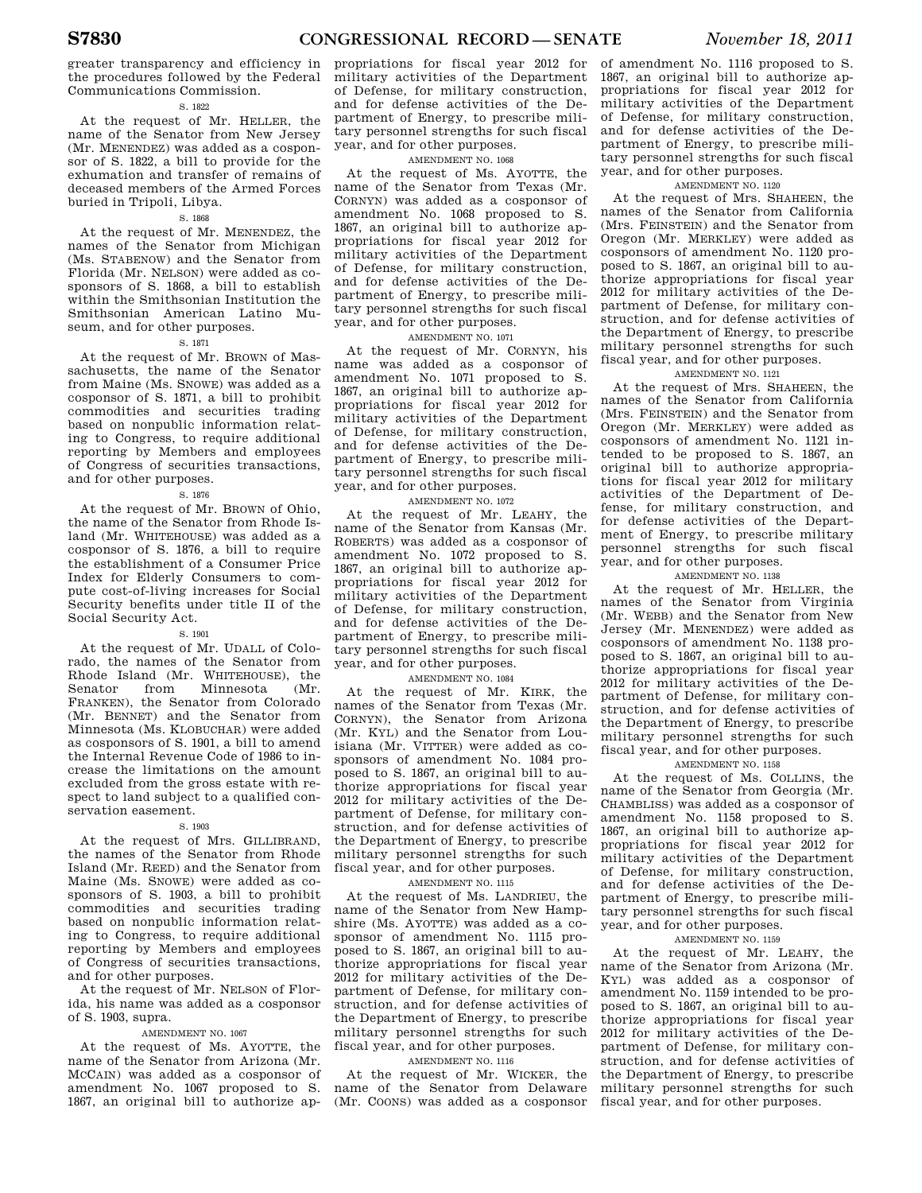greater transparency and efficiency in the procedures followed by the Federal Communications Commission.

S. 1822

At the request of Mr. HELLER, the name of the Senator from New Jersey (Mr. MENENDEZ) was added as a cosponsor of S. 1822, a bill to provide for the exhumation and transfer of remains of deceased members of the Armed Forces buried in Tripoli, Libya.

S. 1868

At the request of Mr. MENENDEZ, the names of the Senator from Michigan (Ms. STABENOW) and the Senator from Florida (Mr. NELSON) were added as cosponsors of S. 1868, a bill to establish within the Smithsonian Institution the Smithsonian American Latino Museum, and for other purposes.

S. 1871

At the request of Mr. BROWN of Massachusetts, the name of the Senator from Maine (Ms. SNOWE) was added as a cosponsor of S. 1871, a bill to prohibit commodities and securities trading based on nonpublic information relating to Congress, to require additional reporting by Members and employees of Congress of securities transactions, and for other purposes.

S. 1876

At the request of Mr. BROWN of Ohio, the name of the Senator from Rhode Island (Mr. WHITEHOUSE) was added as a cosponsor of S. 1876, a bill to require the establishment of a Consumer Price Index for Elderly Consumers to compute cost-of-living increases for Social Security benefits under title II of the Social Security Act.

S. 1901

At the request of Mr. UDALL of Colorado, the names of the Senator from Rhode Island (Mr. WHITEHOUSE), the Senator from Minnesota (Mr. FRANKEN), the Senator from Colorado (Mr. BENNET) and the Senator from Minnesota (Ms. KLOBUCHAR) were added as cosponsors of S. 1901, a bill to amend the Internal Revenue Code of 1986 to increase the limitations on the amount excluded from the gross estate with respect to land subject to a qualified conservation easement.

S. 1903

At the request of Mrs. GILLIBRAND, the names of the Senator from Rhode Island (Mr. REED) and the Senator from Maine (Ms. SNOWE) were added as cosponsors of S. 1903, a bill to prohibit commodities and securities trading based on nonpublic information relating to Congress, to require additional reporting by Members and employees of Congress of securities transactions, and for other purposes.

At the request of Mr. NELSON of Florida, his name was added as a cosponsor of S. 1903, supra.

AMENDMENT NO. 1067

At the request of Ms. AYOTTE, the name of the Senator from Arizona (Mr. MCCAIN) was added as a cosponsor of amendment No. 1067 proposed to S. 1867, an original bill to authorize appropriations for fiscal year 2012 for military activities of the Department of Defense, for military construction, and for defense activities of the Department of Energy, to prescribe military personnel strengths for such fiscal year, and for other purposes.

AMENDMENT NO. 1068

At the request of Ms. AYOTTE, the name of the Senator from Texas (Mr. CORNYN) was added as a cosponsor of amendment No. 1068 proposed to S. 1867, an original bill to authorize appropriations for fiscal year 2012 for military activities of the Department of Defense, for military construction, and for defense activities of the Department of Energy, to prescribe military personnel strengths for such fiscal year, and for other purposes.

AMENDMENT NO. 1071

At the request of Mr. CORNYN, his name was added as a cosponsor of amendment No. 1071 proposed to S. 1867, an original bill to authorize appropriations for fiscal year 2012 for military activities of the Department of Defense, for military construction, and for defense activities of the Department of Energy, to prescribe military personnel strengths for such fiscal year, and for other purposes.

AMENDMENT NO. 1072

At the request of Mr. LEAHY, the name of the Senator from Kansas (Mr. ROBERTS) was added as a cosponsor of amendment No. 1072 proposed to S. 1867, an original bill to authorize appropriations for fiscal year 2012 for military activities of the Department of Defense, for military construction, and for defense activities of the Department of Energy, to prescribe military personnel strengths for such fiscal year, and for other purposes.

AMENDMENT NO. 1084

At the request of Mr. KIRK, the names of the Senator from Texas (Mr. CORNYN), the Senator from Arizona (Mr. KYL) and the Senator from Louisiana (Mr. VITTER) were added as cosponsors of amendment No. 1084 proposed to S. 1867, an original bill to authorize appropriations for fiscal year 2012 for military activities of the Department of Defense, for military construction, and for defense activities of the Department of Energy, to prescribe military personnel strengths for such fiscal year, and for other purposes.

AMENDMENT NO. 1115

At the request of Ms. LANDRIEU, the name of the Senator from New Hampshire (Ms. AYOTTE) was added as a cosponsor of amendment No. 1115 proposed to S. 1867, an original bill to authorize appropriations for fiscal year 2012 for military activities of the Department of Defense, for military construction, and for defense activities of the Department of Energy, to prescribe military personnel strengths for such fiscal year, and for other purposes.

AMENDMENT NO. 1116

At the request of Mr. WICKER, the name of the Senator from Delaware (Mr. COONS) was added as a cosponsor of amendment No. 1116 proposed to S. 1867, an original bill to authorize appropriations for fiscal year 2012 for military activities of the Department of Defense, for military construction, and for defense activities of the Department of Energy, to prescribe military personnel strengths for such fiscal year, and for other purposes.

AMENDMENT NO. 1120

At the request of Mrs. SHAHEEN, the names of the Senator from California (Mrs. FEINSTEIN) and the Senator from Oregon (Mr. MERKLEY) were added as cosponsors of amendment No. 1120 proposed to S. 1867, an original bill to authorize appropriations for fiscal year 2012 for military activities of the Department of Defense, for military construction, and for defense activities of the Department of Energy, to prescribe military personnel strengths for such fiscal year, and for other purposes.

AMENDMENT NO. 1121

At the request of Mrs. SHAHEEN, the names of the Senator from California (Mrs. FEINSTEIN) and the Senator from Oregon (Mr. MERKLEY) were added as cosponsors of amendment No. 1121 intended to be proposed to S. 1867, an original bill to authorize appropriations for fiscal year 2012 for military activities of the Department of Defense, for military construction, and for defense activities of the Department of Energy, to prescribe military personnel strengths for such fiscal year, and for other purposes.

AMENDMENT NO. 1138

At the request of Mr. HELLER, the names of the Senator from Virginia (Mr. WEBB) and the Senator from New Jersey (Mr. MENENDEZ) were added as cosponsors of amendment No. 1138 proposed to S. 1867, an original bill to authorize appropriations for fiscal year 2012 for military activities of the Department of Defense, for military construction, and for defense activities of the Department of Energy, to prescribe military personnel strengths for such fiscal year, and for other purposes.

AMENDMENT NO. 1158

At the request of Ms. COLLINS, the name of the Senator from Georgia (Mr. CHAMBLISS) was added as a cosponsor of amendment No. 1158 proposed to S. 1867, an original bill to authorize appropriations for fiscal year 2012 for military activities of the Department of Defense, for military construction, and for defense activities of the Department of Energy, to prescribe military personnel strengths for such fiscal year, and for other purposes.

AMENDMENT NO. 1159

At the request of Mr. LEAHY, the name of the Senator from Arizona (Mr. KYL) was added as a cosponsor of amendment No. 1159 intended to be proposed to S. 1867, an original bill to authorize appropriations for fiscal year 2012 for military activities of the Department of Defense, for military construction, and for defense activities of the Department of Energy, to prescribe military personnel strengths for such fiscal year, and for other purposes.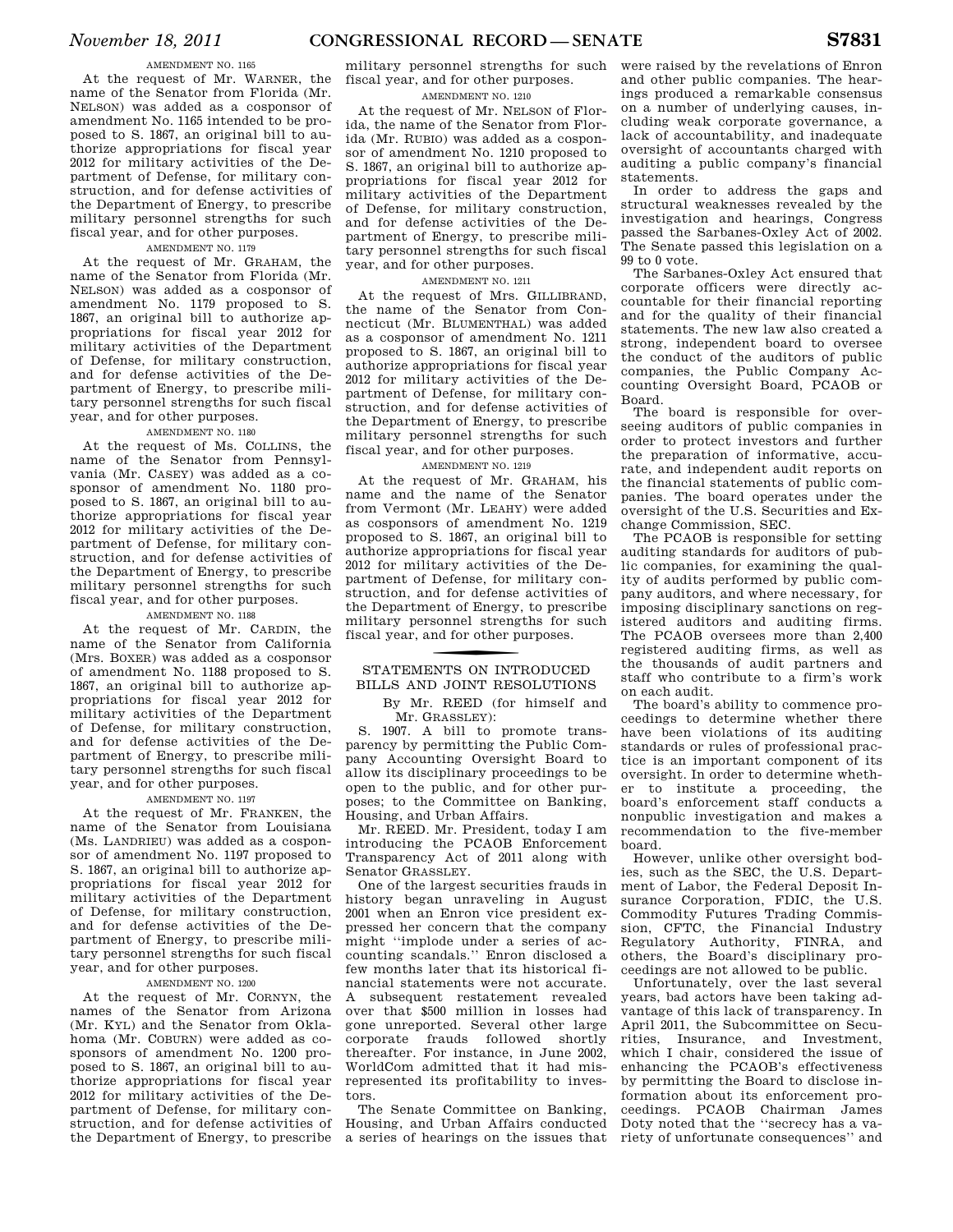AMENDMENT NO. 1165

At the request of Mr. WARNER, the name of the Senator from Florida (Mr. NELSON) was added as a cosponsor of amendment No. 1165 intended to be proposed to S. 1867, an original bill to authorize appropriations for fiscal year 2012 for military activities of the Department of Defense, for military construction, and for defense activities of the Department of Energy, to prescribe military personnel strengths for such fiscal year, and for other purposes.

AMENDMENT NO. 1179

At the request of Mr. GRAHAM, the name of the Senator from Florida (Mr. NELSON) was added as a cosponsor of amendment No. 1179 proposed to S. 1867, an original bill to authorize appropriations for fiscal year 2012 for military activities of the Department of Defense, for military construction, and for defense activities of the Department of Energy, to prescribe military personnel strengths for such fiscal year, and for other purposes.

AMENDMENT NO. 1180

At the request of Ms. COLLINS, the name of the Senator from Pennsylvania (Mr. CASEY) was added as a cosponsor of amendment No. 1180 proposed to S. 1867, an original bill to authorize appropriations for fiscal year 2012 for military activities of the Department of Defense, for military construction, and for defense activities of the Department of Energy, to prescribe military personnel strengths for such fiscal year, and for other purposes.

AMENDMENT NO. 1188

At the request of Mr. CARDIN, the name of the Senator from California (Mrs. BOXER) was added as a cosponsor of amendment No. 1188 proposed to S. 1867, an original bill to authorize appropriations for fiscal year 2012 for military activities of the Department of Defense, for military construction, and for defense activities of the Department of Energy, to prescribe military personnel strengths for such fiscal year, and for other purposes.

AMENDMENT NO. 1197

At the request of Mr. FRANKEN, the name of the Senator from Louisiana (Ms. LANDRIEU) was added as a cosponsor of amendment No. 1197 proposed to S. 1867, an original bill to authorize appropriations for fiscal year 2012 for military activities of the Department of Defense, for military construction, and for defense activities of the Department of Energy, to prescribe military personnel strengths for such fiscal year, and for other purposes.

AMENDMENT NO. 1200

At the request of Mr. CORNYN, the names of the Senator from Arizona (Mr. KYL) and the Senator from Oklahoma (Mr. COBURN) were added as cosponsors of amendment No. 1200 proposed to S. 1867, an original bill to authorize appropriations for fiscal year 2012 for military activities of the Department of Defense, for military construction, and for defense activities of the Department of Energy, to prescribe military personnel strengths for such fiscal year, and for other purposes.

AMENDMENT NO. 1210

At the request of Mr. NELSON of Florida, the name of the Senator from Florida (Mr. RUBIO) was added as a cosponsor of amendment No. 1210 proposed to S. 1867, an original bill to authorize appropriations for fiscal year 2012 for military activities of the Department of Defense, for military construction, and for defense activities of the Department of Energy, to prescribe military personnel strengths for such fiscal year, and for other purposes.

AMENDMENT NO. 1211

At the request of Mrs. GILLIBRAND, the name of the Senator from Connecticut (Mr. BLUMENTHAL) was added as a cosponsor of amendment No. 1211 proposed to S. 1867, an original bill to authorize appropriations for fiscal year 2012 for military activities of the Department of Defense, for military construction, and for defense activities of the Department of Energy, to prescribe military personnel strengths for such fiscal year, and for other purposes.

AMENDMENT NO. 1219

At the request of Mr. GRAHAM, his name and the name of the Senator from Vermont (Mr. LEAHY) were added as cosponsors of amendment No. 1219 proposed to S. 1867, an original bill to authorize appropriations for fiscal year 2012 for military activities of the Department of Defense, for military construction, and for defense activities of the Department of Energy, to prescribe military personnel strengths for such fiscal year, and for other purposes.

## STATEMENTS ON INTRODUCED BILLS AND JOINT RESOLUTIONS

By Mr. REED (for himself and Mr. GRASSLEY):

S. 1907. A bill to promote transparency by permitting the Public Company Accounting Oversight Board to allow its disciplinary proceedings to be open to the public, and for other purposes; to the Committee on Banking, Housing, and Urban Affairs.

Mr. REED. Mr. President, today I am introducing the PCAOB Enforcement Transparency Act of 2011 along with Senator GRASSLEY.

One of the largest securities frauds in history began unraveling in August 2001 when an Enron vice president expressed her concern that the company might ''implode under a series of accounting scandals.'' Enron disclosed a few months later that its historical financial statements were not accurate. A subsequent restatement revealed over that $500 million in losses had gone unreported. Several other large corporate frauds followed shortly thereafter. For instance, in June 2002, WorldCom admitted that it had misrepresented its profitability to investors.

The Senate Committee on Banking, Housing, and Urban Affairs conducted a series of hearings on the issues that were raised by the revelations of Enron and other public companies. The hearings produced a remarkable consensus on a number of underlying causes, including weak corporate governance, a lack of accountability, and inadequate oversight of accountants charged with auditing a public company's financial statements.

In order to address the gaps and structural weaknesses revealed by the investigation and hearings, Congress passed the Sarbanes-Oxley Act of 2002. The Senate passed this legislation on a 99 to 0 vote.

The Sarbanes-Oxley Act ensured that corporate officers were directly accountable for their financial reporting and for the quality of their financial statements. The new law also created a strong, independent board to oversee the conduct of the auditors of public companies, the Public Company Accounting Oversight Board, PCAOB or Board.

The board is responsible for overseeing auditors of public companies in order to protect investors and further the preparation of informative, accurate, and independent audit reports on the financial statements of public companies. The board operates under the oversight of the U.S. Securities and Exchange Commission, SEC.

The PCAOB is responsible for setting auditing standards for auditors of public companies, for examining the quality of audits performed by public company auditors, and where necessary, for imposing disciplinary sanctions on registered auditors and auditing firms. The PCAOB oversees more than 2,400 registered auditing firms, as well as the thousands of audit partners and staff who contribute to a firm's work on each audit.

The board's ability to commence proceedings to determine whether there have been violations of its auditing standards or rules of professional practice is an important component of its oversight. In order to determine whether to institute a proceeding, the board's enforcement staff conducts a nonpublic investigation and makes a recommendation to the five-member board.

However, unlike other oversight bodies, such as the SEC, the U.S. Department of Labor, the Federal Deposit Insurance Corporation, FDIC, the U.S. Commodity Futures Trading Commission, CFTC, the Financial Industry Regulatory Authority, FINRA, and others, the Board's disciplinary proceedings are not allowed to be public.

Unfortunately, over the last several years, bad actors have been taking advantage of this lack of transparency. In April 2011, the Subcommittee on Securities, Insurance, and Investment, which I chair, considered the issue of enhancing the PCAOB's effectiveness by permitting the Board to disclose information about its enforcement proceedings. PCAOB Chairman James Doty noted that the ''secrecy has a variety of unfortunate consequences'' and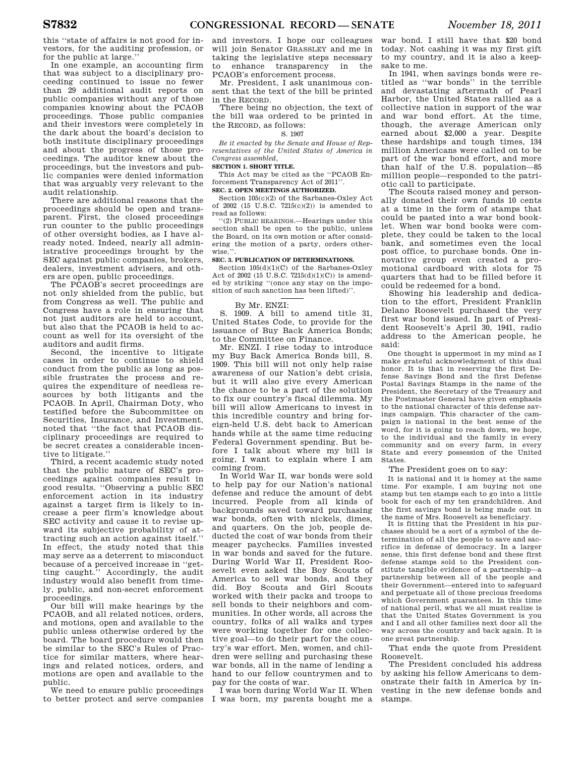this "state of affairs is not good for investors, for the auditing profession, or for the public at large."

In one example, an accounting firm that was subject to a disciplinary proceeding continued to issue no fewer than 29 additional audit reports on public companies without any of those companies knowing about the PCAOB proceedings. Those public companies and their investors were completely in the dark about the board's decision to both institute disciplinary proceedings and about the progress of those proceedings. The auditor knew about the proceedings, but the investors and public companies were denied information that was arguably very relevant to the audit relationship.

There are additional reasons that the proceedings should be open and transparent. First, the closed proceedings run counter to the public proceedings of other oversight bodies, as I have already noted. Indeed, nearly all administrative proceedings brought by the SEC against public companies, brokers, dealers, investment advisers, and others are open, public proceedings.

The PCAOB's secret proceedings are not only shielded from the public, but from Congress as well. The public and Congress have a role in ensuring that not just auditors are held to account, but also that the PCAOB is held to account as well for its oversight of the auditors and audit firms.

Second, the incentive to litigate cases in order to continue to shield conduct from the public as long as possible frustrates the process and requires the expenditure of needless resources by both litigants and the PCAOB. In April, Chairman Doty, who testified before the Subcommittee on Securities, Insurance, and Investment, noted that "the fact that PCAOB disciplinary proceedings are required to be secret creates a considerable incentive to litigate."

Third, a recent academic study noted that the public nature of SEC's proceedings against companies result in good results. "Observing a public SEC enforcement action in its industry against a target firm is likely to increase a peer firm's knowledge about SEC activity and cause it to revise upward its subjective probability of attracting such an action against itself." In effect, the study noted that this may serve as a deterrent to misconduct because of a perceived increase in "getting caught." Accordingly, the audit industry would also benefit from timely, public, and non-secret enforcement proceedings.

Our bill will make hearings by the PCAOB, and all related notices, orders, and motions, open and available to the public unless otherwise ordered by the board. The board procedure would then be similar to the SEC's Rules of Practice for similar matters, where hearings and related notices, orders, and motions are open and available to the public.

We need to ensure public proceedings to better protect and serve companies and investors. I hope our colleagues will join Senator GRASSLEY and me in taking the legislative steps necessary to enhance transparency in the PCAOB's enforcement process.

Mr. President, I ask unanimous consent that the text of the bill be printed in the RECORD.

There being no objection, the text of the bill was ordered to be printed in the RECORD, as follows:

S. 1907

*Be it enacted by the Senate and House of Representatives of the United States of America in Congress assembled,*

**SECTION 1. SHORT TITLE.**

This Act may be cited as the "PCAOB Enforcement Transparency Act of 2011".

**SEC. 2. OPEN MEETINGS AUTHORIZED.**

Section 105(c)(2) of the Sarbanes-Oxley Act of 2002 (15 U.S.C. 7215(c)(2)) is amended to read as follows:

"(2) PUBLIC HEARINGS.—Hearings under this section shall be open to the public, unless the Board, on its own motion or after considering the motion of a party, orders otherwise.".

**SEC. 3. PUBLICATION OF DETERMINATIONS.**

Section 105(d)(1)(C) of the Sarbanes-Oxley Act of 2002 (15 U.S.C. 7215(d)(1)(C)) is amended by striking "(once any stay on the imposition of such sanction has been lifted)".

---

By Mr. ENZI:

S. 1909. A bill to amend title 31, United States Code, to provide for the issuance of Buy Back America Bonds; to the Committee on Finance.

Mr. ENZI. I rise today to introduce my Buy Back America Bonds bill, S. 1909. This bill will not only help raise awareness of our Nation's debt crisis, but it will also give every American the chance to be a part of the solution to fix our country's fiscal dilemma. My bill will allow Americans to invest in this incredible country and bring foreign-held U.S. debt back to American hands while at the same time reducing Federal Government spending. But before I talk about where my bill is going, I want to explain where I am coming from.

In World War II, war bonds were sold to help pay for our Nation's national defense and reduce the amount of debt incurred. People from all kinds of backgrounds saved toward purchasing war bonds, often with nickels, dimes, and quarters. On the job, people deducted the cost of war bonds from their meager paychecks. Families invested in war bonds and saved for the future. During World War II, President Roosevelt even asked the Boy Scouts of America to sell war bonds, and they did. Boy Scouts and Girl Scouts worked with their packs and troops to sell bonds to their neighbors and communities. In other words, all across the country, folks of all walks and types were working together for one collective goal—to do their part for the country's war effort. Men, women, and children were selling and purchasing these war bonds, all in the name of lending a hand to our fellow countrymen and to pay for the costs of war.

I was born during World War II. When I was born, my parents bought me a war bond. I still have that $20 bond today. Not cashing it was my first gift to my country, and it is also a keepsake to me.

In 1941, when savings bonds were retitled as "war bonds" in the terrible and devastating aftermath of Pearl Harbor, the United States rallied as a collective nation in support of the war and war bond effort. At the time, though, the average American only earned about $2,000 a year. Despite these hardships and tough times, 134 million Americans were called on to be part of the war bond effort, and more than half of the U.S. population—85 million people—responded to the patriotic call to participate.

The Scouts raised money and personally donated their own funds 10 cents at a time in the form of stamps that could be pasted into a war bond booklet. When war bond books were complete, they could be taken to the local bank, and sometimes even the local post office, to purchase bonds. One innovative group even created a promotional cardboard with slots for 75 quarters that had to be filled before it could be redeemed for a bond.

Showing his leadership and dedication to the effort, President Franklin Delano Roosevelt purchased the very first war bond issued. In part of President Roosevelt's April 30, 1941, radio address to the American people, he said:

> One thought is uppermost in my mind as I make grateful acknowledgment of this dual honor. It is that in reserving the first Defense Savings Bond and the first Defense Postal Savings Stamps in the name of the President, the Secretary of the Treasury and the Postmaster General have given emphasis to the national character of this defense savings campaign. This character of the campaign is national in the best sense of the word, for it is going to reach down, we hope, to the individual and the family in every community and on every farm, in every State and every possession of the United States.

The President goes on to say:

> It is national and it is homey at the same time. For example, I am buying not one stamp but ten stamps each to go into a little book for each of my ten grandchildren. And the first savings bond is being made out in the name of Mrs. Roosevelt as beneficiary.
>
> It is fitting that the President in his purchases should be a sort of a symbol of the determination of all the people to save and sacrifice in defense of democracy. In a larger sense, this first defense bond and these first defense stamps sold to the President constitute tangible evidence of a partnership—a partnership between all of the people and their Government—entered into to safeguard and perpetuate all of those precious freedoms which Government guarantees. In this time of national peril, what we all must realize is that the United States Government is you and I and all other families next door all the way across the country and back again. It is one great partnership.

That ends the quote from President Roosevelt.

The President concluded his address by asking his fellow Americans to demonstrate their faith in America by investing in the new defense bonds and stamps.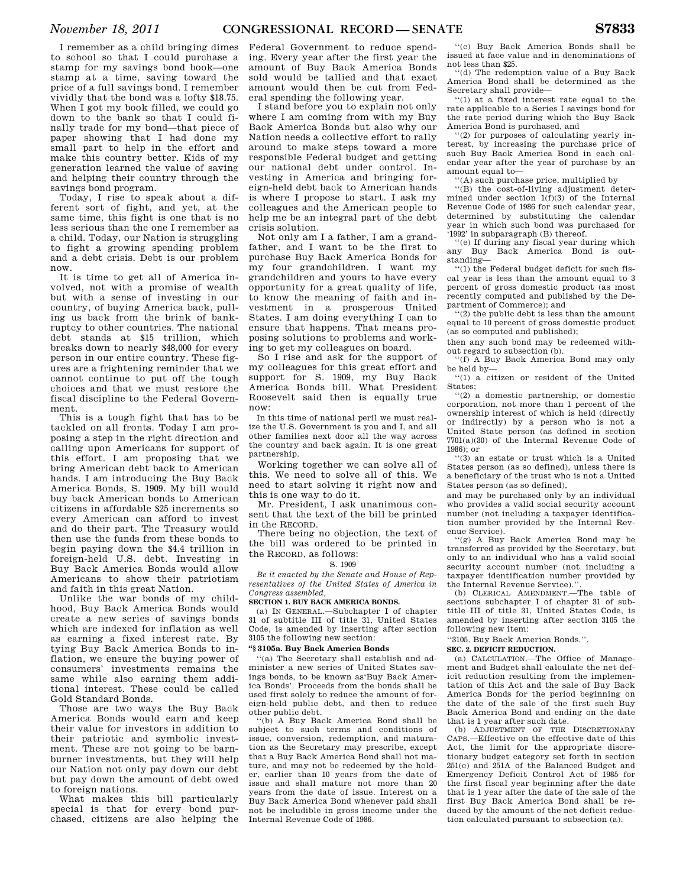I remember as a child bringing dimes to school so that I could purchase a stamp for my savings bond book—one stamp at a time, saving toward the price of a full savings bond. I remember vividly that the bond was a lofty $18.75. When I got my book filled, we could go down to the bank so that I could finally trade for my bond—that piece of paper showing that I had done my small part to help in the effort and make this country better. Kids of my generation learned the value of saving and helping their country through the savings bond program.

Today, I rise to speak about a different sort of fight, and yet, at the same time, this fight is one that is no less serious than the one I remember as a child. Today, our Nation is struggling to fight a growing spending problem and a debt crisis. Debt is our problem now.

It is time to get all of America involved, not with a promise of wealth but with a sense of investing in our country, of buying America back, pulling us back from the brink of bankruptcy to other countries. The national debt stands at $15 trillion, which breaks down to nearly $48,000 for every person in our entire country. These figures are a frightening reminder that we cannot continue to put off the tough choices and that we must restore the fiscal discipline to the Federal Government.

This is a tough fight that has to be tackled on all fronts. Today I am proposing a step in the right direction and calling upon Americans for support of this effort. I am proposing that we bring American debt back to American hands. I am introducing the Buy Back America Bonds, S. 1909. My bill would buy back American bonds to American citizens in affordable $25 increments so every American can afford to invest and do their part. The Treasury would then use the funds from these bonds to begin paying down the $4.4 trillion in foreign-held U.S. debt. Investing in Buy Back America Bonds would allow Americans to show their patriotism and faith in this great Nation.

Unlike the war bonds of my childhood, Buy Back America Bonds would create a new series of savings bonds which are indexed for inflation as well as earning a fixed interest rate. By tying Buy Back America Bonds to inflation, we ensure the buying power of consumers' investments remains the same while also earning them additional interest. These could be called Gold Standard Bonds.

Those are two ways the Buy Back America Bonds would earn and keep their value for investors in addition to their patriotic and symbolic investment. These are not going to be barn-burner investments, but they will help our Nation not only pay down our debt but pay down the amount of debt owed to foreign nations.

What makes this bill particularly special is that for every bond purchased, citizens are also helping the Federal Government to reduce spending. Every year after the first year the amount of Buy Back America Bonds sold would be tallied and that exact amount would then be cut from Federal spending the following year.

I stand before you to explain not only where I am coming from with my Buy Back America Bonds but also why our Nation needs a collective effort to rally around to make steps toward a more responsible Federal budget and getting our national debt under control. Investing in America and bringing foreign-held debt back to American hands is where I propose to start. I ask my colleagues and the American people to help me be an integral part of the debt crisis solution.

Not only am I a father, I am a grandfather, and I want to be the first to purchase Buy Back America Bonds for my four grandchildren. I want my grandchildren and yours to have every opportunity for a great quality of life, to know the meaning of faith and investment in a prosperous United States. I am doing everything I can to ensure that happens. That means proposing solutions to problems and working to get my colleagues on board.

So I rise and ask for the support of my colleagues for this great effort and support for S. 1909, my Buy Back America Bonds bill. What President Roosevelt said then is equally true now:

> In this time of national peril we must realize the U.S. Government is you and I, and all other families next door all the way across the country and back again. It is one great partnership.

Working together we can solve all of this. We need to solve all of this. We need to start solving it right now and this is one way to do it.

Mr. President, I ask unanimous consent that the text of the bill be printed in the RECORD.

There being no objection, the text of the bill was ordered to be printed in the RECORD, as follows:

S. 1909

*Be it enacted by the Senate and House of Representatives of the United States of America in Congress assembled,*

**SECTION 1. BUY BACK AMERICA BONDS.**

(a) IN GENERAL.—Subchapter I of chapter 31 of subtitle III of title 31, United States Code, is amended by inserting after section 3105 the following new section:

**"§ 3105a. Buy Back America Bonds**

"(a) The Secretary shall establish and administer a new series of United States savings bonds, to be known as'Buy Back America Bonds'. Proceeds from the bonds shall be used first solely to reduce the amount of foreign-held public debt, and then to reduce other public debt.

"(b) A Buy Back America Bond shall be subject to such terms and conditions of issue, conversion, redemption, and maturation as the Secretary may prescribe, except that a Buy Back America Bond shall not mature, and may not be redeemed by the holder, earlier than 10 years from the date of issue and shall mature not more than 20 years from the date of issue. Interest on a Buy Back America Bond whenever paid shall not be includible in gross income under the Internal Revenue Code of 1986.

"(c) Buy Back America Bonds shall be issued at face value and in denominations of not less than $25.

"(d) The redemption value of a Buy Back America Bond shall be determined as the Secretary shall provide—

"(1) at a fixed interest rate equal to the rate applicable to a Series I savings bond for the rate period during which the Buy Back America Bond is purchased, and

"(2) for purposes of calculating yearly interest, by increasing the purchase price of such Buy Back America Bond in each calendar year after the year of purchase by an amount equal to—

"(A) such purchase price, multiplied by

"(B) the cost-of-living adjustment determined under section 1(f)(3) of the Internal Revenue Code of 1986 for such calendar year, determined by substituting the calendar year in which such bond was purchased for '1992' in subparagraph (B) thereof.

"(e) If during any fiscal year during which any Buy Back America Bond is outstanding—

"(1) the Federal budget deficit for such fiscal year is less than the amount equal to 3 percent of gross domestic product (as most recently computed and published by the Department of Commerce); and

"(2) the public debt is less than the amount equal to 10 percent of gross domestic product (as so computed and published);

then any such bond may be redeemed without regard to subsection (b).

"(f) A Buy Back America Bond may only be held by—

"(1) a citizen or resident of the United States;

"(2) a domestic partnership, or domestic corporation, not more than 1 percent of the ownership interest of which is held (directly or indirectly) by a person who is not a United State person (as defined in section 7701(a)(30) of the Internal Revenue Code of 1986); or

"(3) an estate or trust which is a United States person (as so defined), unless there is a beneficiary of the trust who is not a United States person (as so defined),

and may be purchased only by an individual who provides a valid social security account number (not including a taxpayer identification number provided by the Internal Revenue Service).

"(g) A Buy Back America Bond may be transferred as provided by the Secretary, but only to an individual who has a valid social security account number (not including a taxpayer identification number provided by the Internal Revenue Service).".

(b) CLERICAL AMENDMENT.—The table of sections subchapter I of chapter 31 of subtitle III of title 31, United States Code, is amended by inserting after section 3105 the following new item:

"3105. Buy Back America Bonds.".

**SEC. 2. DEFICIT REDUCTION.**

(a) CALCULATION.—The Office of Management and Budget shall calculate the net deficit reduction resulting from the implementation of this Act and the sale of Buy Back America Bonds for the period beginning on the date of the sale of the first such Buy Back America Bond and ending on the date that is 1 year after such date.

(b) ADJUSTMENT OF THE DISCRETIONARY CAPS.—Effective on the effective date of this Act, the limit for the appropriate discretionary budget category set forth in section 251(c) and 251A of the Balanced Budget and Emergency Deficit Control Act of 1985 for the first fiscal year beginning after the date that is 1 year after the date of the sale of the first Buy Back America Bond shall be reduced by the amount of the net deficit reduction calculated pursuant to subsection (a).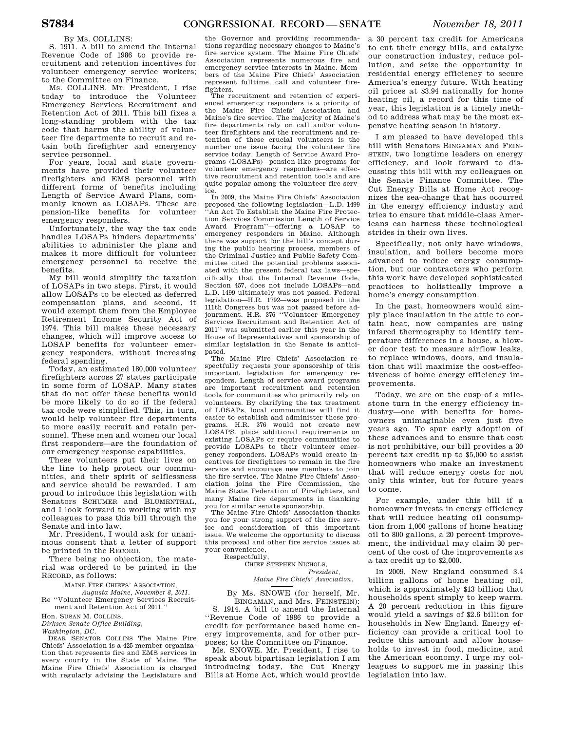By Ms. COLLINS:

S. 1911. A bill to amend the Internal Revenue Code of 1986 to provide recruitment and retention incentives for volunteer emergency service workers; to the Committee on Finance.

Ms. COLLINS. Mr. President, I rise today to introduce the Volunteer Emergency Services Recruitment and Retention Act of 2011. This bill fixes a long-standing problem with the tax code that harms the ability of volunteer fire departments to recruit and retain both firefighter and emergency service personnel.

For years, local and state governments have provided their volunteer firefighters and EMS personnel with different forms of benefits including Length of Service Award Plans, commonly known as LOSAPs. These are pension-like benefits for volunteer emergency responders.

Unfortunately, the way the tax code handles LOSAPs hinders departments' abilities to administer the plans and makes it more difficult for volunteer emergency personnel to receive the benefits.

My bill would simplify the taxation of LOSAPs in two steps. First, it would allow LOSAPs to be elected as deferred compensation plans, and second, it would exempt them from the Employee Retirement Income Security Act of 1974. This bill makes these necessary changes, which will improve access to LOSAP benefits for volunteer emergency responders, without increasing federal spending.

Today, an estimated 180,000 volunteer firefighters across 27 states participate in some form of LOSAP. Many states that do not offer these benefits would be more likely to do so if the federal tax code were simplified. This, in turn, would help volunteer fire departments to more easily recruit and retain personnel. These men and women our local first responders—are the foundation of our emergency response capabilities.

These volunteers put their lives on the line to help protect our communities, and their spirit of selflessness and service should be rewarded. I am proud to introduce this legislation with Senators SCHUMER and BLUMENTHAL, and I look forward to working with my colleagues to pass this bill through the Senate and into law.

Mr. President, I would ask for unanimous consent that a letter of support be printed in the RECORD.

There being no objection, the material was ordered to be printed in the RECORD, as follows:

MAINE FIRE CHIEFS' ASSOCIATION,
*Augusta Maine, November 8, 2011.*

Re "Volunteer Emergency Services Recruitment and Retention Act of 2011."

Hon. SUSAN M. COLLINS,
*Dirksen Senate Office Building,*
*Washington, DC.*

DEAR SENATOR COLLINS The Maine Fire Chiefs' Association is a 425 member organization that represents fire and EMS services in every county in the State of Maine. The Maine Fire Chiefs' Association is charged with regularly advising the Legislature and the Governor and providing recommendations regarding necessary changes to Maine's fire service system. The Maine Fire Chiefs' Association represents numerous fire and emergency service interests in Maine. Members of the Maine Fire Chiefs' Association represent fulltime, call and volunteer firefighters.

The recruitment and retention of experienced emergency responders is a priority of the Maine Fire Chiefs' Association and Maine's fire service. The majority of Maine's fire departments rely on call and/or volunteer firefighters and the recruitment and retention of these crucial volunteers is the number one issue facing the volunteer fire service today. Length of Service Award Programs (LOSAPs)—pension-like programs for volunteer emergency responders—are effective recruitment and retention tools and are quite popular among the volunteer fire service.

In 2009, the Maine Fire Chiefs' Association proposed the following legislation—L.D. 1499 "An Act To Establish the Maine Fire Protection Services Commission Length of Service Award Program"—offering a LOSAP to emergency responders in Maine. Although there was support for the bill's concept during the public hearing process, members of the Criminal Justice and Public Safety Committee cited the potential problems associated with the present federal tax laws—specifically that the Internal Revenue Code, Section 457, does not include LOSAPs—and L.D. 1499 ultimately was not passed. Federal legislation—H.R. 1792—was proposed in the 111th Congress but was not passed before adjournment. H.R. 376 "Volunteer Emergency Services Recruitment and Retention Act of 2011" was submitted earlier this year in the House of Representatives and sponsorship of similar legislation in the Senate is anticipated.

The Maine Fire Chiefs' Association respectfully requests your sponsorship of this important legislation for emergency responders. Length of service award programs are important recruitment and retention tools for communities who primarily rely on volunteers. By clarifying the tax treatment of LOSAPs, local communities will find it easier to establish and administer these programs. H.R. 376 would not create new LOSAPS, place additional requirements on existing LOSAPs or require communities to provide LOSAPs to their volunteer emergency responders. LOSAPs would create incentives for firefighters to remain in the fire service and encourage new members to join the fire service. The Maine Fire Chiefs' Association joins the Fire Commission, the Maine State Federation of Firefighters, and many Maine fire departments in thanking you for similar senate sponsorship.

The Maine Fire Chiefs' Association thanks you for your strong support of the fire service and consideration of this important issue. We welcome the opportunity to discuss this proposal and other fire service issues at your convenience,

Respectfully,

CHIEF STEPHEN NICHOLS,
*President,*
*Maine Fire Chiefs' Association.*

---

By Ms. SNOWE (for herself, Mr. BINGAMAN, and Mrs. FEINSTEIN):

S. 1914. A bill to amend the Internal "Revenue Code of 1986 to provide a credit for performance based home energy improvements, and for other purposes; to the Committee on Finance.

Ms. SNOWE. Mr. President, I rise to speak about bipartisan legislation I am introducing today, the Cut Energy Bills at Home Act, which would provide a 30 percent tax credit for Americans to cut their energy bills, and catalyze our construction industry, reduce pollution, and seize the opportunity in residential energy efficiency to secure America's energy future. With heating oil prices at $3.94 nationally for home heating oil, a record for this time of year, this legislation is a timely method to address what may be the most expensive heating season in history.

I am pleased to have developed this bill with Senators BINGAMAN and FEINSTEIN, two longtime leaders on energy efficiency, and look forward to discussing this bill with my colleagues on the Senate Finance Committee. The Cut Energy Bills at Home Act recognizes the sea-change that has occurred in the energy efficiency industry and tries to ensure that middle-class Americans can harness these technological strides in their own lives.

Specifically, not only have windows, insulation, and boilers become more advanced to reduce energy consumption, but our contractors who perform this work have developed sophisticated practices to holistically improve a home's energy consumption.

In the past, homeowners would simply place insulation in the attic to contain heat, now companies are using infared thermography to identify temperature differences in a house, a blower door test to measure airflow leaks, to replace windows, doors, and insulation that will maximize the cost-effectiveness of home energy efficiency improvements.

Today, we are on the cusp of a milestone turn in the energy efficiency industry—one with benefits for homeowners unimaginable even just five years ago. To spur early adoption of these advances and to ensure that cost is not prohibitive, our bill provides a 30 percent tax credit up to $5,000 to assist homeowners who make an investment that will reduce energy costs for not only this winter, but for future years to come.

For example, under this bill if a homeowner invests in energy efficiency that will reduce heating oil consumption from 1,000 gallons of home heating oil to 800 gallons, a 20 percent improvement, the individual may claim 30 percent of the cost of the improvements as a tax credit up to $2,000.

In 2009, New England consumed 3.4 billion gallons of home heating oil, which is approximately $13 billion that households spent simply to keep warm. A 20 percent reduction in this figure would yield a savings of $2.6 billion for households in New England. Energy efficiency can provide a critical tool to reduce this amount and allow households to invest in food, medicine, and the American economy. I urge my colleagues to support me in passing this legislation into law.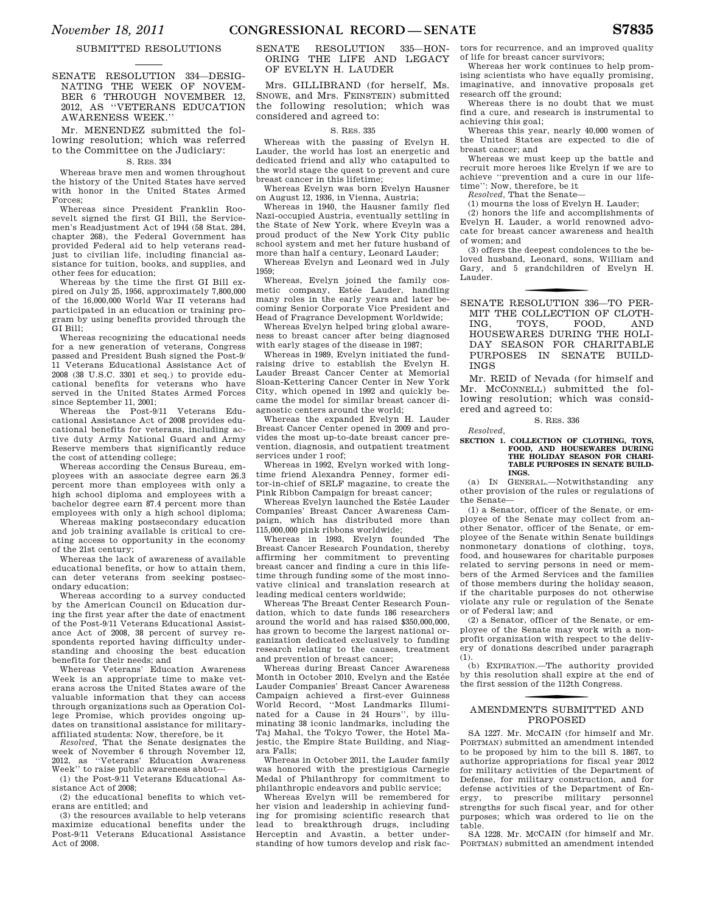## SUBMITTED RESOLUTIONS

### SENATE RESOLUTION 334—DESIGNATING THE WEEK OF NOVEMBER 6 THROUGH NOVEMBER 12, 2012, AS ''VETERANS EDUCATION AWARENESS WEEK.''

Mr. MENENDEZ submitted the following resolution; which was referred to the Committee on the Judiciary:

S. RES. 334

Whereas brave men and women throughout the history of the United States have served with honor in the United States Armed Forces;

Whereas since President Franklin Roosevelt signed the first GI Bill, the Servicemen's Readjustment Act of 1944 (58 Stat. 284, chapter 268), the Federal Government has provided Federal aid to help veterans readjust to civilian life, including financial assistance for tuition, books, and supplies, and other fees for education;

Whereas by the time the first GI Bill expired on July 25, 1956, approximately 7,800,000 of the 16,000,000 World War II veterans had participated in an education or training program by using benefits provided through the GI Bill;

Whereas recognizing the educational needs for a new generation of veterans, Congress passed and President Bush signed the Post-9/11 Veterans Educational Assistance Act of 2008 (38 U.S.C. 3301 et seq.) to provide educational benefits for veterans who have served in the United States Armed Forces since September 11, 2001;

Whereas the Post-9/11 Veterans Educational Assistance Act of 2008 provides educational benefits for veterans, including active duty Army National Guard and Army Reserve members that significantly reduce the cost of attending college;

Whereas according the Census Bureau, employees with an associate degree earn 26.3 percent more than employees with only a high school diploma and employees with a bachelor degree earn 87.4 percent more than employees with only a high school diploma;

Whereas making postsecondary education and job training available is critical to creating access to opportunity in the economy of the 21st century;

Whereas the lack of awareness of available educational benefits, or how to attain them, can deter veterans from seeking postsecondary education;

Whereas according to a survey conducted by the American Council on Education during the first year after the date of enactment of the Post-9/11 Veterans Educational Assistance Act of 2008, 38 percent of survey respondents reported having difficulty understanding and choosing the best education benefits for their needs; and

Whereas Veterans' Education Awareness Week is an appropriate time to make veterans across the United States aware of the valuable information that they can access through organizations such as Operation College Promise, which provides ongoing updates on transitional assistance for military-affiliated students: Now, therefore, be it

*Resolved*, That the Senate designates the week of November 6 through November 12, 2012, as ''Veterans' Education Awareness Week'' to raise public awareness about—

(1) the Post-9/11 Veterans Educational Assistance Act of 2008;

(2) the educational benefits to which veterans are entitled; and

(3) the resources available to help veterans maximize educational benefits under the Post-9/11 Veterans Educational Assistance Act of 2008.

### SENATE RESOLUTION 335—HONORING THE LIFE AND LEGACY OF EVELYN H. LAUDER

Mrs. GILLIBRAND (for herself, Ms. SNOWE, and Mrs. FEINSTEIN) submitted the following resolution; which was considered and agreed to:

S. RES. 335

Whereas with the passing of Evelyn H. Lauder, the world has lost an energetic and dedicated friend and ally who catapulted to the world stage the quest to prevent and cure breast cancer in this lifetime;

Whereas Evelyn was born Evelyn Hausner on August 12, 1936, in Vienna, Austria;

Whereas in 1940, the Hausner family fled Nazi-occupied Austria, eventually settling in the State of New York, where Eveyln was a proud product of the New York City public school system and met her future husband of more than half a century, Leonard Lauder;

Whereas Evelyn and Leonard wed in July 1959;

Whereas, Evelyn joined the family cosmetic company, Estée Lauder, handling many roles in the early years and later becoming Senior Corporate Vice President and Head of Fragrance Development Worldwide;

Whereas Evelyn helped bring global awareness to breast cancer after being diagnosed with early stages of the disease in 1987;

Whereas in 1989, Evelyn initiated the fundraising drive to establish the Evelyn H. Lauder Breast Cancer Center at Memorial Sloan-Kettering Cancer Center in New York City, which opened in 1992 and quickly became the model for similar breast cancer diagnostic centers around the world;

Whereas the expanded Evelyn H. Lauder Breast Cancer Center opened in 2009 and provides the most up-to-date breast cancer prevention, diagnosis, and outpatient treatment services under 1 roof;

Whereas in 1992, Evelyn worked with longtime friend Alexandra Penney, former editor-in-chief of SELF magazine, to create the Pink Ribbon Campaign for breast cancer;

Whereas Evelyn launched the Estée Lauder Companies' Breast Cancer Awareness Campaign, which has distributed more than 115,000,000 pink ribbons worldwide;

Whereas in 1993, Evelyn founded The Breast Cancer Research Foundation, thereby affirming her commitment to preventing breast cancer and finding a cure in this lifetime through funding some of the most innovative clinical and translation research at leading medical centers worldwide;

Whereas The Breast Center Research Foundation, which to date funds 186 researchers around the world and has raised $350,000,000, has grown to become the largest national organization dedicated exclusively to funding research relating to the causes, treatment and prevention of breast cancer;

Whereas during Breast Cancer Awareness Month in October 2010, Evelyn and the Estée Lauder Companies' Breast Cancer Awareness Campaign achieved a first-ever Guinness World Record, ''Most Landmarks Illuminated for a Cause in 24 Hours'', by illuminating 38 iconic landmarks, including the Taj Mahal, the Tokyo Tower, the Hotel Majestic, the Empire State Building, and Niagara Falls;

Whereas in October 2011, the Lauder family was honored with the prestigious Carnegie Medal of Philanthropy for commitment to philanthropic endeavors and public service;

Whereas Evelyn will be remembered for her vision and leadership in achieving funding for promising scientific research that lead to breakthrough drugs, including Herceptin and Avastin, a better understanding of how tumors develop and risk factors for recurrence, and an improved quality of life for breast cancer survivors;

Whereas her work continues to help promising scientists who have equally promising, imaginative, and innovative proposals get research off the ground;

Whereas there is no doubt that we must find a cure, and research is instrumental to achieving this goal;

Whereas this year, nearly 40,000 women of the United States are expected to die of breast cancer; and

Whereas we must keep up the battle and recruit more heroes like Evelyn if we are to achieve ''prevention and a cure in our lifetime'': Now, therefore, be it

*Resolved*, That the Senate—

(1) mourns the loss of Evelyn H. Lauder;

(2) honors the life and accomplishments of Evelyn H. Lauder, a world renowned advocate for breast cancer awareness and health of women; and

(3) offers the deepest condolences to the beloved husband, Leonard, sons, William and Gary, and 5 grandchildren of Evelyn H. Lauder.

### SENATE RESOLUTION 336—TO PERMIT THE COLLECTION OF CLOTHING, TOYS, FOOD, AND HOUSEWARES DURING THE HOLIDAY SEASON FOR CHARITABLE PURPOSES IN SENATE BUILDINGS

Mr. REID of Nevada (for himself and Mr. MCCONNELL) submitted the following resolution; which was considered and agreed to:

S. RES. 336

*Resolved*,

**SECTION 1. COLLECTION OF CLOTHING, TOYS, FOOD, AND HOUSEWARES DURING THE HOLIDAY SEASON FOR CHARITABLE PURPOSES IN SENATE BUILDINGS.**

(a) IN GENERAL.—Notwithstanding any other provision of the rules or regulations of the Senate—

(1) a Senator, officer of the Senate, or employee of the Senate may collect from another Senator, officer of the Senate, or employee of the Senate within Senate buildings nonmonetary donations of clothing, toys, food, and housewares for charitable purposes related to serving persons in need or members of the Armed Services and the families of those members during the holiday season, if the charitable purposes do not otherwise violate any rule or regulation of the Senate or of Federal law; and

(2) a Senator, officer of the Senate, or employee of the Senate may work with a nonprofit organization with respect to the delivery of donations described under paragraph (1).

(b) EXPIRATION.—The authority provided by this resolution shall expire at the end of the first session of the 112th Congress.

## AMENDMENTS SUBMITTED AND PROPOSED

SA 1227. Mr. MCCAIN (for himself and Mr. PORTMAN) submitted an amendment intended to be proposed by him to the bill S. 1867, to authorize appropriations for fiscal year 2012 for military activities of the Department of Defense, for military construction, and for defense activities of the Department of Energy, to prescribe military personnel strengths for such fiscal year, and for other purposes; which was ordered to lie on the table.

SA 1228. Mr. MCCAIN (for himself and Mr. PORTMAN) submitted an amendment intended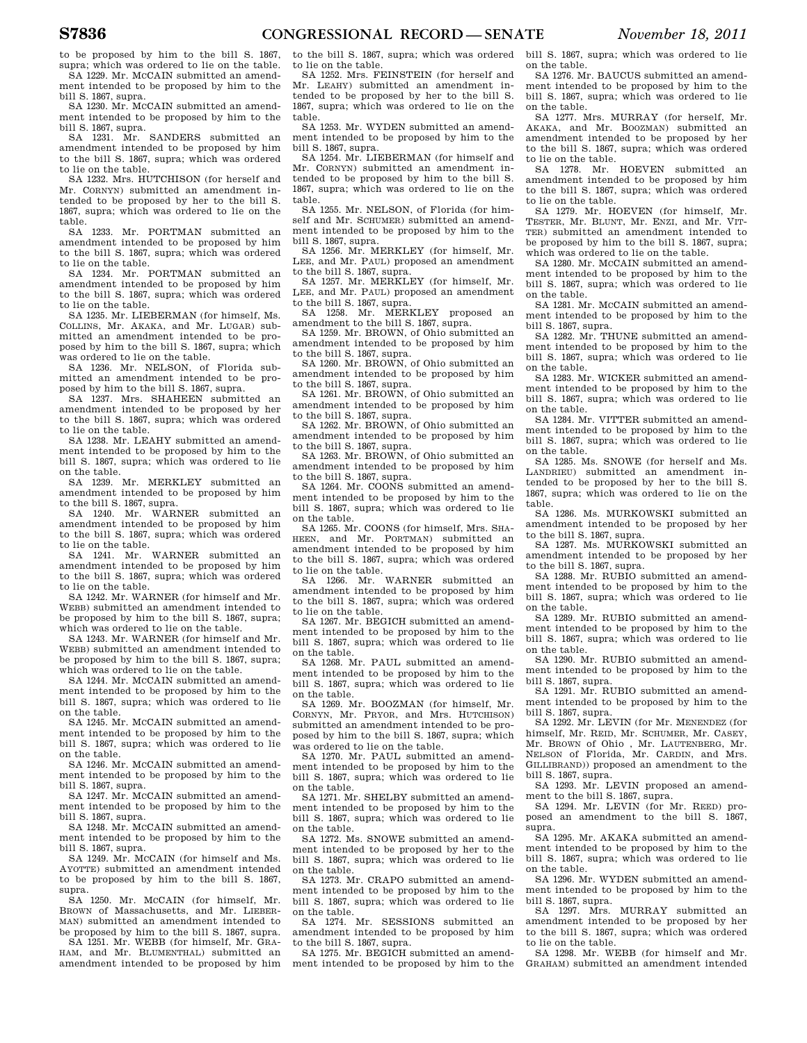to be proposed by him to the bill S. 1867, supra; which was ordered to lie on the table.

SA 1229. Mr. MCCAIN submitted an amendment intended to be proposed by him to the bill S. 1867, supra.

SA 1230. Mr. MCCAIN submitted an amendment intended to be proposed by him to the bill S. 1867, supra.

SA 1231. Mr. SANDERS submitted an amendment intended to be proposed by him to the bill S. 1867, supra; which was ordered to lie on the table.

SA 1232. Mrs. HUTCHISON (for herself and Mr. CORNYN) submitted an amendment intended to be proposed by her to the bill S. 1867, supra; which was ordered to lie on the table.

SA 1233. Mr. PORTMAN submitted an amendment intended to be proposed by him to the bill S. 1867, supra; which was ordered to lie on the table.

SA 1234. Mr. PORTMAN submitted an amendment intended to be proposed by him to the bill S. 1867, supra; which was ordered to lie on the table.

SA 1235. Mr. LIEBERMAN (for himself, Ms. COLLINS, Mr. AKAKA, and Mr. LUGAR) submitted an amendment intended to be proposed by him to the bill S. 1867, supra; which was ordered to lie on the table.

SA 1236. Mr. NELSON, of Florida submitted an amendment intended to be proposed by him to the bill S. 1867, supra.

SA 1237. Mrs. SHAHEEN submitted an amendment intended to be proposed by her to the bill S. 1867, supra; which was ordered to lie on the table.

SA 1238. Mr. LEAHY submitted an amendment intended to be proposed by him to the bill S. 1867, supra; which was ordered to lie on the table.

SA 1239. Mr. MERKLEY submitted an amendment intended to be proposed by him to the bill S. 1867, supra.

SA 1240. Mr. WARNER submitted an amendment intended to be proposed by him to the bill S. 1867, supra; which was ordered to lie on the table.

SA 1241. Mr. WARNER submitted an amendment intended to be proposed by him to the bill S. 1867, supra; which was ordered to lie on the table.

SA 1242. Mr. WARNER (for himself and Mr. WEBB) submitted an amendment intended to be proposed by him to the bill S. 1867, supra; which was ordered to lie on the table.

SA 1243. Mr. WARNER (for himself and Mr. WEBB) submitted an amendment intended to be proposed by him to the bill S. 1867, supra; which was ordered to lie on the table.

SA 1244. Mr. MCCAIN submitted an amendment intended to be proposed by him to the bill S. 1867, supra; which was ordered to lie on the table.

SA 1245. Mr. MCCAIN submitted an amendment intended to be proposed by him to the bill S. 1867, supra; which was ordered to lie on the table.

SA 1246. Mr. MCCAIN submitted an amendment intended to be proposed by him to the bill S. 1867, supra.

SA 1247. Mr. MCCAIN submitted an amendment intended to be proposed by him to the bill S. 1867, supra.

SA 1248. Mr. MCCAIN submitted an amendment intended to be proposed by him to the bill S. 1867, supra.

SA 1249. Mr. MCCAIN (for himself and Ms. AYOTTE) submitted an amendment intended to be proposed by him to the bill S. 1867, supra.

SA 1250. Mr. MCCAIN (for himself, Mr. BROWN of Massachusetts, and Mr. LIEBERMAN) submitted an amendment intended to be proposed by him to the bill S. 1867, supra.

SA 1251. Mr. WEBB (for himself, Mr. GRAHAM, and Mr. BLUMENTHAL) submitted an amendment intended to be proposed by him to the bill S. 1867, supra; which was ordered to lie on the table.

SA 1252. Mrs. FEINSTEIN (for herself and Mr. LEAHY) submitted an amendment intended to be proposed by her to the bill S. 1867, supra; which was ordered to lie on the table.

SA 1253. Mr. WYDEN submitted an amendment intended to be proposed by him to the bill S. 1867, supra.

SA 1254. Mr. LIEBERMAN (for himself and Mr. CORNYN) submitted an amendment intended to be proposed by him to the bill S. 1867, supra; which was ordered to lie on the table.

SA 1255. Mr. NELSON, of Florida (for himself and Mr. SCHUMER) submitted an amendment intended to be proposed by him to the bill S. 1867, supra.

SA 1256. Mr. MERKLEY (for himself, Mr. LEE, and Mr. PAUL) proposed an amendment to the bill S. 1867, supra.

SA 1257. Mr. MERKLEY (for himself, Mr. LEE, and Mr. PAUL) proposed an amendment to the bill S. 1867, supra.

SA 1258. Mr. MERKLEY proposed an amendment to the bill S. 1867, supra.

SA 1259. Mr. BROWN, of Ohio submitted an amendment intended to be proposed by him to the bill S. 1867, supra.

SA 1260. Mr. BROWN, of Ohio submitted an amendment intended to be proposed by him to the bill S. 1867, supra.

SA 1261. Mr. BROWN, of Ohio submitted an amendment intended to be proposed by him to the bill S. 1867, supra.

SA 1262. Mr. BROWN, of Ohio submitted an amendment intended to be proposed by him to the bill S. 1867, supra.

SA 1263. Mr. BROWN, of Ohio submitted an amendment intended to be proposed by him to the bill S. 1867, supra.

SA 1264. Mr. COONS submitted an amendment intended to be proposed by him to the bill S. 1867, supra; which was ordered to lie on the table.

SA 1265. Mr. COONS (for himself, Mrs. SHAHEEN, and Mr. PORTMAN) submitted an amendment intended to be proposed by him to the bill S. 1867, supra; which was ordered to lie on the table.

SA 1266. Mr. WARNER submitted an amendment intended to be proposed by him to the bill S. 1867, supra; which was ordered to lie on the table.

SA 1267. Mr. BEGICH submitted an amendment intended to be proposed by him to the bill S. 1867, supra; which was ordered to lie on the table.

SA 1268. Mr. PAUL submitted an amendment intended to be proposed by him to the bill S. 1867, supra; which was ordered to lie on the table.

SA 1269. Mr. BOOZMAN (for himself, Mr. CORNYN, Mr. PRYOR, and Mrs. HUTCHISON) submitted an amendment intended to be proposed by him to the bill S. 1867, supra; which was ordered to lie on the table.

SA 1270. Mr. PAUL submitted an amendment intended to be proposed by him to the bill S. 1867, supra; which was ordered to lie on the table.

SA 1271. Mr. SHELBY submitted an amendment intended to be proposed by him to the bill S. 1867, supra; which was ordered to lie on the table.

SA 1272. Ms. SNOWE submitted an amendment intended to be proposed by her to the bill S. 1867, supra; which was ordered to lie on the table.

SA 1273. Mr. CRAPO submitted an amendment intended to be proposed by him to the bill S. 1867, supra; which was ordered to lie on the table.

SA 1274. Mr. SESSIONS submitted an amendment intended to be proposed by him to the bill S. 1867, supra.

SA 1275. Mr. BEGICH submitted an amendment intended to be proposed by him to the bill S. 1867, supra; which was ordered to lie on the table.

SA 1276. Mr. BAUCUS submitted an amendment intended to be proposed by him to the bill S. 1867, supra; which was ordered to lie on the table.

SA 1277. Mrs. MURRAY (for herself, Mr. AKAKA, and Mr. BOOZMAN) submitted an amendment intended to be proposed by her to the bill S. 1867, supra; which was ordered to lie on the table.

SA 1278. Mr. HOEVEN submitted an amendment intended to be proposed by him to the bill S. 1867, supra; which was ordered to lie on the table.

SA 1279. Mr. HOEVEN (for himself, Mr. TESTER, Mr. BLUNT, Mr. ENZI, and Mr. VITTER) submitted an amendment intended to be proposed by him to the bill S. 1867, supra; which was ordered to lie on the table.

SA 1280. Mr. MCCAIN submitted an amendment intended to be proposed by him to the bill S. 1867, supra; which was ordered to lie on the table.

SA 1281. Mr. MCCAIN submitted an amendment intended to be proposed by him to the bill S. 1867, supra.

SA 1282. Mr. THUNE submitted an amendment intended to be proposed by him to the bill S. 1867, supra; which was ordered to lie on the table.

SA 1283. Mr. WICKER submitted an amendment intended to be proposed by him to the bill S. 1867, supra; which was ordered to lie on the table.

SA 1284. Mr. VITTER submitted an amendment intended to be proposed by him to the bill S. 1867, supra; which was ordered to lie on the table.

SA 1285. Ms. SNOWE (for herself and Ms. LANDRIEU) submitted an amendment intended to be proposed by her to the bill S. 1867, supra; which was ordered to lie on the table.

SA 1286. Ms. MURKOWSKI submitted an amendment intended to be proposed by her to the bill S. 1867, supra.

SA 1287. Ms. MURKOWSKI submitted an amendment intended to be proposed by her to the bill S. 1867, supra.

SA 1288. Mr. RUBIO submitted an amendment intended to be proposed by him to the bill S. 1867, supra; which was ordered to lie on the table.

SA 1289. Mr. RUBIO submitted an amendment intended to be proposed by him to the bill S. 1867, supra; which was ordered to lie on the table.

SA 1290. Mr. RUBIO submitted an amendment intended to be proposed by him to the bill S. 1867, supra.

SA 1291. Mr. RUBIO submitted an amendment intended to be proposed by him to the bill S. 1867, supra.

SA 1292. Mr. LEVIN (for Mr. MENENDEZ (for himself, Mr. REID, Mr. SCHUMER, Mr. CASEY, Mr. BROWN of Ohio , Mr. LAUTENBERG, Mr. NELSON of Florida, Mr. CARDIN, and Mrs. GILLIBRAND)) proposed an amendment to the bill S. 1867, supra.

SA 1293. Mr. LEVIN proposed an amendment to the bill S. 1867, supra.

SA 1294. Mr. LEVIN (for Mr. REED) proposed an amendment to the bill S. 1867, supra.

SA 1295. Mr. AKAKA submitted an amendment intended to be proposed by him to the bill S. 1867, supra; which was ordered to lie on the table.

SA 1296. Mr. WYDEN submitted an amendment intended to be proposed by him to the bill S. 1867, supra.

SA 1297. Mrs. MURRAY submitted an amendment intended to be proposed by her to the bill S. 1867, supra; which was ordered to lie on the table.

SA 1298. Mr. WEBB (for himself and Mr. GRAHAM) submitted an amendment intended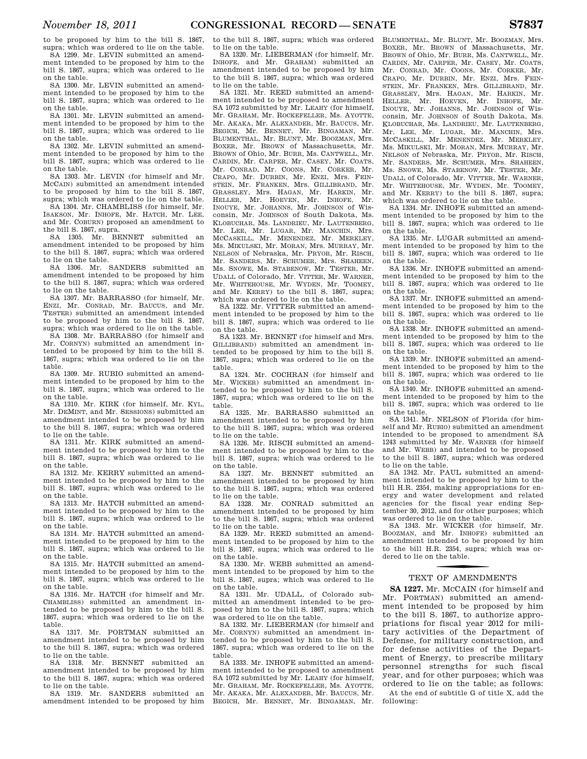to be proposed by him to the bill S. 1867, supra; which was ordered to lie on the table.

SA 1299. Mr. LEVIN submitted an amendment intended to be proposed by him to the bill S. 1867, supra; which was ordered to lie on the table.

SA 1300. Mr. LEVIN submitted an amendment intended to be proposed by him to the bill S. 1867, supra; which was ordered to lie on the table.

SA 1301. Mr. LEVIN submitted an amendment intended to be proposed by him to the bill S. 1867, supra; which was ordered to lie on the table.

SA 1302. Mr. LEVIN submitted an amendment intended to be proposed by him to the bill S. 1867, supra; which was ordered to lie on the table.

SA 1303. Mr. LEVIN (for himself and Mr. MCCAIN) submitted an amendment intended to be proposed by him to the bill S. 1867, supra; which was ordered to lie on the table.

SA 1304. Mr. CHAMBLISS (for himself, Mr. ISAKSON, Mr. INHOFE, Mr. HATCH, Mr. LEE, and Mr. COBURN) proposed an amendment to the bill S. 1867, supra.

SA 1305. Mr. BENNET submitted an amendment intended to be proposed by him to the bill S. 1867, supra; which was ordered to lie on the table.

SA 1306. Mr. SANDERS submitted an amendment intended to be proposed by him to the bill S. 1867, supra; which was ordered to lie on the table.

SA 1307. Mr. BARRASSO (for himself, Mr. ENZI, Mr. CONRAD, Mr. BAUCUS, and Mr. TESTER) submitted an amendment intended to be proposed by him to the bill S. 1867, supra; which was ordered to lie on the table.

SA 1308. Mr. BARRASSO (for himself and Mr. CORNYN) submitted an amendment intended to be proposed by him to the bill S. 1867, supra; which was ordered to lie on the table.

SA 1309. Mr. RUBIO submitted an amendment intended to be proposed by him to the bill S. 1867, supra; which was ordered to lie on the table.

SA 1310. Mr. KIRK (for himself, Mr. KYL, Mr. DEMINT, and Mr. SESSIONS) submitted an amendment intended to be proposed by him to the bill S. 1867, supra; which was ordered to lie on the table.

SA 1311. Mr. KIRK submitted an amendment intended to be proposed by him to the bill S. 1867, supra; which was ordered to lie on the table.

SA 1312. Mr. KERRY submitted an amendment intended to be proposed by him to the bill S. 1867, supra; which was ordered to lie on the table.

SA 1313. Mr. HATCH submitted an amendment intended to be proposed by him to the bill S. 1867, supra; which was ordered to lie on the table.

SA 1314. Mr. HATCH submitted an amendment intended to be proposed by him to the bill S. 1867, supra; which was ordered to lie on the table.

SA 1315. Mr. HATCH submitted an amendment intended to be proposed by him to the bill S. 1867, supra; which was ordered to lie on the table.

SA 1316. Mr. HATCH (for himself and Mr. CHAMBLISS) submitted an amendment intended to be proposed by him to the bill S. 1867, supra; which was ordered to lie on the table.

SA 1317. Mr. PORTMAN submitted an amendment intended to be proposed by him to the bill S. 1867, supra; which was ordered to lie on the table.

SA 1318. Mr. BENNET submitted an amendment intended to be proposed by him to the bill S. 1867, supra; which was ordered to lie on the table.

SA 1319. Mr. SANDERS submitted an amendment intended to be proposed by him to the bill S. 1867, supra; which was ordered to lie on the table.

SA 1320. Mr. LIEBERMAN (for himself, Mr. INHOFE, and Mr. GRAHAM) submitted an amendment intended to be proposed by him to the bill S. 1867, supra; which was ordered to lie on the table.

SA 1321. Mr. REED submitted an amendment intended to be proposed to amendment SA 1072 submitted by Mr. LEAHY (for himself, Mr. GRAHAM, Mr. ROCKEFELLER, Ms. AYOTTE, Mr. AKAKA, Mr. ALEXANDER, Mr. BAUCUS, Mr. BEGICH, Mr. BENNET, Mr. BINGAMAN, Mr. BLUMENTHAL, Mr. BLUNT, Mr. BOOZMAN, Mrs. BOXER, Mr. BROWN of Massachusetts, Mr. BROWN of Ohio, Mr. BURR, Ms. CANTWELL, Mr. CARDIN, Mr. CARPER, Mr. CASEY, Mr. COATS, Mr. CONRAD, Mr. COONS, Mr. CORKER, Mr. CRAPO, Mr. DURBIN, Mr. ENZI, Mrs. FEINSTEIN, Mr. FRANKEN, Mrs. GILLIBRAND, Mr. GRASSLEY, Mrs. HAGAN, Mr. HARKIN, Mr. HELLER, Mr. HOEVEN, Mr. INHOFE, Mr. INOUYE, Mr. JOHANNS, Mr. JOHNSON of Wisconsin, Mr. JOHNSON of South Dakota, Ms. KLOBUCHAR, Ms. LANDRIEU, Mr. LAUTENBERG, Mr. LEE, Mr. LUGAR, Mr. MANCHIN, Mrs. MCCASKILL, Mr. MENENDEZ, Mr. MERKLEY, Ms. MIKULSKI, Mr. MORAN, Mrs. MURRAY, Mr. NELSON of Nebraska, Mr. PRYOR, Mr. RISCH, Mr. SANDERS, Mr. SCHUMER, Mrs. SHAHEEN, Ms. SNOWE, Ms. STABENOW, Mr. TESTER, Mr. UDALL of Colorado, Mr. VITTER, Mr. WARNER, Mr. WHITEHOUSE, Mr. WYDEN, Mr. TOOMEY, and Mr. KERRY) to the bill S. 1867, supra; which was ordered to lie on the table.

SA 1322. Mr. VITTER submitted an amendment intended to be proposed by him to the bill S. 1867, supra; which was ordered to lie on the table.

SA 1323. Mr. BENNET (for himself and Mrs. GILLIBRAND) submitted an amendment intended to be proposed by him to the bill S. 1867, supra; which was ordered to lie on the table.

SA 1324. Mr. COCHRAN (for himself and Mr. WICKER) submitted an amendment intended to be proposed by him to the bill S. 1867, supra; which was ordered to lie on the table.

SA 1325. Mr. BARRASSO submitted an amendment intended to be proposed by him to the bill S. 1867, supra; which was ordered to lie on the table.

SA 1326. Mr. RISCH submitted an amendment intended to be proposed by him to the bill S. 1867, supra; which was ordered to lie on the table.

SA 1327. Mr. BENNET submitted an amendment intended to be proposed by him to the bill S. 1867, supra; which was ordered to lie on the table.

SA 1328. Mr. CONRAD submitted an amendment intended to be proposed by him to the bill S. 1867, supra; which was ordered to lie on the table.

SA 1329. Mr. REED submitted an amendment intended to be proposed by him to the bill S. 1867, supra; which was ordered to lie on the table.

SA 1330. Mr. WEBB submitted an amendment intended to be proposed by him to the bill S. 1867, supra; which was ordered to lie on the table.

SA 1331. Mr. UDALL, of Colorado submitted an amendment intended to be proposed by him to the bill S. 1867, supra; which was ordered to lie on the table.

SA 1332. Mr. LIEBERMAN (for himself and Mr. CORNYN) submitted an amendment intended to be proposed by him to the bill S. 1867, supra; which was ordered to lie on the table.

SA 1333. Mr. INHOFE submitted an amendment intended to be proposed to amendment SA 1072 submitted by Mr. LEAHY (for himself, Mr. GRAHAM, Mr. ROCKEFELLER, Ms. AYOTTE, Mr. AKAKA, Mr. ALEXANDER, Mr. BAUCUS, Mr. BEGICH, Mr. BENNET, Mr. BINGAMAN, Mr. BLUMENTHAL, Mr. BLUNT, Mr. BOOZMAN, Mrs. BOXER, Mr. BROWN of Massachusetts, Mr. BROWN of Ohio, Mr. BURR, Ms. CANTWELL, Mr. CARDIN, Mr. CARPER, Mr. CASEY, Mr. COATS, Mr. CONRAD, Mr. COONS, Mr. CORKER, Mr. CRAPO, Mr. DURBIN, Mr. ENZI, Mrs. FEINSTEIN, Mr. FRANKEN, Mrs. GILLIBRAND, Mr. GRASSLEY, Mrs. HAGAN, Mr. HARKIN, Mr. HELLER, Mr. HOEVEN, Mr. INHOFE, Mr. INOUYE, Mr. JOHANNS, Mr. JOHNSON of Wisconsin, Mr. JOHNSON of South Dakota, Ms. KLOBUCHAR, Ms. LANDRIEU, Mr. LAUTENBERG, Mr. LEE, Mr. LUGAR, Mr. MANCHIN, Mrs. MCCASKILL, Mr. MENENDEZ, Mr. MERKLEY, Ms. MIKULSKI, Mr. MORAN, Mrs. MURRAY, Mr. NELSON of Nebraska, Mr. PRYOR, Mr. RISCH, Mr. SANDERS, Mr. SCHUMER, Mrs. SHAHEEN, Ms. SNOWE, Ms. STABENOW, Mr. TESTER, Mr. UDALL of Colorado, Mr. VITTER, Mr. WARNER, Mr. WHITEHOUSE, Mr. WYDEN, Mr. TOOMEY, and Mr. KERRY) to the bill S. 1867, supra; which was ordered to lie on the table.

SA 1334. Mr. INHOFE submitted an amendment intended to be proposed by him to the bill S. 1867, supra; which was ordered to lie on the table.

SA 1335. Mr. LUGAR submitted an amendment intended to be proposed by him to the bill S. 1867, supra; which was ordered to lie on the table.

SA 1336. Mr. INHOFE submitted an amendment intended to be proposed by him to the bill S. 1867, supra; which was ordered to lie on the table.

SA 1337. Mr. INHOFE submitted an amendment intended to be proposed by him to the bill S. 1867, supra; which was ordered to lie on the table.

SA 1338. Mr. INHOFE submitted an amendment intended to be proposed by him to the bill S. 1867, supra; which was ordered to lie on the table.

SA 1339. Mr. INHOFE submitted an amendment intended to be proposed by him to the bill S. 1867, supra; which was ordered to lie on the table.

SA 1340. Mr. INHOFE submitted an amendment intended to be proposed by him to the bill S. 1867, supra; which was ordered to lie on the table.

SA 1341. Mr. NELSON of Florida (for himself and Mr. RUBIO) submitted an amendment intended to be proposed to amendment SA 1243 submitted by Mr. WARNER (for himself and Mr. WEBB) and intended to be proposed to the bill S. 1867, supra; which was ordered to lie on the table.

SA 1342. Mr. PAUL submitted an amendment intended to be proposed by him to the bill H.R. 2354, making appropriations for energy and water development and related agencies for the fiscal year ending September 30, 2012, and for other purposes; which was ordered to lie on the table.

SA 1343. Mr. WICKER (for himself, Mr. BOOZMAN, and Mr. INHOFE) submitted an amendment intended to be proposed by him to the bill H.R. 2354, supra; which was ordered to lie on the table.

## TEXT OF AMENDMENTS

**SA 1227.** Mr. MCCAIN (for himself and Mr. PORTMAN) submitted an amendment intended to be proposed by him to the bill S. 1867, to authorize appropriations for fiscal year 2012 for military activities of the Department of Defense, for military construction, and for defense activities of the Department of Energy, to prescribe military personnel strengths for such fiscal year, and for other purposes; which was ordered to lie on the table; as follows:

At the end of subtitle G of title X, add the following: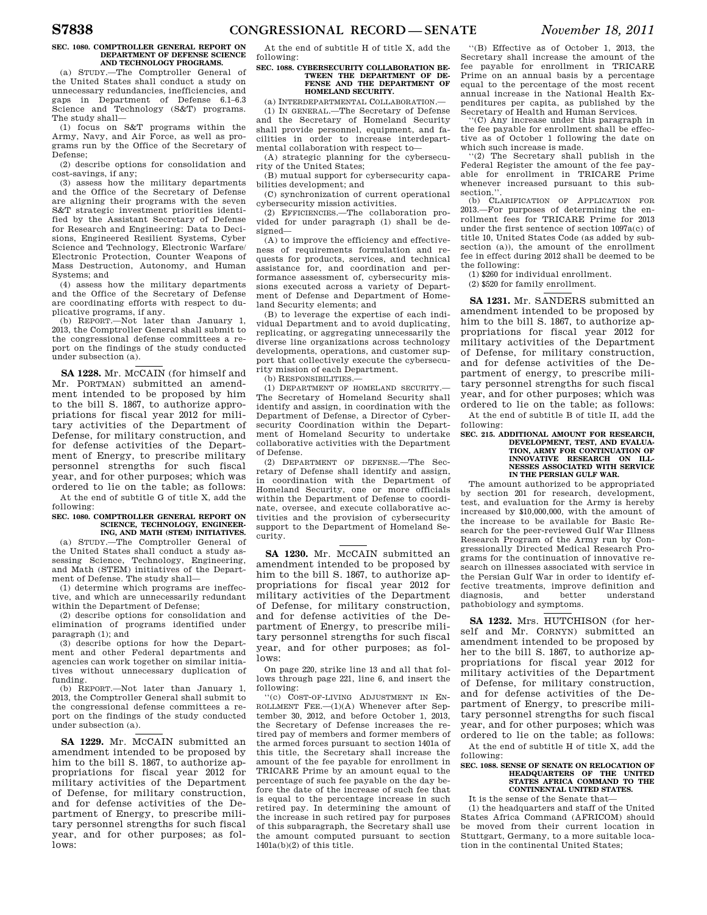**SEC. 1080. COMPTROLLER GENERAL REPORT ON DEPARTMENT OF DEFENSE SCIENCE AND TECHNOLOGY PROGRAMS.**

(a) STUDY.—The Comptroller General of the United States shall conduct a study on unnecessary redundancies, inefficiencies, and gaps in Department of Defense 6.1–6.3 Science and Technology (S&T) programs. The study shall—

(1) focus on S&T programs within the Army, Navy, and Air Force, as well as programs run by the Office of the Secretary of Defense;

(2) describe options for consolidation and cost-savings, if any;

(3) assess how the military departments and the Office of the Secretary of Defense are aligning their programs with the seven S&T strategic investment priorities identified by the Assistant Secretary of Defense for Research and Engineering: Data to Decisions, Engineered Resilient Systems, Cyber Science and Technology, Electronic Warfare/Electronic Protection, Counter Weapons of Mass Destruction, Autonomy, and Human Systems; and

(4) assess how the military departments and the Office of the Secretary of Defense are coordinating efforts with respect to duplicative programs, if any.

(b) REPORT.—Not later than January 1, 2013, the Comptroller General shall submit to the congressional defense committees a report on the findings of the study conducted under subsection (a).

---

**SA 1228.** Mr. MCCAIN (for himself and Mr. PORTMAN) submitted an amendment intended to be proposed by him to the bill S. 1867, to authorize appropriations for fiscal year 2012 for military activities of the Department of Defense, for military construction, and for defense activities of the Department of Energy, to prescribe military personnel strengths for such fiscal year, and for other purposes; which was ordered to lie on the table; as follows:

At the end of subtitle G of title X, add the following:

**SEC. 1080. COMPTROLLER GENERAL REPORT ON SCIENCE, TECHNOLOGY, ENGINEERING, AND MATH (STEM) INITIATIVES.**

(a) STUDY.—The Comptroller General of the United States shall conduct a study assessing Science, Technology, Engineering, and Math (STEM) initiatives of the Department of Defense. The study shall—

(1) determine which programs are ineffective, and which are unnecessarily redundant within the Department of Defense;

(2) describe options for consolidation and elimination of programs identified under paragraph (1); and

(3) describe options for how the Department and other Federal departments and agencies can work together on similar initiatives without unnecessary duplication of funding.

(b) REPORT.—Not later than January 1, 2013, the Comptroller General shall submit to the congressional defense committees a report on the findings of the study conducted under subsection (a).

---

**SA 1229.** Mr. MCCAIN submitted an amendment intended to be proposed by him to the bill S. 1867, to authorize appropriations for fiscal year 2012 for military activities of the Department of Defense, for military construction, and for defense activities of the Department of Energy, to prescribe military personnel strengths for such fiscal year, and for other purposes; as follows:

At the end of subtitle H of title X, add the following:

**SEC. 1088. CYBERSECURITY COLLABORATION BETWEEN THE DEPARTMENT OF DEFENSE AND THE DEPARTMENT OF HOMELAND SECURITY.**

(a) INTERDEPARTMENTAL COLLABORATION.—

(1) IN GENERAL.—The Secretary of Defense and the Secretary of Homeland Security shall provide personnel, equipment, and facilities in order to increase interdepartmental collaboration with respect to—

(A) strategic planning for the cybersecurity of the United States;

(B) mutual support for cybersecurity capabilities development; and

(C) synchronization of current operational cybersecurity mission activities.

(2) EFFICIENCIES.—The collaboration provided for under paragraph (1) shall be designed—

(A) to improve the efficiency and effectiveness of requirements formulation and requests for products, services, and technical assistance for, and coordination and performance assessment of, cybersecurity missions executed across a variety of Department of Defense and Department of Homeland Security elements; and

(B) to leverage the expertise of each individual Department and to avoid duplicating, replicating, or aggregating unnecessarily the diverse line organizations across technology developments, operations, and customer support that collectively execute the cybersecurity mission of each Department.

(b) RESPONSIBILITIES.—

(1) DEPARTMENT OF HOMELAND SECURITY.—The Secretary of Homeland Security shall identify and assign, in coordination with the Department of Defense, a Director of Cybersecurity Coordination within the Department of Homeland Security to undertake collaborative activities with the Department of Defense.

(2) DEPARTMENT OF DEFENSE.—The Secretary of Defense shall identify and assign, in coordination with the Department of Homeland Security, one or more officials within the Department of Defense to coordinate, oversee, and execute collaborative activities and the provision of cybersecurity support to the Department of Homeland Security.

---

**SA 1230.** Mr. MCCAIN submitted an amendment intended to be proposed by him to the bill S. 1867, to authorize appropriations for fiscal year 2012 for military activities of the Department of Defense, for military construction, and for defense activities of the Department of Energy, to prescribe military personnel strengths for such fiscal year, and for other purposes; as follows:

On page 220, strike line 13 and all that follows through page 221, line 6, and insert the following:

"(c) COST-OF-LIVING ADJUSTMENT IN ENROLLMENT FEE.—(1)(A) Whenever after September 30, 2012, and before October 1, 2013, the Secretary of Defense increases the retired pay of members and former members of the armed forces pursuant to section 1401a of this title, the Secretary shall increase the amount of the fee payable for enrollment in TRICARE Prime by an amount equal to the percentage of such fee payable on the day before the date of the increase of such fee that is equal to the percentage increase in such retired pay. In determining the amount of the increase in such retired pay for purposes of this subparagraph, the Secretary shall use the amount computed pursuant to section 1401a(b)(2) of this title.

"(B) Effective as of October 1, 2013, the Secretary shall increase the amount of the fee payable for enrollment in TRICARE Prime on an annual basis by a percentage equal to the percentage of the most recent annual increase in the National Health Expenditures per capita, as published by the Secretary of Health and Human Services.

"(C) Any increase under this paragraph in the fee payable for enrollment shall be effective as of October 1 following the date on which such increase is made.

"(2) The Secretary shall publish in the Federal Register the amount of the fee payable for enrollment in TRICARE Prime whenever increased pursuant to this subsection.".

(b) CLARIFICATION OF APPLICATION FOR 2013.—For purposes of determining the enrollment fees for TRICARE Prime for 2013 under the first sentence of section 1097a(c) of title 10, United States Code (as added by subsection (a)), the amount of the enrollment fee in effect during 2012 shall be deemed to be the following:

(1) $260 for individual enrollment.

(2) $520 for family enrollment.

---

**SA 1231.** Mr. SANDERS submitted an amendment intended to be proposed by him to the bill S. 1867, to authorize appropriations for fiscal year 2012 for military activities of the Department of Defense, for military construction, and for defense activities of the Department of energy, to prescribe military personnel strengths for such fiscal year, and for other purposes; which was ordered to lie on the table; as follows:

At the end of subtitle B of title II, add the following:

**SEC. 215. ADDITIONAL AMOUNT FOR RESEARCH, DEVELOPMENT, TEST, AND EVALUATION, ARMY FOR CONTINUATION OF INNOVATIVE RESEARCH ON ILLNESSES ASSOCIATED WITH SERVICE IN THE PERSIAN GULF WAR.**

The amount authorized to be appropriated by section 201 for research, development, test, and evaluation for the Army is hereby increased by $10,000,000, with the amount of the increase to be available for Basic Research for the peer-reviewed Gulf War Illness Research Program of the Army run by Congressionally Directed Medical Research Programs for the continuation of innovative research on illnesses associated with service in the Persian Gulf War in order to identify effective treatments, improve definition and diagnosis, and better understand pathobiology and symptoms.

---

**SA 1232.** Mrs. HUTCHISON (for herself and Mr. CORNYN) submitted an amendment intended to be proposed by her to the bill S. 1867, to authorize appropriations for fiscal year 2012 for military activities of the Department of Defense, for military construction, and for defense activities of the Department of Energy, to prescribe military personnel strengths for such fiscal year, and for other purposes; which was ordered to lie on the table; as follows:

At the end of subtitle H of title X, add the following:

**SEC. 1088. SENSE OF SENATE ON RELOCATION OF HEADQUARTERS OF THE UNITED STATES AFRICA COMMAND TO THE CONTINENTAL UNITED STATES.**

It is the sense of the Senate that—

(1) the headquarters and staff of the United States Africa Command (AFRICOM) should be moved from their current location in Stuttgart, Germany, to a more suitable location in the continental United States;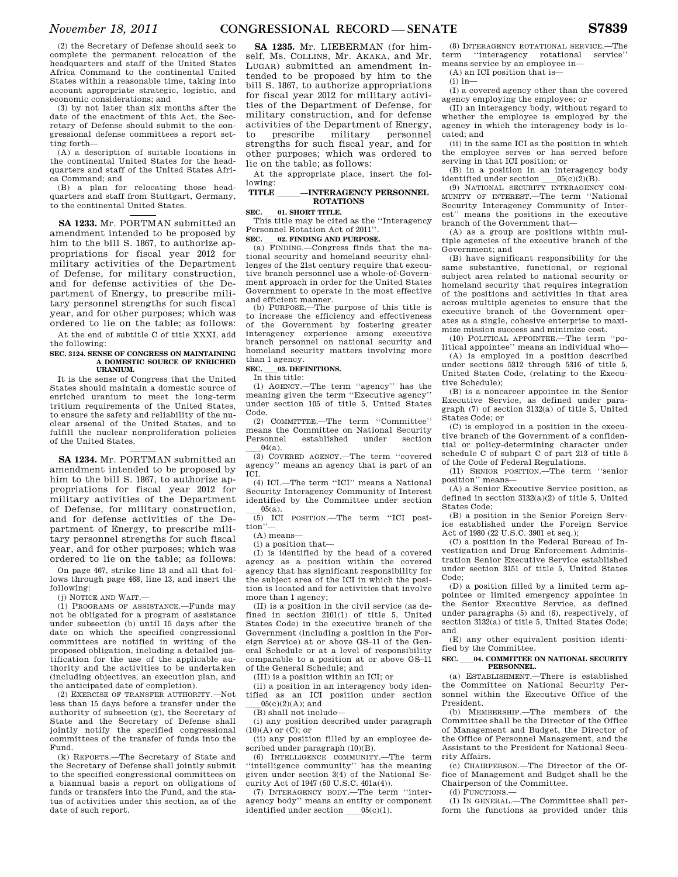(2) the Secretary of Defense should seek to complete the permanent relocation of the headquarters and staff of the United States Africa Command to the continental United States within a reasonable time, taking into account appropriate strategic, logistic, and economic considerations; and

(3) by not later than six months after the date of the enactment of this Act, the Secretary of Defense should submit to the congressional defense committees a report setting forth—

(A) a description of suitable locations in the continental United States for the headquarters and staff of the United States Africa Command; and

(B) a plan for relocating those headquarters and staff from Stuttgart, Germany, to the continental United States.

---

**SA 1233.** Mr. PORTMAN submitted an amendment intended to be proposed by him to the bill S. 1867, to authorize appropriations for fiscal year 2012 for military activities of the Department of Defense, for military construction, and for defense activities of the Department of Energy, to prescribe military personnel strengths for such fiscal year, and for other purposes; which was ordered to lie on the table; as follows:

At the end of subtitle C of title XXXI, add the following:

**SEC. 3124. SENSE OF CONGRESS ON MAINTAINING A DOMESTIC SOURCE OF ENRICHED URANIUM.**

It is the sense of Congress that the United States should maintain a domestic source of enriched uranium to meet the long-term tritium requirements of the United States, to ensure the safety and reliability of the nuclear arsenal of the United States, and to fulfill the nuclear nonproliferation policies of the United States.

---

**SA 1234.** Mr. PORTMAN submitted an amendment intended to be proposed by him to the bill S. 1867, to authorize appropriations for fiscal year 2012 for military activities of the Department of Defense, for military construction, and for defense activities of the Department of Energy, to prescribe military personnel strengths for such fiscal year, and for other purposes; which was ordered to lie on the table; as follows:

On page 467, strike line 13 and all that follows through page 468, line 13, and insert the following:

(j) NOTICE AND WAIT.—

(1) PROGRAMS OF ASSISTANCE.—Funds may not be obligated for a program of assistance under subsection (b) until 15 days after the date on which the specified congressional committees are notified in writing of the proposed obligation, including a detailed justification for the use of the applicable authority and the activities to be undertaken (including objectives, an execution plan, and the anticipated date of completion).

(2) EXERCISE OF TRANSFER AUTHORITY.—Not less than 15 days before a transfer under the authority of subsection (g), the Secretary of State and the Secretary of Defense shall jointly notify the specified congressional committees of the transfer of funds into the Fund.

(k) REPORTS.—The Secretary of State and the Secretary of Defense shall jointly submit to the specified congressional committees on a biannual basis a report on obligations of funds or transfers into the Fund, and the status of activities under this section, as of the date of such report.

---

**SA 1235.** Mr. LIEBERMAN (for himself, Ms. COLLINS, Mr. AKAKA, and Mr. LUGAR) submitted an amendment intended to be proposed by him to the bill S. 1867, to authorize appropriations for fiscal year 2012 for military activities of the Department of Defense, for military construction, and for defense activities of the Department of Energy, to prescribe military personnel strengths for such fiscal year, and for other purposes; which was ordered to lie on the table; as follows:

At the appropriate place, insert the following:

**TITLE \_\_\_\_—INTERAGENCY PERSONNEL ROTATIONS**

**SEC. \_\_\_01. SHORT TITLE.**

This title may be cited as the ''Interagency Personnel Rotation Act of 2011''.

**SEC. \_\_\_02. FINDING AND PURPOSE.**

(a) FINDING.—Congress finds that the national security and homeland security challenges of the 21st century require that executive branch personnel use a whole-of-Government approach in order for the United States Government to operate in the most effective and efficient manner.

(b) PURPOSE.—The purpose of this title is to increase the efficiency and effectiveness of the Government by fostering greater interagency experience among executive branch personnel on national security and homeland security matters involving more than 1 agency.

**SEC. \_\_\_03. DEFINITIONS.**

In this title:

(1) AGENCY.—The term ''agency'' has the meaning given the term ''Executive agency'' under section 105 of title 5, United States Code.

(2) COMMITTEE.—The term ''Committee'' means the Committee on National Security Personnel established under section \_\_\_04(a).

(3) COVERED AGENCY.—The term ''covered agency'' means an agency that is part of an ICI.

(4) ICI.—The term ''ICI'' means a National Security Interagency Community of Interest identified by the Committee under section \_\_\_05(a).

(5) ICI POSITION.—The term ''ICI position''—

(A) means—

(i) a position that—

(I) is identified by the head of a covered agency as a position within the covered agency that has significant responsibility for the subject area of the ICI in which the position is located and for activities that involve more than 1 agency;

(II) is a position in the civil service (as defined in section 2101(1) of title 5, United States Code) in the executive branch of the Government (including a position in the Foreign Service) at or above GS–11 of the General Schedule or at a level of responsibility comparable to a position at or above GS–11 of the General Schedule; and

(III) is a position within an ICI; or

(ii) a position in an interagency body identified as an ICI position under section \_\_\_05(c)(2)(A); and

(B) shall not include—

(i) any position described under paragraph (10)(A) or (C); or

(ii) any position filled by an employee described under paragraph (10)(B).

(6) INTELLIGENCE COMMUNITY.—The term ''intelligence community'' has the meaning given under section 3(4) of the National Security Act of 1947 (50 U.S.C. 401a(4)).

(7) INTERAGENCY BODY.—The term ''interagency body'' means an entity or component identified under section \_\_\_05(c)(1).

(8) INTERAGENCY ROTATIONAL SERVICE.—The term ''interagency rotational service'' means service by an employee in—

(A) an ICI position that is—

(i) in—

(I) a covered agency other than the covered agency employing the employee; or

(II) an interagency body, without regard to whether the employee is employed by the agency in which the interagency body is located; and

(ii) in the same ICI as the position in which the employee serves or has served before serving in that ICI position; or

(B) in a position in an interagency body identified under section \_\_\_05(c)(2)(B).

(9) NATIONAL SECURITY INTERAGENCY COMMUNITY OF INTEREST.—The term ''National Security Interagency Community of Interest'' means the positions in the executive branch of the Government that—

(A) as a group are positions within multiple agencies of the executive branch of the Government; and

(B) have significant responsibility for the same substantive, functional, or regional subject area related to national security or homeland security that requires integration of the positions and activities in that area across multiple agencies to ensure that the executive branch of the Government operates as a single, cohesive enterprise to maximize mission success and minimize cost.

(10) POLITICAL APPOINTEE.—The term ''political appointee'' means an individual who—

(A) is employed in a position described under sections 5312 through 5316 of title 5, United States Code, (relating to the Executive Schedule);

(B) is a noncareer appointee in the Senior Executive Service, as defined under paragraph (7) of section 3132(a) of title 5, United States Code; or

(C) is employed in a position in the executive branch of the Government of a confidential or policy-determining character under schedule C of subpart C of part 213 of title 5 of the Code of Federal Regulations.

(11) SENIOR POSITION.—The term ''senior position'' means—

(A) a Senior Executive Service position, as defined in section 3132(a)(2) of title 5, United States Code;

(B) a position in the Senior Foreign Service established under the Foreign Service Act of 1980 (22 U.S.C. 3901 et seq.);

(C) a position in the Federal Bureau of Investigation and Drug Enforcement Administration Senior Executive Service established under section 3151 of title 5, United States Code;

(D) a position filled by a limited term appointee or limited emergency appointee in the Senior Executive Service, as defined under paragraphs (5) and (6), respectively, of section 3132(a) of title 5, United States Code; and

(E) any other equivalent position identified by the Committee.

**SEC. \_\_\_04. COMMITTEE ON NATIONAL SECURITY PERSONNEL.**

(a) ESTABLISHMENT.—There is established the Committee on National Security Personnel within the Executive Office of the President.

(b) MEMBERSHIP.—The members of the Committee shall be the Director of the Office of Management and Budget, the Director of the Office of Personnel Management, and the Assistant to the President for National Security Affairs.

(c) CHAIRPERSON.—The Director of the Office of Management and Budget shall be the Chairperson of the Committee.

(d) FUNCTIONS.—

(1) IN GENERAL.—The Committee shall perform the functions as provided under this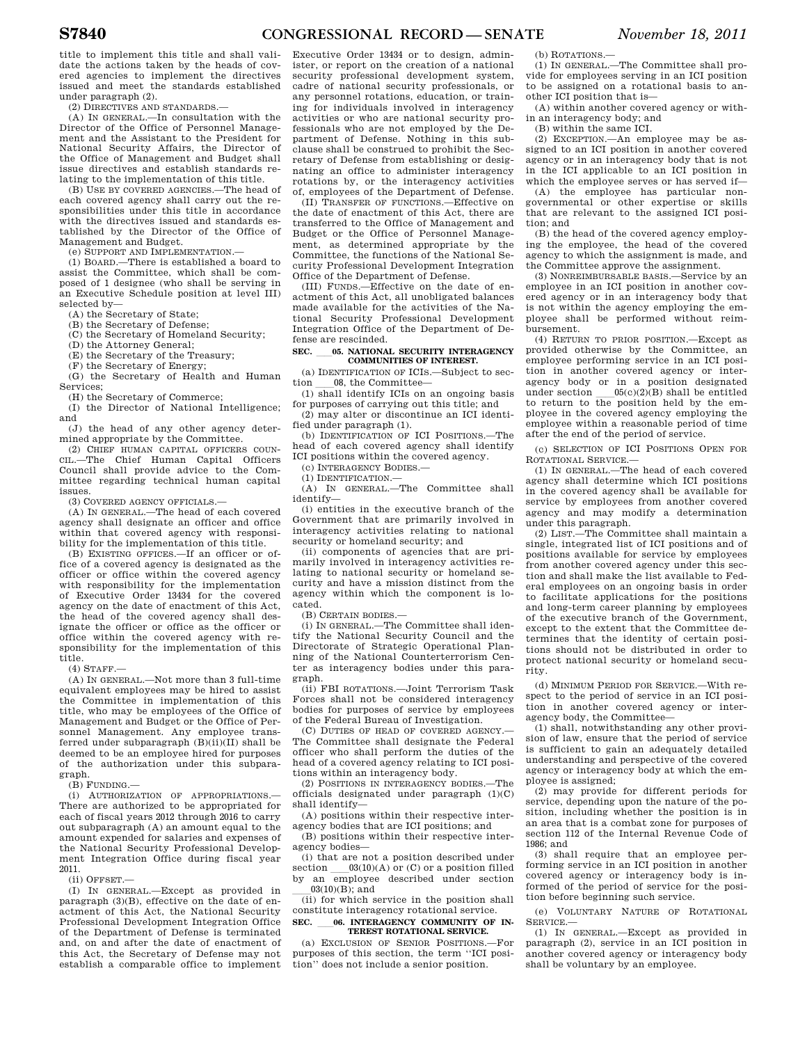title to implement this title and shall validate the actions taken by the heads of covered agencies to implement the directives issued and meet the standards established under paragraph (2).

(2) DIRECTIVES AND STANDARDS.—

(A) IN GENERAL.—In consultation with the Director of the Office of Personnel Management and the Assistant to the President for National Security Affairs, the Director of the Office of Management and Budget shall issue directives and establish standards relating to the implementation of this title.

(B) USE BY COVERED AGENCIES.—The head of each covered agency shall carry out the responsibilities under this title in accordance with the directives issued and standards established by the Director of the Office of Management and Budget.

(e) SUPPORT AND IMPLEMENTATION.—

(1) BOARD.—There is established a board to assist the Committee, which shall be composed of 1 designee (who shall be serving in an Executive Schedule position at level III) selected by—

(A) the Secretary of State;

(B) the Secretary of Defense;

(C) the Secretary of Homeland Security;

(D) the Attorney General;

(E) the Secretary of the Treasury;

(F) the Secretary of Energy;

(G) the Secretary of Health and Human Services;

(H) the Secretary of Commerce;

(I) the Director of National Intelligence; and

(J) the head of any other agency determined appropriate by the Committee.

(2) CHIEF HUMAN CAPITAL OFFICERS COUNCIL.—The Chief Human Capital Officers Council shall provide advice to the Committee regarding technical human capital issues.

(3) COVERED AGENCY OFFICIALS.—

(A) IN GENERAL.—The head of each covered agency shall designate an officer and office within that covered agency with responsibility for the implementation of this title.

(B) EXISTING OFFICES.—If an officer or office of a covered agency is designated as the officer or office within the covered agency with responsibility for the implementation of Executive Order 13434 for the covered agency on the date of enactment of this Act, the head of the covered agency shall designate the officer or office as the officer or office within the covered agency with responsibility for the implementation of this title.

(4) STAFF.—

(A) IN GENERAL.—Not more than 3 full-time equivalent employees may be hired to assist the Committee in implementation of this title, who may be employees of the Office of Management and Budget or the Office of Personnel Management. Any employee transferred under subparagraph (B)(ii)(II) shall be deemed to be an employee hired for purposes of the authorization under this subparagraph.

(B) FUNDING.—

(i) AUTHORIZATION OF APPROPRIATIONS.—There are authorized to be appropriated for each of fiscal years 2012 through 2016 to carry out subparagraph (A) an amount equal to the amount expended for salaries and expenses of the National Security Professional Development Integration Office during fiscal year 2011.

(ii) OFFSET.—

(I) IN GENERAL.—Except as provided in paragraph (3)(B), effective on the date of enactment of this Act, the National Security Professional Development Integration Office of the Department of Defense is terminated and, on and after the date of enactment of this Act, the Secretary of Defense may not establish a comparable office to implement Executive Order 13434 or to design, administer, or report on the creation of a national security professional development system, cadre of national security professionals, or any personnel rotations, education, or training for individuals involved in interagency activities or who are national security professionals who are not employed by the Department of Defense. Nothing in this subclause shall be construed to prohibit the Secretary of Defense from establishing or designating an office to administer interagency rotations by, or the interagency activities of, employees of the Department of Defense.

(II) TRANSFER OF FUNCTIONS.—Effective on the date of enactment of this Act, there are transferred to the Office of Management and Budget or the Office of Personnel Management, as determined appropriate by the Committee, the functions of the National Security Professional Development Integration Office of the Department of Defense.

(III) FUNDS.—Effective on the date of enactment of this Act, all unobligated balances made available for the activities of the National Security Professional Development Integration Office of the Department of Defense are rescinded.

**SEC. \_\_\_05. NATIONAL SECURITY INTERAGENCY COMMUNITIES OF INTEREST.**

(a) IDENTIFICATION OF ICIS.—Subject to section \_\_\_08, the Committee—

(1) shall identify ICIs on an ongoing basis for purposes of carrying out this title; and

(2) may alter or discontinue an ICI identified under paragraph (1).

(b) IDENTIFICATION OF ICI POSITIONS.—The head of each covered agency shall identify ICI positions within the covered agency.

(c) INTERAGENCY BODIES.—

(1) IDENTIFICATION.—

(A) IN GENERAL.—The Committee shall identify—

(i) entities in the executive branch of the Government that are primarily involved in interagency activities relating to national security or homeland security; and

(ii) components of agencies that are primarily involved in interagency activities relating to national security or homeland security and have a mission distinct from the agency within which the component is located.

(B) CERTAIN BODIES.—

(i) IN GENERAL.—The Committee shall identify the National Security Council and the Directorate of Strategic Operational Planning of the National Counterterrorism Center as interagency bodies under this paragraph.

(ii) FBI ROTATIONS.—Joint Terrorism Task Forces shall not be considered interagency bodies for purposes of service by employees of the Federal Bureau of Investigation.

(C) DUTIES OF HEAD OF COVERED AGENCY.—The Committee shall designate the Federal officer who shall perform the duties of the head of a covered agency relating to ICI positions within an interagency body.

(2) POSITIONS IN INTERAGENCY BODIES.—The officials designated under paragraph (1)(C) shall identify—

(A) positions within their respective interagency bodies that are ICI positions; and

(B) positions within their respective interagency bodies—

(i) that are not a position described under section \_\_\_03(10)(A) or (C) or a position filled by an employee described under section \_\_\_03(10)(B); and

(ii) for which service in the position shall constitute interagency rotational service.

**SEC. \_\_\_06. INTERAGENCY COMMUNITY OF INTEREST ROTATIONAL SERVICE.**

(a) EXCLUSION OF SENIOR POSITIONS.—For purposes of this section, the term "ICI position" does not include a senior position.

(b) ROTATIONS.—

(1) IN GENERAL.—The Committee shall provide for employees serving in an ICI position to be assigned on a rotational basis to another ICI position that is—

(A) within another covered agency or within an interagency body; and

(B) within the same ICI.

(2) EXCEPTION.—An employee may be assigned to an ICI position in another covered agency or in an interagency body that is not in the ICI applicable to an ICI position in which the employee serves or has served if—

(A) the employee has particular nongovernmental or other expertise or skills that are relevant to the assigned ICI position; and

(B) the head of the covered agency employing the employee, the head of the covered agency to which the assignment is made, and the Committee approve the assignment.

(3) NONREIMBURSABLE BASIS.—Service by an employee in an ICI position in another covered agency or in an interagency body that is not within the agency employing the employee shall be performed without reimbursement.

(4) RETURN TO PRIOR POSITION.—Except as provided otherwise by the Committee, an employee performing service in an ICI position in another covered agency or interagency body or in a position designated under section \_\_\_05(c)(2)(B) shall be entitled to return to the position held by the employee in the covered agency employing the employee within a reasonable period of time after the end of the period of service.

(c) SELECTION OF ICI POSITIONS OPEN FOR ROTATIONAL SERVICE.—

(1) IN GENERAL.—The head of each covered agency shall determine which ICI positions in the covered agency shall be available for service by employees from another covered agency and may modify a determination under this paragraph.

(2) LIST.—The Committee shall maintain a single, integrated list of ICI positions and of positions available for service by employees from another covered agency under this section and shall make the list available to Federal employees on an ongoing basis in order to facilitate applications for the positions and long-term career planning by employees of the executive branch of the Government, except to the extent that the Committee determines that the identity of certain positions should not be distributed in order to protect national security or homeland security.

(d) MINIMUM PERIOD FOR SERVICE.—With respect to the period of service in an ICI position in another covered agency or interagency body, the Committee—

(1) shall, notwithstanding any other provision of law, ensure that the period of service is sufficient to gain an adequately detailed understanding and perspective of the covered agency or interagency body at which the employee is assigned;

(2) may provide for different periods for service, depending upon the nature of the position, including whether the position is in an area that is a combat zone for purposes of section 112 of the Internal Revenue Code of 1986; and

(3) shall require that an employee performing service in an ICI position in another covered agency or interagency body is informed of the period of service for the position before beginning such service.

(e) VOLUNTARY NATURE OF ROTATIONAL SERVICE.—

(1) IN GENERAL.—Except as provided in paragraph (2), service in an ICI position in another covered agency or interagency body shall be voluntary by an employee.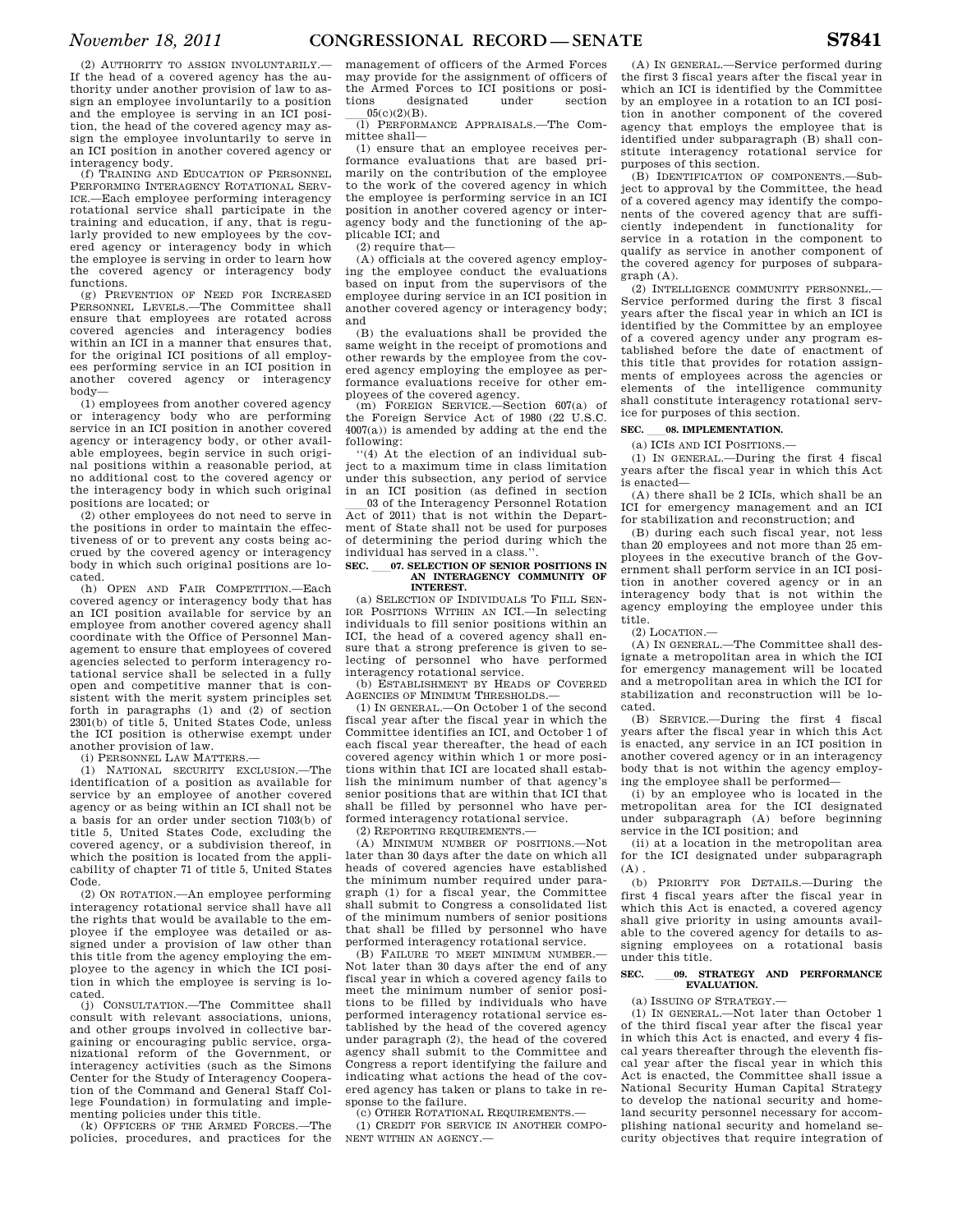(2) AUTHORITY TO ASSIGN INVOLUNTARILY.—If the head of a covered agency has the authority under another provision of law to assign an employee involuntarily to a position and the employee is serving in an ICI position, the head of the covered agency may assign the employee involuntarily to serve in an ICI position in another covered agency or interagency body.

(f) TRAINING AND EDUCATION OF PERSONNEL PERFORMING INTERAGENCY ROTATIONAL SERVICE.—Each employee performing interagency rotational service shall participate in the training and education, if any, that is regularly provided to new employees by the covered agency or interagency body in which the employee is serving in order to learn how the covered agency or interagency body functions.

(g) PREVENTION OF NEED FOR INCREASED PERSONNEL LEVELS.—The Committee shall ensure that employees are rotated across covered agencies and interagency bodies within an ICI in a manner that ensures that, for the original ICI positions of all employees performing service in an ICI position in another covered agency or interagency body—

(1) employees from another covered agency or interagency body who are performing service in an ICI position in another covered agency or interagency body, or other available employees, begin service in such original positions within a reasonable period, at no additional cost to the covered agency or the interagency body in which such original positions are located; or

(2) other employees do not need to serve in the positions in order to maintain the effectiveness of or to prevent any costs being accrued by the covered agency or interagency body in which such original positions are located.

(h) OPEN AND FAIR COMPETITION.—Each covered agency or interagency body that has an ICI position available for service by an employee from another covered agency shall coordinate with the Office of Personnel Management to ensure that employees of covered agencies selected to perform interagency rotational service shall be selected in a fully open and competitive manner that is consistent with the merit system principles set forth in paragraphs (1) and (2) of section 2301(b) of title 5, United States Code, unless the ICI position is otherwise exempt under another provision of law.

(i) PERSONNEL LAW MATTERS.—

(1) NATIONAL SECURITY EXCLUSION.—The identification of a position as available for service by an employee of another covered agency or as being within an ICI shall not be a basis for an order under section 7103(b) of title 5, United States Code, excluding the covered agency, or a subdivision thereof, in which the position is located from the applicability of chapter 71 of title 5, United States Code.

(2) ON ROTATION.—An employee performing interagency rotational service shall have all the rights that would be available to the employee if the employee was detailed or assigned under a provision of law other than this title from the agency employing the employee to the agency in which the ICI position in which the employee is serving is located.

(j) CONSULTATION.—The Committee shall consult with relevant associations, unions, and other groups involved in collective bargaining or encouraging public service, organizational reform of the Government, or interagency activities (such as the Simons Center for the Study of Interagency Cooperation of the Command and General Staff College Foundation) in formulating and implementing policies under this title.

(k) OFFICERS OF THE ARMED FORCES.—The policies, procedures, and practices for the management of officers of the Armed Forces may provide for the assignment of officers of the Armed Forces to ICI positions or positions designated under section \_\_\_05(c)(2)(B).

(l) PERFORMANCE APPRAISALS.—The Committee shall—

(1) ensure that an employee receives performance evaluations that are based primarily on the contribution of the employee to the work of the covered agency in which the employee is performing service in an ICI position in another covered agency or interagency body and the functioning of the applicable ICI; and

(2) require that—

(A) officials at the covered agency employing the employee conduct the evaluations based on input from the supervisors of the employee during service in an ICI position in another covered agency or interagency body; and

(B) the evaluations shall be provided the same weight in the receipt of promotions and other rewards by the employee from the covered agency employing the employee as performance evaluations receive for other employees of the covered agency.

(m) FOREIGN SERVICE.—Section 607(a) of the Foreign Service Act of 1980 (22 U.S.C. 4007(a)) is amended by adding at the end the following:

"(4) At the election of an individual subject to a maximum time in class limitation under this subsection, any period of service in an ICI position (as defined in section \_\_\_03 of the Interagency Personnel Rotation Act of 2011) that is not within the Department of State shall not be used for purposes of determining the period during which the individual has served in a class.".

**SEC. \_\_\_07. SELECTION OF SENIOR POSITIONS IN AN INTERAGENCY COMMUNITY OF INTEREST.**

(a) SELECTION OF INDIVIDUALS TO FILL SENIOR POSITIONS WITHIN AN ICI.—In selecting individuals to fill senior positions within an ICI, the head of a covered agency shall ensure that a strong preference is given to selecting of personnel who have performed interagency rotational service.

(b) ESTABLISHMENT BY HEADS OF COVERED AGENCIES OF MINIMUM THRESHOLDS.—

(1) IN GENERAL.—On October 1 of the second fiscal year after the fiscal year in which the Committee identifies an ICI, and October 1 of each fiscal year thereafter, the head of each covered agency within which 1 or more positions within that ICI are located shall establish the minimum number of that agency's senior positions that are within that ICI that shall be filled by personnel who have performed interagency rotational service.

(2) REPORTING REQUIREMENTS.—

(A) MINIMUM NUMBER OF POSITIONS.—Not later than 30 days after the date on which all heads of covered agencies have established the minimum number required under paragraph (1) for a fiscal year, the Committee shall submit to Congress a consolidated list of the minimum numbers of senior positions that shall be filled by personnel who have performed interagency rotational service.

(B) FAILURE TO MEET MINIMUM NUMBER.—Not later than 30 days after the end of any fiscal year in which a covered agency fails to meet the minimum number of senior positions to be filled by individuals who have performed interagency rotational service established by the head of the covered agency under paragraph (2), the head of the covered agency shall submit to the Committee and Congress a report identifying the failure and indicating what actions the head of the covered agency has taken or plans to take in response to the failure.

(c) OTHER ROTATIONAL REQUIREMENTS.—

(1) CREDIT FOR SERVICE IN ANOTHER COMPONENT WITHIN AN AGENCY.—

(A) IN GENERAL.—Service performed during the first 3 fiscal years after the fiscal year in which an ICI is identified by the Committee by an employee in a rotation to an ICI position in another component of the covered agency that employs the employee that is identified under subparagraph (B) shall constitute interagency rotational service for purposes of this section.

(B) IDENTIFICATION OF COMPONENTS.—Subject to approval by the Committee, the head of a covered agency may identify the components of the covered agency that are sufficiently independent in functionality for service in a rotation in the component to qualify as service in another component of the covered agency for purposes of subparagraph (A).

(2) INTELLIGENCE COMMUNITY PERSONNEL.—Service performed during the first 3 fiscal years after the fiscal year in which an ICI is identified by the Committee by an employee of a covered agency under any program established before the date of enactment of this title that provides for rotation assignments of employees across the agencies or elements of the intelligence community shall constitute interagency rotational service for purposes of this section.

**SEC. \_\_\_08. IMPLEMENTATION.**

(a) ICIS AND ICI POSITIONS.—

(1) IN GENERAL.—During the first 4 fiscal years after the fiscal year in which this Act is enacted—

(A) there shall be 2 ICIs, which shall be an ICI for emergency management and an ICI for stabilization and reconstruction; and

(B) during each such fiscal year, not less than 20 employees and not more than 25 employees in the executive branch of the Government shall perform service in an ICI position in another covered agency or in an interagency body that is not within the agency employing the employee under this title.

(2) LOCATION.—

(A) IN GENERAL.—The Committee shall designate a metropolitan area in which the ICI for emergency management will be located and a metropolitan area in which the ICI for stabilization and reconstruction will be located.

(B) SERVICE.—During the first 4 fiscal years after the fiscal year in which this Act is enacted, any service in an ICI position in another covered agency or in an interagency body that is not within the agency employing the employee shall be performed—

(i) by an employee who is located in the metropolitan area for the ICI designated under subparagraph (A) before beginning service in the ICI position; and

(ii) at a location in the metropolitan area for the ICI designated under subparagraph (A) .

(b) PRIORITY FOR DETAILS.—During the first 4 fiscal years after the fiscal year in which this Act is enacted, a covered agency shall give priority in using amounts available to the covered agency for details to assigning employees on a rotational basis under this title.

**SEC. \_\_\_09. STRATEGY AND PERFORMANCE EVALUATION.**

(a) ISSUING OF STRATEGY.—

(1) IN GENERAL.—Not later than October 1 of the third fiscal year after the fiscal year in which this Act is enacted, and every 4 fiscal years thereafter through the eleventh fiscal year after the fiscal year in which this Act is enacted, the Committee shall issue a National Security Human Capital Strategy to develop the national security and homeland security personnel necessary for accomplishing national security and homeland security objectives that require integration of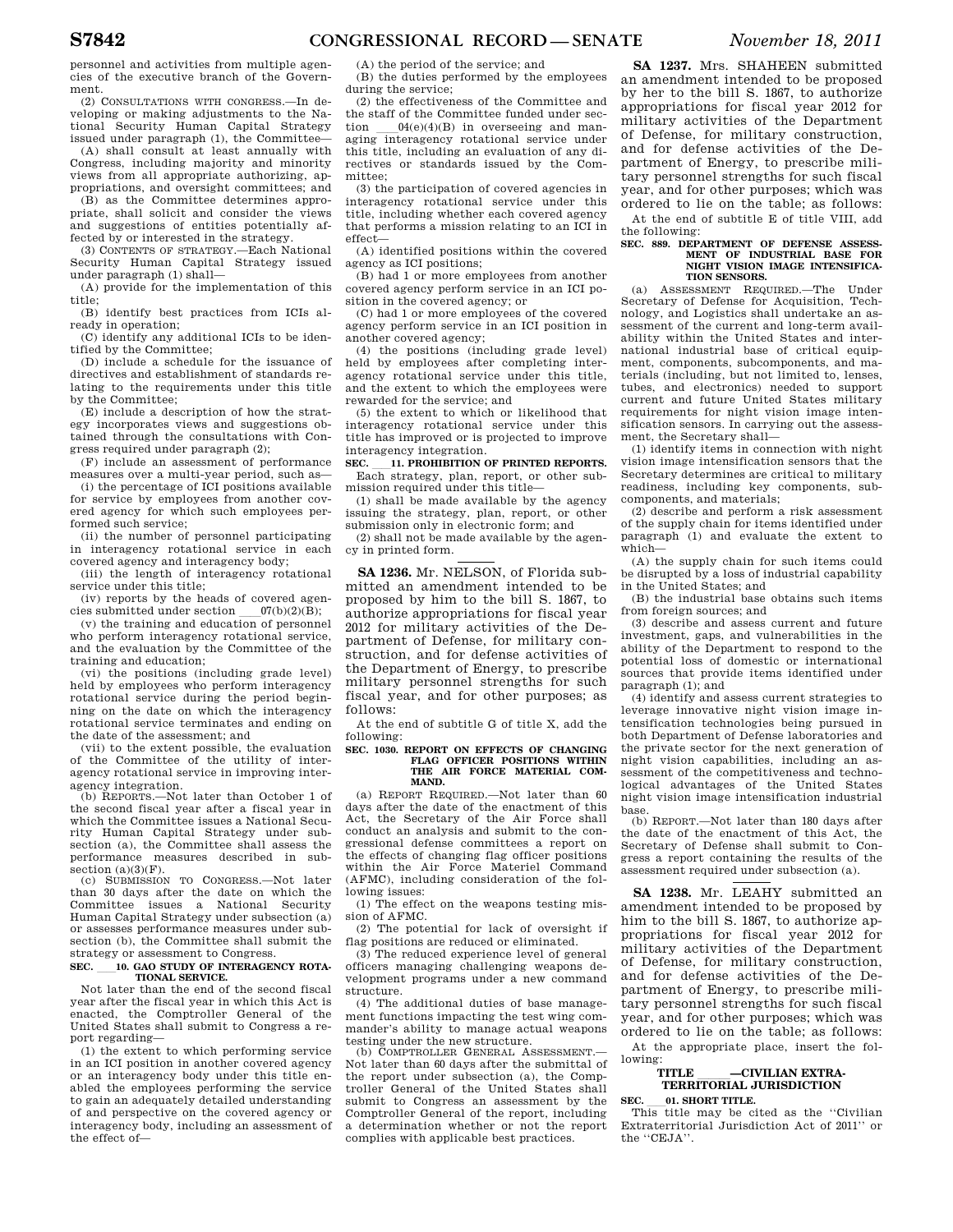personnel and activities from multiple agencies of the executive branch of the Government.

(2) CONSULTATIONS WITH CONGRESS.—In developing or making adjustments to the National Security Human Capital Strategy issued under paragraph (1), the Committee—

(A) shall consult at least annually with Congress, including majority and minority views from all appropriate authorizing, appropriations, and oversight committees; and

(B) as the Committee determines appropriate, shall solicit and consider the views and suggestions of entities potentially affected by or interested in the strategy.

(3) CONTENTS OF STRATEGY.—Each National Security Human Capital Strategy issued under paragraph (1) shall—

(A) provide for the implementation of this title;

(B) identify best practices from ICIs already in operation;

(C) identify any additional ICIs to be identified by the Committee;

(D) include a schedule for the issuance of directives and establishment of standards relating to the requirements under this title by the Committee;

(E) include a description of how the strategy incorporates views and suggestions obtained through the consultations with Congress required under paragraph (2);

(F) include an assessment of performance measures over a multi-year period, such as—

(i) the percentage of ICI positions available for service by employees from another covered agency for which such employees performed such service;

(ii) the number of personnel participating in interagency rotational service in each covered agency and interagency body;

(iii) the length of interagency rotational service under this title;

(iv) reports by the heads of covered agencies submitted under section ___07(b)(2)(B);

(v) the training and education of personnel who perform interagency rotational service, and the evaluation by the Committee of the training and education;

(vi) the positions (including grade level) held by employees who perform interagency rotational service during the period beginning on the date on which the interagency rotational service terminates and ending on the date of the assessment; and

(vii) to the extent possible, the evaluation of the Committee of the utility of interagency rotational service in improving interagency integration.

(b) REPORTS.—Not later than October 1 of the second fiscal year after a fiscal year in which the Committee issues a National Security Human Capital Strategy under subsection (a), the Committee shall assess the performance measures described in subsection (a)(3)(F).

(c) SUBMISSION TO CONGRESS.—Not later than 30 days after the date on which the Committee issues a National Security Human Capital Strategy under subsection (a) or assesses performance measures under subsection (b), the Committee shall submit the strategy or assessment to Congress.

**SEC. ___10. GAO STUDY OF INTERAGENCY ROTATIONAL SERVICE.**

Not later than the end of the second fiscal year after the fiscal year in which this Act is enacted, the Comptroller General of the United States shall submit to Congress a report regarding—

(1) the extent to which performing service in an ICI position in another covered agency or an interagency body under this title enabled the employees performing the service to gain an adequately detailed understanding of and perspective on the covered agency or interagency body, including an assessment of the effect of—

(A) the period of the service; and

(B) the duties performed by the employees during the service;

(2) the effectiveness of the Committee and the staff of the Committee funded under section ___04(e)(4)(B) in overseeing and managing interagency rotational service under this title, including an evaluation of any directives or standards issued by the Committee;

(3) the participation of covered agencies in interagency rotational service under this title, including whether each covered agency that performs a mission relating to an ICI in effect—

(A) identified positions within the covered agency as ICI positions;

(B) had 1 or more employees from another covered agency perform service in an ICI position in the covered agency; or

(C) had 1 or more employees of the covered agency perform service in an ICI position in another covered agency;

(4) the positions (including grade level) held by employees after completing interagency rotational service under this title, and the extent to which the employees were rewarded for the service; and

(5) the extent to which or likelihood that interagency rotational service under this title has improved or is projected to improve interagency integration.

**SEC. ___11. PROHIBITION OF PRINTED REPORTS.**

Each strategy, plan, report, or other submission required under this title—

(1) shall be made available by the agency issuing the strategy, plan, report, or other submission only in electronic form; and

(2) shall not be made available by the agency in printed form.

---

**SA 1236.** Mr. NELSON, of Florida submitted an amendment intended to be proposed by him to the bill S. 1867, to authorize appropriations for fiscal year 2012 for military activities of the Department of Defense, for military construction, and for defense activities of the Department of Energy, to prescribe military personnel strengths for such fiscal year, and for other purposes; as follows:

At the end of subtitle G of title X, add the following:

**SEC. 1030. REPORT ON EFFECTS OF CHANGING FLAG OFFICER POSITIONS WITHIN THE AIR FORCE MATERIAL COMMAND.**

(a) REPORT REQUIRED.—Not later than 60 days after the date of the enactment of this Act, the Secretary of the Air Force shall conduct an analysis and submit to the congressional defense committees a report on the effects of changing flag officer positions within the Air Force Materiel Command (AFMC), including consideration of the following issues:

(1) The effect on the weapons testing mission of AFMC.

(2) The potential for lack of oversight if flag positions are reduced or eliminated.

(3) The reduced experience level of general officers managing challenging weapons development programs under a new command structure.

(4) The additional duties of base management functions impacting the test wing commander's ability to manage actual weapons testing under the new structure.

(b) COMPTROLLER GENERAL ASSESSMENT.—Not later than 60 days after the submittal of the report under subsection (a), the Comptroller General of the United States shall submit to Congress an assessment by the Comptroller General of the report, including a determination whether or not the report complies with applicable best practices.

---

**SA 1237.** Mrs. SHAHEEN submitted an amendment intended to be proposed by her to the bill S. 1867, to authorize appropriations for fiscal year 2012 for military activities of the Department of Defense, for military construction, and for defense activities of the Department of Energy, to prescribe military personnel strengths for such fiscal year, and for other purposes; which was ordered to lie on the table; as follows:

At the end of subtitle E of title VIII, add the following:

**SEC. 889. DEPARTMENT OF DEFENSE ASSESSMENT OF INDUSTRIAL BASE FOR NIGHT VISION IMAGE INTENSIFICATION SENSORS.**

(a) ASSESSMENT REQUIRED.—The Under Secretary of Defense for Acquisition, Technology, and Logistics shall undertake an assessment of the current and long-term availability within the United States and international industrial base of critical equipment, components, subcomponents, and materials (including, but not limited to, lenses, tubes, and electronics) needed to support current and future United States military requirements for night vision image intensification sensors. In carrying out the assessment, the Secretary shall—

(1) identify items in connection with night vision image intensification sensors that the Secretary determines are critical to military readiness, including key components, subcomponents, and materials;

(2) describe and perform a risk assessment of the supply chain for items identified under paragraph (1) and evaluate the extent to which—

(A) the supply chain for such items could be disrupted by a loss of industrial capability in the United States; and

(B) the industrial base obtains such items from foreign sources; and

(3) describe and assess current and future investment, gaps, and vulnerabilities in the ability of the Department to respond to the potential loss of domestic or international sources that provide items identified under paragraph (1); and

(4) identify and assess current strategies to leverage innovative night vision image intensification technologies being pursued in both Department of Defense laboratories and the private sector for the next generation of night vision capabilities, including an assessment of the competitiveness and technological advantages of the United States night vision image intensification industrial base.

(b) REPORT.—Not later than 180 days after the date of the enactment of this Act, the Secretary of Defense shall submit to Congress a report containing the results of the assessment required under subsection (a).

---

**SA 1238.** Mr. LEAHY submitted an amendment intended to be proposed by him to the bill S. 1867, to authorize appropriations for fiscal year 2012 for military activities of the Department of Defense, for military construction, and for defense activities of the Department of Energy, to prescribe military personnel strengths for such fiscal year, and for other purposes; which was ordered to lie on the table; as follows:

At the appropriate place, insert the following:

**TITLE ___—CIVILIAN EXTRATERRITORIAL JURISDICTION**

**SEC. ___01. SHORT TITLE.**

This title may be cited as the "Civilian Extraterritorial Jurisdiction Act of 2011" or the "CEJA".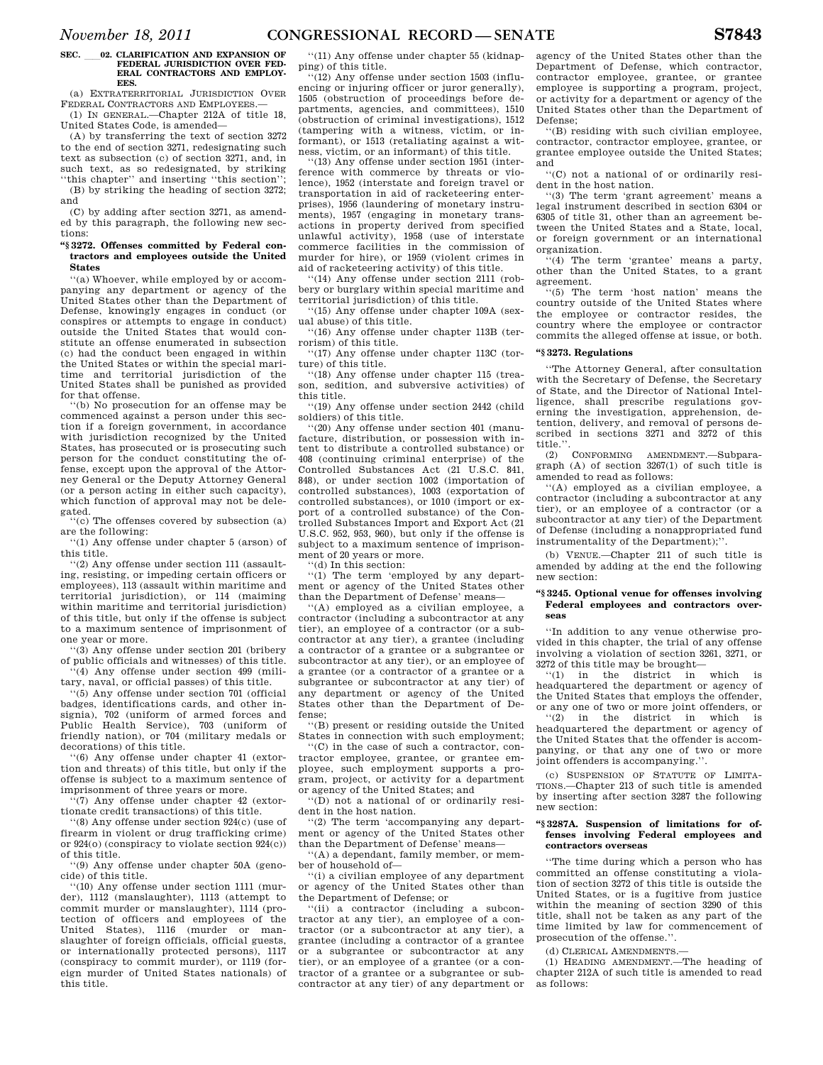**SEC. \_\_\_02. CLARIFICATION AND EXPANSION OF FEDERAL JURISDICTION OVER FEDERAL CONTRACTORS AND EMPLOYEES.**

(a) EXTRATERRITORIAL JURISDICTION OVER FEDERAL CONTRACTORS AND EMPLOYEES.—

(1) IN GENERAL.—Chapter 212A of title 18, United States Code, is amended—

(A) by transferring the text of section 3272 to the end of section 3271, redesignating such text as subsection (c) of section 3271, and, in such text, as so redesignated, by striking ''this chapter'' and inserting ''this section'';

(B) by striking the heading of section 3272; and

(C) by adding after section 3271, as amended by this paragraph, the following new sections:

**''§ 3272. Offenses committed by Federal contractors and employees outside the United States**

''(a) Whoever, while employed by or accompanying any department or agency of the United States other than the Department of Defense, knowingly engages in conduct (or conspires or attempts to engage in conduct) outside the United States that would constitute an offense enumerated in subsection (c) had the conduct been engaged in within the United States or within the special maritime and territorial jurisdiction of the United States shall be punished as provided for that offense.

''(b) No prosecution for an offense may be commenced against a person under this section if a foreign government, in accordance with jurisdiction recognized by the United States, has prosecuted or is prosecuting such person for the conduct constituting the offense, except upon the approval of the Attorney General or the Deputy Attorney General (or a person acting in either such capacity), which function of approval may not be delegated.

''(c) The offenses covered by subsection (a) are the following:

''(1) Any offense under chapter 5 (arson) of this title.

''(2) Any offense under section 111 (assaulting, resisting, or impeding certain officers or employees), 113 (assault within maritime and territorial jurisdiction), or 114 (maiming within maritime and territorial jurisdiction) of this title, but only if the offense is subject to a maximum sentence of imprisonment of one year or more.

''(3) Any offense under section 201 (bribery of public officials and witnesses) of this title.

''(4) Any offense under section 499 (military, naval, or official passes) of this title.

''(5) Any offense under section 701 (official badges, identifications cards, and other insignia), 702 (uniform of armed forces and Public Health Service), 703 (uniform of friendly nation), or 704 (military medals or decorations) of this title.

''(6) Any offense under chapter 41 (extortion and threats) of this title, but only if the offense is subject to a maximum sentence of imprisonment of three years or more.

''(7) Any offense under chapter 42 (extortionate credit transactions) of this title.

''(8) Any offense under section 924(c) (use of firearm in violent or drug trafficking crime) or 924(o) (conspiracy to violate section 924(c)) of this title.

''(9) Any offense under chapter 50A (genocide) of this title.

''(10) Any offense under section 1111 (murder), 1112 (manslaughter), 1113 (attempt to commit murder or manslaughter), 1114 (protection of officers and employees of the United States), 1116 (murder or manslaughter of foreign officials, official guests, or internationally protected persons), 1117 (conspiracy to commit murder), or 1119 (foreign murder of United States nationals) of this title.

''(11) Any offense under chapter 55 (kidnapping) of this title.

''(12) Any offense under section 1503 (influencing or injuring officer or juror generally), 1505 (obstruction of proceedings before departments, agencies, and committees), 1510 (obstruction of criminal investigations), 1512 (tampering with a witness, victim, or informant), or 1513 (retaliating against a witness, victim, or an informant) of this title.

''(13) Any offense under section 1951 (interference with commerce by threats or violence), 1952 (interstate and foreign travel or transportation in aid of racketeering enterprises), 1956 (laundering of monetary instruments), 1957 (engaging in monetary transactions in property derived from specified unlawful activity), 1958 (use of interstate commerce facilities in the commission of murder for hire), or 1959 (violent crimes in aid of racketeering activity) of this title.

''(14) Any offense under section 2111 (robbery or burglary within special maritime and territorial jurisdiction) of this title.

''(15) Any offense under chapter 109A (sexual abuse) of this title.

''(16) Any offense under chapter 113B (terrorism) of this title.

''(17) Any offense under chapter 113C (torture) of this title.

''(18) Any offense under chapter 115 (treason, sedition, and subversive activities) of this title.

''(19) Any offense under section 2442 (child soldiers) of this title.

''(20) Any offense under section 401 (manufacture, distribution, or possession with intent to distribute a controlled substance) or 408 (continuing criminal enterprise) of the Controlled Substances Act (21 U.S.C. 841, 848), or under section 1002 (importation of controlled substances), 1003 (exportation of controlled substances), or 1010 (import or export of a controlled substance) of the Controlled Substances Import and Export Act (21 U.S.C. 952, 953, 960), but only if the offense is subject to a maximum sentence of imprisonment of 20 years or more.

''(d) In this section:

''(1) The term 'employed by any department or agency of the United States other than the Department of Defense' means—

''(A) employed as a civilian employee, a contractor (including a subcontractor at any tier), an employee of a contractor (or a subcontractor at any tier), a grantee (including a contractor of a grantee or a subgrantee or subcontractor at any tier), or an employee of a grantee (or a contractor of a grantee or a subgrantee or subcontractor at any tier) of any department or agency of the United States other than the Department of Defense;

''(B) present or residing outside the United States in connection with such employment;

''(C) in the case of such a contractor, contractor employee, grantee, or grantee employee, such employment supports a program, project, or activity for a department or agency of the United States; and

''(D) not a national of or ordinarily resident in the host nation.

''(2) The term 'accompanying any department or agency of the United States other than the Department of Defense' means—

''(A) a dependant, family member, or member of household of—

''(i) a civilian employee of any department or agency of the United States other than the Department of Defense; or

''(ii) a contractor (including a subcontractor at any tier), an employee of a contractor (or a subcontractor at any tier), a grantee (including a contractor of a grantee or a subgrantee or subcontractor at any tier), or an employee of a grantee (or a contractor of a grantee or a subgrantee or subcontractor at any tier) of any department or agency of the United States other than the Department of Defense, which contractor, contractor employee, grantee, or grantee employee is supporting a program, project, or activity for a department or agency of the United States other than the Department of Defense;

''(B) residing with such civilian employee, contractor, contractor employee, grantee, or grantee employee outside the United States; and

''(C) not a national of or ordinarily resident in the host nation.

''(3) The term 'grant agreement' means a legal instrument described in section 6304 or 6305 of title 31, other than an agreement between the United States and a State, local, or foreign government or an international organization.

''(4) The term 'grantee' means a party, other than the United States, to a grant agreement.

''(5) The term 'host nation' means the country outside of the United States where the employee or contractor resides, the country where the employee or contractor commits the alleged offense at issue, or both.

**''§ 3273. Regulations**

''The Attorney General, after consultation with the Secretary of Defense, the Secretary of State, and the Director of National Intelligence, shall prescribe regulations governing the investigation, apprehension, detention, delivery, and removal of persons described in sections 3271 and 3272 of this title.''.

(2) CONFORMING AMENDMENT.—Subparagraph (A) of section 3267(1) of such title is amended to read as follows:

''(A) employed as a civilian employee, a contractor (including a subcontractor at any tier), or an employee of a contractor (or a subcontractor at any tier) of the Department of Defense (including a nonappropriated fund instrumentality of the Department);''.

(b) VENUE.—Chapter 211 of such title is amended by adding at the end the following new section:

**''§ 3245. Optional venue for offenses involving Federal employees and contractors overseas**

''In addition to any venue otherwise provided in this chapter, the trial of any offense involving a violation of section 3261, 3271, or 3272 of this title may be brought—

''(1) in the district in which is headquartered the department or agency of the United States that employs the offender, or any one of two or more joint offenders, or

''(2) in the district in which is headquartered the department or agency of the United States that the offender is accompanying, or that any one of two or more joint offenders is accompanying.''.

(c) SUSPENSION OF STATUTE OF LIMITATIONS.—Chapter 213 of such title is amended by inserting after section 3287 the following new section:

**''§ 3287A. Suspension of limitations for offenses involving Federal employees and contractors overseas**

''The time during which a person who has committed an offense constituting a violation of section 3272 of this title is outside the United States, or is a fugitive from justice within the meaning of section 3290 of this title, shall not be taken as any part of the time limited by law for commencement of prosecution of the offense.''.

(d) CLERICAL AMENDMENTS.—

(1) HEADING AMENDMENT.—The heading of chapter 212A of such title is amended to read as follows: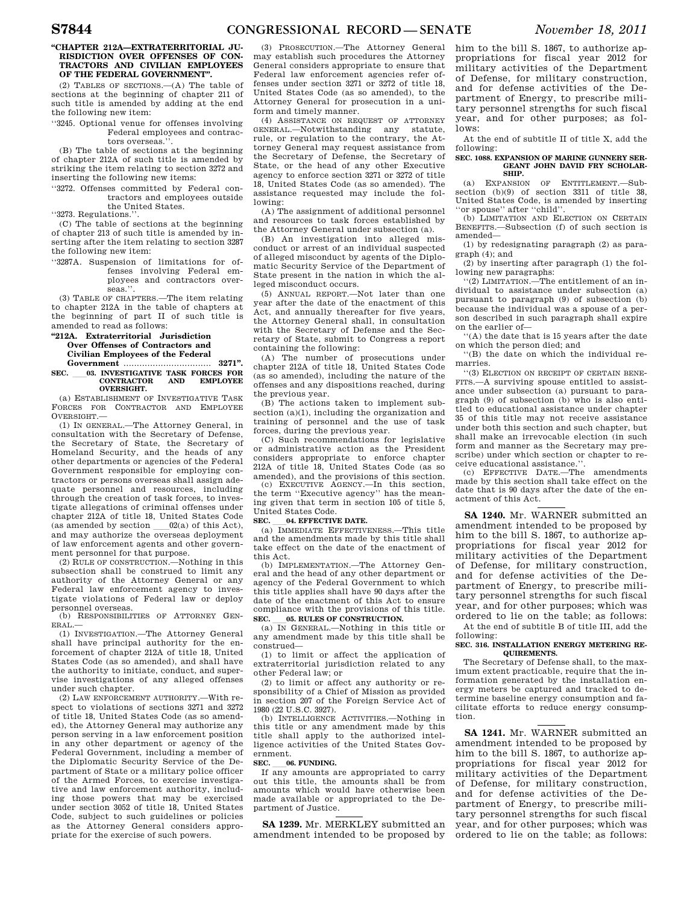**"CHAPTER 212A—EXTRATERRITORIAL JURISDICTION OVER OFFENSES OF CONTRACTORS AND CIVILIAN EMPLOYEES OF THE FEDERAL GOVERNMENT".**

(2) TABLES OF SECTIONS.—(A) The table of sections at the beginning of chapter 211 of such title is amended by adding at the end the following new item:

"3245. Optional venue for offenses involving Federal employees and contractors overseas.".

(B) The table of sections at the beginning of chapter 212A of such title is amended by striking the item relating to section 3272 and inserting the following new items:

"3272. Offenses committed by Federal contractors and employees outside the United States.

"3273. Regulations.".

(C) The table of sections at the beginning of chapter 213 of such title is amended by inserting after the item relating to section 3287 the following new item:

"3287A. Suspension of limitations for offenses involving Federal employees and contractors overseas.".

(3) TABLE OF CHAPTERS.—The item relating to chapter 212A in the table of chapters at the beginning of part II of such title is amended to read as follows:

**"212A. Extraterritorial Jurisdiction Over Offenses of Contractors and Civilian Employees of the Federal Government ................................ 3271".**

**SEC. \_\_\_03. INVESTIGATIVE TASK FORCES FOR CONTRACTOR AND EMPLOYEE OVERSIGHT.**

(a) ESTABLISHMENT OF INVESTIGATIVE TASK FORCES FOR CONTRACTOR AND EMPLOYEE OVERSIGHT.—

(1) IN GENERAL.—The Attorney General, in consultation with the Secretary of Defense, the Secretary of State, the Secretary of Homeland Security, and the heads of any other departments or agencies of the Federal Government responsible for employing contractors or persons overseas shall assign adequate personnel and resources, including through the creation of task forces, to investigate allegations of criminal offenses under chapter 212A of title 18, United States Code (as amended by section \_\_\_02(a) of this Act), and may authorize the overseas deployment of law enforcement agents and other government personnel for that purpose.

(2) RULE OF CONSTRUCTION.—Nothing in this subsection shall be construed to limit any authority of the Attorney General or any Federal law enforcement agency to investigate violations of Federal law or deploy personnel overseas.

(b) RESPONSIBILITIES OF ATTORNEY GENERAL.—

(1) INVESTIGATION.—The Attorney General shall have principal authority for the enforcement of chapter 212A of title 18, United States Code (as so amended), and shall have the authority to initiate, conduct, and supervise investigations of any alleged offenses under such chapter.

(2) LAW ENFORCEMENT AUTHORITY.—With respect to violations of sections 3271 and 3272 of title 18, United States Code (as so amended), the Attorney General may authorize any person serving in a law enforcement position in any other department or agency of the Federal Government, including a member of the Diplomatic Security Service of the Department of State or a military police officer of the Armed Forces, to exercise investigative and law enforcement authority, including those powers that may be exercised under section 3052 of title 18, United States Code, subject to such guidelines or policies as the Attorney General considers appropriate for the exercise of such powers.

(3) PROSECUTION.—The Attorney General may establish such procedures the Attorney General considers appropriate to ensure that Federal law enforcement agencies refer offenses under section 3271 or 3272 of title 18, United States Code (as so amended), to the Attorney General for prosecution in a uniform and timely manner.

(4) ASSISTANCE ON REQUEST OF ATTORNEY GENERAL.—Notwithstanding any statute, rule, or regulation to the contrary, the Attorney General may request assistance from the Secretary of Defense, the Secretary of State, or the head of any other Executive agency to enforce section 3271 or 3272 of title 18, United States Code (as so amended). The assistance requested may include the following:

(A) The assignment of additional personnel and resources to task forces established by the Attorney General under subsection (a).

(B) An investigation into alleged misconduct or arrest of an individual suspected of alleged misconduct by agents of the Diplomatic Security Service of the Department of State present in the nation in which the alleged misconduct occurs.

(5) ANNUAL REPORT.—Not later than one year after the date of the enactment of this Act, and annually thereafter for five years, the Attorney General shall, in consultation with the Secretary of Defense and the Secretary of State, submit to Congress a report containing the following:

(A) The number of prosecutions under chapter 212A of title 18, United States Code (as so amended), including the nature of the offenses and any dispositions reached, during the previous year.

(B) The actions taken to implement subsection (a)(1), including the organization and training of personnel and the use of task forces, during the previous year.

(C) Such recommendations for legislative or administrative action as the President considers appropriate to enforce chapter 212A of title 18, United States Code (as so amended), and the provisions of this section.

(c) EXECUTIVE AGENCY.—In this section, the term "Executive agency" has the meaning given that term in section 105 of title 5, United States Code.

**SEC. \_\_\_04. EFFECTIVE DATE.**

(a) IMMEDIATE EFFECTIVENESS.—This title and the amendments made by this title shall take effect on the date of the enactment of this Act.

(b) IMPLEMENTATION.—The Attorney General and the head of any other department or agency of the Federal Government to which this title applies shall have 90 days after the date of the enactment of this Act to ensure compliance with the provisions of this title.

**SEC. \_\_\_05. RULES OF CONSTRUCTION.**

(a) IN GENERAL.—Nothing in this title or any amendment made by this title shall be construed—

(1) to limit or affect the application of extraterritorial jurisdiction related to any other Federal law; or

(2) to limit or affect any authority or responsibility of a Chief of Mission as provided in section 207 of the Foreign Service Act of 1980 (22 U.S.C. 3927).

(b) INTELLIGENCE ACTIVITIES.—Nothing in this title or any amendment made by this title shall apply to the authorized intelligence activities of the United States Government.

**SEC. \_\_\_06. FUNDING.**

If any amounts are appropriated to carry out this title, the amounts shall be from amounts which would have otherwise been made available or appropriated to the Department of Justice.

---

**SA 1239.** Mr. MERKLEY submitted an amendment intended to be proposed by him to the bill S. 1867, to authorize appropriations for fiscal year 2012 for military activities of the Department of Defense, for military construction, and for defense activities of the Department of Energy, to prescribe military personnel strengths for such fiscal year, and for other purposes; as follows:

At the end of subtitle H of title X, add the following:

**SEC. 1088. EXPANSION OF MARINE GUNNERY SERGEANT JOHN DAVID FRY SCHOLARSHIP.**

(a) EXPANSION OF ENTITLEMENT.—Subsection (b)(9) of section 3311 of title 38, United States Code, is amended by inserting "or spouse" after "child".

(b) LIMITATION AND ELECTION ON CERTAIN BENEFITS.—Subsection (f) of such section is amended—

(1) by redesignating paragraph (2) as paragraph (4); and

(2) by inserting after paragraph (1) the following new paragraphs:

"(2) LIMITATION.—The entitlement of an individual to assistance under subsection (a) pursuant to paragraph (9) of subsection (b) because the individual was a spouse of a person described in such paragraph shall expire on the earlier of—

"(A) the date that is 15 years after the date on which the person died; and

"(B) the date on which the individual remarries.

"(3) ELECTION ON RECEIPT OF CERTAIN BENEFITS.—A surviving spouse entitled to assistance under subsection (a) pursuant to paragraph (9) of subsection (b) who is also entitled to educational assistance under chapter 35 of this title may not receive assistance under both this section and such chapter, but shall make an irrevocable election (in such form and manner as the Secretary may prescribe) under which section or chapter to receive educational assistance.".

(c) EFFECTIVE DATE.—The amendments made by this section shall take effect on the date that is 90 days after the date of the enactment of this Act.

---

**SA 1240.** Mr. WARNER submitted an amendment intended to be proposed by him to the bill S. 1867, to authorize appropriations for fiscal year 2012 for military activities of the Department of Defense, for military construction, and for defense activities of the Department of Energy, to prescribe military personnel strengths for such fiscal year, and for other purposes; which was ordered to lie on the table; as follows:

At the end of subtitle B of title III, add the following:

**SEC. 316. INSTALLATION ENERGY METERING REQUIREMENTS.**

The Secretary of Defense shall, to the maximum extent practicable, require that the information generated by the installation energy meters be captured and tracked to determine baseline energy consumption and facilitate efforts to reduce energy consumption.

---

**SA 1241.** Mr. WARNER submitted an amendment intended to be proposed by him to the bill S. 1867, to authorize appropriations for fiscal year 2012 for military activities of the Department of Defense, for military construction, and for defense activities of the Department of Energy, to prescribe military personnel strengths for such fiscal year, and for other purposes; which was ordered to lie on the table; as follows: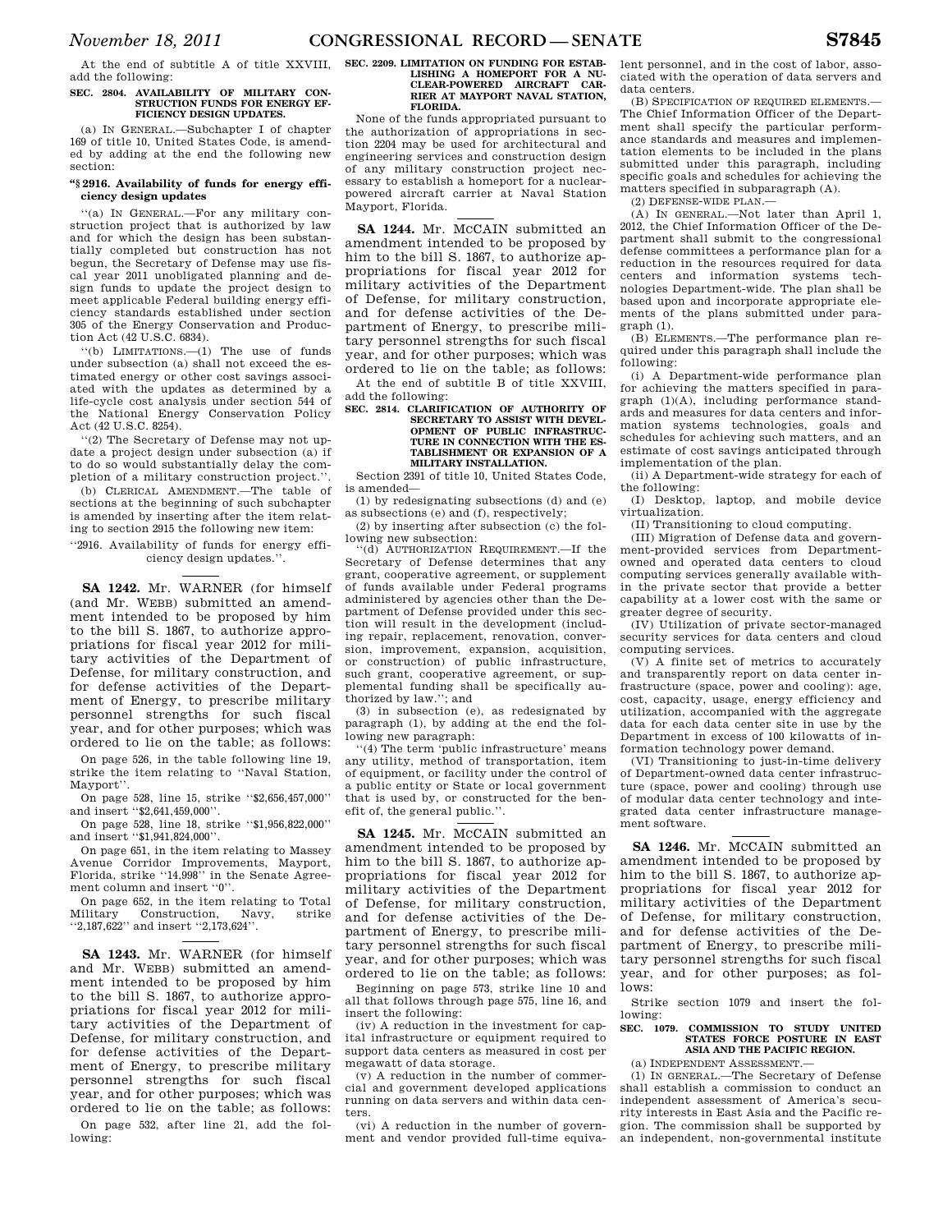At the end of subtitle A of title XXVIII, add the following:

**SEC. 2804. AVAILABILITY OF MILITARY CONSTRUCTION FUNDS FOR ENERGY EFFICIENCY DESIGN UPDATES.**

(a) IN GENERAL.—Subchapter I of chapter 169 of title 10, United States Code, is amended by adding at the end the following new section:

**"§ 2916. Availability of funds for energy efficiency design updates**

"(a) IN GENERAL.—For any military construction project that is authorized by law and for which the design has been substantially completed but construction has not begun, the Secretary of Defense may use fiscal year 2011 unobligated planning and design funds to update the project design to meet applicable Federal building energy efficiency standards established under section 305 of the Energy Conservation and Production Act (42 U.S.C. 6834).

"(b) LIMITATIONS.—(1) The use of funds under subsection (a) shall not exceed the estimated energy or other cost savings associated with the updates as determined by a life-cycle cost analysis under section 544 of the National Energy Conservation Policy Act (42 U.S.C. 8254).

"(2) The Secretary of Defense may not update a project design under subsection (a) if to do so would substantially delay the completion of a military construction project.".

(b) CLERICAL AMENDMENT.—The table of sections at the beginning of such subchapter is amended by inserting after the item relating to section 2915 the following new item:

"2916. Availability of funds for energy efficiency design updates.".

---

**SA 1242.** Mr. WARNER (for himself (and Mr. WEBB) submitted an amendment intended to be proposed by him to the bill S. 1867, to authorize appropriations for fiscal year 2012 for military activities of the Department of Defense, for military construction, and for defense activities of the Department of Energy, to prescribe military personnel strengths for such fiscal year, and for other purposes; which was ordered to lie on the table; as follows:

On page 526, in the table following line 19, strike the item relating to "Naval Station, Mayport".

On page 528, line 15, strike "$2,656,457,000" and insert "$2,641,459,000".

On page 528, line 18, strike "$1,956,822,000" and insert "$1,941,824,000".

On page 651, in the item relating to Massey Avenue Corridor Improvements, Mayport, Florida, strike "14,998" in the Senate Agreement column and insert "0".

On page 652, in the item relating to Total Military Construction, Navy, strike "2,187,622" and insert "2,173,624".

---

**SA 1243.** Mr. WARNER (for himself and Mr. WEBB) submitted an amendment intended to be proposed by him to the bill S. 1867, to authorize appropriations for fiscal year 2012 for military activities of the Department of Defense, for military construction, and for defense activities of the Department of Energy, to prescribe military personnel strengths for such fiscal year, and for other purposes; which was ordered to lie on the table; as follows:

On page 532, after line 21, add the following:

**SEC. 2209. LIMITATION ON FUNDING FOR ESTABLISHING A HOMEPORT FOR A NUCLEAR-POWERED AIRCRAFT CARRIER AT MAYPORT NAVAL STATION, FLORIDA.**

None of the funds appropriated pursuant to the authorization of appropriations in section 2204 may be used for architectural and engineering services and construction design of any military construction project necessary to establish a homeport for a nuclear-powered aircraft carrier at Naval Station Mayport, Florida.

---

**SA 1244.** Mr. MCCAIN submitted an amendment intended to be proposed by him to the bill S. 1867, to authorize appropriations for fiscal year 2012 for military activities of the Department of Defense, for military construction, and for defense activities of the Department of Energy, to prescribe military personnel strengths for such fiscal year, and for other purposes; which was ordered to lie on the table; as follows:

At the end of subtitle B of title XXVIII, add the following:

**SEC. 2814. CLARIFICATION OF AUTHORITY OF SECRETARY TO ASSIST WITH DEVELOPMENT OF PUBLIC INFRASTRUCTURE IN CONNECTION WITH THE ESTABLISHMENT OR EXPANSION OF A MILITARY INSTALLATION.**

Section 2391 of title 10, United States Code, is amended—

(1) by redesignating subsections (d) and (e) as subsections (e) and (f), respectively;

(2) by inserting after subsection (c) the following new subsection:

"(d) AUTHORIZATION REQUIREMENT.—If the Secretary of Defense determines that any grant, cooperative agreement, or supplement of funds available under Federal programs administered by agencies other than the Department of Defense provided under this section will result in the development (including repair, replacement, renovation, conversion, improvement, expansion, acquisition, or construction) of public infrastructure, such grant, cooperative agreement, or supplemental funding shall be specifically authorized by law."; and

(3) in subsection (e), as redesignated by paragraph (1), by adding at the end the following new paragraph:

"(4) The term 'public infrastructure' means any utility, method of transportation, item of equipment, or facility under the control of a public entity or State or local government that is used by, or constructed for the benefit of, the general public.".

---

**SA 1245.** Mr. MCCAIN submitted an amendment intended to be proposed by him to the bill S. 1867, to authorize appropriations for fiscal year 2012 for military activities of the Department of Defense, for military construction, and for defense activities of the Department of Energy, to prescribe military personnel strengths for such fiscal year, and for other purposes; which was ordered to lie on the table; as follows:

Beginning on page 573, strike line 10 and all that follows through page 575, line 16, and insert the following:

(iv) A reduction in the investment for capital infrastructure or equipment required to support data centers as measured in cost per megawatt of data storage.

(v) A reduction in the number of commercial and government developed applications running on data servers and within data centers.

(vi) A reduction in the number of government and vendor provided full-time equivalent personnel, and in the cost of labor, associated with the operation of data servers and data centers.

(B) SPECIFICATION OF REQUIRED ELEMENTS.—The Chief Information Officer of the Department shall specify the particular performance standards and measures and implementation elements to be included in the plans submitted under this paragraph, including specific goals and schedules for achieving the matters specified in subparagraph (A).

(2) DEFENSE-WIDE PLAN.—

(A) IN GENERAL.—Not later than April 1, 2012, the Chief Information Officer of the Department shall submit to the congressional defense committees a performance plan for a reduction in the resources required for data centers and information systems technologies Department-wide. The plan shall be based upon and incorporate appropriate elements of the plans submitted under paragraph (1).

(B) ELEMENTS.—The performance plan required under this paragraph shall include the following:

(i) A Department-wide performance plan for achieving the matters specified in paragraph (1)(A), including performance standards and measures for data centers and information systems technologies, goals and schedules for achieving such matters, and an estimate of cost savings anticipated through implementation of the plan.

(ii) A Department-wide strategy for each of the following:

(I) Desktop, laptop, and mobile device virtualization.

(II) Transitioning to cloud computing.

(III) Migration of Defense data and government-provided services from Department-owned and operated data centers to cloud computing services generally available within the private sector that provide a better capability at a lower cost with the same or greater degree of security.

(IV) Utilization of private sector-managed security services for data centers and cloud computing services.

(V) A finite set of metrics to accurately and transparently report on data center infrastructure (space, power and cooling): age, cost, capacity, usage, energy efficiency and utilization, accompanied with the aggregate data for each data center site in use by the Department in excess of 100 kilowatts of information technology power demand.

(VI) Transitioning to just-in-time delivery of Department-owned data center infrastructure (space, power and cooling) through use of modular data center technology and integrated data center infrastructure management software.

---

**SA 1246.** Mr. MCCAIN submitted an amendment intended to be proposed by him to the bill S. 1867, to authorize appropriations for fiscal year 2012 for military activities of the Department of Defense, for military construction, and for defense activities of the Department of Energy, to prescribe military personnel strengths for such fiscal year, and for other purposes; as follows:

Strike section 1079 and insert the following:

**SEC. 1079. COMMISSION TO STUDY UNITED STATES FORCE POSTURE IN EAST ASIA AND THE PACIFIC REGION.**

(a) INDEPENDENT ASSESSMENT.—

(1) IN GENERAL.—The Secretary of Defense shall establish a commission to conduct an independent assessment of America's security interests in East Asia and the Pacific region. The commission shall be supported by an independent, non-governmental institute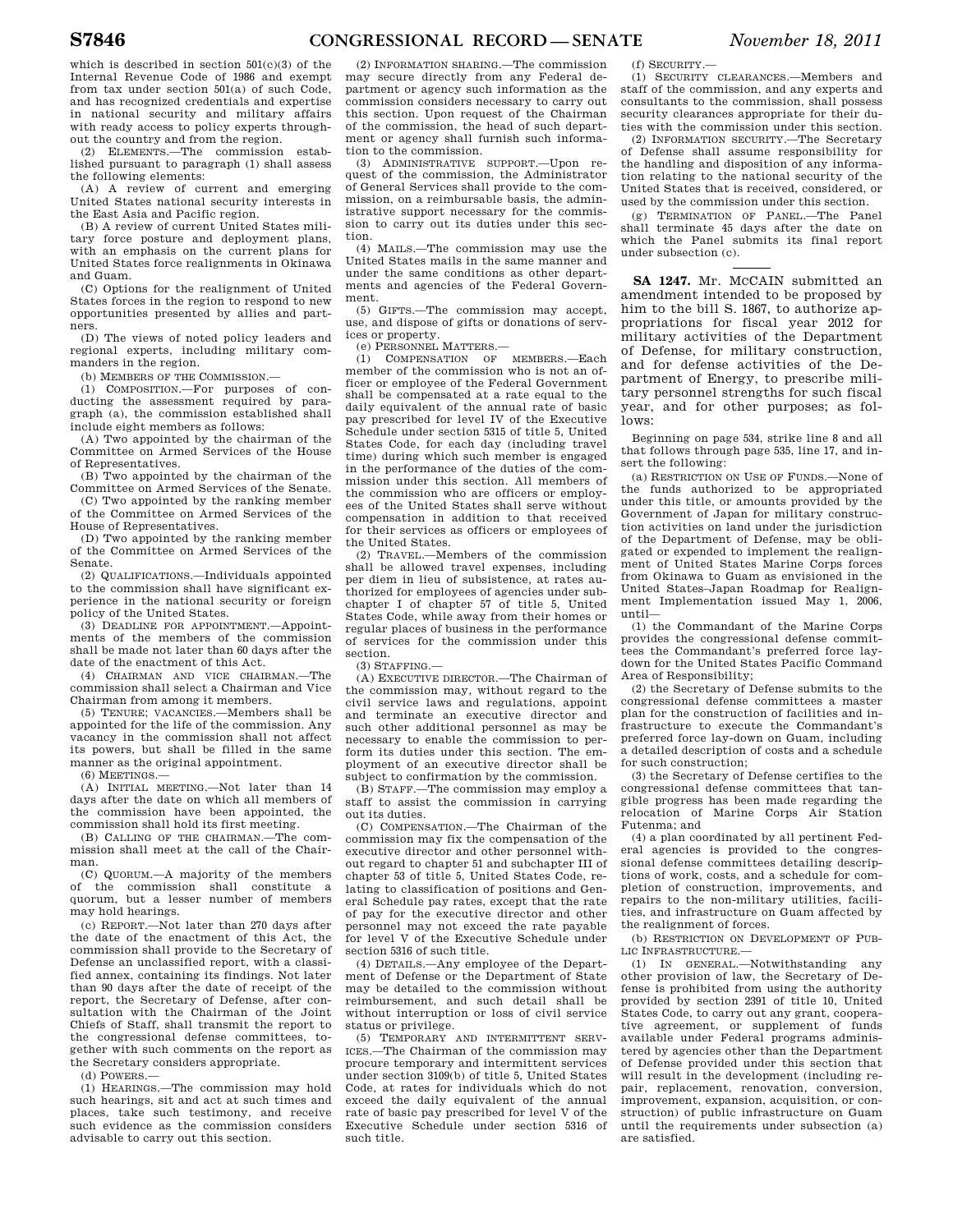which is described in section 501(c)(3) of the Internal Revenue Code of 1986 and exempt from tax under section 501(a) of such Code, and has recognized credentials and expertise in national security and military affairs with ready access to policy experts throughout the country and from the region.

(2) ELEMENTS.—The commission established pursuant to paragraph (1) shall assess the following elements:

(A) A review of current and emerging United States national security interests in the East Asia and Pacific region.

(B) A review of current United States military force posture and deployment plans, with an emphasis on the current plans for United States force realignments in Okinawa and Guam.

(C) Options for the realignment of United States forces in the region to respond to new opportunities presented by allies and partners.

(D) The views of noted policy leaders and regional experts, including military commanders in the region.

(b) MEMBERS OF THE COMMISSION.—

(1) COMPOSITION.—For purposes of conducting the assessment required by paragraph (a), the commission established shall include eight members as follows:

(A) Two appointed by the chairman of the Committee on Armed Services of the House of Representatives.

(B) Two appointed by the chairman of the Committee on Armed Services of the Senate.

(C) Two appointed by the ranking member of the Committee on Armed Services of the House of Representatives.

(D) Two appointed by the ranking member of the Committee on Armed Services of the Senate.

(2) QUALIFICATIONS.—Individuals appointed to the commission shall have significant experience in the national security or foreign policy of the United States.

(3) DEADLINE FOR APPOINTMENT.—Appointments of the members of the commission shall be made not later than 60 days after the date of the enactment of this Act.

(4) CHAIRMAN AND VICE CHAIRMAN.—The commission shall select a Chairman and Vice Chairman from among it members.

(5) TENURE; VACANCIES.—Members shall be appointed for the life of the commission. Any vacancy in the commission shall not affect its powers, but shall be filled in the same manner as the original appointment.

(6) MEETINGS.—

(A) INITIAL MEETING.—Not later than 14 days after the date on which all members of the commission have been appointed, the commission shall hold its first meeting.

(B) CALLING OF THE CHAIRMAN.—The commission shall meet at the call of the Chairman.

(C) QUORUM.—A majority of the members of the commission shall constitute a quorum, but a lesser number of members may hold hearings.

(c) REPORT.—Not later than 270 days after the date of the enactment of this Act, the commission shall provide to the Secretary of Defense an unclassified report, with a classified annex, containing its findings. Not later than 90 days after the date of receipt of the report, the Secretary of Defense, after consultation with the Chairman of the Joint Chiefs of Staff, shall transmit the report to the congressional defense committees, together with such comments on the report as the Secretary considers appropriate.

(d) POWERS.—

(1) HEARINGS.—The commission may hold such hearings, sit and act at such times and places, take such testimony, and receive such evidence as the commission considers advisable to carry out this section.

(2) INFORMATION SHARING.—The commission may secure directly from any Federal department or agency such information as the commission considers necessary to carry out this section. Upon request of the Chairman of the commission, the head of such department or agency shall furnish such information to the commission.

(3) ADMINISTRATIVE SUPPORT.—Upon request of the commission, the Administrator of General Services shall provide to the commission, on a reimbursable basis, the administrative support necessary for the commission to carry out its duties under this section.

(4) MAILS.—The commission may use the United States mails in the same manner and under the same conditions as other departments and agencies of the Federal Government.

(5) GIFTS.—The commission may accept, use, and dispose of gifts or donations of services or property.

(e) PERSONNEL MATTERS.—

(1) COMPENSATION OF MEMBERS.—Each member of the commission who is not an officer or employee of the Federal Government shall be compensated at a rate equal to the daily equivalent of the annual rate of basic pay prescribed for level IV of the Executive Schedule under section 5315 of title 5, United States Code, for each day (including travel time) during which such member is engaged in the performance of the duties of the commission under this section. All members of the commission who are officers or employees of the United States shall serve without compensation in addition to that received for their services as officers or employees of the United States.

(2) TRAVEL.—Members of the commission shall be allowed travel expenses, including per diem in lieu of subsistence, at rates authorized for employees of agencies under subchapter I of chapter 57 of title 5, United States Code, while away from their homes or regular places of business in the performance of services for the commission under this section.

(3) STAFFING.—

(A) EXECUTIVE DIRECTOR.—The Chairman of the commission may, without regard to the civil service laws and regulations, appoint and terminate an executive director and such other additional personnel as may be necessary to enable the commission to perform its duties under this section. The employment of an executive director shall be subject to confirmation by the commission.

(B) STAFF.—The commission may employ a staff to assist the commission in carrying out its duties.

(C) COMPENSATION.—The Chairman of the commission may fix the compensation of the executive director and other personnel without regard to chapter 51 and subchapter III of chapter 53 of title 5, United States Code, relating to classification of positions and General Schedule pay rates, except that the rate of pay for the executive director and other personnel may not exceed the rate payable for level V of the Executive Schedule under section 5316 of such title.

(4) DETAILS.—Any employee of the Department of Defense or the Department of State may be detailed to the commission without reimbursement, and such detail shall be without interruption or loss of civil service status or privilege.

(5) TEMPORARY AND INTERMITTENT SERVICES.—The Chairman of the commission may procure temporary and intermittent services under section 3109(b) of title 5, United States Code, at rates for individuals which do not exceed the daily equivalent of the annual rate of basic pay prescribed for level V of the Executive Schedule under section 5316 of such title.

(f) SECURITY.—

(1) SECURITY CLEARANCES.—Members and staff of the commission, and any experts and consultants to the commission, shall possess security clearances appropriate for their duties with the commission under this section.

(2) INFORMATION SECURITY.—The Secretary of Defense shall assume responsibility for the handling and disposition of any information relating to the national security of the United States that is received, considered, or used by the commission under this section.

(g) TERMINATION OF PANEL.—The Panel shall terminate 45 days after the date on which the Panel submits its final report under subsection (c).

---

**SA 1247.** Mr. MCCAIN submitted an amendment intended to be proposed by him to the bill S. 1867, to authorize appropriations for fiscal year 2012 for military activities of the Department of Defense, for military construction, and for defense activities of the Department of Energy, to prescribe military personnel strengths for such fiscal year, and for other purposes; as follows:

Beginning on page 534, strike line 8 and all that follows through page 535, line 17, and insert the following:

(a) RESTRICTION ON USE OF FUNDS.—None of the funds authorized to be appropriated under this title, or amounts provided by the Government of Japan for military construction activities on land under the jurisdiction of the Department of Defense, may be obligated or expended to implement the realignment of United States Marine Corps forces from Okinawa to Guam as envisioned in the United States–Japan Roadmap for Realignment Implementation issued May 1, 2006, until—

(1) the Commandant of the Marine Corps provides the congressional defense committees the Commandant's preferred force lay-down for the United States Pacific Command Area of Responsibility;

(2) the Secretary of Defense submits to the congressional defense committees a master plan for the construction of facilities and infrastructure to execute the Commandant's preferred force lay-down on Guam, including a detailed description of costs and a schedule for such construction;

(3) the Secretary of Defense certifies to the congressional defense committees that tangible progress has been made regarding the relocation of Marine Corps Air Station Futenma; and

(4) a plan coordinated by all pertinent Federal agencies is provided to the congressional defense committees detailing descriptions of work, costs, and a schedule for completion of construction, improvements, and repairs to the non-military utilities, facilities, and infrastructure on Guam affected by the realignment of forces.

(b) RESTRICTION ON DEVELOPMENT OF PUBLIC INFRASTRUCTURE.—

(1) IN GENERAL.—Notwithstanding any other provision of law, the Secretary of Defense is prohibited from using the authority provided by section 2391 of title 10, United States Code, to carry out any grant, cooperative agreement, or supplement of funds available under Federal programs administered by agencies other than the Department of Defense provided under this section that will result in the development (including repair, replacement, renovation, conversion, improvement, expansion, acquisition, or construction) of public infrastructure on Guam until the requirements under subsection (a) are satisfied.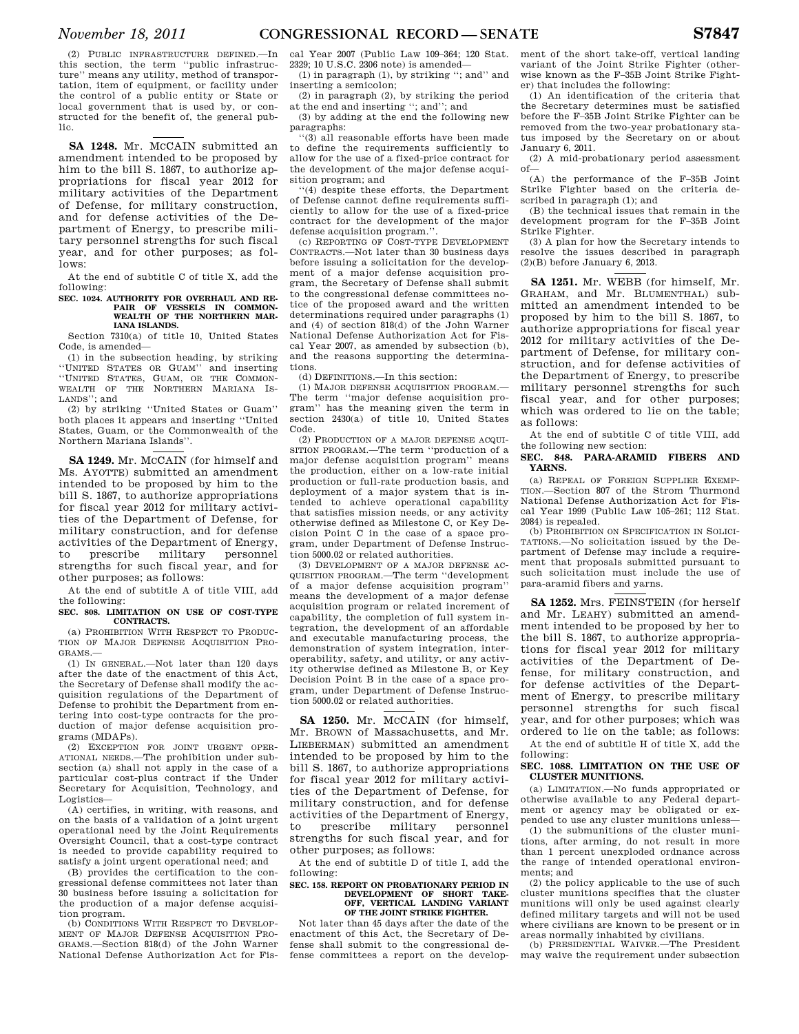(2) PUBLIC INFRASTRUCTURE DEFINED.—In this section, the term "public infrastructure" means any utility, method of transportation, item of equipment, or facility under the control of a public entity or State or local government that is used by, or constructed for the benefit of, the general public.

---

**SA 1248.** Mr. MCCAIN submitted an amendment intended to be proposed by him to the bill S. 1867, to authorize appropriations for fiscal year 2012 for military activities of the Department of Defense, for military construction, and for defense activities of the Department of Energy, to prescribe military personnel strengths for such fiscal year, and for other purposes; as follows:

At the end of subtitle C of title X, add the following:

**SEC. 1024. AUTHORITY FOR OVERHAUL AND REPAIR OF VESSELS IN COMMONWEALTH OF THE NORTHERN MARIANA ISLANDS.**

Section 7310(a) of title 10, United States Code, is amended—

(1) in the subsection heading, by striking "UNITED STATES OR GUAM" and inserting "UNITED STATES, GUAM, OR THE COMMONWEALTH OF THE NORTHERN MARIANA ISLANDS"; and

(2) by striking "United States or Guam" both places it appears and inserting "United States, Guam, or the Commonwealth of the Northern Mariana Islands".

---

**SA 1249.** Mr. MCCAIN (for himself and Ms. AYOTTE) submitted an amendment intended to be proposed by him to the bill S. 1867, to authorize appropriations for fiscal year 2012 for military activities of the Department of Defense, for military construction, and for defense activities of the Department of Energy, to prescribe military personnel strengths for such fiscal year, and for other purposes; as follows:

At the end of subtitle A of title VIII, add the following:

**SEC. 808. LIMITATION ON USE OF COST-TYPE CONTRACTS.**

(a) PROHIBITION WITH RESPECT TO PRODUCTION OF MAJOR DEFENSE ACQUISITION PROGRAMS.—

(1) IN GENERAL.—Not later than 120 days after the date of the enactment of this Act, the Secretary of Defense shall modify the acquisition regulations of the Department of Defense to prohibit the Department from entering into cost-type contracts for the production of major defense acquisition programs (MDAPs).

(2) EXCEPTION FOR JOINT URGENT OPERATIONAL NEEDS.—The prohibition under subsection (a) shall not apply in the case of a particular cost-plus contract if the Under Secretary for Acquisition, Technology, and Logistics—

(A) certifies, in writing, with reasons, and on the basis of a validation of a joint urgent operational need by the Joint Requirements Oversight Council, that a cost-type contract is needed to provide capability required to satisfy a joint urgent operational need; and

(B) provides the certification to the congressional defense committees not later than 30 business before issuing a solicitation for the production of a major defense acquisition program.

(b) CONDITIONS WITH RESPECT TO DEVELOPMENT OF MAJOR DEFENSE ACQUISITION PROGRAMS.—Section 818(d) of the John Warner National Defense Authorization Act for Fiscal Year 2007 (Public Law 109–364; 120 Stat. 2329; 10 U.S.C. 2306 note) is amended—

(1) in paragraph (1), by striking "; and" and inserting a semicolon;

(2) in paragraph (2), by striking the period at the end and inserting "; and"; and

(3) by adding at the end the following new paragraphs:

"(3) all reasonable efforts have been made to define the requirements sufficiently to allow for the use of a fixed-price contract for the development of the major defense acquisition program; and

"(4) despite these efforts, the Department of Defense cannot define requirements sufficiently to allow for the use of a fixed-price contract for the development of the major defense acquisition program.".

(c) REPORTING OF COST-TYPE DEVELOPMENT CONTRACTS.—Not later than 30 business days before issuing a solicitation for the development of a major defense acquisition program, the Secretary of Defense shall submit to the congressional defense committees notice of the proposed award and the written determinations required under paragraphs (1) and (4) of section 818(d) of the John Warner National Defense Authorization Act for Fiscal Year 2007, as amended by subsection (b), and the reasons supporting the determinations.

(d) DEFINITIONS.—In this section:

(1) MAJOR DEFENSE ACQUISITION PROGRAM.—The term "major defense acquisition program" has the meaning given the term in section 2430(a) of title 10, United States Code.

(2) PRODUCTION OF A MAJOR DEFENSE ACQUISITION PROGRAM.—The term "production of a major defense acquisition program" means the production, either on a low-rate initial production or full-rate production basis, and deployment of a major system that is intended to achieve operational capability that satisfies mission needs, or any activity otherwise defined as Milestone C, or Key Decision Point C in the case of a space program, under Department of Defense Instruction 5000.02 or related authorities.

(3) DEVELOPMENT OF A MAJOR DEFENSE ACQUISITION PROGRAM.—The term "development of a major defense acquisition program" means the development of a major defense acquisition program or related increment of capability, the completion of full system integration, the development of an affordable and executable manufacturing process, the demonstration of system integration, interoperability, safety, and utility, or any activity otherwise defined as Milestone B, or Key Decision Point B in the case of a space program, under Department of Defense Instruction 5000.02 or related authorities.

---

**SA 1250.** Mr. MCCAIN (for himself, Mr. BROWN of Massachusetts, and Mr. LIEBERMAN) submitted an amendment intended to be proposed by him to the bill S. 1867, to authorize appropriations for fiscal year 2012 for military activities of the Department of Defense, for military construction, and for defense activities of the Department of Energy, to prescribe military personnel strengths for such fiscal year, and for other purposes; as follows:

At the end of subtitle D of title I, add the following:

**SEC. 158. REPORT ON PROBATIONARY PERIOD IN DEVELOPMENT OF SHORT TAKE-OFF, VERTICAL LANDING VARIANT OF THE JOINT STRIKE FIGHTER.**

Not later than 45 days after the date of the enactment of this Act, the Secretary of Defense shall submit to the congressional defense committees a report on the development of the short take-off, vertical landing variant of the Joint Strike Fighter (otherwise known as the F–35B Joint Strike Fighter) that includes the following:

(1) An identification of the criteria that the Secretary determines must be satisfied before the F–35B Joint Strike Fighter can be removed from the two-year probationary status imposed by the Secretary on or about January 6, 2011.

(2) A mid-probationary period assessment of—

(A) the performance of the F–35B Joint Strike Fighter based on the criteria described in paragraph (1); and

(B) the technical issues that remain in the development program for the F–35B Joint Strike Fighter.

(3) A plan for how the Secretary intends to resolve the issues described in paragraph (2)(B) before January 6, 2013.

---

**SA 1251.** Mr. WEBB (for himself, Mr. GRAHAM, and Mr. BLUMENTHAL) submitted an amendment intended to be proposed by him to the bill S. 1867, to authorize appropriations for fiscal year 2012 for military activities of the Department of Defense, for military construction, and for defense activities of the Department of Energy, to prescribe military personnel strengths for such fiscal year, and for other purposes; which was ordered to lie on the table; as follows:

At the end of subtitle C of title VIII, add the following new section:

**SEC. 848. PARA-ARAMID FIBERS AND YARNS.**

(a) REPEAL OF FOREIGN SUPPLIER EXEMPTION.—Section 807 of the Strom Thurmond National Defense Authorization Act for Fiscal Year 1999 (Public Law 105–261; 112 Stat. 2084) is repealed.

(b) PROHIBITION ON SPECIFICATION IN SOLICITATIONS.—No solicitation issued by the Department of Defense may include a requirement that proposals submitted pursuant to such solicitation must include the use of para-aramid fibers and yarns.

---

**SA 1252.** Mrs. FEINSTEIN (for herself and Mr. LEAHY) submitted an amendment intended to be proposed by her to the bill S. 1867, to authorize appropriations for fiscal year 2012 for military activities of the Department of Defense, for military construction, and for defense activities of the Department of Energy, to prescribe military personnel strengths for such fiscal year, and for other purposes; which was ordered to lie on the table; as follows:

At the end of subtitle H of title X, add the following:

**SEC. 1088. LIMITATION ON THE USE OF CLUSTER MUNITIONS.**

(a) LIMITATION.—No funds appropriated or otherwise available to any Federal department or agency may be obligated or expended to use any cluster munitions unless—

(1) the submunitions of the cluster munitions, after arming, do not result in more than 1 percent unexploded ordnance across the range of intended operational environments; and

(2) the policy applicable to the use of such cluster munitions specifies that the cluster munitions will only be used against clearly defined military targets and will not be used where civilians are known to be present or in areas normally inhabited by civilians.

(b) PRESIDENTIAL WAIVER.—The President may waive the requirement under subsection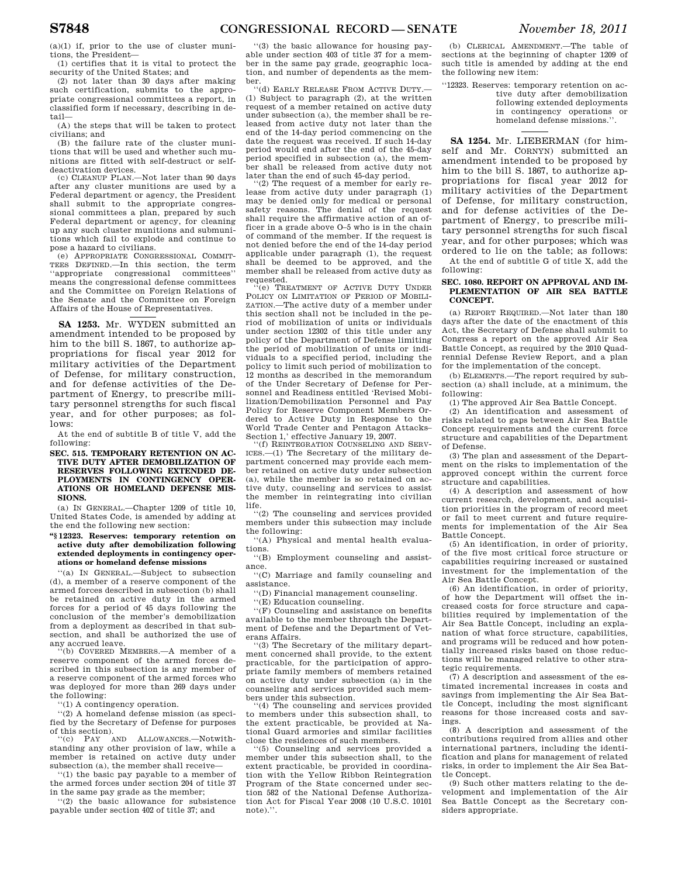(a)(1) if, prior to the use of cluster munitions, the President—

(1) certifies that it is vital to protect the security of the United States; and

(2) not later than 30 days after making such certification, submits to the appropriate congressional committees a report, in classified form if necessary, describing in detail—

(A) the steps that will be taken to protect civilians; and

(B) the failure rate of the cluster munitions that will be used and whether such munitions are fitted with self-destruct or self-deactivation devices.

(c) CLEANUP PLAN.—Not later than 90 days after any cluster munitions are used by a Federal department or agency, the President shall submit to the appropriate congressional committees a plan, prepared by such Federal department or agency, for cleaning up any such cluster munitions and submunitions which fail to explode and continue to pose a hazard to civilians.

(e) APPROPRIATE CONGRESSIONAL COMMITTEES DEFINED.—In this section, the term ''appropriate congressional committees'' means the congressional defense committees and the Committee on Foreign Relations of the Senate and the Committee on Foreign Affairs of the House of Representatives.

---

**SA 1253.** Mr. WYDEN submitted an amendment intended to be proposed by him to the bill S. 1867, to authorize appropriations for fiscal year 2012 for military activities of the Department of Defense, for military construction, and for defense activities of the Department of Energy, to prescribe military personnel strengths for such fiscal year, and for other purposes; as follows:

At the end of subtitle B of title V, add the following:

**SEC. 515. TEMPORARY RETENTION ON ACTIVE DUTY AFTER DEMOBILIZATION OF RESERVES FOLLOWING EXTENDED DEPLOYMENTS IN CONTINGENCY OPERATIONS OR HOMELAND DEFENSE MISSIONS.**

(a) IN GENERAL.—Chapter 1209 of title 10, United States Code, is amended by adding at the end the following new section:

**''§ 12323. Reserves: temporary retention on active duty after demobilization following extended deployments in contingency operations or homeland defense missions**

''(a) IN GENERAL.—Subject to subsection (d), a member of a reserve component of the armed forces described in subsection (b) shall be retained on active duty in the armed forces for a period of 45 days following the conclusion of the member's demobilization from a deployment as described in that subsection, and shall be authorized the use of any accrued leave.

''(b) COVERED MEMBERS.—A member of a reserve component of the armed forces described in this subsection is any member of a reserve component of the armed forces who was deployed for more than 269 days under the following:

''(1) A contingency operation.

''(2) A homeland defense mission (as specified by the Secretary of Defense for purposes of this section).

''(c) PAY AND ALLOWANCES.—Notwithstanding any other provision of law, while a member is retained on active duty under subsection (a), the member shall receive—

''(1) the basic pay payable to a member of the armed forces under section 204 of title 37 in the same pay grade as the member;

''(2) the basic allowance for subsistence payable under section 402 of title 37; and

''(3) the basic allowance for housing payable under section 403 of title 37 for a member in the same pay grade, geographic location, and number of dependents as the member.

''(d) EARLY RELEASE FROM ACTIVE DUTY.—(1) Subject to paragraph (2), at the written request of a member retained on active duty under subsection (a), the member shall be released from active duty not later than the end of the 14-day period commencing on the date the request was received. If such 14-day period would end after the end of the 45-day period specified in subsection (a), the member shall be released from active duty not later than the end of such 45-day period.

''(2) The request of a member for early release from active duty under paragraph (1) may be denied only for medical or personal safety reasons. The denial of the request shall require the affirmative action of an officer in a grade above O–5 who is in the chain of command of the member. If the request is not denied before the end of the 14-day period applicable under paragraph (1), the request shall be deemed to be approved, and the member shall be released from active duty as requested.

''(e) TREATMENT OF ACTIVE DUTY UNDER POLICY ON LIMITATION OF PERIOD OF MOBILIZATION.—The active duty of a member under this section shall not be included in the period of mobilization of units or individuals under section 12302 of this title under any policy of the Department of Defense limiting the period of mobilization of units or individuals to a specified period, including the policy to limit such period of mobilization to 12 months as described in the memorandum of the Under Secretary of Defense for Personnel and Readiness entitled 'Revised Mobilization/Demobilization Personnel and Pay Policy for Reserve Component Members Ordered to Active Duty in Response to the World Trade Center and Pentagon Attacks–Section 1,' effective January 19, 2007.

''(f) REINTEGRATION COUNSELING AND SERVICES.—(1) The Secretary of the military department concerned may provide each member retained on active duty under subsection (a), while the member is so retained on active duty, counseling and services to assist the member in reintegrating into civilian life.

''(2) The counseling and services provided members under this subsection may include the following:

''(A) Physical and mental health evaluations.

''(B) Employment counseling and assistance.

''(C) Marriage and family counseling and assistance.

''(D) Financial management counseling.

''(E) Education counseling.

''(F) Counseling and assistance on benefits available to the member through the Department of Defense and the Department of Veterans Affairs.

''(3) The Secretary of the military department concerned shall provide, to the extent practicable, for the participation of appropriate family members of members retained on active duty under subsection (a) in the counseling and services provided such members under this subsection.

''(4) The counseling and services provided to members under this subsection shall, to the extent practicable, be provided at National Guard armories and similar facilities close the residences of such members.

''(5) Counseling and services provided a member under this subsection shall, to the extent practicable, be provided in coordination with the Yellow Ribbon Reintegration Program of the State concerned under section 582 of the National Defense Authorization Act for Fiscal Year 2008 (10 U.S.C. 10101 note).''.

(b) CLERICAL AMENDMENT.—The table of sections at the beginning of chapter 1209 of such title is amended by adding at the end the following new item:

''12323. Reserves: temporary retention on active duty after demobilization following extended deployments in contingency operations or homeland defense missions.''.

---

**SA 1254.** Mr. LIEBERMAN (for himself and Mr. CORNYN) submitted an amendment intended to be proposed by him to the bill S. 1867, to authorize appropriations for fiscal year 2012 for military activities of the Department of Defense, for military construction, and for defense activities of the Department of Energy, to prescribe military personnel strengths for such fiscal year, and for other purposes; which was ordered to lie on the table; as follows:

At the end of subtitle G of title X, add the following:

**SEC. 1080. REPORT ON APPROVAL AND IMPLEMENTATION OF AIR SEA BATTLE CONCEPT.**

(a) REPORT REQUIRED.—Not later than 180 days after the date of the enactment of this Act, the Secretary of Defense shall submit to Congress a report on the approved Air Sea Battle Concept, as required by the 2010 Quadrennial Defense Review Report, and a plan for the implementation of the concept.

(b) ELEMENTS.—The report required by subsection (a) shall include, at a minimum, the following:

(1) The approved Air Sea Battle Concept.

(2) An identification and assessment of risks related to gaps between Air Sea Battle Concept requirements and the current force structure and capabilities of the Department of Defense.

(3) The plan and assessment of the Department on the risks to implementation of the approved concept within the current force structure and capabilities.

(4) A description and assessment of how current research, development, and acquisition priorities in the program of record meet or fail to meet current and future requirements for implementation of the Air Sea Battle Concept.

(5) An identification, in order of priority, of the five most critical force structure or capabilities requiring increased or sustained investment for the implementation of the Air Sea Battle Concept.

(6) An identification, in order of priority, of how the Department will offset the increased costs for force structure and capabilities required by implementation of the Air Sea Battle Concept, including an explanation of what force structure, capabilities, and programs will be reduced and how potentially increased risks based on those reductions will be managed relative to other strategic requirements.

(7) A description and assessment of the estimated incremental increases in costs and savings from implementing the Air Sea Battle Concept, including the most significant reasons for those increased costs and savings.

(8) A description and assessment of the contributions required from allies and other international partners, including the identification and plans for management of related risks, in order to implement the Air Sea Battle Concept.

(9) Such other matters relating to the development and implementation of the Air Sea Battle Concept as the Secretary considers appropriate.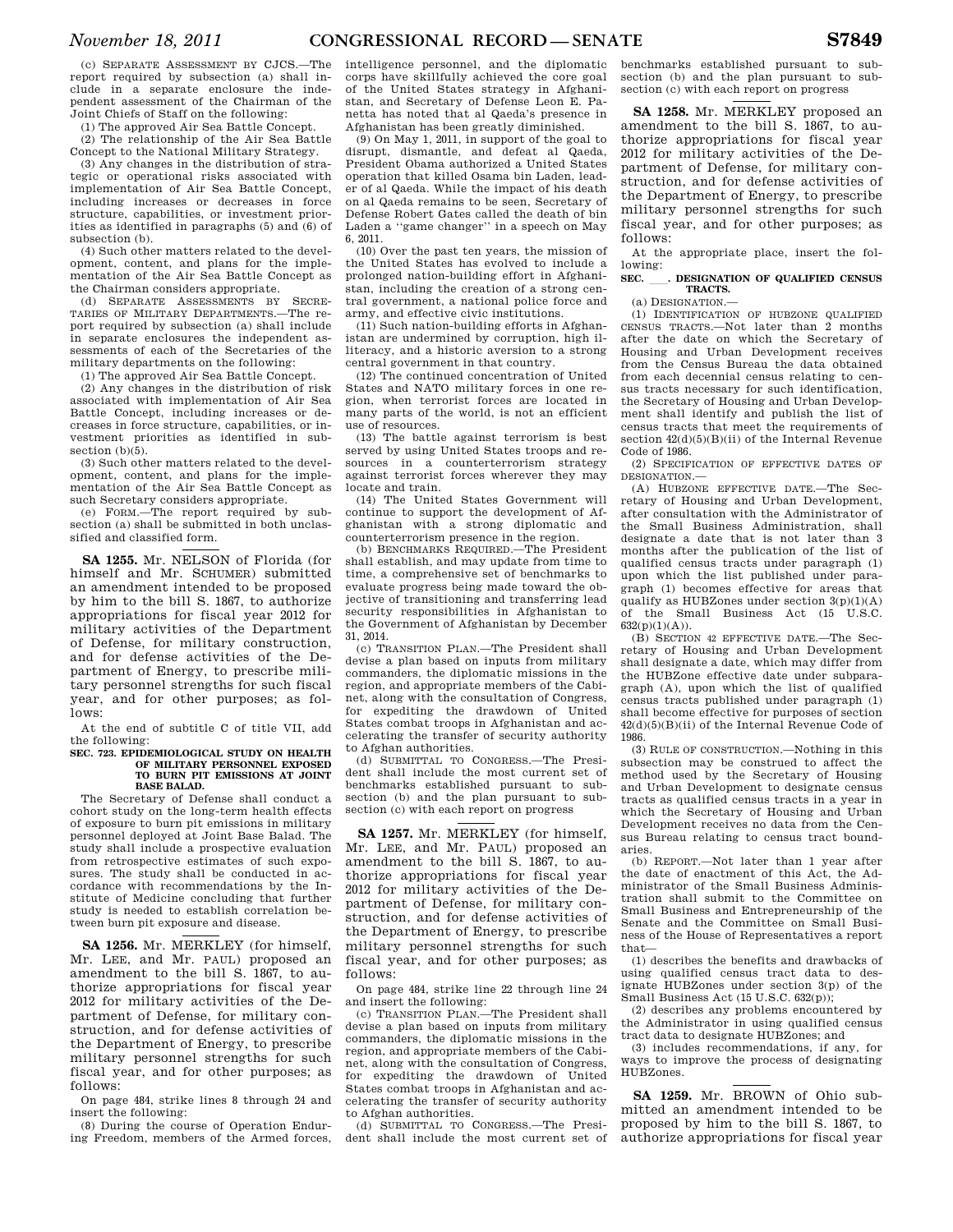(c) SEPARATE ASSESSMENT BY CJCS.—The report required by subsection (a) shall include in a separate enclosure the independent assessment of the Chairman of the Joint Chiefs of Staff on the following:

(1) The approved Air Sea Battle Concept.

(2) The relationship of the Air Sea Battle Concept to the National Military Strategy.

(3) Any changes in the distribution of strategic or operational risks associated with implementation of Air Sea Battle Concept, including increases or decreases in force structure, capabilities, or investment priorities as identified in paragraphs (5) and (6) of subsection (b).

(4) Such other matters related to the development, content, and plans for the implementation of the Air Sea Battle Concept as the Chairman considers appropriate.

(d) SEPARATE ASSESSMENTS BY SECRETARIES OF MILITARY DEPARTMENTS.—The report required by subsection (a) shall include in separate enclosures the independent assessments of each of the Secretaries of the military departments on the following:

(1) The approved Air Sea Battle Concept.

(2) Any changes in the distribution of risk associated with implementation of Air Sea Battle Concept, including increases or decreases in force structure, capabilities, or investment priorities as identified in subsection (b)(5).

(3) Such other matters related to the development, content, and plans for the implementation of the Air Sea Battle Concept as such Secretary considers appropriate.

(e) FORM.—The report required by subsection (a) shall be submitted in both unclassified and classified form.

---

**SA 1255.** Mr. NELSON of Florida (for himself and Mr. SCHUMER) submitted an amendment intended to be proposed by him to the bill S. 1867, to authorize appropriations for fiscal year 2012 for military activities of the Department of Defense, for military construction, and for defense activities of the Department of Energy, to prescribe military personnel strengths for such fiscal year, and for other purposes; as follows:

At the end of subtitle C of title VII, add the following:

**SEC. 723. EPIDEMIOLOGICAL STUDY ON HEALTH OF MILITARY PERSONNEL EXPOSED TO BURN PIT EMISSIONS AT JOINT BASE BALAD.**

The Secretary of Defense shall conduct a cohort study on the long-term health effects of exposure to burn pit emissions in military personnel deployed at Joint Base Balad. The study shall include a prospective evaluation from retrospective estimates of such exposures. The study shall be conducted in accordance with recommendations by the Institute of Medicine concluding that further study is needed to establish correlation between burn pit exposure and disease.

---

**SA 1256.** Mr. MERKLEY (for himself, Mr. LEE, and Mr. PAUL) proposed an amendment to the bill S. 1867, to authorize appropriations for fiscal year 2012 for military activities of the Department of Defense, for military construction, and for defense activities of the Department of Energy, to prescribe military personnel strengths for such fiscal year, and for other purposes; as follows:

On page 484, strike lines 8 through 24 and insert the following:

(8) During the course of Operation Enduring Freedom, members of the Armed forces, intelligence personnel, and the diplomatic corps have skillfully achieved the core goal of the United States strategy in Afghanistan, and Secretary of Defense Leon E. Panetta has noted that al Qaeda's presence in Afghanistan has been greatly diminished.

(9) On May 1, 2011, in support of the goal to disrupt, dismantle, and defeat al Qaeda, President Obama authorized a United States operation that killed Osama bin Laden, leader of al Qaeda. While the impact of his death on al Qaeda remains to be seen, Secretary of Defense Robert Gates called the death of bin Laden a ''game changer'' in a speech on May 6, 2011.

(10) Over the past ten years, the mission of the United States has evolved to include a prolonged nation-building effort in Afghanistan, including the creation of a strong central government, a national police force and army, and effective civic institutions.

(11) Such nation-building efforts in Afghanistan are undermined by corruption, high illiteracy, and a historic aversion to a strong central government in that country.

(12) The continued concentration of United States and NATO military forces in one region, when terrorist forces are located in many parts of the world, is not an efficient use of resources.

(13) The battle against terrorism is best served by using United States troops and resources in a counterterrorism strategy against terrorist forces wherever they may locate and train.

(14) The United States Government will continue to support the development of Afghanistan with a strong diplomatic and counterterrorism presence in the region.

(b) BENCHMARKS REQUIRED.—The President shall establish, and may update from time to time, a comprehensive set of benchmarks to evaluate progress being made toward the objective of transitioning and transferring lead security responsibilities in Afghanistan to the Government of Afghanistan by December 31, 2014.

(c) TRANSITION PLAN.—The President shall devise a plan based on inputs from military commanders, the diplomatic missions in the region, and appropriate members of the Cabinet, along with the consultation of Congress, for expediting the drawdown of United States combat troops in Afghanistan and accelerating the transfer of security authority to Afghan authorities.

(d) SUBMITTAL TO CONGRESS.—The President shall include the most current set of benchmarks established pursuant to subsection (b) and the plan pursuant to subsection (c) with each report on progress

---

**SA 1257.** Mr. MERKLEY (for himself, Mr. LEE, and Mr. PAUL) proposed an amendment to the bill S. 1867, to authorize appropriations for fiscal year 2012 for military activities of the Department of Defense, for military construction, and for defense activities of the Department of Energy, to prescribe military personnel strengths for such fiscal year, and for other purposes; as follows:

On page 484, strike line 22 through line 24 and insert the following:

(c) TRANSITION PLAN.—The President shall devise a plan based on inputs from military commanders, the diplomatic missions in the region, and appropriate members of the Cabinet, along with the consultation of Congress, for expediting the drawdown of United States combat troops in Afghanistan and accelerating the transfer of security authority to Afghan authorities.

(d) SUBMITTAL TO CONGRESS.—The President shall include the most current set of benchmarks established pursuant to subsection (b) and the plan pursuant to subsection (c) with each report on progress

---

**SA 1258.** Mr. MERKLEY proposed an amendment to the bill S. 1867, to authorize appropriations for fiscal year 2012 for military activities of the Department of Defense, for military construction, and for defense activities of the Department of Energy, to prescribe military personnel strengths for such fiscal year, and for other purposes; as follows:

At the appropriate place, insert the following:

**SEC. \_\_\_. DESIGNATION OF QUALIFIED CENSUS TRACTS.**

(a) DESIGNATION.—

(1) IDENTIFICATION OF HUBZONE QUALIFIED CENSUS TRACTS.—Not later than 2 months after the date on which the Secretary of Housing and Urban Development receives from the Census Bureau the data obtained from each decennial census relating to census tracts necessary for such identification, the Secretary of Housing and Urban Development shall identify and publish the list of census tracts that meet the requirements of section 42(d)(5)(B)(ii) of the Internal Revenue Code of 1986.

(2) SPECIFICATION OF EFFECTIVE DATES OF DESIGNATION.—

(A) HUBZONE EFFECTIVE DATE.—The Secretary of Housing and Urban Development, after consultation with the Administrator of the Small Business Administration, shall designate a date that is not later than 3 months after the publication of the list of qualified census tracts under paragraph (1) upon which the list published under paragraph (1) becomes effective for areas that qualify as HUBZones under section 3(p)(1)(A) of the Small Business Act (15 U.S.C. 632(p)(1)(A)).

(B) SECTION 42 EFFECTIVE DATE.—The Secretary of Housing and Urban Development shall designate a date, which may differ from the HUBZone effective date under subparagraph (A), upon which the list of qualified census tracts published under paragraph (1) shall become effective for purposes of section 42(d)(5)(B)(ii) of the Internal Revenue Code of 1986.

(3) RULE OF CONSTRUCTION.—Nothing in this subsection may be construed to affect the method used by the Secretary of Housing and Urban Development to designate census tracts as qualified census tracts in a year in which the Secretary of Housing and Urban Development receives no data from the Census Bureau relating to census tract boundaries.

(b) REPORT.—Not later than 1 year after the date of enactment of this Act, the Administrator of the Small Business Administration shall submit to the Committee on Small Business and Entrepreneurship of the Senate and the Committee on Small Business of the House of Representatives a report that—

(1) describes the benefits and drawbacks of using qualified census tract data to designate HUBZones under section 3(p) of the Small Business Act (15 U.S.C. 632(p));

(2) describes any problems encountered by the Administrator in using qualified census tract data to designate HUBZones; and

(3) includes recommendations, if any, for ways to improve the process of designating HUBZones.

---

**SA 1259.** Mr. BROWN of Ohio submitted an amendment intended to be proposed by him to the bill S. 1867, to authorize appropriations for fiscal year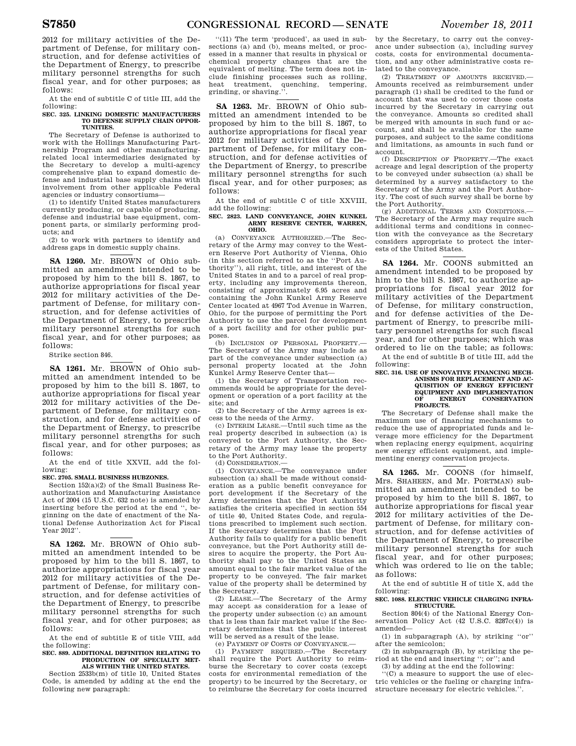2012 for military activities of the Department of Defense, for military construction, and for defense activities of the Department of Energy, to prescribe military personnel strengths for such fiscal year, and for other purposes; as follows:

At the end of subtitle C of title III, add the following:

**SEC. 325. LINKING DOMESTIC MANUFACTURERS TO DEFENSE SUPPLY CHAIN OPPORTUNITIES.**

The Secretary of Defense is authorized to work with the Hollings Manufacturing Partnership Program and other manufacturing-related local intermediaries designated by the Secretary to develop a multi-agency comprehensive plan to expand domestic defense and industrial base supply chains with involvement from other applicable Federal agencies or industry consortiums—

(1) to identify United States manufacturers currently producing, or capable of producing, defense and industrial base equipment, component parts, or similarly performing products; and

(2) to work with partners to identify and address gaps in domestic supply chains.

---

**SA 1260.** Mr. BROWN of Ohio submitted an amendment intended to be proposed by him to the bill S. 1867, to authorize appropriations for fiscal year 2012 for military activities of the Department of Defense, for military construction, and for defense activities of the Department of Energy, to prescribe military personnel strengths for such fiscal year, and for other purposes; as follows:

Strike section 846.

---

**SA 1261.** Mr. BROWN of Ohio submitted an amendment intended to be proposed by him to the bill S. 1867, to authorize appropriations for fiscal year 2012 for military activities of the Department of Defense, for military construction, and for defense activities of the Department of Energy, to prescribe military personnel strengths for such fiscal year, and for other purposes; as follows:

At the end of title XXVII, add the following:

**SEC. 2705. SMALL BUSINESS HUBZONES.**

Section 152(a)(2) of the Small Business Reauthorization and Manufacturing Assistance Act of 2004 (15 U.S.C. 632 note) is amended by inserting before the period at the end ", beginning on the date of enactment of the National Defense Authorization Act for Fiscal Year 2012".

---

**SA 1262.** Mr. BROWN of Ohio submitted an amendment intended to be proposed by him to the bill S. 1867, to authorize appropriations for fiscal year 2012 for military activities of the Department of Defense, for military construction, and for defense activities of the Department of Energy, to prescribe military personnel strengths for such fiscal year, and for other purposes; as follows:

At the end of subtitle E of title VIII, add the following:

**SEC. 889. ADDITIONAL DEFINITION RELATING TO PRODUCTION OF SPECIALTY METALS WITHIN THE UNITED STATES.**

Section 2533b(m) of title 10, United States Code, is amended by adding at the end the following new paragraph:

"(11) The term 'produced', as used in subsections (a) and (b), means melted, or processed in a manner that results in physical or chemical property changes that are the equivalent of melting. The term does not include finishing processes such as rolling, heat treatment, quenching, tempering, grinding, or shaving.".

---

**SA 1263.** Mr. BROWN of Ohio submitted an amendment intended to be proposed by him to the bill S. 1867, to authorize appropriations for fiscal year 2012 for military activities of the Department of Defense, for military construction, and for defense activities of the Department of Energy, to prescribe military personnel strengths for such fiscal year, and for other purposes; as follows:

At the end of subtitle C of title XXVIII, add the following:

**SEC. 2823. LAND CONVEYANCE, JOHN KUNKEL ARMY RESERVE CENTER, WARREN, OHIO.**

(a) CONVEYANCE AUTHORIZED.—The Secretary of the Army may convey to the Western Reserve Port Authority of Vienna, Ohio (in this section referred to as the "Port Authority"), all right, title, and interest of the United States in and to a parcel of real property, including any improvements thereon, consisting of approximately 6.95 acres and containing the John Kunkel Army Reserve Center located at 4967 Tod Avenue in Warren, Ohio, for the purpose of permitting the Port Authority to use the parcel for development of a port facility and for other public purposes.

(b) INCLUSION OF PERSONAL PROPERTY.—The Secretary of the Army may include as part of the conveyance under subsection (a) personal property located at the John Kunkel Army Reserve Center that—

(1) the Secretary of Transportation recommends would be appropriate for the development or operation of a port facility at the site; and

(2) the Secretary of the Army agrees is excess to the needs of the Army.

(c) INTERIM LEASE.—Until such time as the real property described in subsection (a) is conveyed to the Port Authority, the Secretary of the Army may lease the property to the Port Authority.

(d) CONSIDERATION.—

(1) CONVEYANCE.—The conveyance under subsection (a) shall be made without consideration as a public benefit conveyance for port development if the Secretary of the Army determines that the Port Authority satisfies the criteria specified in section 554 of title 40, United States Code, and regulations prescribed to implement such section. If the Secretary determines that the Port Authority fails to qualify for a public benefit conveyance, but the Port Authority still desires to acquire the property, the Port Authority shall pay to the United States an amount equal to the fair market value of the property to be conveyed. The fair market value of the property shall be determined by the Secretary.

(2) LEASE.—The Secretary of the Army may accept as consideration for a lease of the property under subsection (c) an amount that is less than fair market value if the Secretary determines that the public interest will be served as a result of the lease.

(e) PAYMENT OF COSTS OF CONVEYANCE.—

(1) PAYMENT REQUIRED.—The Secretary shall require the Port Authority to reimburse the Secretary to cover costs (except costs for environmental remediation of the property) to be incurred by the Secretary, or to reimburse the Secretary for costs incurred by the Secretary, to carry out the conveyance under subsection (a), including survey costs, costs for environmental documentation, and any other administrative costs related to the conveyance.

(2) TREATMENT OF AMOUNTS RECEIVED.—Amounts received as reimbursement under paragraph (1) shall be credited to the fund or account that was used to cover those costs incurred by the Secretary in carrying out the conveyance. Amounts so credited shall be merged with amounts in such fund or account, and shall be available for the same purposes, and subject to the same conditions and limitations, as amounts in such fund or account.

(f) DESCRIPTION OF PROPERTY.—The exact acreage and legal description of the property to be conveyed under subsection (a) shall be determined by a survey satisfactory to the Secretary of the Army and the Port Authority. The cost of such survey shall be borne by the Port Authority.

(g) ADDITIONAL TERMS AND CONDITIONS.—The Secretary of the Army may require such additional terms and conditions in connection with the conveyance as the Secretary considers appropriate to protect the interests of the United States.

---

**SA 1264.** Mr. COONS submitted an amendment intended to be proposed by him to the bill S. 1867, to authorize appropriations for fiscal year 2012 for military activities of the Department of Defense, for military construction, and for defense activities of the Department of Energy, to prescribe military personnel strengths for such fiscal year, and for other purposes; which was ordered to lie on the table; as follows:

At the end of subtitle B of title III, add the following:

**SEC. 316. USE OF INNOVATIVE FINANCING MECHANISMS FOR REPLACEMENT AND ACQUISITION OF ENERGY EFFICIENT EQUIPMENT AND IMPLEMENTATION OF ENERGY CONSERVATION PROJECTS.**

The Secretary of Defense shall make the maximum use of financing mechanisms to reduce the use of appropriated funds and leverage more efficiency for the Department when replacing energy equipment, acquiring new energy efficient equipment, and implementing energy conservation projects.

---

**SA 1265.** Mr. COONS (for himself, Mrs. SHAHEEN, and Mr. PORTMAN) submitted an amendment intended to be proposed by him to the bill S. 1867, to authorize appropriations for fiscal year 2012 for military activities of the Department of Defense, for military construction, and for defense activities of the Department of Energy, to prescribe military personnel strengths for such fiscal year, and for other purposes; which was ordered to lie on the table; as follows:

At the end of subtitle H of title X, add the following:

**SEC. 1088. ELECTRIC VEHICLE CHARGING INFRASTRUCTURE.**

Section 804(4) of the National Energy Conservation Policy Act (42 U.S.C. 8287c(4)) is amended—

(1) in subparagraph (A), by striking "or" after the semicolon;

(2) in subparagraph (B), by striking the period at the end and inserting "; or"; and

(3) by adding at the end the following:

"(C) a measure to support the use of electric vehicles or the fueling or charging infrastructure necessary for electric vehicles.".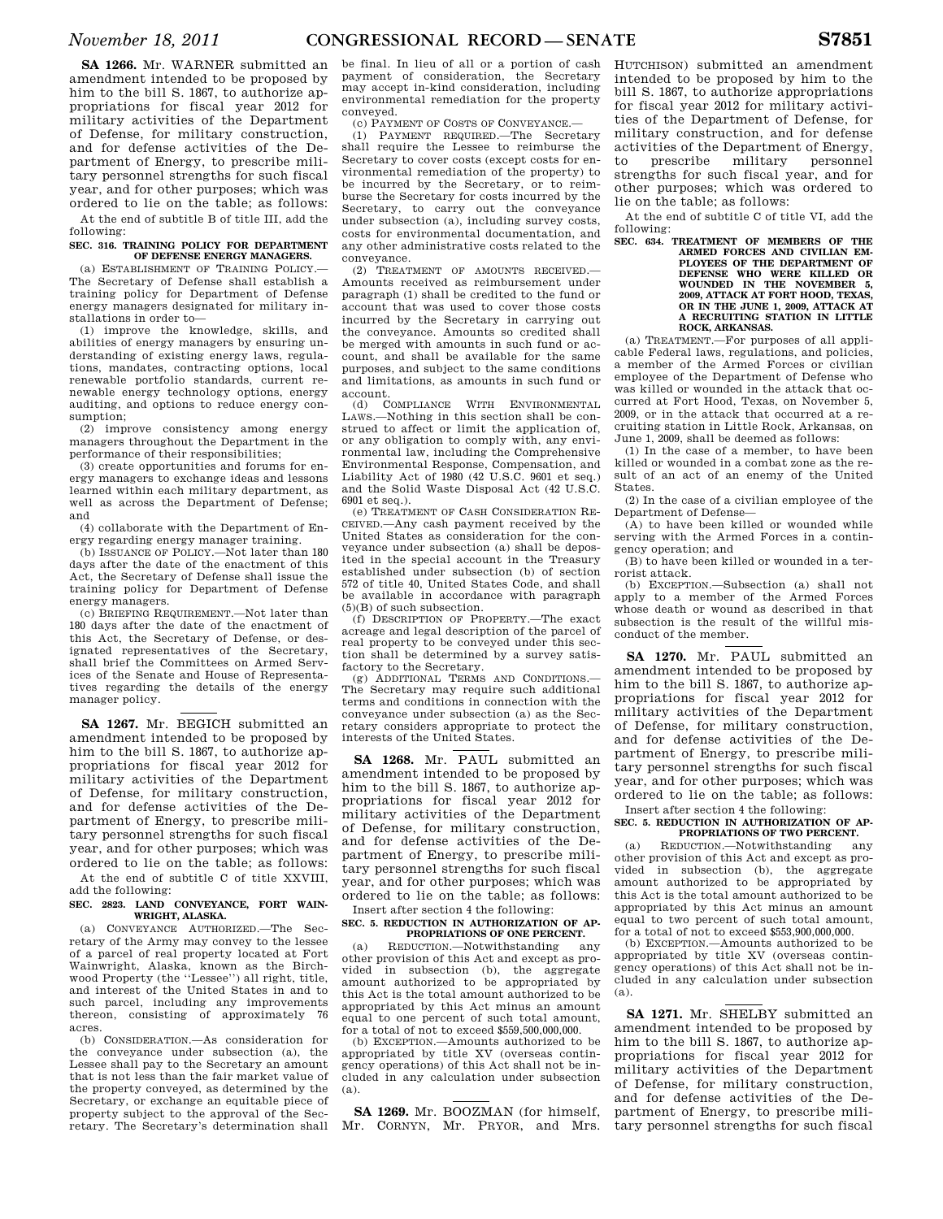**SA 1266.** Mr. WARNER submitted an amendment intended to be proposed by him to the bill S. 1867, to authorize appropriations for fiscal year 2012 for military activities of the Department of Defense, for military construction, and for defense activities of the Department of Energy, to prescribe military personnel strengths for such fiscal year, and for other purposes; which was ordered to lie on the table; as follows:

At the end of subtitle B of title III, add the following:

**SEC. 316. TRAINING POLICY FOR DEPARTMENT OF DEFENSE ENERGY MANAGERS.**

(a) ESTABLISHMENT OF TRAINING POLICY.—The Secretary of Defense shall establish a training policy for Department of Defense energy managers designated for military installations in order to—

(1) improve the knowledge, skills, and abilities of energy managers by ensuring understanding of existing energy laws, regulations, mandates, contracting options, local renewable portfolio standards, current renewable energy technology options, energy auditing, and options to reduce energy consumption;

(2) improve consistency among energy managers throughout the Department in the performance of their responsibilities;

(3) create opportunities and forums for energy managers to exchange ideas and lessons learned within each military department, as well as across the Department of Defense; and

(4) collaborate with the Department of Energy regarding energy manager training.

(b) ISSUANCE OF POLICY.—Not later than 180 days after the date of the enactment of this Act, the Secretary of Defense shall issue the training policy for Department of Defense energy managers.

(c) BRIEFING REQUIREMENT.—Not later than 180 days after the date of the enactment of this Act, the Secretary of Defense, or designated representatives of the Secretary, shall brief the Committees on Armed Services of the Senate and House of Representatives regarding the details of the energy manager policy.

**SA 1267.** Mr. BEGICH submitted an amendment intended to be proposed by him to the bill S. 1867, to authorize appropriations for fiscal year 2012 for military activities of the Department of Defense, for military construction, and for defense activities of the Department of Energy, to prescribe military personnel strengths for such fiscal year, and for other purposes; which was ordered to lie on the table; as follows:

At the end of subtitle C of title XXVIII, add the following:

**SEC. 2823. LAND CONVEYANCE, FORT WAINWRIGHT, ALASKA.**

(a) CONVEYANCE AUTHORIZED.—The Secretary of the Army may convey to the lessee of a parcel of real property located at Fort Wainwright, Alaska, known as the Birchwood Property (the "Lessee") all right, title, and interest of the United States in and to such parcel, including any improvements thereon, consisting of approximately 76 acres.

(b) CONSIDERATION.—As consideration for the conveyance under subsection (a), the Lessee shall pay to the Secretary an amount that is not less than the fair market value of the property conveyed, as determined by the Secretary, or exchange an equitable piece of property subject to the approval of the Secretary. The Secretary's determination shall be final. In lieu of all or a portion of cash payment of consideration, the Secretary may accept in-kind consideration, including environmental remediation for the property conveyed.

(c) PAYMENT OF COSTS OF CONVEYANCE.—

(1) PAYMENT REQUIRED.—The Secretary shall require the Lessee to reimburse the Secretary to cover costs (except costs for environmental remediation of the property) to be incurred by the Secretary, or to reimburse the Secretary for costs incurred by the Secretary, to carry out the conveyance under subsection (a), including survey costs, costs for environmental documentation, and any other administrative costs related to the conveyance.

(2) TREATMENT OF AMOUNTS RECEIVED.—Amounts received as reimbursement under paragraph (1) shall be credited to the fund or account that was used to cover those costs incurred by the Secretary in carrying out the conveyance. Amounts so credited shall be merged with amounts in such fund or account, and shall be available for the same purposes, and subject to the same conditions and limitations, as amounts in such fund or account.

(d) COMPLIANCE WITH ENVIRONMENTAL LAWS.—Nothing in this section shall be construed to affect or limit the application of, or any obligation to comply with, any environmental law, including the Comprehensive Environmental Response, Compensation, and Liability Act of 1980 (42 U.S.C. 9601 et seq.) and the Solid Waste Disposal Act (42 U.S.C. 6901 et seq.).

(e) TREATMENT OF CASH CONSIDERATION RECEIVED.—Any cash payment received by the United States as consideration for the conveyance under subsection (a) shall be deposited in the special account in the Treasury established under subsection (b) of section 572 of title 40, United States Code, and shall be available in accordance with paragraph (5)(B) of such subsection.

(f) DESCRIPTION OF PROPERTY.—The exact acreage and legal description of the parcel of real property to be conveyed under this section shall be determined by a survey satisfactory to the Secretary.

(g) ADDITIONAL TERMS AND CONDITIONS.—The Secretary may require such additional terms and conditions in connection with the conveyance under subsection (a) as the Secretary considers appropriate to protect the interests of the United States.

**SA 1268.** Mr. PAUL submitted an amendment intended to be proposed by him to the bill S. 1867, to authorize appropriations for fiscal year 2012 for military activities of the Department of Defense, for military construction, and for defense activities of the Department of Energy, to prescribe military personnel strengths for such fiscal year, and for other purposes; which was ordered to lie on the table; as follows:

Insert after section 4 the following:

**SEC. 5. REDUCTION IN AUTHORIZATION OF APPROPRIATIONS OF ONE PERCENT.**

(a) REDUCTION.—Notwithstanding any other provision of this Act and except as provided in subsection (b), the aggregate amount authorized to be appropriated by this Act is the total amount authorized to be appropriated by this Act minus an amount equal to one percent of such total amount, for a total of not to exceed $559,500,000,000.

(b) EXCEPTION.—Amounts authorized to be appropriated by title XV (overseas contingency operations) of this Act shall not be included in any calculation under subsection (a).

**SA 1269.** Mr. BOOZMAN (for himself, Mr. CORNYN, Mr. PRYOR, and Mrs. HUTCHISON) submitted an amendment intended to be proposed by him to the bill S. 1867, to authorize appropriations for fiscal year 2012 for military activities of the Department of Defense, for military construction, and for defense activities of the Department of Energy, to prescribe military personnel strengths for such fiscal year, and for other purposes; which was ordered to lie on the table; as follows:

At the end of subtitle C of title VI, add the following:

**SEC. 634. TREATMENT OF MEMBERS OF THE ARMED FORCES AND CIVILIAN EMPLOYEES OF THE DEPARTMENT OF DEFENSE WHO WERE KILLED OR WOUNDED IN THE NOVEMBER 5, 2009, ATTACK AT FORT HOOD, TEXAS, OR IN THE JUNE 1, 2009, ATTACK AT A RECRUITING STATION IN LITTLE ROCK, ARKANSAS.**

(a) TREATMENT.—For purposes of all applicable Federal laws, regulations, and policies, a member of the Armed Forces or civilian employee of the Department of Defense who was killed or wounded in the attack that occurred at Fort Hood, Texas, on November 5, 2009, or in the attack that occurred at a recruiting station in Little Rock, Arkansas, on June 1, 2009, shall be deemed as follows:

(1) In the case of a member, to have been killed or wounded in a combat zone as the result of an act of an enemy of the United States.

(2) In the case of a civilian employee of the Department of Defense—

(A) to have been killed or wounded while serving with the Armed Forces in a contingency operation; and

(B) to have been killed or wounded in a terrorist attack.

(b) EXCEPTION.—Subsection (a) shall not apply to a member of the Armed Forces whose death or wound as described in that subsection is the result of the willful misconduct of the member.

**SA 1270.** Mr. PAUL submitted an amendment intended to be proposed by him to the bill S. 1867, to authorize appropriations for fiscal year 2012 for military activities of the Department of Defense, for military construction, and for defense activities of the Department of Energy, to prescribe military personnel strengths for such fiscal year, and for other purposes; which was ordered to lie on the table; as follows:

Insert after section 4 the following:

**SEC. 5. REDUCTION IN AUTHORIZATION OF APPROPRIATIONS OF TWO PERCENT.**

(a) REDUCTION.—Notwithstanding any other provision of this Act and except as provided in subsection (b), the aggregate amount authorized to be appropriated by this Act is the total amount authorized to be appropriated by this Act minus an amount equal to two percent of such total amount, for a total of not to exceed $553,900,000,000.

(b) EXCEPTION.—Amounts authorized to be appropriated by title XV (overseas contingency operations) of this Act shall not be included in any calculation under subsection (a).

**SA 1271.** Mr. SHELBY submitted an amendment intended to be proposed by him to the bill S. 1867, to authorize appropriations for fiscal year 2012 for military activities of the Department of Defense, for military construction, and for defense activities of the Department of Energy, to prescribe military personnel strengths for such fiscal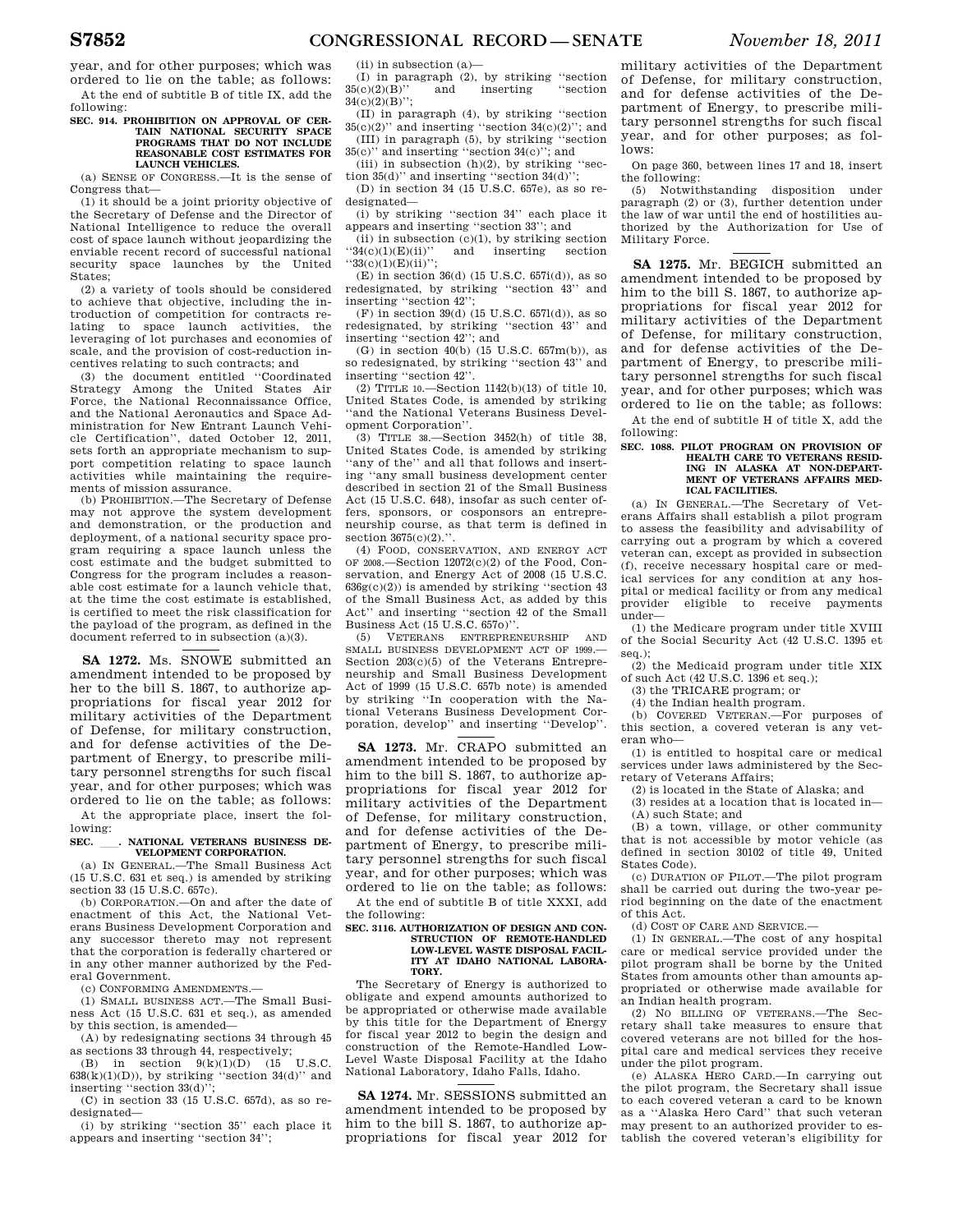year, and for other purposes; which was ordered to lie on the table; as follows:

At the end of subtitle B of title IX, add the following:

**SEC. 914. PROHIBITION ON APPROVAL OF CERTAIN NATIONAL SECURITY SPACE PROGRAMS THAT DO NOT INCLUDE REASONABLE COST ESTIMATES FOR LAUNCH VEHICLES.**

(a) SENSE OF CONGRESS.—It is the sense of Congress that—

(1) it should be a joint priority objective of the Secretary of Defense and the Director of National Intelligence to reduce the overall cost of space launch without jeopardizing the enviable recent record of successful national security space launches by the United States;

(2) a variety of tools should be considered to achieve that objective, including the introduction of competition for contracts relating to space launch activities, the leveraging of lot purchases and economies of scale, and the provision of cost-reduction incentives relating to such contracts; and

(3) the document entitled ''Coordinated Strategy Among the United States Air Force, the National Reconnaissance Office, and the National Aeronautics and Space Administration for New Entrant Launch Vehicle Certification'', dated October 12, 2011, sets forth an appropriate mechanism to support competition relating to space launch activities while maintaining the requirements of mission assurance.

(b) PROHIBITION.—The Secretary of Defense may not approve the system development and demonstration, or the production and deployment, of a national security space program requiring a space launch unless the cost estimate and the budget submitted to Congress for the program includes a reasonable cost estimate for a launch vehicle that, at the time the cost estimate is established, is certified to meet the risk classification for the payload of the program, as defined in the document referred to in subsection (a)(3).

---

**SA 1272.** Ms. SNOWE submitted an amendment intended to be proposed by her to the bill S. 1867, to authorize appropriations for fiscal year 2012 for military activities of the Department of Defense, for military construction, and for defense activities of the Department of Energy, to prescribe military personnel strengths for such fiscal year, and for other purposes; which was ordered to lie on the table; as follows:

At the appropriate place, insert the following:

**SEC. \_\_\_. NATIONAL VETERANS BUSINESS DEVELOPMENT CORPORATION.**

(a) IN GENERAL.—The Small Business Act (15 U.S.C. 631 et seq.) is amended by striking section 33 (15 U.S.C. 657c).

(b) CORPORATION.—On and after the date of enactment of this Act, the National Veterans Business Development Corporation and any successor thereto may not represent that the corporation is federally chartered or in any other manner authorized by the Federal Government.

(c) CONFORMING AMENDMENTS.—

(1) SMALL BUSINESS ACT.—The Small Business Act (15 U.S.C. 631 et seq.), as amended by this section, is amended—

(A) by redesignating sections 34 through 45 as sections 33 through 44, respectively;

(B) in section 9(k)(1)(D) (15 U.S.C. 638(k)(1)(D)), by striking ''section 34(d)'' and inserting ''section 33(d)'';

(C) in section 33 (15 U.S.C. 657d), as so redesignated—

(i) by striking ''section 35'' each place it appears and inserting ''section 34'';

(ii) in subsection (a)—

(I) in paragraph (2), by striking ''section 35(c)(2)(B)'' and inserting ''section 34(c)(2)(B)'';

(II) in paragraph (4), by striking ''section 35(c)(2)'' and inserting ''section 34(c)(2)''; and

(III) in paragraph (5), by striking ''section 35(c)'' and inserting ''section 34(c)''; and

(iii) in subsection (h)(2), by striking ''section 35(d)'' and inserting ''section 34(d)'';

(D) in section 34 (15 U.S.C. 657e), as so redesignated—

(i) by striking ''section 34'' each place it appears and inserting ''section 33''; and

(ii) in subsection (c)(1), by striking section ''34(c)(1)(E)(ii)'' and inserting section ''33(c)(1)(E)(ii)'';

(E) in section 36(d) (15 U.S.C. 657i(d)), as so redesignated, by striking ''section 43'' and inserting ''section 42'';

(F) in section 39(d) (15 U.S.C. 657l(d)), as so redesignated, by striking ''section 43'' and inserting ''section 42''; and

(G) in section 40(b) (15 U.S.C. 657m(b)), as so redesignated, by striking ''section 43'' and inserting ''section 42''.

(2) TITLE 10.—Section 1142(b)(13) of title 10, United States Code, is amended by striking ''and the National Veterans Business Development Corporation''.

(3) TITLE 38.—Section 3452(h) of title 38, United States Code, is amended by striking ''any of the'' and all that follows and inserting ''any small business development center described in section 21 of the Small Business Act (15 U.S.C. 648), insofar as such center offers, sponsors, or cosponsors an entrepreneurship course, as that term is defined in section 3675(c)(2).''.

(4) FOOD, CONSERVATION, AND ENERGY ACT OF 2008.—Section 12072(c)(2) of the Food, Conservation, and Energy Act of 2008 (15 U.S.C. 636g(c)(2)) is amended by striking ''section 43 of the Small Business Act, as added by this Act'' and inserting ''section 42 of the Small Business Act (15 U.S.C. 657o)''.

(5) VETERANS ENTREPRENEURSHIP AND SMALL BUSINESS DEVELOPMENT ACT OF 1999.—Section 203(c)(5) of the Veterans Entrepreneurship and Small Business Development Act of 1999 (15 U.S.C. 657b note) is amended by striking ''In cooperation with the National Veterans Business Development Corporation, develop'' and inserting ''Develop''.

---

**SA 1273.** Mr. CRAPO submitted an amendment intended to be proposed by him to the bill S. 1867, to authorize appropriations for fiscal year 2012 for military activities of the Department of Defense, for military construction, and for defense activities of the Department of Energy, to prescribe military personnel strengths for such fiscal year, and for other purposes; which was ordered to lie on the table; as follows:

At the end of subtitle B of title XXXI, add the following:

**SEC. 3116. AUTHORIZATION OF DESIGN AND CONSTRUCTION OF REMOTE-HANDLED LOW-LEVEL WASTE DISPOSAL FACILITY AT IDAHO NATIONAL LABORATORY.**

The Secretary of Energy is authorized to obligate and expend amounts authorized to be appropriated or otherwise made available by this title for the Department of Energy for fiscal year 2012 to begin the design and construction of the Remote-Handled Low-Level Waste Disposal Facility at the Idaho National Laboratory, Idaho Falls, Idaho.

---

**SA 1274.** Mr. SESSIONS submitted an amendment intended to be proposed by him to the bill S. 1867, to authorize appropriations for fiscal year 2012 for military activities of the Department of Defense, for military construction, and for defense activities of the Department of Energy, to prescribe military personnel strengths for such fiscal year, and for other purposes; as follows:

On page 360, between lines 17 and 18, insert the following:

(5) Notwithstanding disposition under paragraph (2) or (3), further detention under the law of war until the end of hostilities authorized by the Authorization for Use of Military Force.

---

**SA 1275.** Mr. BEGICH submitted an amendment intended to be proposed by him to the bill S. 1867, to authorize appropriations for fiscal year 2012 for military activities of the Department of Defense, for military construction, and for defense activities of the Department of Energy, to prescribe military personnel strengths for such fiscal year, and for other purposes; which was ordered to lie on the table; as follows:

At the end of subtitle H of title X, add the following:

**SEC. 1088. PILOT PROGRAM ON PROVISION OF HEALTH CARE TO VETERANS RESIDING IN ALASKA AT NON-DEPARTMENT OF VETERANS AFFAIRS MEDICAL FACILITIES.**

(a) IN GENERAL.—The Secretary of Veterans Affairs shall establish a pilot program to assess the feasibility and advisability of carrying out a program by which a covered veteran can, except as provided in subsection (f), receive necessary hospital care or medical services for any condition at any hospital or medical facility or from any medical provider eligible to receive payments under—

(1) the Medicare program under title XVIII of the Social Security Act (42 U.S.C. 1395 et seq.);

(2) the Medicaid program under title XIX of such Act (42 U.S.C. 1396 et seq.);

(3) the TRICARE program; or

(4) the Indian health program.

(b) COVERED VETERAN.—For purposes of this section, a covered veteran is any veteran who—

(1) is entitled to hospital care or medical services under laws administered by the Secretary of Veterans Affairs;

(2) is located in the State of Alaska; and

(3) resides at a location that is located in—

(A) such State; and

(B) a town, village, or other community that is not accessible by motor vehicle (as defined in section 30102 of title 49, United States Code).

(c) DURATION OF PILOT.—The pilot program shall be carried out during the two-year period beginning on the date of the enactment of this Act.

(d) COST OF CARE AND SERVICE.—

(1) IN GENERAL.—The cost of any hospital care or medical service provided under the pilot program shall be borne by the United States from amounts other than amounts appropriated or otherwise made available for an Indian health program.

(2) NO BILLING OF VETERANS.—The Secretary shall take measures to ensure that covered veterans are not billed for the hospital care and medical services they receive under the pilot program.

(e) ALASKA HERO CARD.—In carrying out the pilot program, the Secretary shall issue to each covered veteran a card to be known as a ''Alaska Hero Card'' that such veteran may present to an authorized provider to establish the covered veteran's eligibility for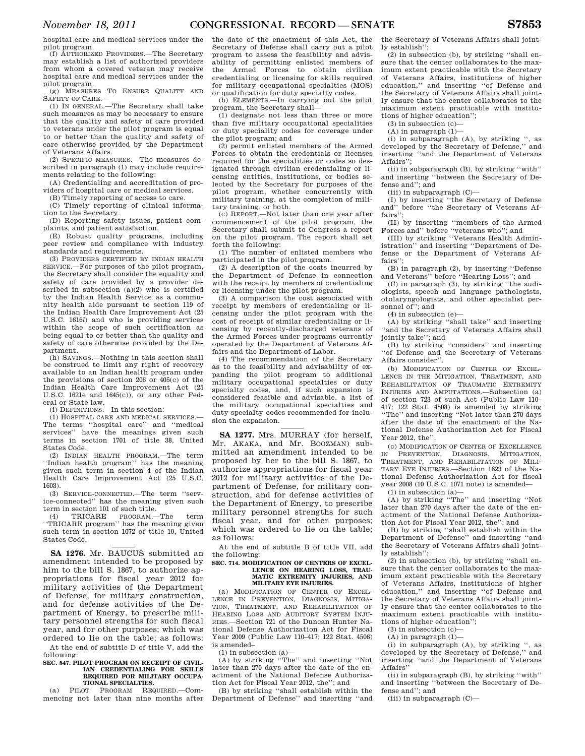hospital care and medical services under the pilot program.

(f) AUTHORIZED PROVIDERS.—The Secretary may establish a list of authorized providers from whom a covered veteran may receive hospital care and medical services under the pilot program.

(g) MEASURES TO ENSURE QUALITY AND SAFETY OF CARE.—

(1) IN GENERAL.—The Secretary shall take such measures as may be necessary to ensure that the quality and safety of care provided to veterans under the pilot program is equal to or better than the quality and safety of care otherwise provided by the Department of Veterans Affairs.

(2) SPECIFIC MEASURES.—The measures described in paragraph (1) may include requirements relating to the following:

(A) Credentialing and accreditation of providers of hospital care or medical services.

(B) Timely reporting of access to care.

(C) Timely reporting of clinical information to the Secretary.

(D) Reporting safety issues, patient complaints, and patient satisfaction.

(E) Robust quality programs, including peer review and compliance with industry standards and requirements.

(3) PROVIDERS CERTIFIED BY INDIAN HEALTH SERVICE.—For purposes of the pilot program, the Secretary shall consider the equality and safety of care provided by a provider described in subsection (a)(2) who is certified by the Indian Health Service as a community health aide pursuant to section 119 of the Indian Health Care Improvement Act (25 U.S.C. 1616*l*) and who is providing services within the scope of such certification as being equal to or better than the quality and safety of care otherwise provided by the Department.

(h) SAVINGS.—Nothing in this section shall be construed to limit any right of recovery available to an Indian health program under the provisions of section 206 or 405(c) of the Indian Health Care Improvement Act (25 U.S.C. 1621e and 1645(c)), or any other Federal or State law.

(i) DEFINITIONS.—In this section:

(1) HOSPITAL CARE AND MEDICAL SERVICES.—The terms "hospital care" and "medical services" have the meanings given such terms in section 1701 of title 38, United States Code.

(2) INDIAN HEALTH PROGRAM.—The term "Indian health program" has the meaning given such term in section 4 of the Indian Health Care Improvement Act (25 U.S.C. 1603).

(3) SERVICE-CONNECTED.—The term "service-connected" has the meaning given such term in section 101 of such title.

(4) TRICARE PROGRAM.—The term "TRICARE program" has the meaning given such term in section 1072 of title 10, United States Code.

---

**SA 1276.** Mr. BAUCUS submitted an amendment intended to be proposed by him to the bill S. 1867, to authorize appropriations for fiscal year 2012 for military activities of the Department of Defense, for military construction, and for defense activities of the Department of Energy, to prescribe military personnel strengths for such fiscal year, and for other purposes; which was ordered to lie on the table; as follows:

At the end of subtitle D of title V, add the following:

**SEC. 547. PILOT PROGRAM ON RECEIPT OF CIVILIAN CREDENTIALING FOR SKILLS REQUIRED FOR MILITARY OCCUPATIONAL SPECIALTIES.**

(a) PILOT PROGRAM REQUIRED.—Commencing not later than nine months after the date of the enactment of this Act, the Secretary of Defense shall carry out a pilot program to assess the feasibility and advisability of permitting enlisted members of the Armed Forces to obtain civilian credentialing or licensing for skills required for military occupational specialties (MOS) or qualification for duty specialty codes.

(b) ELEMENTS.—In carrying out the pilot program, the Secretary shall—

(1) designate not less than three or more than five military occupational specialities or duty speciality codes for coverage under the pilot program; and

(2) permit enlisted members of the Armed Forces to obtain the credentials or licenses required for the specialities or codes so designated through civilian credentialing or licensing entities, institutions, or bodies selected by the Secretary for purposes of the pilot program, whether concurrently with military training, at the completion of military training, or both.

(c) REPORT.—Not later than one year after commencement of the pilot program, the Secretary shall submit to Congress a report on the pilot program. The report shall set forth the following:

(1) The number of enlisted members who participated in the pilot program.

(2) A description of the costs incurred by the Department of Defense in connection with the receipt by members of credentialing or licensing under the pilot program.

(3) A comparison the cost associated with receipt by members of credentialing or licensing under the pilot program with the cost of receipt of similar credentialing or licensing by recently-discharged veterans of the Armed Forces under programs currently operated by the Department of Veterans Affairs and the Department of Labor.

(4) The recommendation of the Secretary as to the feasibility and advisability of expanding the pilot program to additional military occupational specialties or duty specialty codes, and, if such expansion is considered feasible and advisable, a list of the military occupational specialties and duty specialty codes recommended for inclusion the expansion.

---

**SA 1277.** Mrs. MURRAY (for herself, Mr. AKAKA, and Mr. BOOZMAN) submitted an amendment intended to be proposed by her to the bill S. 1867, to authorize appropriations for fiscal year 2012 for military activities of the Department of Defense, for military construction, and for defense activities of the Department of Energy, to prescribe military personnel strengths for such fiscal year, and for other purposes; which was ordered to lie on the table; as follows:

At the end of subtitle B of title VII, add the following:

**SEC. 714. MODIFICATION OF CENTERS OF EXCELLENCE ON HEARING LOSS, TRAUMATIC EXTREMITY INJURIES, AND MILITARY EYE INJURIES.**

(a) MODIFICATION OF CENTER OF EXCELLENCE IN PREVENTION, DIAGNOSIS, MITIGATION, TREATMENT, AND REHABILITATION OF HEARING LOSS AND AUDITORY SYSTEM INJURIES.—Section 721 of the Duncan Hunter National Defense Authorization Act for Fiscal Year 2009 (Public Law 110–417; 122 Stat. 4506) is amended–

(1) in subsection (a)—

(A) by striking "The" and inserting "Not later than 270 days after the date of the enactment of the National Defense Authorization Act for Fiscal Year 2012, the"; and

(B) by striking "shall establish within the Department of Defense" and inserting "and the Secretary of Veterans Affairs shall jointly establish";

(2) in subsection (b), by striking "shall ensure that the center collaborates to the maximum extent practicable with the Secretary of Veterans Affairs, institutions of higher education," and inserting "of Defense and the Secretary of Veterans Affairs shall jointly ensure that the center collaborates to the maximum extent practicable with institutions of higher education";

(3) in subsection (c)—

(A) in paragraph (1)—

(i) in subparagraph (A), by striking ", as developed by the Secretary of Defense," and inserting "and the Department of Veterans Affairs";

(ii) in subparagraph (B), by striking "with" and inserting "between the Secretary of Defense and"; and

(iii) in subparagraph (C)—

(I) by inserting "the Secretary of Defense and" before "the Secretary of Veterans Affairs";

(II) by inserting "members of the Armed Forces and" before "veterans who"; and

(III) by striking "Veterans Health Administration" and inserting "Department of Defense or the Department of Veterans Affairs";

(B) in paragraph (2), by inserting "Defense and Veterans" before "Hearing Loss"; and

(C) in paragraph (3), by striking "the audiologists, speech and language pathologists, otolaryngologists, and other specialist personnel of"; and

(4) in subsection (e)—

(A) by striking "shall take" and inserting "and the Secretary of Veterans Affairs shall jointly take"; and

(B) by striking "considers" and inserting "of Defense and the Secretary of Veterans Affairs consider".

(b) MODIFICATION OF CENTER OF EXCELLENCE IN THE MITIGATION, TREATMENT, AND REHABILITATION OF TRAUMATIC EXTREMITY INJURIES AND AMPUTATIONS.—Subsection (a) of section 723 of such Act (Public Law 110–417; 122 Stat. 4508) is amended by striking "The" and inserting "Not later than 270 days after the date of the enactment of the National Defense Authorization Act for Fiscal Year 2012, the".

(c) MODIFICATION OF CENTER OF EXCELLENCE IN PREVENTION, DIAGNOSIS, MITIGATION, TREATMENT, AND REHABILITATION OF MILITARY EYE INJURIES.—Section 1623 of the National Defense Authorization Act for fiscal year 2008 (10 U.S.C. 1071 note) is amended—

(1) in subsection (a)—

(A) by striking "The" and inserting "Not later than 270 days after the date of the enactment of the National Defense Authorization Act for Fiscal Year 2012, the"; and

(B) by striking "shall establish within the Department of Defense" and inserting "and the Secretary of Veterans Affairs shall jointly establish";

(2) in subsection (b), by striking "shall ensure that the center collaborates to the maximum extent practicable with the Secretary of Veterans Affairs, institutions of higher education," and inserting "of Defense and the Secretary of Veterans Affairs shall jointly ensure that the center collaborates to the maximum extent practicable with institutions of higher education";

(3) in subsection (c)—

(A) in paragraph (1)—

(i) in subparagraph (A), by striking ", as developed by the Secretary of Defense," and inserting "and the Department of Veterans Affairs"

(ii) in subparagraph (B), by striking "with" and inserting "between the Secretary of Defense and"; and

(iii) in subparagraph (C)—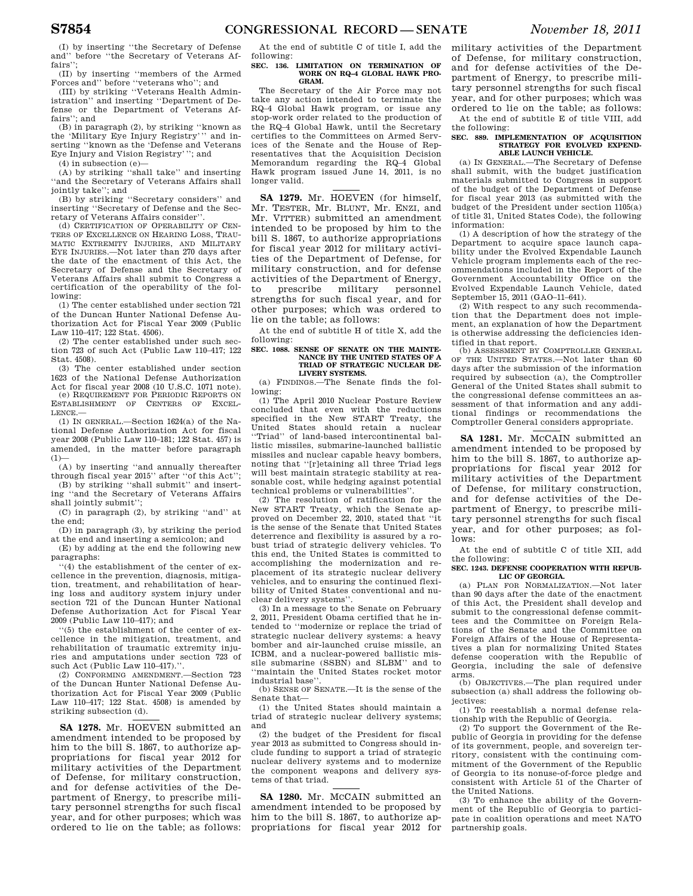(I) by inserting ''the Secretary of Defense and'' before ''the Secretary of Veterans Affairs'';

(II) by inserting ''members of the Armed Forces and'' before ''veterans who''; and

(III) by striking ''Veterans Health Administration'' and inserting ''Department of Defense or the Department of Veterans Affairs''; and

(B) in paragraph (2), by striking ''known as the 'Military Eye Injury Registry' '' and inserting ''known as the 'Defense and Veterans Eye Injury and Vision Registry' ''; and

(4) in subsection (e)—

(A) by striking ''shall take'' and inserting ''and the Secretary of Veterans Affairs shall jointly take''; and

(B) by striking ''Secretary considers'' and inserting ''Secretary of Defense and the Secretary of Veterans Affairs consider''.

(d) CERTIFICATION OF OPERABILITY OF CENTERS OF EXCELLENCE ON HEARING LOSS, TRAUMATIC EXTREMITY INJURIES, AND MILITARY EYE INJURIES.—Not later than 270 days after the date of the enactment of this Act, the Secretary of Defense and the Secretary of Veterans Affairs shall submit to Congress a certification of the operability of the following:

(1) The center established under section 721 of the Duncan Hunter National Defense Authorization Act for Fiscal Year 2009 (Public Law 110–417; 122 Stat. 4506).

(2) The center established under such section 723 of such Act (Public Law 110–417; 122 Stat. 4508).

(3) The center established under section 1623 of the National Defense Authorization Act for fiscal year 2008 (10 U.S.C. 1071 note).

(e) REQUIREMENT FOR PERIODIC REPORTS ON ESTABLISHMENT OF CENTERS OF EXCELLENCE.—

(1) IN GENERAL.—Section 1624(a) of the National Defense Authorization Act for fiscal year 2008 (Public Law 110–181; 122 Stat. 457) is amended, in the matter before paragraph (1)—

(A) by inserting ''and annually thereafter through fiscal year 2015'' after ''of this Act'';

(B) by striking ''shall submit'' and inserting ''and the Secretary of Veterans Affairs shall jointly submit'';

(C) in paragraph (2), by striking ''and'' at the end;

(D) in paragraph (3), by striking the period at the end and inserting a semicolon; and

(E) by adding at the end the following new paragraphs:

''(4) the establishment of the center of excellence in the prevention, diagnosis, mitigation, treatment, and rehabilitation of hearing loss and auditory system injury under section 721 of the Duncan Hunter National Defense Authorization Act for Fiscal Year 2009 (Public Law 110–417); and

''(5) the establishment of the center of excellence in the mitigation, treatment, and rehabilitation of traumatic extremity injuries and amputations under section 723 of such Act (Public Law 110–417).''.

(2) CONFORMING AMENDMENT.—Section 723 of the Duncan Hunter National Defense Authorization Act for Fiscal Year 2009 (Public Law 110–417; 122 Stat. 4508) is amended by striking subsection (d).

---

**SA 1278.** Mr. HOEVEN submitted an amendment intended to be proposed by him to the bill S. 1867, to authorize appropriations for fiscal year 2012 for military activities of the Department of Defense, for military construction, and for defense activities of the Department of Energy, to prescribe military personnel strengths for such fiscal year, and for other purposes; which was ordered to lie on the table; as follows:

At the end of subtitle C of title I, add the following:

**SEC. 136. LIMITATION ON TERMINATION OF WORK ON RQ–4 GLOBAL HAWK PROGRAM.**

The Secretary of the Air Force may not take any action intended to terminate the RQ–4 Global Hawk program, or issue any stop-work order related to the production of the RQ–4 Global Hawk, until the Secretary certifies to the Committees on Armed Services of the Senate and the House of Representatives that the Acquisition Decision Memorandum regarding the RQ–4 Global Hawk program issued June 14, 2011, is no longer valid.

---

**SA 1279.** Mr. HOEVEN (for himself, Mr. TESTER, Mr. BLUNT, Mr. ENZI, and Mr. VITTER) submitted an amendment intended to be proposed by him to the bill S. 1867, to authorize appropriations for fiscal year 2012 for military activities of the Department of Defense, for military construction, and for defense activities of the Department of Energy, to prescribe military personnel strengths for such fiscal year, and for other purposes; which was ordered to lie on the table; as follows:

At the end of subtitle H of title X, add the following:

**SEC. 1088. SENSE OF SENATE ON THE MAINTENANCE BY THE UNITED STATES OF A TRIAD OF STRATEGIC NUCLEAR DELIVERY SYSTEMS.**

(a) FINDINGS.—The Senate finds the following:

(1) The April 2010 Nuclear Posture Review concluded that even with the reductions specified in the New START Treaty, the United States should retain a nuclear ''Triad'' of land-based intercontinental ballistic missiles, submarine-launched ballistic missiles and nuclear capable heavy bombers, noting that ''[r]etaining all three Triad legs will best maintain strategic stability at reasonable cost, while hedging against potential technical problems or vulnerabilities''.

(2) The resolution of ratification for the New START Treaty, which the Senate approved on December 22, 2010, stated that ''it is the sense of the Senate that United States deterrence and flexibility is assured by a robust triad of strategic delivery vehicles. To this end, the United States is committed to accomplishing the modernization and replacement of its strategic nuclear delivery vehicles, and to ensuring the continued flexibility of United States conventional and nuclear delivery systems''.

(3) In a message to the Senate on February 2, 2011, President Obama certified that he intended to ''modernize or replace the triad of strategic nuclear delivery systems: a heavy bomber and air-launched cruise missile, an ICBM, and a nuclear-powered ballistic missile submarine (SSBN) and SLBM'' and to ''maintain the United States rocket motor industrial base''.

(b) SENSE OF SENATE.—It is the sense of the Senate that—

(1) the United States should maintain a triad of strategic nuclear delivery systems; and

(2) the budget of the President for fiscal year 2013 as submitted to Congress should include funding to support a triad of strategic nuclear delivery systems and to modernize the component weapons and delivery systems of that triad.

---

**SA 1280.** Mr. MCCAIN submitted an amendment intended to be proposed by him to the bill S. 1867, to authorize appropriations for fiscal year 2012 for military activities of the Department of Defense, for military construction, and for defense activities of the Department of Energy, to prescribe military personnel strengths for such fiscal year, and for other purposes; which was ordered to lie on the table; as follows:

At the end of subtitle E of title VIII, add the following:

**SEC. 889. IMPLEMENTATION OF ACQUISITION STRATEGY FOR EVOLVED EXPENDABLE LAUNCH VEHICLE.**

(a) IN GENERAL.—The Secretary of Defense shall submit, with the budget justification materials submitted to Congress in support of the budget of the Department of Defense for fiscal year 2013 (as submitted with the budget of the President under section 1105(a) of title 31, United States Code), the following information:

(1) A description of how the strategy of the Department to acquire space launch capability under the Evolved Expendable Launch Vehicle program implements each of the recommendations included in the Report of the Government Accountability Office on the Evolved Expendable Launch Vehicle, dated September 15, 2011 (GAO–11–641).

(2) With respect to any such recommendation that the Department does not implement, an explanation of how the Department is otherwise addressing the deficiencies identified in that report.

(b) ASSESSMENT BY COMPTROLLER GENERAL OF THE UNITED STATES.—Not later than 60 days after the submission of the information required by subsection (a), the Comptroller General of the United States shall submit to the congressional defense committees an assessment of that information and any additional findings or recommendations the Comptroller General considers appropriate.

---

**SA 1281.** Mr. MCCAIN submitted an amendment intended to be proposed by him to the bill S. 1867, to authorize appropriations for fiscal year 2012 for military activities of the Department of Defense, for military construction, and for defense activities of the Department of Energy, to prescribe military personnel strengths for such fiscal year, and for other purposes; as follows:

At the end of subtitle C of title XII, add the following:

**SEC. 1243. DEFENSE COOPERATION WITH REPUBLIC OF GEORGIA.**

(a) PLAN FOR NORMALIZATION.—Not later than 90 days after the date of the enactment of this Act, the President shall develop and submit to the congressional defense committees and the Committee on Foreign Relations of the Senate and the Committee on Foreign Affairs of the House of Representatives a plan for normalizing United States defense cooperation with the Republic of Georgia, including the sale of defensive arms.

(b) OBJECTIVES.—The plan required under subsection (a) shall address the following objectives:

(1) To reestablish a normal defense relationship with the Republic of Georgia.

(2) To support the Government of the Republic of Georgia in providing for the defense of its government, people, and sovereign territory, consistent with the continuing commitment of the Government of the Republic of Georgia to its nonuse-of-force pledge and consistent with Article 51 of the Charter of the United Nations.

(3) To enhance the ability of the Government of the Republic of Georgia to participate in coalition operations and meet NATO partnership goals.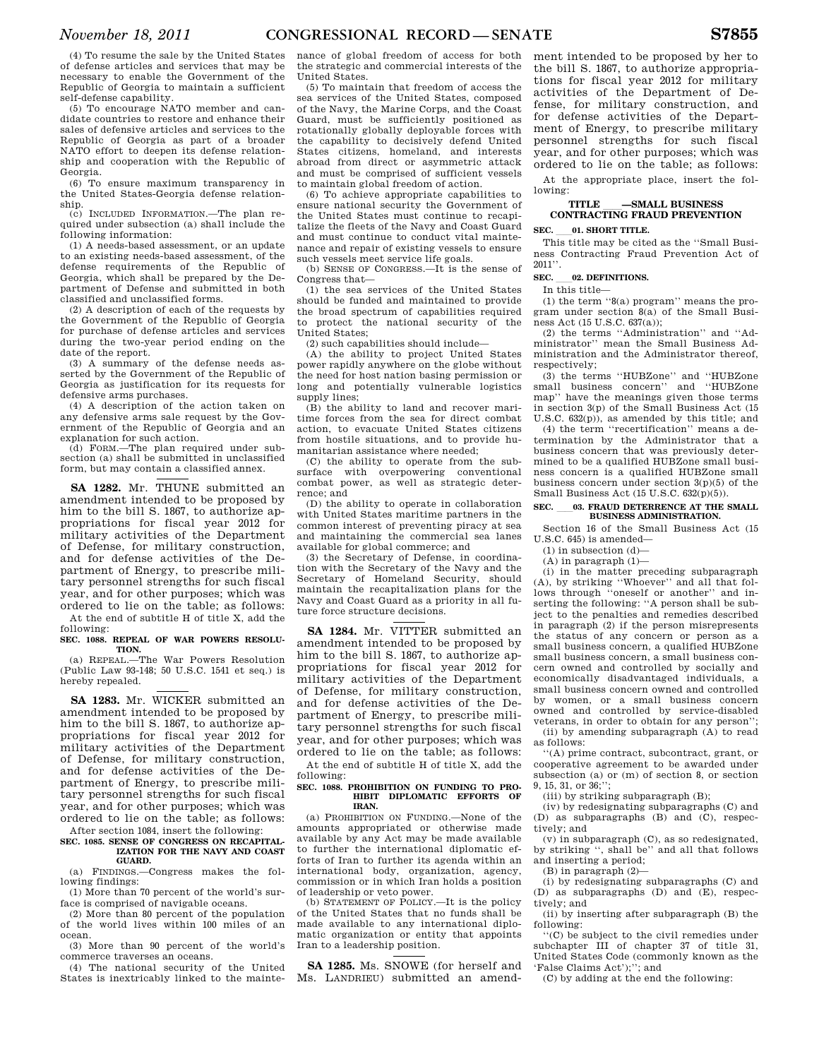(4) To resume the sale by the United States of defense articles and services that may be necessary to enable the Government of the Republic of Georgia to maintain a sufficient self-defense capability.

(5) To encourage NATO member and candidate countries to restore and enhance their sales of defensive articles and services to the Republic of Georgia as part of a broader NATO effort to deepen its defense relationship and cooperation with the Republic of Georgia.

(6) To ensure maximum transparency in the United States-Georgia defense relationship.

(c) INCLUDED INFORMATION.—The plan required under subsection (a) shall include the following information:

(1) A needs-based assessment, or an update to an existing needs-based assessment, of the defense requirements of the Republic of Georgia, which shall be prepared by the Department of Defense and submitted in both classified and unclassified forms.

(2) A description of each of the requests by the Government of the Republic of Georgia for purchase of defense articles and services during the two-year period ending on the date of the report.

(3) A summary of the defense needs asserted by the Government of the Republic of Georgia as justification for its requests for defensive arms purchases.

(4) A description of the action taken on any defensive arms sale request by the Government of the Republic of Georgia and an explanation for such action.

(d) FORM.—The plan required under subsection (a) shall be submitted in unclassified form, but may contain a classified annex.

---

**SA 1282.** Mr. THUNE submitted an amendment intended to be proposed by him to the bill S. 1867, to authorize appropriations for fiscal year 2012 for military activities of the Department of Defense, for military construction, and for defense activities of the Department of Energy, to prescribe military personnel strengths for such fiscal year, and for other purposes; which was ordered to lie on the table; as follows:

At the end of subtitle H of title X, add the following:

**SEC. 1088. REPEAL OF WAR POWERS RESOLUTION.**

(a) REPEAL.—The War Powers Resolution (Public Law 93-148; 50 U.S.C. 1541 et seq.) is hereby repealed.

---

**SA 1283.** Mr. WICKER submitted an amendment intended to be proposed by him to the bill S. 1867, to authorize appropriations for fiscal year 2012 for military activities of the Department of Defense, for military construction, and for defense activities of the Department of Energy, to prescribe military personnel strengths for such fiscal year, and for other purposes; which was ordered to lie on the table; as follows:

After section 1084, insert the following:

**SEC. 1085. SENSE OF CONGRESS ON RECAPITALIZATION FOR THE NAVY AND COAST GUARD.**

(a) FINDINGS.—Congress makes the following findings:

(1) More than 70 percent of the world's surface is comprised of navigable oceans.

(2) More than 80 percent of the population of the world lives within 100 miles of an ocean.

(3) More than 90 percent of the world's commerce traverses an oceans.

(4) The national security of the United States is inextricably linked to the maintenance of global freedom of access for both the strategic and commercial interests of the United States.

(5) To maintain that freedom of access the sea services of the United States, composed of the Navy, the Marine Corps, and the Coast Guard, must be sufficiently positioned as rotationally globally deployable forces with the capability to decisively defend United States citizens, homeland, and interests abroad from direct or asymmetric attack and must be comprised of sufficient vessels to maintain global freedom of action.

(6) To achieve appropriate capabilities to ensure national security the Government of the United States must continue to recapitalize the fleets of the Navy and Coast Guard and must continue to conduct vital maintenance and repair of existing vessels to ensure such vessels meet service life goals.

(b) SENSE OF CONGRESS.—It is the sense of Congress that—

(1) the sea services of the United States should be funded and maintained to provide the broad spectrum of capabilities required to protect the national security of the United States;

(2) such capabilities should include—

(A) the ability to project United States power rapidly anywhere on the globe without the need for host nation basing permission or long and potentially vulnerable logistics supply lines;

(B) the ability to land and recover maritime forces from the sea for direct combat action, to evacuate United States citizens from hostile situations, and to provide humanitarian assistance where needed;

(C) the ability to operate from the subsurface with overpowering conventional combat power, as well as strategic deterrence; and

(D) the ability to operate in collaboration with United States maritime partners in the common interest of preventing piracy at sea and maintaining the commercial sea lanes available for global commerce; and

(3) the Secretary of Defense, in coordination with the Secretary of the Navy and the Secretary of Homeland Security, should maintain the recapitalization plans for the Navy and Coast Guard as a priority in all future force structure decisions.

---

**SA 1284.** Mr. VITTER submitted an amendment intended to be proposed by him to the bill S. 1867, to authorize appropriations for fiscal year 2012 for military activities of the Department of Defense, for military construction, and for defense activities of the Department of Energy, to prescribe military personnel strengths for such fiscal year, and for other purposes; which was ordered to lie on the table; as follows:

At the end of subtitle H of title X, add the following:

**SEC. 1088. PROHIBITION ON FUNDING TO PROHIBIT DIPLOMATIC EFFORTS OF IRAN.**

(a) PROHIBITION ON FUNDING.—None of the amounts appropriated or otherwise made available by any Act may be made available to further the international diplomatic efforts of Iran to further its agenda within an international body, organization, agency, commission or in which Iran holds a position of leadership or veto power.

(b) STATEMENT OF POLICY.—It is the policy of the United States that no funds shall be made available to any international diplomatic organization or entity that appoints Iran to a leadership position.

---

**SA 1285.** Ms. SNOWE (for herself and Ms. LANDRIEU) submitted an amendment intended to be proposed by her to the bill S. 1867, to authorize appropriations for fiscal year 2012 for military activities of the Department of Defense, for military construction, and for defense activities of the Department of Energy, to prescribe military personnel strengths for such fiscal year, and for other purposes; which was ordered to lie on the table; as follows:

At the appropriate place, insert the following:

**TITLE \_\_\_—SMALL BUSINESS CONTRACTING FRAUD PREVENTION**

**SEC. \_\_\_01. SHORT TITLE.**

This title may be cited as the ''Small Business Contracting Fraud Prevention Act of 2011''.

**SEC. \_\_\_02. DEFINITIONS.**

In this title—

(1) the term ''8(a) program'' means the program under section 8(a) of the Small Business Act (15 U.S.C. 637(a));

(2) the terms ''Administration'' and ''Administrator'' mean the Small Business Administration and the Administrator thereof, respectively;

(3) the terms ''HUBZone'' and ''HUBZone small business concern'' and ''HUBZone map'' have the meanings given those terms in section 3(p) of the Small Business Act (15 U.S.C. 632(p)), as amended by this title; and

(4) the term ''recertification'' means a determination by the Administrator that a business concern that was previously determined to be a qualified HUBZone small business concern is a qualified HUBZone small business concern under section 3(p)(5) of the Small Business Act (15 U.S.C. 632(p)(5)).

**SEC. \_\_\_03. FRAUD DETERRENCE AT THE SMALL BUSINESS ADMINISTRATION.**

Section 16 of the Small Business Act (15 U.S.C. 645) is amended—

(1) in subsection (d)—

(A) in paragraph (1)—

(i) in the matter preceding subparagraph (A), by striking ''Whoever'' and all that follows through ''oneself or another'' and inserting the following: ''A person shall be subject to the penalties and remedies described in paragraph (2) if the person misrepresents the status of any concern or person as a small business concern, a qualified HUBZone small business concern, a small business concern owned and controlled by socially and economically disadvantaged individuals, a small business concern owned and controlled by women, or a small business concern owned and controlled by service-disabled veterans, in order to obtain for any person'';

(ii) by amending subparagraph (A) to read as follows:

''(A) prime contract, subcontract, grant, or cooperative agreement to be awarded under subsection (a) or (m) of section 8, or section 9, 15, 31, or 36;'';

(iii) by striking subparagraph (B);

(iv) by redesignating subparagraphs (C) and (D) as subparagraphs (B) and (C), respectively; and

(v) in subparagraph (C), as so redesignated, by striking '', shall be'' and all that follows and inserting a period;

(B) in paragraph (2)—

(i) by redesignating subparagraphs (C) and (D) as subparagraphs (D) and (E), respectively; and

(ii) by inserting after subparagraph (B) the following:

''(C) be subject to the civil remedies under subchapter III of chapter 37 of title 31, United States Code (commonly known as the 'False Claims Act');''; and

(C) by adding at the end the following: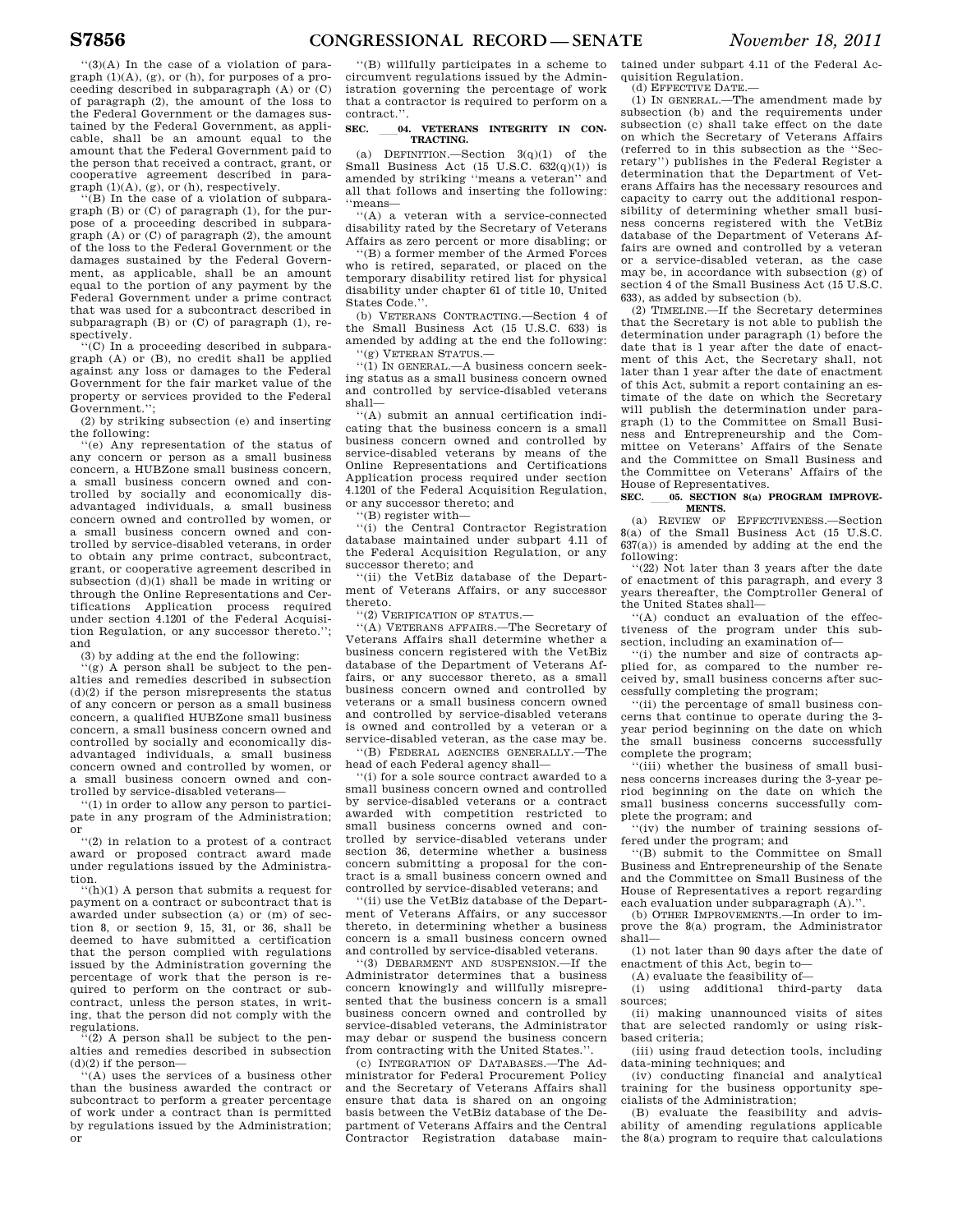''(3)(A) In the case of a violation of paragraph (1)(A), (g), or (h), for purposes of a proceeding described in subparagraph (A) or (C) of paragraph (2), the amount of the loss to the Federal Government or the damages sustained by the Federal Government, as applicable, shall be an amount equal to the amount that the Federal Government paid to the person that received a contract, grant, or cooperative agreement described in paragraph (1)(A), (g), or (h), respectively.

''(B) In the case of a violation of subparagraph (B) or (C) of paragraph (1), for the purpose of a proceeding described in subparagraph (A) or (C) of paragraph (2), the amount of the loss to the Federal Government or the damages sustained by the Federal Government, as applicable, shall be an amount equal to the portion of any payment by the Federal Government under a prime contract that was used for a subcontract described in subparagraph (B) or (C) of paragraph (1), respectively.

''(C) In a proceeding described in subparagraph (A) or (B), no credit shall be applied against any loss or damages to the Federal Government for the fair market value of the property or services provided to the Federal Government.'';

(2) by striking subsection (e) and inserting the following:

''(e) Any representation of the status of any concern or person as a small business concern, a HUBZone small business concern, a small business concern owned and controlled by socially and economically disadvantaged individuals, a small business concern owned and controlled by women, or a small business concern owned and controlled by service-disabled veterans, in order to obtain any prime contract, subcontract, grant, or cooperative agreement described in subsection (d)(1) shall be made in writing or through the Online Representations and Certifications Application process required under section 4.1201 of the Federal Acquisition Regulation, or any successor thereto.''; and

(3) by adding at the end the following:

''(g) A person shall be subject to the penalties and remedies described in subsection (d)(2) if the person misrepresents the status of any concern or person as a small business concern, a qualified HUBZone small business concern, a small business concern owned and controlled by socially and economically disadvantaged individuals, a small business concern owned and controlled by women, or a small business concern owned and controlled by service-disabled veterans—

''(1) in order to allow any person to participate in any program of the Administration; or

''(2) in relation to a protest of a contract award or proposed contract award made under regulations issued by the Administration.

''(h)(1) A person that submits a request for payment on a contract or subcontract that is awarded under subsection (a) or (m) of section 8, or section 9, 15, 31, or 36, shall be deemed to have submitted a certification that the person complied with regulations issued by the Administration governing the percentage of work that the person is required to perform on the contract or subcontract, unless the person states, in writing, that the person did not comply with the regulations.

''(2) A person shall be subject to the penalties and remedies described in subsection (d)(2) if the person—

''(A) uses the services of a business other than the business awarded the contract or subcontract to perform a greater percentage of work under a contract than is permitted by regulations issued by the Administration; or

''(B) willfully participates in a scheme to circumvent regulations issued by the Administration governing the percentage of work that a contractor is required to perform on a contract.''.

**SEC. ___04. VETERANS INTEGRITY IN CONTRACTING.**

(a) DEFINITION.—Section 3(q)(1) of the Small Business Act (15 U.S.C. 632(q)(1)) is amended by striking ''means a veteran'' and all that follows and inserting the following: ''means—

''(A) a veteran with a service-connected disability rated by the Secretary of Veterans Affairs as zero percent or more disabling; or

''(B) a former member of the Armed Forces who is retired, separated, or placed on the temporary disability retired list for physical disability under chapter 61 of title 10, United States Code.''.

(b) VETERANS CONTRACTING.—Section 4 of the Small Business Act (15 U.S.C. 633) is amended by adding at the end the following:

''(g) VETERAN STATUS.—

''(1) IN GENERAL.—A business concern seeking status as a small business concern owned and controlled by service-disabled veterans shall—

''(A) submit an annual certification indicating that the business concern is a small business concern owned and controlled by service-disabled veterans by means of the Online Representations and Certifications Application process required under section 4.1201 of the Federal Acquisition Regulation, or any successor thereto; and

''(B) register with—

''(i) the Central Contractor Registration database maintained under subpart 4.11 of the Federal Acquisition Regulation, or any successor thereto; and

''(ii) the VetBiz database of the Department of Veterans Affairs, or any successor thereto.

''(2) VERIFICATION OF STATUS.—

''(A) VETERANS AFFAIRS.—The Secretary of Veterans Affairs shall determine whether a business concern registered with the VetBiz database of the Department of Veterans Affairs, or any successor thereto, as a small business concern owned and controlled by veterans or a small business concern owned and controlled by service-disabled veterans is owned and controlled by a veteran or a service-disabled veteran, as the case may be.

''(B) FEDERAL AGENCIES GENERALLY.—The head of each Federal agency shall—

''(i) for a sole source contract awarded to a small business concern owned and controlled by service-disabled veterans or a contract awarded with competition restricted to small business concerns owned and controlled by service-disabled veterans under section 36, determine whether a business concern submitting a proposal for the contract is a small business concern owned and controlled by service-disabled veterans; and

''(ii) use the VetBiz database of the Department of Veterans Affairs, or any successor thereto, in determining whether a business concern is a small business concern owned and controlled by service-disabled veterans.

''(3) DEBARMENT AND SUSPENSION.—If the Administrator determines that a business concern knowingly and willfully misrepresented that the business concern is a small business concern owned and controlled by service-disabled veterans, the Administrator may debar or suspend the business concern from contracting with the United States.''.

(c) INTEGRATION OF DATABASES.—The Administrator for Federal Procurement Policy and the Secretary of Veterans Affairs shall ensure that data is shared on an ongoing basis between the VetBiz database of the Department of Veterans Affairs and the Central Contractor Registration database maintained under subpart 4.11 of the Federal Acquisition Regulation.

(d) EFFECTIVE DATE.—

(1) IN GENERAL.—The amendment made by subsection (b) and the requirements under subsection (c) shall take effect on the date on which the Secretary of Veterans Affairs (referred to in this subsection as the ''Secretary'') publishes in the Federal Register a determination that the Department of Veterans Affairs has the necessary resources and capacity to carry out the additional responsibility of determining whether small business concerns registered with the VetBiz database of the Department of Veterans Affairs are owned and controlled by a veteran or a service-disabled veteran, as the case may be, in accordance with subsection (g) of section 4 of the Small Business Act (15 U.S.C. 633), as added by subsection (b).

(2) TIMELINE.—If the Secretary determines that the Secretary is not able to publish the determination under paragraph (1) before the date that is 1 year after the date of enactment of this Act, the Secretary shall, not later than 1 year after the date of enactment of this Act, submit a report containing an estimate of the date on which the Secretary will publish the determination under paragraph (1) to the Committee on Small Business and Entrepreneurship and the Committee on Veterans' Affairs of the Senate and the Committee on Small Business and the Committee on Veterans' Affairs of the House of Representatives.

**SEC. ___05. SECTION 8(a) PROGRAM IMPROVEMENTS.**

(a) REVIEW OF EFFECTIVENESS.—Section 8(a) of the Small Business Act (15 U.S.C. 637(a)) is amended by adding at the end the following:

''(22) Not later than 3 years after the date of enactment of this paragraph, and every 3 years thereafter, the Comptroller General of the United States shall—

''(A) conduct an evaluation of the effectiveness of the program under this subsection, including an examination of—

''(i) the number and size of contracts applied for, as compared to the number received by, small business concerns after successfully completing the program;

''(ii) the percentage of small business concerns that continue to operate during the 3-year period beginning on the date on which the small business concerns successfully complete the program;

''(iii) whether the business of small business concerns increases during the 3-year period beginning on the date on which the small business concerns successfully complete the program; and

''(iv) the number of training sessions offered under the program; and

''(B) submit to the Committee on Small Business and Entrepreneurship of the Senate and the Committee on Small Business of the House of Representatives a report regarding each evaluation under subparagraph (A).''.

(b) OTHER IMPROVEMENTS.—In order to improve the 8(a) program, the Administrator shall—

(1) not later than 90 days after the date of enactment of this Act, begin to—

(A) evaluate the feasibility of—

(i) using additional third-party data sources;

(ii) making unannounced visits of sites that are selected randomly or using risk-based criteria;

(iii) using fraud detection tools, including data-mining techniques; and

(iv) conducting financial and analytical training for the business opportunity specialists of the Administration;

(B) evaluate the feasibility and advisability of amending regulations applicable the 8(a) program to require that calculations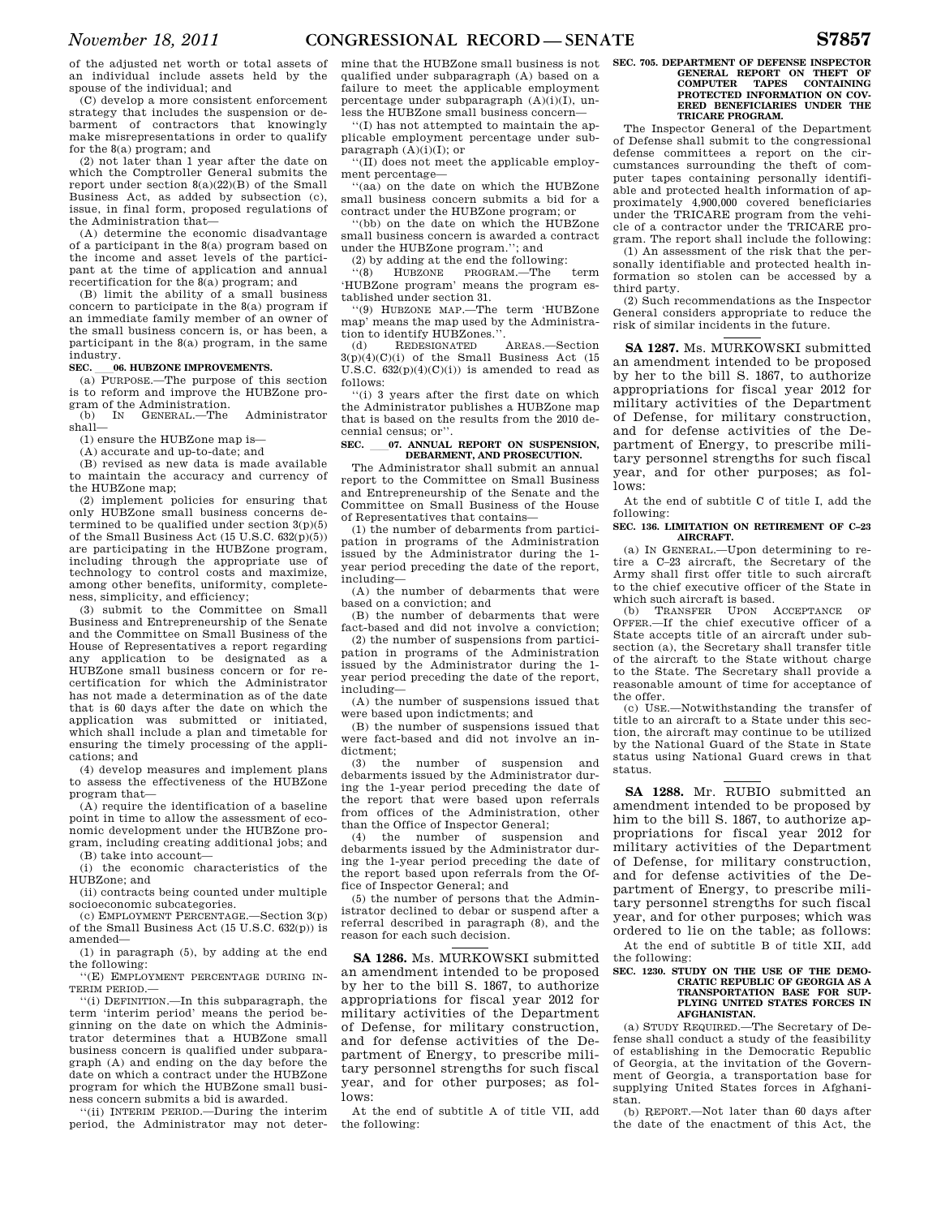of the adjusted net worth or total assets of an individual include assets held by the spouse of the individual; and

(C) develop a more consistent enforcement strategy that includes the suspension or debarment of contractors that knowingly make misrepresentations in order to qualify for the 8(a) program; and

(2) not later than 1 year after the date on which the Comptroller General submits the report under section 8(a)(22)(B) of the Small Business Act, as added by subsection (c), issue, in final form, proposed regulations of the Administration that—

(A) determine the economic disadvantage of a participant in the 8(a) program based on the income and asset levels of the participant at the time of application and annual recertification for the 8(a) program; and

(B) limit the ability of a small business concern to participate in the 8(a) program if an immediate family member of an owner of the small business concern is, or has been, a participant in the 8(a) program, in the same industry.

**SEC. \_\_\_06. HUBZONE IMPROVEMENTS.**

(a) PURPOSE.—The purpose of this section is to reform and improve the HUBZone program of the Administration.

(b) IN GENERAL.—The Administrator shall—

(1) ensure the HUBZone map is—

(A) accurate and up-to-date; and

(B) revised as new data is made available to maintain the accuracy and currency of the HUBZone map;

(2) implement policies for ensuring that only HUBZone small business concerns determined to be qualified under section 3(p)(5) of the Small Business Act (15 U.S.C. 632(p)(5)) are participating in the HUBZone program, including through the appropriate use of technology to control costs and maximize, among other benefits, uniformity, completeness, simplicity, and efficiency;

(3) submit to the Committee on Small Business and Entrepreneurship of the Senate and the Committee on Small Business of the House of Representatives a report regarding any application to be designated as a HUBZone small business concern or for recertification for which the Administrator has not made a determination as of the date that is 60 days after the date on which the application was submitted or initiated, which shall include a plan and timetable for ensuring the timely processing of the applications; and

(4) develop measures and implement plans to assess the effectiveness of the HUBZone program that—

(A) require the identification of a baseline point in time to allow the assessment of economic development under the HUBZone program, including creating additional jobs; and

(B) take into account—

(i) the economic characteristics of the HUBZone; and

(ii) contracts being counted under multiple socioeconomic subcategories.

(c) EMPLOYMENT PERCENTAGE.—Section 3(p) of the Small Business Act (15 U.S.C. 632(p)) is amended—

(1) in paragraph (5), by adding at the end the following:

"(E) EMPLOYMENT PERCENTAGE DURING INTERIM PERIOD.—

"(i) DEFINITION.—In this subparagraph, the term 'interim period' means the period beginning on the date on which the Administrator determines that a HUBZone small business concern is qualified under subparagraph (A) and ending on the day before the date on which a contract under the HUBZone program for which the HUBZone small business concern submits a bid is awarded.

"(ii) INTERIM PERIOD.—During the interim period, the Administrator may not determine that the HUBZone small business is not qualified under subparagraph (A) based on a failure to meet the applicable employment percentage under subparagraph (A)(i)(I), unless the HUBZone small business concern—

"(I) has not attempted to maintain the applicable employment percentage under subparagraph (A)(i)(I); or

"(II) does not meet the applicable employment percentage—

"(aa) on the date on which the HUBZone small business concern submits a bid for a contract under the HUBZone program; or

"(bb) on the date on which the HUBZone small business concern is awarded a contract under the HUBZone program."; and

(2) by adding at the end the following:

"(8) HUBZONE PROGRAM.—The term 'HUBZone program' means the program established under section 31.

"(9) HUBZONE MAP.—The term 'HUBZone map' means the map used by the Administration to identify HUBZones.".

(d) REDESIGNATED AREAS.—Section 3(p)(4)(C)(i) of the Small Business Act (15 U.S.C. 632(p)(4)(C)(i)) is amended to read as follows:

"(i) 3 years after the first date on which the Administrator publishes a HUBZone map that is based on the results from the 2010 decennial census; or".

**SEC. \_\_\_07. ANNUAL REPORT ON SUSPENSION, DEBARMENT, AND PROSECUTION.**

The Administrator shall submit an annual report to the Committee on Small Business and Entrepreneurship of the Senate and the Committee on Small Business of the House of Representatives that contains—

(1) the number of debarments from participation in programs of the Administration issued by the Administrator during the 1-year period preceding the date of the report, including—

(A) the number of debarments that were based on a conviction; and

(B) the number of debarments that were fact-based and did not involve a conviction;

(2) the number of suspensions from participation in programs of the Administration issued by the Administrator during the 1-year period preceding the date of the report, including—

(A) the number of suspensions issued that were based upon indictments; and

(B) the number of suspensions issued that were fact-based and did not involve an indictment;

(3) the number of suspension and debarments issued by the Administrator during the 1-year period preceding the date of the report that were based upon referrals from offices of the Administration, other than the Office of Inspector General;

(4) the number of suspension and debarments issued by the Administrator during the 1-year period preceding the date of the report based upon referrals from the Office of Inspector General; and

(5) the number of persons that the Administrator declined to debar or suspend after a referral described in paragraph (8), and the reason for each such decision.

---

**SA 1286.** Ms. MURKOWSKI submitted an amendment intended to be proposed by her to the bill S. 1867, to authorize appropriations for fiscal year 2012 for military activities of the Department of Defense, for military construction, and for defense activities of the Department of Energy, to prescribe military personnel strengths for such fiscal year, and for other purposes; as follows:

At the end of subtitle A of title VII, add the following:

**SEC. 705. DEPARTMENT OF DEFENSE INSPECTOR GENERAL REPORT ON THEFT OF COMPUTER TAPES CONTAINING PROTECTED INFORMATION ON COVERED BENEFICIARIES UNDER THE TRICARE PROGRAM.**

The Inspector General of the Department of Defense shall submit to the congressional defense committees a report on the circumstances surrounding the theft of computer tapes containing personally identifiable and protected health information of approximately 4,900,000 covered beneficiaries under the TRICARE program from the vehicle of a contractor under the TRICARE program. The report shall include the following:

(1) An assessment of the risk that the personally identifiable and protected health information so stolen can be accessed by a third party.

(2) Such recommendations as the Inspector General considers appropriate to reduce the risk of similar incidents in the future.

---

**SA 1287.** Ms. MURKOWSKI submitted an amendment intended to be proposed by her to the bill S. 1867, to authorize appropriations for fiscal year 2012 for military activities of the Department of Defense, for military construction, and for defense activities of the Department of Energy, to prescribe military personnel strengths for such fiscal year, and for other purposes; as follows:

At the end of subtitle C of title I, add the following:

**SEC. 136. LIMITATION ON RETIREMENT OF C–23 AIRCRAFT.**

(a) IN GENERAL.—Upon determining to retire a C–23 aircraft, the Secretary of the Army shall first offer title to such aircraft to the chief executive officer of the State in which such aircraft is based.

(b) TRANSFER UPON ACCEPTANCE OF OFFER.—If the chief executive officer of a State accepts title of an aircraft under subsection (a), the Secretary shall transfer title of the aircraft to the State without charge to the State. The Secretary shall provide a reasonable amount of time for acceptance of the offer.

(c) USE.—Notwithstanding the transfer of title to an aircraft to a State under this section, the aircraft may continue to be utilized by the National Guard of the State in State status using National Guard crews in that status.

---

**SA 1288.** Mr. RUBIO submitted an amendment intended to be proposed by him to the bill S. 1867, to authorize appropriations for fiscal year 2012 for military activities of the Department of Defense, for military construction, and for defense activities of the Department of Energy, to prescribe military personnel strengths for such fiscal year, and for other purposes; which was ordered to lie on the table; as follows:

At the end of subtitle B of title XII, add the following:

**SEC. 1230. STUDY ON THE USE OF THE DEMOCRATIC REPUBLIC OF GEORGIA AS A TRANSPORTATION BASE FOR SUPPLYING UNITED STATES FORCES IN AFGHANISTAN.**

(a) STUDY REQUIRED.—The Secretary of Defense shall conduct a study of the feasibility of establishing in the Democratic Republic of Georgia, at the invitation of the Government of Georgia, a transportation base for supplying United States forces in Afghanistan.

(b) REPORT.—Not later than 60 days after the date of the enactment of this Act, the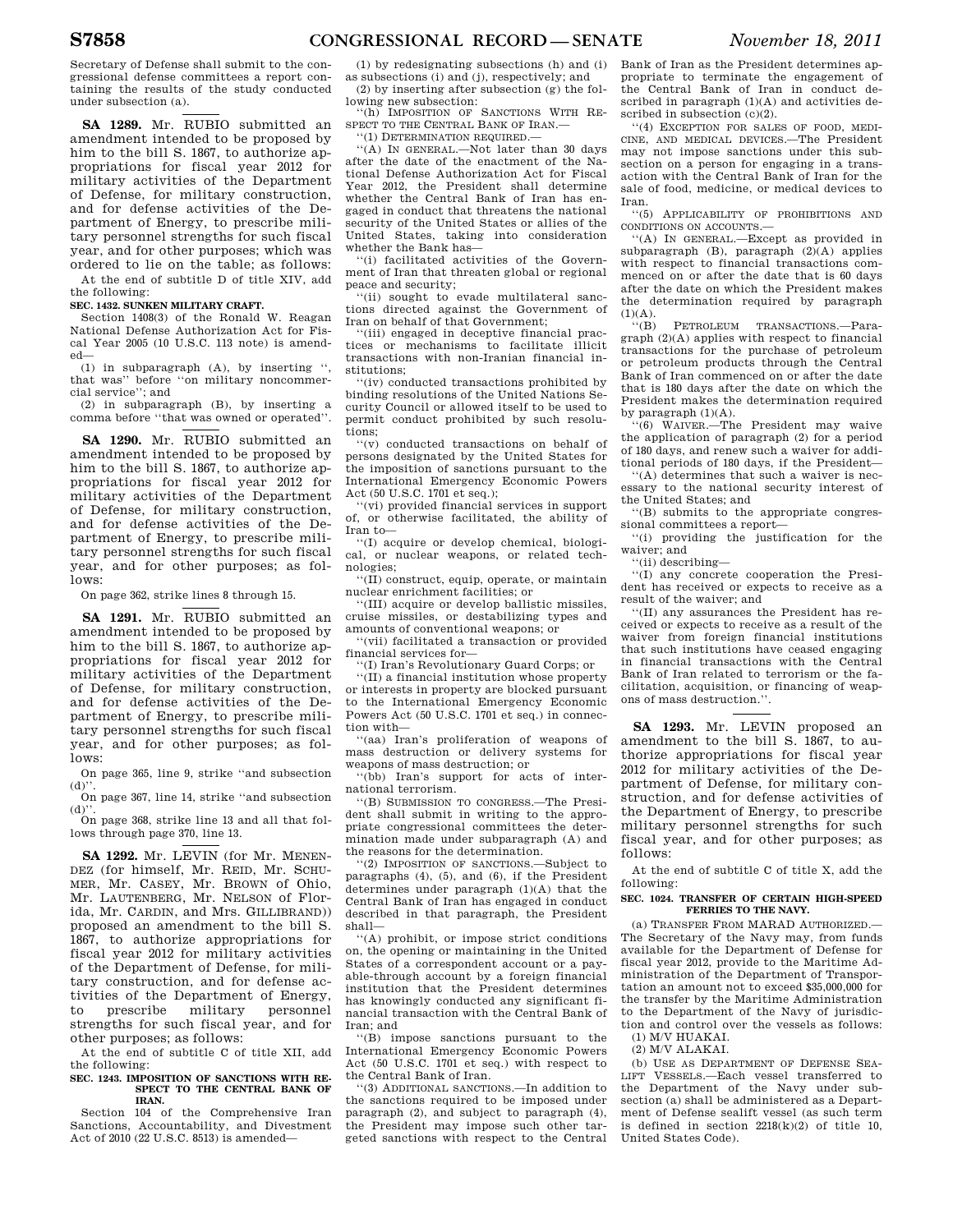Secretary of Defense shall submit to the congressional defense committees a report containing the results of the study conducted under subsection (a).

**SA 1289.** Mr. RUBIO submitted an amendment intended to be proposed by him to the bill S. 1867, to authorize appropriations for fiscal year 2012 for military activities of the Department of Defense, for military construction, and for defense activities of the Department of Energy, to prescribe military personnel strengths for such fiscal year, and for other purposes; which was ordered to lie on the table; as follows:

At the end of subtitle D of title XIV, add the following:

**SEC. 1432. SUNKEN MILITARY CRAFT.**

Section 1408(3) of the Ronald W. Reagan National Defense Authorization Act for Fiscal Year 2005 (10 U.S.C. 113 note) is amended—

(1) in subparagraph (A), by inserting '', that was'' before ''on military noncommercial service''; and

(2) in subparagraph (B), by inserting a comma before ''that was owned or operated''.

**SA 1290.** Mr. RUBIO submitted an amendment intended to be proposed by him to the bill S. 1867, to authorize appropriations for fiscal year 2012 for military activities of the Department of Defense, for military construction, and for defense activities of the Department of Energy, to prescribe military personnel strengths for such fiscal year, and for other purposes; as follows:

On page 362, strike lines 8 through 15.

**SA 1291.** Mr. RUBIO submitted an amendment intended to be proposed by him to the bill S. 1867, to authorize appropriations for fiscal year 2012 for military activities of the Department of Defense, for military construction, and for defense activities of the Department of Energy, to prescribe military personnel strengths for such fiscal year, and for other purposes; as follows:

On page 365, line 9, strike ''and subsection (d)''.

On page 367, line 14, strike ''and subsection (d)''.

On page 368, strike line 13 and all that follows through page 370, line 13.

**SA 1292.** Mr. LEVIN (for Mr. MENENDEZ (for himself, Mr. REID, Mr. SCHUMER, Mr. CASEY, Mr. BROWN of Ohio, Mr. LAUTENBERG, Mr. NELSON of Florida, Mr. CARDIN, and Mrs. GILLIBRAND)) proposed an amendment to the bill S. 1867, to authorize appropriations for fiscal year 2012 for military activities of the Department of Defense, for military construction, and for defense activities of the Department of Energy, to prescribe military personnel strengths for such fiscal year, and for other purposes; as follows:

At the end of subtitle C of title XII, add the following:

**SEC. 1243. IMPOSITION OF SANCTIONS WITH RESPECT TO THE CENTRAL BANK OF IRAN.**

Section 104 of the Comprehensive Iran Sanctions, Accountability, and Divestment Act of 2010 (22 U.S.C. 8513) is amended—

(1) by redesignating subsections (h) and (i) as subsections (i) and (j), respectively; and

(2) by inserting after subsection (g) the following new subsection:

''(h) IMPOSITION OF SANCTIONS WITH RESPECT TO THE CENTRAL BANK OF IRAN.—

''(1) DETERMINATION REQUIRED.—

''(A) IN GENERAL.—Not later than 30 days after the date of the enactment of the National Defense Authorization Act for Fiscal Year 2012, the President shall determine whether the Central Bank of Iran has engaged in conduct that threatens the national security of the United States or allies of the United States, taking into consideration whether the Bank has—

''(i) facilitated activities of the Government of Iran that threaten global or regional peace and security;

''(ii) sought to evade multilateral sanctions directed against the Government of Iran on behalf of that Government;

''(iii) engaged in deceptive financial practices or mechanisms to facilitate illicit transactions with non-Iranian financial institutions;

''(iv) conducted transactions prohibited by binding resolutions of the United Nations Security Council or allowed itself to be used to permit conduct prohibited by such resolutions;

''(v) conducted transactions on behalf of persons designated by the United States for the imposition of sanctions pursuant to the International Emergency Economic Powers Act (50 U.S.C. 1701 et seq.);

''(vi) provided financial services in support of, or otherwise facilitated, the ability of Iran to—

''(I) acquire or develop chemical, biological, or nuclear weapons, or related technologies;

''(II) construct, equip, operate, or maintain nuclear enrichment facilities; or

''(III) acquire or develop ballistic missiles, cruise missiles, or destabilizing types and amounts of conventional weapons; or

''(vii) facilitated a transaction or provided financial services for—

''(I) Iran's Revolutionary Guard Corps; or

''(II) a financial institution whose property or interests in property are blocked pursuant to the International Emergency Economic Powers Act (50 U.S.C. 1701 et seq.) in connection with—

''(aa) Iran's proliferation of weapons of mass destruction or delivery systems for weapons of mass destruction; or

''(bb) Iran's support for acts of international terrorism.

''(B) SUBMISSION TO CONGRESS.—The President shall submit in writing to the appropriate congressional committees the determination made under subparagraph (A) and the reasons for the determination.

''(2) IMPOSITION OF SANCTIONS.—Subject to paragraphs (4), (5), and (6), if the President determines under paragraph (1)(A) that the Central Bank of Iran has engaged in conduct described in that paragraph, the President shall—

''(A) prohibit, or impose strict conditions on, the opening or maintaining in the United States of a correspondent account or a payable-through account by a foreign financial institution that the President determines has knowingly conducted any significant financial transaction with the Central Bank of Iran; and

''(B) impose sanctions pursuant to the International Emergency Economic Powers Act (50 U.S.C. 1701 et seq.) with respect to the Central Bank of Iran.

''(3) ADDITIONAL SANCTIONS.—In addition to the sanctions required to be imposed under paragraph (2), and subject to paragraph (4), the President may impose such other targeted sanctions with respect to the Central Bank of Iran as the President determines appropriate to terminate the engagement of the Central Bank of Iran in conduct described in paragraph (1)(A) and activities described in subsection (c)(2).

''(4) EXCEPTION FOR SALES OF FOOD, MEDICINE, AND MEDICAL DEVICES.—The President may not impose sanctions under this subsection on a person for engaging in a transaction with the Central Bank of Iran for the sale of food, medicine, or medical devices to Iran.

''(5) APPLICABILITY OF PROHIBITIONS AND CONDITIONS ON ACCOUNTS.—

''(A) IN GENERAL.—Except as provided in subparagraph (B), paragraph (2)(A) applies with respect to financial transactions commenced on or after the date that is 60 days after the date on which the President makes the determination required by paragraph (1)(A).

''(B) PETROLEUM TRANSACTIONS.—Paragraph (2)(A) applies with respect to financial transactions for the purchase of petroleum or petroleum products through the Central Bank of Iran commenced on or after the date that is 180 days after the date on which the President makes the determination required by paragraph (1)(A).

''(6) WAIVER.—The President may waive the application of paragraph (2) for a period of 180 days, and renew such a waiver for additional periods of 180 days, if the President—

''(A) determines that such a waiver is necessary to the national security interest of the United States; and

''(B) submits to the appropriate congressional committees a report—

''(i) providing the justification for the waiver; and

''(ii) describing—

''(I) any concrete cooperation the President has received or expects to receive as a result of the waiver; and

''(II) any assurances the President has received or expects to receive as a result of the waiver from foreign financial institutions that such institutions have ceased engaging in financial transactions with the Central Bank of Iran related to terrorism or the facilitation, acquisition, or financing of weapons of mass destruction.''.

**SA 1293.** Mr. LEVIN proposed an amendment to the bill S. 1867, to authorize appropriations for fiscal year 2012 for military activities of the Department of Defense, for military construction, and for defense activities of the Department of Energy, to prescribe military personnel strengths for such fiscal year, and for other purposes; as follows:

At the end of subtitle C of title X, add the following:

**SEC. 1024. TRANSFER OF CERTAIN HIGH-SPEED FERRIES TO THE NAVY.**

(a) TRANSFER FROM MARAD AUTHORIZED.—The Secretary of the Navy may, from funds available for the Department of Defense for fiscal year 2012, provide to the Maritime Administration of the Department of Transportation an amount not to exceed $35,000,000 for the transfer by the Maritime Administration to the Department of the Navy of jurisdiction and control over the vessels as follows:

(1) M/V HUAKAI.

(2) M/V ALAKAI.

(b) USE AS DEPARTMENT OF DEFENSE SEALIFT VESSELS.—Each vessel transferred to the Department of the Navy under subsection (a) shall be administered as a Department of Defense sealift vessel (as such term is defined in section 2218(k)(2) of title 10, United States Code).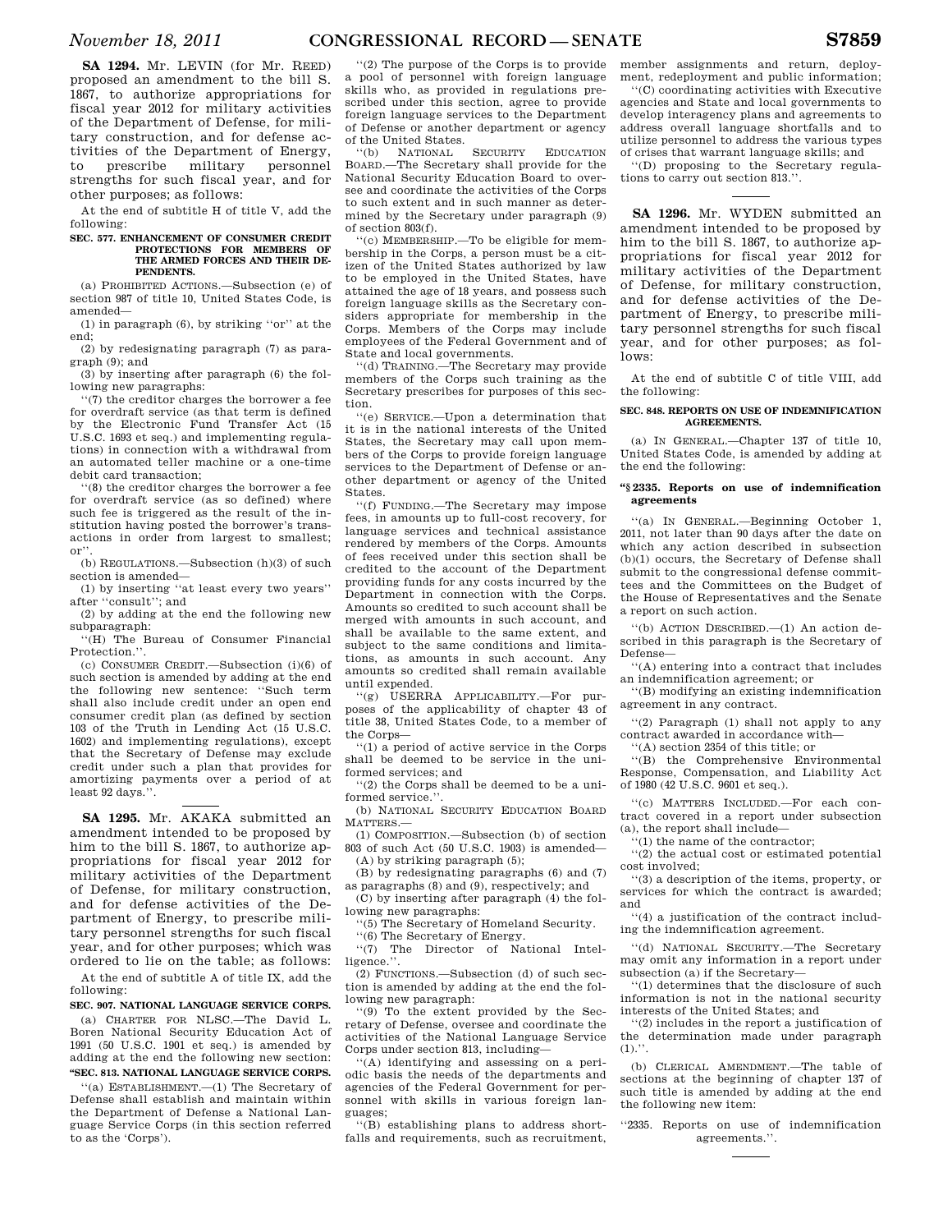**SA 1294.** Mr. LEVIN (for Mr. REED) proposed an amendment to the bill S. 1867, to authorize appropriations for fiscal year 2012 for military activities of the Department of Defense, for military construction, and for defense activities of the Department of Energy, to prescribe military personnel strengths for such fiscal year, and for other purposes; as follows:

At the end of subtitle H of title V, add the following:

**SEC. 577. ENHANCEMENT OF CONSUMER CREDIT PROTECTIONS FOR MEMBERS OF THE ARMED FORCES AND THEIR DEPENDENTS.**

(a) PROHIBITED ACTIONS.—Subsection (e) of section 987 of title 10, United States Code, is amended—

(1) in paragraph (6), by striking ''or'' at the end;

(2) by redesignating paragraph (7) as paragraph (9); and

(3) by inserting after paragraph (6) the following new paragraphs:

''(7) the creditor charges the borrower a fee for overdraft service (as that term is defined by the Electronic Fund Transfer Act (15 U.S.C. 1693 et seq.) and implementing regulations) in connection with a withdrawal from an automated teller machine or a one-time debit card transaction;

''(8) the creditor charges the borrower a fee for overdraft service (as so defined) where such fee is triggered as the result of the institution having posted the borrower's transactions in order from largest to smallest; or''.

(b) REGULATIONS.—Subsection (h)(3) of such section is amended—

(1) by inserting ''at least every two years'' after ''consult''; and

(2) by adding at the end the following new subparagraph:

''(H) The Bureau of Consumer Financial Protection.''.

(c) CONSUMER CREDIT.—Subsection (i)(6) of such section is amended by adding at the end the following new sentence: ''Such term shall also include credit under an open end consumer credit plan (as defined by section 103 of the Truth in Lending Act (15 U.S.C. 1602) and implementing regulations), except that the Secretary of Defense may exclude credit under such a plan that provides for amortizing payments over a period of at least 92 days.''.

---

**SA 1295.** Mr. AKAKA submitted an amendment intended to be proposed by him to the bill S. 1867, to authorize appropriations for fiscal year 2012 for military activities of the Department of Defense, for military construction, and for defense activities of the Department of Energy, to prescribe military personnel strengths for such fiscal year, and for other purposes; which was ordered to lie on the table; as follows:

At the end of subtitle A of title IX, add the following:

**SEC. 907. NATIONAL LANGUAGE SERVICE CORPS.**

(a) CHARTER FOR NLSC.—The David L. Boren National Security Education Act of 1991 (50 U.S.C. 1901 et seq.) is amended by adding at the end the following new section:

**''SEC. 813. NATIONAL LANGUAGE SERVICE CORPS.**

''(a) ESTABLISHMENT.—(1) The Secretary of Defense shall establish and maintain within the Department of Defense a National Language Service Corps (in this section referred to as the 'Corps').

''(2) The purpose of the Corps is to provide a pool of personnel with foreign language skills who, as provided in regulations prescribed under this section, agree to provide foreign language services to the Department of Defense or another department or agency of the United States.

''(b) NATIONAL SECURITY EDUCATION BOARD.—The Secretary shall provide for the National Security Education Board to oversee and coordinate the activities of the Corps to such extent and in such manner as determined by the Secretary under paragraph (9) of section 803(f).

''(c) MEMBERSHIP.—To be eligible for membership in the Corps, a person must be a citizen of the United States authorized by law to be employed in the United States, have attained the age of 18 years, and possess such foreign language skills as the Secretary considers appropriate for membership in the Corps. Members of the Corps may include employees of the Federal Government and of State and local governments.

''(d) TRAINING.—The Secretary may provide members of the Corps such training as the Secretary prescribes for purposes of this section.

''(e) SERVICE.—Upon a determination that it is in the national interests of the United States, the Secretary may call upon members of the Corps to provide foreign language services to the Department of Defense or another department or agency of the United States.

''(f) FUNDING.—The Secretary may impose fees, in amounts up to full-cost recovery, for language services and technical assistance rendered by members of the Corps. Amounts of fees received under this section shall be credited to the account of the Department providing funds for any costs incurred by the Department in connection with the Corps. Amounts so credited to such account shall be merged with amounts in such account, and shall be available to the same extent, and subject to the same conditions and limitations, as amounts in such account. Any amounts so credited shall remain available until expended.

''(g) USERRA APPLICABILITY.—For purposes of the applicability of chapter 43 of title 38, United States Code, to a member of the Corps—

''(1) a period of active service in the Corps shall be deemed to be service in the uniformed services; and

''(2) the Corps shall be deemed to be a uniformed service.''.

(b) NATIONAL SECURITY EDUCATION BOARD MATTERS.—

(1) COMPOSITION.—Subsection (b) of section 803 of such Act (50 U.S.C. 1903) is amended—

(A) by striking paragraph (5);

(B) by redesignating paragraphs (6) and (7) as paragraphs (8) and (9), respectively; and

(C) by inserting after paragraph (4) the following new paragraphs:

''(5) The Secretary of Homeland Security.

''(6) The Secretary of Energy.

''(7) The Director of National Intelligence.''.

(2) FUNCTIONS.—Subsection (d) of such section is amended by adding at the end the following new paragraph:

''(9) To the extent provided by the Secretary of Defense, oversee and coordinate the activities of the National Language Service Corps under section 813, including—

''(A) identifying and assessing on a periodic basis the needs of the departments and agencies of the Federal Government for personnel with skills in various foreign languages;

''(B) establishing plans to address shortfalls and requirements, such as recruitment, member assignments and return, deployment, redeployment and public information;

''(C) coordinating activities with Executive agencies and State and local governments to develop interagency plans and agreements to address overall language shortfalls and to utilize personnel to address the various types of crises that warrant language skills; and

''(D) proposing to the Secretary regulations to carry out section 813.''.

---

**SA 1296.** Mr. WYDEN submitted an amendment intended to be proposed by him to the bill S. 1867, to authorize appropriations for fiscal year 2012 for military activities of the Department of Defense, for military construction, and for defense activities of the Department of Energy, to prescribe military personnel strengths for such fiscal year, and for other purposes; as follows:

At the end of subtitle C of title VIII, add the following:

**SEC. 848. REPORTS ON USE OF INDEMNIFICATION AGREEMENTS.**

(a) IN GENERAL.—Chapter 137 of title 10, United States Code, is amended by adding at the end the following:

**''§ 2335. Reports on use of indemnification agreements**

''(a) IN GENERAL.—Beginning October 1, 2011, not later than 90 days after the date on which any action described in subsection (b)(1) occurs, the Secretary of Defense shall submit to the congressional defense committees and the Committees on the Budget of the House of Representatives and the Senate a report on such action.

''(b) ACTION DESCRIBED.—(1) An action described in this paragraph is the Secretary of Defense—

''(A) entering into a contract that includes an indemnification agreement; or

''(B) modifying an existing indemnification agreement in any contract.

''(2) Paragraph (1) shall not apply to any contract awarded in accordance with—

''(A) section 2354 of this title; or

''(B) the Comprehensive Environmental Response, Compensation, and Liability Act of 1980 (42 U.S.C. 9601 et seq.).

''(c) MATTERS INCLUDED.—For each contract covered in a report under subsection (a), the report shall include—

''(1) the name of the contractor;

''(2) the actual cost or estimated potential cost involved;

''(3) a description of the items, property, or services for which the contract is awarded; and

''(4) a justification of the contract including the indemnification agreement.

''(d) NATIONAL SECURITY.—The Secretary may omit any information in a report under subsection (a) if the Secretary—

''(1) determines that the disclosure of such information is not in the national security interests of the United States; and

''(2) includes in the report a justification of the determination made under paragraph (1).''.

(b) CLERICAL AMENDMENT.—The table of sections at the beginning of chapter 137 of such title is amended by adding at the end the following new item:

''2335. Reports on use of indemnification agreements.''.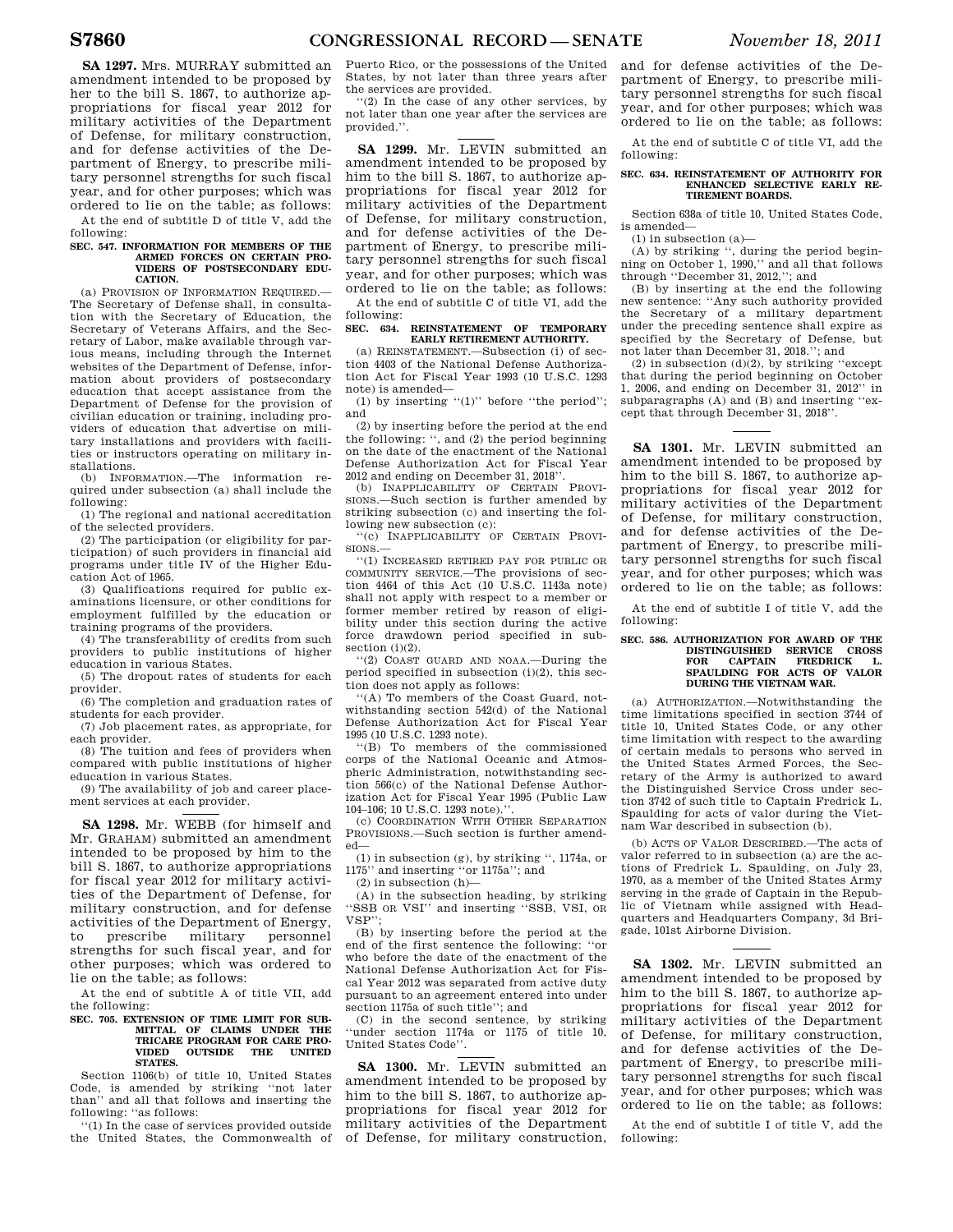**SA 1297.** Mrs. MURRAY submitted an amendment intended to be proposed by her to the bill S. 1867, to authorize appropriations for fiscal year 2012 for military activities of the Department of Defense, for military construction, and for defense activities of the Department of Energy, to prescribe military personnel strengths for such fiscal year, and for other purposes; which was ordered to lie on the table; as follows:

At the end of subtitle D of title V, add the following:

**SEC. 547. INFORMATION FOR MEMBERS OF THE ARMED FORCES ON CERTAIN PROVIDERS OF POSTSECONDARY EDUCATION.**

(a) PROVISION OF INFORMATION REQUIRED.—The Secretary of Defense shall, in consultation with the Secretary of Education, the Secretary of Veterans Affairs, and the Secretary of Labor, make available through various means, including through the Internet websites of the Department of Defense, information about providers of postsecondary education that accept assistance from the Department of Defense for the provision of civilian education or training, including providers of education that advertise on military installations and providers with facilities or instructors operating on military installations.

(b) INFORMATION.—The information required under subsection (a) shall include the following:

(1) The regional and national accreditation of the selected providers.

(2) The participation (or eligibility for participation) of such providers in financial aid programs under title IV of the Higher Education Act of 1965.

(3) Qualifications required for public examinations licensure, or other conditions for employment fulfilled by the education or training programs of the providers.

(4) The transferability of credits from such providers to public institutions of higher education in various States.

(5) The dropout rates of students for each provider.

(6) The completion and graduation rates of students for each provider.

(7) Job placement rates, as appropriate, for each provider.

(8) The tuition and fees of providers when compared with public institutions of higher education in various States.

(9) The availability of job and career placement services at each provider.

---

**SA 1298.** Mr. WEBB (for himself and Mr. GRAHAM) submitted an amendment intended to be proposed by him to the bill S. 1867, to authorize appropriations for fiscal year 2012 for military activities of the Department of Defense, for military construction, and for defense activities of the Department of Energy, to prescribe military personnel strengths for such fiscal year, and for other purposes; which was ordered to lie on the table; as follows:

At the end of subtitle A of title VII, add the following:

**SEC. 705. EXTENSION OF TIME LIMIT FOR SUBMITTAL OF CLAIMS UNDER THE TRICARE PROGRAM FOR CARE PROVIDED OUTSIDE THE UNITED STATES.**

Section 1106(b) of title 10, United States Code, is amended by striking "not later than" and all that follows and inserting the following: "as follows:

"(1) In the case of services provided outside the United States, the Commonwealth of Puerto Rico, or the possessions of the United States, by not later than three years after the services are provided.

"(2) In the case of any other services, by not later than one year after the services are provided.".

---

**SA 1299.** Mr. LEVIN submitted an amendment intended to be proposed by him to the bill S. 1867, to authorize appropriations for fiscal year 2012 for military activities of the Department of Defense, for military construction, and for defense activities of the Department of Energy, to prescribe military personnel strengths for such fiscal year, and for other purposes; which was ordered to lie on the table; as follows:

At the end of subtitle C of title VI, add the following:

**SEC. 634. REINSTATEMENT OF TEMPORARY EARLY RETIREMENT AUTHORITY.**

(a) REINSTATEMENT.—Subsection (i) of section 4403 of the National Defense Authorization Act for Fiscal Year 1993 (10 U.S.C. 1293 note) is amended—

(1) by inserting "(1)" before "the period"; and

(2) by inserting before the period at the end the following: ", and (2) the period beginning on the date of the enactment of the National Defense Authorization Act for Fiscal Year 2012 and ending on December 31, 2018".

(b) INAPPLICABILITY OF CERTAIN PROVISIONS.—Such section is further amended by striking subsection (c) and inserting the following new subsection (c):

"(c) INAPPLICABILITY OF CERTAIN PROVISIONS.—

"(1) INCREASED RETIRED PAY FOR PUBLIC OR COMMUNITY SERVICE.—The provisions of section 4464 of this Act (10 U.S.C. 1143a note) shall not apply with respect to a member or former member retired by reason of eligibility under this section during the active force drawdown period specified in subsection (i)(2).

"(2) COAST GUARD AND NOAA.—During the period specified in subsection (i)(2), this section does not apply as follows:

"(A) To members of the Coast Guard, notwithstanding section 542(d) of the National Defense Authorization Act for Fiscal Year 1995 (10 U.S.C. 1293 note).

"(B) To members of the commissioned corps of the National Oceanic and Atmospheric Administration, notwithstanding section 566(c) of the National Defense Authorization Act for Fiscal Year 1995 (Public Law 104–106; 10 U.S.C. 1293 note).".

(c) COORDINATION WITH OTHER SEPARATION PROVISIONS.—Such section is further amended—

(1) in subsection (g), by striking ", 1174a, or 1175" and inserting "or 1175a"; and

(2) in subsection (h)—

(A) in the subsection heading, by striking "SSB OR VSI" and inserting "SSB, VSI, OR VSP";

(B) by inserting before the period at the end of the first sentence the following: "or who before the date of the enactment of the National Defense Authorization Act for Fiscal Year 2012 was separated from active duty pursuant to an agreement entered into under section 1175a of such title"; and

(C) in the second sentence, by striking "under section 1174a or 1175 of title 10, United States Code".

---

**SA 1300.** Mr. LEVIN submitted an amendment intended to be proposed by him to the bill S. 1867, to authorize appropriations for fiscal year 2012 for military activities of the Department of Defense, for military construction, and for defense activities of the Department of Energy, to prescribe military personnel strengths for such fiscal year, and for other purposes; which was ordered to lie on the table; as follows:

At the end of subtitle C of title VI, add the following:

**SEC. 634. REINSTATEMENT OF AUTHORITY FOR ENHANCED SELECTIVE EARLY RETIREMENT BOARDS.**

Section 638a of title 10, United States Code, is amended—

(1) in subsection (a)—

(A) by striking ", during the period beginning on October 1, 1990," and all that follows through "December 31, 2012,"; and

(B) by inserting at the end the following new sentence: "Any such authority provided the Secretary of a military department under the preceding sentence shall expire as specified by the Secretary of Defense, but not later than December 31, 2018."; and

(2) in subsection (d)(2), by striking "except that during the period beginning on October 1, 2006, and ending on December 31, 2012" in subparagraphs (A) and (B) and inserting "except that through December 31, 2018".

---

**SA 1301.** Mr. LEVIN submitted an amendment intended to be proposed by him to the bill S. 1867, to authorize appropriations for fiscal year 2012 for military activities of the Department of Defense, for military construction, and for defense activities of the Department of Energy, to prescribe military personnel strengths for such fiscal year, and for other purposes; which was ordered to lie on the table; as follows:

At the end of subtitle I of title V, add the following:

**SEC. 586. AUTHORIZATION FOR AWARD OF THE DISTINGUISHED SERVICE CROSS FOR CAPTAIN FREDRICK L. SPAULDING FOR ACTS OF VALOR DURING THE VIETNAM WAR.**

(a) AUTHORIZATION.—Notwithstanding the time limitations specified in section 3744 of title 10, United States Code, or any other time limitation with respect to the awarding of certain medals to persons who served in the United States Armed Forces, the Secretary of the Army is authorized to award the Distinguished Service Cross under section 3742 of such title to Captain Fredrick L. Spaulding for acts of valor during the Vietnam War described in subsection (b).

(b) ACTS OF VALOR DESCRIBED.—The acts of valor referred to in subsection (a) are the actions of Fredrick L. Spaulding, on July 23, 1970, as a member of the United States Army serving in the grade of Captain in the Republic of Vietnam while assigned with Headquarters and Headquarters Company, 3d Brigade, 101st Airborne Division.

---

**SA 1302.** Mr. LEVIN submitted an amendment intended to be proposed by him to the bill S. 1867, to authorize appropriations for fiscal year 2012 for military activities of the Department of Defense, for military construction, and for defense activities of the Department of Energy, to prescribe military personnel strengths for such fiscal year, and for other purposes; which was ordered to lie on the table; as follows:

At the end of subtitle I of title V, add the following: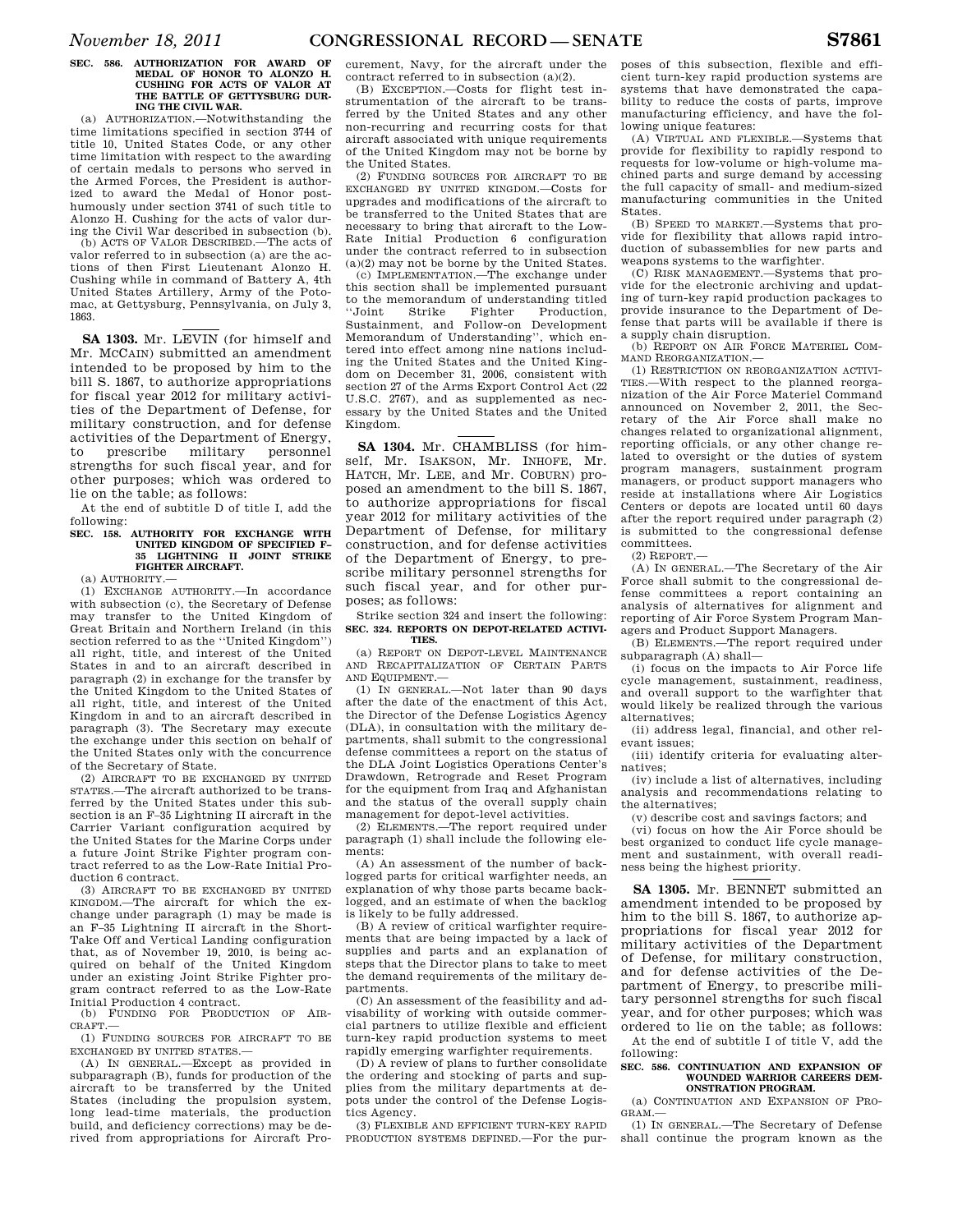**SEC. 586. AUTHORIZATION FOR AWARD OF MEDAL OF HONOR TO ALONZO H. CUSHING FOR ACTS OF VALOR AT THE BATTLE OF GETTYSBURG DURING THE CIVIL WAR.**

(a) AUTHORIZATION.—Notwithstanding the time limitations specified in section 3744 of title 10, United States Code, or any other time limitation with respect to the awarding of certain medals to persons who served in the Armed Forces, the President is authorized to award the Medal of Honor posthumously under section 3741 of such title to Alonzo H. Cushing for the acts of valor during the Civil War described in subsection (b).

(b) ACTS OF VALOR DESCRIBED.—The acts of valor referred to in subsection (a) are the actions of then First Lieutenant Alonzo H. Cushing while in command of Battery A, 4th United States Artillery, Army of the Potomac, at Gettysburg, Pennsylvania, on July 3, 1863.

---

**SA 1303.** Mr. LEVIN (for himself and Mr. MCCAIN) submitted an amendment intended to be proposed by him to the bill S. 1867, to authorize appropriations for fiscal year 2012 for military activities of the Department of Defense, for military construction, and for defense activities of the Department of Energy, to prescribe military personnel strengths for such fiscal year, and for other purposes; which was ordered to lie on the table; as follows:

At the end of subtitle D of title I, add the following:

**SEC. 158. AUTHORITY FOR EXCHANGE WITH UNITED KINGDOM OF SPECIFIED F–35 LIGHTNING II JOINT STRIKE FIGHTER AIRCRAFT.**

(a) AUTHORITY.—

(1) EXCHANGE AUTHORITY.—In accordance with subsection (c), the Secretary of Defense may transfer to the United Kingdom of Great Britain and Northern Ireland (in this section referred to as the "United Kingdom") all right, title, and interest of the United States in and to an aircraft described in paragraph (2) in exchange for the transfer by the United Kingdom to the United States of all right, title, and interest of the United Kingdom in and to an aircraft described in paragraph (3). The Secretary may execute the exchange under this section on behalf of the United States only with the concurrence of the Secretary of State.

(2) AIRCRAFT TO BE EXCHANGED BY UNITED STATES.—The aircraft authorized to be transferred by the United States under this subsection is an F–35 Lightning II aircraft in the Carrier Variant configuration acquired by the United States for the Marine Corps under a future Joint Strike Fighter program contract referred to as the Low-Rate Initial Production 6 contract.

(3) AIRCRAFT TO BE EXCHANGED BY UNITED KINGDOM.—The aircraft for which the exchange under paragraph (1) may be made is an F–35 Lightning II aircraft in the Short-Take Off and Vertical Landing configuration that, as of November 19, 2010, is being acquired on behalf of the United Kingdom under an existing Joint Strike Fighter program contract referred to as the Low-Rate Initial Production 4 contract.

(b) FUNDING FOR PRODUCTION OF AIRCRAFT.—

(1) FUNDING SOURCES FOR AIRCRAFT TO BE EXCHANGED BY UNITED STATES.—

(A) IN GENERAL.—Except as provided in subparagraph (B), funds for production of the aircraft to be transferred by the United States (including the propulsion system, long lead-time materials, the production build, and deficiency corrections) may be derived from appropriations for Aircraft Procurement, Navy, for the aircraft under the contract referred to in subsection (a)(2).

(B) EXCEPTION.—Costs for flight test instrumentation of the aircraft to be transferred by the United States and any other non-recurring and recurring costs for that aircraft associated with unique requirements of the United Kingdom may not be borne by the United States.

(2) FUNDING SOURCES FOR AIRCRAFT TO BE EXCHANGED BY UNITED KINGDOM.—Costs for upgrades and modifications of the aircraft to be transferred to the United States that are necessary to bring that aircraft to the Low-Rate Initial Production 6 configuration under the contract referred to in subsection (a)(2) may not be borne by the United States.

(c) IMPLEMENTATION.—The exchange under this section shall be implemented pursuant to the memorandum of understanding titled "Joint Strike Fighter Production, Sustainment, and Follow-on Development Memorandum of Understanding", which entered into effect among nine nations including the United States and the United Kingdom on December 31, 2006, consistent with section 27 of the Arms Export Control Act (22 U.S.C. 2767), and as supplemented as necessary by the United States and the United Kingdom.

---

**SA 1304.** Mr. CHAMBLISS (for himself, Mr. ISAKSON, Mr. INHOFE, Mr. HATCH, Mr. LEE, and Mr. COBURN) proposed an amendment to the bill S. 1867, to authorize appropriations for fiscal year 2012 for military activities of the Department of Defense, for military construction, and for defense activities of the Department of Energy, to prescribe military personnel strengths for such fiscal year, and for other purposes; as follows:

Strike section 324 and insert the following:

**SEC. 324. REPORTS ON DEPOT-RELATED ACTIVITIES.**

(a) REPORT ON DEPOT-LEVEL MAINTENANCE AND RECAPITALIZATION OF CERTAIN PARTS AND EQUIPMENT.—

(1) IN GENERAL.—Not later than 90 days after the date of the enactment of this Act, the Director of the Defense Logistics Agency (DLA), in consultation with the military departments, shall submit to the congressional defense committees a report on the status of the DLA Joint Logistics Operations Center's Drawdown, Retrograde and Reset Program for the equipment from Iraq and Afghanistan and the status of the overall supply chain management for depot-level activities.

(2) ELEMENTS.—The report required under paragraph (1) shall include the following elements:

(A) An assessment of the number of backlogged parts for critical warfighter needs, an explanation of why those parts became backlogged, and an estimate of when the backlog is likely to be fully addressed.

(B) A review of critical warfighter requirements that are being impacted by a lack of supplies and parts and an explanation of steps that the Director plans to take to meet the demand requirements of the military departments.

(C) An assessment of the feasibility and advisability of working with outside commercial partners to utilize flexible and efficient turn-key rapid production systems to meet rapidly emerging warfighter requirements.

(D) A review of plans to further consolidate the ordering and stocking of parts and supplies from the military departments at depots under the control of the Defense Logistics Agency.

(3) FLEXIBLE AND EFFICIENT TURN-KEY RAPID PRODUCTION SYSTEMS DEFINED.—For the purposes of this subsection, flexible and efficient turn-key rapid production systems are systems that have demonstrated the capability to reduce the costs of parts, improve manufacturing efficiency, and have the following unique features:

(A) VIRTUAL AND FLEXIBLE.—Systems that provide for flexibility to rapidly respond to requests for low-volume or high-volume machined parts and surge demand by accessing the full capacity of small- and medium-sized manufacturing communities in the United States.

(B) SPEED TO MARKET.—Systems that provide for flexibility that allows rapid introduction of subassemblies for new parts and weapons systems to the warfighter.

(C) RISK MANAGEMENT.—Systems that provide for the electronic archiving and updating of turn-key rapid production packages to provide insurance to the Department of Defense that parts will be available if there is a supply chain disruption.

(b) REPORT ON AIR FORCE MATERIEL COMMAND REORGANIZATION.—

(1) RESTRICTION ON REORGANIZATION ACTIVITIES.—With respect to the planned reorganization of the Air Force Materiel Command announced on November 2, 2011, the Secretary of the Air Force shall make no changes related to organizational alignment, reporting officials, or any other change related to oversight or the duties of system program managers, sustainment program managers, or product support managers who reside at installations where Air Logistics Centers or depots are located until 60 days after the report required under paragraph (2) is submitted to the congressional defense committees.

(2) REPORT.—

(A) IN GENERAL.—The Secretary of the Air Force shall submit to the congressional defense committees a report containing an analysis of alternatives for alignment and reporting of Air Force System Program Managers and Product Support Managers.

(B) ELEMENTS.—The report required under subparagraph (A) shall—

(i) focus on the impacts to Air Force life cycle management, sustainment, readiness, and overall support to the warfighter that would likely be realized through the various alternatives;

(ii) address legal, financial, and other relevant issues;

(iii) identify criteria for evaluating alternatives;

(iv) include a list of alternatives, including analysis and recommendations relating to the alternatives;

(v) describe cost and savings factors; and

(vi) focus on how the Air Force should be best organized to conduct life cycle management and sustainment, with overall readiness being the highest priority.

---

**SA 1305.** Mr. BENNET submitted an amendment intended to be proposed by him to the bill S. 1867, to authorize appropriations for fiscal year 2012 for military activities of the Department of Defense, for military construction, and for defense activities of the Department of Energy, to prescribe military personnel strengths for such fiscal year, and for other purposes; which was ordered to lie on the table; as follows:

At the end of subtitle I of title V, add the following:

**SEC. 586. CONTINUATION AND EXPANSION OF WOUNDED WARRIOR CAREERS DEMONSTRATION PROGRAM.**

(a) CONTINUATION AND EXPANSION OF PROGRAM.—

(1) IN GENERAL.—The Secretary of Defense shall continue the program known as the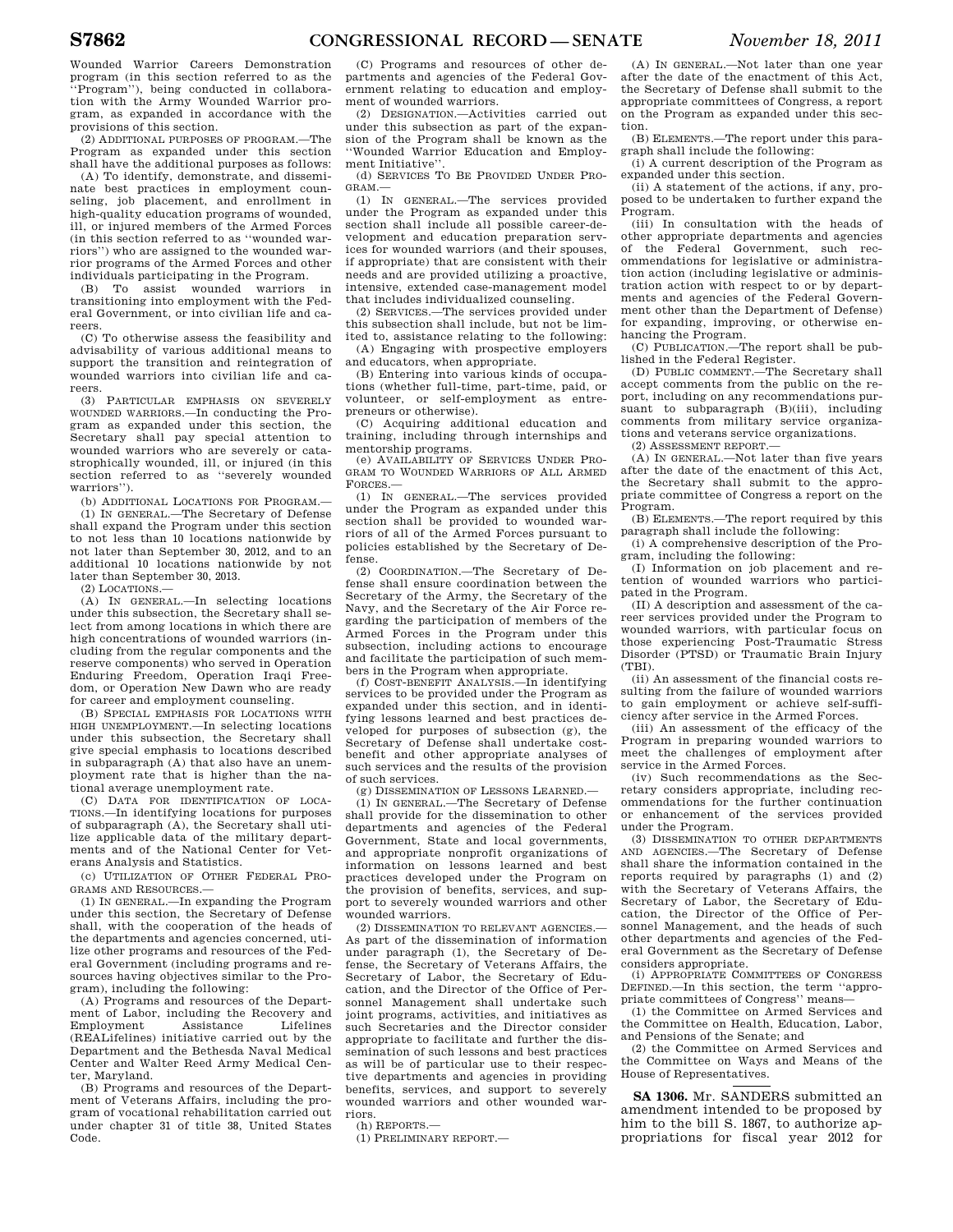Wounded Warrior Careers Demonstration program (in this section referred to as the ''Program''), being conducted in collaboration with the Army Wounded Warrior program, as expanded in accordance with the provisions of this section.

(2) ADDITIONAL PURPOSES OF PROGRAM.—The Program as expanded under this section shall have the additional purposes as follows:

(A) To identify, demonstrate, and disseminate best practices in employment counseling, job placement, and enrollment in high-quality education programs of wounded, ill, or injured members of the Armed Forces (in this section referred to as ''wounded warriors'') who are assigned to the wounded warrior programs of the Armed Forces and other individuals participating in the Program.

(B) To assist wounded warriors in transitioning into employment with the Federal Government, or into civilian life and careers.

(C) To otherwise assess the feasibility and advisability of various additional means to support the transition and reintegration of wounded warriors into civilian life and careers.

(3) PARTICULAR EMPHASIS ON SEVERELY WOUNDED WARRIORS.—In conducting the Program as expanded under this section, the Secretary shall pay special attention to wounded warriors who are severely or catastrophically wounded, ill, or injured (in this section referred to as ''severely wounded warriors'').

(b) ADDITIONAL LOCATIONS FOR PROGRAM.—

(1) IN GENERAL.—The Secretary of Defense shall expand the Program under this section to not less than 10 locations nationwide by not later than September 30, 2012, and to an additional 10 locations nationwide by not later than September 30, 2013.

(2) LOCATIONS.—

(A) IN GENERAL.—In selecting locations under this subsection, the Secretary shall select from among locations in which there are high concentrations of wounded warriors (including from the regular components and the reserve components) who served in Operation Enduring Freedom, Operation Iraqi Freedom, or Operation New Dawn who are ready for career and employment counseling.

(B) SPECIAL EMPHASIS FOR LOCATIONS WITH HIGH UNEMPLOYMENT.—In selecting locations under this subsection, the Secretary shall give special emphasis to locations described in subparagraph (A) that also have an unemployment rate that is higher than the national average unemployment rate.

(C) DATA FOR IDENTIFICATION OF LOCATIONS.—In identifying locations for purposes of subparagraph (A), the Secretary shall utilize applicable data of the military departments and of the National Center for Veterans Analysis and Statistics.

(c) UTILIZATION OF OTHER FEDERAL PROGRAMS AND RESOURCES.—

(1) IN GENERAL.—In expanding the Program under this section, the Secretary of Defense shall, with the cooperation of the heads of the departments and agencies concerned, utilize other programs and resources of the Federal Government (including programs and resources having objectives similar to the Program), including the following:

(A) Programs and resources of the Department of Labor, including the Recovery and Employment Assistance Lifelines (REALifelines) initiative carried out by the Department and the Bethesda Naval Medical Center and Walter Reed Army Medical Center, Maryland.

(B) Programs and resources of the Department of Veterans Affairs, including the program of vocational rehabilitation carried out under chapter 31 of title 38, United States Code.

(C) Programs and resources of other departments and agencies of the Federal Government relating to education and employment of wounded warriors.

(2) DESIGNATION.—Activities carried out under this subsection as part of the expansion of the Program shall be known as the ''Wounded Warrior Education and Employment Initiative''.

(d) SERVICES TO BE PROVIDED UNDER PROGRAM.—

(1) IN GENERAL.—The services provided under the Program as expanded under this section shall include all possible career-development and education preparation services for wounded warriors (and their spouses, if appropriate) that are consistent with their needs and are provided utilizing a proactive, intensive, extended case-management model that includes individualized counseling.

(2) SERVICES.—The services provided under this subsection shall include, but not be limited to, assistance relating to the following:

(A) Engaging with prospective employers and educators, when appropriate.

(B) Entering into various kinds of occupations (whether full-time, part-time, paid, or volunteer, or self-employment as entrepreneurs or otherwise).

(C) Acquiring additional education and training, including through internships and mentorship programs.

(e) AVAILABILITY OF SERVICES UNDER PROGRAM TO WOUNDED WARRIORS OF ALL ARMED FORCES.—

(1) IN GENERAL.—The services provided under the Program as expanded under this section shall be provided to wounded warriors of all of the Armed Forces pursuant to policies established by the Secretary of Defense.

(2) COORDINATION.—The Secretary of Defense shall ensure coordination between the Secretary of the Army, the Secretary of the Navy, and the Secretary of the Air Force regarding the participation of members of the Armed Forces in the Program under this subsection, including actions to encourage and facilitate the participation of such members in the Program when appropriate.

(f) COST-BENEFIT ANALYSIS.—In identifying services to be provided under the Program as expanded under this section, and in identifying lessons learned and best practices developed for purposes of subsection (g), the Secretary of Defense shall undertake cost-benefit and other appropriate analyses of such services and the results of the provision of such services.

(g) DISSEMINATION OF LESSONS LEARNED.—

(1) IN GENERAL.—The Secretary of Defense shall provide for the dissemination to other departments and agencies of the Federal Government, State and local governments, and appropriate nonprofit organizations of information on lessons learned and best practices developed under the Program on the provision of benefits, services, and support to severely wounded warriors and other wounded warriors.

(2) DISSEMINATION TO RELEVANT AGENCIES.—As part of the dissemination of information under paragraph (1), the Secretary of Defense, the Secretary of Veterans Affairs, the Secretary of Labor, the Secretary of Education, and the Director of the Office of Personnel Management shall undertake such joint programs, activities, and initiatives as such Secretaries and the Director consider appropriate to facilitate and further the dissemination of such lessons and best practices as will be of particular use to their respective departments and agencies in providing benefits, services, and support to severely wounded warriors and other wounded warriors.

(h) REPORTS.—

(1) PRELIMINARY REPORT.—

(A) IN GENERAL.—Not later than one year after the date of the enactment of this Act, the Secretary of Defense shall submit to the appropriate committees of Congress, a report on the Program as expanded under this section.

(B) ELEMENTS.—The report under this paragraph shall include the following:

(i) A current description of the Program as expanded under this section.

(ii) A statement of the actions, if any, proposed to be undertaken to further expand the Program.

(iii) In consultation with the heads of other appropriate departments and agencies of the Federal Government, such recommendations for legislative or administration action (including legislative or administration action with respect to or by departments and agencies of the Federal Government other than the Department of Defense) for expanding, improving, or otherwise enhancing the Program.

(C) PUBLICATION.—The report shall be published in the Federal Register.

(D) PUBLIC COMMENT.—The Secretary shall accept comments from the public on the report, including on any recommendations pursuant to subparagraph (B)(iii), including comments from military service organizations and veterans service organizations.

(2) ASSESSMENT REPORT.—

(A) IN GENERAL.—Not later than five years after the date of the enactment of this Act, the Secretary shall submit to the appropriate committee of Congress a report on the Program.

(B) ELEMENTS.—The report required by this paragraph shall include the following:

(i) A comprehensive description of the Program, including the following:

(I) Information on job placement and retention of wounded warriors who participated in the Program.

(II) A description and assessment of the career services provided under the Program to wounded warriors, with particular focus on those experiencing Post-Traumatic Stress Disorder (PTSD) or Traumatic Brain Injury (TBI).

(ii) An assessment of the financial costs resulting from the failure of wounded warriors to gain employment or achieve self-sufficiency after service in the Armed Forces.

(iii) An assessment of the efficacy of the Program in preparing wounded warriors to meet the challenges of employment after service in the Armed Forces.

(iv) Such recommendations as the Secretary considers appropriate, including recommendations for the further continuation or enhancement of the services provided under the Program.

(3) DISSEMINATION TO OTHER DEPARTMENTS AND AGENCIES.—The Secretary of Defense shall share the information contained in the reports required by paragraphs (1) and (2) with the Secretary of Veterans Affairs, the Secretary of Labor, the Secretary of Education, the Director of the Office of Personnel Management, and the heads of such other departments and agencies of the Federal Government as the Secretary of Defense considers appropriate.

(i) APPROPRIATE COMMITTEES OF CONGRESS DEFINED.—In this section, the term ''appropriate committees of Congress'' means—

(1) the Committee on Armed Services and the Committee on Health, Education, Labor, and Pensions of the Senate; and

(2) the Committee on Armed Services and the Committee on Ways and Means of the House of Representatives.

---

**SA 1306.** Mr. SANDERS submitted an amendment intended to be proposed by him to the bill S. 1867, to authorize appropriations for fiscal year 2012 for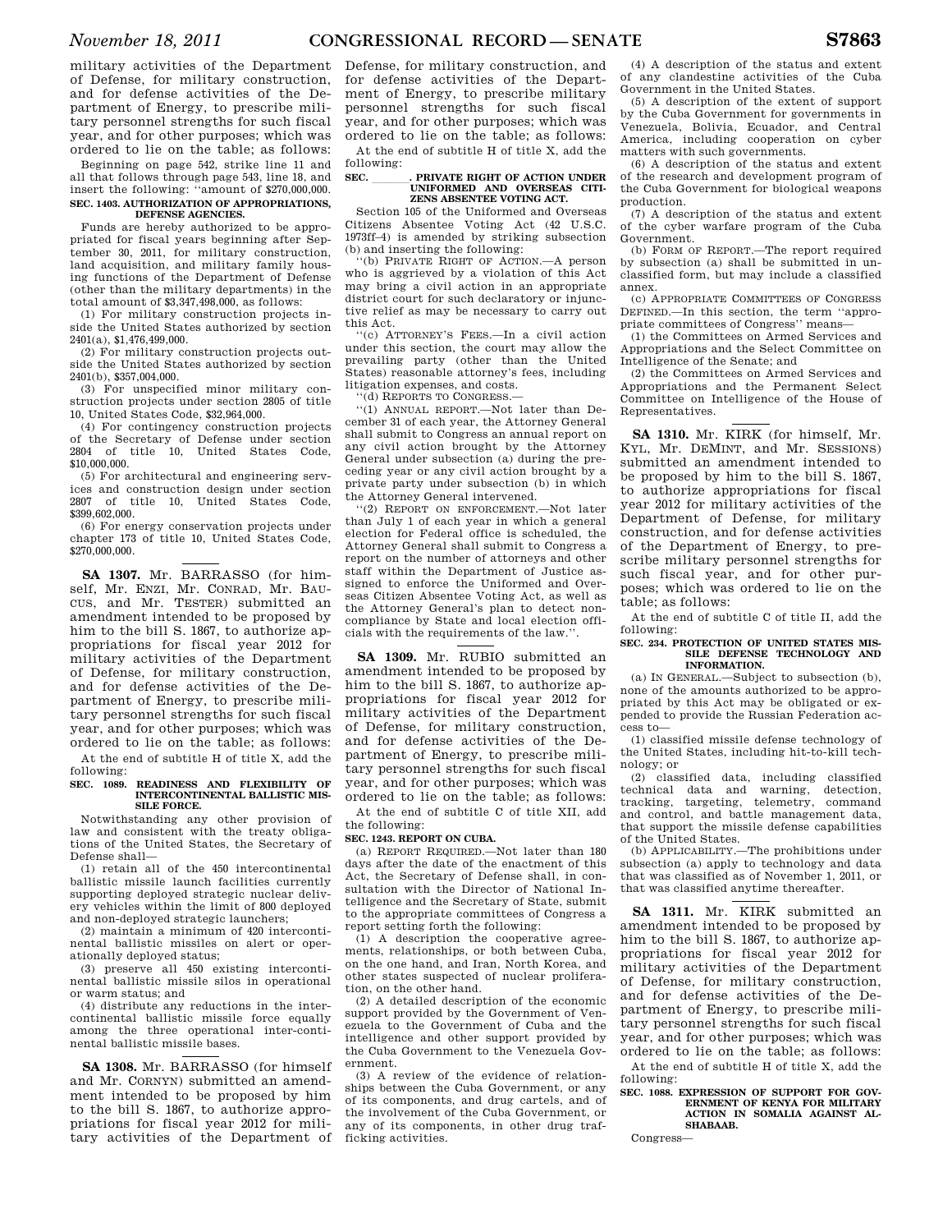military activities of the Department of Defense, for military construction, and for defense activities of the Department of Energy, to prescribe military personnel strengths for such fiscal year, and for other purposes; which was ordered to lie on the table; as follows:

Beginning on page 542, strike line 11 and all that follows through page 543, line 18, and insert the following: ''amount of $270,000,000.

**SEC. 1403. AUTHORIZATION OF APPROPRIATIONS, DEFENSE AGENCIES.**

Funds are hereby authorized to be appropriated for fiscal years beginning after September 30, 2011, for military construction, land acquisition, and military family housing functions of the Department of Defense (other than the military departments) in the total amount of $3,347,498,000, as follows:

(1) For military construction projects inside the United States authorized by section 2401(a), $1,476,499,000.

(2) For military construction projects outside the United States authorized by section 2401(b), $357,004,000.

(3) For unspecified minor military construction projects under section 2805 of title 10, United States Code, $32,964,000.

(4) For contingency construction projects of the Secretary of Defense under section 2804 of title 10, United States Code, $10,000,000.

(5) For architectural and engineering services and construction design under section 2807 of title 10, United States Code, $399,602,000.

(6) For energy conservation projects under chapter 173 of title 10, United States Code, $270,000,000.

---

**SA 1307.** Mr. BARRASSO (for himself, Mr. ENZI, Mr. CONRAD, Mr. BAUCUS, and Mr. TESTER) submitted an amendment intended to be proposed by him to the bill S. 1867, to authorize appropriations for fiscal year 2012 for military activities of the Department of Defense, for military construction, and for defense activities of the Department of Energy, to prescribe military personnel strengths for such fiscal year, and for other purposes; which was ordered to lie on the table; as follows:

At the end of subtitle H of title X, add the following:

**SEC. 1089. READINESS AND FLEXIBILITY OF INTERCONTINENTAL BALLISTIC MISSILE FORCE.**

Notwithstanding any other provision of law and consistent with the treaty obligations of the United States, the Secretary of Defense shall—

(1) retain all of the 450 intercontinental ballistic missile launch facilities currently supporting deployed strategic nuclear delivery vehicles within the limit of 800 deployed and non-deployed strategic launchers;

(2) maintain a minimum of 420 intercontinental ballistic missiles on alert or operationally deployed status;

(3) preserve all 450 existing intercontinental ballistic missile silos in operational or warm status; and

(4) distribute any reductions in the intercontinental ballistic missile force equally among the three operational inter-continental ballistic missile bases.

---

**SA 1308.** Mr. BARRASSO (for himself and Mr. CORNYN) submitted an amendment intended to be proposed by him to the bill S. 1867, to authorize appropriations for fiscal year 2012 for military activities of the Department of Defense, for military construction, and for defense activities of the Department of Energy, to prescribe military personnel strengths for such fiscal year, and for other purposes; which was ordered to lie on the table; as follows:

At the end of subtitle H of title X, add the following:

**SEC. \_\_\_\_\_. PRIVATE RIGHT OF ACTION UNDER UNIFORMED AND OVERSEAS CITIZENS ABSENTEE VOTING ACT.**

Section 105 of the Uniformed and Overseas Citizens Absentee Voting Act (42 U.S.C. 1973ff–4) is amended by striking subsection (b) and inserting the following:

''(b) PRIVATE RIGHT OF ACTION.—A person who is aggrieved by a violation of this Act may bring a civil action in an appropriate district court for such declaratory or injunctive relief as may be necessary to carry out this Act.

''(c) ATTORNEY'S FEES.—In a civil action under this section, the court may allow the prevailing party (other than the United States) reasonable attorney's fees, including litigation expenses, and costs.

''(d) REPORTS TO CONGRESS.—

''(1) ANNUAL REPORT.—Not later than December 31 of each year, the Attorney General shall submit to Congress an annual report on any civil action brought by the Attorney General under subsection (a) during the preceding year or any civil action brought by a private party under subsection (b) in which the Attorney General intervened.

''(2) REPORT ON ENFORCEMENT.—Not later than July 1 of each year in which a general election for Federal office is scheduled, the Attorney General shall submit to Congress a report on the number of attorneys and other staff within the Department of Justice assigned to enforce the Uniformed and Overseas Citizen Absentee Voting Act, as well as the Attorney General's plan to detect noncompliance by State and local election officials with the requirements of the law.''.

---

**SA 1309.** Mr. RUBIO submitted an amendment intended to be proposed by him to the bill S. 1867, to authorize appropriations for fiscal year 2012 for military activities of the Department of Defense, for military construction, and for defense activities of the Department of Energy, to prescribe military personnel strengths for such fiscal year, and for other purposes; which was ordered to lie on the table; as follows:

At the end of subtitle C of title XII, add the following:

**SEC. 1243. REPORT ON CUBA.**

(a) REPORT REQUIRED.—Not later than 180 days after the date of the enactment of this Act, the Secretary of Defense shall, in consultation with the Director of National Intelligence and the Secretary of State, submit to the appropriate committees of Congress a report setting forth the following:

(1) A description the cooperative agreements, relationships, or both between Cuba, on the one hand, and Iran, North Korea, and other states suspected of nuclear proliferation, on the other hand.

(2) A detailed description of the economic support provided by the Government of Venezuela to the Government of Cuba and the intelligence and other support provided by the Cuba Government to the Venezuela Government.

(3) A review of the evidence of relationships between the Cuba Government, or any of its components, and drug cartels, and of the involvement of the Cuba Government, or any of its components, in other drug trafficking activities.

(4) A description of the status and extent of any clandestine activities of the Cuba Government in the United States.

(5) A description of the extent of support by the Cuba Government for governments in Venezuela, Bolivia, Ecuador, and Central America, including cooperation on cyber matters with such governments.

(6) A description of the status and extent of the research and development program of the Cuba Government for biological weapons production.

(7) A description of the status and extent of the cyber warfare program of the Cuba Government.

(b) FORM OF REPORT.—The report required by subsection (a) shall be submitted in unclassified form, but may include a classified annex.

(c) APPROPRIATE COMMITTEES OF CONGRESS DEFINED.—In this section, the term ''appropriate committees of Congress'' means—

(1) the Committees on Armed Services and Appropriations and the Select Committee on Intelligence of the Senate; and

(2) the Committees on Armed Services and Appropriations and the Permanent Select Committee on Intelligence of the House of Representatives.

---

**SA 1310.** Mr. KIRK (for himself, Mr. KYL, Mr. DEMINT, and Mr. SESSIONS) submitted an amendment intended to be proposed by him to the bill S. 1867, to authorize appropriations for fiscal year 2012 for military activities of the Department of Defense, for military construction, and for defense activities of the Department of Energy, to prescribe military personnel strengths for such fiscal year, and for other purposes; which was ordered to lie on the table; as follows:

At the end of subtitle C of title II, add the following:

**SEC. 234. PROTECTION OF UNITED STATES MISSILE DEFENSE TECHNOLOGY AND INFORMATION.**

(a) IN GENERAL.—Subject to subsection (b), none of the amounts authorized to be appropriated by this Act may be obligated or expended to provide the Russian Federation access to—

(1) classified missile defense technology of the United States, including hit-to-kill technology; or

(2) classified data, including classified technical data and warning, detection, tracking, targeting, telemetry, command and control, and battle management data, that support the missile defense capabilities of the United States.

(b) APPLICABILITY.—The prohibitions under subsection (a) apply to technology and data that was classified as of November 1, 2011, or that was classified anytime thereafter.

---

**SA 1311.** Mr. KIRK submitted an amendment intended to be proposed by him to the bill S. 1867, to authorize appropriations for fiscal year 2012 for military activities of the Department of Defense, for military construction, and for defense activities of the Department of Energy, to prescribe military personnel strengths for such fiscal year, and for other purposes; which was ordered to lie on the table; as follows:

At the end of subtitle H of title X, add the following:

**SEC. 1088. EXPRESSION OF SUPPORT FOR GOVERNMENT OF KENYA FOR MILITARY ACTION IN SOMALIA AGAINST AL-SHABAAB.**

Congress—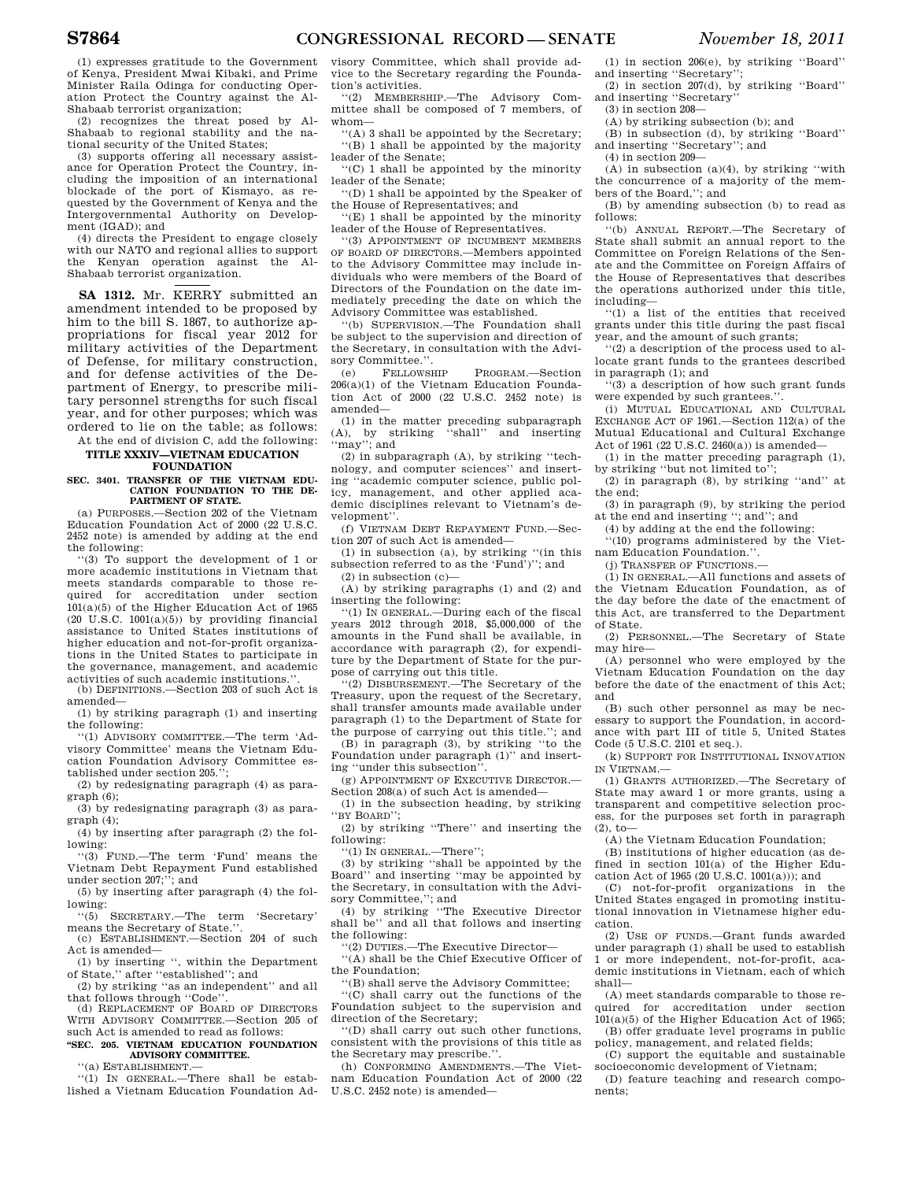(1) expresses gratitude to the Government of Kenya, President Mwai Kibaki, and Prime Minister Raila Odinga for conducting Operation Protect the Country against the Al-Shabaab terrorist organization;

(2) recognizes the threat posed by Al-Shabaab to regional stability and the national security of the United States;

(3) supports offering all necessary assistance for Operation Protect the Country, including the imposition of an international blockade of the port of Kismayo, as requested by the Government of Kenya and the Intergovernmental Authority on Development (IGAD); and

(4) directs the President to engage closely with our NATO and regional allies to support the Kenyan operation against the Al-Shabaab terrorist organization.

---

**SA 1312.** Mr. KERRY submitted an amendment intended to be proposed by him to the bill S. 1867, to authorize appropriations for fiscal year 2012 for military activities of the Department of Defense, for military construction, and for defense activities of the Department of Energy, to prescribe military personnel strengths for such fiscal year, and for other purposes; which was ordered to lie on the table; as follows:

At the end of division C, add the following:

## TITLE XXXIV—VIETNAM EDUCATION FOUNDATION

### SEC. 3401. TRANSFER OF THE VIETNAM EDUCATION FOUNDATION TO THE DEPARTMENT OF STATE.

(a) PURPOSES.—Section 202 of the Vietnam Education Foundation Act of 2000 (22 U.S.C. 2452 note) is amended by adding at the end the following:

''(3) To support the development of 1 or more academic institutions in Vietnam that meets standards comparable to those required for accreditation under section 101(a)(5) of the Higher Education Act of 1965 (20 U.S.C. 1001(a)(5)) by providing financial assistance to United States institutions of higher education and not-for-profit organizations in the United States to participate in the governance, management, and academic activities of such academic institutions.''.

(b) DEFINITIONS.—Section 203 of such Act is amended—

(1) by striking paragraph (1) and inserting the following:

''(1) ADVISORY COMMITTEE.—The term 'Advisory Committee' means the Vietnam Education Foundation Advisory Committee established under section 205.'';

(2) by redesignating paragraph (4) as paragraph (6);

(3) by redesignating paragraph (3) as paragraph (4);

(4) by inserting after paragraph (2) the following:

''(3) FUND.—The term 'Fund' means the Vietnam Debt Repayment Fund established under section 207;''; and

(5) by inserting after paragraph (4) the following:

''(5) SECRETARY.—The term 'Secretary' means the Secretary of State.''.

(c) ESTABLISHMENT.—Section 204 of such Act is amended—

(1) by inserting '', within the Department of State,'' after ''established''; and

(2) by striking ''as an independent'' and all that follows through ''Code''.

(d) REPLACEMENT OF BOARD OF DIRECTORS WITH ADVISORY COMMITTEE.—Section 205 of such Act is amended to read as follows:

**''SEC. 205. VIETNAM EDUCATION FOUNDATION ADVISORY COMMITTEE.**

''(a) ESTABLISHMENT.—

''(1) IN GENERAL.—There shall be established a Vietnam Education Foundation Advisory Committee, which shall provide advice to the Secretary regarding the Foundation's activities.

''(2) MEMBERSHIP.—The Advisory Committee shall be composed of 7 members, of whom—

''(A) 3 shall be appointed by the Secretary;

''(B) 1 shall be appointed by the majority leader of the Senate;

''(C) 1 shall be appointed by the minority leader of the Senate;

''(D) 1 shall be appointed by the Speaker of the House of Representatives; and

''(E) 1 shall be appointed by the minority leader of the House of Representatives.

''(3) APPOINTMENT OF INCUMBENT MEMBERS OF BOARD OF DIRECTORS.—Members appointed to the Advisory Committee may include individuals who were members of the Board of Directors of the Foundation on the date immediately preceding the date on which the Advisory Committee was established.

''(b) SUPERVISION.—The Foundation shall be subject to the supervision and direction of the Secretary, in consultation with the Advisory Committee.''.

(e) FELLOWSHIP PROGRAM.—Section 206(a)(1) of the Vietnam Education Foundation Act of 2000 (22 U.S.C. 2452 note) is amended—

(1) in the matter preceding subparagraph (A), by striking ''shall'' and inserting ''may''; and

(2) in subparagraph (A), by striking ''technology, and computer sciences'' and inserting ''academic computer science, public policy, management, and other applied academic disciplines relevant to Vietnam's development''.

(f) VIETNAM DEBT REPAYMENT FUND.—Section 207 of such Act is amended—

(1) in subsection (a), by striking ''(in this subsection referred to as the 'Fund')''; and

(2) in subsection (c)—

(A) by striking paragraphs (1) and (2) and inserting the following:

''(1) IN GENERAL.—During each of the fiscal years 2012 through 2018, $5,000,000 of the amounts in the Fund shall be available, in accordance with paragraph (2), for expenditure by the Department of State for the purpose of carrying out this title.

''(2) DISBURSEMENT.—The Secretary of the Treasury, upon the request of the Secretary, shall transfer amounts made available under paragraph (1) to the Department of State for the purpose of carrying out this title.''; and

(B) in paragraph (3), by striking ''to the Foundation under paragraph (1)'' and inserting ''under this subsection''.

(g) APPOINTMENT OF EXECUTIVE DIRECTOR.—Section 208(a) of such Act is amended—

(1) in the subsection heading, by striking ''BY BOARD'';

(2) by striking ''There'' and inserting the following:

''(1) IN GENERAL.—There'';

(3) by striking ''shall be appointed by the Board'' and inserting ''may be appointed by the Secretary, in consultation with the Advisory Committee,''; and

(4) by striking ''The Executive Director shall be'' and all that follows and inserting the following:

''(2) DUTIES.—The Executive Director—

''(A) shall be the Chief Executive Officer of the Foundation;

''(B) shall serve the Advisory Committee;

''(C) shall carry out the functions of the Foundation subject to the supervision and direction of the Secretary;

''(D) shall carry out such other functions, consistent with the provisions of this title as the Secretary may prescribe.''.

(h) CONFORMING AMENDMENTS.—The Vietnam Education Foundation Act of 2000 (22 U.S.C. 2452 note) is amended—

(1) in section 206(e), by striking ''Board'' and inserting ''Secretary'';

(2) in section 207(d), by striking ''Board'' and inserting ''Secretary''

(3) in section 208—

(A) by striking subsection (b); and

(B) in subsection (d), by striking ''Board'' and inserting ''Secretary''; and

(4) in section 209—

(A) in subsection (a)(4), by striking ''with the concurrence of a majority of the members of the Board,''; and

(B) by amending subsection (b) to read as follows:

''(b) ANNUAL REPORT.—The Secretary of State shall submit an annual report to the Committee on Foreign Relations of the Senate and the Committee on Foreign Affairs of the House of Representatives that describes the operations authorized under this title, including—

''(1) a list of the entities that received grants under this title during the past fiscal year, and the amount of such grants;

''(2) a description of the process used to allocate grant funds to the grantees described in paragraph (1); and

''(3) a description of how such grant funds were expended by such grantees.''.

(i) MUTUAL EDUCATIONAL AND CULTURAL EXCHANGE ACT OF 1961.—Section 112(a) of the Mutual Educational and Cultural Exchange Act of 1961 (22 U.S.C. 2460(a)) is amended—

(1) in the matter preceding paragraph (1), by striking ''but not limited to'';

(2) in paragraph (8), by striking ''and'' at the end;

(3) in paragraph (9), by striking the period at the end and inserting ''; and''; and

(4) by adding at the end the following:

''(10) programs administered by the Vietnam Education Foundation.''.

(j) TRANSFER OF FUNCTIONS.—

(1) IN GENERAL.—All functions and assets of the Vietnam Education Foundation, as of the day before the date of the enactment of this Act, are transferred to the Department of State.

(2) PERSONNEL.—The Secretary of State may hire—

(A) personnel who were employed by the Vietnam Education Foundation on the day before the date of the enactment of this Act; and

(B) such other personnel as may be necessary to support the Foundation, in accordance with part III of title 5, United States Code (5 U.S.C. 2101 et seq.).

(k) SUPPORT FOR INSTITUTIONAL INNOVATION IN VIETNAM.—

(1) GRANTS AUTHORIZED.—The Secretary of State may award 1 or more grants, using a transparent and competitive selection process, for the purposes set forth in paragraph (2), to—

(A) the Vietnam Education Foundation;

(B) institutions of higher education (as defined in section 101(a) of the Higher Education Act of 1965 (20 U.S.C. 1001(a))); and

(C) not-for-profit organizations in the United States engaged in promoting institutional innovation in Vietnamese higher education.

(2) USE OF FUNDS.—Grant funds awarded under paragraph (1) shall be used to establish 1 or more independent, not-for-profit, academic institutions in Vietnam, each of which shall—

(A) meet standards comparable to those required for accreditation under section 101(a)(5) of the Higher Education Act of 1965;

(B) offer graduate level programs in public policy, management, and related fields;

(C) support the equitable and sustainable socioeconomic development of Vietnam;

(D) feature teaching and research components;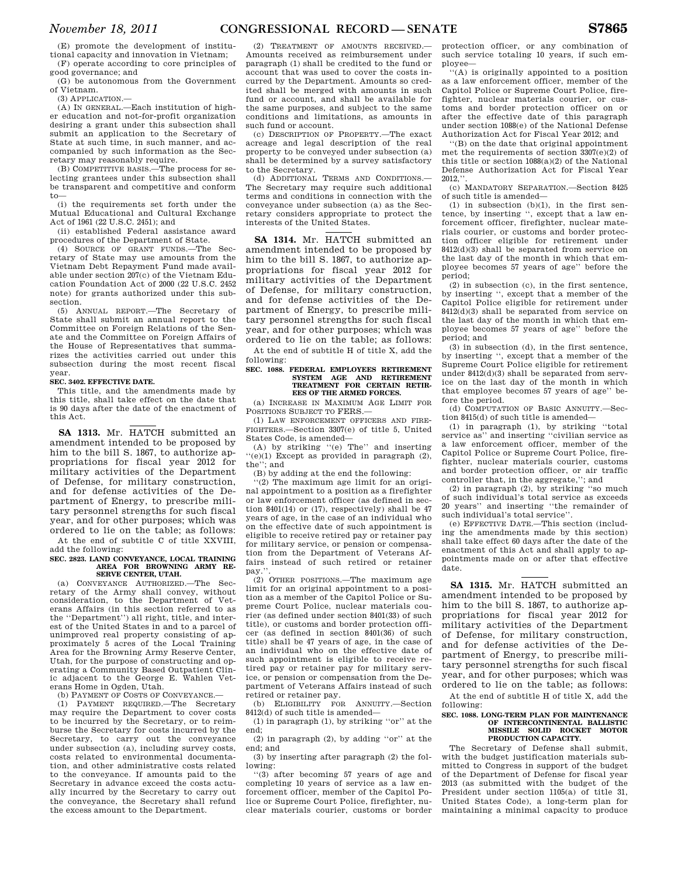(E) promote the development of institutional capacity and innovation in Vietnam;

(F) operate according to core principles of good governance; and

(G) be autonomous from the Government of Vietnam.

(3) APPLICATION.—

(A) IN GENERAL.—Each institution of higher education and not-for-profit organization desiring a grant under this subsection shall submit an application to the Secretary of State at such time, in such manner, and accompanied by such information as the Secretary may reasonably require.

(B) COMPETITIVE BASIS.—The process for selecting grantees under this subsection shall be transparent and competitive and conform to—

(i) the requirements set forth under the Mutual Educational and Cultural Exchange Act of 1961 (22 U.S.C. 2451); and

(ii) established Federal assistance award procedures of the Department of State.

(4) SOURCE OF GRANT FUNDS.—The Secretary of State may use amounts from the Vietnam Debt Repayment Fund made available under section 207(c) of the Vietnam Education Foundation Act of 2000 (22 U.S.C. 2452 note) for grants authorized under this subsection.

(5) ANNUAL REPORT.—The Secretary of State shall submit an annual report to the Committee on Foreign Relations of the Senate and the Committee on Foreign Affairs of the House of Representatives that summarizes the activities carried out under this subsection during the most recent fiscal year.

**SEC. 3402. EFFECTIVE DATE.**

This title, and the amendments made by this title, shall take effect on the date that is 90 days after the date of the enactment of this Act.

---

**SA 1313.** Mr. HATCH submitted an amendment intended to be proposed by him to the bill S. 1867, to authorize appropriations for fiscal year 2012 for military activities of the Department of Defense, for military construction, and for defense activities of the Department of Energy, to prescribe military personnel strengths for such fiscal year, and for other purposes; which was ordered to lie on the table; as follows:

At the end of subtitle C of title XXVIII, add the following:

**SEC. 2823. LAND CONVEYANCE, LOCAL TRAINING AREA FOR BROWNING ARMY RESERVE CENTER, UTAH.**

(a) CONVEYANCE AUTHORIZED.—The Secretary of the Army shall convey, without consideration, to the Department of Veterans Affairs (in this section referred to as the ''Department'') all right, title, and interest of the United States in and to a parcel of unimproved real property consisting of approximately 5 acres of the Local Training Area for the Browning Army Reserve Center, Utah, for the purpose of constructing and operating a Community Based Outpatient Clinic adjacent to the George E. Wahlen Veterans Home in Ogden, Utah.

(b) PAYMENT OF COSTS OF CONVEYANCE.—

(1) PAYMENT REQUIRED.—The Secretary may require the Department to cover costs to be incurred by the Secretary, or to reimburse the Secretary for costs incurred by the Secretary, to carry out the conveyance under subsection (a), including survey costs, costs related to environmental documentation, and other administrative costs related to the conveyance. If amounts paid to the Secretary in advance exceed the costs actually incurred by the Secretary to carry out the conveyance, the Secretary shall refund the excess amount to the Department.

(2) TREATMENT OF AMOUNTS RECEIVED.—Amounts received as reimbursement under paragraph (1) shall be credited to the fund or account that was used to cover the costs incurred by the Department. Amounts so credited shall be merged with amounts in such fund or account, and shall be available for the same purposes, and subject to the same conditions and limitations, as amounts in such fund or account.

(c) DESCRIPTION OF PROPERTY.—The exact acreage and legal description of the real property to be conveyed under subsection (a) shall be determined by a survey satisfactory to the Secretary.

(d) ADDITIONAL TERMS AND CONDITIONS.—The Secretary may require such additional terms and conditions in connection with the conveyance under subsection (a) as the Secretary considers appropriate to protect the interests of the United States.

---

**SA 1314.** Mr. HATCH submitted an amendment intended to be proposed by him to the bill S. 1867, to authorize appropriations for fiscal year 2012 for military activities of the Department of Defense, for military construction, and for defense activities of the Department of Energy, to prescribe military personnel strengths for such fiscal year, and for other purposes; which was ordered to lie on the table; as follows:

At the end of subtitle H of title X, add the following:

**SEC. 1088. FEDERAL EMPLOYEES RETIREMENT SYSTEM AGE AND RETIREMENT TREATMENT FOR CERTAIN RETIREES OF THE ARMED FORCES.**

(a) INCREASE IN MAXIMUM AGE LIMIT FOR POSITIONS SUBJECT TO FERS.—

(1) LAW ENFORCEMENT OFFICERS AND FIREFIGHTERS.—Section 3307(e) of title 5, United States Code, is amended—

(A) by striking ''(e) The'' and inserting ''(e)(1) Except as provided in paragraph (2), the''; and

(B) by adding at the end the following:

''(2) The maximum age limit for an original appointment to a position as a firefighter or law enforcement officer (as defined in section 8401(14) or (17), respectively) shall be 47 years of age, in the case of an individual who on the effective date of such appointment is eligible to receive retired pay or retainer pay for military service, or pension or compensation from the Department of Veterans Affairs instead of such retired or retainer pay.''.

(2) OTHER POSITIONS.—The maximum age limit for an original appointment to a position as a member of the Capitol Police or Supreme Court Police, nuclear materials courier (as defined under section 8401(33) of such title), or customs and border protection officer (as defined in section 8401(36) of such title) shall be 47 years of age, in the case of an individual who on the effective date of such appointment is eligible to receive retired pay or retainer pay for military service, or pension or compensation from the Department of Veterans Affairs instead of such retired or retainer pay.

(b) ELIGIBILITY FOR ANNUITY.—Section 8412(d) of such title is amended—

(1) in paragraph (1), by striking ''or'' at the end;

(2) in paragraph (2), by adding ''or'' at the end; and

(3) by inserting after paragraph (2) the following:

''(3) after becoming 57 years of age and completing 10 years of service as a law enforcement officer, member of the Capitol Police or Supreme Court Police, firefighter, nuclear materials courier, customs or border protection officer, or any combination of such service totaling 10 years, if such employee—

''(A) is originally appointed to a position as a law enforcement officer, member of the Capitol Police or Supreme Court Police, firefighter, nuclear materials courier, or customs and border protection officer on or after the effective date of this paragraph under section 1088(e) of the National Defense Authorization Act for Fiscal Year 2012; and

''(B) on the date that original appointment met the requirements of section 3307(e)(2) of this title or section 1088(a)(2) of the National Defense Authorization Act for Fiscal Year 2012,''.

(c) MANDATORY SEPARATION.—Section 8425 of such title is amended—

(1) in subsection (b)(1), in the first sentence, by inserting '', except that a law enforcement officer, firefighter, nuclear materials courier, or customs and border protection officer eligible for retirement under 8412(d)(3) shall be separated from service on the last day of the month in which that employee becomes 57 years of age'' before the period;

(2) in subsection (c), in the first sentence, by inserting '', except that a member of the Capitol Police eligible for retirement under 8412(d)(3) shall be separated from service on the last day of the month in which that employee becomes 57 years of age'' before the period; and

(3) in subsection (d), in the first sentence, by inserting '', except that a member of the Supreme Court Police eligible for retirement under 8412(d)(3) shall be separated from service on the last day of the month in which that employee becomes 57 years of age'' before the period.

(d) COMPUTATION OF BASIC ANNUITY.—Section 8415(d) of such title is amended—

(1) in paragraph (1), by striking ''total service as'' and inserting ''civilian service as a law enforcement officer, member of the Capitol Police or Supreme Court Police, firefighter, nuclear materials courier, customs and border protection officer, or air traffic controller that, in the aggregate,''; and

(2) in paragraph (2), by striking ''so much of such individual's total service as exceeds 20 years'' and inserting ''the remainder of such individual's total service''.

(e) EFFECTIVE DATE.—This section (including the amendments made by this section) shall take effect 60 days after the date of the enactment of this Act and shall apply to appointments made on or after that effective date.

---

**SA 1315.** Mr. HATCH submitted an amendment intended to be proposed by him to the bill S. 1867, to authorize appropriations for fiscal year 2012 for military activities of the Department of Defense, for military construction, and for defense activities of the Department of Energy, to prescribe military personnel strengths for such fiscal year, and for other purposes; which was ordered to lie on the table; as follows:

At the end of subtitle H of title X, add the following:

**SEC. 1088. LONG-TERM PLAN FOR MAINTENANCE OF INTERCONTINENTAL BALLISTIC MISSILE SOLID ROCKET MOTOR PRODUCTION CAPACITY.**

The Secretary of Defense shall submit, with the budget justification materials submitted to Congress in support of the budget of the Department of Defense for fiscal year 2013 (as submitted with the budget of the President under section 1105(a) of title 31, United States Code), a long-term plan for maintaining a minimal capacity to produce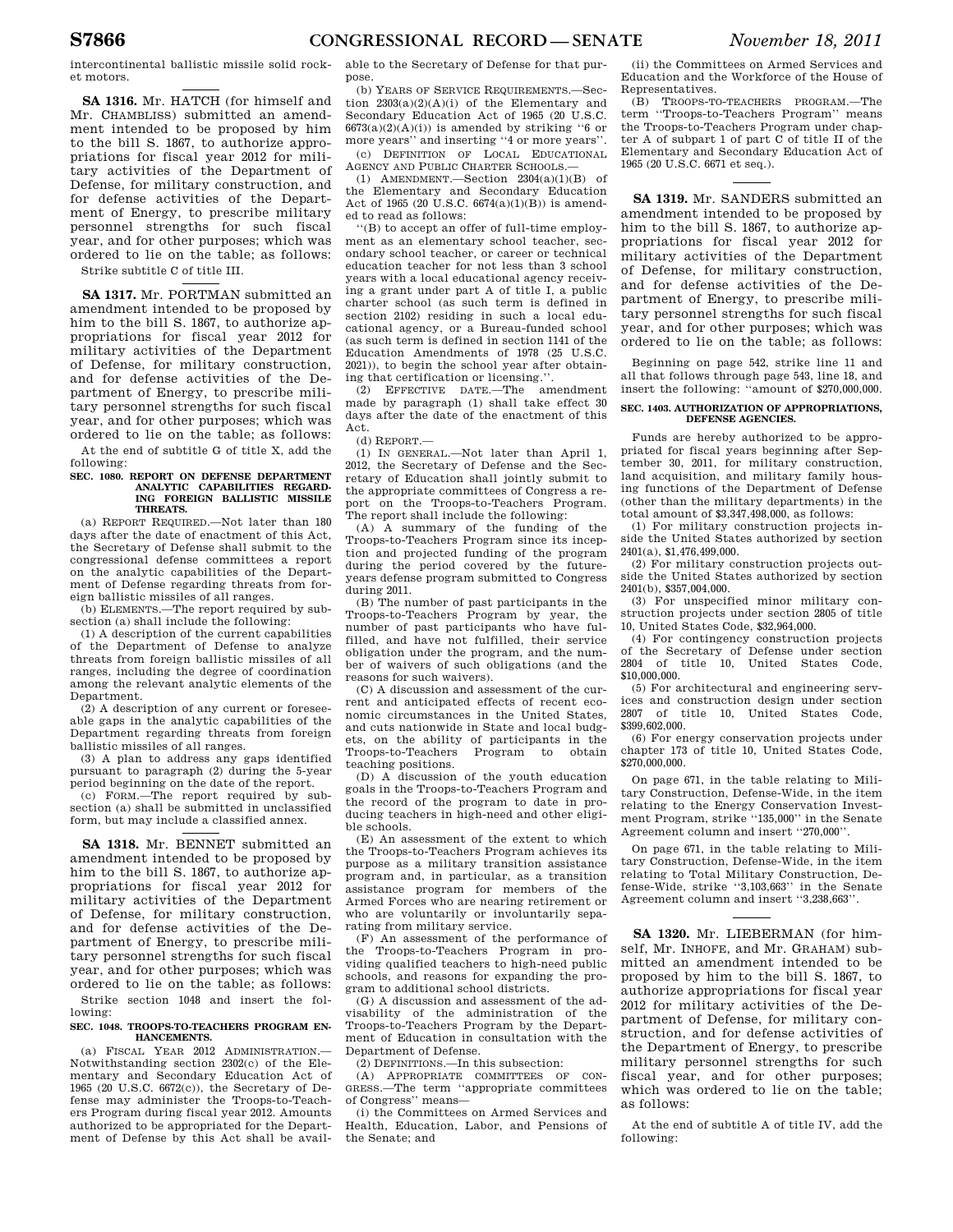intercontinental ballistic missile solid rocket motors.

---

**SA 1316.** Mr. HATCH (for himself and Mr. CHAMBLISS) submitted an amendment intended to be proposed by him to the bill S. 1867, to authorize appropriations for fiscal year 2012 for military activities of the Department of Defense, for military construction, and for defense activities of the Department of Energy, to prescribe military personnel strengths for such fiscal year, and for other purposes; which was ordered to lie on the table; as follows:

Strike subtitle C of title III.

---

**SA 1317.** Mr. PORTMAN submitted an amendment intended to be proposed by him to the bill S. 1867, to authorize appropriations for fiscal year 2012 for military activities of the Department of Defense, for military construction, and for defense activities of the Department of Energy, to prescribe military personnel strengths for such fiscal year, and for other purposes; which was ordered to lie on the table; as follows:

At the end of subtitle G of title X, add the following:

**SEC. 1080. REPORT ON DEFENSE DEPARTMENT ANALYTIC CAPABILITIES REGARDING FOREIGN BALLISTIC MISSILE THREATS.**

(a) REPORT REQUIRED.—Not later than 180 days after the date of enactment of this Act, the Secretary of Defense shall submit to the congressional defense committees a report on the analytic capabilities of the Department of Defense regarding threats from foreign ballistic missiles of all ranges.

(b) ELEMENTS.—The report required by subsection (a) shall include the following:

(1) A description of the current capabilities of the Department of Defense to analyze threats from foreign ballistic missiles of all ranges, including the degree of coordination among the relevant analytic elements of the Department.

(2) A description of any current or foreseeable gaps in the analytic capabilities of the Department regarding threats from foreign ballistic missiles of all ranges.

(3) A plan to address any gaps identified pursuant to paragraph (2) during the 5-year period beginning on the date of the report.

(c) FORM.—The report required by subsection (a) shall be submitted in unclassified form, but may include a classified annex.

---

**SA 1318.** Mr. BENNET submitted an amendment intended to be proposed by him to the bill S. 1867, to authorize appropriations for fiscal year 2012 for military activities of the Department of Defense, for military construction, and for defense activities of the Department of Energy, to prescribe military personnel strengths for such fiscal year, and for other purposes; which was ordered to lie on the table; as follows:

Strike section 1048 and insert the following:

**SEC. 1048. TROOPS-TO-TEACHERS PROGRAM ENHANCEMENTS.**

(a) FISCAL YEAR 2012 ADMINISTRATION.—Notwithstanding section 2302(c) of the Elementary and Secondary Education Act of 1965 (20 U.S.C. 6672(c)), the Secretary of Defense may administer the Troops-to-Teachers Program during fiscal year 2012. Amounts authorized to be appropriated for the Department of Defense by this Act shall be available to the Secretary of Defense for that purpose.

(b) YEARS OF SERVICE REQUIREMENTS.—Section 2303(a)(2)(A)(i) of the Elementary and Secondary Education Act of 1965 (20 U.S.C. 6673(a)(2)(A)(i)) is amended by striking ''6 or more years'' and inserting ''4 or more years''.

(c) DEFINITION OF LOCAL EDUCATIONAL AGENCY AND PUBLIC CHARTER SCHOOLS.—

(1) AMENDMENT.—Section 2304(a)(1)(B) of the Elementary and Secondary Education Act of 1965 (20 U.S.C. 6674(a)(1)(B)) is amended to read as follows:

''(B) to accept an offer of full-time employment as an elementary school teacher, secondary school teacher, or career or technical education teacher for not less than 3 school years with a local educational agency receiving a grant under part A of title I, a public charter school (as such term is defined in section 2102) residing in such a local educational agency, or a Bureau-funded school (as such term is defined in section 1141 of the Education Amendments of 1978 (25 U.S.C. 2021)), to begin the school year after obtaining that certification or licensing.''.

(2) EFFECTIVE DATE.—The amendment made by paragraph (1) shall take effect 30 days after the date of the enactment of this Act.

(d) REPORT.—

(1) IN GENERAL.—Not later than April 1, 2012, the Secretary of Defense and the Secretary of Education shall jointly submit to the appropriate committees of Congress a report on the Troops-to-Teachers Program. The report shall include the following:

(A) A summary of the funding of the Troops-to-Teachers Program since its inception and projected funding of the program during the period covered by the future-years defense program submitted to Congress during 2011.

(B) The number of past participants in the Troops-to-Teachers Program by year, the number of past participants who have fulfilled, and have not fulfilled, their service obligation under the program, and the number of waivers of such obligations (and the reasons for such waivers).

(C) A discussion and assessment of the current and anticipated effects of recent economic circumstances in the United States, and cuts nationwide in State and local budgets, on the ability of participants in the Troops-to-Teachers Program to obtain teaching positions.

(D) A discussion of the youth education goals in the Troops-to-Teachers Program and the record of the program to date in producing teachers in high-need and other eligible schools.

(E) An assessment of the extent to which the Troops-to-Teachers Program achieves its purpose as a military transition assistance program and, in particular, as a transition assistance program for members of the Armed Forces who are nearing retirement or who are voluntarily or involuntarily separating from military service.

(F) An assessment of the performance of the Troops-to-Teachers Program in providing qualified teachers to high-need public schools, and reasons for expanding the program to additional school districts.

(G) A discussion and assessment of the advisability of the administration of the Troops-to-Teachers Program by the Department of Education in consultation with the Department of Defense.

(2) DEFINITIONS.—In this subsection:

(A) APPROPRIATE COMMITTEES OF CONGRESS.—The term ''appropriate committees of Congress'' means—

(i) the Committees on Armed Services and Health, Education, Labor, and Pensions of the Senate; and

(ii) the Committees on Armed Services and Education and the Workforce of the House of Representatives.

(B) TROOPS-TO-TEACHERS PROGRAM.—The term ''Troops-to-Teachers Program'' means the Troops-to-Teachers Program under chapter A of subpart 1 of part C of title II of the Elementary and Secondary Education Act of 1965 (20 U.S.C. 6671 et seq.).

---

**SA 1319.** Mr. SANDERS submitted an amendment intended to be proposed by him to the bill S. 1867, to authorize appropriations for fiscal year 2012 for military activities of the Department of Defense, for military construction, and for defense activities of the Department of Energy, to prescribe military personnel strengths for such fiscal year, and for other purposes; which was ordered to lie on the table; as follows:

Beginning on page 542, strike line 11 and all that follows through page 543, line 18, and insert the following: ''amount of $270,000,000.

**SEC. 1403. AUTHORIZATION OF APPROPRIATIONS, DEFENSE AGENCIES.**

Funds are hereby authorized to be appropriated for fiscal years beginning after September 30, 2011, for military construction, land acquisition, and military family housing functions of the Department of Defense (other than the military departments) in the total amount of $3,347,498,000, as follows:

(1) For military construction projects inside the United States authorized by section 2401(a), $1,476,499,000.

(2) For military construction projects outside the United States authorized by section 2401(b), $357,004,000.

(3) For unspecified minor military construction projects under section 2805 of title 10, United States Code, $32,964,000.

(4) For contingency construction projects of the Secretary of Defense under section 2804 of title 10, United States Code, $10,000,000.

(5) For architectural and engineering services and construction design under section 2807 of title 10, United States Code, $399,602,000.

(6) For energy conservation projects under chapter 173 of title 10, United States Code, $270,000,000.

On page 671, in the table relating to Military Construction, Defense-Wide, in the item relating to the Energy Conservation Investment Program, strike ''135,000'' in the Senate Agreement column and insert ''270,000''.

On page 671, in the table relating to Military Construction, Defense-Wide, in the item relating to Total Military Construction, Defense-Wide, strike ''3,103,663'' in the Senate Agreement column and insert ''3,238,663''.

---

**SA 1320.** Mr. LIEBERMAN (for himself, Mr. INHOFE, and Mr. GRAHAM) submitted an amendment intended to be proposed by him to the bill S. 1867, to authorize appropriations for fiscal year 2012 for military activities of the Department of Defense, for military construction, and for defense activities of the Department of Energy, to prescribe military personnel strengths for such fiscal year, and for other purposes; which was ordered to lie on the table; as follows:

At the end of subtitle A of title IV, add the following: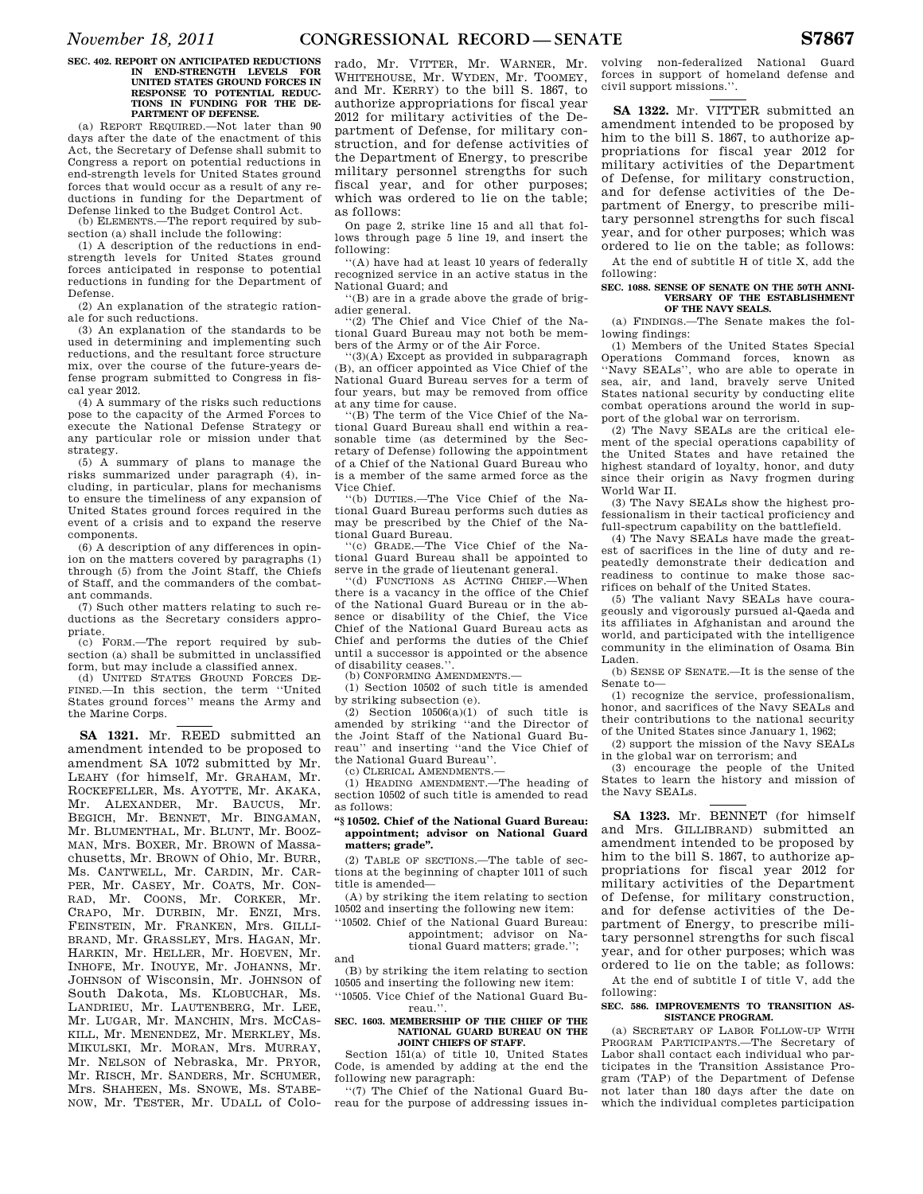**SEC. 402. REPORT ON ANTICIPATED REDUCTIONS IN END-STRENGTH LEVELS FOR UNITED STATES GROUND FORCES IN RESPONSE TO POTENTIAL REDUCTIONS IN FUNDING FOR THE DEPARTMENT OF DEFENSE.**

(a) REPORT REQUIRED.—Not later than 90 days after the date of the enactment of this Act, the Secretary of Defense shall submit to Congress a report on potential reductions in end-strength levels for United States ground forces that would occur as a result of any reductions in funding for the Department of Defense linked to the Budget Control Act.

(b) ELEMENTS.—The report required by subsection (a) shall include the following:

(1) A description of the reductions in end-strength levels for United States ground forces anticipated in response to potential reductions in funding for the Department of Defense.

(2) An explanation of the strategic rationale for such reductions.

(3) An explanation of the standards to be used in determining and implementing such reductions, and the resultant force structure mix, over the course of the future-years defense program submitted to Congress in fiscal year 2012.

(4) A summary of the risks such reductions pose to the capacity of the Armed Forces to execute the National Defense Strategy or any particular role or mission under that strategy.

(5) A summary of plans to manage the risks summarized under paragraph (4), including, in particular, plans for mechanisms to ensure the timeliness of any expansion of United States ground forces required in the event of a crisis and to expand the reserve components.

(6) A description of any differences in opinion on the matters covered by paragraphs (1) through (5) from the Joint Staff, the Chiefs of Staff, and the commanders of the combatant commands.

(7) Such other matters relating to such reductions as the Secretary considers appropriate.

(c) FORM.—The report required by subsection (a) shall be submitted in unclassified form, but may include a classified annex.

(d) UNITED STATES GROUND FORCES DEFINED.—In this section, the term ''United States ground forces'' means the Army and the Marine Corps.

---

**SA 1321.** Mr. REED submitted an amendment intended to be proposed to amendment SA 1072 submitted by Mr. LEAHY (for himself, Mr. GRAHAM, Mr. ROCKEFELLER, Ms. AYOTTE, Mr. AKAKA, Mr. ALEXANDER, Mr. BAUCUS, Mr. BEGICH, Mr. BENNET, Mr. BINGAMAN, Mr. BLUMENTHAL, Mr. BLUNT, Mr. BOOZMAN, Mrs. BOXER, Mr. BROWN of Massachusetts, Mr. BROWN of Ohio, Mr. BURR, Ms. CANTWELL, Mr. CARDIN, Mr. CARPER, Mr. CASEY, Mr. COATS, Mr. CONRAD, Mr. COONS, Mr. CORKER, Mr. CRAPO, Mr. DURBIN, Mr. ENZI, Mrs. FEINSTEIN, Mr. FRANKEN, Mrs. GILLIBRAND, Mr. GRASSLEY, Mrs. HAGAN, Mr. HARKIN, Mr. HELLER, Mr. HOEVEN, Mr. INHOFE, Mr. INOUYE, Mr. JOHANNS, Mr. JOHNSON of Wisconsin, Mr. JOHNSON of South Dakota, Ms. KLOBUCHAR, Ms. LANDRIEU, Mr. LAUTENBERG, Mr. LEE, Mr. LUGAR, Mr. MANCHIN, Mrs. MCCASKILL, Mr. MENENDEZ, Mr. MERKLEY, Ms. MIKULSKI, Mr. MORAN, Mrs. MURRAY, Mr. NELSON of Nebraska, Mr. PRYOR, Mr. RISCH, Mr. SANDERS, Mr. SCHUMER, Mrs. SHAHEEN, Ms. SNOWE, Ms. STABENOW, Mr. TESTER, Mr. UDALL of Colorado, Mr. VITTER, Mr. WARNER, Mr. WHITEHOUSE, Mr. WYDEN, Mr. TOOMEY, and Mr. KERRY) to the bill S. 1867, to authorize appropriations for fiscal year 2012 for military activities of the Department of Defense, for military construction, and for defense activities of the Department of Energy, to prescribe military personnel strengths for such fiscal year, and for other purposes; which was ordered to lie on the table; as follows:

On page 2, strike line 15 and all that follows through page 5 line 19, and insert the following:

''(A) have had at least 10 years of federally recognized service in an active status in the National Guard; and

''(B) are in a grade above the grade of brigadier general.

''(2) The Chief and Vice Chief of the National Guard Bureau may not both be members of the Army or of the Air Force.

''(3)(A) Except as provided in subparagraph (B), an officer appointed as Vice Chief of the National Guard Bureau serves for a term of four years, but may be removed from office at any time for cause.

''(B) The term of the Vice Chief of the National Guard Bureau shall end within a reasonable time (as determined by the Secretary of Defense) following the appointment of a Chief of the National Guard Bureau who is a member of the same armed force as the Vice Chief.

''(b) DUTIES.—The Vice Chief of the National Guard Bureau performs such duties as may be prescribed by the Chief of the National Guard Bureau.

''(c) GRADE.—The Vice Chief of the National Guard Bureau shall be appointed to serve in the grade of lieutenant general.

''(d) FUNCTIONS AS ACTING CHIEF.—When there is a vacancy in the office of the Chief of the National Guard Bureau or in the absence or disability of the Chief, the Vice Chief of the National Guard Bureau acts as Chief and performs the duties of the Chief until a successor is appointed or the absence of disability ceases.''.

(b) CONFORMING AMENDMENTS.—

(1) Section 10502 of such title is amended by striking subsection (e).

(2) Section 10506(a)(1) of such title is amended by striking ''and the Director of the Joint Staff of the National Guard Bureau'' and inserting ''and the Vice Chief of the National Guard Bureau''.

(c) CLERICAL AMENDMENTS.—

(1) HEADING AMENDMENT.—The heading of section 10502 of such title is amended to read as follows:

**''§ 10502. Chief of the National Guard Bureau: appointment; advisor on National Guard matters; grade''.**

(2) TABLE OF SECTIONS.—The table of sections at the beginning of chapter 1011 of such title is amended—

(A) by striking the item relating to section 10502 and inserting the following new item:

''10502. Chief of the National Guard Bureau: appointment; advisor on National Guard matters; grade.'';

and

(B) by striking the item relating to section 10505 and inserting the following new item:

''10505. Vice Chief of the National Guard Bureau.''.

**SEC. 1603. MEMBERSHIP OF THE CHIEF OF THE NATIONAL GUARD BUREAU ON THE JOINT CHIEFS OF STAFF.**

Section 151(a) of title 10, United States Code, is amended by adding at the end the following new paragraph:

''(7) The Chief of the National Guard Bureau for the purpose of addressing issues involving non-federalized National Guard forces in support of homeland defense and civil support missions.''.

---

**SA 1322.** Mr. VITTER submitted an amendment intended to be proposed by him to the bill S. 1867, to authorize appropriations for fiscal year 2012 for military activities of the Department of Defense, for military construction, and for defense activities of the Department of Energy, to prescribe military personnel strengths for such fiscal year, and for other purposes; which was ordered to lie on the table; as follows:

At the end of subtitle H of title X, add the following:

**SEC. 1088. SENSE OF SENATE ON THE 50TH ANNIVERSARY OF THE ESTABLISHMENT OF THE NAVY SEALS.**

(a) FINDINGS.—The Senate makes the following findings:

(1) Members of the United States Special Operations Command forces, known as ''Navy SEALs'', who are able to operate in sea, air, and land, bravely serve United States national security by conducting elite combat operations around the world in support of the global war on terrorism.

(2) The Navy SEALs are the critical element of the special operations capability of the United States and have retained the highest standard of loyalty, honor, and duty since their origin as Navy frogmen during World War II.

(3) The Navy SEALs show the highest professionalism in their tactical proficiency and full-spectrum capability on the battlefield.

(4) The Navy SEALs have made the greatest of sacrifices in the line of duty and repeatedly demonstrate their dedication and readiness to continue to make those sacrifices on behalf of the United States.

(5) The valiant Navy SEALs have courageously and vigorously pursued al-Qaeda and its affiliates in Afghanistan and around the world, and participated with the intelligence community in the elimination of Osama Bin Laden.

(b) SENSE OF SENATE.—It is the sense of the Senate to—

(1) recognize the service, professionalism, honor, and sacrifices of the Navy SEALs and their contributions to the national security of the United States since January 1, 1962;

(2) support the mission of the Navy SEALs in the global war on terrorism; and

(3) encourage the people of the United States to learn the history and mission of the Navy SEALs.

---

**SA 1323.** Mr. BENNET (for himself and Mrs. GILLIBRAND) submitted an amendment intended to be proposed by him to the bill S. 1867, to authorize appropriations for fiscal year 2012 for military activities of the Department of Defense, for military construction, and for defense activities of the Department of Energy, to prescribe military personnel strengths for such fiscal year, and for other purposes; which was ordered to lie on the table; as follows:

At the end of subtitle I of title V, add the following:

**SEC. 586. IMPROVEMENTS TO TRANSITION ASSISTANCE PROGRAM.**

(a) SECRETARY OF LABOR FOLLOW-UP WITH PROGRAM PARTICIPANTS.—The Secretary of Labor shall contact each individual who participates in the Transition Assistance Program (TAP) of the Department of Defense not later than 180 days after the date on which the individual completes participation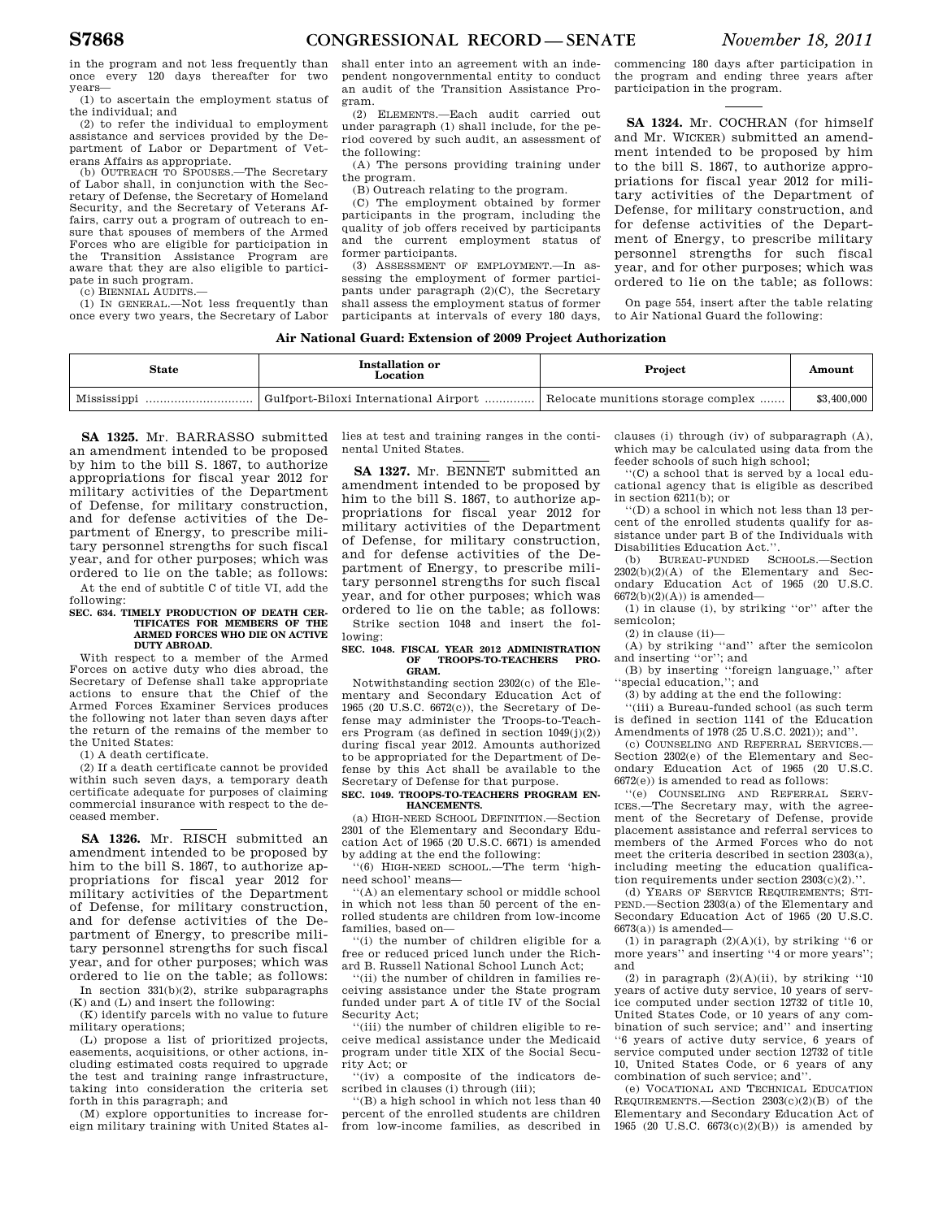in the program and not less frequently than once every 120 days thereafter for two years—

(1) to ascertain the employment status of the individual; and

(2) to refer the individual to employment assistance and services provided by the Department of Labor or Department of Veterans Affairs as appropriate.

(b) OUTREACH TO SPOUSES.—The Secretary of Labor shall, in conjunction with the Secretary of Defense, the Secretary of Homeland Security, and the Secretary of Veterans Affairs, carry out a program of outreach to ensure that spouses of members of the Armed Forces who are eligible for participation in the Transition Assistance Program are aware that they are also eligible to participate in such program.

(c) BIENNIAL AUDITS.—

(1) IN GENERAL.—Not less frequently than once every two years, the Secretary of Labor shall enter into an agreement with an independent nongovernmental entity to conduct an audit of the Transition Assistance Program.

(2) ELEMENTS.—Each audit carried out under paragraph (1) shall include, for the period covered by such audit, an assessment of the following:

(A) The persons providing training under the program.

(B) Outreach relating to the program.

(C) The employment obtained by former participants in the program, including the quality of job offers received by participants and the current employment status of former participants.

(3) ASSESSMENT OF EMPLOYMENT.—In assessing the employment of former participants under paragraph (2)(C), the Secretary shall assess the employment status of former participants at intervals of every 180 days, commencing 180 days after participation in the program and ending three years after participation in the program.

**SA 1324.** Mr. COCHRAN (for himself and Mr. WICKER) submitted an amendment intended to be proposed by him to the bill S. 1867, to authorize appropriations for fiscal year 2012 for military activities of the Department of Defense, for military construction, and for defense activities of the Department of Energy, to prescribe military personnel strengths for such fiscal year, and for other purposes; which was ordered to lie on the table; as follows:

On page 554, insert after the table relating to Air National Guard the following:

**Air National Guard: Extension of 2009 Project Authorization**

| State | Installation or Location | Project | Amount |
|---|---|---|---|
| Mississippi | Gulfport-Biloxi International Airport | Relocate munitions storage complex | $3,400,000 |

**SA 1325.** Mr. BARRASSO submitted an amendment intended to be proposed by him to the bill S. 1867, to authorize appropriations for fiscal year 2012 for military activities of the Department of Defense, for military construction, and for defense activities of the Department of Energy, to prescribe military personnel strengths for such fiscal year, and for other purposes; which was ordered to lie on the table; as follows:

At the end of subtitle C of title VI, add the following:

**SEC. 634. TIMELY PRODUCTION OF DEATH CERTIFICATES FOR MEMBERS OF THE ARMED FORCES WHO DIE ON ACTIVE DUTY ABROAD.**

With respect to a member of the Armed Forces on active duty who dies abroad, the Secretary of Defense shall take appropriate actions to ensure that the Chief of the Armed Forces Examiner Services produces the following not later than seven days after the return of the remains of the member to the United States:

(1) A death certificate.

(2) If a death certificate cannot be provided within such seven days, a temporary death certificate adequate for purposes of claiming commercial insurance with respect to the deceased member.

**SA 1326.** Mr. RISCH submitted an amendment intended to be proposed by him to the bill S. 1867, to authorize appropriations for fiscal year 2012 for military activities of the Department of Defense, for military construction, and for defense activities of the Department of Energy, to prescribe military personnel strengths for such fiscal year, and for other purposes; which was ordered to lie on the table; as follows:

In section 331(b)(2), strike subparagraphs (K) and (L) and insert the following:

(K) identify parcels with no value to future military operations;

(L) propose a list of prioritized projects, easements, acquisitions, or other actions, including estimated costs required to upgrade the test and training range infrastructure, taking into consideration the criteria set forth in this paragraph; and

(M) explore opportunities to increase foreign military training with United States allies at test and training ranges in the continental United States.

**SA 1327.** Mr. BENNET submitted an amendment intended to be proposed by him to the bill S. 1867, to authorize appropriations for fiscal year 2012 for military activities of the Department of Defense, for military construction, and for defense activities of the Department of Energy, to prescribe military personnel strengths for such fiscal year, and for other purposes; which was ordered to lie on the table; as follows:

Strike section 1048 and insert the following:

**SEC. 1048. FISCAL YEAR 2012 ADMINISTRATION OF TROOPS-TO-TEACHERS PROGRAM.**

Notwithstanding section 2302(c) of the Elementary and Secondary Education Act of 1965 (20 U.S.C. 6672(c)), the Secretary of Defense may administer the Troops-to-Teachers Program (as defined in section 1049(j)(2)) during fiscal year 2012. Amounts authorized to be appropriated for the Department of Defense by this Act shall be available to the Secretary of Defense for that purpose.

**SEC. 1049. TROOPS-TO-TEACHERS PROGRAM ENHANCEMENTS.**

(a) HIGH-NEED SCHOOL DEFINITION.—Section 2301 of the Elementary and Secondary Education Act of 1965 (20 U.S.C. 6671) is amended by adding at the end the following:

''(6) HIGH-NEED SCHOOL.—The term 'high-need school' means—

''(A) an elementary school or middle school in which not less than 50 percent of the enrolled students are children from low-income families, based on—

''(i) the number of children eligible for a free or reduced priced lunch under the Richard B. Russell National School Lunch Act;

''(ii) the number of children in families receiving assistance under the State program funded under part A of title IV of the Social Security Act;

''(iii) the number of children eligible to receive medical assistance under the Medicaid program under title XIX of the Social Security Act; or

''(iv) a composite of the indicators described in clauses (i) through (iii);

''(B) a high school in which not less than 40 percent of the enrolled students are children from low-income families, as described in clauses (i) through (iv) of subparagraph (A), which may be calculated using data from the feeder schools of such high school;

''(C) a school that is served by a local educational agency that is eligible as described in section 6211(b); or

''(D) a school in which not less than 13 percent of the enrolled students qualify for assistance under part B of the Individuals with Disabilities Education Act.''.

(b) BUREAU-FUNDED SCHOOLS.—Section 2302(b)(2)(A) of the Elementary and Secondary Education Act of 1965 (20 U.S.C. 6672(b)(2)(A)) is amended—

(1) in clause (i), by striking ''or'' after the semicolon;

(2) in clause (ii)—

(A) by striking ''and'' after the semicolon and inserting ''or''; and

(B) by inserting ''foreign language,'' after ''special education,''; and

(3) by adding at the end the following:

''(iii) a Bureau-funded school (as such term is defined in section 1141 of the Education Amendments of 1978 (25 U.S.C. 2021)); and''.

(c) COUNSELING AND REFERRAL SERVICES.—Section 2302(e) of the Elementary and Secondary Education Act of 1965 (20 U.S.C. 6672(e)) is amended to read as follows:

''(e) COUNSELING AND REFERRAL SERVICES.—The Secretary may, with the agreement of the Secretary of Defense, provide placement assistance and referral services to members of the Armed Forces who do not meet the criteria described in section 2303(a), including meeting the education qualification requirements under section 2303(c)(2).''.

(d) YEARS OF SERVICE REQUIREMENTS; STIPEND.—Section 2303(a) of the Elementary and Secondary Education Act of 1965 (20 U.S.C. 6673(a)) is amended—

(1) in paragraph (2)(A)(i), by striking ''6 or more years'' and inserting ''4 or more years''; and

(2) in paragraph (2)(A)(ii), by striking ''10 years of active duty service, 10 years of service computed under section 12732 of title 10, United States Code, or 10 years of any combination of such service; and'' and inserting ''6 years of active duty service, 6 years of service computed under section 12732 of title 10, United States Code, or 6 years of any combination of such service; and''.

(e) VOCATIONAL AND TECHNICAL EDUCATION REQUIREMENTS.—Section 2303(c)(2)(B) of the Elementary and Secondary Education Act of 1965 (20 U.S.C. 6673(c)(2)(B)) is amended by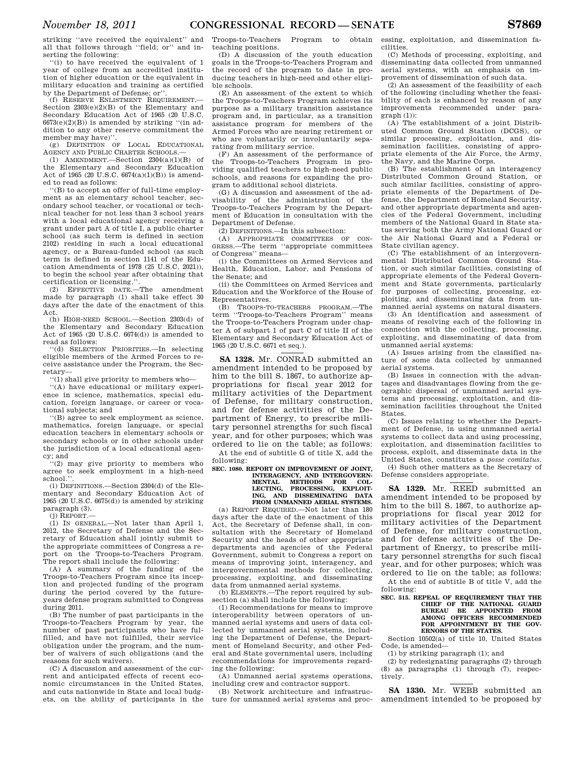striking ''ave received the equivalent'' and all that follows through ''field; or'' and inserting the following:

''(i) to have received the equivalent of 1 year of college from an accredited institution of higher education or the equivalent in military education and training as certified by the Department of Defense; or''.

(f) RESERVE ENLISTMENT REQUIREMENT.—Section 2303(e)(2)(B) of the Elementary and Secondary Education Act of 1965 (20 U.S.C. 6673(e)(2)(B)) is amended by striking ''(in addition to any other reserve commitment the member may have)''.

(g) DEFINITION OF LOCAL EDUCATIONAL AGENCY AND PUBLIC CHARTER SCHOOLS.—

(1) AMENDMENT.—Section 2304(a)(1)(B) of the Elementary and Secondary Education Act of 1965 (20 U.S.C. 6674(a)(1)(B)) is amended to read as follows:

''(B) to accept an offer of full-time employment as an elementary school teacher, secondary school teacher, or vocational or technical teacher for not less than 3 school years with a local educational agency receiving a grant under part A of title I, a public charter school (as such term is defined in section 2102) residing in such a local educational agency, or a Bureau-funded school (as such term is defined in section 1141 of the Education Amendments of 1978 (25 U.S.C. 2021)), to begin the school year after obtaining that certification or licensing.''.

(2) EFFECTIVE DATE.—The amendment made by paragraph (1) shall take effect 30 days after the date of the enactment of this Act.

(h) HIGH-NEED SCHOOL.—Section 2303(d) of the Elementary and Secondary Education Act of 1965 (20 U.S.C. 6674(d)) is amended to read as follows:

''(d) SELECTION PRIORITIES.—In selecting eligible members of the Armed Forces to receive assistance under the Program, the Secretary—

''(1) shall give priority to members who—

''(A) have educational or military experience in science, mathematics, special education, foreign language, or career or vocational subjects; and

''(B) agree to seek employment as science, mathematics, foreign language, or special education teachers in elementary schools or secondary schools or in other schools under the jurisdiction of a local educational agency; and

''(2) may give priority to members who agree to seek employment in a high-need school.''.

(i) DEFINITIONS.—Section 2304(d) of the Elementary and Secondary Education Act of 1965 (20 U.S.C. 6675(d)) is amended by striking paragraph (3).

(j) REPORT.—

(1) IN GENERAL.—Not later than April 1, 2012, the Secretary of Defense and the Secretary of Education shall jointly submit to the appropriate committees of Congress a report on the Troops-to-Teachers Program. The report shall include the following:

(A) A summary of the funding of the Troops-to-Teachers Program since its inception and projected funding of the program during the period covered by the future-years defense program submitted to Congress during 2011.

(B) The number of past participants in the Troops-to-Teachers Program by year, the number of past participants who have fulfilled, and have not fulfilled, their service obligation under the program, and the number of waivers of such obligations (and the reasons for such waivers).

(C) A discussion and assessment of the current and anticipated effects of recent economic circumstances in the United States, and cuts nationwide in State and local budgets, on the ability of participants in the Troops-to-Teachers Program to obtain teaching positions.

(D) A discussion of the youth education goals in the Troops-to-Teachers Program and the record of the program to date in producing teachers in high-need and other eligible schools.

(E) An assessment of the extent to which the Troops-to-Teachers Program achieves its purpose as a military transition assistance program and, in particular, as a transition assistance program for members of the Armed Forces who are nearing retirement or who are voluntarily or involuntarily separating from military service.

(F) An assessment of the performance of the Troops-to-Teachers Program in providing qualified teachers to high-need public schools, and reasons for expanding the program to additional school districts.

(G) A discussion and assessment of the advisability of the administration of the Troops-to-Teachers Program by the Department of Education in consultation with the Department of Defense.

(2) DEFINITIONS.—In this subsection:

(A) APPROPRIATE COMMITTEES OF CONGRESS.—The term ''appropriate committees of Congress'' means—

(i) the Committees on Armed Services and Health, Education, Labor, and Pensions of the Senate; and

(ii) the Committees on Armed Services and Education and the Workforce of the House of Representatives.

(B) TROOPS-TO-TEACHERS PROGRAM.—The term ''Troops-to-Teachers Program'' means the Troops-to-Teachers Program under chapter A of subpart 1 of part C of title II of the Elementary and Secondary Education Act of 1965 (20 U.S.C. 6671 et seq.).

---

**SA 1328.** Mr. CONRAD submitted an amendment intended to be proposed by him to the bill S. 1867, to authorize appropriations for fiscal year 2012 for military activities of the Department of Defense, for military construction, and for defense activities of the Department of Energy, to prescribe military personnel strengths for such fiscal year, and for other purposes; which was ordered to lie on the table; as follows:

At the end of subtitle G of title X, add the following:

**SEC. 1080. REPORT ON IMPROVEMENT OF JOINT, INTERAGENCY, AND INTERGOVERNMENTAL METHODS FOR COLLECTING, PROCESSING, EXPLOITING, AND DISSEMINATING DATA FROM UNMANNED AERIAL SYSTEMS.**

(a) REPORT REQUIRED.—Not later than 180 days after the date of the enactment of this Act, the Secretary of Defense shall, in consultation with the Secretary of Homeland Security and the heads of other appropriate departments and agencies of the Federal Government, submit to Congress a report on means of improving joint, interagency, and intergovernmental methods for collecting, processing, exploiting, and disseminating data from unmanned aerial systems.

(b) ELEMENTS.—The report required by subsection (a) shall include the following:

(1) Recommendations for means to improve interoperability between operators of unmanned aerial systems and users of data collected by unmanned aerial systems, including the Department of Defense, the Department of Homeland Security, and other Federal and State governmental users, including recommendations for improvements regarding the following:

(A) Unmanned aerial systems operations, including crew and contractor support.

(B) Network architecture and infrastructure for unmanned aerial systems and processing, exploitation, and dissemination facilities.

(C) Methods of processing, exploiting, and disseminating data collected from unmanned aerial systems, with an emphasis on improvement of dissemination of such data.

(2) An assessment of the feasibility of each of the following (including whether the feasibility of each is enhanced by reason of any improvements recommended under paragraph (1)):

(A) The establishment of a joint Distributed Common Ground Station (DCGS), or similar processing, exploitation, and dissemination facilities, consisting of appropriate elements of the Air Force, the Army, the Navy, and the Marine Corps.

(B) The establishment of an interagency Distributed Common Ground Station, or such similar facilities, consisting of appropriate elements of the Department of Defense, the Department of Homeland Security, and other appropriate departments and agencies of the Federal Government, including members of the National Guard in State status serving both the Army National Guard or the Air National Guard and a Federal or State civilian agency.

(C) The establishment of an intergovernmental Distributed Common Ground Station, or such similar facilities, consisting of appropriate elements of the Federal Government and State governments, particularly for purposes of collecting, processing, exploiting, and disseminating data from unmanned aerial systems on natural disasters.

(3) An identification and assessment of means of resolving each of the following in connection with the collecting, processing, exploiting, and disseminating of data from unmanned aerial systems:

(A) Issues arising from the classified nature of some data collected by unmanned aerial systems.

(B) Issues in connection with the advantages and disadvantages flowing from the geographic dispersal of unmanned aerial systems and processing, exploitation, and dissemination facilities throughout the United States.

(C) Issues relating to whether the Department of Defense, in using unmanned aerial systems to collect data and using processing, exploitation, and dissemination facilities to process, exploit, and disseminate data in the United States, constitutes a *posse comitatus*.

(4) Such other matters as the Secretary of Defense considers appropriate.

---

**SA 1329.** Mr. REED submitted an amendment intended to be proposed by him to the bill S. 1867, to authorize appropriations for fiscal year 2012 for military activities of the Department of Defense, for military construction, and for defense activities of the Department of Energy, to prescribe military personnel strengths for such fiscal year, and for other purposes; which was ordered to lie on the table; as follows:

At the end of subtitle B of title V, add the following:

**SEC. 515. REPEAL OF REQUIREMENT THAT THE CHIEF OF THE NATIONAL GUARD BUREAU BE APPOINTED FROM AMONG OFFICERS RECOMMENDED FOR APPOINTMENT BY THE GOVERNORS OF THE STATES.**

Section 10502(a) of title 10, United States Code, is amended—

(1) by striking paragraph (1); and

(2) by redesignating paragraphs (2) through (8) as paragraphs (1) through (7), respectively.

---

**SA 1330.** Mr. WEBB submitted an amendment intended to be proposed by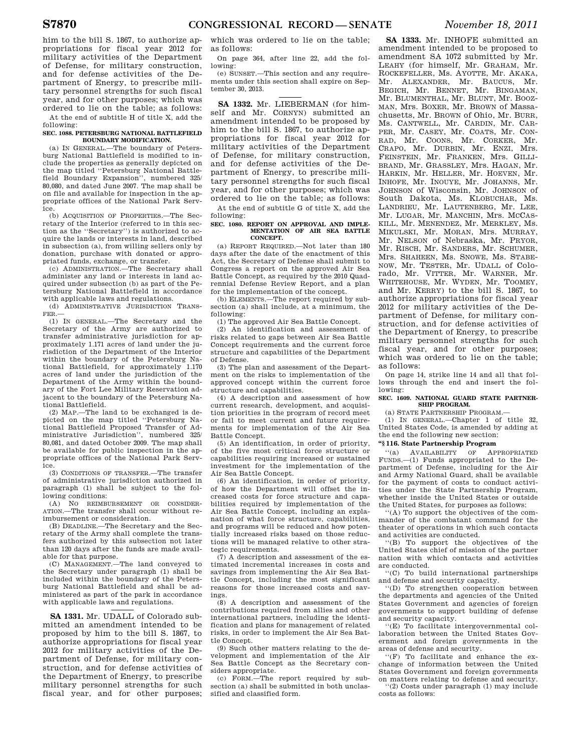him to the bill S. 1867, to authorize appropriations for fiscal year 2012 for military activities of the Department of Defense, for military construction, and for defense activities of the Department of Energy, to prescribe military personnel strengths for such fiscal year, and for other purposes; which was ordered to lie on the table; as follows:

At the end of subtitle H of title X, add the following:

**SEC. 1088. PETERSBURG NATIONAL BATTLEFIELD BOUNDARY MODIFICATION.**

(a) IN GENERAL.—The boundary of Petersburg National Battlefield is modified to include the properties as generally depicted on the map titled ''Petersburg National Battlefield Boundary Expansion'', numbered 325/80,080, and dated June 2007. The map shall be on file and available for inspection in the appropriate offices of the National Park Service.

(b) ACQUISITION OF PROPERTIES.—The Secretary of the Interior (referred to in this section as the ''Secretary'') is authorized to acquire the lands or interests in land, described in subsection (a), from willing sellers only by donation, purchase with donated or appropriated funds, exchange, or transfer.

(c) ADMINISTRATION.—The Secretary shall administer any land or interests in land acquired under subsection (b) as part of the Petersburg National Battlefield in accordance with applicable laws and regulations.

(d) ADMINISTRATIVE JURISDICTION TRANSFER.—

(1) IN GENERAL.—The Secretary and the Secretary of the Army are authorized to transfer administrative jurisdiction for approximately 1.171 acres of land under the jurisdiction of the Department of the Interior within the boundary of the Petersburg National Battlefield, for approximately 1.170 acres of land under the jurisdiction of the Department of the Army within the boundary of the Fort Lee Military Reservation adjacent to the boundary of the Petersburg National Battlefield.

(2) MAP.—The land to be exchanged is depicted on the map titled ''Petersburg National Battlefield Proposed Transfer of Administrative Jurisdiction'', numbered 325/80,081, and dated October 2009. The map shall be available for public inspection in the appropriate offices of the National Park Service.

(3) CONDITIONS OF TRANSFER.—The transfer of administrative jurisdiction authorized in paragraph (1) shall be subject to the following conditions:

(A) NO REIMBURSEMENT OR CONSIDERATION.—The transfer shall occur without reimbursement or consideration.

(B) DEADLINE.—The Secretary and the Secretary of the Army shall complete the transfers authorized by this subsection not later than 120 days after the funds are made available for that purpose.

(C) MANAGEMENT.—The land conveyed to the Secretary under paragraph (1) shall be included within the boundary of the Petersburg National Battlefield and shall be administered as part of the park in accordance with applicable laws and regulations.

---

**SA 1331.** Mr. UDALL of Colorado submitted an amendment intended to be proposed by him to the bill S. 1867, to authorize appropriations for fiscal year 2012 for military activities of the Department of Defense, for military construction, and for defense activities of the Department of Energy, to prescribe military personnel strengths for such fiscal year, and for other purposes; which was ordered to lie on the table; as follows:

On page 364, after line 22, add the following:

(e) SUNSET.—This section and any requirements under this section shall expire on September 30, 2013.

---

**SA 1332.** Mr. LIEBERMAN (for himself and Mr. CORNYN) submitted an amendment intended to be proposed by him to the bill S. 1867, to authorize appropriations for fiscal year 2012 for military activities of the Department of Defense, for military construction, and for defense activities of the Department of Energy, to prescribe military personnel strengths for such fiscal year, and for other purposes; which was ordered to lie on the table; as follows:

At the end of subtitle G of title X, add the following:

**SEC. 1080. REPORT ON APPROVAL AND IMPLEMENTATION OF AIR SEA BATTLE CONCEPT.**

(a) REPORT REQUIRED.—Not later than 180 days after the date of the enactment of this Act, the Secretary of Defense shall submit to Congress a report on the approved Air Sea Battle Concept, as required by the 2010 Quadrennial Defense Review Report, and a plan for the implementation of the concept.

(b) ELEMENTS.—The report required by subsection (a) shall include, at a minimum, the following:

(1) The approved Air Sea Battle Concept.

(2) An identification and assessment of risks related to gaps between Air Sea Battle Concept requirements and the current force structure and capabilities of the Department of Defense.

(3) The plan and assessment of the Department on the risks to implementation of the approved concept within the current force structure and capabilities.

(4) A description and assessment of how current research, development, and acquisition priorities in the program of record meet or fail to meet current and future requirements for implementation of the Air Sea Battle Concept.

(5) An identification, in order of priority, of the five most critical force structure or capabilities requiring increased or sustained investment for the implementation of the Air Sea Battle Concept.

(6) An identification, in order of priority, of how the Department will offset the increased costs for force structure and capabilities required by implementation of the Air Sea Battle Concept, including an explanation of what force structure, capabilities, and programs will be reduced and how potentially increased risks based on those reductions will be managed relative to other strategic requirements.

(7) A description and assessment of the estimated incremental increases in costs and savings from implementing the Air Sea Battle Concept, including the most significant reasons for those increased costs and savings.

(8) A description and assessment of the contributions required from allies and other international partners, including the identification and plans for management of related risks, in order to implement the Air Sea Battle Concept.

(9) Such other matters relating to the development and implementation of the Air Sea Battle Concept as the Secretary considers appropriate.

(c) FORM.—The report required by subsection (a) shall be submitted in both unclassified and classified form.

---

**SA 1333.** Mr. INHOFE submitted an amendment intended to be proposed to amendment SA 1072 submitted by Mr. LEAHY (for himself, Mr. GRAHAM, Mr. ROCKEFELLER, Ms. AYOTTE, Mr. AKAKA, Mr. ALEXANDER, Mr. BAUCUS, Mr. BEGICH, Mr. BENNET, Mr. BINGAMAN, Mr. BLUMENTHAL, Mr. BLUNT, Mr. BOOZMAN, Mrs. BOXER, Mr. BROWN of Massachusetts, Mr. BROWN of Ohio, Mr. BURR, Ms. CANTWELL, Mr. CARDIN, Mr. CARPER, Mr. CASEY, Mr. COATS, Mr. CONRAD, Mr. COONS, Mr. CORKER, Mr. CRAPO, Mr. DURBIN, Mr. ENZI, Mrs. FEINSTEIN, Mr. FRANKEN, Mrs. GILLIBRAND, Mr. GRASSLEY, Mrs. HAGAN, Mr. HARKIN, Mr. HELLER, Mr. HOEVEN, Mr. INHOFE, Mr. INOUYE, Mr. JOHANNS, Mr. JOHNSON of Wisconsin, Mr. JOHNSON of South Dakota, Ms. KLOBUCHAR, Ms. LANDRIEU, Mr. LAUTENBERG, Mr. LEE, Mr. LUGAR, Mr. MANCHIN, Mrs. MCCASKILL, Mr. MENENDEZ, Mr. MERKLEY, Ms. MIKULSKI, Mr. MORAN, Mrs. MURRAY, Mr. NELSON of Nebraska, Mr. PRYOR, Mr. RISCH, Mr. SANDERS, Mr. SCHUMER, Mrs. SHAHEEN, Ms. SNOWE, Ms. STABENOW, Mr. TESTER, Mr. UDALL of Colorado, Mr. VITTER, Mr. WARNER, Mr. WHITEHOUSE, Mr. WYDEN, Mr. TOOMEY, and Mr. KERRY) to the bill S. 1867, to authorize appropriations for fiscal year 2012 for military activities of the Department of Defense, for military construction, and for defense activities of the Department of Energy, to prescribe military personnel strengths for such fiscal year, and for other purposes; which was ordered to lie on the table; as follows:

On page 14, strike line 14 and all that follows through the end and insert the following:

**SEC. 1609. NATIONAL GUARD STATE PARTNERSHIP PROGRAM.**

(a) STATE PARTNERSHIP PROGRAM.—

(1) IN GENERAL.—Chapter 1 of title 32, United States Code, is amended by adding at the end the following new section:

**''§ 116. State Partnership Program**

''(a) AVAILABILITY OF APPROPRIATED FUNDS.—(1) Funds appropriated to the Department of Defense, including for the Air and Army National Guard, shall be available for the payment of costs to conduct activities under the State Partnership Program, whether inside the United States or outside the United States, for purposes as follows:

''(A) To support the objectives of the commander of the combatant command for the theater of operations in which such contacts and activities are conducted.

''(B) To support the objectives of the United States chief of mission of the partner nation with which contacts and activities are conducted.

''(C) To build international partnerships and defense and security capacity.

''(D) To strengthen cooperation between the departments and agencies of the United States Government and agencies of foreign governments to support building of defense and security capacity.

''(E) To facilitate intergovernmental collaboration between the United States Government and foreign governments in the areas of defense and security.

''(F) To facilitate and enhance the exchange of information between the United States Government and foreign governments on matters relating to defense and security.

''(2) Costs under paragraph (1) may include costs as follows: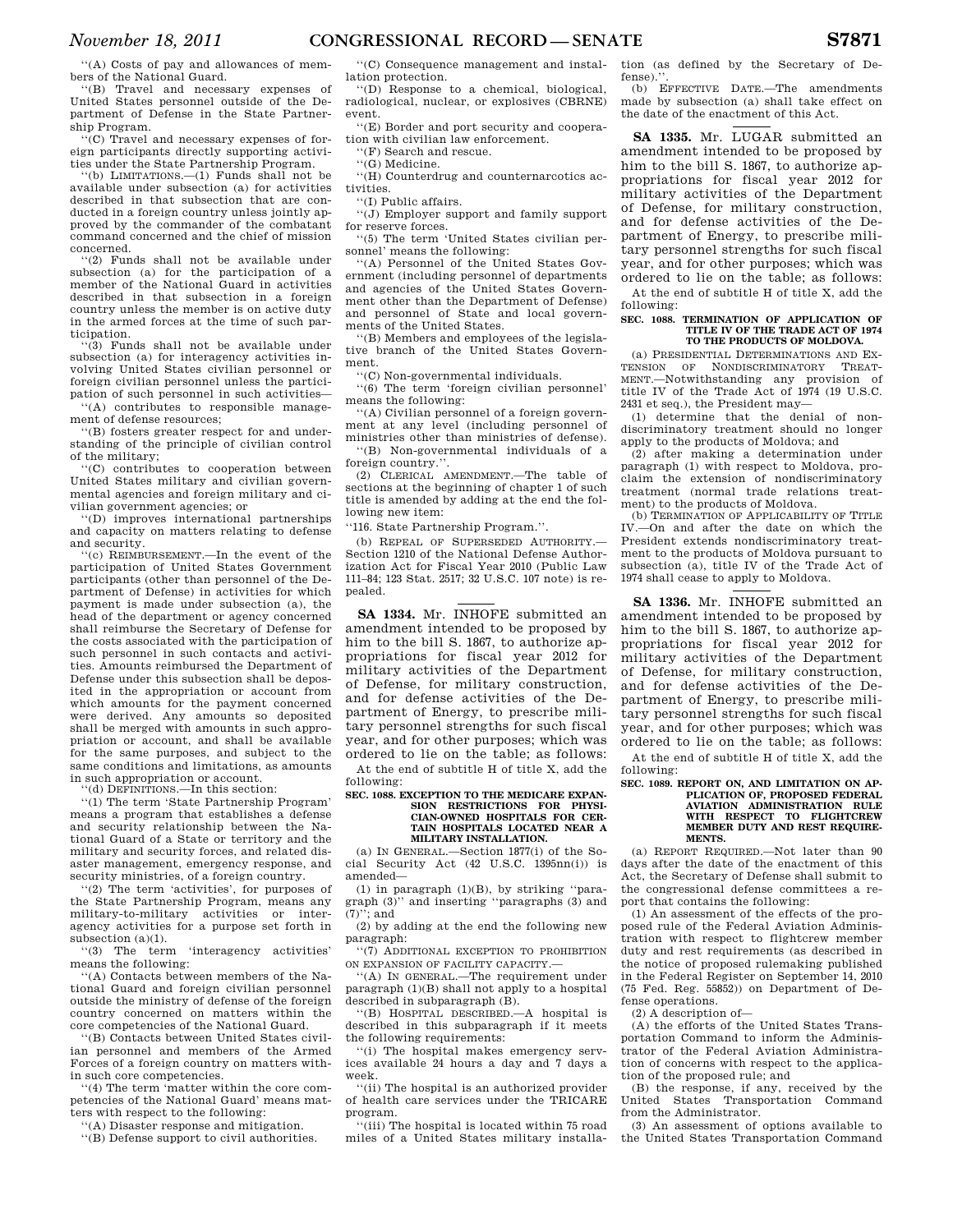"(A) Costs of pay and allowances of members of the National Guard.

"(B) Travel and necessary expenses of United States personnel outside of the Department of Defense in the State Partnership Program.

"(C) Travel and necessary expenses of foreign participants directly supporting activities under the State Partnership Program.

"(b) LIMITATIONS.—(1) Funds shall not be available under subsection (a) for activities described in that subsection that are conducted in a foreign country unless jointly approved by the commander of the combatant command concerned and the chief of mission concerned.

"(2) Funds shall not be available under subsection (a) for the participation of a member of the National Guard in activities described in that subsection in a foreign country unless the member is on active duty in the armed forces at the time of such participation.

"(3) Funds shall not be available under subsection (a) for interagency activities involving United States civilian personnel or foreign civilian personnel unless the participation of such personnel in such activities—

"(A) contributes to responsible management of defense resources;

"(B) fosters greater respect for and understanding of the principle of civilian control of the military;

"(C) contributes to cooperation between United States military and civilian governmental agencies and foreign military and civilian government agencies; or

"(D) improves international partnerships and capacity on matters relating to defense and security.

"(c) REIMBURSEMENT.—In the event of the participation of United States Government participants (other than personnel of the Department of Defense) in activities for which payment is made under subsection (a), the head of the department or agency concerned shall reimburse the Secretary of Defense for the costs associated with the participation of such personnel in such contacts and activities. Amounts reimbursed the Department of Defense under this subsection shall be deposited in the appropriation or account from which amounts for the payment concerned were derived. Any amounts so deposited shall be merged with amounts in such appropriation or account, and shall be available for the same purposes, and subject to the same conditions and limitations, as amounts in such appropriation or account.

"(d) DEFINITIONS.—In this section:

"(1) The term 'State Partnership Program' means a program that establishes a defense and security relationship between the National Guard of a State or territory and the military and security forces, and related disaster management, emergency response, and security ministries, of a foreign country.

"(2) The term 'activities', for purposes of the State Partnership Program, means any military-to-military activities or interagency activities for a purpose set forth in subsection (a)(1).

"(3) The term 'interagency activities' means the following:

"(A) Contacts between members of the National Guard and foreign civilian personnel outside the ministry of defense of the foreign country concerned on matters within the core competencies of the National Guard.

"(B) Contacts between United States civilian personnel and members of the Armed Forces of a foreign country on matters within such core competencies.

"(4) The term 'matter within the core competencies of the National Guard' means matters with respect to the following:

"(A) Disaster response and mitigation.

"(B) Defense support to civil authorities.

"(C) Consequence management and installation protection.

"(D) Response to a chemical, biological, radiological, nuclear, or explosives (CBRNE) event.

"(E) Border and port security and cooperation with civilian law enforcement.

"(F) Search and rescue.

"(G) Medicine.

"(H) Counterdrug and counternarcotics activities.

"(I) Public affairs.

"(J) Employer support and family support for reserve forces.

"(5) The term 'United States civilian personnel' means the following:

"(A) Personnel of the United States Government (including personnel of departments and agencies of the United States Government other than the Department of Defense) and personnel of State and local governments of the United States.

"(B) Members and employees of the legislative branch of the United States Government.

"(C) Non-governmental individuals.

"(6) The term 'foreign civilian personnel' means the following:

"(A) Civilian personnel of a foreign government at any level (including personnel of ministries other than ministries of defense).

"(B) Non-governmental individuals of a foreign country.".

(2) CLERICAL AMENDMENT.—The table of sections at the beginning of chapter 1 of such title is amended by adding at the end the following new item:

"116. State Partnership Program.".

(b) REPEAL OF SUPERSEDED AUTHORITY.—Section 1210 of the National Defense Authorization Act for Fiscal Year 2010 (Public Law 111–84; 123 Stat. 2517; 32 U.S.C. 107 note) is repealed.

---

**SA 1334.** Mr. INHOFE submitted an amendment intended to be proposed by him to the bill S. 1867, to authorize appropriations for fiscal year 2012 for military activities of the Department of Defense, for military construction, and for defense activities of the Department of Energy, to prescribe military personnel strengths for such fiscal year, and for other purposes; which was ordered to lie on the table; as follows:

At the end of subtitle H of title X, add the following:

**SEC. 1088. EXCEPTION TO THE MEDICARE EXPANSION RESTRICTIONS FOR PHYSICIAN-OWNED HOSPITALS FOR CERTAIN HOSPITALS LOCATED NEAR A MILITARY INSTALLATION.**

(a) IN GENERAL.—Section 1877(i) of the Social Security Act (42 U.S.C. 1395nn(i)) is amended—

(1) in paragraph (1)(B), by striking "paragraph (3)" and inserting "paragraphs (3) and (7)"; and

(2) by adding at the end the following new paragraph:

"(7) ADDITIONAL EXCEPTION TO PROHIBITION ON EXPANSION OF FACILITY CAPACITY.—

"(A) IN GENERAL.—The requirement under paragraph (1)(B) shall not apply to a hospital described in subparagraph (B).

"(B) HOSPITAL DESCRIBED.—A hospital is described in this subparagraph if it meets the following requirements:

"(i) The hospital makes emergency services available 24 hours a day and 7 days a week.

"(ii) The hospital is an authorized provider of health care services under the TRICARE program.

"(iii) The hospital is located within 75 road miles of a United States military installation (as defined by the Secretary of Defense).".

(b) EFFECTIVE DATE.—The amendments made by subsection (a) shall take effect on the date of the enactment of this Act.

---

**SA 1335.** Mr. LUGAR submitted an amendment intended to be proposed by him to the bill S. 1867, to authorize appropriations for fiscal year 2012 for military activities of the Department of Defense, for military construction, and for defense activities of the Department of Energy, to prescribe military personnel strengths for such fiscal year, and for other purposes; which was ordered to lie on the table; as follows:

At the end of subtitle H of title X, add the following:

**SEC. 1088. TERMINATION OF APPLICATION OF TITLE IV OF THE TRADE ACT OF 1974 TO THE PRODUCTS OF MOLDOVA.**

(a) PRESIDENTIAL DETERMINATIONS AND EXTENSION OF NONDISCRIMINATORY TREATMENT.—Notwithstanding any provision of title IV of the Trade Act of 1974 (19 U.S.C. 2431 et seq.), the President may—

(1) determine that the denial of nondiscriminatory treatment should no longer apply to the products of Moldova; and

(2) after making a determination under paragraph (1) with respect to Moldova, proclaim the extension of nondiscriminatory treatment (normal trade relations treatment) to the products of Moldova.

(b) TERMINATION OF APPLICABILITY OF TITLE IV.—On and after the date on which the President extends nondiscriminatory treatment to the products of Moldova pursuant to subsection (a), title IV of the Trade Act of 1974 shall cease to apply to Moldova.

---

**SA 1336.** Mr. INHOFE submitted an amendment intended to be proposed by him to the bill S. 1867, to authorize appropriations for fiscal year 2012 for military activities of the Department of Defense, for military construction, and for defense activities of the Department of Energy, to prescribe military personnel strengths for such fiscal year, and for other purposes; which was ordered to lie on the table; as follows:

At the end of subtitle H of title X, add the following:

**SEC. 1089. REPORT ON, AND LIMITATION ON APPLICATION OF, PROPOSED FEDERAL AVIATION ADMINISTRATION RULE WITH RESPECT TO FLIGHTCREW MEMBER DUTY AND REST REQUIREMENTS.**

(a) REPORT REQUIRED.—Not later than 90 days after the date of the enactment of this Act, the Secretary of Defense shall submit to the congressional defense committees a report that contains the following:

(1) An assessment of the effects of the proposed rule of the Federal Aviation Administration with respect to flightcrew member duty and rest requirements (as described in the notice of proposed rulemaking published in the Federal Register on September 14, 2010 (75 Fed. Reg. 55852)) on Department of Defense operations.

(2) A description of—

(A) the efforts of the United States Transportation Command to inform the Administrator of the Federal Aviation Administration of concerns with respect to the application of the proposed rule; and

(B) the response, if any, received by the United States Transportation Command from the Administrator.

(3) An assessment of options available to the United States Transportation Command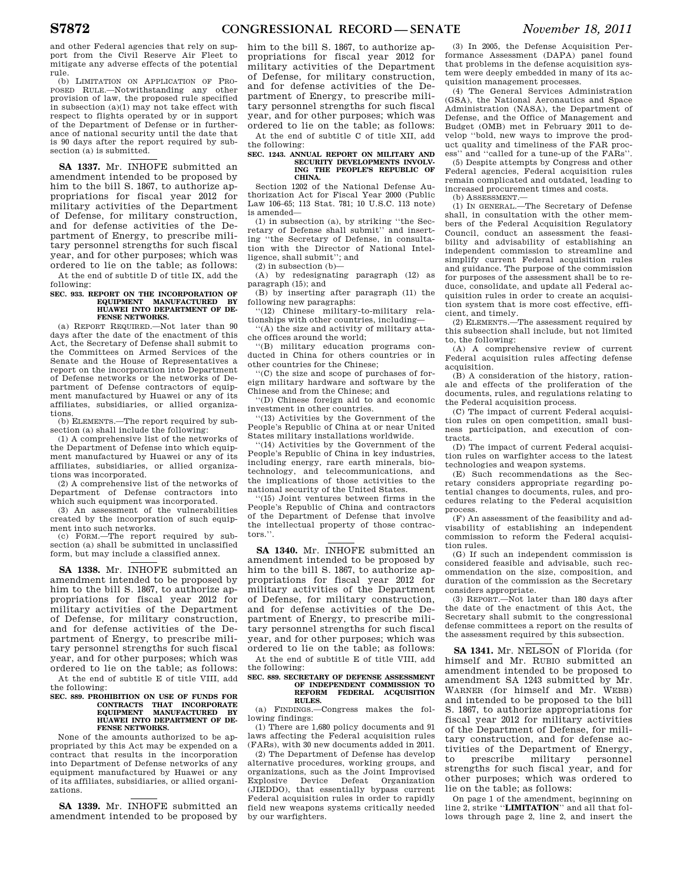and other Federal agencies that rely on support from the Civil Reserve Air Fleet to mitigate any adverse effects of the potential rule.

(b) LIMITATION ON APPLICATION OF PROPOSED RULE.—Notwithstanding any other provision of law, the proposed rule specified in subsection (a)(1) may not take effect with respect to flights operated by or in support of the Department of Defense or in furtherance of national security until the date that is 90 days after the report required by subsection (a) is submitted.

---

**SA 1337.** Mr. INHOFE submitted an amendment intended to be proposed by him to the bill S. 1867, to authorize appropriations for fiscal year 2012 for military activities of the Department of Defense, for military construction, and for defense activities of the Department of Energy, to prescribe military personnel strengths for such fiscal year, and for other purposes; which was ordered to lie on the table; as follows:

At the end of subtitle D of title IX, add the following:

**SEC. 933. REPORT ON THE INCORPORATION OF EQUIPMENT MANUFACTURED BY HUAWEI INTO DEPARTMENT OF DEFENSE NETWORKS.**

(a) REPORT REQUIRED.—Not later than 90 days after the date of the enactment of this Act, the Secretary of Defense shall submit to the Committees on Armed Services of the Senate and the House of Representatives a report on the incorporation into Department of Defense networks or the networks of Department of Defense contractors of equipment manufactured by Huawei or any of its affiliates, subsidiaries, or allied organizations.

(b) ELEMENTS.—The report required by subsection (a) shall include the following:

(1) A comprehensive list of the networks of the Department of Defense into which equipment manufactured by Huawei or any of its affiliates, subsidiaries, or allied organizations was incorporated.

(2) A comprehensive list of the networks of Department of Defense contractors into which such equipment was incorporated.

(3) An assessment of the vulnerabilities created by the incorporation of such equipment into such networks.

(c) FORM.—The report required by subsection (a) shall be submitted in unclassified form, but may include a classified annex.

---

**SA 1338.** Mr. INHOFE submitted an amendment intended to be proposed by him to the bill S. 1867, to authorize appropriations for fiscal year 2012 for military activities of the Department of Defense, for military construction, and for defense activities of the Department of Energy, to prescribe military personnel strengths for such fiscal year, and for other purposes; which was ordered to lie on the table; as follows:

At the end of subtitle E of title VIII, add the following:

**SEC. 889. PROHIBITION ON USE OF FUNDS FOR CONTRACTS THAT INCORPORATE EQUIPMENT MANUFACTURED BY HUAWEI INTO DEPARTMENT OF DEFENSE NETWORKS.**

None of the amounts authorized to be appropriated by this Act may be expended on a contract that results in the incorporation into Department of Defense networks of any equipment manufactured by Huawei or any of its affiliates, subsidiaries, or allied organizations.

---

**SA 1339.** Mr. INHOFE submitted an amendment intended to be proposed by him to the bill S. 1867, to authorize appropriations for fiscal year 2012 for military activities of the Department of Defense, for military construction, and for defense activities of the Department of Energy, to prescribe military personnel strengths for such fiscal year, and for other purposes; which was ordered to lie on the table; as follows:

At the end of subtitle C of title XII, add the following:

**SEC. 1243. ANNUAL REPORT ON MILITARY AND SECURITY DEVELOPMENTS INVOLVING THE PEOPLE'S REPUBLIC OF CHINA.**

Section 1202 of the National Defense Authorization Act for Fiscal Year 2000 (Public Law 106–65; 113 Stat. 781; 10 U.S.C. 113 note) is amended—

(1) in subsection (a), by striking "the Secretary of Defense shall submit" and inserting "the Secretary of Defense, in consultation with the Director of National Intelligence, shall submit"; and

(2) in subsection (b)—

(A) by redesignating paragraph (12) as paragraph (15); and

(B) by inserting after paragraph (11) the following new paragraphs:

"(12) Chinese military-to-military relationships with other countries, including—

"(A) the size and activity of military attache offices around the world;

"(B) military education programs conducted in China for others countries or in other countries for the Chinese;

"(C) the size and scope of purchases of foreign military hardware and software by the Chinese and from the Chinese; and

"(D) Chinese foreign aid to and economic investment in other countries.

"(13) Activities by the Government of the People's Republic of China at or near United States military installations worldwide.

"(14) Activities by the Government of the People's Republic of China in key industries, including energy, rare earth minerals, biotechnology, and telecommunications, and the implications of those activities to the national security of the United States.

"(15) Joint ventures between firms in the People's Republic of China and contractors of the Department of Defense that involve the intellectual property of those contractors.".

---

**SA 1340.** Mr. INHOFE submitted an amendment intended to be proposed by him to the bill S. 1867, to authorize appropriations for fiscal year 2012 for military activities of the Department of Defense, for military construction, and for defense activities of the Department of Energy, to prescribe military personnel strengths for such fiscal year, and for other purposes; which was ordered to lie on the table; as follows:

At the end of subtitle E of title VIII, add the following:

**SEC. 889. SECRETARY OF DEFENSE ASSESSMENT OF INDEPENDENT COMMISSION TO REFORM FEDERAL ACQUISITION RULES.**

(a) FINDINGS.—Congress makes the following findings:

(1) There are 1,680 policy documents and 91 laws affecting the Federal acquisition rules (FARs), with 30 new documents added in 2011.

(2) The Department of Defense has develop alternative procedures, working groups, and organizations, such as the Joint Improvised Explosive Device Defeat Organization (JIEDDO), that essentially bypass current Federal acquisition rules in order to rapidly field new weapons systems critically needed by our warfighters.

(3) In 2005, the Defense Acquisition Performance Assessment (DAPA) panel found that problems in the defense acquisition system were deeply embedded in many of its acquisition management processes.

(4) The General Services Administration (GSA), the National Aeronautics and Space Administration (NASA), the Department of Defense, and the Office of Management and Budget (OMB) met in February 2011 to develop "bold, new ways to improve the product quality and timeliness of the FAR process" and "called for a tune-up of the FARs".

(5) Despite attempts by Congress and other Federal agencies, Federal acquisition rules remain complicated and outdated, leading to increased procurement times and costs.

(b) ASSESSMENT.—

(1) IN GENERAL.—The Secretary of Defense shall, in consultation with the other members of the Federal Acquisition Regulatory Council, conduct an assessment the feasibility and advisability of establishing an independent commission to streamline and simplify current Federal acquisition rules and guidance. The purpose of the commission for purposes of the assessment shall be to reduce, consolidate, and update all Federal acquisition rules in order to create an acquisition system that is more cost effective, efficient, and timely.

(2) ELEMENTS.—The assessment required by this subsection shall include, but not limited to, the following:

(A) A comprehensive review of current Federal acquisition rules affecting defense acquisition.

(B) A consideration of the history, rationale and effects of the proliferation of the documents, rules, and regulations relating to the Federal acquisition process.

(C) The impact of current Federal acquisition rules on open competition, small business participation, and execution of contracts.

(D) The impact of current Federal acquisition rules on warfighter access to the latest technologies and weapon systems.

(E) Such recommendations as the Secretary considers appropriate regarding potential changes to documents, rules, and procedures relating to the Federal acquisition process.

(F) An assessment of the feasibility and advisability of establishing an independent commission to reform the Federal acquisition rules.

(G) If such an independent commission is considered feasible and advisable, such recommendation on the size, composition, and duration of the commission as the Secretary considers appropriate.

(3) REPORT.—Not later than 180 days after the date of the enactment of this Act, the Secretary shall submit to the congressional defense committees a report on the results of the assessment required by this subsection.

---

**SA 1341.** Mr. NELSON of Florida (for himself and Mr. RUBIO submitted an amendment intended to be proposed to amendment SA 1243 submitted by Mr. WARNER (for himself and Mr. WEBB) and intended to be proposed to the bill S. 1867, to authorize appropriations for fiscal year 2012 for military activities of the Department of Defense, for military construction, and for defense activities of the Department of Energy, to prescribe military personnel strengths for such fiscal year, and for other purposes; which was ordered to lie on the table; as follows:

On page 1 of the amendment, beginning on line 2, strike "**LIMITATION**" and all that follows through page 2, line 2, and insert the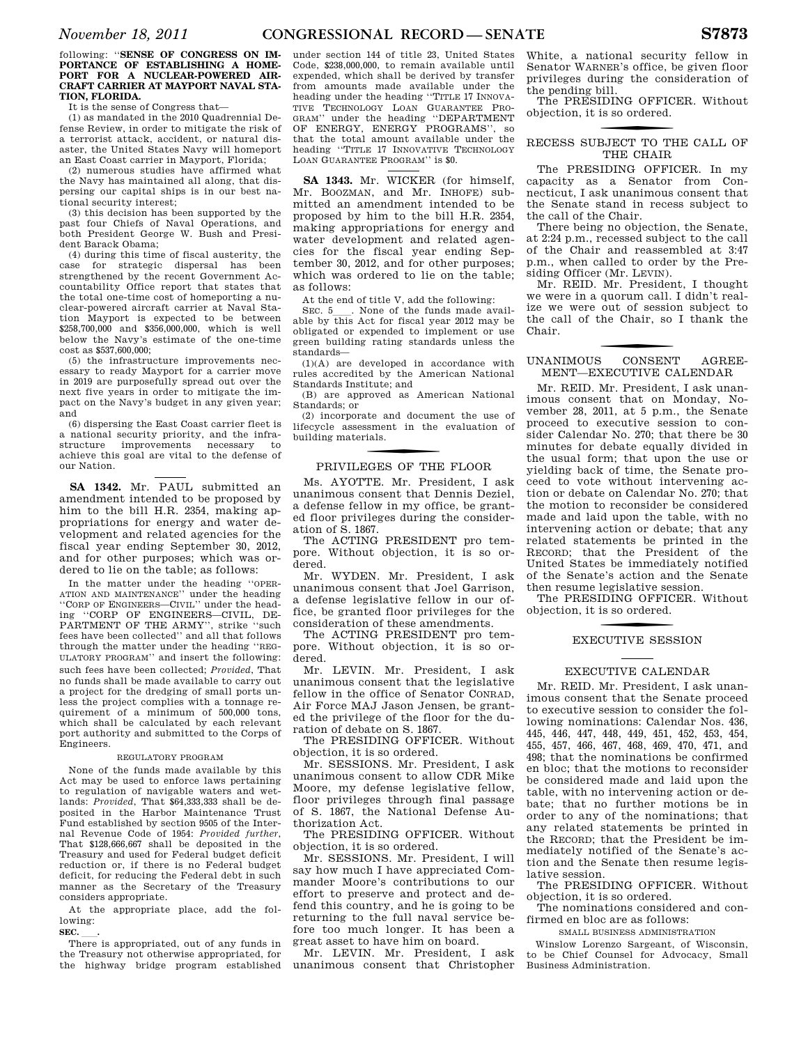following: "**SENSE OF CONGRESS ON IMPORTANCE OF ESTABLISHING A HOMEPORT FOR A NUCLEAR-POWERED AIRCRAFT CARRIER AT MAYPORT NAVAL STATION, FLORIDA.**

It is the sense of Congress that—

(1) as mandated in the 2010 Quadrennial Defense Review, in order to mitigate the risk of a terrorist attack, accident, or natural disaster, the United States Navy will homeport an East Coast carrier in Mayport, Florida;

(2) numerous studies have affirmed what the Navy has maintained all along, that dispersing our capital ships is in our best national security interest;

(3) this decision has been supported by the past four Chiefs of Naval Operations, and both President George W. Bush and President Barack Obama;

(4) during this time of fiscal austerity, the case for strategic dispersal has been strengthened by the recent Government Accountability Office report that states that the total one-time cost of homeporting a nuclear-powered aircraft carrier at Naval Station Mayport is expected to be between $258,700,000 and $356,000,000, which is well below the Navy's estimate of the one-time cost as $537,600,000;

(5) the infrastructure improvements necessary to ready Mayport for a carrier move in 2019 are purposefully spread out over the next five years in order to mitigate the impact on the Navy's budget in any given year; and

(6) dispersing the East Coast carrier fleet is a national security priority, and the infrastructure improvements necessary to achieve this goal are vital to the defense of our Nation.

---

**SA 1342.** Mr. PAUL submitted an amendment intended to be proposed by him to the bill H.R. 2354, making appropriations for energy and water development and related agencies for the fiscal year ending September 30, 2012, and for other purposes; which was ordered to lie on the table; as follows:

In the matter under the heading "OPERATION AND MAINTENANCE" under the heading "CORP OF ENGINEERS—CIVIL" under the heading "CORP OF ENGINEERS—CIVIL, DEPARTMENT OF THE ARMY", strike "such fees have been collected" and all that follows through the matter under the heading "REGULATORY PROGRAM" and insert the following: such fees have been collected; *Provided*, That no funds shall be made available to carry out a project for the dredging of small ports unless the project complies with a tonnage requirement of a minimum of 500,000 tons, which shall be calculated by each relevant port authority and submitted to the Corps of Engineers.

REGULATORY PROGRAM

None of the funds made available by this Act may be used to enforce laws pertaining to regulation of navigable waters and wetlands: *Provided*, That $64,333,333 shall be deposited in the Harbor Maintenance Trust Fund established by section 9505 of the Internal Revenue Code of 1954: *Provided further*, That $128,666,667 shall be deposited in the Treasury and used for Federal budget deficit reduction or, if there is no Federal budget deficit, for reducing the Federal debt in such manner as the Secretary of the Treasury considers appropriate.

At the appropriate place, add the following:

**SEC. \_\_\_.**

There is appropriated, out of any funds in the Treasury not otherwise appropriated, for the highway bridge program established under section 144 of title 23, United States Code, $238,000,000, to remain available until expended, which shall be derived by transfer from amounts made available under the heading under the heading "TITLE 17 INNOVATIVE TECHNOLOGY LOAN GUARANTEE PROGRAM" under the heading "DEPARTMENT OF ENERGY, ENERGY PROGRAMS", so that the total amount available under the heading "TITLE 17 INNOVATIVE TECHNOLOGY LOAN GUARANTEE PROGRAM" is $0.

---

**SA 1343.** Mr. WICKER (for himself, Mr. BOOZMAN, and Mr. INHOFE) submitted an amendment intended to be proposed by him to the bill H.R. 2354, making appropriations for energy and water development and related agencies for the fiscal year ending September 30, 2012, and for other purposes; which was ordered to lie on the table; as follows:

At the end of title V, add the following:

SEC. 5\_\_\_. None of the funds made available by this Act for fiscal year 2012 may be obligated or expended to implement or use green building rating standards unless the standards—

(1)(A) are developed in accordance with rules accredited by the American National Standards Institute; and

(B) are approved as American National Standards; or

(2) incorporate and document the use of lifecycle assessment in the evaluation of building materials.

## PRIVILEGES OF THE FLOOR

Ms. AYOTTE. Mr. President, I ask unanimous consent that Dennis Deziel, a defense fellow in my office, be granted floor privileges during the consideration of S. 1867.

The ACTING PRESIDENT pro tempore. Without objection, it is so ordered.

Mr. WYDEN. Mr. President, I ask unanimous consent that Joel Garrison, a defense legislative fellow in our office, be granted floor privileges for the consideration of these amendments.

The ACTING PRESIDENT pro tempore. Without objection, it is so ordered.

Mr. LEVIN. Mr. President, I ask unanimous consent that the legislative fellow in the office of Senator CONRAD, Air Force MAJ Jason Jensen, be granted the privilege of the floor for the duration of debate on S. 1867.

The PRESIDING OFFICER. Without objection, it is so ordered.

Mr. SESSIONS. Mr. President, I ask unanimous consent to allow CDR Mike Moore, my defense legislative fellow, floor privileges through final passage of S. 1867, the National Defense Authorization Act.

The PRESIDING OFFICER. Without objection, it is so ordered.

Mr. SESSIONS. Mr. President, I will say how much I have appreciated Commander Moore's contributions to our effort to preserve and protect and defend this country, and he is going to be returning to the full naval service before too much longer. It has been a great asset to have him on board.

Mr. LEVIN. Mr. President, I ask unanimous consent that Christopher White, a national security fellow in Senator WARNER's office, be given floor privileges during the consideration of the pending bill.

The PRESIDING OFFICER. Without objection, it is so ordered.

## RECESS SUBJECT TO THE CALL OF THE CHAIR

The PRESIDING OFFICER. In my capacity as a Senator from Connecticut, I ask unanimous consent that the Senate stand in recess subject to the call of the Chair.

There being no objection, the Senate, at 2:24 p.m., recessed subject to the call of the Chair and reassembled at 3:47 p.m., when called to order by the Presiding Officer (Mr. LEVIN).

Mr. REID. Mr. President, I thought we were in a quorum call. I didn't realize we were out of session subject to the call of the Chair, so I thank the Chair.

## UNANIMOUS CONSENT AGREEMENT—EXECUTIVE CALENDAR

Mr. REID. Mr. President, I ask unanimous consent that on Monday, November 28, 2011, at 5 p.m., the Senate proceed to executive session to consider Calendar No. 270; that there be 30 minutes for debate equally divided in the usual form; that upon the use or yielding back of time, the Senate proceed to vote without intervening action or debate on Calendar No. 270; that the motion to reconsider be considered made and laid upon the table, with no intervening action or debate; that any related statements be printed in the RECORD; that the President of the United States be immediately notified of the Senate's action and the Senate then resume legislative session.

The PRESIDING OFFICER. Without objection, it is so ordered.

## EXECUTIVE SESSION

### EXECUTIVE CALENDAR

Mr. REID. Mr. President, I ask unanimous consent that the Senate proceed to executive session to consider the following nominations: Calendar Nos. 436, 445, 446, 447, 448, 449, 451, 452, 453, 454, 455, 457, 466, 467, 468, 469, 470, 471, and 498; that the nominations be confirmed en bloc; that the motions to reconsider be considered made and laid upon the table, with no intervening action or debate; that no further motions be in order to any of the nominations; that any related statements be printed in the RECORD; that the President be immediately notified of the Senate's action and the Senate then resume legislative session.

The PRESIDING OFFICER. Without objection, it is so ordered.

The nominations considered and confirmed en bloc are as follows:

SMALL BUSINESS ADMINISTRATION

Winslow Lorenzo Sargeant, of Wisconsin, to be Chief Counsel for Advocacy, Small Business Administration.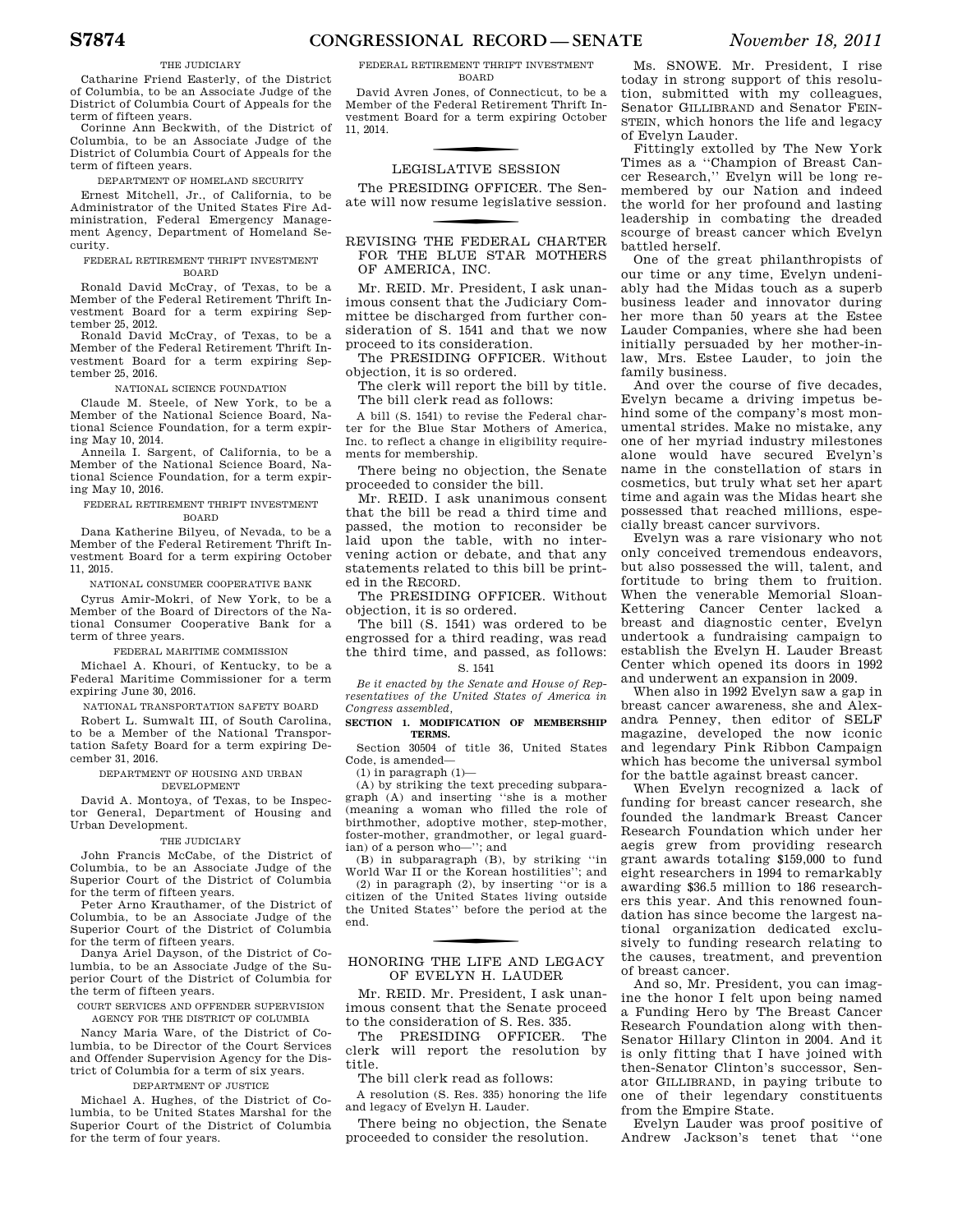THE JUDICIARY

Catharine Friend Easterly, of the District of Columbia, to be an Associate Judge of the District of Columbia Court of Appeals for the term of fifteen years.

Corinne Ann Beckwith, of the District of Columbia, to be an Associate Judge of the District of Columbia Court of Appeals for the term of fifteen years.

DEPARTMENT OF HOMELAND SECURITY

Ernest Mitchell, Jr., of California, to be Administrator of the United States Fire Administration, Federal Emergency Management Agency, Department of Homeland Security.

FEDERAL RETIREMENT THRIFT INVESTMENT BOARD

Ronald David McCray, of Texas, to be a Member of the Federal Retirement Thrift Investment Board for a term expiring September 25, 2012.

Ronald David McCray, of Texas, to be a Member of the Federal Retirement Thrift Investment Board for a term expiring September 25, 2016.

NATIONAL SCIENCE FOUNDATION

Claude M. Steele, of New York, to be a Member of the National Science Board, National Science Foundation, for a term expiring May 10, 2014.

Anneila I. Sargent, of California, to be a Member of the National Science Board, National Science Foundation, for a term expiring May 10, 2016.

FEDERAL RETIREMENT THRIFT INVESTMENT BOARD

Dana Katherine Bilyeu, of Nevada, to be a Member of the Federal Retirement Thrift Investment Board for a term expiring October 11, 2015.

NATIONAL CONSUMER COOPERATIVE BANK

Cyrus Amir-Mokri, of New York, to be a Member of the Board of Directors of the National Consumer Cooperative Bank for a term of three years.

FEDERAL MARITIME COMMISSION

Michael A. Khouri, of Kentucky, to be a Federal Maritime Commissioner for a term expiring June 30, 2016.

NATIONAL TRANSPORTATION SAFETY BOARD

Robert L. Sumwalt III, of South Carolina, to be a Member of the National Transportation Safety Board for a term expiring December 31, 2016.

DEPARTMENT OF HOUSING AND URBAN DEVELOPMENT

David A. Montoya, of Texas, to be Inspector General, Department of Housing and Urban Development.

THE JUDICIARY

John Francis McCabe, of the District of Columbia, to be an Associate Judge of the Superior Court of the District of Columbia for the term of fifteen years.

Peter Arno Krauthamer, of the District of Columbia, to be an Associate Judge of the Superior Court of the District of Columbia for the term of fifteen years.

Danya Ariel Dayson, of the District of Columbia, to be an Associate Judge of the Superior Court of the District of Columbia for the term of fifteen years.

COURT SERVICES AND OFFENDER SUPERVISION AGENCY FOR THE DISTRICT OF COLUMBIA

Nancy Maria Ware, of the District of Columbia, to be Director of the Court Services and Offender Supervision Agency for the District of Columbia for a term of six years.

DEPARTMENT OF JUSTICE

Michael A. Hughes, of the District of Columbia, to be United States Marshal for the Superior Court of the District of Columbia for the term of four years.

FEDERAL RETIREMENT THRIFT INVESTMENT BOARD

David Avren Jones, of Connecticut, to be a Member of the Federal Retirement Thrift Investment Board for a term expiring October 11, 2014.

## LEGISLATIVE SESSION

The PRESIDING OFFICER. The Senate will now resume legislative session.

## REVISING THE FEDERAL CHARTER FOR THE BLUE STAR MOTHERS OF AMERICA, INC.

Mr. REID. Mr. President, I ask unanimous consent that the Judiciary Committee be discharged from further consideration of S. 1541 and that we now proceed to its consideration.

The PRESIDING OFFICER. Without objection, it is so ordered.

The clerk will report the bill by title.

The bill clerk read as follows:

A bill (S. 1541) to revise the Federal charter for the Blue Star Mothers of America, Inc. to reflect a change in eligibility requirements for membership.

There being no objection, the Senate proceeded to consider the bill.

Mr. REID. I ask unanimous consent that the bill be read a third time and passed, the motion to reconsider be laid upon the table, with no intervening action or debate, and that any statements related to this bill be printed in the RECORD.

The PRESIDING OFFICER. Without objection, it is so ordered.

The bill (S. 1541) was ordered to be engrossed for a third reading, was read the third time, and passed, as follows:

S. 1541

*Be it enacted by the Senate and House of Representatives of the United States of America in Congress assembled,*

**SECTION 1. MODIFICATION OF MEMBERSHIP TERMS.**

Section 30504 of title 36, United States Code, is amended—

(1) in paragraph (1)—

(A) by striking the text preceding subparagraph (A) and inserting "she is a mother (meaning a woman who filled the role of birthmother, adoptive mother, step-mother, foster-mother, grandmother, or legal guardian) of a person who—"; and

(B) in subparagraph (B), by striking "in World War II or the Korean hostilities"; and

(2) in paragraph (2), by inserting "or is a citizen of the United States living outside the United States" before the period at the end.

## HONORING THE LIFE AND LEGACY OF EVELYN H. LAUDER

Mr. REID. Mr. President, I ask unanimous consent that the Senate proceed to the consideration of S. Res. 335.

The PRESIDING OFFICER. The clerk will report the resolution by title.

The bill clerk read as follows:

A resolution (S. Res. 335) honoring the life and legacy of Evelyn H. Lauder.

There being no objection, the Senate proceeded to consider the resolution.

Ms. SNOWE. Mr. President, I rise today in strong support of this resolution, submitted with my colleagues, Senator GILLIBRAND and Senator FEINSTEIN, which honors the life and legacy of Evelyn Lauder.

Fittingly extolled by The New York Times as a "Champion of Breast Cancer Research," Evelyn will be long remembered by our Nation and indeed the world for her profound and lasting leadership in combating the dreaded scourge of breast cancer which Evelyn battled herself.

One of the great philanthropists of our time or any time, Evelyn undeniably had the Midas touch as a superb business leader and innovator during her more than 50 years at the Estee Lauder Companies, where she had been initially persuaded by her mother-in-law, Mrs. Estee Lauder, to join the family business.

And over the course of five decades, Evelyn became a driving impetus behind some of the company's most monumental strides. Make no mistake, any one of her myriad industry milestones alone would have secured Evelyn's name in the constellation of stars in cosmetics, but truly what set her apart time and again was the Midas heart she possessed that reached millions, especially breast cancer survivors.

Evelyn was a rare visionary who not only conceived tremendous endeavors, but also possessed the will, talent, and fortitude to bring them to fruition. When the venerable Memorial Sloan-Kettering Cancer Center lacked a breast and diagnostic center, Evelyn undertook a fundraising campaign to establish the Evelyn H. Lauder Breast Center which opened its doors in 1992 and underwent an expansion in 2009.

When also in 1992 Evelyn saw a gap in breast cancer awareness, she and Alexandra Penney, then editor of SELF magazine, developed the now iconic and legendary Pink Ribbon Campaign which has become the universal symbol for the battle against breast cancer.

When Evelyn recognized a lack of funding for breast cancer research, she founded the landmark Breast Cancer Research Foundation which under her aegis grew from providing research grant awards totaling $159,000 to fund eight researchers in 1994 to remarkably awarding $36.5 million to 186 researchers this year. And this renowned foundation has since become the largest national organization dedicated exclusively to funding research relating to the causes, treatment, and prevention of breast cancer.

And so, Mr. President, you can imagine the honor I felt upon being named a Funding Hero by The Breast Cancer Research Foundation along with then-Senator Hillary Clinton in 2004. And it is only fitting that I have joined with then-Senator Clinton's successor, Senator GILLIBRAND, in paying tribute to one of their legendary constituents from the Empire State.

Evelyn Lauder was proof positive of Andrew Jackson's tenet that "one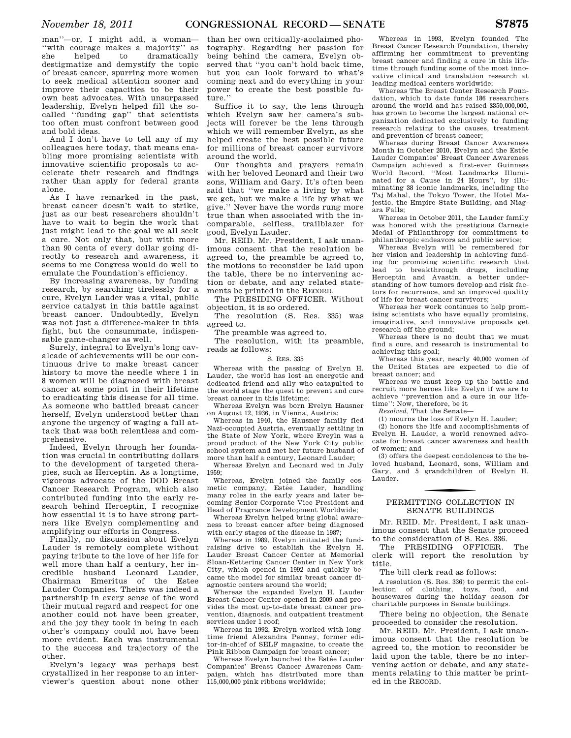man''—or, I might add, a woman—''with courage makes a majority'' as she helped to dramatically destigmatize and demystify the topic of breast cancer, spurring more women to seek medical attention sooner and improve their capacities to be their own best advocates. With unsurpassed leadership, Evelyn helped fill the so-called ''funding gap'' that scientists too often must confront between good and bold ideas.

And I don't have to tell any of my colleagues here today, that means enabling more promising scientists with innovative scientific proposals to accelerate their research and findings rather than apply for federal grants alone.

As I have remarked in the past, breast cancer doesn't wait to strike, just as our best researchers shouldn't have to wait to begin the work that just might lead to the goal we all seek a cure. Not only that, but with more than 90 cents of every dollar going directly to research and awareness, it seems to me Congress would do well to emulate the Foundation's efficiency.

By increasing awareness, by funding research, by searching tirelessly for a cure, Evelyn Lauder was a vital, public service catalyst in this battle against breast cancer. Undoubtedly, Evelyn was not just a difference-maker in this fight, but the consummate, indispensable game-changer as well.

Surely, integral to Evelyn's long cavalcade of achievements will be our continuous drive to move the needle where 1 in 8 women will be diagnosed with breast cancer at some point in their lifetime to eradicating this disease for all time. As someone who battled breast cancer herself, Evelyn understood better than anyone the urgency of waging a full attack that was both relentless and comprehensive.

Indeed, Evelyn through her foundation was crucial in contributing dollars to the development of targeted therapies, such as Herceptin. As a longtime, vigorous advocate of the DOD Breast Cancer Research Program, which also contributed funding into the early research behind Herceptin, I recognize how essential it is to have strong partners like Evelyn complementing and amplifying our efforts in Congress.

Finally, no discussion about Evelyn Lauder is remotely complete without paying tribute to the love of her life for well more than half a century, her incredible husband Leonard Lauder, Chairman Emeritus of the Estee Lauder Companies. Theirs was indeed a partnership in every sense of the word their mutual regard and respect for one another could not have been greater, and the joy they took in being in each other's company could not have been more evident. Each was instrumental to the success and trajectory of the other.

Evelyn's legacy was perhaps best crystallized in her response to an interviewer's question about none other than her own critically-acclaimed photography. Regarding her passion for being behind the camera, Evelyn observed that ''you can't hold back time, but you can look forward to what's coming next and do everything in your power to create the best possible future.''

Suffice it to say, the lens through which Evelyn saw her camera's subjects will forever be the lens through which we will remember Evelyn, as she helped create the best possible future for millions of breast cancer survivors around the world.

Our thoughts and prayers remain with her beloved Leonard and their two sons, William and Gary. It's often been said that ''we make a living by what we get, but we make a life by what we give.'' Never have the words rung more true than when associated with the incomparable, selfless, trailblazer for good, Evelyn Lauder.

Mr. REID. Mr. President, I ask unanimous consent that the resolution be agreed to, the preamble be agreed to, the motions to reconsider be laid upon the table, there be no intervening action or debate, and any related statements be printed in the RECORD.

The PRESIDING OFFICER. Without objection, it is so ordered.

The resolution (S. Res. 335) was agreed to.

The preamble was agreed to.

The resolution, with its preamble, reads as follows:

S. RES. 335

Whereas with the passing of Evelyn H. Lauder, the world has lost an energetic and dedicated friend and ally who catapulted to the world stage the quest to prevent and cure breast cancer in this lifetime;

Whereas Evelyn was born Evelyn Hausner on August 12, 1936, in Vienna, Austria;

Whereas in 1940, the Hausner family fled Nazi-occupied Austria, eventually settling in the State of New York, where Eveyln was a proud product of the New York City public school system and met her future husband of more than half a century, Leonard Lauder;

Whereas Evelyn and Leonard wed in July 1959;

Whereas, Evelyn joined the family cosmetic company, Estée Lauder, handling many roles in the early years and later becoming Senior Corporate Vice President and Head of Fragrance Development Worldwide;

Whereas Evelyn helped bring global awareness to breast cancer after being diagnosed with early stages of the disease in 1987;

Whereas in 1989, Evelyn initiated the fundraising drive to establish the Evelyn H. Lauder Breast Cancer Center at Memorial Sloan-Kettering Cancer Center in New York City, which opened in 1992 and quickly became the model for similar breast cancer diagnostic centers around the world;

Whereas the expanded Evelyn H. Lauder Breast Cancer Center opened in 2009 and provides the most up-to-date breast cancer prevention, diagnosis, and outpatient treatment services under 1 roof;

Whereas in 1992, Evelyn worked with longtime friend Alexandra Penney, former editor-in-chief of SELF magazine, to create the Pink Ribbon Campaign for breast cancer;

Whereas Evelyn launched the Estée Lauder Companies' Breast Cancer Awareness Campaign, which has distributed more than 115,000,000 pink ribbons worldwide;

Whereas in 1993, Evelyn founded The Breast Cancer Research Foundation, thereby affirming her commitment to preventing breast cancer and finding a cure in this lifetime through funding some of the most innovative clinical and translation research at leading medical centers worldwide;

Whereas The Breast Center Research Foundation, which to date funds 186 researchers around the world and has raised $350,000,000, has grown to become the largest national organization dedicated exclusively to funding research relating to the causes, treatment and prevention of breast cancer;

Whereas during Breast Cancer Awareness Month in October 2010, Evelyn and the Estée Lauder Companies' Breast Cancer Awareness Campaign achieved a first-ever Guinness World Record, ''Most Landmarks Illuminated for a Cause in 24 Hours'', by illuminating 38 iconic landmarks, including the Taj Mahal, the Tokyo Tower, the Hotel Majestic, the Empire State Building, and Niagara Falls;

Whereas in October 2011, the Lauder family was honored with the prestigious Carnegie Medal of Philanthropy for commitment to philanthropic endeavors and public service;

Whereas Evelyn will be remembered for her vision and leadership in achieving funding for promising scientific research that lead to breakthrough drugs, including Herceptin and Avastin, a better understanding of how tumors develop and risk factors for recurrence, and an improved quality of life for breast cancer survivors;

Whereas her work continues to help promising scientists who have equally promising, imaginative, and innovative proposals get research off the ground;

Whereas there is no doubt that we must find a cure, and research is instrumental to achieving this goal;

Whereas this year, nearly 40,000 women of the United States are expected to die of breast cancer; and

Whereas we must keep up the battle and recruit more heroes like Evelyn if we are to achieve ''prevention and a cure in our lifetime'': Now, therefore, be it

*Resolved*, That the Senate—

(1) mourns the loss of Evelyn H. Lauder;

(2) honors the life and accomplishments of Evelyn H. Lauder, a world renowned advocate for breast cancer awareness and health of women; and

(3) offers the deepest condolences to the beloved husband, Leonard, sons, William and Gary, and 5 grandchildren of Evelyn H. Lauder.

## PERMITTING COLLECTION IN SENATE BUILDINGS

Mr. REID. Mr. President, I ask unanimous consent that the Senate proceed to the consideration of S. Res. 336.

The PRESIDING OFFICER. The clerk will report the resolution by title.

The bill clerk read as follows:

A resolution (S. Res. 336) to permit the collection of clothing, toys, food, and housewares during the holiday season for charitable purposes in Senate buildings.

There being no objection, the Senate proceeded to consider the resolution.

Mr. REID. Mr. President, I ask unanimous consent that the resolution be agreed to, the motion to reconsider be laid upon the table, there be no intervening action or debate, and any statements relating to this matter be printed in the RECORD.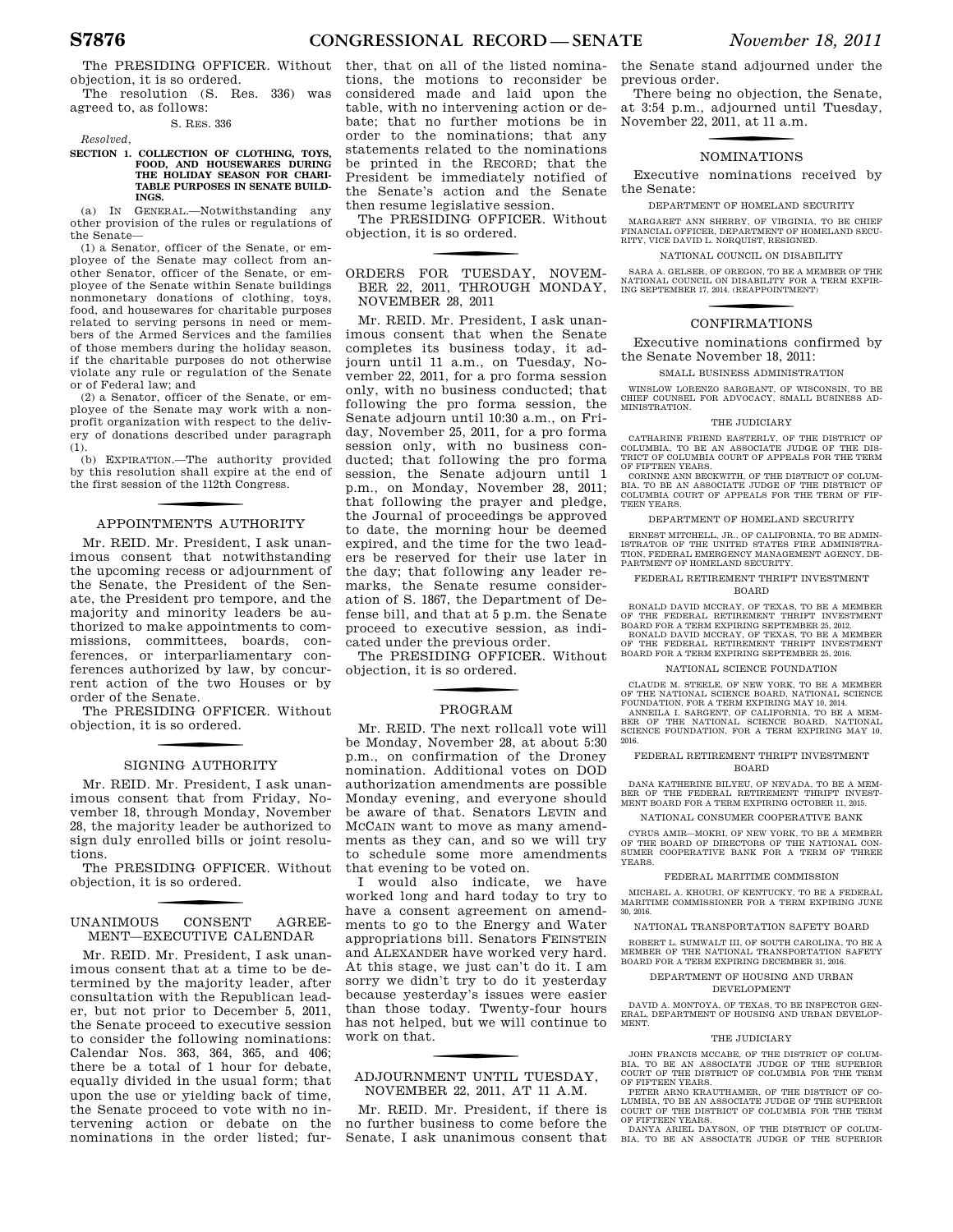The PRESIDING OFFICER. Without objection, it is so ordered.

The resolution (S. Res. 336) was agreed to, as follows:

S. RES. 336

*Resolved*,

**SECTION 1. COLLECTION OF CLOTHING, TOYS, FOOD, AND HOUSEWARES DURING THE HOLIDAY SEASON FOR CHARITABLE PURPOSES IN SENATE BUILDINGS.**

(a) IN GENERAL.—Notwithstanding any other provision of the rules or regulations of the Senate—

(1) a Senator, officer of the Senate, or employee of the Senate may collect from another Senator, officer of the Senate, or employee of the Senate within Senate buildings nonmonetary donations of clothing, toys, food, and housewares for charitable purposes related to serving persons in need or members of the Armed Services and the families of those members during the holiday season, if the charitable purposes do not otherwise violate any rule or regulation of the Senate or of Federal law; and

(2) a Senator, officer of the Senate, or employee of the Senate may work with a nonprofit organization with respect to the delivery of donations described under paragraph (1).

(b) EXPIRATION.—The authority provided by this resolution shall expire at the end of the first session of the 112th Congress.

## APPOINTMENTS AUTHORITY

Mr. REID. Mr. President, I ask unanimous consent that notwithstanding the upcoming recess or adjournment of the Senate, the President of the Senate, the President pro tempore, and the majority and minority leaders be authorized to make appointments to commissions, committees, boards, conferences, or interparliamentary conferences authorized by law, by concurrent action of the two Houses or by order of the Senate.

The PRESIDING OFFICER. Without objection, it is so ordered.

## SIGNING AUTHORITY

Mr. REID. Mr. President, I ask unanimous consent that from Friday, November 18, through Monday, November 28, the majority leader be authorized to sign duly enrolled bills or joint resolutions.

The PRESIDING OFFICER. Without objection, it is so ordered.

## UNANIMOUS CONSENT AGREEMENT—EXECUTIVE CALENDAR

Mr. REID. Mr. President, I ask unanimous consent that at a time to be determined by the majority leader, after consultation with the Republican leader, but not prior to December 5, 2011, the Senate proceed to executive session to consider the following nominations: Calendar Nos. 363, 364, 365, and 406; there be a total of 1 hour for debate, equally divided in the usual form; that upon the use or yielding back of time, the Senate proceed to vote with no intervening action or debate on the nominations in the order listed; further, that on all of the listed nominations, the motions to reconsider be considered made and laid upon the table, with no intervening action or debate; that no further motions be in order to the nominations; that any statements related to the nominations be printed in the RECORD; that the President be immediately notified of the Senate's action and the Senate then resume legislative session.

The PRESIDING OFFICER. Without objection, it is so ordered.

## ORDERS FOR TUESDAY, NOVEMBER 22, 2011, THROUGH MONDAY, NOVEMBER 28, 2011

Mr. REID. Mr. President, I ask unanimous consent that when the Senate completes its business today, it adjourn until 11 a.m., on Tuesday, November 22, 2011, for a pro forma session only, with no business conducted; that following the pro forma session, the Senate adjourn until 10:30 a.m., on Friday, November 25, 2011, for a pro forma session only, with no business conducted; that following the pro forma session, the Senate adjourn until 1 p.m., on Monday, November 28, 2011; that following the prayer and pledge, the Journal of proceedings be approved to date, the morning hour be deemed expired, and the time for the two leaders be reserved for their use later in the day; that following any leader remarks, the Senate resume consideration of S. 1867, the Department of Defense bill, and that at 5 p.m. the Senate proceed to executive session, as indicated under the previous order.

The PRESIDING OFFICER. Without objection, it is so ordered.

## PROGRAM

Mr. REID. The next rollcall vote will be Monday, November 28, at about 5:30 p.m., on confirmation of the Droney nomination. Additional votes on DOD authorization amendments are possible Monday evening, and everyone should be aware of that. Senators LEVIN and MCCAIN want to move as many amendments as they can, and so we will try to schedule some more amendments that evening to be voted on.

I would also indicate, we have worked long and hard today to try to have a consent agreement on amendments to go to the Energy and Water appropriations bill. Senators FEINSTEIN and ALEXANDER have worked very hard. At this stage, we just can't do it. I am sorry we didn't try to do it yesterday because yesterday's issues were easier than those today. Twenty-four hours has not helped, but we will continue to work on that.

## ADJOURNMENT UNTIL TUESDAY, NOVEMBER 22, 2011, AT 11 A.M.

Mr. REID. Mr. President, if there is no further business to come before the Senate, I ask unanimous consent that the Senate stand adjourned under the previous order.

There being no objection, the Senate, at 3:54 p.m., adjourned until Tuesday, November 22, 2011, at 11 a.m.

## NOMINATIONS

Executive nominations received by the Senate:

DEPARTMENT OF HOMELAND SECURITY

MARGARET ANN SHERRY, OF VIRGINIA, TO BE CHIEF FINANCIAL OFFICER, DEPARTMENT OF HOMELAND SECURITY, VICE DAVID L. NORQUIST, RESIGNED.

NATIONAL COUNCIL ON DISABILITY

SARA A. GELSER, OF OREGON, TO BE A MEMBER OF THE NATIONAL COUNCIL ON DISABILITY FOR A TERM EXPIRING SEPTEMBER 17, 2014. (REAPPOINTMENT)

## CONFIRMATIONS

Executive nominations confirmed by the Senate November 18, 2011:

SMALL BUSINESS ADMINISTRATION

WINSLOW LORENZO SARGEANT, OF WISCONSIN, TO BE CHIEF COUNSEL FOR ADVOCACY, SMALL BUSINESS ADMINISTRATION.

THE JUDICIARY

CATHARINE FRIEND EASTERLY, OF THE DISTRICT OF COLUMBIA, TO BE AN ASSOCIATE JUDGE OF THE DISTRICT OF COLUMBIA COURT OF APPEALS FOR THE TERM OF FIFTEEN YEARS.

CORINNE ANN BECKWITH, OF THE DISTRICT OF COLUMBIA, TO BE AN ASSOCIATE JUDGE OF THE DISTRICT OF COLUMBIA COURT OF APPEALS FOR THE TERM OF FIFTEEN YEARS.

DEPARTMENT OF HOMELAND SECURITY

ERNEST MITCHELL, JR., OF CALIFORNIA, TO BE ADMINISTRATOR OF THE UNITED STATES FIRE ADMINISTRATION, FEDERAL EMERGENCY MANAGEMENT AGENCY, DEPARTMENT OF HOMELAND SECURITY.

FEDERAL RETIREMENT THRIFT INVESTMENT BOARD

RONALD DAVID MCCRAY, OF TEXAS, TO BE A MEMBER OF THE FEDERAL RETIREMENT THRIFT INVESTMENT BOARD FOR A TERM EXPIRING SEPTEMBER 25, 2012.

RONALD DAVID MCCRAY, OF TEXAS, TO BE A MEMBER OF THE FEDERAL RETIREMENT THRIFT INVESTMENT BOARD FOR A TERM EXPIRING SEPTEMBER 25, 2016.

NATIONAL SCIENCE FOUNDATION

CLAUDE M. STEELE, OF NEW YORK, TO BE A MEMBER OF THE NATIONAL SCIENCE BOARD, NATIONAL SCIENCE FOUNDATION, FOR A TERM EXPIRING MAY 10, 2014.

ANNEILA I. SARGENT, OF CALIFORNIA, TO BE A MEMBER OF THE NATIONAL SCIENCE BOARD, NATIONAL SCIENCE FOUNDATION, FOR A TERM EXPIRING MAY 10, 2016.

FEDERAL RETIREMENT THRIFT INVESTMENT BOARD

DANA KATHERINE BILYEU, OF NEVADA, TO BE A MEMBER OF THE FEDERAL RETIREMENT THRIFT INVESTMENT BOARD FOR A TERM EXPIRING OCTOBER 11, 2015.

NATIONAL CONSUMER COOPERATIVE BANK

CYRUS AMIR—MOKRI, OF NEW YORK, TO BE A MEMBER OF THE BOARD OF DIRECTORS OF THE NATIONAL CONSUMER COOPERATIVE BANK FOR A TERM OF THREE YEARS.

FEDERAL MARITIME COMMISSION

MICHAEL A. KHOURI, OF KENTUCKY, TO BE A FEDERAL MARITIME COMMISSIONER FOR A TERM EXPIRING JUNE 30, 2016.

NATIONAL TRANSPORTATION SAFETY BOARD

ROBERT L. SUMWALT III, OF SOUTH CAROLINA, TO BE A MEMBER OF THE NATIONAL TRANSPORTATION SAFETY BOARD FOR A TERM EXPIRING DECEMBER 31, 2016.

DEPARTMENT OF HOUSING AND URBAN DEVELOPMENT

DAVID A. MONTOYA, OF TEXAS, TO BE INSPECTOR GENERAL, DEPARTMENT OF HOUSING AND URBAN DEVELOPMENT.

THE JUDICIARY

JOHN FRANCIS MCCABE, OF THE DISTRICT OF COLUMBIA, TO BE AN ASSOCIATE JUDGE OF THE SUPERIOR COURT OF THE DISTRICT OF COLUMBIA FOR THE TERM OF FIFTEEN YEARS.

PETER ARNO KRAUTHAMER, OF THE DISTRICT OF COLUMBIA, TO BE AN ASSOCIATE JUDGE OF THE SUPERIOR COURT OF THE DISTRICT OF COLUMBIA FOR THE TERM OF FIFTEEN YEARS.

DANYA ARIEL DAYSON, OF THE DISTRICT OF COLUMBIA, TO BE AN ASSOCIATE JUDGE OF THE SUPERIOR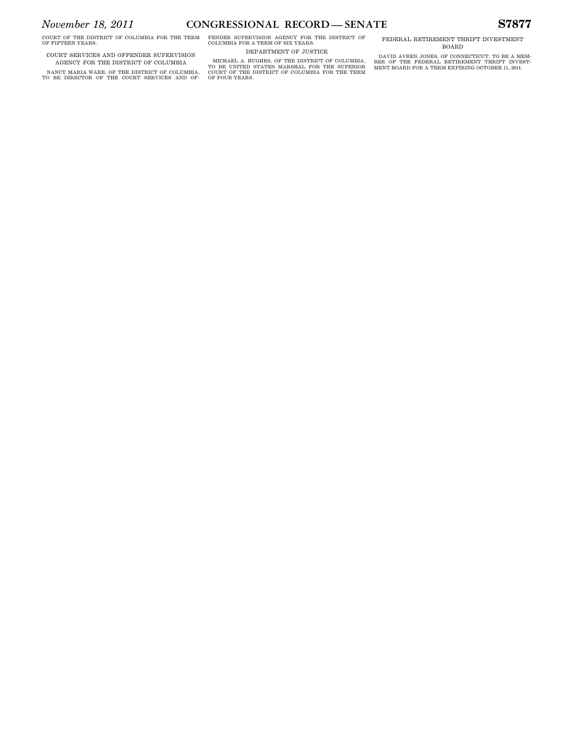COURT OF THE DISTRICT OF COLUMBIA FOR THE TERM OF FIFTEEN YEARS.

COURT SERVICES AND OFFENDER SUPERVISION AGENCY FOR THE DISTRICT OF COLUMBIA

NANCY MARIA WARE, OF THE DISTRICT OF COLUMBIA, TO BE DIRECTOR OF THE COURT SERVICES AND OFFENDER SUPERVISION AGENCY FOR THE DISTRICT OF COLUMBIA FOR A TERM OF SIX YEARS.

DEPARTMENT OF JUSTICE

MICHAEL A. HUGHES, OF THE DISTRICT OF COLUMBIA, TO BE UNITED STATES MARSHAL FOR THE SUPERIOR COURT OF THE DISTRICT OF COLUMBIA FOR THE TERM OF FOUR YEARS.

FEDERAL RETIREMENT THRIFT INVESTMENT BOARD

DAVID AVREN JONES, OF CONNECTICUT, TO BE A MEMBER OF THE FEDERAL RETIREMENT THRIFT INVESTMENT BOARD FOR A TERM EXPIRING OCTOBER 11, 2014.